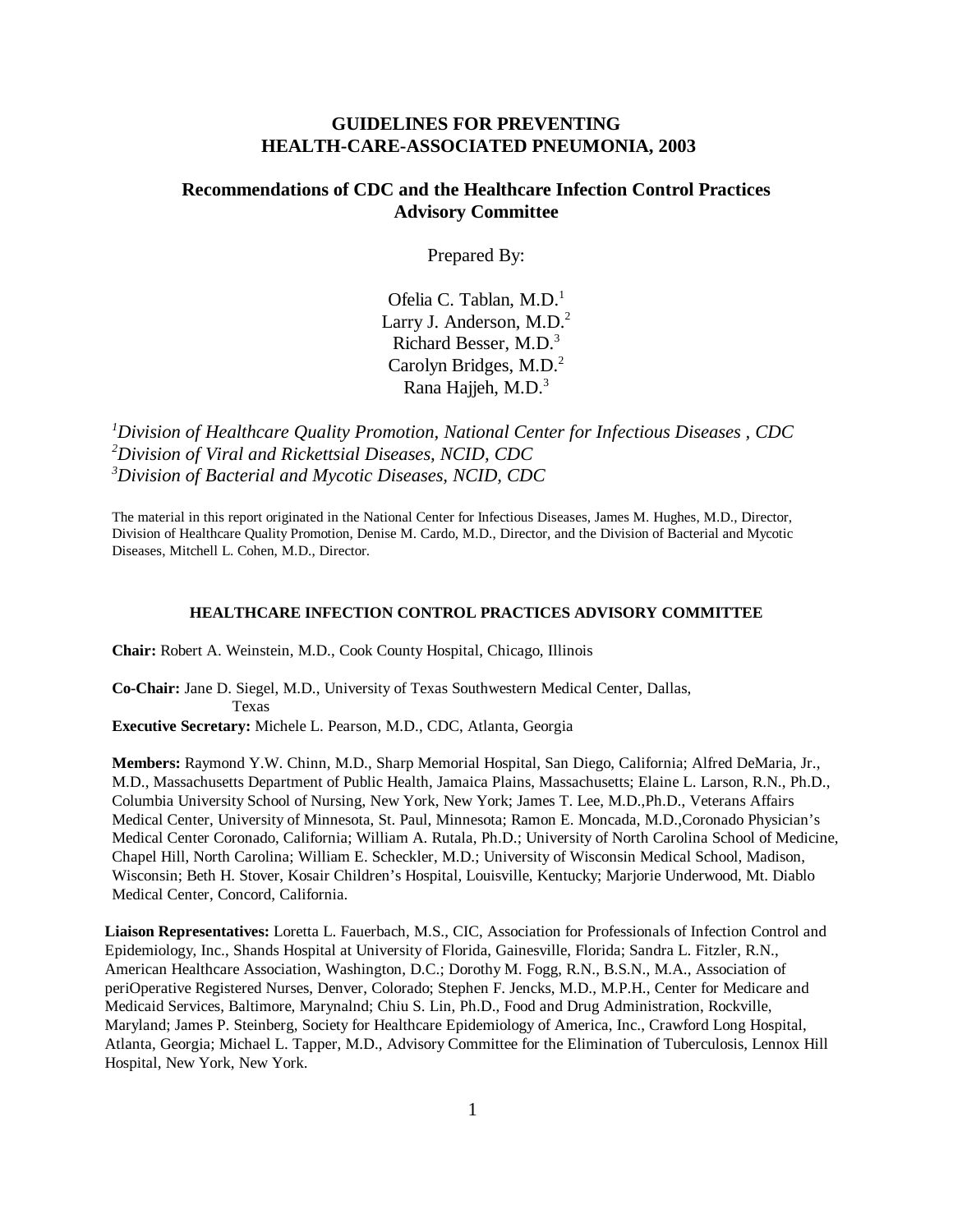# GUIDELINES FOR PREVENTING HEALTH-CARE-ASSOCIATED PNEUMONIA, 2003

## Recommendations of CDC and the Healthcare Infection Control Practices Advisory Committee

Prepared By:

Ofelia C. Tablan, M.D.[1]
Larry J. Anderson, M.D.[2]
Richard Besser, M.D.[3]
Carolyn Bridges, M.D.[2]
Rana Hajjeh, M.D.[3]

[1]*Division of Healthcare Quality Promotion, National Center for Infectious Diseases , CDC*
[2]*Division of Viral and Rickettsial Diseases, NCID, CDC*
[3]*Division of Bacterial and Mycotic Diseases, NCID, CDC*

The material in this report originated in the National Center for Infectious Diseases, James M. Hughes, M.D., Director, Division of Healthcare Quality Promotion, Denise M. Cardo, M.D., Director, and the Division of Bacterial and Mycotic Diseases, Mitchell L. Cohen, M.D., Director.

### HEALTHCARE INFECTION CONTROL PRACTICES ADVISORY COMMITTEE

**Chair:** Robert A. Weinstein, M.D., Cook County Hospital, Chicago, Illinois

**Co-Chair:** Jane D. Siegel, M.D., University of Texas Southwestern Medical Center, Dallas, Texas

**Executive Secretary:** Michele L. Pearson, M.D., CDC, Atlanta, Georgia

**Members:** Raymond Y.W. Chinn, M.D., Sharp Memorial Hospital, San Diego, California; Alfred DeMaria, Jr., M.D., Massachusetts Department of Public Health, Jamaica Plains, Massachusetts; Elaine L. Larson, R.N., Ph.D., Columbia University School of Nursing, New York, New York; James T. Lee, M.D.,Ph.D., Veterans Affairs Medical Center, University of Minnesota, St. Paul, Minnesota; Ramon E. Moncada, M.D.,Coronado Physician's Medical Center Coronado, California; William A. Rutala, Ph.D.; University of North Carolina School of Medicine, Chapel Hill, North Carolina; William E. Scheckler, M.D.; University of Wisconsin Medical School, Madison, Wisconsin; Beth H. Stover, Kosair Children's Hospital, Louisville, Kentucky; Marjorie Underwood, Mt. Diablo Medical Center, Concord, California.

**Liaison Representatives:** Loretta L. Fauerbach, M.S., CIC, Association for Professionals of Infection Control and Epidemiology, Inc., Shands Hospital at University of Florida, Gainesville, Florida; Sandra L. Fitzler, R.N., American Healthcare Association, Washington, D.C.; Dorothy M. Fogg, R.N., B.S.N., M.A., Association of periOperative Registered Nurses, Denver, Colorado; Stephen F. Jencks, M.D., M.P.H., Center for Medicare and Medicaid Services, Baltimore, Marynalnd; Chiu S. Lin, Ph.D., Food and Drug Administration, Rockville, Maryland; James P. Steinberg, Society for Healthcare Epidemiology of America, Inc., Crawford Long Hospital, Atlanta, Georgia; Michael L. Tapper, M.D., Advisory Committee for the Elimination of Tuberculosis, Lennox Hill Hospital, New York, New York.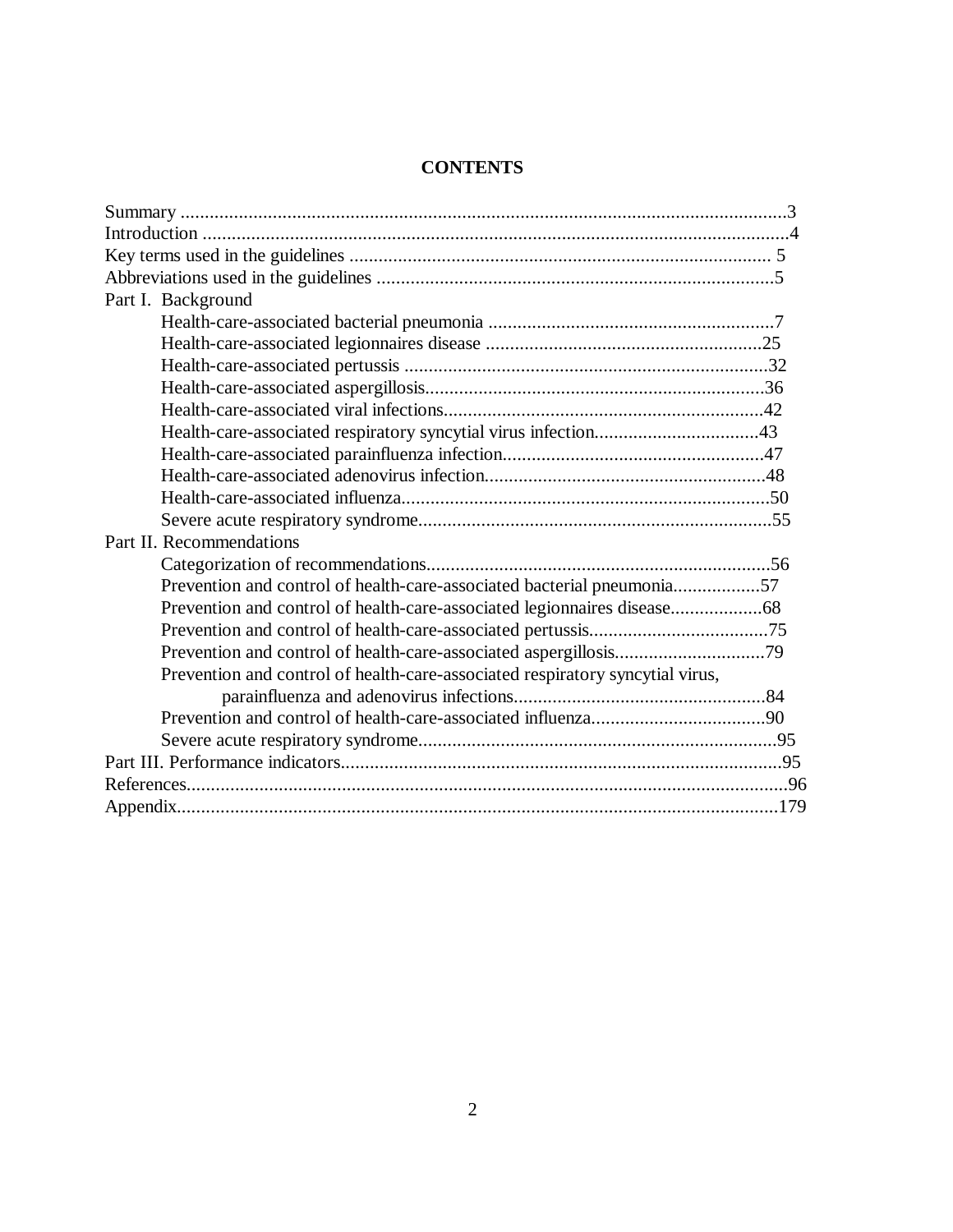# CONTENTS

Summary ....................................................................................................................3
Introduction ...............................................................................................................4
Key terms used in the guidelines ............................................................................ 5
Abbreviations used in the guidelines ......................................................................5
Part I. Background
- Health-care-associated bacterial pneumonia ..........................................................7
- Health-care-associated legionnaires disease ........................................................25
- Health-care-associated pertussis ...........................................................................32
- Health-care-associated aspergillosis......................................................................36
- Health-care-associated viral infections..................................................................42
- Health-care-associated respiratory syncytial virus infection..................................43
- Health-care-associated parainfluenza infection......................................................47
- Health-care-associated adenovirus infection..........................................................48
- Health-care-associated influenza............................................................................50
- Severe acute respiratory syndrome.........................................................................55

Part II. Recommendations
- Categorization of recommendations.......................................................................56
- Prevention and control of health-care-associated bacterial pneumonia..................57
- Prevention and control of health-care-associated legionnaires disease...................68
- Prevention and control of health-care-associated pertussis.....................................75
- Prevention and control of health-care-associated aspergillosis...............................79
- Prevention and control of health-care-associated respiratory syncytial virus, parainfluenza and adenovirus infections....................................................84
- Prevention and control of health-care-associated influenza....................................90
- Severe acute respiratory syndrome..........................................................................95

Part III. Performance indicators...........................................................................................95
References............................................................................................................................96
Appendix...........................................................................................................................179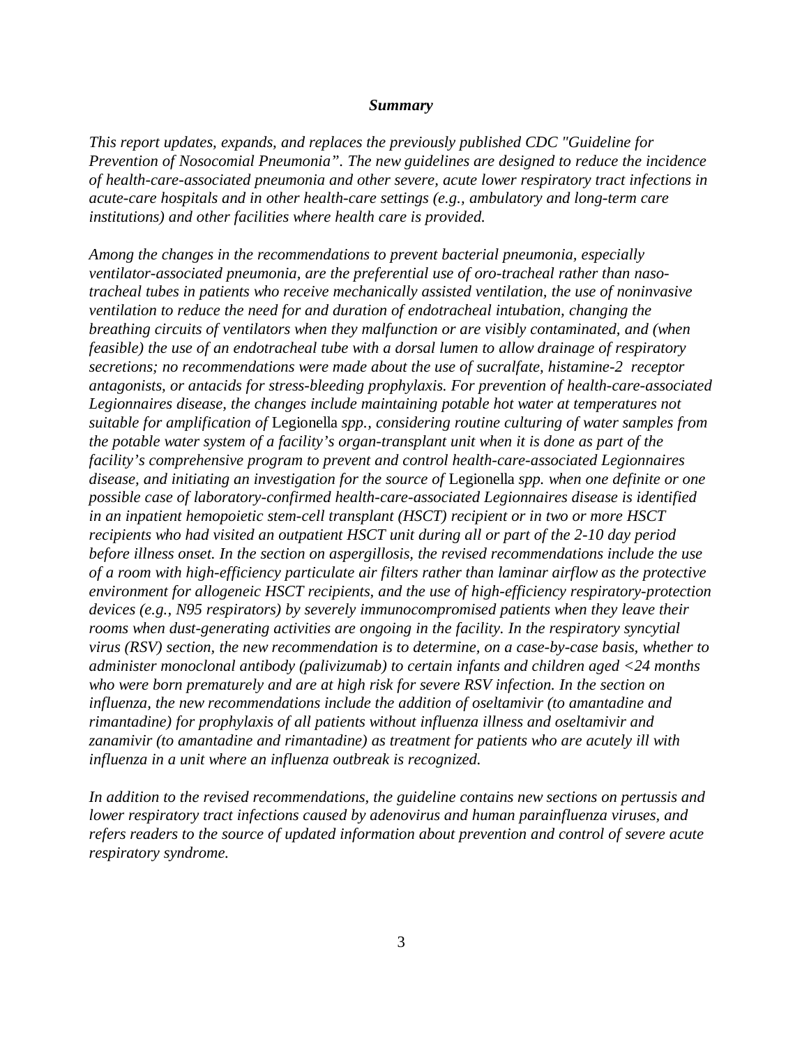***Summary***

*This report updates, expands, and replaces the previously published CDC "Guideline for Prevention of Nosocomial Pneumonia". The new guidelines are designed to reduce the incidence of health-care-associated pneumonia and other severe, acute lower respiratory tract infections in acute-care hospitals and in other health-care settings (e.g., ambulatory and long-term care institutions) and other facilities where health care is provided.*

*Among the changes in the recommendations to prevent bacterial pneumonia, especially ventilator-associated pneumonia, are the preferential use of oro-tracheal rather than naso-tracheal tubes in patients who receive mechanically assisted ventilation, the use of noninvasive ventilation to reduce the need for and duration of endotracheal intubation, changing the breathing circuits of ventilators when they malfunction or are visibly contaminated, and (when feasible) the use of an endotracheal tube with a dorsal lumen to allow drainage of respiratory secretions; no recommendations were made about the use of sucralfate, histamine-2 receptor antagonists, or antacids for stress-bleeding prophylaxis. For prevention of health-care-associated Legionnaires disease, the changes include maintaining potable hot water at temperatures not suitable for amplification of* Legionella *spp., considering routine culturing of water samples from the potable water system of a facility's organ-transplant unit when it is done as part of the facility's comprehensive program to prevent and control health-care-associated Legionnaires disease, and initiating an investigation for the source of* Legionella *spp. when one definite or one possible case of laboratory-confirmed health-care-associated Legionnaires disease is identified in an inpatient hemopoietic stem-cell transplant (HSCT) recipient or in two or more HSCT recipients who had visited an outpatient HSCT unit during all or part of the 2-10 day period before illness onset. In the section on aspergillosis, the revised recommendations include the use of a room with high-efficiency particulate air filters rather than laminar airflow as the protective environment for allogeneic HSCT recipients, and the use of high-efficiency respiratory-protection devices (e.g., N95 respirators) by severely immunocompromised patients when they leave their rooms when dust-generating activities are ongoing in the facility. In the respiratory syncytial virus (RSV) section, the new recommendation is to determine, on a case-by-case basis, whether to administer monoclonal antibody (palivizumab) to certain infants and children aged <24 months who were born prematurely and are at high risk for severe RSV infection. In the section on influenza, the new recommendations include the addition of oseltamivir (to amantadine and rimantadine) for prophylaxis of all patients without influenza illness and oseltamivir and zanamivir (to amantadine and rimantadine) as treatment for patients who are acutely ill with influenza in a unit where an influenza outbreak is recognized.*

*In addition to the revised recommendations, the guideline contains new sections on pertussis and lower respiratory tract infections caused by adenovirus and human parainfluenza viruses, and refers readers to the source of updated information about prevention and control of severe acute respiratory syndrome.*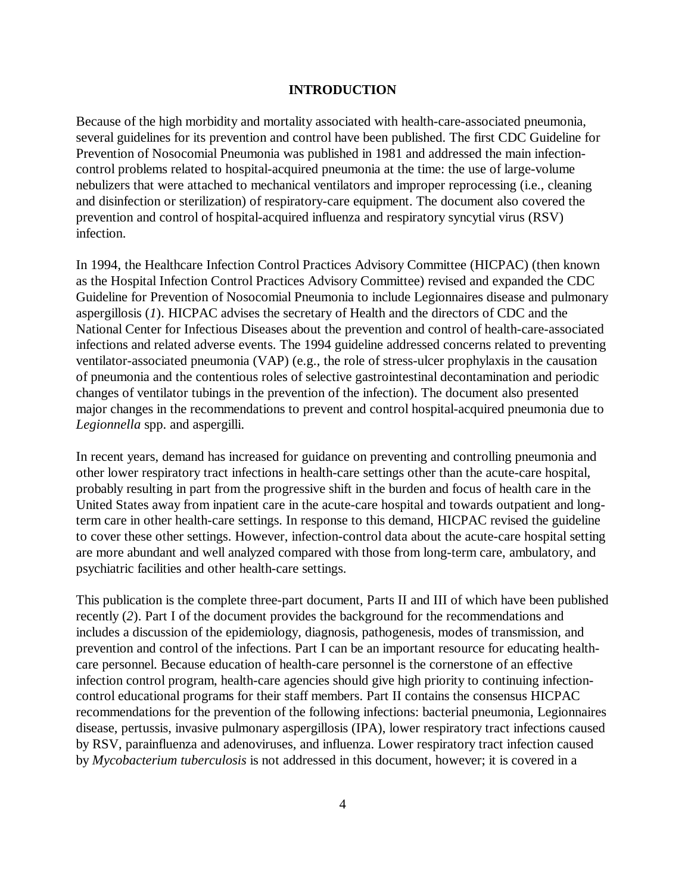## INTRODUCTION

Because of the high morbidity and mortality associated with health-care-associated pneumonia, several guidelines for its prevention and control have been published. The first CDC Guideline for Prevention of Nosocomial Pneumonia was published in 1981 and addressed the main infection-control problems related to hospital-acquired pneumonia at the time: the use of large-volume nebulizers that were attached to mechanical ventilators and improper reprocessing (i.e., cleaning and disinfection or sterilization) of respiratory-care equipment. The document also covered the prevention and control of hospital-acquired influenza and respiratory syncytial virus (RSV) infection.

In 1994, the Healthcare Infection Control Practices Advisory Committee (HICPAC) (then known as the Hospital Infection Control Practices Advisory Committee) revised and expanded the CDC Guideline for Prevention of Nosocomial Pneumonia to include Legionnaires disease and pulmonary aspergillosis (*1*). HICPAC advises the secretary of Health and the directors of CDC and the National Center for Infectious Diseases about the prevention and control of health-care-associated infections and related adverse events. The 1994 guideline addressed concerns related to preventing ventilator-associated pneumonia (VAP) (e.g., the role of stress-ulcer prophylaxis in the causation of pneumonia and the contentious roles of selective gastrointestinal decontamination and periodic changes of ventilator tubings in the prevention of the infection). The document also presented major changes in the recommendations to prevent and control hospital-acquired pneumonia due to *Legionnella* spp. and aspergilli.

In recent years, demand has increased for guidance on preventing and controlling pneumonia and other lower respiratory tract infections in health-care settings other than the acute-care hospital, probably resulting in part from the progressive shift in the burden and focus of health care in the United States away from inpatient care in the acute-care hospital and towards outpatient and long-term care in other health-care settings. In response to this demand, HICPAC revised the guideline to cover these other settings. However, infection-control data about the acute-care hospital setting are more abundant and well analyzed compared with those from long-term care, ambulatory, and psychiatric facilities and other health-care settings.

This publication is the complete three-part document, Parts II and III of which have been published recently (*2*). Part I of the document provides the background for the recommendations and includes a discussion of the epidemiology, diagnosis, pathogenesis, modes of transmission, and prevention and control of the infections. Part I can be an important resource for educating health-care personnel. Because education of health-care personnel is the cornerstone of an effective infection control program, health-care agencies should give high priority to continuing infection-control educational programs for their staff members. Part II contains the consensus HICPAC recommendations for the prevention of the following infections: bacterial pneumonia, Legionnaires disease, pertussis, invasive pulmonary aspergillosis (IPA), lower respiratory tract infections caused by RSV, parainfluenza and adenoviruses, and influenza. Lower respiratory tract infection caused by *Mycobacterium tuberculosis* is not addressed in this document, however; it is covered in a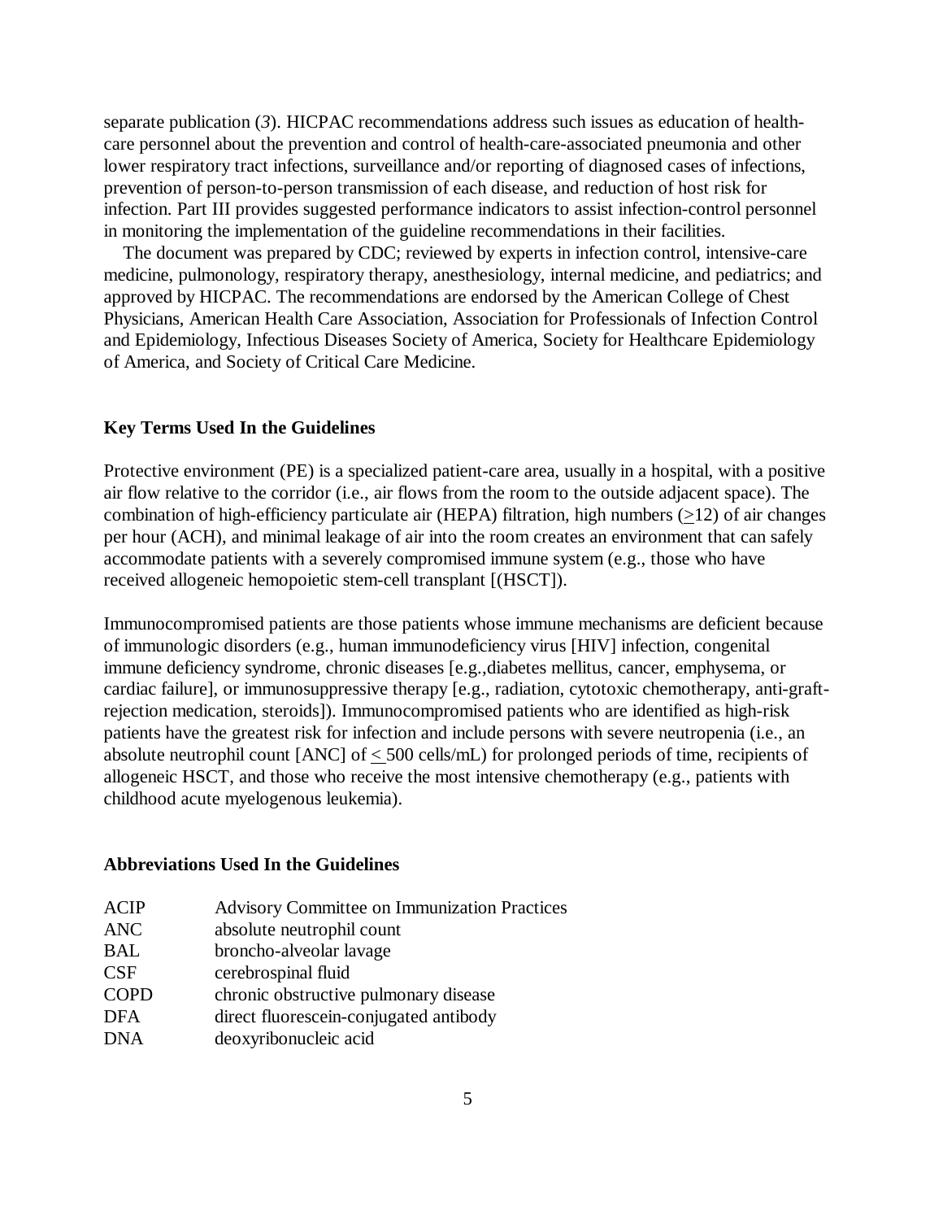separate publication (*3*). HICPAC recommendations address such issues as education of health-care personnel about the prevention and control of health-care-associated pneumonia and other lower respiratory tract infections, surveillance and/or reporting of diagnosed cases of infections, prevention of person-to-person transmission of each disease, and reduction of host risk for infection. Part III provides suggested performance indicators to assist infection-control personnel in monitoring the implementation of the guideline recommendations in their facilities.

The document was prepared by CDC; reviewed by experts in infection control, intensive-care medicine, pulmonology, respiratory therapy, anesthesiology, internal medicine, and pediatrics; and approved by HICPAC. The recommendations are endorsed by the American College of Chest Physicians, American Health Care Association, Association for Professionals of Infection Control and Epidemiology, Infectious Diseases Society of America, Society for Healthcare Epidemiology of America, and Society of Critical Care Medicine.

**Key Terms Used In the Guidelines**

Protective environment (PE) is a specialized patient-care area, usually in a hospital, with a positive air flow relative to the corridor (i.e., air flows from the room to the outside adjacent space). The combination of high-efficiency particulate air (HEPA) filtration, high numbers ($\geq$12) of air changes per hour (ACH), and minimal leakage of air into the room creates an environment that can safely accommodate patients with a severely compromised immune system (e.g., those who have received allogeneic hemopoietic stem-cell transplant [(HSCT]).

Immunocompromised patients are those patients whose immune mechanisms are deficient because of immunologic disorders (e.g., human immunodeficiency virus [HIV] infection, congenital immune deficiency syndrome, chronic diseases [e.g.,diabetes mellitus, cancer, emphysema, or cardiac failure], or immunosuppressive therapy [e.g., radiation, cytotoxic chemotherapy, anti-graft-rejection medication, steroids]). Immunocompromised patients who are identified as high-risk patients have the greatest risk for infection and include persons with severe neutropenia (i.e., an absolute neutrophil count [ANC] of $\leq$ 500 cells/mL) for prolonged periods of time, recipients of allogeneic HSCT, and those who receive the most intensive chemotherapy (e.g., patients with childhood acute myelogenous leukemia).

**Abbreviations Used In the Guidelines**

| | |
|---|---|
| ACIP | Advisory Committee on Immunization Practices |
| ANC | absolute neutrophil count |
| BAL | broncho-alveolar lavage |
| CSF | cerebrospinal fluid |
| COPD | chronic obstructive pulmonary disease |
| DFA | direct fluorescein-conjugated antibody |
| DNA | deoxyribonucleic acid |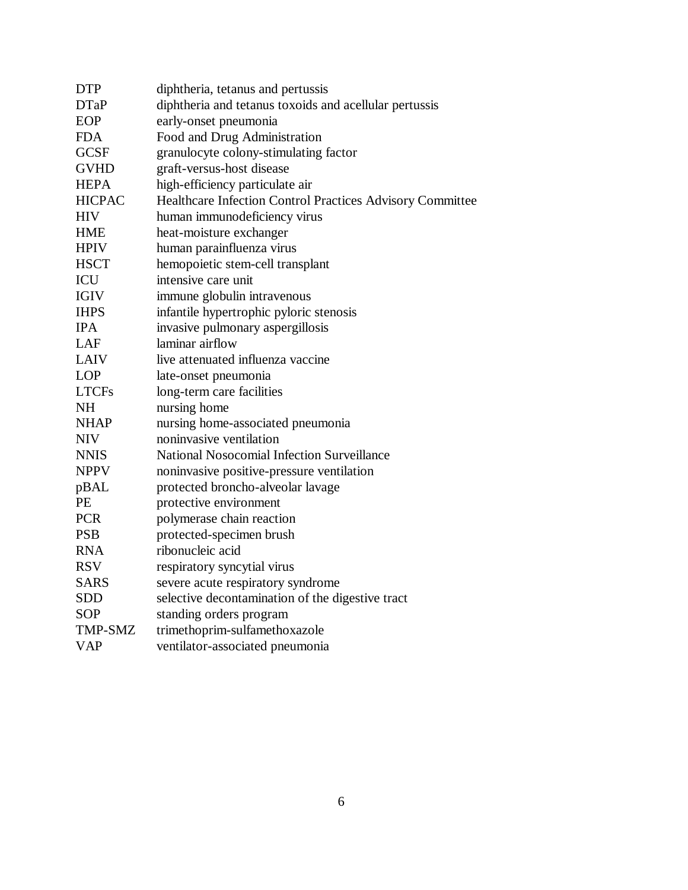| | |
|---|---|
| DTP | diphtheria, tetanus and pertussis |
| DTaP | diphtheria and tetanus toxoids and acellular pertussis |
| EOP | early-onset pneumonia |
| FDA | Food and Drug Administration |
| GCSF | granulocyte colony-stimulating factor |
| GVHD | graft-versus-host disease |
| HEPA | high-efficiency particulate air |
| HICPAC | Healthcare Infection Control Practices Advisory Committee |
| HIV | human immunodeficiency virus |
| HME | heat-moisture exchanger |
| HPIV | human parainfluenza virus |
| HSCT | hemopoietic stem-cell transplant |
| ICU | intensive care unit |
| IGIV | immune globulin intravenous |
| IHPS | infantile hypertrophic pyloric stenosis |
| IPA | invasive pulmonary aspergillosis |
| LAF | laminar airflow |
| LAIV | live attenuated influenza vaccine |
| LOP | late-onset pneumonia |
| LTCFs | long-term care facilities |
| NH | nursing home |
| NHAP | nursing home-associated pneumonia |
| NIV | noninvasive ventilation |
| NNIS | National Nosocomial Infection Surveillance |
| NPPV | noninvasive positive-pressure ventilation |
| pBAL | protected broncho-alveolar lavage |
| PE | protective environment |
| PCR | polymerase chain reaction |
| PSB | protected-specimen brush |
| RNA | ribonucleic acid |
| RSV | respiratory syncytial virus |
| SARS | severe acute respiratory syndrome |
| SDD | selective decontamination of the digestive tract |
| SOP | standing orders program |
| TMP-SMZ | trimethoprim-sulfamethoxazole |
| VAP | ventilator-associated pneumonia |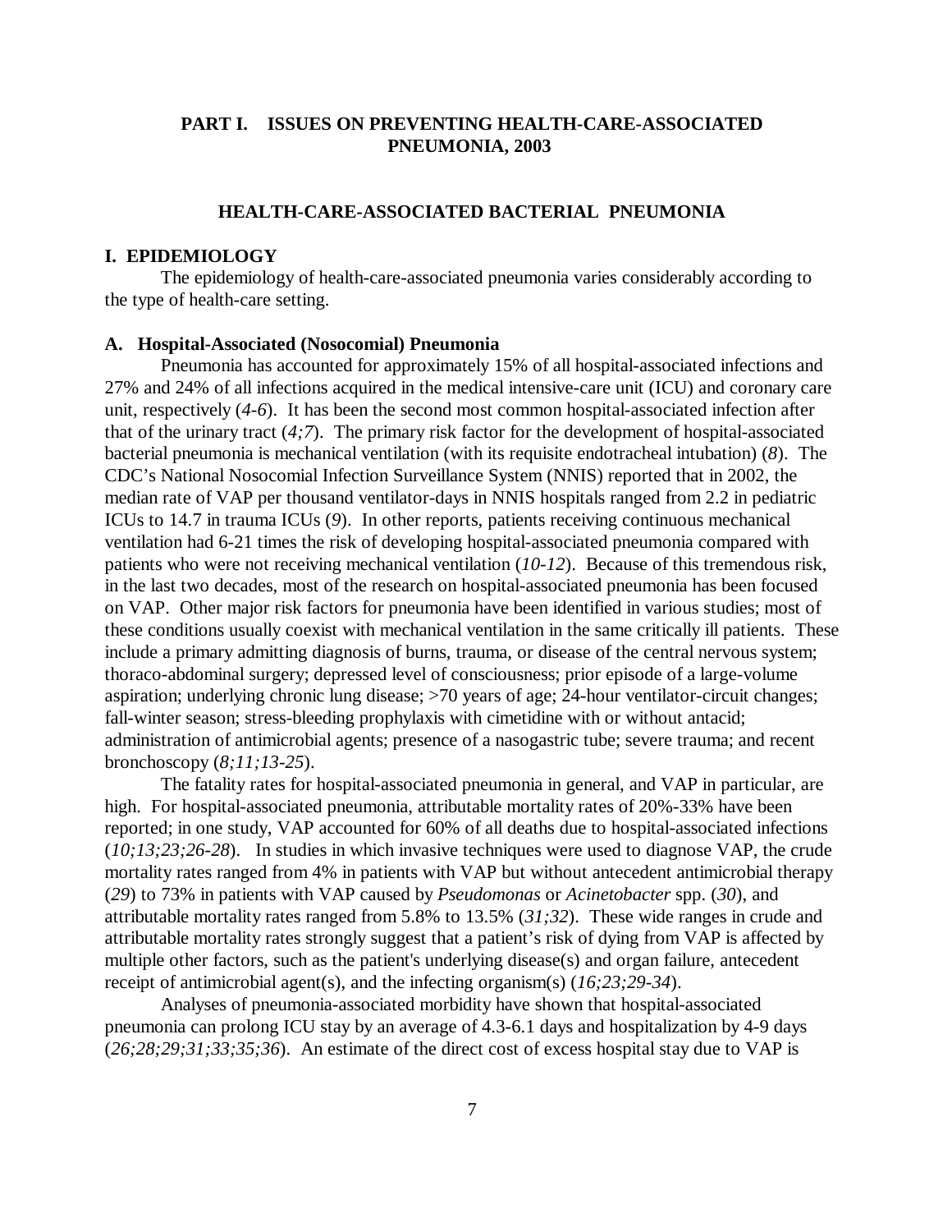## PART I. ISSUES ON PREVENTING HEALTH-CARE-ASSOCIATED PNEUMONIA, 2003

### HEALTH-CARE-ASSOCIATED BACTERIAL PNEUMONIA

**I. EPIDEMIOLOGY**

The epidemiology of health-care-associated pneumonia varies considerably according to the type of health-care setting.

**A. Hospital-Associated (Nosocomial) Pneumonia**

Pneumonia has accounted for approximately 15% of all hospital-associated infections and 27% and 24% of all infections acquired in the medical intensive-care unit (ICU) and coronary care unit, respectively (*4-6*). It has been the second most common hospital-associated infection after that of the urinary tract (*4;7*). The primary risk factor for the development of hospital-associated bacterial pneumonia is mechanical ventilation (with its requisite endotracheal intubation) (*8*). The CDC's National Nosocomial Infection Surveillance System (NNIS) reported that in 2002, the median rate of VAP per thousand ventilator-days in NNIS hospitals ranged from 2.2 in pediatric ICUs to 14.7 in trauma ICUs (*9*). In other reports, patients receiving continuous mechanical ventilation had 6-21 times the risk of developing hospital-associated pneumonia compared with patients who were not receiving mechanical ventilation (*10-12*). Because of this tremendous risk, in the last two decades, most of the research on hospital-associated pneumonia has been focused on VAP. Other major risk factors for pneumonia have been identified in various studies; most of these conditions usually coexist with mechanical ventilation in the same critically ill patients. These include a primary admitting diagnosis of burns, trauma, or disease of the central nervous system; thoraco-abdominal surgery; depressed level of consciousness; prior episode of a large-volume aspiration; underlying chronic lung disease; >70 years of age; 24-hour ventilator-circuit changes; fall-winter season; stress-bleeding prophylaxis with cimetidine with or without antacid; administration of antimicrobial agents; presence of a nasogastric tube; severe trauma; and recent bronchoscopy (*8;11;13-25*).

The fatality rates for hospital-associated pneumonia in general, and VAP in particular, are high. For hospital-associated pneumonia, attributable mortality rates of 20%-33% have been reported; in one study, VAP accounted for 60% of all deaths due to hospital-associated infections (*10;13;23;26-28*). In studies in which invasive techniques were used to diagnose VAP, the crude mortality rates ranged from 4% in patients with VAP but without antecedent antimicrobial therapy (*29*) to 73% in patients with VAP caused by *Pseudomonas* or *Acinetobacter* spp. (*30*), and attributable mortality rates ranged from 5.8% to 13.5% (*31;32*). These wide ranges in crude and attributable mortality rates strongly suggest that a patient's risk of dying from VAP is affected by multiple other factors, such as the patient's underlying disease(s) and organ failure, antecedent receipt of antimicrobial agent(s), and the infecting organism(s) (*16;23;29-34*).

Analyses of pneumonia-associated morbidity have shown that hospital-associated pneumonia can prolong ICU stay by an average of 4.3-6.1 days and hospitalization by 4-9 days (*26;28;29;31;33;35;36*). An estimate of the direct cost of excess hospital stay due to VAP is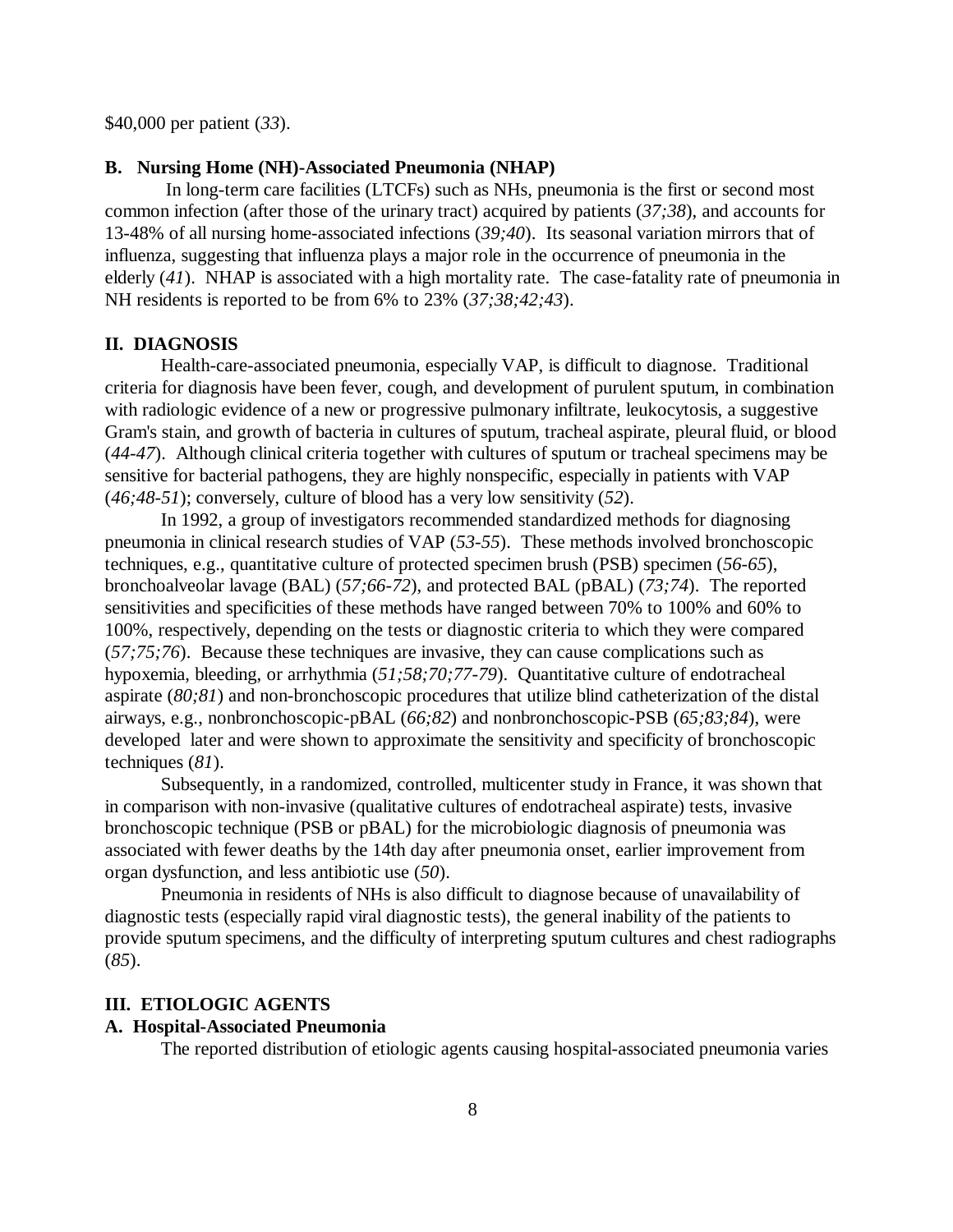$40,000 per patient (*33*).

### B. Nursing Home (NH)-Associated Pneumonia (NHAP)

In long-term care facilities (LTCFs) such as NHs, pneumonia is the first or second most common infection (after those of the urinary tract) acquired by patients (*37;38*), and accounts for 13-48% of all nursing home-associated infections (*39;40*). Its seasonal variation mirrors that of influenza, suggesting that influenza plays a major role in the occurrence of pneumonia in the elderly (*41*). NHAP is associated with a high mortality rate. The case-fatality rate of pneumonia in NH residents is reported to be from 6% to 23% (*37;38;42;43*).

## II. DIAGNOSIS

Health-care-associated pneumonia, especially VAP, is difficult to diagnose. Traditional criteria for diagnosis have been fever, cough, and development of purulent sputum, in combination with radiologic evidence of a new or progressive pulmonary infiltrate, leukocytosis, a suggestive Gram's stain, and growth of bacteria in cultures of sputum, tracheal aspirate, pleural fluid, or blood (*44-47*). Although clinical criteria together with cultures of sputum or tracheal specimens may be sensitive for bacterial pathogens, they are highly nonspecific, especially in patients with VAP (*46;48-51*); conversely, culture of blood has a very low sensitivity (*52*).

In 1992, a group of investigators recommended standardized methods for diagnosing pneumonia in clinical research studies of VAP (*53-55*). These methods involved bronchoscopic techniques, e.g., quantitative culture of protected specimen brush (PSB) specimen (*56-65*), bronchoalveolar lavage (BAL) (*57;66-72*), and protected BAL (pBAL) (*73;74*). The reported sensitivities and specificities of these methods have ranged between 70% to 100% and 60% to 100%, respectively, depending on the tests or diagnostic criteria to which they were compared (*57;75;76*). Because these techniques are invasive, they can cause complications such as hypoxemia, bleeding, or arrhythmia (*51;58;70;77-79*). Quantitative culture of endotracheal aspirate (*80;81*) and non-bronchoscopic procedures that utilize blind catheterization of the distal airways, e.g., nonbronchoscopic-pBAL (*66;82*) and nonbronchoscopic-PSB (*65;83;84*), were developed later and were shown to approximate the sensitivity and specificity of bronchoscopic techniques (*81*).

Subsequently, in a randomized, controlled, multicenter study in France, it was shown that in comparison with non-invasive (qualitative cultures of endotracheal aspirate) tests, invasive bronchoscopic technique (PSB or pBAL) for the microbiologic diagnosis of pneumonia was associated with fewer deaths by the 14th day after pneumonia onset, earlier improvement from organ dysfunction, and less antibiotic use (*50*).

Pneumonia in residents of NHs is also difficult to diagnose because of unavailability of diagnostic tests (especially rapid viral diagnostic tests), the general inability of the patients to provide sputum specimens, and the difficulty of interpreting sputum cultures and chest radiographs (*85*).

## III. ETIOLOGIC AGENTS

### A. Hospital-Associated Pneumonia

The reported distribution of etiologic agents causing hospital-associated pneumonia varies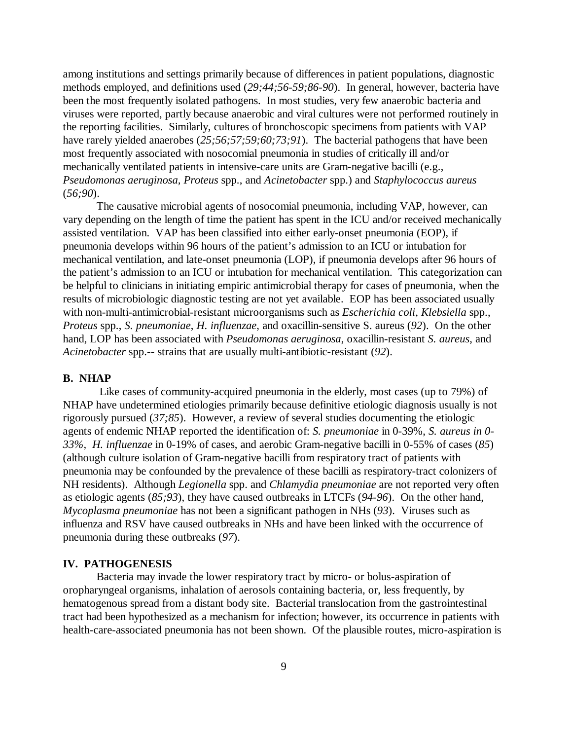among institutions and settings primarily because of differences in patient populations, diagnostic methods employed, and definitions used (*29;44;56-59;86-90*). In general, however, bacteria have been the most frequently isolated pathogens. In most studies, very few anaerobic bacteria and viruses were reported, partly because anaerobic and viral cultures were not performed routinely in the reporting facilities. Similarly, cultures of bronchoscopic specimens from patients with VAP have rarely yielded anaerobes (*25;56;57;59;60;73;91*). The bacterial pathogens that have been most frequently associated with nosocomial pneumonia in studies of critically ill and/or mechanically ventilated patients in intensive-care units are Gram-negative bacilli (e.g., *Pseudomonas aeruginosa*, *Proteus* spp., and *Acinetobacter* spp.) and *Staphylococcus aureus* (*56;90*).

The causative microbial agents of nosocomial pneumonia, including VAP, however, can vary depending on the length of time the patient has spent in the ICU and/or received mechanically assisted ventilation. VAP has been classified into either early-onset pneumonia (EOP), if pneumonia develops within 96 hours of the patient's admission to an ICU or intubation for mechanical ventilation, and late-onset pneumonia (LOP), if pneumonia develops after 96 hours of the patient's admission to an ICU or intubation for mechanical ventilation. This categorization can be helpful to clinicians in initiating empiric antimicrobial therapy for cases of pneumonia, when the results of microbiologic diagnostic testing are not yet available. EOP has been associated usually with non-multi-antimicrobial-resistant microorganisms such as *Escherichia coli*, *Klebsiella* spp., *Proteus* spp., *S. pneumoniae*, *H. influenzae*, and oxacillin-sensitive S. aureus (*92*). On the other hand, LOP has been associated with *Pseudomonas aeruginosa*, oxacillin-resistant *S. aureus*, and *Acinetobacter* spp.-- strains that are usually multi-antibiotic-resistant (*92*).

### B. NHAP

Like cases of community-acquired pneumonia in the elderly, most cases (up to 79%) of NHAP have undetermined etiologies primarily because definitive etiologic diagnosis usually is not rigorously pursued (*37;85*). However, a review of several studies documenting the etiologic agents of endemic NHAP reported the identification of: *S. pneumoniae* in 0-39%, *S. aureus in 0-33%*, *H. influenzae* in 0-19% of cases, and aerobic Gram-negative bacilli in 0-55% of cases (*85*) (although culture isolation of Gram-negative bacilli from respiratory tract of patients with pneumonia may be confounded by the prevalence of these bacilli as respiratory-tract colonizers of NH residents). Although *Legionella* spp. and *Chlamydia pneumoniae* are not reported very often as etiologic agents (*85;93*), they have caused outbreaks in LTCFs (*94-96*). On the other hand, *Mycoplasma pneumoniae* has not been a significant pathogen in NHs (*93*). Viruses such as influenza and RSV have caused outbreaks in NHs and have been linked with the occurrence of pneumonia during these outbreaks (*97*).

## IV. PATHOGENESIS

Bacteria may invade the lower respiratory tract by micro- or bolus-aspiration of oropharyngeal organisms, inhalation of aerosols containing bacteria, or, less frequently, by hematogenous spread from a distant body site. Bacterial translocation from the gastrointestinal tract had been hypothesized as a mechanism for infection; however, its occurrence in patients with health-care-associated pneumonia has not been shown. Of the plausible routes, micro-aspiration is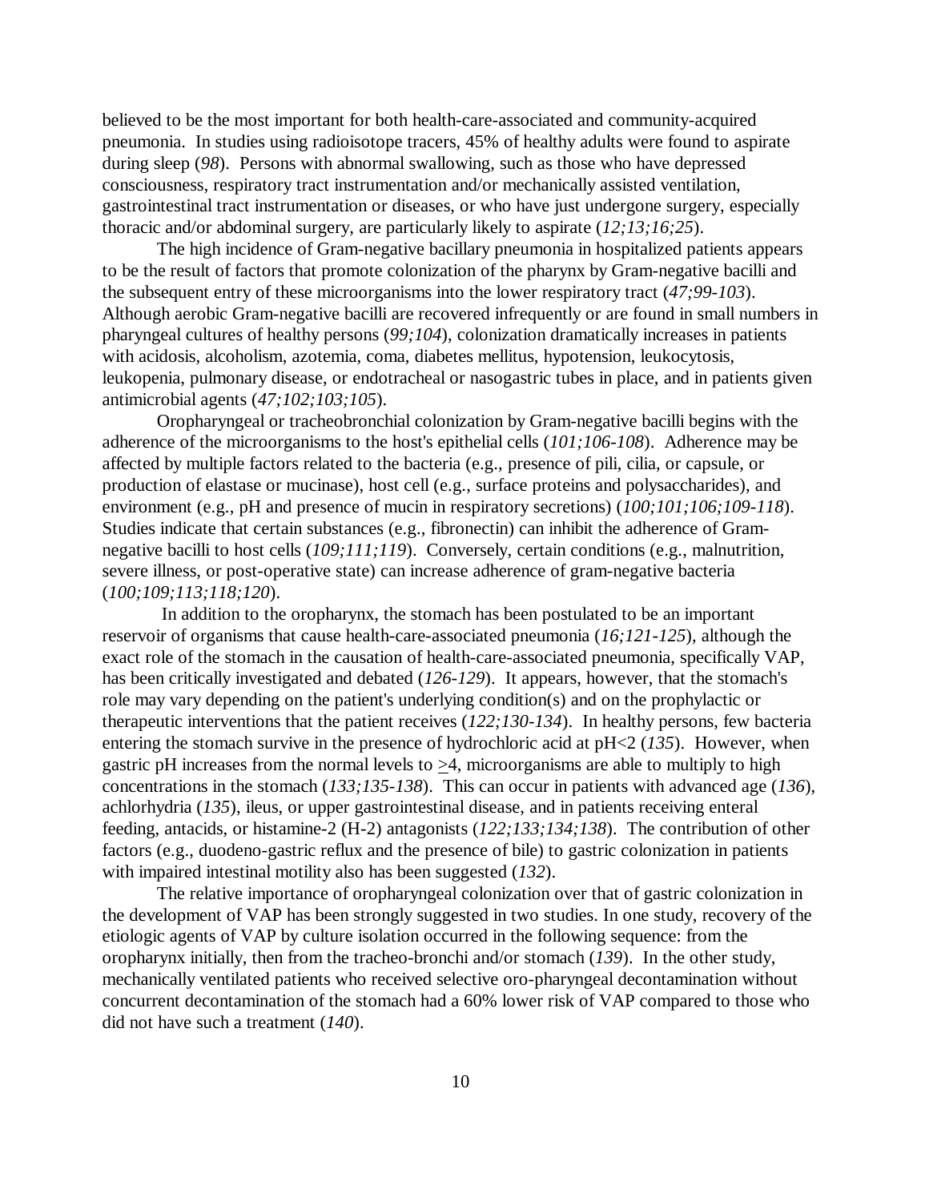believed to be the most important for both health-care-associated and community-acquired pneumonia. In studies using radioisotope tracers, 45% of healthy adults were found to aspirate during sleep (*98*). Persons with abnormal swallowing, such as those who have depressed consciousness, respiratory tract instrumentation and/or mechanically assisted ventilation, gastrointestinal tract instrumentation or diseases, or who have just undergone surgery, especially thoracic and/or abdominal surgery, are particularly likely to aspirate (*12;13;16;25*).

The high incidence of Gram-negative bacillary pneumonia in hospitalized patients appears to be the result of factors that promote colonization of the pharynx by Gram-negative bacilli and the subsequent entry of these microorganisms into the lower respiratory tract (*47;99-103*). Although aerobic Gram-negative bacilli are recovered infrequently or are found in small numbers in pharyngeal cultures of healthy persons (*99;104*), colonization dramatically increases in patients with acidosis, alcoholism, azotemia, coma, diabetes mellitus, hypotension, leukocytosis, leukopenia, pulmonary disease, or endotracheal or nasogastric tubes in place, and in patients given antimicrobial agents (*47;102;103;105*).

Oropharyngeal or tracheobronchial colonization by Gram-negative bacilli begins with the adherence of the microorganisms to the host's epithelial cells (*101;106-108*). Adherence may be affected by multiple factors related to the bacteria (e.g., presence of pili, cilia, or capsule, or production of elastase or mucinase), host cell (e.g., surface proteins and polysaccharides), and environment (e.g., pH and presence of mucin in respiratory secretions) (*100;101;106;109-118*). Studies indicate that certain substances (e.g., fibronectin) can inhibit the adherence of Gram-negative bacilli to host cells (*109;111;119*). Conversely, certain conditions (e.g., malnutrition, severe illness, or post-operative state) can increase adherence of gram-negative bacteria (*100;109;113;118;120*).

In addition to the oropharynx, the stomach has been postulated to be an important reservoir of organisms that cause health-care-associated pneumonia (*16;121-125*), although the exact role of the stomach in the causation of health-care-associated pneumonia, specifically VAP, has been critically investigated and debated (*126-129*). It appears, however, that the stomach's role may vary depending on the patient's underlying condition(s) and on the prophylactic or therapeutic interventions that the patient receives (*122;130-134*). In healthy persons, few bacteria entering the stomach survive in the presence of hydrochloric acid at $pH<2$ (*135*). However, when gastric pH increases from the normal levels to $\geq 4$, microorganisms are able to multiply to high concentrations in the stomach (*133;135-138*). This can occur in patients with advanced age (*136*), achlorhydria (*135*), ileus, or upper gastrointestinal disease, and in patients receiving enteral feeding, antacids, or histamine-2 (H-2) antagonists (*122;133;134;138*). The contribution of other factors (e.g., duodeno-gastric reflux and the presence of bile) to gastric colonization in patients with impaired intestinal motility also has been suggested (*132*).

The relative importance of oropharyngeal colonization over that of gastric colonization in the development of VAP has been strongly suggested in two studies. In one study, recovery of the etiologic agents of VAP by culture isolation occurred in the following sequence: from the oropharynx initially, then from the tracheo-bronchi and/or stomach (*139*). In the other study, mechanically ventilated patients who received selective oro-pharyngeal decontamination without concurrent decontamination of the stomach had a 60% lower risk of VAP compared to those who did not have such a treatment (*140*).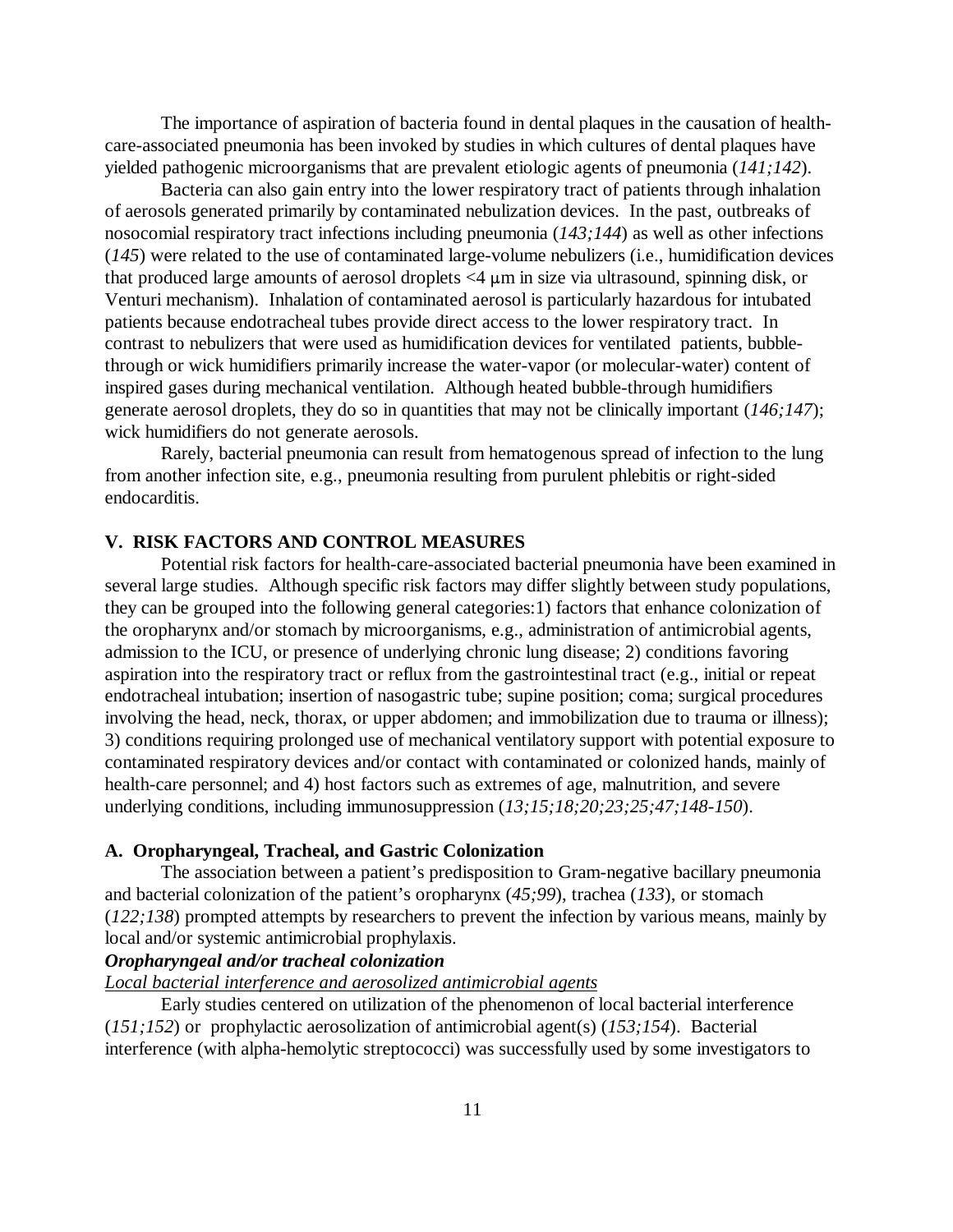The importance of aspiration of bacteria found in dental plaques in the causation of health-care-associated pneumonia has been invoked by studies in which cultures of dental plaques have yielded pathogenic microorganisms that are prevalent etiologic agents of pneumonia (*141;142*).

Bacteria can also gain entry into the lower respiratory tract of patients through inhalation of aerosols generated primarily by contaminated nebulization devices. In the past, outbreaks of nosocomial respiratory tract infections including pneumonia (*143;144*) as well as other infections (*145*) were related to the use of contaminated large-volume nebulizers (i.e., humidification devices that produced large amounts of aerosol droplets <4 µm in size via ultrasound, spinning disk, or Venturi mechanism). Inhalation of contaminated aerosol is particularly hazardous for intubated patients because endotracheal tubes provide direct access to the lower respiratory tract. In contrast to nebulizers that were used as humidification devices for ventilated patients, bubble-through or wick humidifiers primarily increase the water-vapor (or molecular-water) content of inspired gases during mechanical ventilation. Although heated bubble-through humidifiers generate aerosol droplets, they do so in quantities that may not be clinically important (*146;147*); wick humidifiers do not generate aerosols.

Rarely, bacterial pneumonia can result from hematogenous spread of infection to the lung from another infection site, e.g., pneumonia resulting from purulent phlebitis or right-sided endocarditis.

## V. RISK FACTORS AND CONTROL MEASURES

Potential risk factors for health-care-associated bacterial pneumonia have been examined in several large studies. Although specific risk factors may differ slightly between study populations, they can be grouped into the following general categories:1) factors that enhance colonization of the oropharynx and/or stomach by microorganisms, e.g., administration of antimicrobial agents, admission to the ICU, or presence of underlying chronic lung disease; 2) conditions favoring aspiration into the respiratory tract or reflux from the gastrointestinal tract (e.g., initial or repeat endotracheal intubation; insertion of nasogastric tube; supine position; coma; surgical procedures involving the head, neck, thorax, or upper abdomen; and immobilization due to trauma or illness); 3) conditions requiring prolonged use of mechanical ventilatory support with potential exposure to contaminated respiratory devices and/or contact with contaminated or colonized hands, mainly of health-care personnel; and 4) host factors such as extremes of age, malnutrition, and severe underlying conditions, including immunosuppression (*13;15;18;20;23;25;47;148-150*).

### A. Oropharyngeal, Tracheal, and Gastric Colonization

The association between a patient's predisposition to Gram-negative bacillary pneumonia and bacterial colonization of the patient's oropharynx (*45;99*), trachea (*133*), or stomach (*122;138*) prompted attempts by researchers to prevent the infection by various means, mainly by local and/or systemic antimicrobial prophylaxis.

***Oropharyngeal and/or tracheal colonization***

<u>*Local bacterial interference and aerosolized antimicrobial agents*</u>

Early studies centered on utilization of the phenomenon of local bacterial interference (*151;152*) or prophylactic aerosolization of antimicrobial agent(s) (*153;154*). Bacterial interference (with alpha-hemolytic streptococci) was successfully used by some investigators to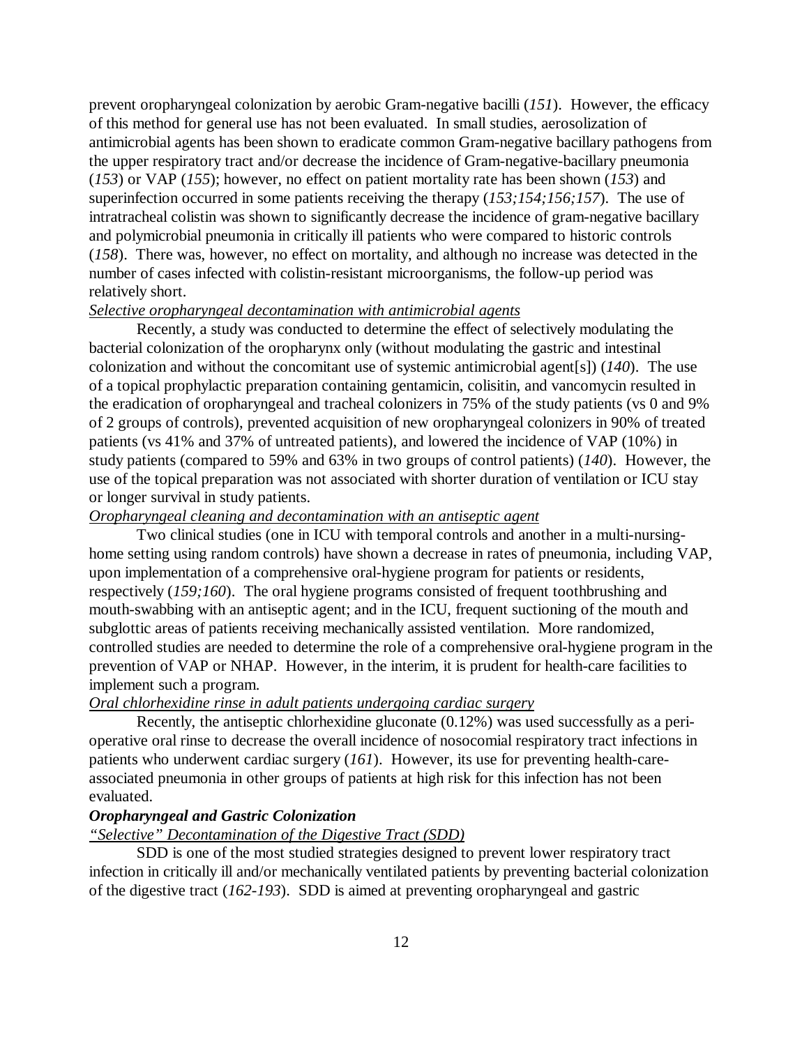prevent oropharyngeal colonization by aerobic Gram-negative bacilli (*151*). However, the efficacy of this method for general use has not been evaluated. In small studies, aerosolization of antimicrobial agents has been shown to eradicate common Gram-negative bacillary pathogens from the upper respiratory tract and/or decrease the incidence of Gram-negative-bacillary pneumonia (*153*) or VAP (*155*); however, no effect on patient mortality rate has been shown (*153*) and superinfection occurred in some patients receiving the therapy (*153;154;156;157*). The use of intratracheal colistin was shown to significantly decrease the incidence of gram-negative bacillary and polymicrobial pneumonia in critically ill patients who were compared to historic controls (*158*). There was, however, no effect on mortality, and although no increase was detected in the number of cases infected with colistin-resistant microorganisms, the follow-up period was relatively short.

*Selective oropharyngeal decontamination with antimicrobial agents*

Recently, a study was conducted to determine the effect of selectively modulating the bacterial colonization of the oropharynx only (without modulating the gastric and intestinal colonization and without the concomitant use of systemic antimicrobial agent[s]) (*140*). The use of a topical prophylactic preparation containing gentamicin, colisitin, and vancomycin resulted in the eradication of oropharyngeal and tracheal colonizers in 75% of the study patients (vs 0 and 9% of 2 groups of controls), prevented acquisition of new oropharyngeal colonizers in 90% of treated patients (vs 41% and 37% of untreated patients), and lowered the incidence of VAP (10%) in study patients (compared to 59% and 63% in two groups of control patients) (*140*). However, the use of the topical preparation was not associated with shorter duration of ventilation or ICU stay or longer survival in study patients.

*Oropharyngeal cleaning and decontamination with an antiseptic agent*

Two clinical studies (one in ICU with temporal controls and another in a multi-nursing-home setting using random controls) have shown a decrease in rates of pneumonia, including VAP, upon implementation of a comprehensive oral-hygiene program for patients or residents, respectively (*159;160*). The oral hygiene programs consisted of frequent toothbrushing and mouth-swabbing with an antiseptic agent; and in the ICU, frequent suctioning of the mouth and subglottic areas of patients receiving mechanically assisted ventilation. More randomized, controlled studies are needed to determine the role of a comprehensive oral-hygiene program in the prevention of VAP or NHAP. However, in the interim, it is prudent for health-care facilities to implement such a program.

*Oral chlorhexidine rinse in adult patients undergoing cardiac surgery*

Recently, the antiseptic chlorhexidine gluconate (0.12%) was used successfully as a peri-operative oral rinse to decrease the overall incidence of nosocomial respiratory tract infections in patients who underwent cardiac surgery (*161*). However, its use for preventing health-care-associated pneumonia in other groups of patients at high risk for this infection has not been evaluated.

***Oropharyngeal and Gastric Colonization***

*"Selective" Decontamination of the Digestive Tract (SDD)*

SDD is one of the most studied strategies designed to prevent lower respiratory tract infection in critically ill and/or mechanically ventilated patients by preventing bacterial colonization of the digestive tract (*162-193*). SDD is aimed at preventing oropharyngeal and gastric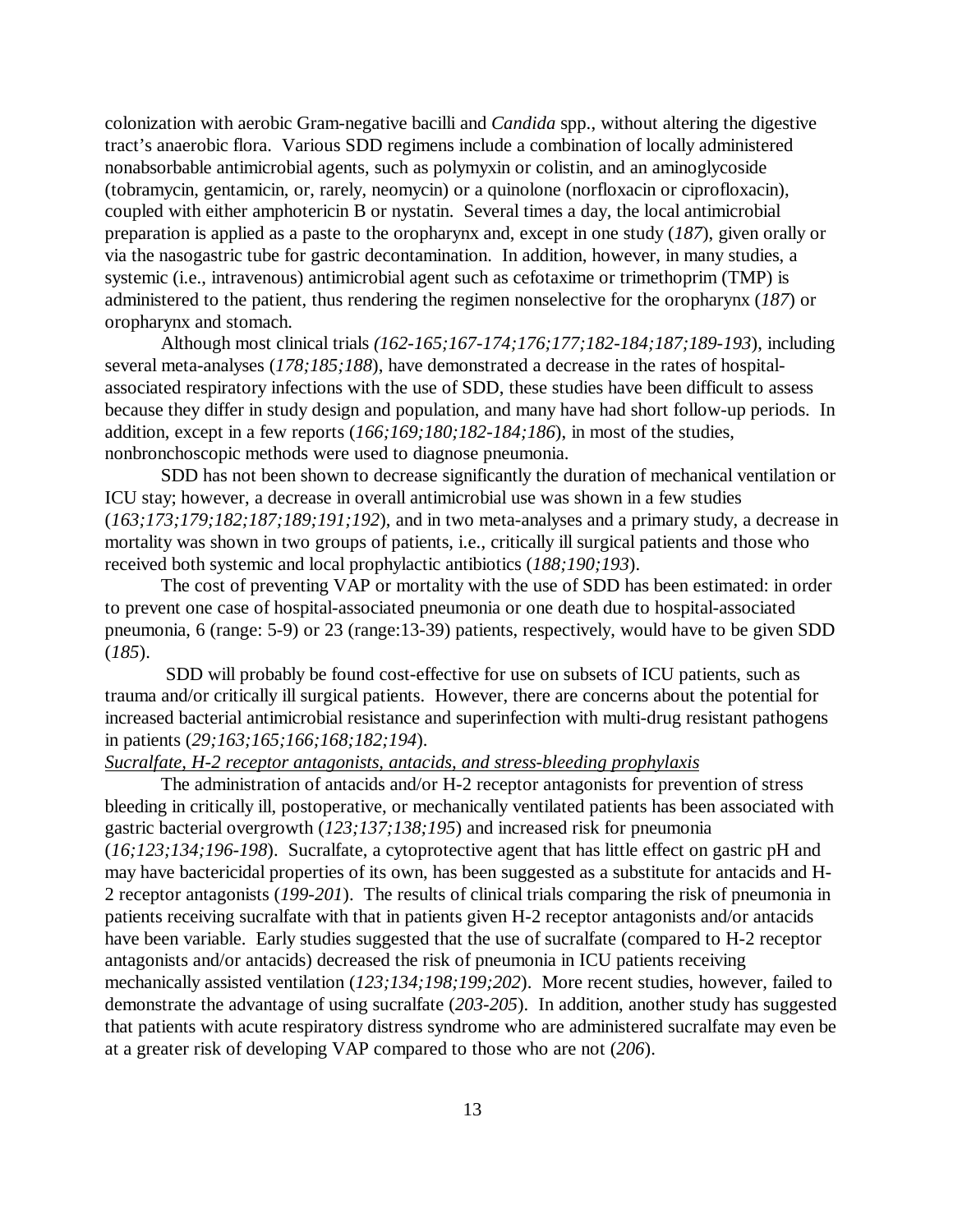colonization with aerobic Gram-negative bacilli and *Candida* spp., without altering the digestive tract's anaerobic flora. Various SDD regimens include a combination of locally administered nonabsorbable antimicrobial agents, such as polymyxin or colistin, and an aminoglycoside (tobramycin, gentamicin, or, rarely, neomycin) or a quinolone (norfloxacin or ciprofloxacin), coupled with either amphotericin B or nystatin. Several times a day, the local antimicrobial preparation is applied as a paste to the oropharynx and, except in one study (*187*), given orally or via the nasogastric tube for gastric decontamination. In addition, however, in many studies, a systemic (i.e., intravenous) antimicrobial agent such as cefotaxime or trimethoprim (TMP) is administered to the patient, thus rendering the regimen nonselective for the oropharynx (*187*) or oropharynx and stomach.

Although most clinical trials *(162-165;167-174;176;177;182-184;187;189-193*), including several meta-analyses (*178;185;188*), have demonstrated a decrease in the rates of hospital-associated respiratory infections with the use of SDD, these studies have been difficult to assess because they differ in study design and population, and many have had short follow-up periods. In addition, except in a few reports (*166;169;180;182-184;186*), in most of the studies, nonbronchoscopic methods were used to diagnose pneumonia.

SDD has not been shown to decrease significantly the duration of mechanical ventilation or ICU stay; however, a decrease in overall antimicrobial use was shown in a few studies (*163;173;179;182;187;189;191;192*), and in two meta-analyses and a primary study, a decrease in mortality was shown in two groups of patients, i.e., critically ill surgical patients and those who received both systemic and local prophylactic antibiotics (*188;190;193*).

The cost of preventing VAP or mortality with the use of SDD has been estimated: in order to prevent one case of hospital-associated pneumonia or one death due to hospital-associated pneumonia, 6 (range: 5-9) or 23 (range:13-39) patients, respectively, would have to be given SDD (*185*).

SDD will probably be found cost-effective for use on subsets of ICU patients, such as trauma and/or critically ill surgical patients. However, there are concerns about the potential for increased bacterial antimicrobial resistance and superinfection with multi-drug resistant pathogens in patients (*29;163;165;166;168;182;194*).

*Sucralfate, H-2 receptor antagonists, antacids, and stress-bleeding prophylaxis*

The administration of antacids and/or H-2 receptor antagonists for prevention of stress bleeding in critically ill, postoperative, or mechanically ventilated patients has been associated with gastric bacterial overgrowth (*123;137;138;195*) and increased risk for pneumonia (*16;123;134;196-198*). Sucralfate, a cytoprotective agent that has little effect on gastric pH and may have bactericidal properties of its own, has been suggested as a substitute for antacids and H-2 receptor antagonists (*199-201*). The results of clinical trials comparing the risk of pneumonia in patients receiving sucralfate with that in patients given H-2 receptor antagonists and/or antacids have been variable. Early studies suggested that the use of sucralfate (compared to H-2 receptor antagonists and/or antacids) decreased the risk of pneumonia in ICU patients receiving mechanically assisted ventilation (*123;134;198;199;202*). More recent studies, however, failed to demonstrate the advantage of using sucralfate (*203-205*). In addition, another study has suggested that patients with acute respiratory distress syndrome who are administered sucralfate may even be at a greater risk of developing VAP compared to those who are not (*206*).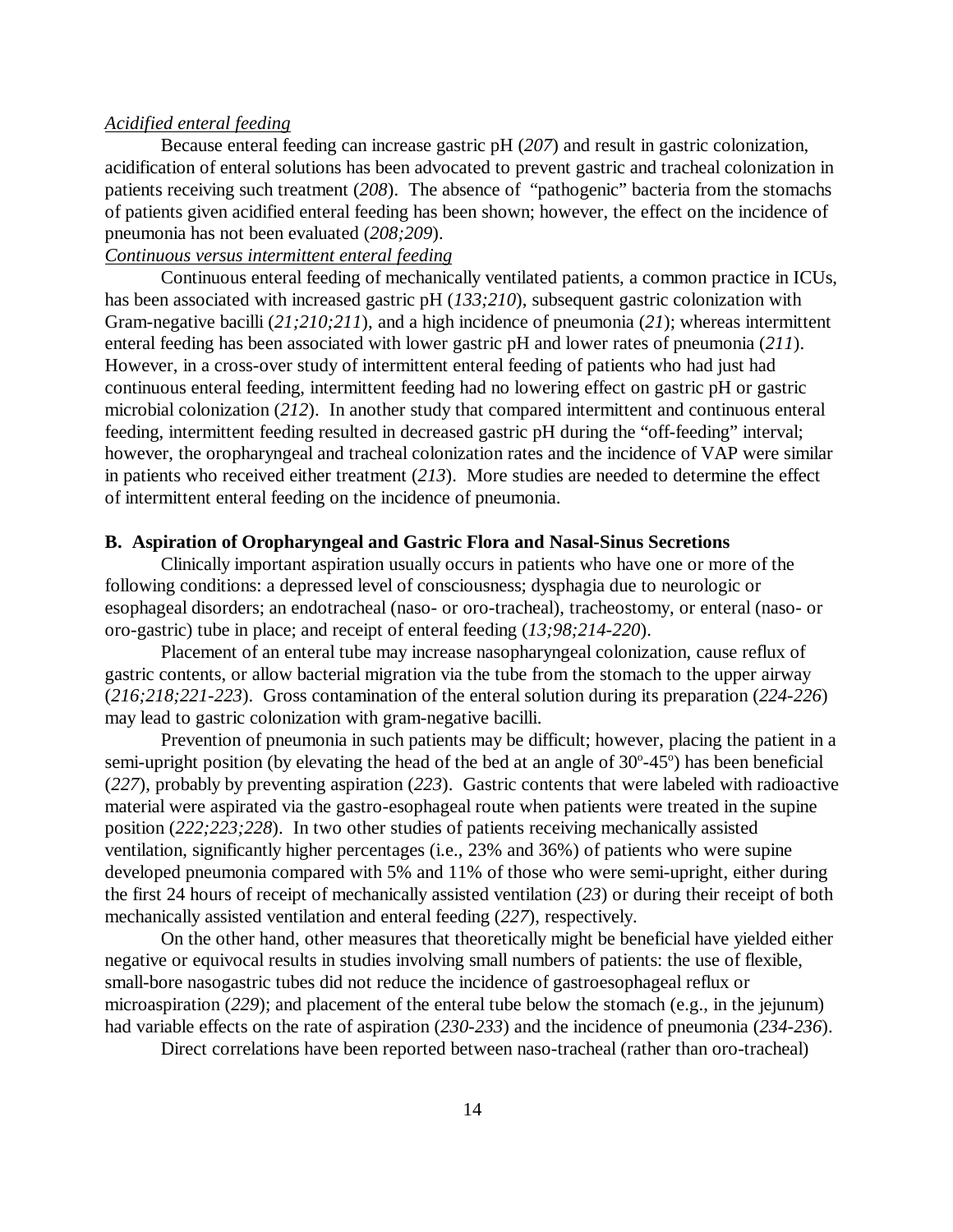*Acidified enteral feeding*

Because enteral feeding can increase gastric pH (*207*) and result in gastric colonization, acidification of enteral solutions has been advocated to prevent gastric and tracheal colonization in patients receiving such treatment (*208*). The absence of "pathogenic" bacteria from the stomachs of patients given acidified enteral feeding has been shown; however, the effect on the incidence of pneumonia has not been evaluated (*208;209*).

*Continuous versus intermittent enteral feeding*

Continuous enteral feeding of mechanically ventilated patients, a common practice in ICUs, has been associated with increased gastric pH (*133;210*), subsequent gastric colonization with Gram-negative bacilli (*21;210;211*), and a high incidence of pneumonia (*21*); whereas intermittent enteral feeding has been associated with lower gastric pH and lower rates of pneumonia (*211*). However, in a cross-over study of intermittent enteral feeding of patients who had just had continuous enteral feeding, intermittent feeding had no lowering effect on gastric pH or gastric microbial colonization (*212*). In another study that compared intermittent and continuous enteral feeding, intermittent feeding resulted in decreased gastric pH during the "off-feeding" interval; however, the oropharyngeal and tracheal colonization rates and the incidence of VAP were similar in patients who received either treatment (*213*). More studies are needed to determine the effect of intermittent enteral feeding on the incidence of pneumonia.

**B. Aspiration of Oropharyngeal and Gastric Flora and Nasal-Sinus Secretions**

Clinically important aspiration usually occurs in patients who have one or more of the following conditions: a depressed level of consciousness; dysphagia due to neurologic or esophageal disorders; an endotracheal (naso- or oro-tracheal), tracheostomy, or enteral (naso- or oro-gastric) tube in place; and receipt of enteral feeding (*13;98;214-220*).

Placement of an enteral tube may increase nasopharyngeal colonization, cause reflux of gastric contents, or allow bacterial migration via the tube from the stomach to the upper airway (*216;218;221-223*). Gross contamination of the enteral solution during its preparation (*224-226*) may lead to gastric colonization with gram-negative bacilli.

Prevention of pneumonia in such patients may be difficult; however, placing the patient in a semi-upright position (by elevating the head of the bed at an angle of 30º-45º) has been beneficial (*227*), probably by preventing aspiration (*223*). Gastric contents that were labeled with radioactive material were aspirated via the gastro-esophageal route when patients were treated in the supine position (*222;223;228*). In two other studies of patients receiving mechanically assisted ventilation, significantly higher percentages (i.e., 23% and 36%) of patients who were supine developed pneumonia compared with 5% and 11% of those who were semi-upright, either during the first 24 hours of receipt of mechanically assisted ventilation (*23*) or during their receipt of both mechanically assisted ventilation and enteral feeding (*227*), respectively.

On the other hand, other measures that theoretically might be beneficial have yielded either negative or equivocal results in studies involving small numbers of patients: the use of flexible, small-bore nasogastric tubes did not reduce the incidence of gastroesophageal reflux or microaspiration (*229*); and placement of the enteral tube below the stomach (e.g., in the jejunum) had variable effects on the rate of aspiration (*230-233*) and the incidence of pneumonia (*234-236*).

Direct correlations have been reported between naso-tracheal (rather than oro-tracheal)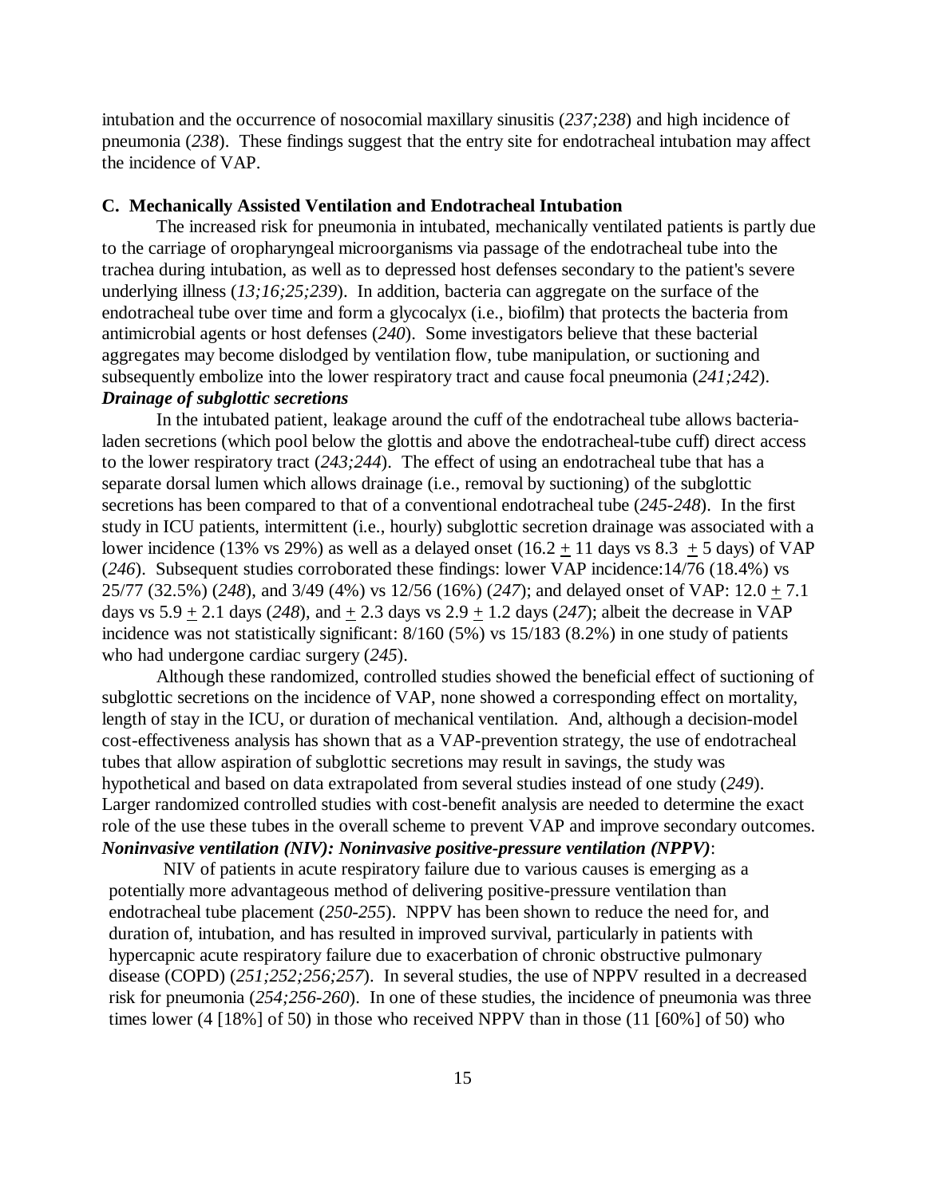intubation and the occurrence of nosocomial maxillary sinusitis (*237;238*) and high incidence of pneumonia (*238*). These findings suggest that the entry site for endotracheal intubation may affect the incidence of VAP.

### C. Mechanically Assisted Ventilation and Endotracheal Intubation

The increased risk for pneumonia in intubated, mechanically ventilated patients is partly due to the carriage of oropharyngeal microorganisms via passage of the endotracheal tube into the trachea during intubation, as well as to depressed host defenses secondary to the patient's severe underlying illness (*13;16;25;239*). In addition, bacteria can aggregate on the surface of the endotracheal tube over time and form a glycocalyx (i.e., biofilm) that protects the bacteria from antimicrobial agents or host defenses (*240*). Some investigators believe that these bacterial aggregates may become dislodged by ventilation flow, tube manipulation, or suctioning and subsequently embolize into the lower respiratory tract and cause focal pneumonia (*241;242*).

***Drainage of subglottic secretions***

In the intubated patient, leakage around the cuff of the endotracheal tube allows bacteria-laden secretions (which pool below the glottis and above the endotracheal-tube cuff) direct access to the lower respiratory tract (*243;244*). The effect of using an endotracheal tube that has a separate dorsal lumen which allows drainage (i.e., removal by suctioning) of the subglottic secretions has been compared to that of a conventional endotracheal tube (*245-248*). In the first study in ICU patients, intermittent (i.e., hourly) subglottic secretion drainage was associated with a lower incidence (13% vs 29%) as well as a delayed onset (16.2 $\pm$ 11 days vs 8.3 $\pm$ 5 days) of VAP (*246*). Subsequent studies corroborated these findings: lower VAP incidence:14/76 (18.4%) vs 25/77 (32.5%) (*248*), and 3/49 (4%) vs 12/56 (16%) (*247*); and delayed onset of VAP: 12.0 $\pm$ 7.1 days vs 5.9 $\pm$ 2.1 days (*248*), and $\pm$ 2.3 days vs 2.9 $\pm$ 1.2 days (*247*); albeit the decrease in VAP incidence was not statistically significant: 8/160 (5%) vs 15/183 (8.2%) in one study of patients who had undergone cardiac surgery (*245*).

Although these randomized, controlled studies showed the beneficial effect of suctioning of subglottic secretions on the incidence of VAP, none showed a corresponding effect on mortality, length of stay in the ICU, or duration of mechanical ventilation. And, although a decision-model cost-effectiveness analysis has shown that as a VAP-prevention strategy, the use of endotracheal tubes that allow aspiration of subglottic secretions may result in savings, the study was hypothetical and based on data extrapolated from several studies instead of one study (*249*). Larger randomized controlled studies with cost-benefit analysis are needed to determine the exact role of the use these tubes in the overall scheme to prevent VAP and improve secondary outcomes.

***Noninvasive ventilation (NIV): Noninvasive positive-pressure ventilation (NPPV)***:

NIV of patients in acute respiratory failure due to various causes is emerging as a potentially more advantageous method of delivering positive-pressure ventilation than endotracheal tube placement (*250-255*). NPPV has been shown to reduce the need for, and duration of, intubation, and has resulted in improved survival, particularly in patients with hypercapnic acute respiratory failure due to exacerbation of chronic obstructive pulmonary disease (COPD) (*251;252;256;257*). In several studies, the use of NPPV resulted in a decreased risk for pneumonia (*254;256-260*). In one of these studies, the incidence of pneumonia was three times lower (4 [18%] of 50) in those who received NPPV than in those (11 [60%] of 50) who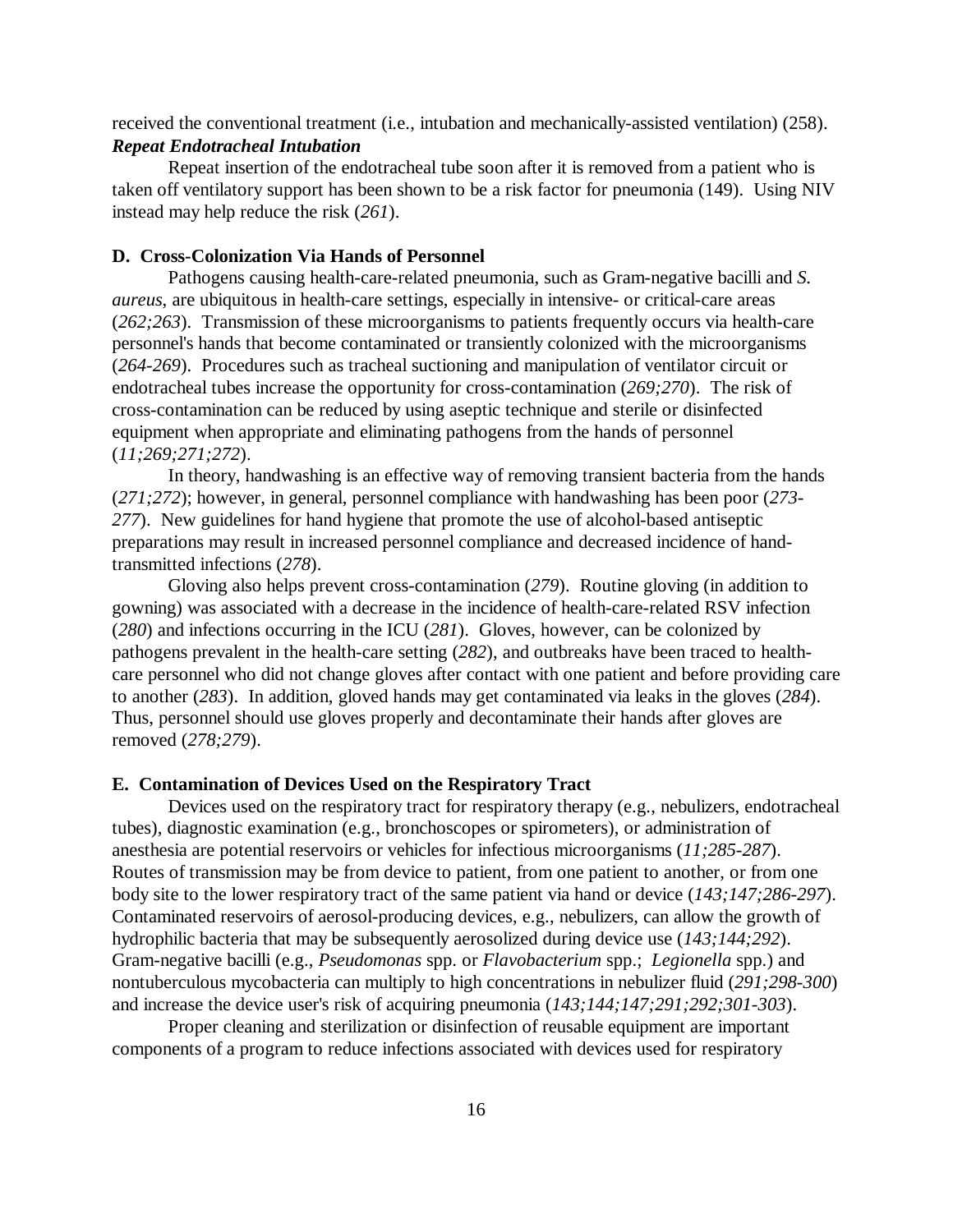received the conventional treatment (i.e., intubation and mechanically-assisted ventilation) (258).

***Repeat Endotracheal Intubation***

Repeat insertion of the endotracheal tube soon after it is removed from a patient who is taken off ventilatory support has been shown to be a risk factor for pneumonia (149). Using NIV instead may help reduce the risk (*261*).

**D. Cross-Colonization Via Hands of Personnel**

Pathogens causing health-care-related pneumonia, such as Gram-negative bacilli and *S. aureus*, are ubiquitous in health-care settings, especially in intensive- or critical-care areas (*262;263*). Transmission of these microorganisms to patients frequently occurs via health-care personnel's hands that become contaminated or transiently colonized with the microorganisms (*264-269*). Procedures such as tracheal suctioning and manipulation of ventilator circuit or endotracheal tubes increase the opportunity for cross-contamination (*269;270*). The risk of cross-contamination can be reduced by using aseptic technique and sterile or disinfected equipment when appropriate and eliminating pathogens from the hands of personnel (*11;269;271;272*).

In theory, handwashing is an effective way of removing transient bacteria from the hands (*271;272*); however, in general, personnel compliance with handwashing has been poor (*273-277*). New guidelines for hand hygiene that promote the use of alcohol-based antiseptic preparations may result in increased personnel compliance and decreased incidence of hand-transmitted infections (*278*).

Gloving also helps prevent cross-contamination (*279*). Routine gloving (in addition to gowning) was associated with a decrease in the incidence of health-care-related RSV infection (*280*) and infections occurring in the ICU (*281*). Gloves, however, can be colonized by pathogens prevalent in the health-care setting (*282*), and outbreaks have been traced to health-care personnel who did not change gloves after contact with one patient and before providing care to another (*283*). In addition, gloved hands may get contaminated via leaks in the gloves (*284*). Thus, personnel should use gloves properly and decontaminate their hands after gloves are removed (*278;279*).

**E. Contamination of Devices Used on the Respiratory Tract**

Devices used on the respiratory tract for respiratory therapy (e.g., nebulizers, endotracheal tubes), diagnostic examination (e.g., bronchoscopes or spirometers), or administration of anesthesia are potential reservoirs or vehicles for infectious microorganisms (*11;285-287*). Routes of transmission may be from device to patient, from one patient to another, or from one body site to the lower respiratory tract of the same patient via hand or device (*143;147;286-297*). Contaminated reservoirs of aerosol-producing devices, e.g., nebulizers, can allow the growth of hydrophilic bacteria that may be subsequently aerosolized during device use (*143;144;292*). Gram-negative bacilli (e.g., *Pseudomonas* spp. or *Flavobacterium* spp.; *Legionella* spp.) and nontuberculous mycobacteria can multiply to high concentrations in nebulizer fluid (*291;298-300*) and increase the device user's risk of acquiring pneumonia (*143;144;147;291;292;301-303*).

Proper cleaning and sterilization or disinfection of reusable equipment are important components of a program to reduce infections associated with devices used for respiratory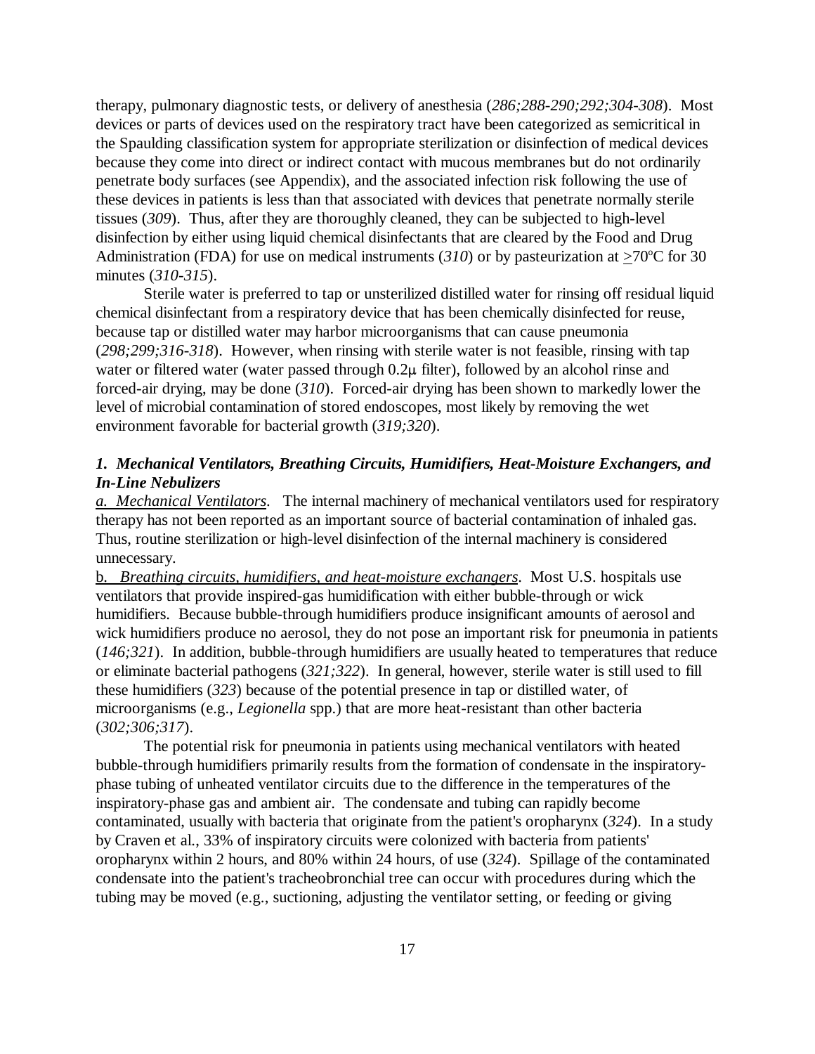therapy, pulmonary diagnostic tests, or delivery of anesthesia (*286;288-290;292;304-308*). Most devices or parts of devices used on the respiratory tract have been categorized as semicritical in the Spaulding classification system for appropriate sterilization or disinfection of medical devices because they come into direct or indirect contact with mucous membranes but do not ordinarily penetrate body surfaces (see Appendix), and the associated infection risk following the use of these devices in patients is less than that associated with devices that penetrate normally sterile tissues (*309*). Thus, after they are thoroughly cleaned, they can be subjected to high-level disinfection by either using liquid chemical disinfectants that are cleared by the Food and Drug Administration (FDA) for use on medical instruments (*310*) or by pasteurization at $\geq$70°C for 30 minutes (*310-315*).

Sterile water is preferred to tap or unsterilized distilled water for rinsing off residual liquid chemical disinfectant from a respiratory device that has been chemically disinfected for reuse, because tap or distilled water may harbor microorganisms that can cause pneumonia (*298;299;316-318*). However, when rinsing with sterile water is not feasible, rinsing with tap water or filtered water (water passed through 0.2µ filter), followed by an alcohol rinse and forced-air drying, may be done (*310*). Forced-air drying has been shown to markedly lower the level of microbial contamination of stored endoscopes, most likely by removing the wet environment favorable for bacterial growth (*319;320*).

### *1. Mechanical Ventilators, Breathing Circuits, Humidifiers, Heat-Moisture Exchangers, and In-Line Nebulizers*

*a. Mechanical Ventilators*. The internal machinery of mechanical ventilators used for respiratory therapy has not been reported as an important source of bacterial contamination of inhaled gas. Thus, routine sterilization or high-level disinfection of the internal machinery is considered unnecessary.

*b. Breathing circuits, humidifiers, and heat-moisture exchangers*. Most U.S. hospitals use ventilators that provide inspired-gas humidification with either bubble-through or wick humidifiers. Because bubble-through humidifiers produce insignificant amounts of aerosol and wick humidifiers produce no aerosol, they do not pose an important risk for pneumonia in patients (*146;321*). In addition, bubble-through humidifiers are usually heated to temperatures that reduce or eliminate bacterial pathogens (*321;322*). In general, however, sterile water is still used to fill these humidifiers (*323*) because of the potential presence in tap or distilled water, of microorganisms (e.g., *Legionella* spp.) that are more heat-resistant than other bacteria (*302;306;317*).

The potential risk for pneumonia in patients using mechanical ventilators with heated bubble-through humidifiers primarily results from the formation of condensate in the inspiratory-phase tubing of unheated ventilator circuits due to the difference in the temperatures of the inspiratory-phase gas and ambient air. The condensate and tubing can rapidly become contaminated, usually with bacteria that originate from the patient's oropharynx (*324*). In a study by Craven et al., 33% of inspiratory circuits were colonized with bacteria from patients' oropharynx within 2 hours, and 80% within 24 hours, of use (*324*). Spillage of the contaminated condensate into the patient's tracheobronchial tree can occur with procedures during which the tubing may be moved (e.g., suctioning, adjusting the ventilator setting, or feeding or giving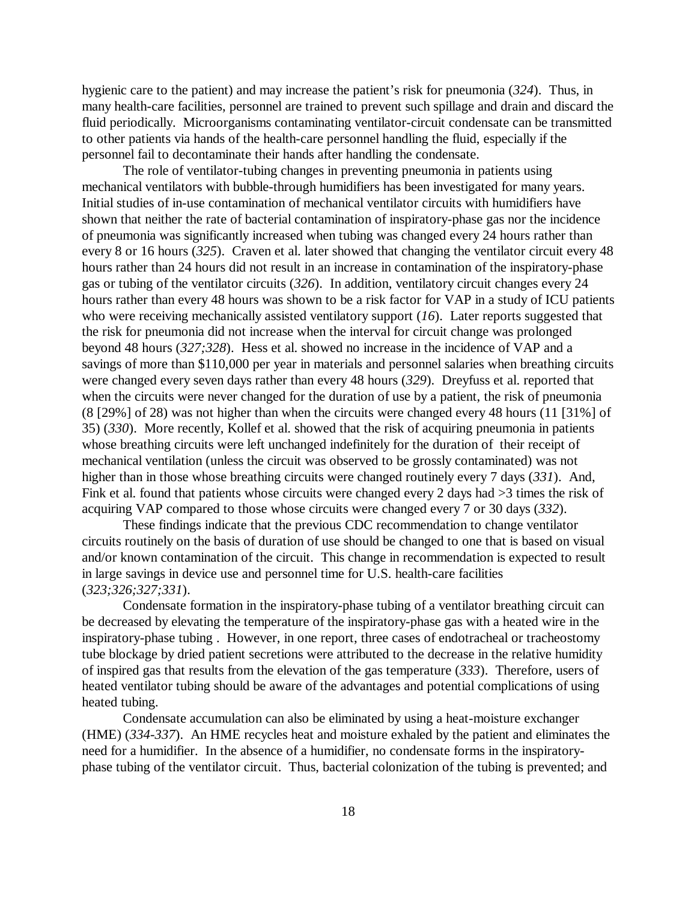hygienic care to the patient) and may increase the patient's risk for pneumonia (*324*). Thus, in many health-care facilities, personnel are trained to prevent such spillage and drain and discard the fluid periodically. Microorganisms contaminating ventilator-circuit condensate can be transmitted to other patients via hands of the health-care personnel handling the fluid, especially if the personnel fail to decontaminate their hands after handling the condensate.

The role of ventilator-tubing changes in preventing pneumonia in patients using mechanical ventilators with bubble-through humidifiers has been investigated for many years. Initial studies of in-use contamination of mechanical ventilator circuits with humidifiers have shown that neither the rate of bacterial contamination of inspiratory-phase gas nor the incidence of pneumonia was significantly increased when tubing was changed every 24 hours rather than every 8 or 16 hours (*325*). Craven et al. later showed that changing the ventilator circuit every 48 hours rather than 24 hours did not result in an increase in contamination of the inspiratory-phase gas or tubing of the ventilator circuits (*326*). In addition, ventilatory circuit changes every 24 hours rather than every 48 hours was shown to be a risk factor for VAP in a study of ICU patients who were receiving mechanically assisted ventilatory support (*16*). Later reports suggested that the risk for pneumonia did not increase when the interval for circuit change was prolonged beyond 48 hours (*327;328*). Hess et al. showed no increase in the incidence of VAP and a savings of more than $110,000 per year in materials and personnel salaries when breathing circuits were changed every seven days rather than every 48 hours (*329*). Dreyfuss et al. reported that when the circuits were never changed for the duration of use by a patient, the risk of pneumonia (8 [29%] of 28) was not higher than when the circuits were changed every 48 hours (11 [31%] of 35) (*330*). More recently, Kollef et al. showed that the risk of acquiring pneumonia in patients whose breathing circuits were left unchanged indefinitely for the duration of their receipt of mechanical ventilation (unless the circuit was observed to be grossly contaminated) was not higher than in those whose breathing circuits were changed routinely every 7 days (*331*). And, Fink et al. found that patients whose circuits were changed every 2 days had >3 times the risk of acquiring VAP compared to those whose circuits were changed every 7 or 30 days (*332*).

These findings indicate that the previous CDC recommendation to change ventilator circuits routinely on the basis of duration of use should be changed to one that is based on visual and/or known contamination of the circuit. This change in recommendation is expected to result in large savings in device use and personnel time for U.S. health-care facilities (*323;326;327;331*).

Condensate formation in the inspiratory-phase tubing of a ventilator breathing circuit can be decreased by elevating the temperature of the inspiratory-phase gas with a heated wire in the inspiratory-phase tubing . However, in one report, three cases of endotracheal or tracheostomy tube blockage by dried patient secretions were attributed to the decrease in the relative humidity of inspired gas that results from the elevation of the gas temperature (*333*). Therefore, users of heated ventilator tubing should be aware of the advantages and potential complications of using heated tubing.

Condensate accumulation can also be eliminated by using a heat-moisture exchanger (HME) (*334-337*). An HME recycles heat and moisture exhaled by the patient and eliminates the need for a humidifier. In the absence of a humidifier, no condensate forms in the inspiratory-phase tubing of the ventilator circuit. Thus, bacterial colonization of the tubing is prevented; and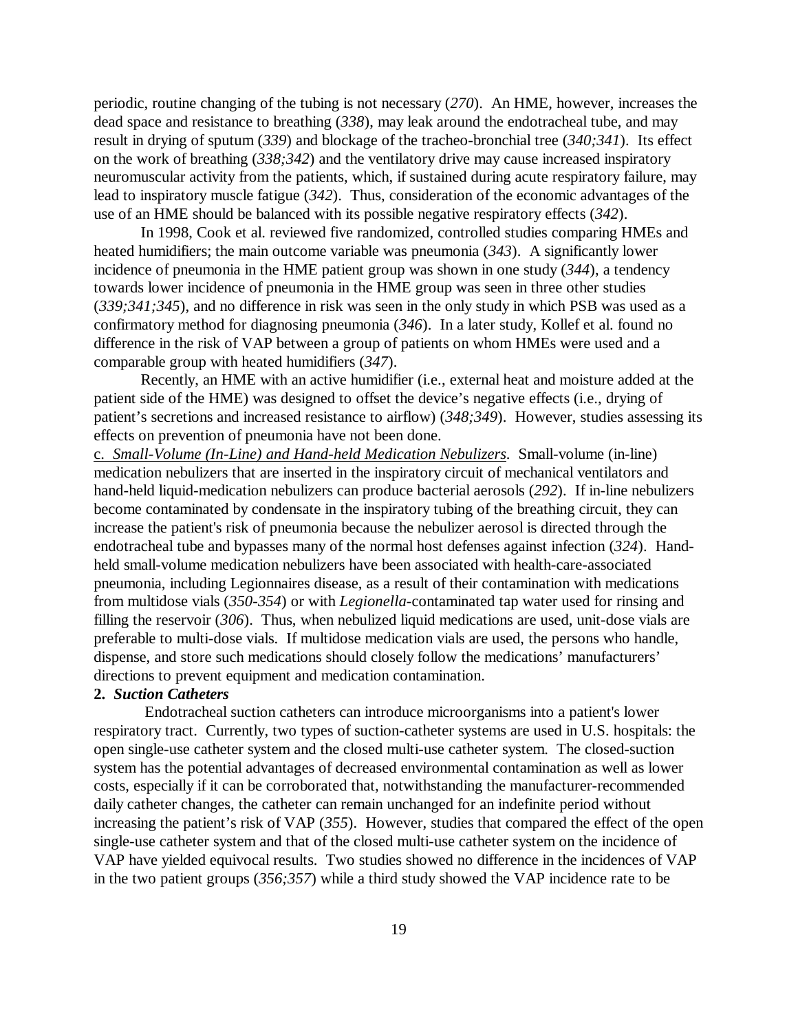periodic, routine changing of the tubing is not necessary (*270*). An HME, however, increases the dead space and resistance to breathing (*338*), may leak around the endotracheal tube, and may result in drying of sputum (*339*) and blockage of the tracheo-bronchial tree (*340;341*). Its effect on the work of breathing (*338;342*) and the ventilatory drive may cause increased inspiratory neuromuscular activity from the patients, which, if sustained during acute respiratory failure, may lead to inspiratory muscle fatigue (*342*). Thus, consideration of the economic advantages of the use of an HME should be balanced with its possible negative respiratory effects (*342*).

In 1998, Cook et al. reviewed five randomized, controlled studies comparing HMEs and heated humidifiers; the main outcome variable was pneumonia (*343*). A significantly lower incidence of pneumonia in the HME patient group was shown in one study (*344*), a tendency towards lower incidence of pneumonia in the HME group was seen in three other studies (*339;341;345*), and no difference in risk was seen in the only study in which PSB was used as a confirmatory method for diagnosing pneumonia (*346*). In a later study, Kollef et al. found no difference in the risk of VAP between a group of patients on whom HMEs were used and a comparable group with heated humidifiers (*347*).

Recently, an HME with an active humidifier (i.e., external heat and moisture added at the patient side of the HME) was designed to offset the device's negative effects (i.e., drying of patient's secretions and increased resistance to airflow) (*348;349*). However, studies assessing its effects on prevention of pneumonia have not been done.

c. *Small-Volume (In-Line) and Hand-held Medication Nebulizers*. Small-volume (in-line) medication nebulizers that are inserted in the inspiratory circuit of mechanical ventilators and hand-held liquid-medication nebulizers can produce bacterial aerosols (*292*). If in-line nebulizers become contaminated by condensate in the inspiratory tubing of the breathing circuit, they can increase the patient's risk of pneumonia because the nebulizer aerosol is directed through the endotracheal tube and bypasses many of the normal host defenses against infection (*324*). Hand-held small-volume medication nebulizers have been associated with health-care-associated pneumonia, including Legionnaires disease, as a result of their contamination with medications from multidose vials (*350-354*) or with *Legionella*-contaminated tap water used for rinsing and filling the reservoir (*306*). Thus, when nebulized liquid medications are used, unit-dose vials are preferable to multi-dose vials. If multidose medication vials are used, the persons who handle, dispense, and store such medications should closely follow the medications' manufacturers' directions to prevent equipment and medication contamination.

**2. *Suction Catheters***

Endotracheal suction catheters can introduce microorganisms into a patient's lower respiratory tract. Currently, two types of suction-catheter systems are used in U.S. hospitals: the open single-use catheter system and the closed multi-use catheter system. The closed-suction system has the potential advantages of decreased environmental contamination as well as lower costs, especially if it can be corroborated that, notwithstanding the manufacturer-recommended daily catheter changes, the catheter can remain unchanged for an indefinite period without increasing the patient's risk of VAP (*355*). However, studies that compared the effect of the open single-use catheter system and that of the closed multi-use catheter system on the incidence of VAP have yielded equivocal results. Two studies showed no difference in the incidences of VAP in the two patient groups (*356;357*) while a third study showed the VAP incidence rate to be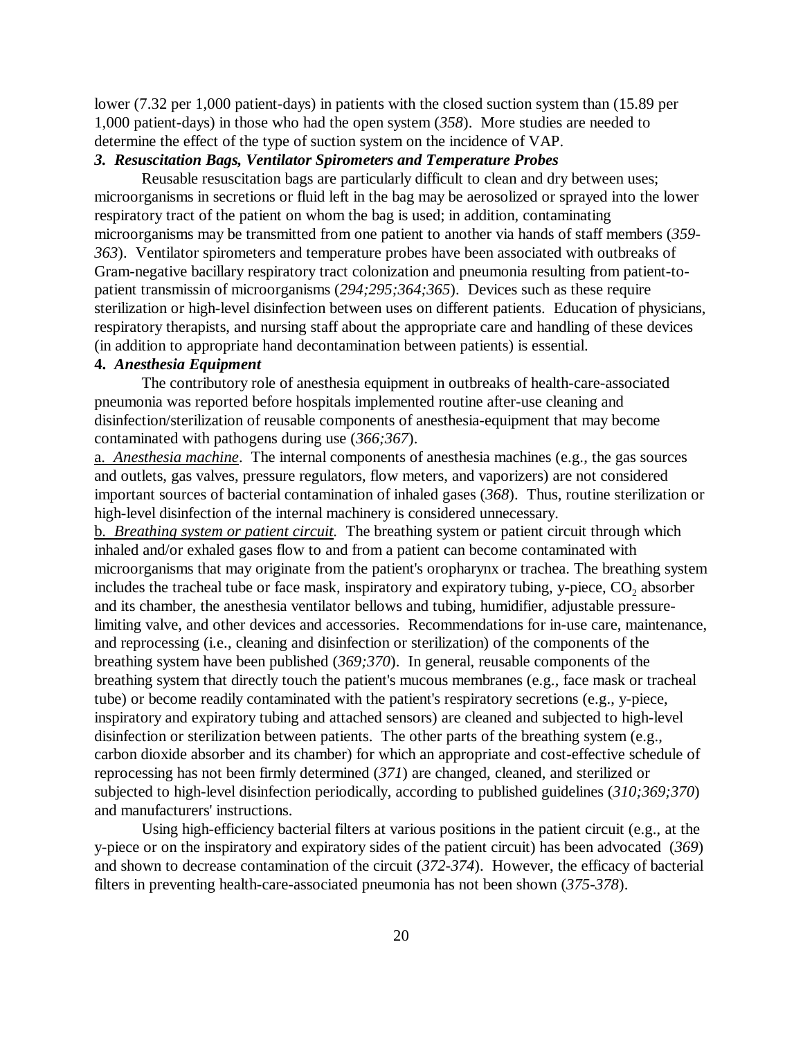lower (7.32 per 1,000 patient-days) in patients with the closed suction system than (15.89 per 1,000 patient-days) in those who had the open system (*358*). More studies are needed to determine the effect of the type of suction system on the incidence of VAP.

***3. Resuscitation Bags, Ventilator Spirometers and Temperature Probes***

Reusable resuscitation bags are particularly difficult to clean and dry between uses; microorganisms in secretions or fluid left in the bag may be aerosolized or sprayed into the lower respiratory tract of the patient on whom the bag is used; in addition, contaminating microorganisms may be transmitted from one patient to another via hands of staff members (*359-363*). Ventilator spirometers and temperature probes have been associated with outbreaks of Gram-negative bacillary respiratory tract colonization and pneumonia resulting from patient-to-patient transmissin of microorganisms (*294;295;364;365*). Devices such as these require sterilization or high-level disinfection between uses on different patients. Education of physicians, respiratory therapists, and nursing staff about the appropriate care and handling of these devices (in addition to appropriate hand decontamination between patients) is essential.

**4. *Anesthesia Equipment***

The contributory role of anesthesia equipment in outbreaks of health-care-associated pneumonia was reported before hospitals implemented routine after-use cleaning and disinfection/sterilization of reusable components of anesthesia-equipment that may become contaminated with pathogens during use (*366;367*).

a. *Anesthesia machine*. The internal components of anesthesia machines (e.g., the gas sources and outlets, gas valves, pressure regulators, flow meters, and vaporizers) are not considered important sources of bacterial contamination of inhaled gases (*368*). Thus, routine sterilization or high-level disinfection of the internal machinery is considered unnecessary.

b. *Breathing system or patient circuit*. The breathing system or patient circuit through which inhaled and/or exhaled gases flow to and from a patient can become contaminated with microorganisms that may originate from the patient's oropharynx or trachea. The breathing system includes the tracheal tube or face mask, inspiratory and expiratory tubing, y-piece, $CO_2$ absorber and its chamber, the anesthesia ventilator bellows and tubing, humidifier, adjustable pressure-limiting valve, and other devices and accessories. Recommendations for in-use care, maintenance, and reprocessing (i.e., cleaning and disinfection or sterilization) of the components of the breathing system have been published (*369;370*). In general, reusable components of the breathing system that directly touch the patient's mucous membranes (e.g., face mask or tracheal tube) or become readily contaminated with the patient's respiratory secretions (e.g., y-piece, inspiratory and expiratory tubing and attached sensors) are cleaned and subjected to high-level disinfection or sterilization between patients. The other parts of the breathing system (e.g., carbon dioxide absorber and its chamber) for which an appropriate and cost-effective schedule of reprocessing has not been firmly determined (*371*) are changed, cleaned, and sterilized or subjected to high-level disinfection periodically, according to published guidelines (*310;369;370*) and manufacturers' instructions.

Using high-efficiency bacterial filters at various positions in the patient circuit (e.g., at the y-piece or on the inspiratory and expiratory sides of the patient circuit) has been advocated (*369*) and shown to decrease contamination of the circuit (*372-374*). However, the efficacy of bacterial filters in preventing health-care-associated pneumonia has not been shown (*375-378*).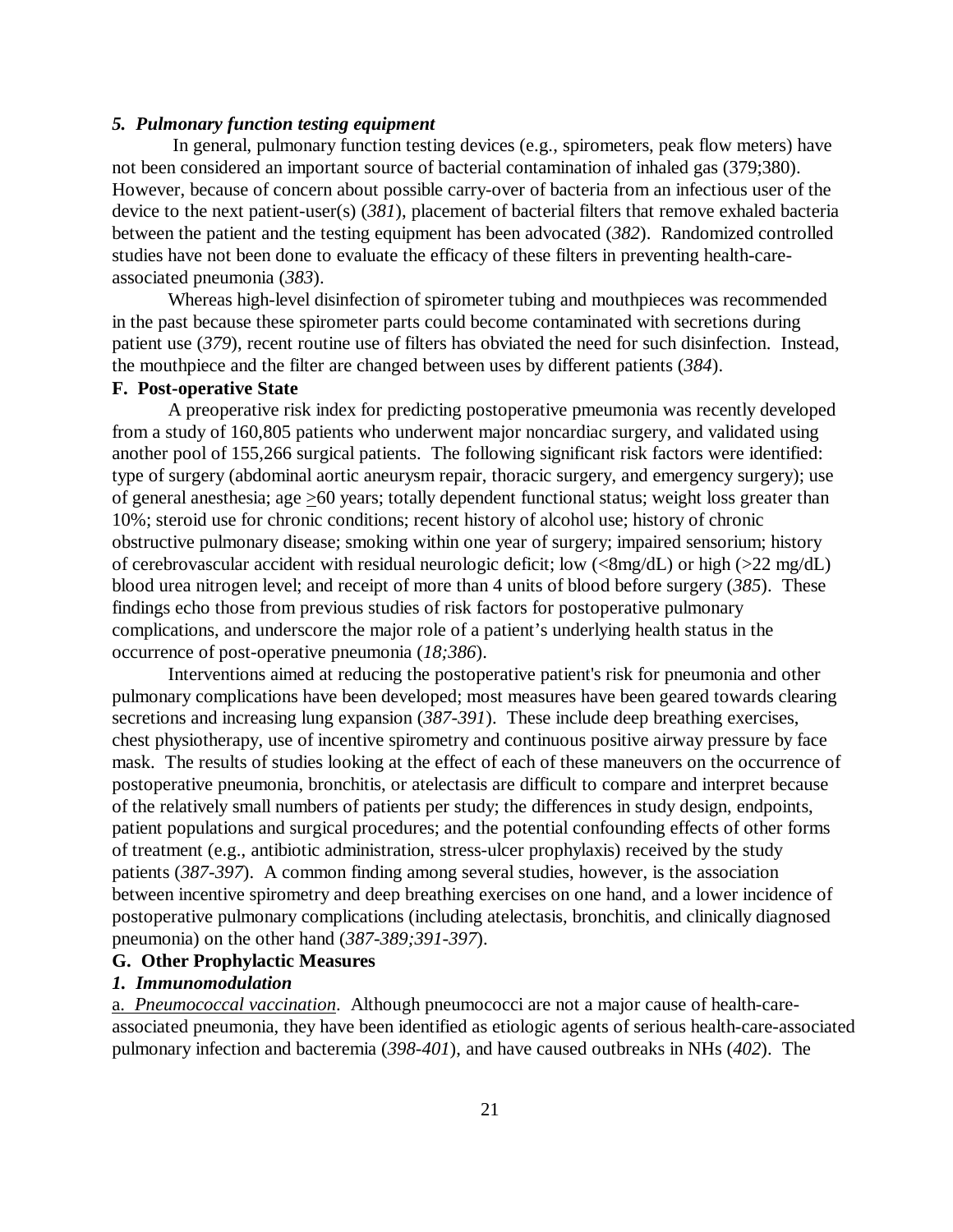### *5. Pulmonary function testing equipment*

In general, pulmonary function testing devices (e.g., spirometers, peak flow meters) have not been considered an important source of bacterial contamination of inhaled gas (379;380). However, because of concern about possible carry-over of bacteria from an infectious user of the device to the next patient-user(s) (*381*), placement of bacterial filters that remove exhaled bacteria between the patient and the testing equipment has been advocated (*382*). Randomized controlled studies have not been done to evaluate the efficacy of these filters in preventing health-care-associated pneumonia (*383*).

Whereas high-level disinfection of spirometer tubing and mouthpieces was recommended in the past because these spirometer parts could become contaminated with secretions during patient use (*379*), recent routine use of filters has obviated the need for such disinfection. Instead, the mouthpiece and the filter are changed between uses by different patients (*384*).

## F. Post-operative State

A preoperative risk index for predicting postoperative pmeumonia was recently developed from a study of 160,805 patients who underwent major noncardiac surgery, and validated using another pool of 155,266 surgical patients. The following significant risk factors were identified: type of surgery (abdominal aortic aneurysm repair, thoracic surgery, and emergency surgery); use of general anesthesia; age ≥60 years; totally dependent functional status; weight loss greater than 10%; steroid use for chronic conditions; recent history of alcohol use; history of chronic obstructive pulmonary disease; smoking within one year of surgery; impaired sensorium; history of cerebrovascular accident with residual neurologic deficit; low (<8mg/dL) or high (>22 mg/dL) blood urea nitrogen level; and receipt of more than 4 units of blood before surgery (*385*). These findings echo those from previous studies of risk factors for postoperative pulmonary complications, and underscore the major role of a patient's underlying health status in the occurrence of post-operative pneumonia (*18;386*).

Interventions aimed at reducing the postoperative patient's risk for pneumonia and other pulmonary complications have been developed; most measures have been geared towards clearing secretions and increasing lung expansion (*387-391*). These include deep breathing exercises, chest physiotherapy, use of incentive spirometry and continuous positive airway pressure by face mask. The results of studies looking at the effect of each of these maneuvers on the occurrence of postoperative pneumonia, bronchitis, or atelectasis are difficult to compare and interpret because of the relatively small numbers of patients per study; the differences in study design, endpoints, patient populations and surgical procedures; and the potential confounding effects of other forms of treatment (e.g., antibiotic administration, stress-ulcer prophylaxis) received by the study patients (*387-397*). A common finding among several studies, however, is the association between incentive spirometry and deep breathing exercises on one hand, and a lower incidence of postoperative pulmonary complications (including atelectasis, bronchitis, and clinically diagnosed pneumonia) on the other hand (*387-389;391-397*).

## G. Other Prophylactic Measures

### *1. Immunomodulation*

a. *Pneumococcal vaccination*. Although pneumococci are not a major cause of health-care-associated pneumonia, they have been identified as etiologic agents of serious health-care-associated pulmonary infection and bacteremia (*398-401*), and have caused outbreaks in NHs (*402*). The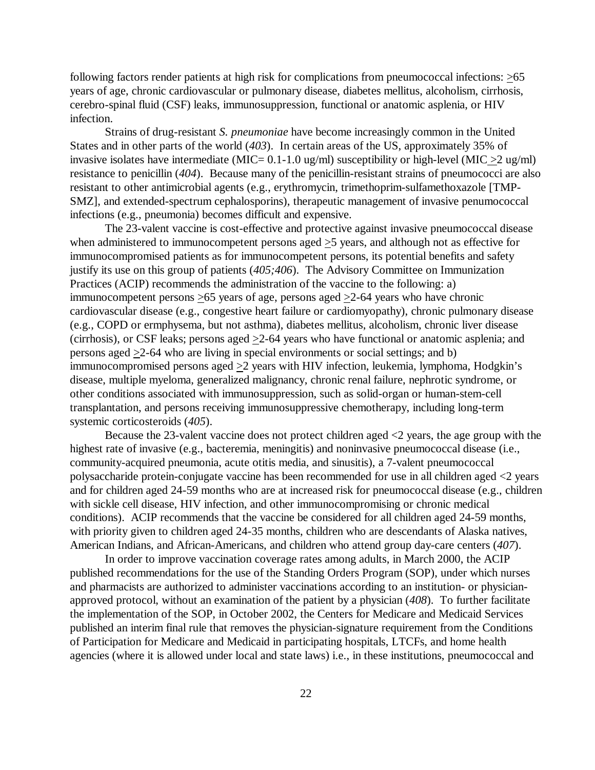following factors render patients at high risk for complications from pneumococcal infections: ≥65 years of age, chronic cardiovascular or pulmonary disease, diabetes mellitus, alcoholism, cirrhosis, cerebro-spinal fluid (CSF) leaks, immunosuppression, functional or anatomic asplenia, or HIV infection.

Strains of drug-resistant *S. pneumoniae* have become increasingly common in the United States and in other parts of the world (*403*). In certain areas of the US, approximately 35% of invasive isolates have intermediate (MIC= 0.1-1.0 ug/ml) susceptibility or high-level (MIC ≥2 ug/ml) resistance to penicillin (*404*). Because many of the penicillin-resistant strains of pneumococci are also resistant to other antimicrobial agents (e.g., erythromycin, trimethoprim-sulfamethoxazole [TMP-SMZ], and extended-spectrum cephalosporins), therapeutic management of invasive penumococcal infections (e.g., pneumonia) becomes difficult and expensive.

The 23-valent vaccine is cost-effective and protective against invasive pneumococcal disease when administered to immunocompetent persons aged ≥5 years, and although not as effective for immunocompromised patients as for immunocompetent persons, its potential benefits and safety justify its use on this group of patients (*405;406*). The Advisory Committee on Immunization Practices (ACIP) recommends the administration of the vaccine to the following: a) immunocompetent persons ≥65 years of age, persons aged ≥2-64 years who have chronic cardiovascular disease (e.g., congestive heart failure or cardiomyopathy), chronic pulmonary disease (e.g., COPD or ermphysema, but not asthma), diabetes mellitus, alcoholism, chronic liver disease (cirrhosis), or CSF leaks; persons aged ≥2-64 years who have functional or anatomic asplenia; and persons aged ≥2-64 who are living in special environments or social settings; and b) immunocompromised persons aged ≥2 years with HIV infection, leukemia, lymphoma, Hodgkin's disease, multiple myeloma, generalized malignancy, chronic renal failure, nephrotic syndrome, or other conditions associated with immunosuppression, such as solid-organ or human-stem-cell transplantation, and persons receiving immunosuppressive chemotherapy, including long-term systemic corticosteroids (*405*).

Because the 23-valent vaccine does not protect children aged <2 years, the age group with the highest rate of invasive (e.g., bacteremia, meningitis) and noninvasive pneumococcal disease (i.e., community-acquired pneumonia, acute otitis media, and sinusitis), a 7-valent pneumococcal polysaccharide protein-conjugate vaccine has been recommended for use in all children aged <2 years and for children aged 24-59 months who are at increased risk for pneumococcal disease (e.g., children with sickle cell disease, HIV infection, and other immunocompromising or chronic medical conditions). ACIP recommends that the vaccine be considered for all children aged 24-59 months, with priority given to children aged 24-35 months, children who are descendants of Alaska natives, American Indians, and African-Americans, and children who attend group day-care centers (*407*).

In order to improve vaccination coverage rates among adults, in March 2000, the ACIP published recommendations for the use of the Standing Orders Program (SOP), under which nurses and pharmacists are authorized to administer vaccinations according to an institution- or physician-approved protocol, without an examination of the patient by a physician (*408*). To further facilitate the implementation of the SOP, in October 2002, the Centers for Medicare and Medicaid Services published an interim final rule that removes the physician-signature requirement from the Conditions of Participation for Medicare and Medicaid in participating hospitals, LTCFs, and home health agencies (where it is allowed under local and state laws) i.e., in these institutions, pneumococcal and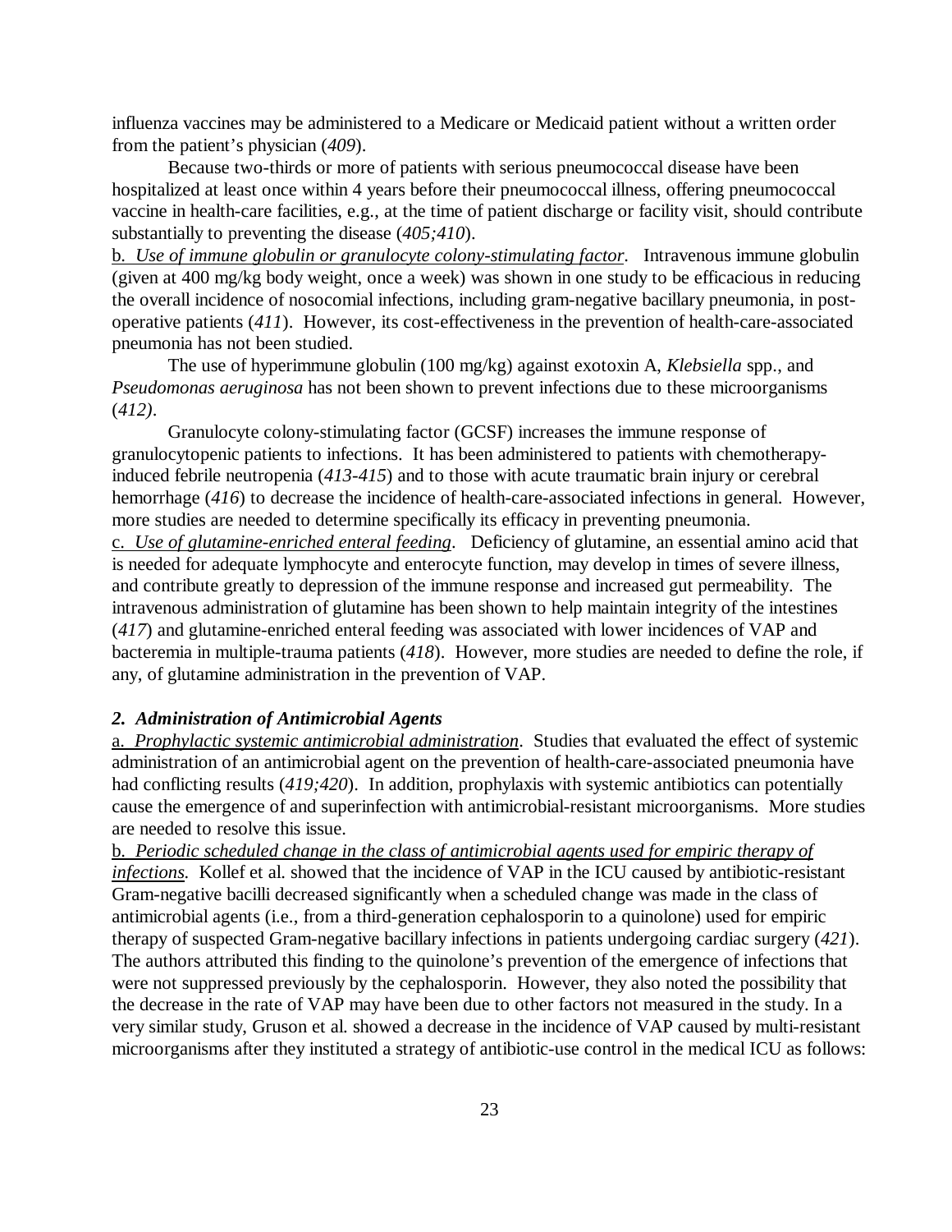influenza vaccines may be administered to a Medicare or Medicaid patient without a written order from the patient's physician (*409*).

Because two-thirds or more of patients with serious pneumococcal disease have been hospitalized at least once within 4 years before their pneumococcal illness, offering pneumococcal vaccine in health-care facilities, e.g., at the time of patient discharge or facility visit, should contribute substantially to preventing the disease (*405;410*).

b. *Use of immune globulin or granulocyte colony-stimulating factor*. Intravenous immune globulin (given at 400 mg/kg body weight, once a week) was shown in one study to be efficacious in reducing the overall incidence of nosocomial infections, including gram-negative bacillary pneumonia, in post-operative patients (*411*). However, its cost-effectiveness in the prevention of health-care-associated pneumonia has not been studied.

The use of hyperimmune globulin (100 mg/kg) against exotoxin A, *Klebsiella* spp., and *Pseudomonas aeruginosa* has not been shown to prevent infections due to these microorganisms (*412)*.

Granulocyte colony-stimulating factor (GCSF) increases the immune response of granulocytopenic patients to infections. It has been administered to patients with chemotherapy-induced febrile neutropenia (*413-415*) and to those with acute traumatic brain injury or cerebral hemorrhage (*416*) to decrease the incidence of health-care-associated infections in general. However, more studies are needed to determine specifically its efficacy in preventing pneumonia.

c. *Use of glutamine-enriched enteral feeding*. Deficiency of glutamine, an essential amino acid that is needed for adequate lymphocyte and enterocyte function, may develop in times of severe illness, and contribute greatly to depression of the immune response and increased gut permeability. The intravenous administration of glutamine has been shown to help maintain integrity of the intestines (*417*) and glutamine-enriched enteral feeding was associated with lower incidences of VAP and bacteremia in multiple-trauma patients (*418*). However, more studies are needed to define the role, if any, of glutamine administration in the prevention of VAP.

### *2. Administration of Antimicrobial Agents*

a. *Prophylactic systemic antimicrobial administration*. Studies that evaluated the effect of systemic administration of an antimicrobial agent on the prevention of health-care-associated pneumonia have had conflicting results (*419;420*). In addition, prophylaxis with systemic antibiotics can potentially cause the emergence of and superinfection with antimicrobial-resistant microorganisms. More studies are needed to resolve this issue.

b. *Periodic scheduled change in the class of antimicrobial agents used for empiric therapy of infections*. Kollef et al. showed that the incidence of VAP in the ICU caused by antibiotic-resistant Gram-negative bacilli decreased significantly when a scheduled change was made in the class of antimicrobial agents (i.e., from a third-generation cephalosporin to a quinolone) used for empiric therapy of suspected Gram-negative bacillary infections in patients undergoing cardiac surgery (*421*). The authors attributed this finding to the quinolone's prevention of the emergence of infections that were not suppressed previously by the cephalosporin. However, they also noted the possibility that the decrease in the rate of VAP may have been due to other factors not measured in the study. In a very similar study, Gruson et al. showed a decrease in the incidence of VAP caused by multi-resistant microorganisms after they instituted a strategy of antibiotic-use control in the medical ICU as follows: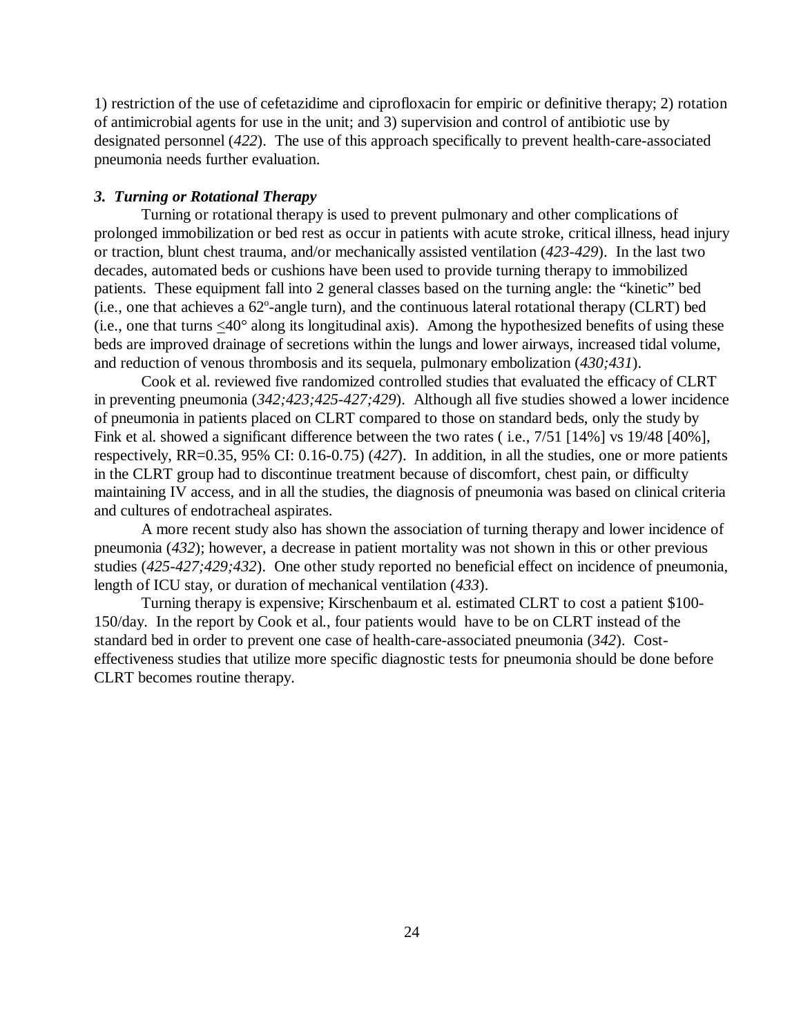1) restriction of the use of cefetazidime and ciprofloxacin for empiric or definitive therapy; 2) rotation of antimicrobial agents for use in the unit; and 3) supervision and control of antibiotic use by designated personnel (*422*). The use of this approach specifically to prevent health-care-associated pneumonia needs further evaluation.

### *3. Turning or Rotational Therapy*

Turning or rotational therapy is used to prevent pulmonary and other complications of prolonged immobilization or bed rest as occur in patients with acute stroke, critical illness, head injury or traction, blunt chest trauma, and/or mechanically assisted ventilation (*423-429*). In the last two decades, automated beds or cushions have been used to provide turning therapy to immobilized patients. These equipment fall into 2 general classes based on the turning angle: the "kinetic" bed (i.e., one that achieves a 62°-angle turn), and the continuous lateral rotational therapy (CLRT) bed (i.e., one that turns ≤40° along its longitudinal axis). Among the hypothesized benefits of using these beds are improved drainage of secretions within the lungs and lower airways, increased tidal volume, and reduction of venous thrombosis and its sequela, pulmonary embolization (*430;431*).

Cook et al. reviewed five randomized controlled studies that evaluated the efficacy of CLRT in preventing pneumonia (*342;423;425-427;429*). Although all five studies showed a lower incidence of pneumonia in patients placed on CLRT compared to those on standard beds, only the study by Fink et al. showed a significant difference between the two rates ( i.e., 7/51 [14%] vs 19/48 [40%], respectively, RR=0.35, 95% CI: 0.16-0.75) (*427*). In addition, in all the studies, one or more patients in the CLRT group had to discontinue treatment because of discomfort, chest pain, or difficulty maintaining IV access, and in all the studies, the diagnosis of pneumonia was based on clinical criteria and cultures of endotracheal aspirates.

A more recent study also has shown the association of turning therapy and lower incidence of pneumonia (*432*); however, a decrease in patient mortality was not shown in this or other previous studies (*425-427;429;432*). One other study reported no beneficial effect on incidence of pneumonia, length of ICU stay, or duration of mechanical ventilation (*433*).

Turning therapy is expensive; Kirschenbaum et al. estimated CLRT to cost a patient $100-150/day. In the report by Cook et al., four patients would have to be on CLRT instead of the standard bed in order to prevent one case of health-care-associated pneumonia (*342*). Cost-effectiveness studies that utilize more specific diagnostic tests for pneumonia should be done before CLRT becomes routine therapy.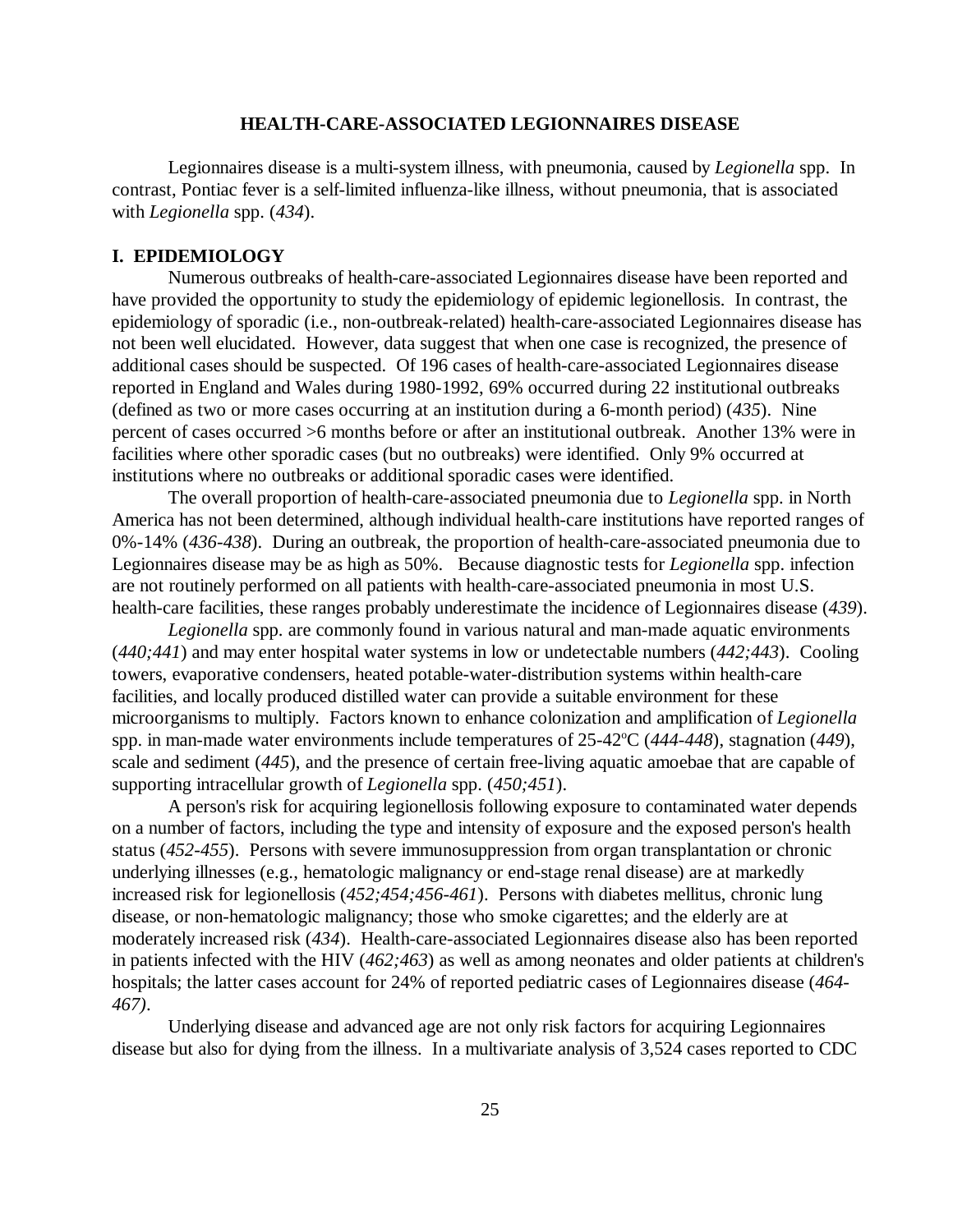## HEALTH-CARE-ASSOCIATED LEGIONNAIRES DISEASE

Legionnaires disease is a multi-system illness, with pneumonia, caused by *Legionella* spp. In contrast, Pontiac fever is a self-limited influenza-like illness, without pneumonia, that is associated with *Legionella* spp. (*434*).

### I. EPIDEMIOLOGY

Numerous outbreaks of health-care-associated Legionnaires disease have been reported and have provided the opportunity to study the epidemiology of epidemic legionellosis. In contrast, the epidemiology of sporadic (i.e., non-outbreak-related) health-care-associated Legionnaires disease has not been well elucidated. However, data suggest that when one case is recognized, the presence of additional cases should be suspected. Of 196 cases of health-care-associated Legionnaires disease reported in England and Wales during 1980-1992, 69% occurred during 22 institutional outbreaks (defined as two or more cases occurring at an institution during a 6-month period) (*435*). Nine percent of cases occurred >6 months before or after an institutional outbreak. Another 13% were in facilities where other sporadic cases (but no outbreaks) were identified. Only 9% occurred at institutions where no outbreaks or additional sporadic cases were identified.

The overall proportion of health-care-associated pneumonia due to *Legionella* spp. in North America has not been determined, although individual health-care institutions have reported ranges of 0%-14% (*436-438*). During an outbreak, the proportion of health-care-associated pneumonia due to Legionnaires disease may be as high as 50%. Because diagnostic tests for *Legionella* spp. infection are not routinely performed on all patients with health-care-associated pneumonia in most U.S. health-care facilities, these ranges probably underestimate the incidence of Legionnaires disease (*439*).

*Legionella* spp. are commonly found in various natural and man-made aquatic environments (*440;441*) and may enter hospital water systems in low or undetectable numbers (*442;443*). Cooling towers, evaporative condensers, heated potable-water-distribution systems within health-care facilities, and locally produced distilled water can provide a suitable environment for these microorganisms to multiply. Factors known to enhance colonization and amplification of *Legionella* spp. in man-made water environments include temperatures of 25-42ºC (*444-448*), stagnation (*449*), scale and sediment (*445*), and the presence of certain free-living aquatic amoebae that are capable of supporting intracellular growth of *Legionella* spp. (*450;451*).

A person's risk for acquiring legionellosis following exposure to contaminated water depends on a number of factors, including the type and intensity of exposure and the exposed person's health status (*452-455*). Persons with severe immunosuppression from organ transplantation or chronic underlying illnesses (e.g., hematologic malignancy or end-stage renal disease) are at markedly increased risk for legionellosis (*452;454;456-461*). Persons with diabetes mellitus, chronic lung disease, or non-hematologic malignancy; those who smoke cigarettes; and the elderly are at moderately increased risk (*434*). Health-care-associated Legionnaires disease also has been reported in patients infected with the HIV (*462;463*) as well as among neonates and older patients at children's hospitals; the latter cases account for 24% of reported pediatric cases of Legionnaires disease (*464-467*).

Underlying disease and advanced age are not only risk factors for acquiring Legionnaires disease but also for dying from the illness. In a multivariate analysis of 3,524 cases reported to CDC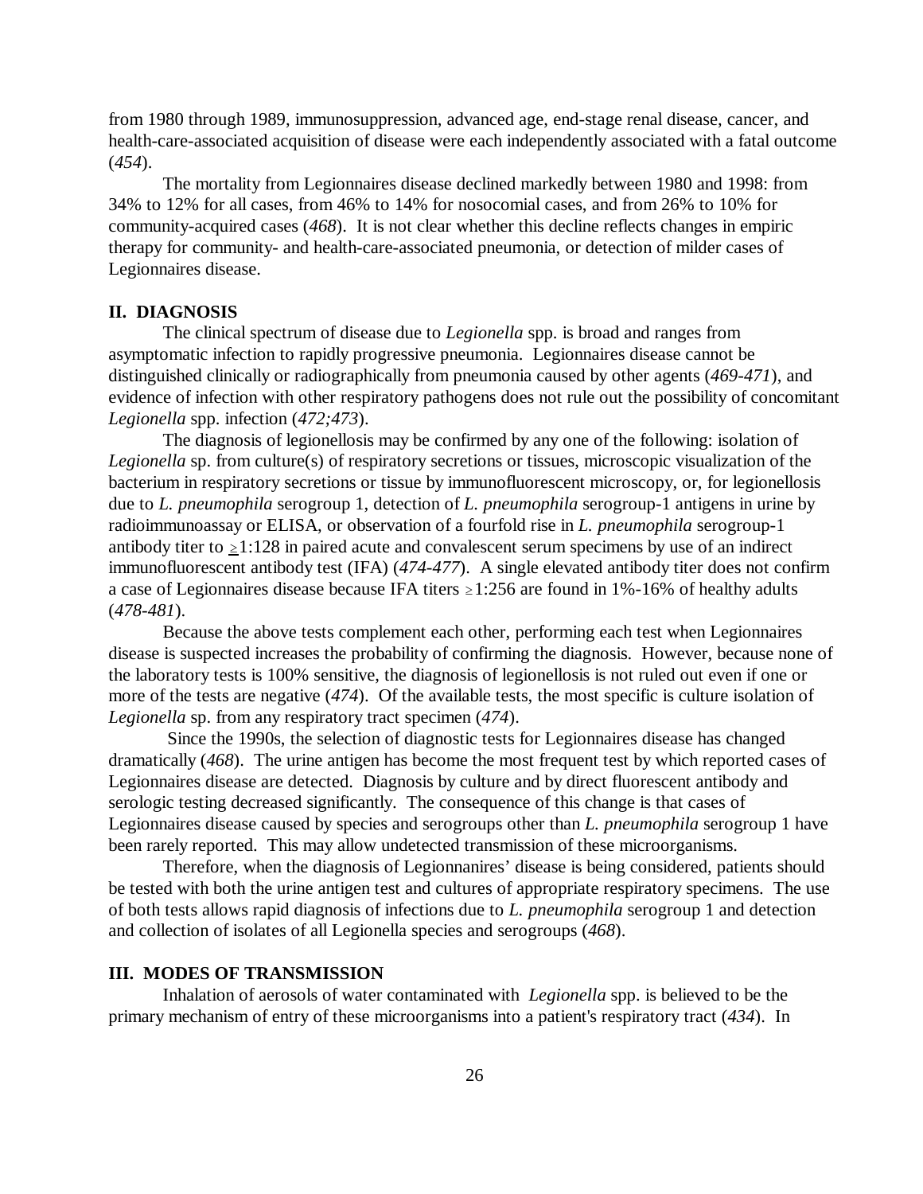from 1980 through 1989, immunosuppression, advanced age, end-stage renal disease, cancer, and health-care-associated acquisition of disease were each independently associated with a fatal outcome (*454*).

The mortality from Legionnaires disease declined markedly between 1980 and 1998: from 34% to 12% for all cases, from 46% to 14% for nosocomial cases, and from 26% to 10% for community-acquired cases (*468*). It is not clear whether this decline reflects changes in empiric therapy for community- and health-care-associated pneumonia, or detection of milder cases of Legionnaires disease.

## II. DIAGNOSIS

The clinical spectrum of disease due to *Legionella* spp. is broad and ranges from asymptomatic infection to rapidly progressive pneumonia. Legionnaires disease cannot be distinguished clinically or radiographically from pneumonia caused by other agents (*469-471*), and evidence of infection with other respiratory pathogens does not rule out the possibility of concomitant *Legionella* spp. infection (*472;473*).

The diagnosis of legionellosis may be confirmed by any one of the following: isolation of *Legionella* sp. from culture(s) of respiratory secretions or tissues, microscopic visualization of the bacterium in respiratory secretions or tissue by immunofluorescent microscopy, or, for legionellosis due to *L. pneumophila* serogroup 1, detection of *L. pneumophila* serogroup-1 antigens in urine by radioimmunoassay or ELISA, or observation of a fourfold rise in *L. pneumophila* serogroup-1 antibody titer to $\geq$1:128 in paired acute and convalescent serum specimens by use of an indirect immunofluorescent antibody test (IFA) (*474-477*). A single elevated antibody titer does not confirm a case of Legionnaires disease because IFA titers $\geq$1:256 are found in 1%-16% of healthy adults (*478-481*).

Because the above tests complement each other, performing each test when Legionnaires disease is suspected increases the probability of confirming the diagnosis. However, because none of the laboratory tests is 100% sensitive, the diagnosis of legionellosis is not ruled out even if one or more of the tests are negative (*474*). Of the available tests, the most specific is culture isolation of *Legionella* sp. from any respiratory tract specimen (*474*).

Since the 1990s, the selection of diagnostic tests for Legionnaires disease has changed dramatically (*468*). The urine antigen has become the most frequent test by which reported cases of Legionnaires disease are detected. Diagnosis by culture and by direct fluorescent antibody and serologic testing decreased significantly. The consequence of this change is that cases of Legionnaires disease caused by species and serogroups other than *L. pneumophila* serogroup 1 have been rarely reported. This may allow undetected transmission of these microorganisms.

Therefore, when the diagnosis of Legionnanires' disease is being considered, patients should be tested with both the urine antigen test and cultures of appropriate respiratory specimens. The use of both tests allows rapid diagnosis of infections due to *L. pneumophila* serogroup 1 and detection and collection of isolates of all Legionella species and serogroups (*468*).

## III. MODES OF TRANSMISSION

Inhalation of aerosols of water contaminated with *Legionella* spp. is believed to be the primary mechanism of entry of these microorganisms into a patient's respiratory tract (*434*). In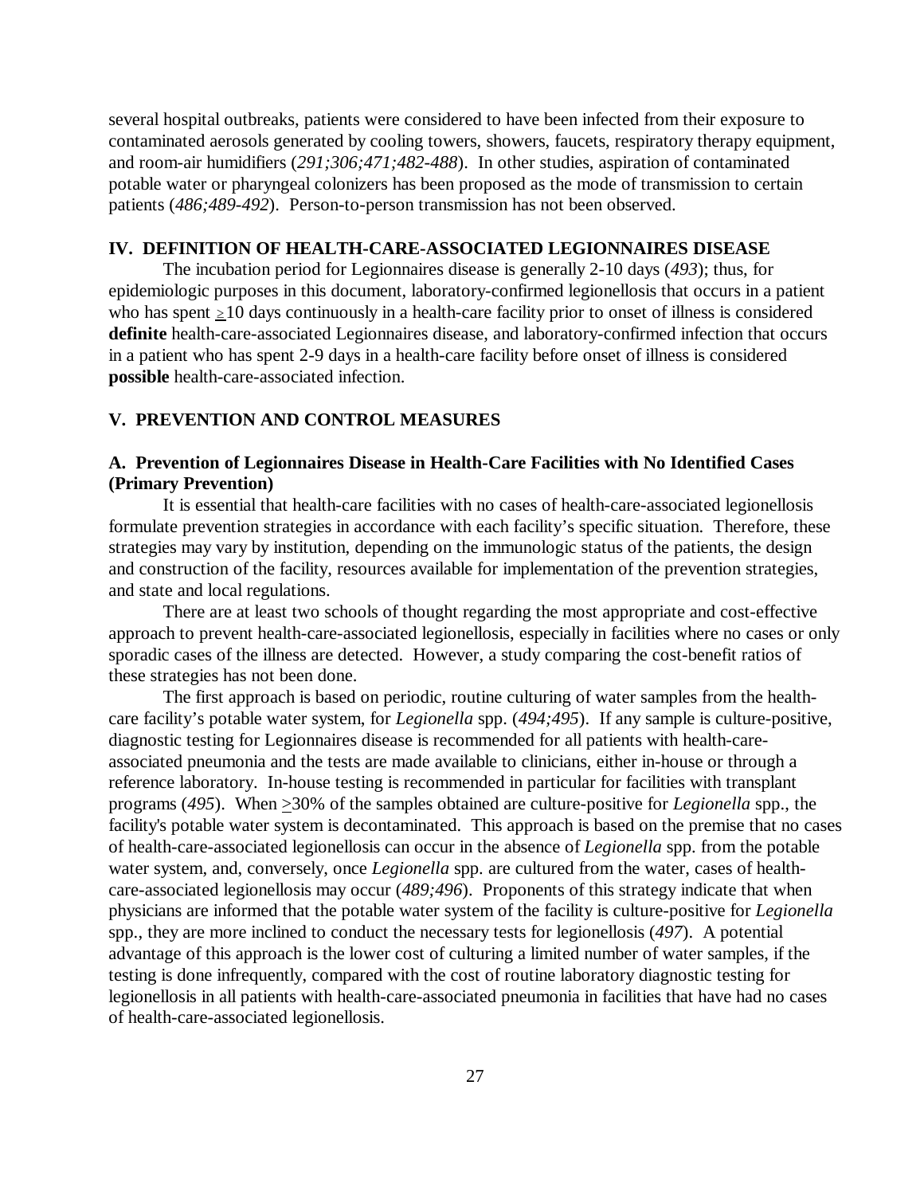several hospital outbreaks, patients were considered to have been infected from their exposure to contaminated aerosols generated by cooling towers, showers, faucets, respiratory therapy equipment, and room-air humidifiers (*291;306;471;482-488*). In other studies, aspiration of contaminated potable water or pharyngeal colonizers has been proposed as the mode of transmission to certain patients (*486;489-492*). Person-to-person transmission has not been observed.

## IV. DEFINITION OF HEALTH-CARE-ASSOCIATED LEGIONNAIRES DISEASE

The incubation period for Legionnaires disease is generally 2-10 days (*493*); thus, for epidemiologic purposes in this document, laboratory-confirmed legionellosis that occurs in a patient who has spent $\geq$10 days continuously in a health-care facility prior to onset of illness is considered **definite** health-care-associated Legionnaires disease, and laboratory-confirmed infection that occurs in a patient who has spent 2-9 days in a health-care facility before onset of illness is considered **possible** health-care-associated infection.

## V. PREVENTION AND CONTROL MEASURES

### A. Prevention of Legionnaires Disease in Health-Care Facilities with No Identified Cases (Primary Prevention)

It is essential that health-care facilities with no cases of health-care-associated legionellosis formulate prevention strategies in accordance with each facility's specific situation. Therefore, these strategies may vary by institution, depending on the immunologic status of the patients, the design and construction of the facility, resources available for implementation of the prevention strategies, and state and local regulations.

There are at least two schools of thought regarding the most appropriate and cost-effective approach to prevent health-care-associated legionellosis, especially in facilities where no cases or only sporadic cases of the illness are detected. However, a study comparing the cost-benefit ratios of these strategies has not been done.

The first approach is based on periodic, routine culturing of water samples from the health-care facility's potable water system, for *Legionella* spp. (*494;495*). If any sample is culture-positive, diagnostic testing for Legionnaires disease is recommended for all patients with health-care-associated pneumonia and the tests are made available to clinicians, either in-house or through a reference laboratory. In-house testing is recommended in particular for facilities with transplant programs (*495*). When $\geq$30% of the samples obtained are culture-positive for *Legionella* spp., the facility's potable water system is decontaminated. This approach is based on the premise that no cases of health-care-associated legionellosis can occur in the absence of *Legionella* spp. from the potable water system, and, conversely, once *Legionella* spp. are cultured from the water, cases of health-care-associated legionellosis may occur (*489;496*). Proponents of this strategy indicate that when physicians are informed that the potable water system of the facility is culture-positive for *Legionella* spp., they are more inclined to conduct the necessary tests for legionellosis (*497*). A potential advantage of this approach is the lower cost of culturing a limited number of water samples, if the testing is done infrequently, compared with the cost of routine laboratory diagnostic testing for legionellosis in all patients with health-care-associated pneumonia in facilities that have had no cases of health-care-associated legionellosis.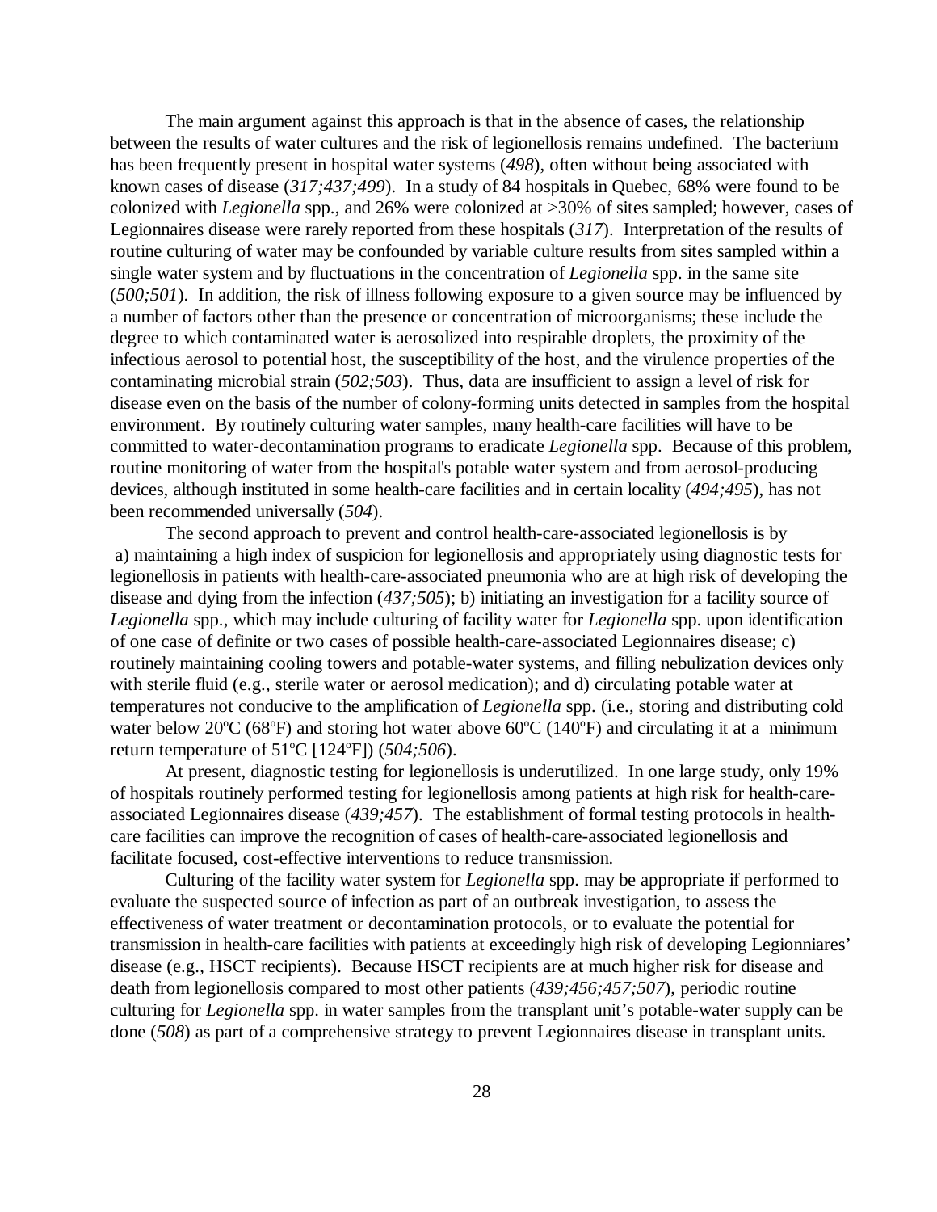The main argument against this approach is that in the absence of cases, the relationship between the results of water cultures and the risk of legionellosis remains undefined. The bacterium has been frequently present in hospital water systems (*498*), often without being associated with known cases of disease (*317;437;499*). In a study of 84 hospitals in Quebec, 68% were found to be colonized with *Legionella* spp., and 26% were colonized at >30% of sites sampled; however, cases of Legionnaires disease were rarely reported from these hospitals (*317*). Interpretation of the results of routine culturing of water may be confounded by variable culture results from sites sampled within a single water system and by fluctuations in the concentration of *Legionella* spp. in the same site (*500;501*). In addition, the risk of illness following exposure to a given source may be influenced by a number of factors other than the presence or concentration of microorganisms; these include the degree to which contaminated water is aerosolized into respirable droplets, the proximity of the infectious aerosol to potential host, the susceptibility of the host, and the virulence properties of the contaminating microbial strain (*502;503*). Thus, data are insufficient to assign a level of risk for disease even on the basis of the number of colony-forming units detected in samples from the hospital environment. By routinely culturing water samples, many health-care facilities will have to be committed to water-decontamination programs to eradicate *Legionella* spp. Because of this problem, routine monitoring of water from the hospital's potable water system and from aerosol-producing devices, although instituted in some health-care facilities and in certain locality (*494;495*), has not been recommended universally (*504*).

The second approach to prevent and control health-care-associated legionellosis is by a) maintaining a high index of suspicion for legionellosis and appropriately using diagnostic tests for legionellosis in patients with health-care-associated pneumonia who are at high risk of developing the disease and dying from the infection (*437;505*); b) initiating an investigation for a facility source of *Legionella* spp., which may include culturing of facility water for *Legionella* spp. upon identification of one case of definite or two cases of possible health-care-associated Legionnaires disease; c) routinely maintaining cooling towers and potable-water systems, and filling nebulization devices only with sterile fluid (e.g., sterile water or aerosol medication); and d) circulating potable water at temperatures not conducive to the amplification of *Legionella* spp. (i.e., storing and distributing cold water below 20ºC (68ºF) and storing hot water above 60ºC (140ºF) and circulating it at a minimum return temperature of 51ºC [124ºF]) (*504;506*).

At present, diagnostic testing for legionellosis is underutilized. In one large study, only 19% of hospitals routinely performed testing for legionellosis among patients at high risk for health-care-associated Legionnaires disease (*439;457*). The establishment of formal testing protocols in health-care facilities can improve the recognition of cases of health-care-associated legionellosis and facilitate focused, cost-effective interventions to reduce transmission.

Culturing of the facility water system for *Legionella* spp. may be appropriate if performed to evaluate the suspected source of infection as part of an outbreak investigation, to assess the effectiveness of water treatment or decontamination protocols, or to evaluate the potential for transmission in health-care facilities with patients at exceedingly high risk of developing Legionniares' disease (e.g., HSCT recipients). Because HSCT recipients are at much higher risk for disease and death from legionellosis compared to most other patients (*439;456;457;507*), periodic routine culturing for *Legionella* spp. in water samples from the transplant unit's potable-water supply can be done (*508*) as part of a comprehensive strategy to prevent Legionnaires disease in transplant units.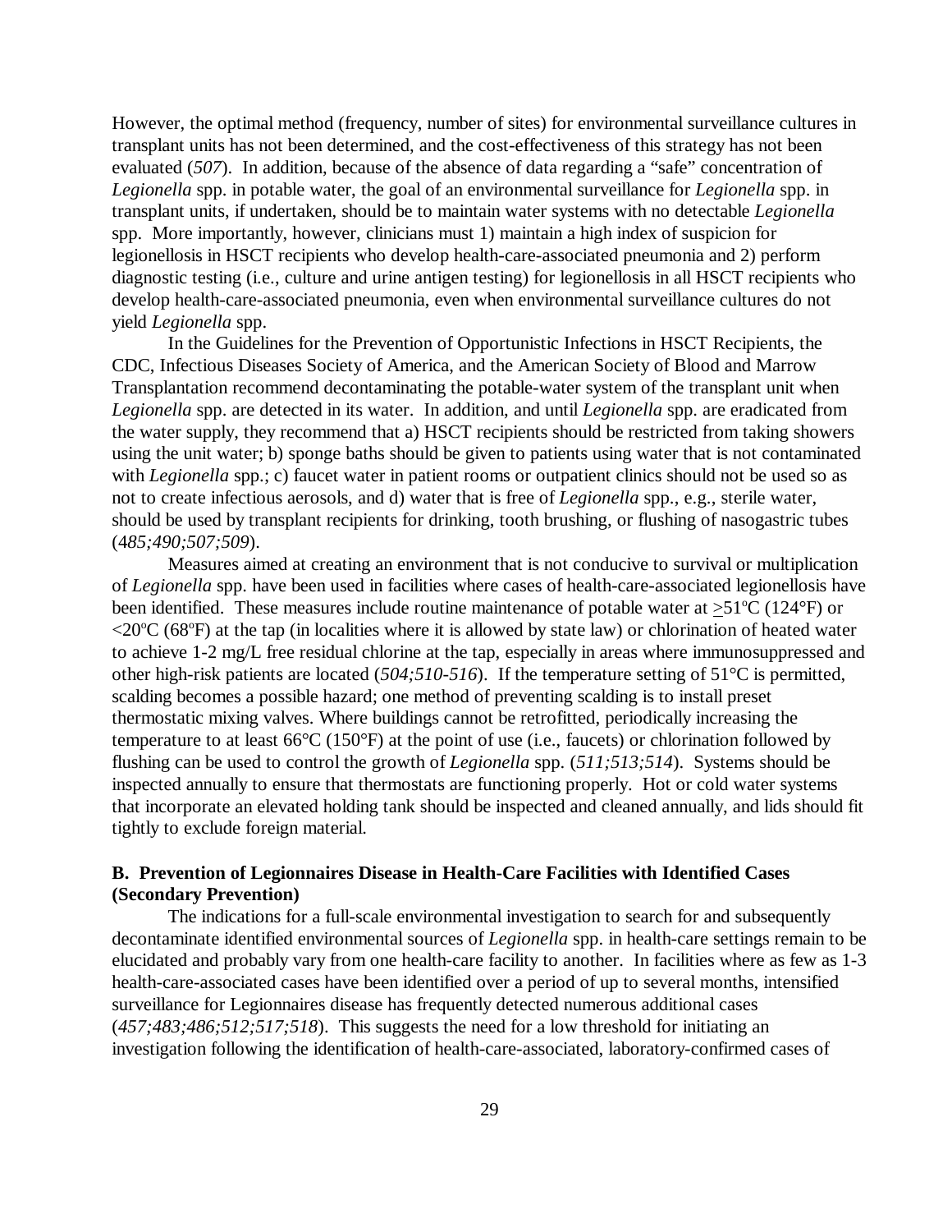However, the optimal method (frequency, number of sites) for environmental surveillance cultures in transplant units has not been determined, and the cost-effectiveness of this strategy has not been evaluated (*507*). In addition, because of the absence of data regarding a "safe" concentration of *Legionella* spp. in potable water, the goal of an environmental surveillance for *Legionella* spp. in transplant units, if undertaken, should be to maintain water systems with no detectable *Legionella* spp. More importantly, however, clinicians must 1) maintain a high index of suspicion for legionellosis in HSCT recipients who develop health-care-associated pneumonia and 2) perform diagnostic testing (i.e., culture and urine antigen testing) for legionellosis in all HSCT recipients who develop health-care-associated pneumonia, even when environmental surveillance cultures do not yield *Legionella* spp.

In the Guidelines for the Prevention of Opportunistic Infections in HSCT Recipients, the CDC, Infectious Diseases Society of America, and the American Society of Blood and Marrow Transplantation recommend decontaminating the potable-water system of the transplant unit when *Legionella* spp. are detected in its water. In addition, and until *Legionella* spp. are eradicated from the water supply, they recommend that a) HSCT recipients should be restricted from taking showers using the unit water; b) sponge baths should be given to patients using water that is not contaminated with *Legionella* spp.; c) faucet water in patient rooms or outpatient clinics should not be used so as not to create infectious aerosols, and d) water that is free of *Legionella* spp., e.g., sterile water, should be used by transplant recipients for drinking, tooth brushing, or flushing of nasogastric tubes (*485;490;507;509*).

Measures aimed at creating an environment that is not conducive to survival or multiplication of *Legionella* spp. have been used in facilities where cases of health-care-associated legionellosis have been identified. These measures include routine maintenance of potable water at ≥51ºC (124°F) or <20ºC (68ºF) at the tap (in localities where it is allowed by state law) or chlorination of heated water to achieve 1-2 mg/L free residual chlorine at the tap, especially in areas where immunosuppressed and other high-risk patients are located (*504;510-516*). If the temperature setting of 51°C is permitted, scalding becomes a possible hazard; one method of preventing scalding is to install preset thermostatic mixing valves. Where buildings cannot be retrofitted, periodically increasing the temperature to at least 66°C (150°F) at the point of use (i.e., faucets) or chlorination followed by flushing can be used to control the growth of *Legionella* spp. (*511;513;514*). Systems should be inspected annually to ensure that thermostats are functioning properly. Hot or cold water systems that incorporate an elevated holding tank should be inspected and cleaned annually, and lids should fit tightly to exclude foreign material.

### B. Prevention of Legionnaires Disease in Health-Care Facilities with Identified Cases (Secondary Prevention)

The indications for a full-scale environmental investigation to search for and subsequently decontaminate identified environmental sources of *Legionella* spp. in health-care settings remain to be elucidated and probably vary from one health-care facility to another. In facilities where as few as 1-3 health-care-associated cases have been identified over a period of up to several months, intensified surveillance for Legionnaires disease has frequently detected numerous additional cases (*457;483;486;512;517;518*). This suggests the need for a low threshold for initiating an investigation following the identification of health-care-associated, laboratory-confirmed cases of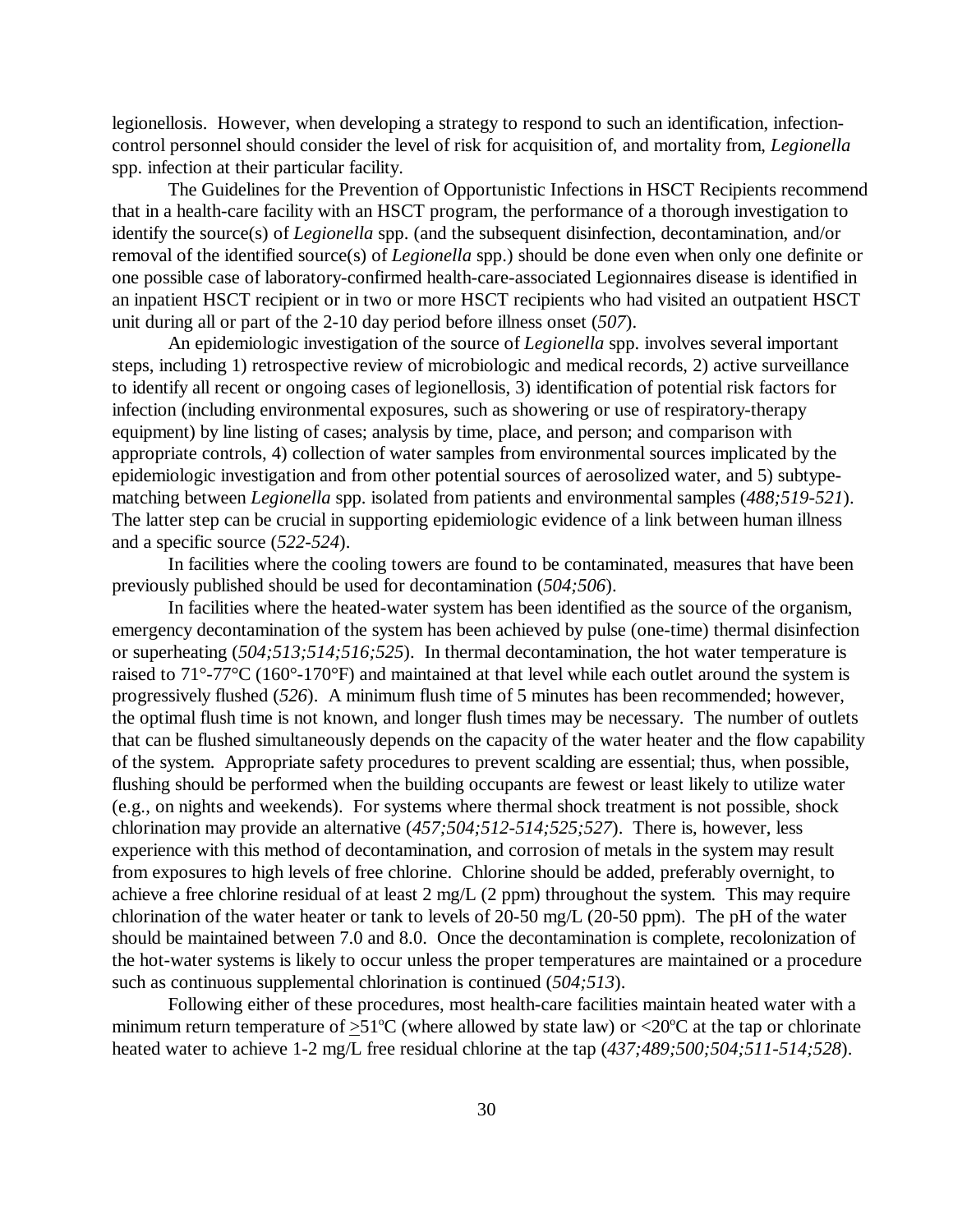legionellosis. However, when developing a strategy to respond to such an identification, infection-control personnel should consider the level of risk for acquisition of, and mortality from, *Legionella* spp. infection at their particular facility.

The Guidelines for the Prevention of Opportunistic Infections in HSCT Recipients recommend that in a health-care facility with an HSCT program, the performance of a thorough investigation to identify the source(s) of *Legionella* spp. (and the subsequent disinfection, decontamination, and/or removal of the identified source(s) of *Legionella* spp.) should be done even when only one definite or one possible case of laboratory-confirmed health-care-associated Legionnaires disease is identified in an inpatient HSCT recipient or in two or more HSCT recipients who had visited an outpatient HSCT unit during all or part of the 2-10 day period before illness onset (*507*).

An epidemiologic investigation of the source of *Legionella* spp. involves several important steps, including 1) retrospective review of microbiologic and medical records, 2) active surveillance to identify all recent or ongoing cases of legionellosis, 3) identification of potential risk factors for infection (including environmental exposures, such as showering or use of respiratory-therapy equipment) by line listing of cases; analysis by time, place, and person; and comparison with appropriate controls, 4) collection of water samples from environmental sources implicated by the epidemiologic investigation and from other potential sources of aerosolized water, and 5) subtype-matching between *Legionella* spp. isolated from patients and environmental samples (*488;519-521*). The latter step can be crucial in supporting epidemiologic evidence of a link between human illness and a specific source (*522-524*).

In facilities where the cooling towers are found to be contaminated, measures that have been previously published should be used for decontamination (*504;506*).

In facilities where the heated-water system has been identified as the source of the organism, emergency decontamination of the system has been achieved by pulse (one-time) thermal disinfection or superheating (*504;513;514;516;525*). In thermal decontamination, the hot water temperature is raised to 71°-77°C (160°-170°F) and maintained at that level while each outlet around the system is progressively flushed (*526*). A minimum flush time of 5 minutes has been recommended; however, the optimal flush time is not known, and longer flush times may be necessary. The number of outlets that can be flushed simultaneously depends on the capacity of the water heater and the flow capability of the system. Appropriate safety procedures to prevent scalding are essential; thus, when possible, flushing should be performed when the building occupants are fewest or least likely to utilize water (e.g., on nights and weekends). For systems where thermal shock treatment is not possible, shock chlorination may provide an alternative (*457;504;512-514;525;527*). There is, however, less experience with this method of decontamination, and corrosion of metals in the system may result from exposures to high levels of free chlorine. Chlorine should be added, preferably overnight, to achieve a free chlorine residual of at least 2 mg/L (2 ppm) throughout the system. This may require chlorination of the water heater or tank to levels of 20-50 mg/L (20-50 ppm). The pH of the water should be maintained between 7.0 and 8.0. Once the decontamination is complete, recolonization of the hot-water systems is likely to occur unless the proper temperatures are maintained or a procedure such as continuous supplemental chlorination is continued (*504;513*).

Following either of these procedures, most health-care facilities maintain heated water with a minimum return temperature of $\geq$51°C (where allowed by state law) or <20°C at the tap or chlorinate heated water to achieve 1-2 mg/L free residual chlorine at the tap (*437;489;500;504;511-514;528*).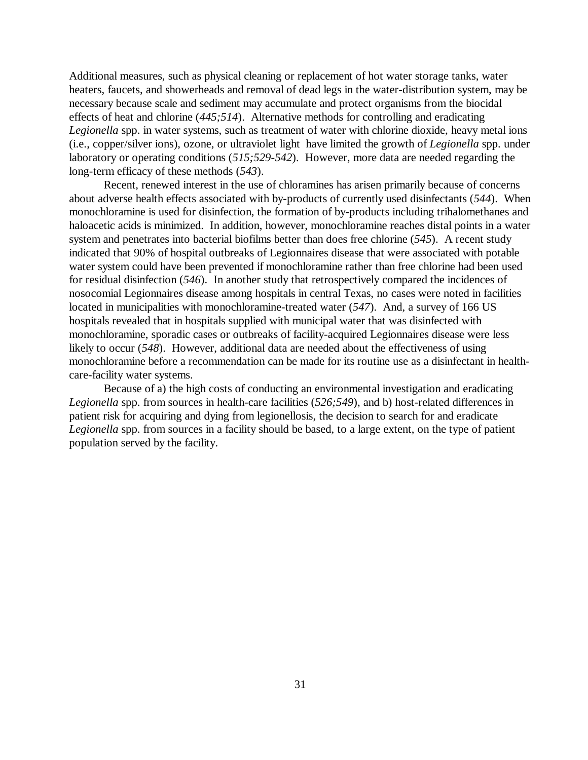Additional measures, such as physical cleaning or replacement of hot water storage tanks, water heaters, faucets, and showerheads and removal of dead legs in the water-distribution system, may be necessary because scale and sediment may accumulate and protect organisms from the biocidal effects of heat and chlorine (*445;514*). Alternative methods for controlling and eradicating *Legionella* spp. in water systems, such as treatment of water with chlorine dioxide, heavy metal ions (i.e., copper/silver ions), ozone, or ultraviolet light have limited the growth of *Legionella* spp. under laboratory or operating conditions (*515;529-542*). However, more data are needed regarding the long-term efficacy of these methods (*543*).

Recent, renewed interest in the use of chloramines has arisen primarily because of concerns about adverse health effects associated with by-products of currently used disinfectants (*544*). When monochloramine is used for disinfection, the formation of by-products including trihalomethanes and haloacetic acids is minimized. In addition, however, monochloramine reaches distal points in a water system and penetrates into bacterial biofilms better than does free chlorine (*545*). A recent study indicated that 90% of hospital outbreaks of Legionnaires disease that were associated with potable water system could have been prevented if monochloramine rather than free chlorine had been used for residual disinfection (*546*). In another study that retrospectively compared the incidences of nosocomial Legionnaires disease among hospitals in central Texas, no cases were noted in facilities located in municipalities with monochloramine-treated water (*547*). And, a survey of 166 US hospitals revealed that in hospitals supplied with municipal water that was disinfected with monochloramine, sporadic cases or outbreaks of facility-acquired Legionnaires disease were less likely to occur (*548*). However, additional data are needed about the effectiveness of using monochloramine before a recommendation can be made for its routine use as a disinfectant in health-care-facility water systems.

Because of a) the high costs of conducting an environmental investigation and eradicating *Legionella* spp. from sources in health-care facilities (*526;549*), and b) host-related differences in patient risk for acquiring and dying from legionellosis, the decision to search for and eradicate *Legionella* spp. from sources in a facility should be based, to a large extent, on the type of patient population served by the facility.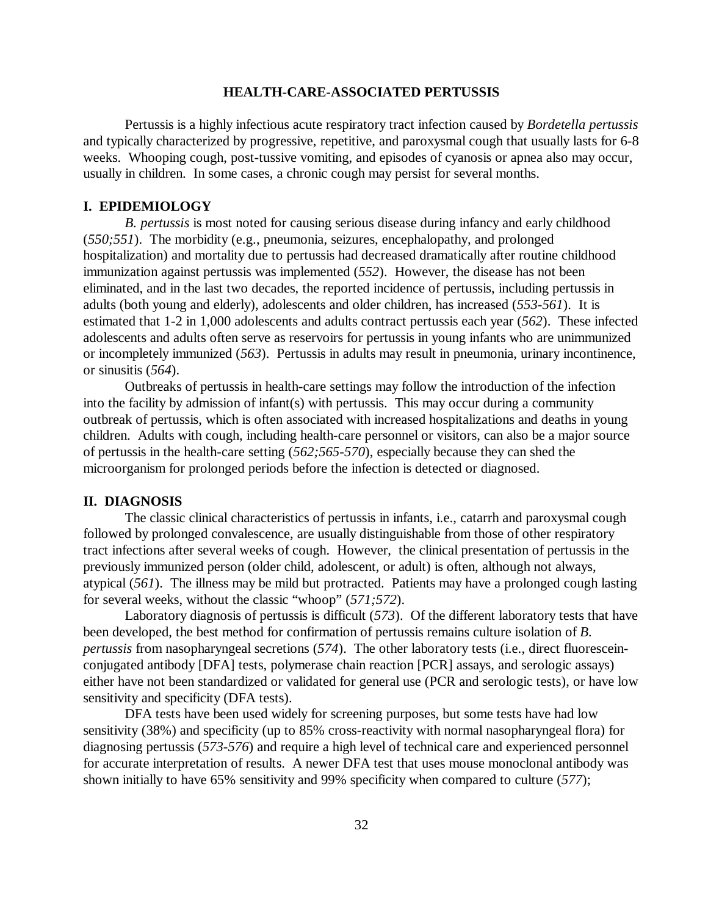## HEALTH-CARE-ASSOCIATED PERTUSSIS

Pertussis is a highly infectious acute respiratory tract infection caused by *Bordetella pertussis* and typically characterized by progressive, repetitive, and paroxysmal cough that usually lasts for 6-8 weeks. Whooping cough, post-tussive vomiting, and episodes of cyanosis or apnea also may occur, usually in children. In some cases, a chronic cough may persist for several months.

### I. EPIDEMIOLOGY

*B. pertussis* is most noted for causing serious disease during infancy and early childhood (*550;551*). The morbidity (e.g., pneumonia, seizures, encephalopathy, and prolonged hospitalization) and mortality due to pertussis had decreased dramatically after routine childhood immunization against pertussis was implemented (*552*). However, the disease has not been eliminated, and in the last two decades, the reported incidence of pertussis, including pertussis in adults (both young and elderly), adolescents and older children, has increased (*553-561*). It is estimated that 1-2 in 1,000 adolescents and adults contract pertussis each year (*562*). These infected adolescents and adults often serve as reservoirs for pertussis in young infants who are unimmunized or incompletely immunized (*563*). Pertussis in adults may result in pneumonia, urinary incontinence, or sinusitis (*564*).

Outbreaks of pertussis in health-care settings may follow the introduction of the infection into the facility by admission of infant(s) with pertussis. This may occur during a community outbreak of pertussis, which is often associated with increased hospitalizations and deaths in young children. Adults with cough, including health-care personnel or visitors, can also be a major source of pertussis in the health-care setting (*562;565-570*), especially because they can shed the microorganism for prolonged periods before the infection is detected or diagnosed.

### II. DIAGNOSIS

The classic clinical characteristics of pertussis in infants, i.e., catarrh and paroxysmal cough followed by prolonged convalescence, are usually distinguishable from those of other respiratory tract infections after several weeks of cough. However, the clinical presentation of pertussis in the previously immunized person (older child, adolescent, or adult) is often, although not always, atypical (*561*). The illness may be mild but protracted. Patients may have a prolonged cough lasting for several weeks, without the classic "whoop" (*571;572*).

Laboratory diagnosis of pertussis is difficult (*573*). Of the different laboratory tests that have been developed, the best method for confirmation of pertussis remains culture isolation of *B. pertussis* from nasopharyngeal secretions (*574*). The other laboratory tests (i.e., direct fluorescein-conjugated antibody [DFA] tests, polymerase chain reaction [PCR] assays, and serologic assays) either have not been standardized or validated for general use (PCR and serologic tests), or have low sensitivity and specificity (DFA tests).

DFA tests have been used widely for screening purposes, but some tests have had low sensitivity (38%) and specificity (up to 85% cross-reactivity with normal nasopharyngeal flora) for diagnosing pertussis (*573-576*) and require a high level of technical care and experienced personnel for accurate interpretation of results. A newer DFA test that uses mouse monoclonal antibody was shown initially to have 65% sensitivity and 99% specificity when compared to culture (*577*);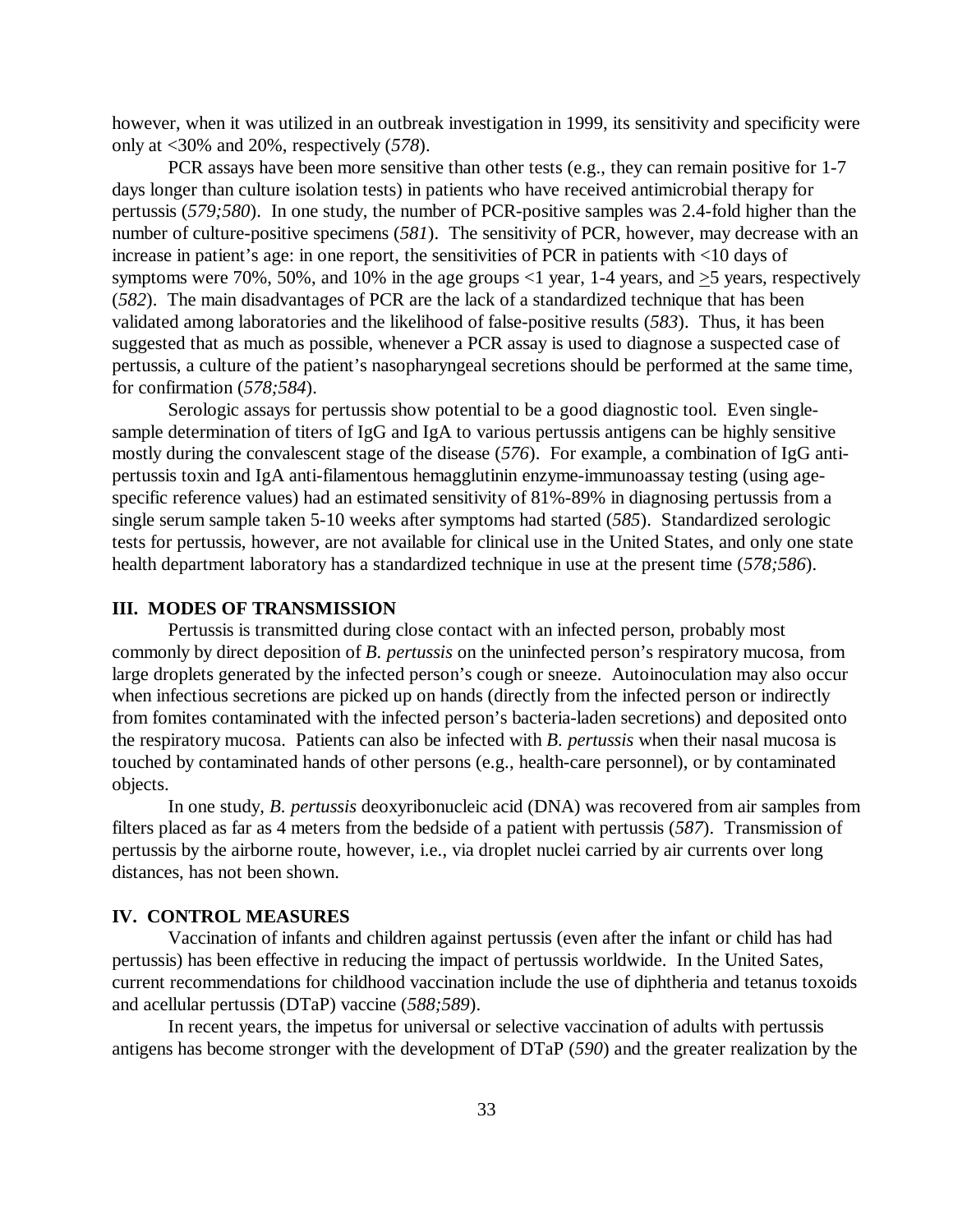however, when it was utilized in an outbreak investigation in 1999, its sensitivity and specificity were only at <30% and 20%, respectively (*578*).

PCR assays have been more sensitive than other tests (e.g., they can remain positive for 1-7 days longer than culture isolation tests) in patients who have received antimicrobial therapy for pertussis (*579;580*). In one study, the number of PCR-positive samples was 2.4-fold higher than the number of culture-positive specimens (*581*). The sensitivity of PCR, however, may decrease with an increase in patient's age: in one report, the sensitivities of PCR in patients with <10 days of symptoms were 70%, 50%, and 10% in the age groups <1 year, 1-4 years, and $\geq$5 years, respectively (*582*). The main disadvantages of PCR are the lack of a standardized technique that has been validated among laboratories and the likelihood of false-positive results (*583*). Thus, it has been suggested that as much as possible, whenever a PCR assay is used to diagnose a suspected case of pertussis, a culture of the patient's nasopharyngeal secretions should be performed at the same time, for confirmation (*578;584*).

Serologic assays for pertussis show potential to be a good diagnostic tool. Even single-sample determination of titers of IgG and IgA to various pertussis antigens can be highly sensitive mostly during the convalescent stage of the disease (*576*). For example, a combination of IgG anti-pertussis toxin and IgA anti-filamentous hemagglutinin enzyme-immunoassay testing (using age-specific reference values) had an estimated sensitivity of 81%-89% in diagnosing pertussis from a single serum sample taken 5-10 weeks after symptoms had started (*585*). Standardized serologic tests for pertussis, however, are not available for clinical use in the United States, and only one state health department laboratory has a standardized technique in use at the present time (*578;586*).

## III. MODES OF TRANSMISSION

Pertussis is transmitted during close contact with an infected person, probably most commonly by direct deposition of *B. pertussis* on the uninfected person's respiratory mucosa, from large droplets generated by the infected person's cough or sneeze. Autoinoculation may also occur when infectious secretions are picked up on hands (directly from the infected person or indirectly from fomites contaminated with the infected person's bacteria-laden secretions) and deposited onto the respiratory mucosa. Patients can also be infected with *B. pertussis* when their nasal mucosa is touched by contaminated hands of other persons (e.g., health-care personnel), or by contaminated objects.

In one study, *B. pertussis* deoxyribonucleic acid (DNA) was recovered from air samples from filters placed as far as 4 meters from the bedside of a patient with pertussis (*587*). Transmission of pertussis by the airborne route, however, i.e., via droplet nuclei carried by air currents over long distances, has not been shown.

## IV. CONTROL MEASURES

Vaccination of infants and children against pertussis (even after the infant or child has had pertussis) has been effective in reducing the impact of pertussis worldwide. In the United Sates, current recommendations for childhood vaccination include the use of diphtheria and tetanus toxoids and acellular pertussis (DTaP) vaccine (*588;589*).

In recent years, the impetus for universal or selective vaccination of adults with pertussis antigens has become stronger with the development of DTaP (*590*) and the greater realization by the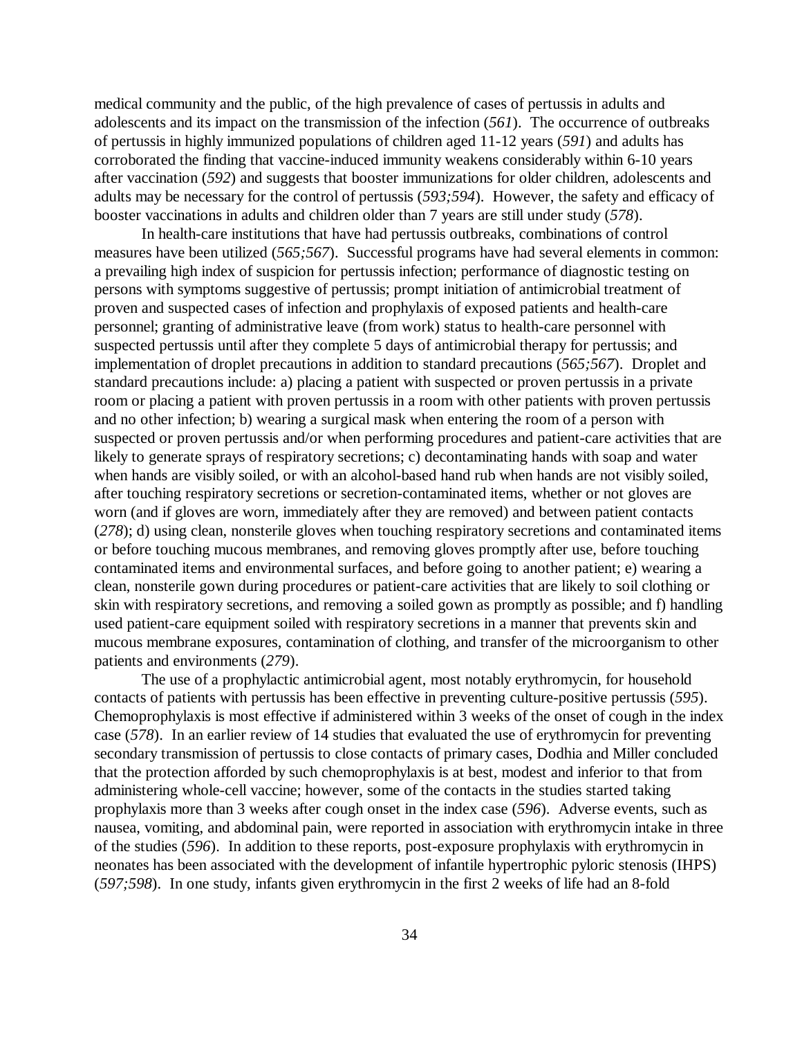medical community and the public, of the high prevalence of cases of pertussis in adults and adolescents and its impact on the transmission of the infection (*561*). The occurrence of outbreaks of pertussis in highly immunized populations of children aged 11-12 years (*591*) and adults has corroborated the finding that vaccine-induced immunity weakens considerably within 6-10 years after vaccination (*592*) and suggests that booster immunizations for older children, adolescents and adults may be necessary for the control of pertussis (*593;594*). However, the safety and efficacy of booster vaccinations in adults and children older than 7 years are still under study (*578*).

In health-care institutions that have had pertussis outbreaks, combinations of control measures have been utilized (*565;567*). Successful programs have had several elements in common: a prevailing high index of suspicion for pertussis infection; performance of diagnostic testing on persons with symptoms suggestive of pertussis; prompt initiation of antimicrobial treatment of proven and suspected cases of infection and prophylaxis of exposed patients and health-care personnel; granting of administrative leave (from work) status to health-care personnel with suspected pertussis until after they complete 5 days of antimicrobial therapy for pertussis; and implementation of droplet precautions in addition to standard precautions (*565;567*). Droplet and standard precautions include: a) placing a patient with suspected or proven pertussis in a private room or placing a patient with proven pertussis in a room with other patients with proven pertussis and no other infection; b) wearing a surgical mask when entering the room of a person with suspected or proven pertussis and/or when performing procedures and patient-care activities that are likely to generate sprays of respiratory secretions; c) decontaminating hands with soap and water when hands are visibly soiled, or with an alcohol-based hand rub when hands are not visibly soiled, after touching respiratory secretions or secretion-contaminated items, whether or not gloves are worn (and if gloves are worn, immediately after they are removed) and between patient contacts (*278*); d) using clean, nonsterile gloves when touching respiratory secretions and contaminated items or before touching mucous membranes, and removing gloves promptly after use, before touching contaminated items and environmental surfaces, and before going to another patient; e) wearing a clean, nonsterile gown during procedures or patient-care activities that are likely to soil clothing or skin with respiratory secretions, and removing a soiled gown as promptly as possible; and f) handling used patient-care equipment soiled with respiratory secretions in a manner that prevents skin and mucous membrane exposures, contamination of clothing, and transfer of the microorganism to other patients and environments (*279*).

The use of a prophylactic antimicrobial agent, most notably erythromycin, for household contacts of patients with pertussis has been effective in preventing culture-positive pertussis (*595*). Chemoprophylaxis is most effective if administered within 3 weeks of the onset of cough in the index case (*578*). In an earlier review of 14 studies that evaluated the use of erythromycin for preventing secondary transmission of pertussis to close contacts of primary cases, Dodhia and Miller concluded that the protection afforded by such chemoprophylaxis is at best, modest and inferior to that from administering whole-cell vaccine; however, some of the contacts in the studies started taking prophylaxis more than 3 weeks after cough onset in the index case (*596*). Adverse events, such as nausea, vomiting, and abdominal pain, were reported in association with erythromycin intake in three of the studies (*596*). In addition to these reports, post-exposure prophylaxis with erythromycin in neonates has been associated with the development of infantile hypertrophic pyloric stenosis (IHPS) (*597;598*). In one study, infants given erythromycin in the first 2 weeks of life had an 8-fold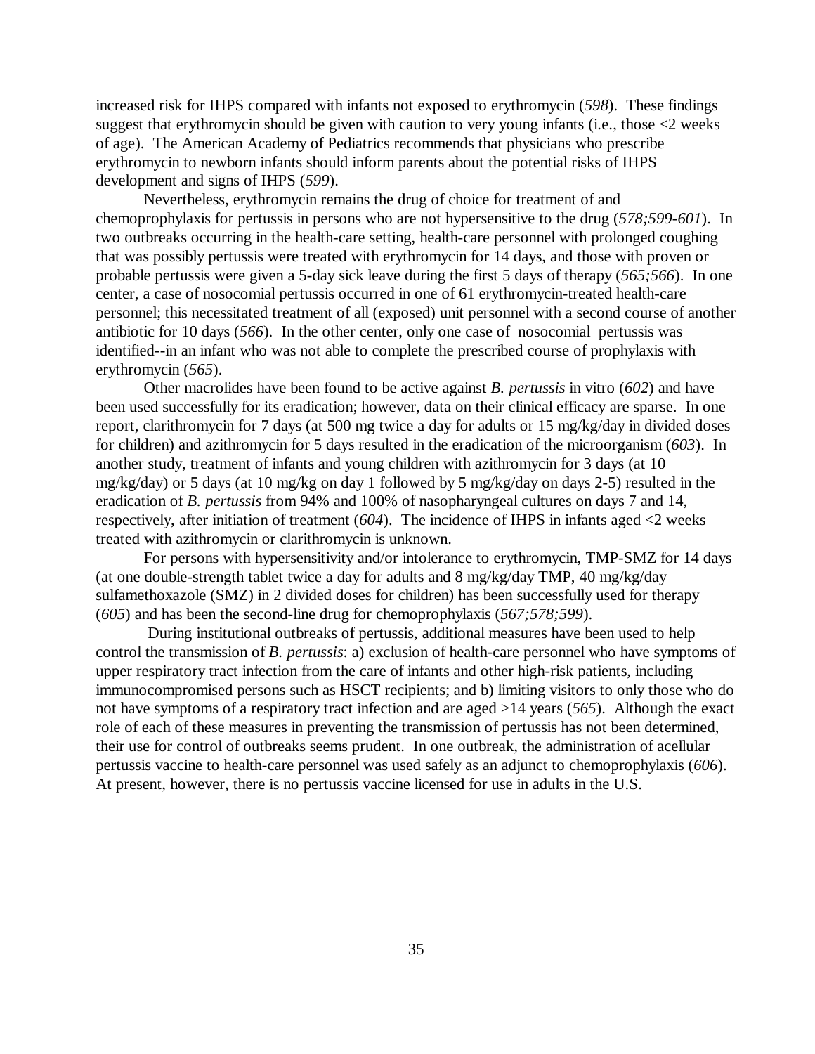increased risk for IHPS compared with infants not exposed to erythromycin (*598*). These findings suggest that erythromycin should be given with caution to very young infants (i.e., those <2 weeks of age). The American Academy of Pediatrics recommends that physicians who prescribe erythromycin to newborn infants should inform parents about the potential risks of IHPS development and signs of IHPS (*599*).

Nevertheless, erythromycin remains the drug of choice for treatment of and chemoprophylaxis for pertussis in persons who are not hypersensitive to the drug (*578;599-601*). In two outbreaks occurring in the health-care setting, health-care personnel with prolonged coughing that was possibly pertussis were treated with erythromycin for 14 days, and those with proven or probable pertussis were given a 5-day sick leave during the first 5 days of therapy (*565;566*). In one center, a case of nosocomial pertussis occurred in one of 61 erythromycin-treated health-care personnel; this necessitated treatment of all (exposed) unit personnel with a second course of another antibiotic for 10 days (*566*). In the other center, only one case of nosocomial pertussis was identified--in an infant who was not able to complete the prescribed course of prophylaxis with erythromycin (*565*).

Other macrolides have been found to be active against *B. pertussis* in vitro (*602*) and have been used successfully for its eradication; however, data on their clinical efficacy are sparse. In one report, clarithromycin for 7 days (at 500 mg twice a day for adults or 15 mg/kg/day in divided doses for children) and azithromycin for 5 days resulted in the eradication of the microorganism (*603*). In another study, treatment of infants and young children with azithromycin for 3 days (at 10 mg/kg/day) or 5 days (at 10 mg/kg on day 1 followed by 5 mg/kg/day on days 2-5) resulted in the eradication of *B. pertussis* from 94% and 100% of nasopharyngeal cultures on days 7 and 14, respectively, after initiation of treatment (*604*). The incidence of IHPS in infants aged <2 weeks treated with azithromycin or clarithromycin is unknown.

For persons with hypersensitivity and/or intolerance to erythromycin, TMP-SMZ for 14 days (at one double-strength tablet twice a day for adults and 8 mg/kg/day TMP, 40 mg/kg/day sulfamethoxazole (SMZ) in 2 divided doses for children) has been successfully used for therapy (*605*) and has been the second-line drug for chemoprophylaxis (*567;578;599*).

During institutional outbreaks of pertussis, additional measures have been used to help control the transmission of *B. pertussis*: a) exclusion of health-care personnel who have symptoms of upper respiratory tract infection from the care of infants and other high-risk patients, including immunocompromised persons such as HSCT recipients; and b) limiting visitors to only those who do not have symptoms of a respiratory tract infection and are aged >14 years (*565*). Although the exact role of each of these measures in preventing the transmission of pertussis has not been determined, their use for control of outbreaks seems prudent. In one outbreak, the administration of acellular pertussis vaccine to health-care personnel was used safely as an adjunct to chemoprophylaxis (*606*). At present, however, there is no pertussis vaccine licensed for use in adults in the U.S.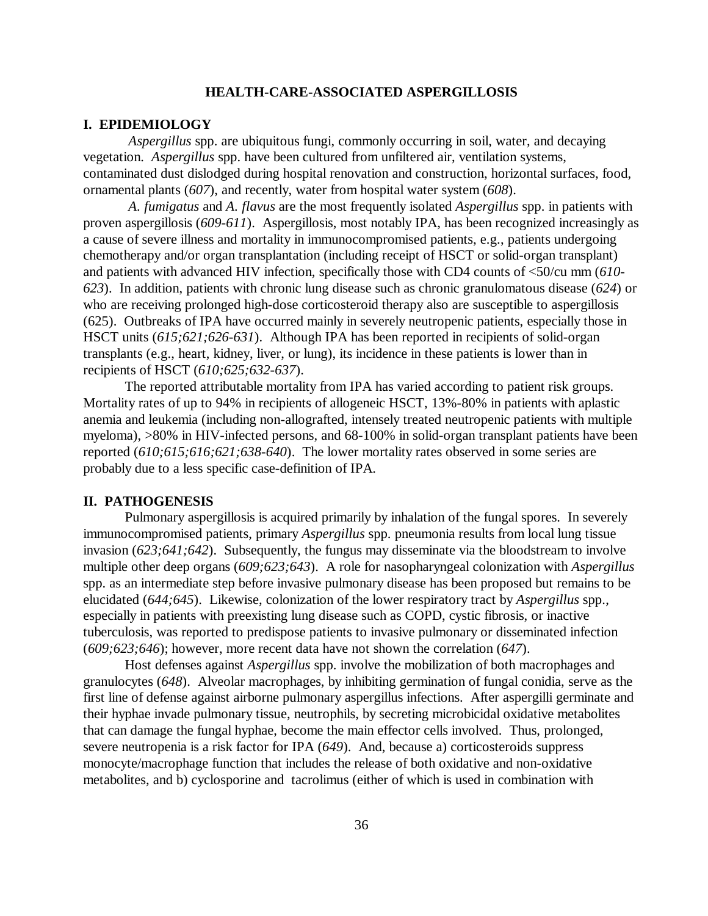## HEALTH-CARE-ASSOCIATED ASPERGILLOSIS

### I. EPIDEMIOLOGY

*Aspergillus* spp. are ubiquitous fungi, commonly occurring in soil, water, and decaying vegetation. *Aspergillus* spp. have been cultured from unfiltered air, ventilation systems, contaminated dust dislodged during hospital renovation and construction, horizontal surfaces, food, ornamental plants (*607*), and recently, water from hospital water system (*608*).

*A. fumigatus* and *A. flavus* are the most frequently isolated *Aspergillus* spp. in patients with proven aspergillosis (*609-611*). Aspergillosis, most notably IPA, has been recognized increasingly as a cause of severe illness and mortality in immunocompromised patients, e.g., patients undergoing chemotherapy and/or organ transplantation (including receipt of HSCT or solid-organ transplant) and patients with advanced HIV infection, specifically those with CD4 counts of <50/cu mm (*610-623*). In addition, patients with chronic lung disease such as chronic granulomatous disease (*624*) or who are receiving prolonged high-dose corticosteroid therapy also are susceptible to aspergillosis (625). Outbreaks of IPA have occurred mainly in severely neutropenic patients, especially those in HSCT units (*615;621;626-631*). Although IPA has been reported in recipients of solid-organ transplants (e.g., heart, kidney, liver, or lung), its incidence in these patients is lower than in recipients of HSCT (*610;625;632-637*).

The reported attributable mortality from IPA has varied according to patient risk groups. Mortality rates of up to 94% in recipients of allogeneic HSCT, 13%-80% in patients with aplastic anemia and leukemia (including non-allografted, intensely treated neutropenic patients with multiple myeloma), >80% in HIV-infected persons, and 68-100% in solid-organ transplant patients have been reported (*610;615;616;621;638-640*). The lower mortality rates observed in some series are probably due to a less specific case-definition of IPA.

### II. PATHOGENESIS

Pulmonary aspergillosis is acquired primarily by inhalation of the fungal spores. In severely immunocompromised patients, primary *Aspergillus* spp. pneumonia results from local lung tissue invasion (*623;641;642*). Subsequently, the fungus may disseminate via the bloodstream to involve multiple other deep organs (*609;623;643*). A role for nasopharyngeal colonization with *Aspergillus* spp. as an intermediate step before invasive pulmonary disease has been proposed but remains to be elucidated (*644;645*). Likewise, colonization of the lower respiratory tract by *Aspergillus* spp., especially in patients with preexisting lung disease such as COPD, cystic fibrosis, or inactive tuberculosis, was reported to predispose patients to invasive pulmonary or disseminated infection (*609;623;646*); however, more recent data have not shown the correlation (*647*).

Host defenses against *Aspergillus* spp. involve the mobilization of both macrophages and granulocytes (*648*). Alveolar macrophages, by inhibiting germination of fungal conidia, serve as the first line of defense against airborne pulmonary aspergillus infections. After aspergilli germinate and their hyphae invade pulmonary tissue, neutrophils, by secreting microbicidal oxidative metabolites that can damage the fungal hyphae, become the main effector cells involved. Thus, prolonged, severe neutropenia is a risk factor for IPA (*649*). And, because a) corticosteroids suppress monocyte/macrophage function that includes the release of both oxidative and non-oxidative metabolites, and b) cyclosporine and tacrolimus (either of which is used in combination with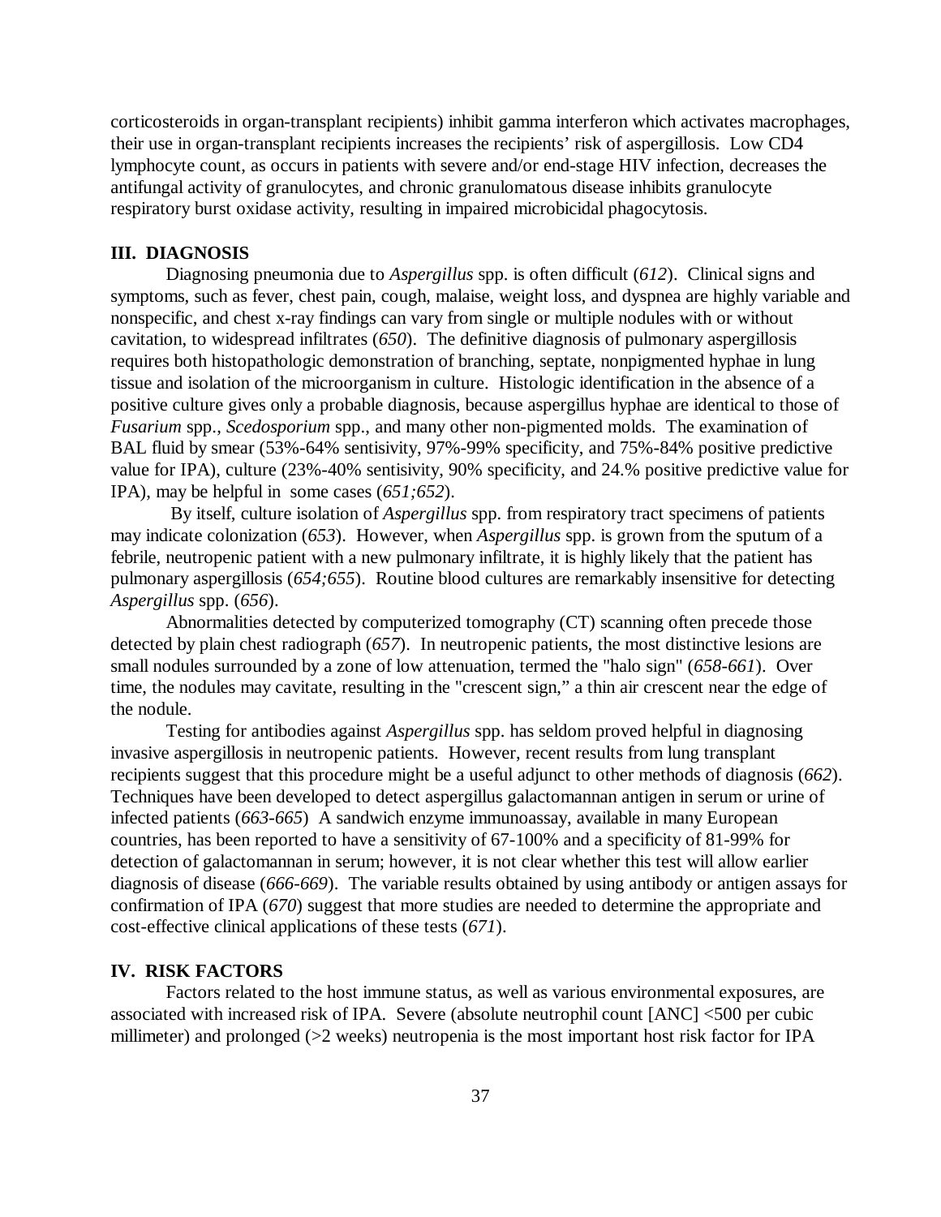corticosteroids in organ-transplant recipients) inhibit gamma interferon which activates macrophages, their use in organ-transplant recipients increases the recipients' risk of aspergillosis. Low CD4 lymphocyte count, as occurs in patients with severe and/or end-stage HIV infection, decreases the antifungal activity of granulocytes, and chronic granulomatous disease inhibits granulocyte respiratory burst oxidase activity, resulting in impaired microbicidal phagocytosis.

## III. DIAGNOSIS

Diagnosing pneumonia due to *Aspergillus* spp. is often difficult (*612*). Clinical signs and symptoms, such as fever, chest pain, cough, malaise, weight loss, and dyspnea are highly variable and nonspecific, and chest x-ray findings can vary from single or multiple nodules with or without cavitation, to widespread infiltrates (*650*). The definitive diagnosis of pulmonary aspergillosis requires both histopathologic demonstration of branching, septate, nonpigmented hyphae in lung tissue and isolation of the microorganism in culture. Histologic identification in the absence of a positive culture gives only a probable diagnosis, because aspergillus hyphae are identical to those of *Fusarium* spp., *Scedosporium* spp., and many other non-pigmented molds. The examination of BAL fluid by smear (53%-64% sentisivity, 97%-99% specificity, and 75%-84% positive predictive value for IPA), culture (23%-40% sentisivity, 90% specificity, and 24.% positive predictive value for IPA), may be helpful in some cases (*651;652*).

By itself, culture isolation of *Aspergillus* spp. from respiratory tract specimens of patients may indicate colonization (*653*). However, when *Aspergillus* spp. is grown from the sputum of a febrile, neutropenic patient with a new pulmonary infiltrate, it is highly likely that the patient has pulmonary aspergillosis (*654;655*). Routine blood cultures are remarkably insensitive for detecting *Aspergillus* spp. (*656*).

Abnormalities detected by computerized tomography (CT) scanning often precede those detected by plain chest radiograph (*657*). In neutropenic patients, the most distinctive lesions are small nodules surrounded by a zone of low attenuation, termed the "halo sign" (*658-661*). Over time, the nodules may cavitate, resulting in the "crescent sign," a thin air crescent near the edge of the nodule.

Testing for antibodies against *Aspergillus* spp. has seldom proved helpful in diagnosing invasive aspergillosis in neutropenic patients. However, recent results from lung transplant recipients suggest that this procedure might be a useful adjunct to other methods of diagnosis (*662*). Techniques have been developed to detect aspergillus galactomannan antigen in serum or urine of infected patients (*663-665*) A sandwich enzyme immunoassay, available in many European countries, has been reported to have a sensitivity of 67-100% and a specificity of 81-99% for detection of galactomannan in serum; however, it is not clear whether this test will allow earlier diagnosis of disease (*666-669*). The variable results obtained by using antibody or antigen assays for confirmation of IPA (*670*) suggest that more studies are needed to determine the appropriate and cost-effective clinical applications of these tests (*671*).

## IV. RISK FACTORS

Factors related to the host immune status, as well as various environmental exposures, are associated with increased risk of IPA. Severe (absolute neutrophil count [ANC] <500 per cubic millimeter) and prolonged (>2 weeks) neutropenia is the most important host risk factor for IPA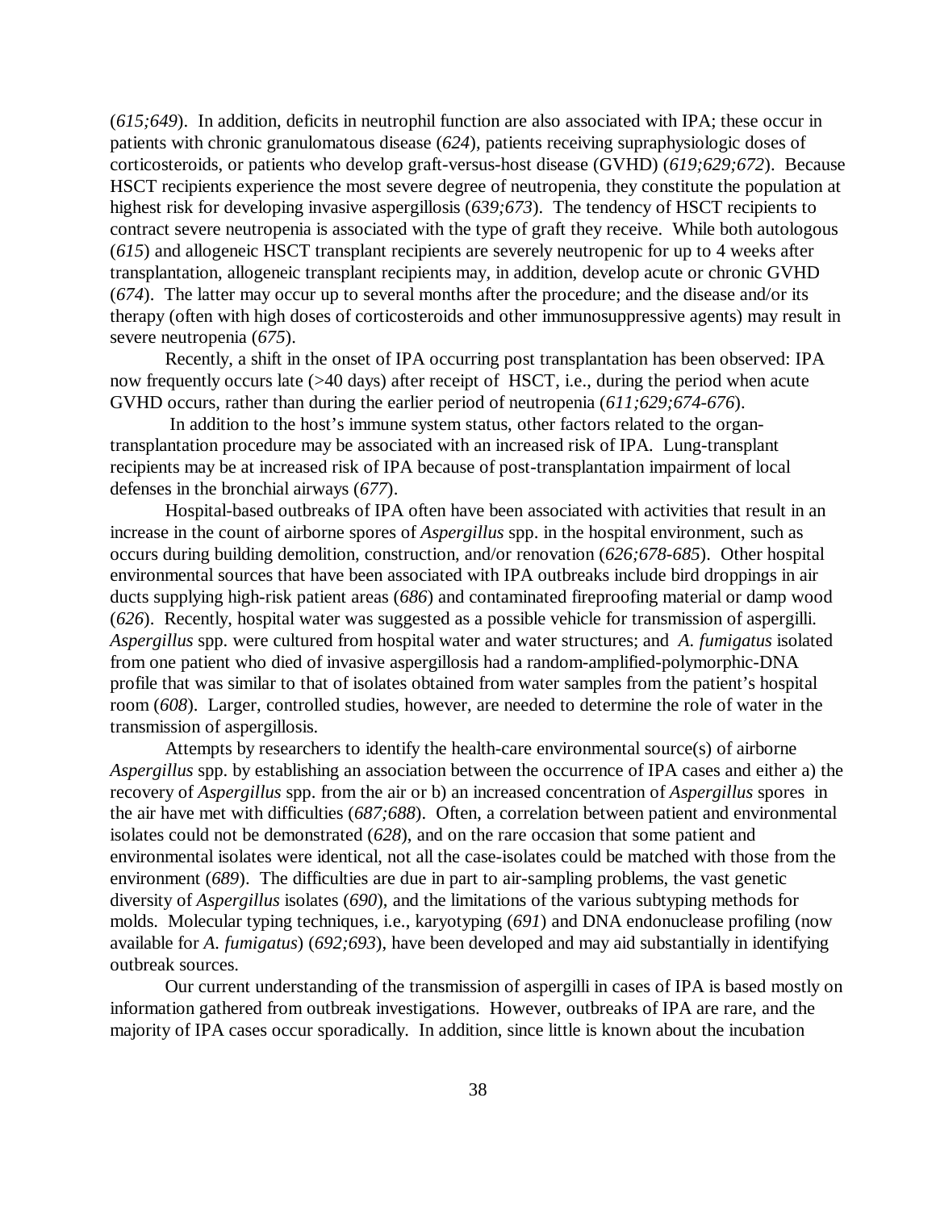(*615;649*). In addition, deficits in neutrophil function are also associated with IPA; these occur in patients with chronic granulomatous disease (*624*), patients receiving supraphysiologic doses of corticosteroids, or patients who develop graft-versus-host disease (GVHD) (*619;629;672*). Because HSCT recipients experience the most severe degree of neutropenia, they constitute the population at highest risk for developing invasive aspergillosis (*639;673*). The tendency of HSCT recipients to contract severe neutropenia is associated with the type of graft they receive. While both autologous (*615*) and allogeneic HSCT transplant recipients are severely neutropenic for up to 4 weeks after transplantation, allogeneic transplant recipients may, in addition, develop acute or chronic GVHD (*674*). The latter may occur up to several months after the procedure; and the disease and/or its therapy (often with high doses of corticosteroids and other immunosuppressive agents) may result in severe neutropenia (*675*).

Recently, a shift in the onset of IPA occurring post transplantation has been observed: IPA now frequently occurs late (>40 days) after receipt of HSCT, i.e., during the period when acute GVHD occurs, rather than during the earlier period of neutropenia (*611;629;674-676*).

In addition to the host's immune system status, other factors related to the organ-transplantation procedure may be associated with an increased risk of IPA. Lung-transplant recipients may be at increased risk of IPA because of post-transplantation impairment of local defenses in the bronchial airways (*677*).

Hospital-based outbreaks of IPA often have been associated with activities that result in an increase in the count of airborne spores of *Aspergillus* spp. in the hospital environment, such as occurs during building demolition, construction, and/or renovation (*626;678-685*). Other hospital environmental sources that have been associated with IPA outbreaks include bird droppings in air ducts supplying high-risk patient areas (*686*) and contaminated fireproofing material or damp wood (*626*). Recently, hospital water was suggested as a possible vehicle for transmission of aspergilli. *Aspergillus* spp. were cultured from hospital water and water structures; and *A. fumigatus* isolated from one patient who died of invasive aspergillosis had a random-amplified-polymorphic-DNA profile that was similar to that of isolates obtained from water samples from the patient's hospital room (*608*). Larger, controlled studies, however, are needed to determine the role of water in the transmission of aspergillosis.

Attempts by researchers to identify the health-care environmental source(s) of airborne *Aspergillus* spp. by establishing an association between the occurrence of IPA cases and either a) the recovery of *Aspergillus* spp. from the air or b) an increased concentration of *Aspergillus* spores in the air have met with difficulties (*687;688*). Often, a correlation between patient and environmental isolates could not be demonstrated (*628*), and on the rare occasion that some patient and environmental isolates were identical, not all the case-isolates could be matched with those from the environment (*689*). The difficulties are due in part to air-sampling problems, the vast genetic diversity of *Aspergillus* isolates (*690*), and the limitations of the various subtyping methods for molds. Molecular typing techniques, i.e., karyotyping (*691*) and DNA endonuclease profiling (now available for *A. fumigatus*) (*692;693*), have been developed and may aid substantially in identifying outbreak sources.

Our current understanding of the transmission of aspergilli in cases of IPA is based mostly on information gathered from outbreak investigations. However, outbreaks of IPA are rare, and the majority of IPA cases occur sporadically. In addition, since little is known about the incubation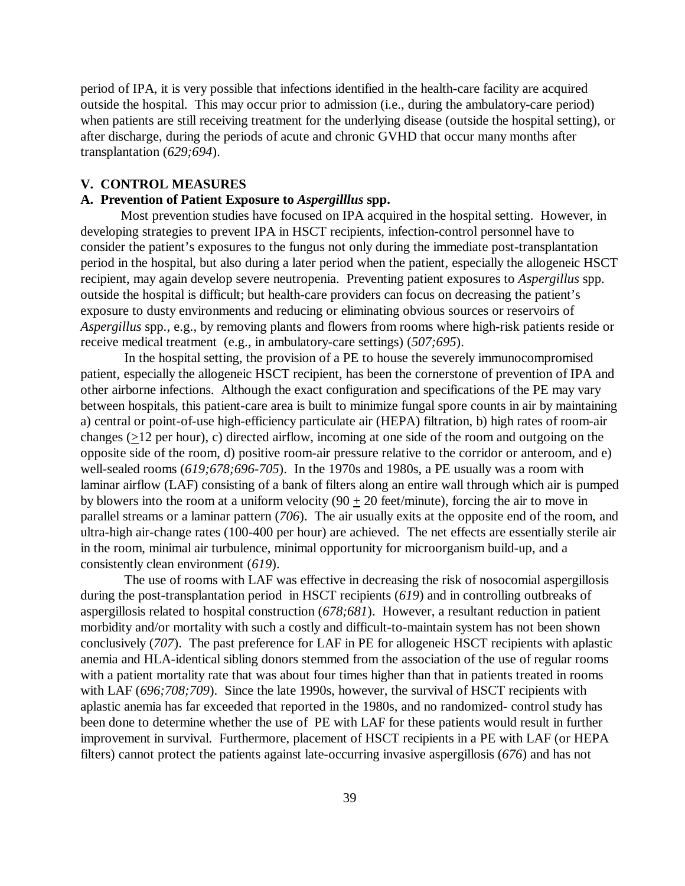period of IPA, it is very possible that infections identified in the health-care facility are acquired outside the hospital. This may occur prior to admission (i.e., during the ambulatory-care period) when patients are still receiving treatment for the underlying disease (outside the hospital setting), or after discharge, during the periods of acute and chronic GVHD that occur many months after transplantation (*629;694*).

## V. CONTROL MEASURES

### A. Prevention of Patient Exposure to *Aspergilllus* spp.

Most prevention studies have focused on IPA acquired in the hospital setting. However, in developing strategies to prevent IPA in HSCT recipients, infection-control personnel have to consider the patient's exposures to the fungus not only during the immediate post-transplantation period in the hospital, but also during a later period when the patient, especially the allogeneic HSCT recipient, may again develop severe neutropenia. Preventing patient exposures to *Aspergillus* spp. outside the hospital is difficult; but health-care providers can focus on decreasing the patient's exposure to dusty environments and reducing or eliminating obvious sources or reservoirs of *Aspergillus* spp., e.g., by removing plants and flowers from rooms where high-risk patients reside or receive medical treatment (e.g., in ambulatory-care settings) (*507;695*).

In the hospital setting, the provision of a PE to house the severely immunocompromised patient, especially the allogeneic HSCT recipient, has been the cornerstone of prevention of IPA and other airborne infections. Although the exact configuration and specifications of the PE may vary between hospitals, this patient-care area is built to minimize fungal spore counts in air by maintaining a) central or point-of-use high-efficiency particulate air (HEPA) filtration, b) high rates of room-air changes ($\geq$12 per hour), c) directed airflow, incoming at one side of the room and outgoing on the opposite side of the room, d) positive room-air pressure relative to the corridor or anteroom, and e) well-sealed rooms (*619;678;696-705*). In the 1970s and 1980s, a PE usually was a room with laminar airflow (LAF) consisting of a bank of filters along an entire wall through which air is pumped by blowers into the room at a uniform velocity (90 $\pm$ 20 feet/minute), forcing the air to move in parallel streams or a laminar pattern (*706*). The air usually exits at the opposite end of the room, and ultra-high air-change rates (100-400 per hour) are achieved. The net effects are essentially sterile air in the room, minimal air turbulence, minimal opportunity for microorganism build-up, and a consistently clean environment (*619*).

The use of rooms with LAF was effective in decreasing the risk of nosocomial aspergillosis during the post-transplantation period in HSCT recipients (*619*) and in controlling outbreaks of aspergillosis related to hospital construction (*678;681*). However, a resultant reduction in patient morbidity and/or mortality with such a costly and difficult-to-maintain system has not been shown conclusively (*707*). The past preference for LAF in PE for allogeneic HSCT recipients with aplastic anemia and HLA-identical sibling donors stemmed from the association of the use of regular rooms with a patient mortality rate that was about four times higher than that in patients treated in rooms with LAF (*696;708;709*). Since the late 1990s, however, the survival of HSCT recipients with aplastic anemia has far exceeded that reported in the 1980s, and no randomized- control study has been done to determine whether the use of PE with LAF for these patients would result in further improvement in survival. Furthermore, placement of HSCT recipients in a PE with LAF (or HEPA filters) cannot protect the patients against late-occurring invasive aspergillosis (*676*) and has not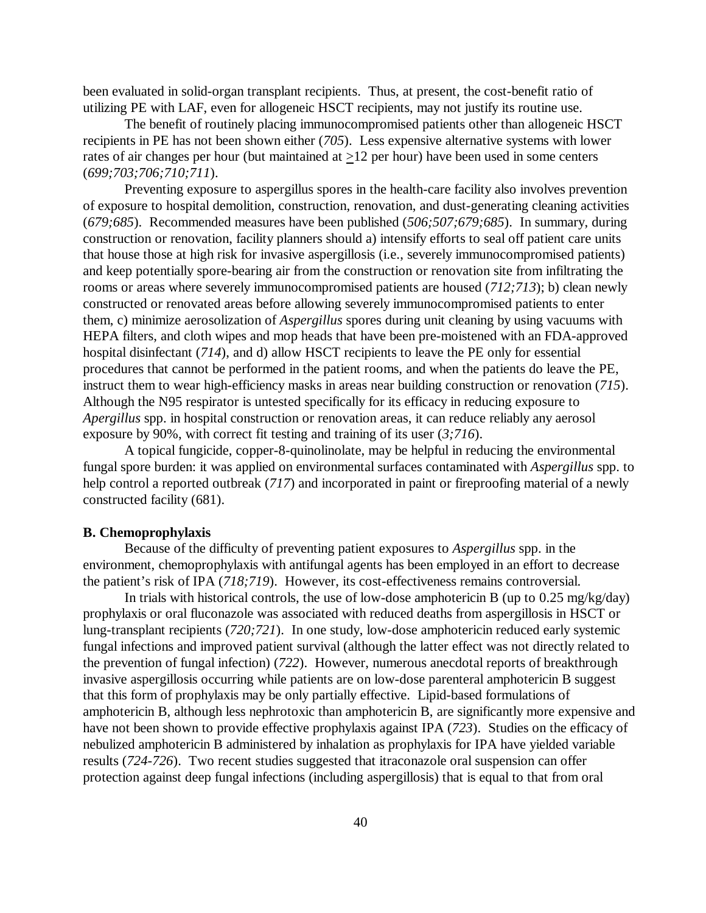been evaluated in solid-organ transplant recipients. Thus, at present, the cost-benefit ratio of utilizing PE with LAF, even for allogeneic HSCT recipients, may not justify its routine use.

The benefit of routinely placing immunocompromised patients other than allogeneic HSCT recipients in PE has not been shown either (*705*). Less expensive alternative systems with lower rates of air changes per hour (but maintained at $\geq$12 per hour) have been used in some centers (*699;703;706;710;711*).

Preventing exposure to aspergillus spores in the health-care facility also involves prevention of exposure to hospital demolition, construction, renovation, and dust-generating cleaning activities (*679;685*). Recommended measures have been published (*506;507;679;685*). In summary, during construction or renovation, facility planners should a) intensify efforts to seal off patient care units that house those at high risk for invasive aspergillosis (i.e., severely immunocompromised patients) and keep potentially spore-bearing air from the construction or renovation site from infiltrating the rooms or areas where severely immunocompromised patients are housed (*712;713*); b) clean newly constructed or renovated areas before allowing severely immunocompromised patients to enter them, c) minimize aerosolization of *Aspergillus* spores during unit cleaning by using vacuums with HEPA filters, and cloth wipes and mop heads that have been pre-moistened with an FDA-approved hospital disinfectant (*714*), and d) allow HSCT recipients to leave the PE only for essential procedures that cannot be performed in the patient rooms, and when the patients do leave the PE, instruct them to wear high-efficiency masks in areas near building construction or renovation (*715*). Although the N95 respirator is untested specifically for its efficacy in reducing exposure to *Apergillus* spp. in hospital construction or renovation areas, it can reduce reliably any aerosol exposure by 90%, with correct fit testing and training of its user (*3;716*).

A topical fungicide, copper-8-quinolinolate, may be helpful in reducing the environmental fungal spore burden: it was applied on environmental surfaces contaminated with *Aspergillus* spp. to help control a reported outbreak (*717*) and incorporated in paint or fireproofing material of a newly constructed facility (681).

**B. Chemoprophylaxis**

Because of the difficulty of preventing patient exposures to *Aspergillus* spp. in the environment, chemoprophylaxis with antifungal agents has been employed in an effort to decrease the patient's risk of IPA (*718;719*). However, its cost-effectiveness remains controversial.

In trials with historical controls, the use of low-dose amphotericin B (up to 0.25 mg/kg/day) prophylaxis or oral fluconazole was associated with reduced deaths from aspergillosis in HSCT or lung-transplant recipients (*720;721*). In one study, low-dose amphotericin reduced early systemic fungal infections and improved patient survival (although the latter effect was not directly related to the prevention of fungal infection) (*722*). However, numerous anecdotal reports of breakthrough invasive aspergillosis occurring while patients are on low-dose parenteral amphotericin B suggest that this form of prophylaxis may be only partially effective. Lipid-based formulations of amphotericin B, although less nephrotoxic than amphotericin B, are significantly more expensive and have not been shown to provide effective prophylaxis against IPA (*723*). Studies on the efficacy of nebulized amphotericin B administered by inhalation as prophylaxis for IPA have yielded variable results (*724-726*). Two recent studies suggested that itraconazole oral suspension can offer protection against deep fungal infections (including aspergillosis) that is equal to that from oral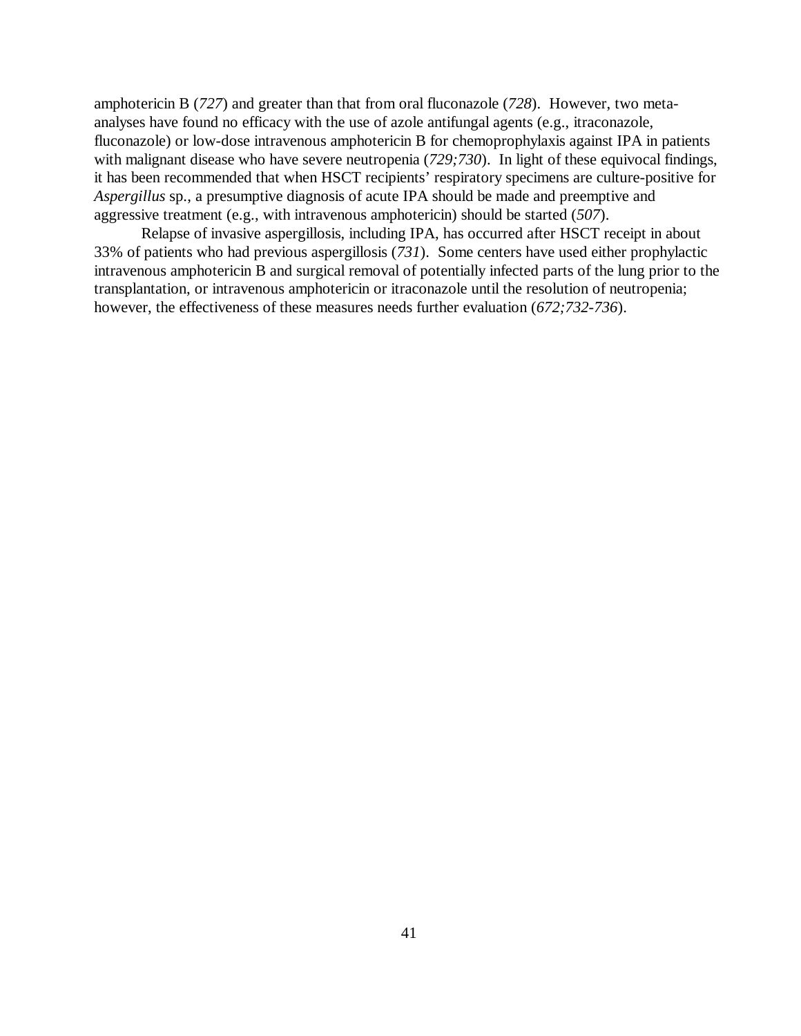amphotericin B (*727*) and greater than that from oral fluconazole (*728*). However, two meta-analyses have found no efficacy with the use of azole antifungal agents (e.g., itraconazole, fluconazole) or low-dose intravenous amphotericin B for chemoprophylaxis against IPA in patients with malignant disease who have severe neutropenia (*729;730*). In light of these equivocal findings, it has been recommended that when HSCT recipients' respiratory specimens are culture-positive for *Aspergillus* sp., a presumptive diagnosis of acute IPA should be made and preemptive and aggressive treatment (e.g., with intravenous amphotericin) should be started (*507*).

Relapse of invasive aspergillosis, including IPA, has occurred after HSCT receipt in about 33% of patients who had previous aspergillosis (*731*). Some centers have used either prophylactic intravenous amphotericin B and surgical removal of potentially infected parts of the lung prior to the transplantation, or intravenous amphotericin or itraconazole until the resolution of neutropenia; however, the effectiveness of these measures needs further evaluation (*672;732-736*).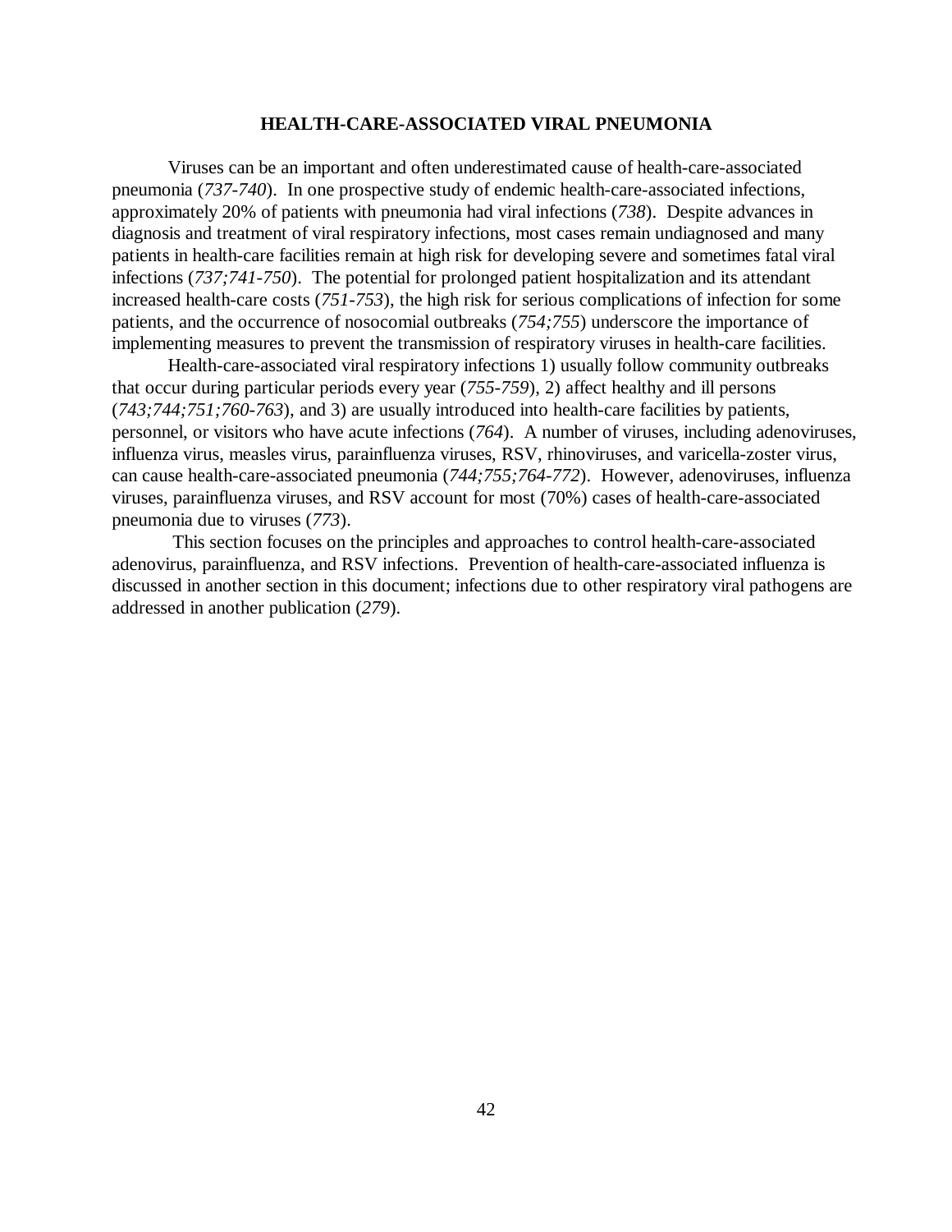## HEALTH-CARE-ASSOCIATED VIRAL PNEUMONIA

Viruses can be an important and often underestimated cause of health-care-associated pneumonia (*737-740*). In one prospective study of endemic health-care-associated infections, approximately 20% of patients with pneumonia had viral infections (*738*). Despite advances in diagnosis and treatment of viral respiratory infections, most cases remain undiagnosed and many patients in health-care facilities remain at high risk for developing severe and sometimes fatal viral infections (*737;741-750*). The potential for prolonged patient hospitalization and its attendant increased health-care costs (*751-753*), the high risk for serious complications of infection for some patients, and the occurrence of nosocomial outbreaks (*754;755*) underscore the importance of implementing measures to prevent the transmission of respiratory viruses in health-care facilities.

Health-care-associated viral respiratory infections 1) usually follow community outbreaks that occur during particular periods every year (*755-759*), 2) affect healthy and ill persons (*743;744;751;760-763*), and 3) are usually introduced into health-care facilities by patients, personnel, or visitors who have acute infections (*764*). A number of viruses, including adenoviruses, influenza virus, measles virus, parainfluenza viruses, RSV, rhinoviruses, and varicella-zoster virus, can cause health-care-associated pneumonia (*744;755;764-772*). However, adenoviruses, influenza viruses, parainfluenza viruses, and RSV account for most (70%) cases of health-care-associated pneumonia due to viruses (*773*).

This section focuses on the principles and approaches to control health-care-associated adenovirus, parainfluenza, and RSV infections. Prevention of health-care-associated influenza is discussed in another section in this document; infections due to other respiratory viral pathogens are addressed in another publication (*279*).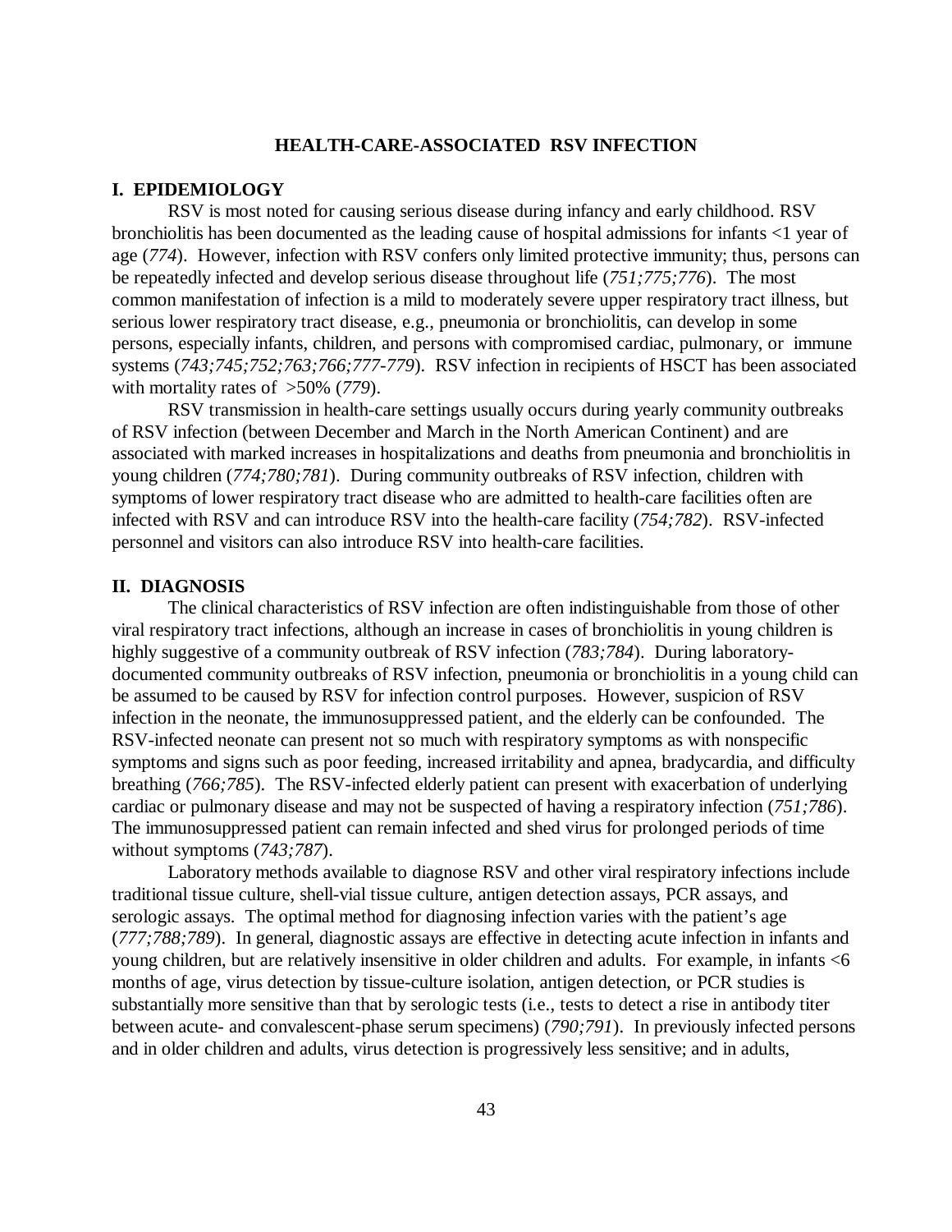## HEALTH-CARE-ASSOCIATED RSV INFECTION

### I. EPIDEMIOLOGY

RSV is most noted for causing serious disease during infancy and early childhood. RSV bronchiolitis has been documented as the leading cause of hospital admissions for infants <1 year of age (*774*). However, infection with RSV confers only limited protective immunity; thus, persons can be repeatedly infected and develop serious disease throughout life (*751;775;776*). The most common manifestation of infection is a mild to moderately severe upper respiratory tract illness, but serious lower respiratory tract disease, e.g., pneumonia or bronchiolitis, can develop in some persons, especially infants, children, and persons with compromised cardiac, pulmonary, or immune systems (*743;745;752;763;766;777-779*). RSV infection in recipients of HSCT has been associated with mortality rates of >50% (*779*).

RSV transmission in health-care settings usually occurs during yearly community outbreaks of RSV infection (between December and March in the North American Continent) and are associated with marked increases in hospitalizations and deaths from pneumonia and bronchiolitis in young children (*774;780;781*). During community outbreaks of RSV infection, children with symptoms of lower respiratory tract disease who are admitted to health-care facilities often are infected with RSV and can introduce RSV into the health-care facility (*754;782*). RSV-infected personnel and visitors can also introduce RSV into health-care facilities.

### II. DIAGNOSIS

The clinical characteristics of RSV infection are often indistinguishable from those of other viral respiratory tract infections, although an increase in cases of bronchiolitis in young children is highly suggestive of a community outbreak of RSV infection (*783;784*). During laboratory-documented community outbreaks of RSV infection, pneumonia or bronchiolitis in a young child can be assumed to be caused by RSV for infection control purposes. However, suspicion of RSV infection in the neonate, the immunosuppressed patient, and the elderly can be confounded. The RSV-infected neonate can present not so much with respiratory symptoms as with nonspecific symptoms and signs such as poor feeding, increased irritability and apnea, bradycardia, and difficulty breathing (*766;785*). The RSV-infected elderly patient can present with exacerbation of underlying cardiac or pulmonary disease and may not be suspected of having a respiratory infection (*751;786*). The immunosuppressed patient can remain infected and shed virus for prolonged periods of time without symptoms (*743;787*).

Laboratory methods available to diagnose RSV and other viral respiratory infections include traditional tissue culture, shell-vial tissue culture, antigen detection assays, PCR assays, and serologic assays. The optimal method for diagnosing infection varies with the patient's age (*777;788;789*). In general, diagnostic assays are effective in detecting acute infection in infants and young children, but are relatively insensitive in older children and adults. For example, in infants <6 months of age, virus detection by tissue-culture isolation, antigen detection, or PCR studies is substantially more sensitive than that by serologic tests (i.e., tests to detect a rise in antibody titer between acute- and convalescent-phase serum specimens) (*790;791*). In previously infected persons and in older children and adults, virus detection is progressively less sensitive; and in adults,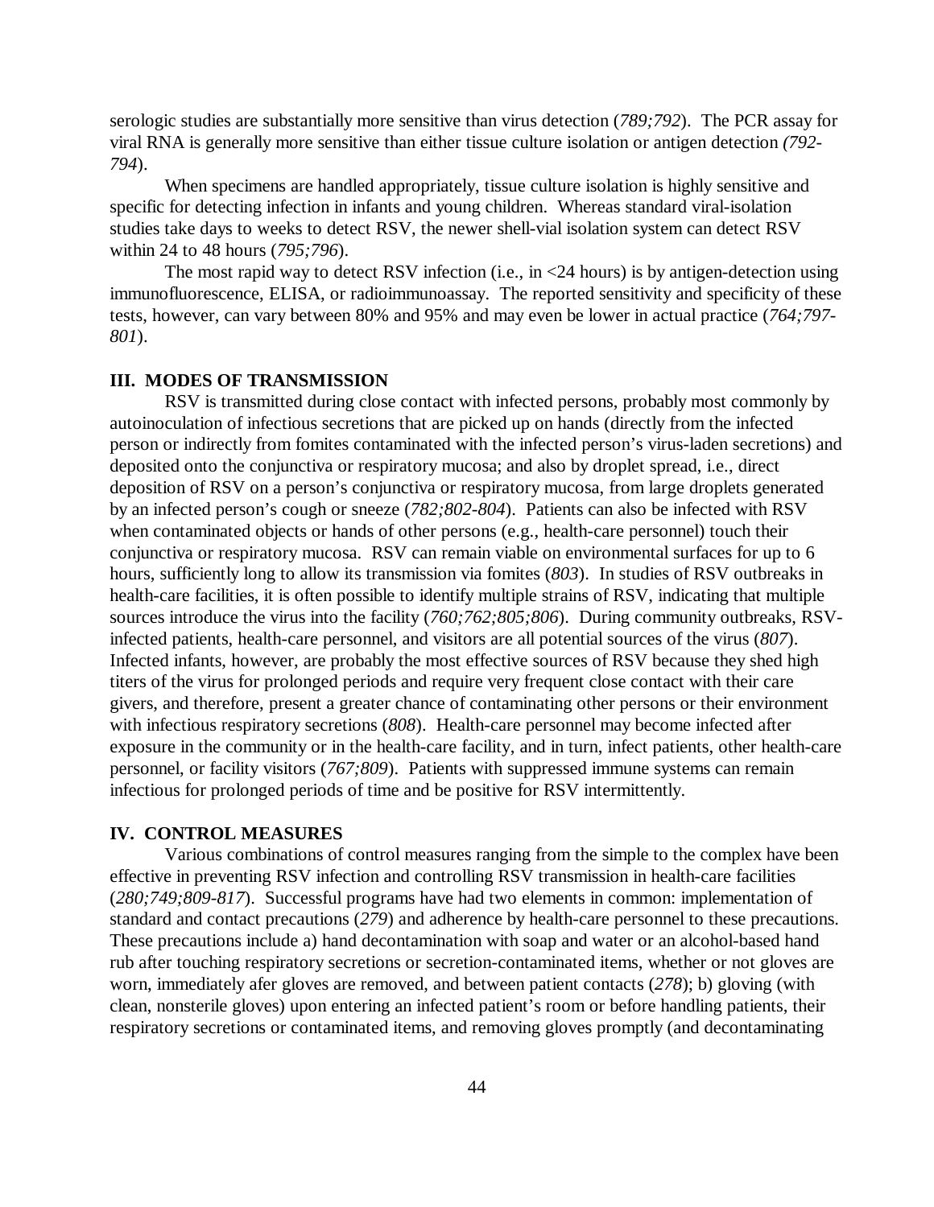serologic studies are substantially more sensitive than virus detection (*789;792*). The PCR assay for viral RNA is generally more sensitive than either tissue culture isolation or antigen detection *(792-794*).

When specimens are handled appropriately, tissue culture isolation is highly sensitive and specific for detecting infection in infants and young children. Whereas standard viral-isolation studies take days to weeks to detect RSV, the newer shell-vial isolation system can detect RSV within 24 to 48 hours (*795;796*).

The most rapid way to detect RSV infection (i.e., in <24 hours) is by antigen-detection using immunofluorescence, ELISA, or radioimmunoassay. The reported sensitivity and specificity of these tests, however, can vary between 80% and 95% and may even be lower in actual practice (*764;797-801*).

### III. MODES OF TRANSMISSION

RSV is transmitted during close contact with infected persons, probably most commonly by autoinoculation of infectious secretions that are picked up on hands (directly from the infected person or indirectly from fomites contaminated with the infected person's virus-laden secretions) and deposited onto the conjunctiva or respiratory mucosa; and also by droplet spread, i.e., direct deposition of RSV on a person's conjunctiva or respiratory mucosa, from large droplets generated by an infected person's cough or sneeze (*782;802-804*). Patients can also be infected with RSV when contaminated objects or hands of other persons (e.g., health-care personnel) touch their conjunctiva or respiratory mucosa. RSV can remain viable on environmental surfaces for up to 6 hours, sufficiently long to allow its transmission via fomites (*803*). In studies of RSV outbreaks in health-care facilities, it is often possible to identify multiple strains of RSV, indicating that multiple sources introduce the virus into the facility (*760;762;805;806*). During community outbreaks, RSV-infected patients, health-care personnel, and visitors are all potential sources of the virus (*807*). Infected infants, however, are probably the most effective sources of RSV because they shed high titers of the virus for prolonged periods and require very frequent close contact with their care givers, and therefore, present a greater chance of contaminating other persons or their environment with infectious respiratory secretions (*808*). Health-care personnel may become infected after exposure in the community or in the health-care facility, and in turn, infect patients, other health-care personnel, or facility visitors (*767;809*). Patients with suppressed immune systems can remain infectious for prolonged periods of time and be positive for RSV intermittently.

### IV. CONTROL MEASURES

Various combinations of control measures ranging from the simple to the complex have been effective in preventing RSV infection and controlling RSV transmission in health-care facilities (*280;749;809-817*). Successful programs have had two elements in common: implementation of standard and contact precautions (*279*) and adherence by health-care personnel to these precautions. These precautions include a) hand decontamination with soap and water or an alcohol-based hand rub after touching respiratory secretions or secretion-contaminated items, whether or not gloves are worn, immediately afer gloves are removed, and between patient contacts (*278*); b) gloving (with clean, nonsterile gloves) upon entering an infected patient's room or before handling patients, their respiratory secretions or contaminated items, and removing gloves promptly (and decontaminating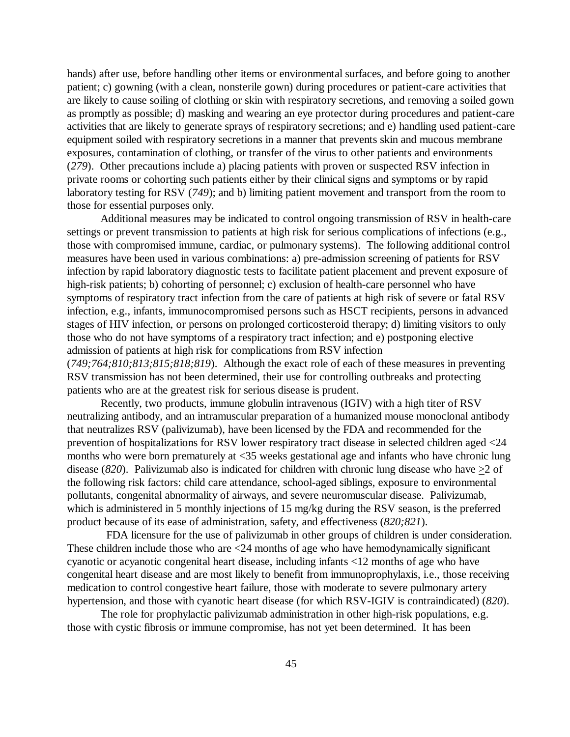hands) after use, before handling other items or environmental surfaces, and before going to another patient; c) gowning (with a clean, nonsterile gown) during procedures or patient-care activities that are likely to cause soiling of clothing or skin with respiratory secretions, and removing a soiled gown as promptly as possible; d) masking and wearing an eye protector during procedures and patient-care activities that are likely to generate sprays of respiratory secretions; and e) handling used patient-care equipment soiled with respiratory secretions in a manner that prevents skin and mucous membrane exposures, contamination of clothing, or transfer of the virus to other patients and environments (*279*). Other precautions include a) placing patients with proven or suspected RSV infection in private rooms or cohorting such patients either by their clinical signs and symptoms or by rapid laboratory testing for RSV (*749*); and b) limiting patient movement and transport from the room to those for essential purposes only.

Additional measures may be indicated to control ongoing transmission of RSV in health-care settings or prevent transmission to patients at high risk for serious complications of infections (e.g., those with compromised immune, cardiac, or pulmonary systems). The following additional control measures have been used in various combinations: a) pre-admission screening of patients for RSV infection by rapid laboratory diagnostic tests to facilitate patient placement and prevent exposure of high-risk patients; b) cohorting of personnel; c) exclusion of health-care personnel who have symptoms of respiratory tract infection from the care of patients at high risk of severe or fatal RSV infection, e.g., infants, immunocompromised persons such as HSCT recipients, persons in advanced stages of HIV infection, or persons on prolonged corticosteroid therapy; d) limiting visitors to only those who do not have symptoms of a respiratory tract infection; and e) postponing elective admission of patients at high risk for complications from RSV infection (*749;764;810;813;815;818;819*). Although the exact role of each of these measures in preventing RSV transmission has not been determined, their use for controlling outbreaks and protecting patients who are at the greatest risk for serious disease is prudent.

Recently, two products, immune globulin intravenous (IGIV) with a high titer of RSV neutralizing antibody, and an intramuscular preparation of a humanized mouse monoclonal antibody that neutralizes RSV (palivizumab), have been licensed by the FDA and recommended for the prevention of hospitalizations for RSV lower respiratory tract disease in selected children aged <24 months who were born prematurely at <35 weeks gestational age and infants who have chronic lung disease (*820*). Palivizumab also is indicated for children with chronic lung disease who have ≥2 of the following risk factors: child care attendance, school-aged siblings, exposure to environmental pollutants, congenital abnormality of airways, and severe neuromuscular disease. Palivizumab, which is administered in 5 monthly injections of 15 mg/kg during the RSV season, is the preferred product because of its ease of administration, safety, and effectiveness (*820;821*).

FDA licensure for the use of palivizumab in other groups of children is under consideration. These children include those who are <24 months of age who have hemodynamically significant cyanotic or acyanotic congenital heart disease, including infants <12 months of age who have congenital heart disease and are most likely to benefit from immunoprophylaxis, i.e., those receiving medication to control congestive heart failure, those with moderate to severe pulmonary artery hypertension, and those with cyanotic heart disease (for which RSV-IGIV is contraindicated) (*820*).

The role for prophylactic palivizumab administration in other high-risk populations, e.g. those with cystic fibrosis or immune compromise, has not yet been determined. It has been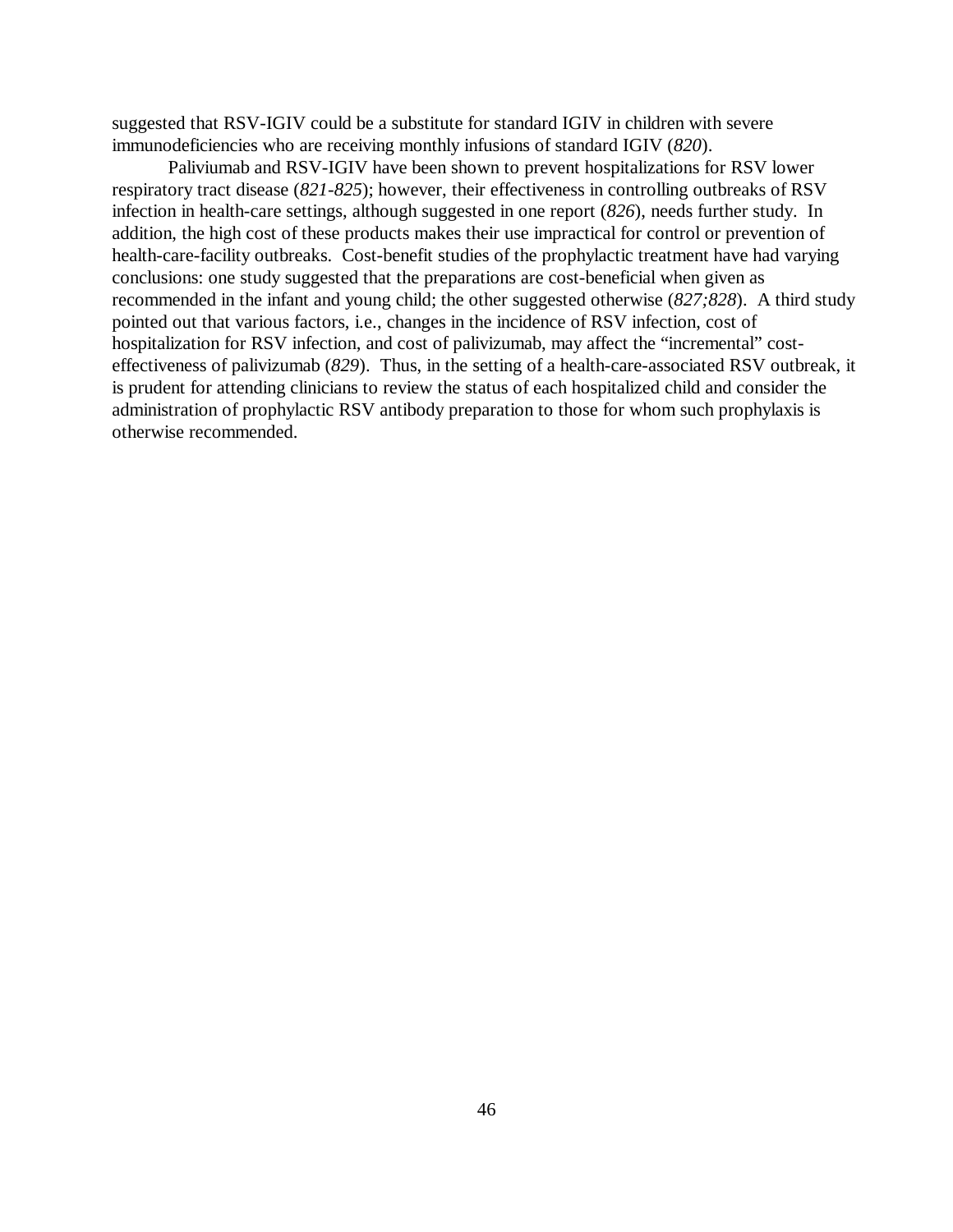suggested that RSV-IGIV could be a substitute for standard IGIV in children with severe immunodeficiencies who are receiving monthly infusions of standard IGIV (*820*).

Paliviumab and RSV-IGIV have been shown to prevent hospitalizations for RSV lower respiratory tract disease (*821-825*); however, their effectiveness in controlling outbreaks of RSV infection in health-care settings, although suggested in one report (*826*), needs further study. In addition, the high cost of these products makes their use impractical for control or prevention of health-care-facility outbreaks. Cost-benefit studies of the prophylactic treatment have had varying conclusions: one study suggested that the preparations are cost-beneficial when given as recommended in the infant and young child; the other suggested otherwise (*827;828*). A third study pointed out that various factors, i.e., changes in the incidence of RSV infection, cost of hospitalization for RSV infection, and cost of palivizumab, may affect the "incremental" cost-effectiveness of palivizumab (*829*). Thus, in the setting of a health-care-associated RSV outbreak, it is prudent for attending clinicians to review the status of each hospitalized child and consider the administration of prophylactic RSV antibody preparation to those for whom such prophylaxis is otherwise recommended.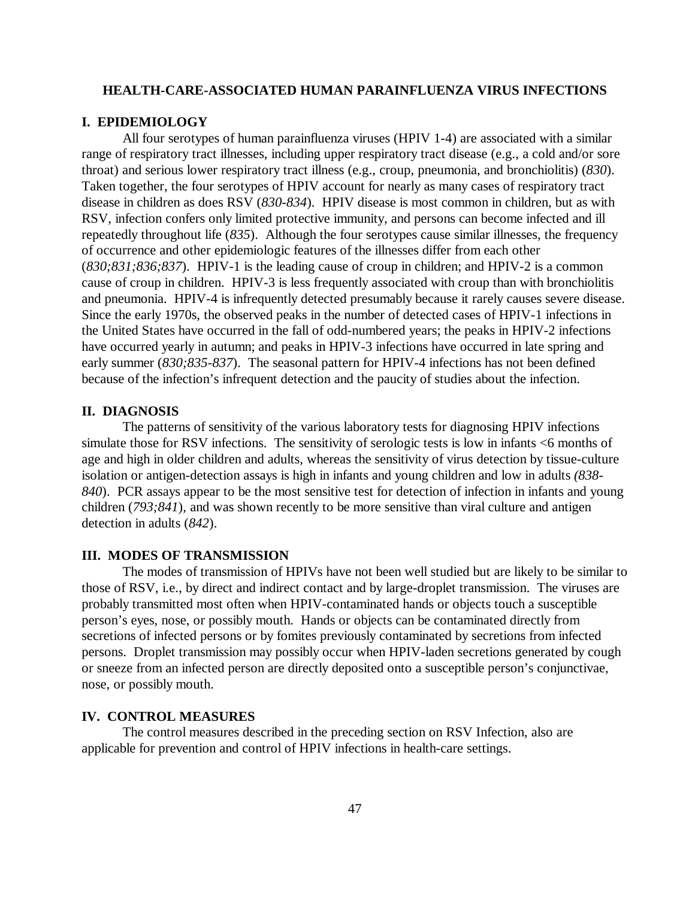## HEALTH-CARE-ASSOCIATED HUMAN PARAINFLUENZA VIRUS INFECTIONS

### I. EPIDEMIOLOGY

All four serotypes of human parainfluenza viruses (HPIV 1-4) are associated with a similar range of respiratory tract illnesses, including upper respiratory tract disease (e.g., a cold and/or sore throat) and serious lower respiratory tract illness (e.g., croup, pneumonia, and bronchiolitis) (*830*). Taken together, the four serotypes of HPIV account for nearly as many cases of respiratory tract disease in children as does RSV (*830-834*). HPIV disease is most common in children, but as with RSV, infection confers only limited protective immunity, and persons can become infected and ill repeatedly throughout life (*835*). Although the four serotypes cause similar illnesses, the frequency of occurrence and other epidemiologic features of the illnesses differ from each other (*830;831;836;837*). HPIV-1 is the leading cause of croup in children; and HPIV-2 is a common cause of croup in children. HPIV-3 is less frequently associated with croup than with bronchiolitis and pneumonia. HPIV-4 is infrequently detected presumably because it rarely causes severe disease. Since the early 1970s, the observed peaks in the number of detected cases of HPIV-1 infections in the United States have occurred in the fall of odd-numbered years; the peaks in HPIV-2 infections have occurred yearly in autumn; and peaks in HPIV-3 infections have occurred in late spring and early summer (*830;835-837*). The seasonal pattern for HPIV-4 infections has not been defined because of the infection's infrequent detection and the paucity of studies about the infection.

### II. DIAGNOSIS

The patterns of sensitivity of the various laboratory tests for diagnosing HPIV infections simulate those for RSV infections. The sensitivity of serologic tests is low in infants <6 months of age and high in older children and adults, whereas the sensitivity of virus detection by tissue-culture isolation or antigen-detection assays is high in infants and young children and low in adults *(838-840*). PCR assays appear to be the most sensitive test for detection of infection in infants and young children (*793;841*), and was shown recently to be more sensitive than viral culture and antigen detection in adults (*842*).

### III. MODES OF TRANSMISSION

The modes of transmission of HPIVs have not been well studied but are likely to be similar to those of RSV, i.e., by direct and indirect contact and by large-droplet transmission. The viruses are probably transmitted most often when HPIV-contaminated hands or objects touch a susceptible person's eyes, nose, or possibly mouth. Hands or objects can be contaminated directly from secretions of infected persons or by fomites previously contaminated by secretions from infected persons. Droplet transmission may possibly occur when HPIV-laden secretions generated by cough or sneeze from an infected person are directly deposited onto a susceptible person's conjunctivae, nose, or possibly mouth.

### IV. CONTROL MEASURES

The control measures described in the preceding section on RSV Infection, also are applicable for prevention and control of HPIV infections in health-care settings.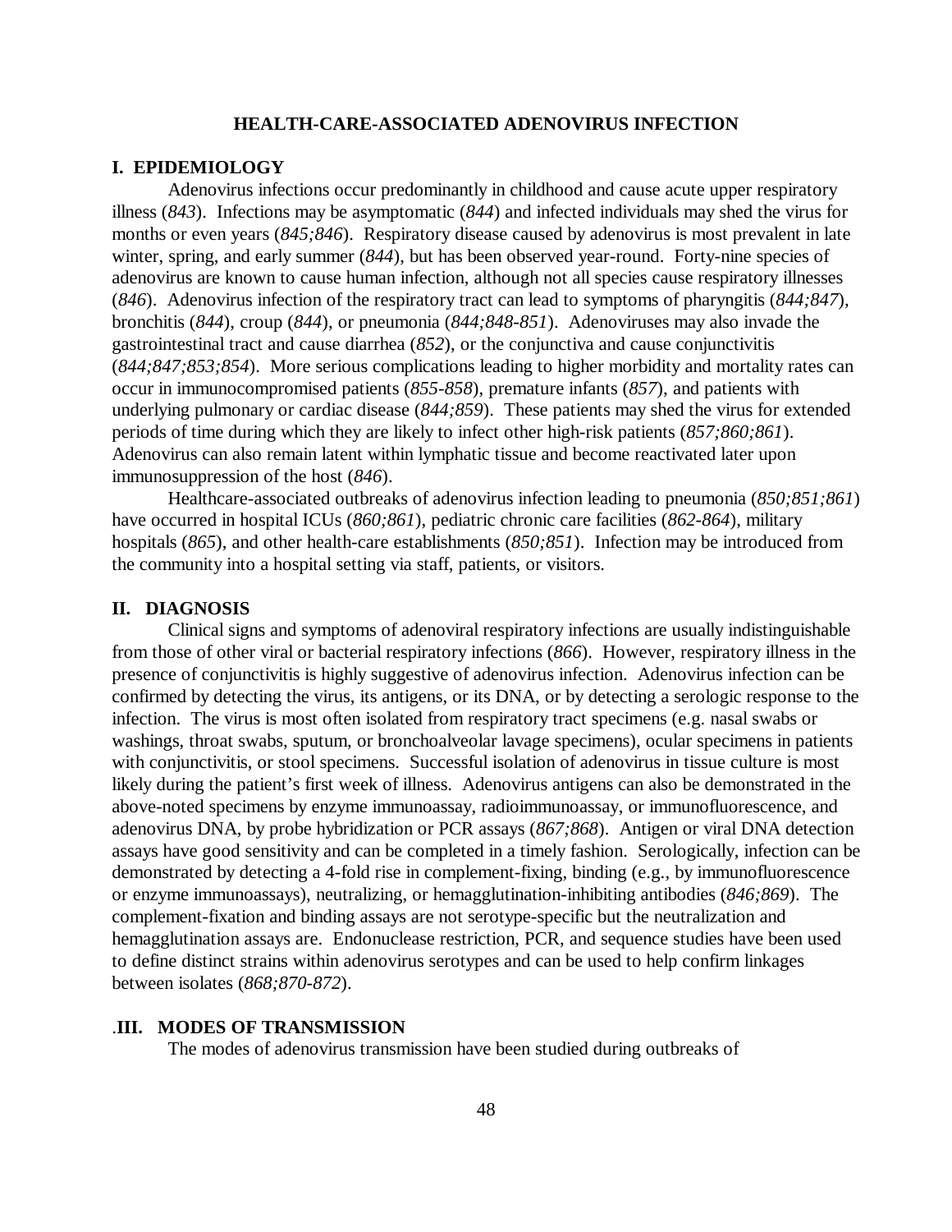# HEALTH-CARE-ASSOCIATED ADENOVIRUS INFECTION

## I. EPIDEMIOLOGY

Adenovirus infections occur predominantly in childhood and cause acute upper respiratory illness (*843*). Infections may be asymptomatic (*844*) and infected individuals may shed the virus for months or even years (*845;846*). Respiratory disease caused by adenovirus is most prevalent in late winter, spring, and early summer (*844*), but has been observed year-round. Forty-nine species of adenovirus are known to cause human infection, although not all species cause respiratory illnesses (*846*). Adenovirus infection of the respiratory tract can lead to symptoms of pharyngitis (*844;847*), bronchitis (*844*), croup (*844*), or pneumonia (*844;848-851*). Adenoviruses may also invade the gastrointestinal tract and cause diarrhea (*852*), or the conjunctiva and cause conjunctivitis (*844;847;853;854*). More serious complications leading to higher morbidity and mortality rates can occur in immunocompromised patients (*855-858*), premature infants (*857*), and patients with underlying pulmonary or cardiac disease (*844;859*). These patients may shed the virus for extended periods of time during which they are likely to infect other high-risk patients (*857;860;861*). Adenovirus can also remain latent within lymphatic tissue and become reactivated later upon immunosuppression of the host (*846*).

Healthcare-associated outbreaks of adenovirus infection leading to pneumonia (*850;851;861*) have occurred in hospital ICUs (*860;861*), pediatric chronic care facilities (*862-864*), military hospitals (*865*), and other health-care establishments (*850;851*). Infection may be introduced from the community into a hospital setting via staff, patients, or visitors.

## II. DIAGNOSIS

Clinical signs and symptoms of adenoviral respiratory infections are usually indistinguishable from those of other viral or bacterial respiratory infections (*866*). However, respiratory illness in the presence of conjunctivitis is highly suggestive of adenovirus infection. Adenovirus infection can be confirmed by detecting the virus, its antigens, or its DNA, or by detecting a serologic response to the infection. The virus is most often isolated from respiratory tract specimens (e.g. nasal swabs or washings, throat swabs, sputum, or bronchoalveolar lavage specimens), ocular specimens in patients with conjunctivitis, or stool specimens. Successful isolation of adenovirus in tissue culture is most likely during the patient's first week of illness. Adenovirus antigens can also be demonstrated in the above-noted specimens by enzyme immunoassay, radioimmunoassay, or immunofluorescence, and adenovirus DNA, by probe hybridization or PCR assays (*867;868*). Antigen or viral DNA detection assays have good sensitivity and can be completed in a timely fashion. Serologically, infection can be demonstrated by detecting a 4-fold rise in complement-fixing, binding (e.g., by immunofluorescence or enzyme immunoassays), neutralizing, or hemagglutination-inhibiting antibodies (*846;869*). The complement-fixation and binding assays are not serotype-specific but the neutralization and hemagglutination assays are. Endonuclease restriction, PCR, and sequence studies have been used to define distinct strains within adenovirus serotypes and can be used to help confirm linkages between isolates (*868;870-872*).

## III. MODES OF TRANSMISSION

The modes of adenovirus transmission have been studied during outbreaks of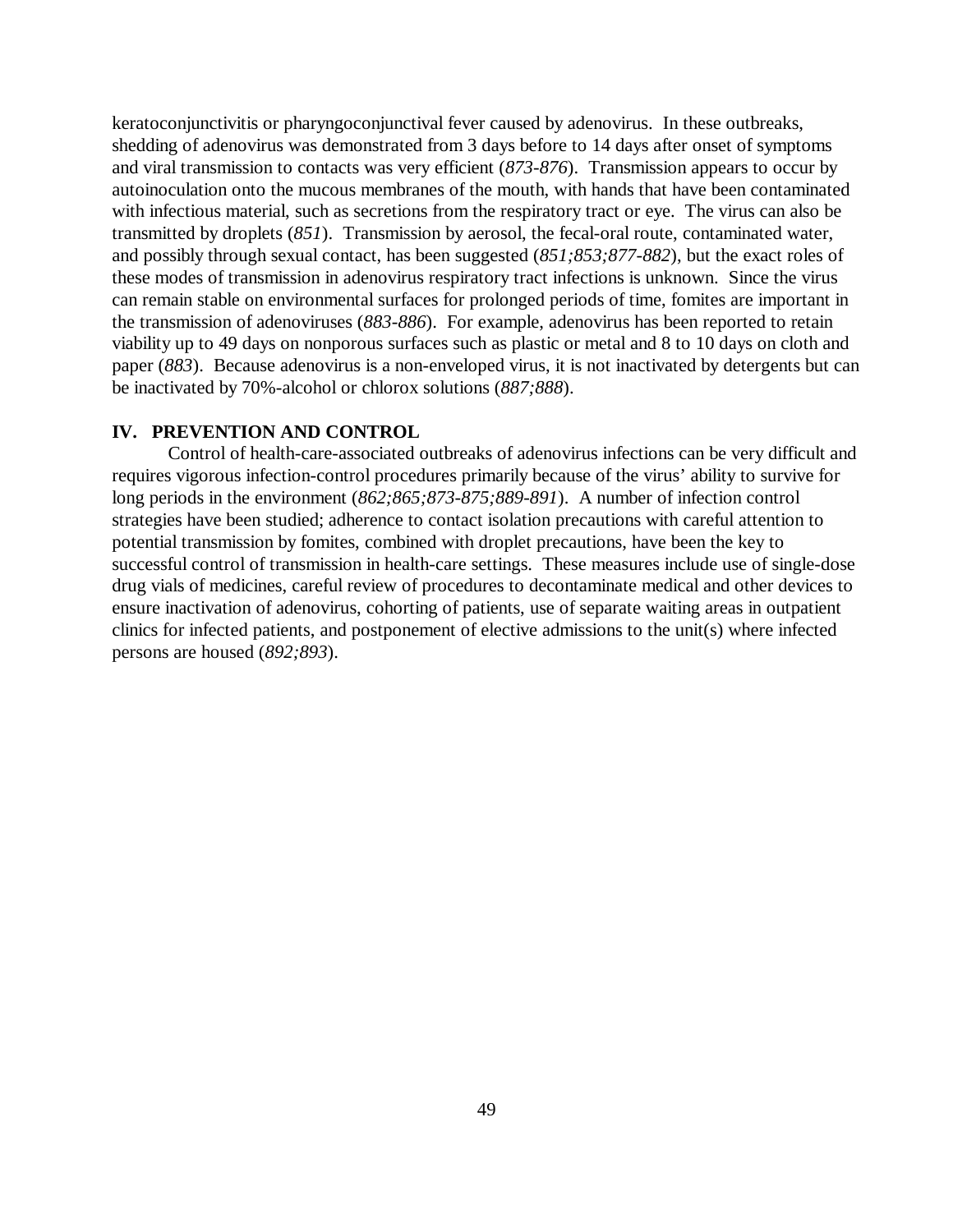keratoconjunctivitis or pharyngoconjunctival fever caused by adenovirus. In these outbreaks, shedding of adenovirus was demonstrated from 3 days before to 14 days after onset of symptoms and viral transmission to contacts was very efficient (*873-876*). Transmission appears to occur by autoinoculation onto the mucous membranes of the mouth, with hands that have been contaminated with infectious material, such as secretions from the respiratory tract or eye. The virus can also be transmitted by droplets (*851*). Transmission by aerosol, the fecal-oral route, contaminated water, and possibly through sexual contact, has been suggested (*851;853;877-882*), but the exact roles of these modes of transmission in adenovirus respiratory tract infections is unknown. Since the virus can remain stable on environmental surfaces for prolonged periods of time, fomites are important in the transmission of adenoviruses (*883-886*). For example, adenovirus has been reported to retain viability up to 49 days on nonporous surfaces such as plastic or metal and 8 to 10 days on cloth and paper (*883*). Because adenovirus is a non-enveloped virus, it is not inactivated by detergents but can be inactivated by 70%-alcohol or chlorox solutions (*887;888*).

## IV. PREVENTION AND CONTROL

Control of health-care-associated outbreaks of adenovirus infections can be very difficult and requires vigorous infection-control procedures primarily because of the virus' ability to survive for long periods in the environment (*862;865;873-875;889-891*). A number of infection control strategies have been studied; adherence to contact isolation precautions with careful attention to potential transmission by fomites, combined with droplet precautions, have been the key to successful control of transmission in health-care settings. These measures include use of single-dose drug vials of medicines, careful review of procedures to decontaminate medical and other devices to ensure inactivation of adenovirus, cohorting of patients, use of separate waiting areas in outpatient clinics for infected patients, and postponement of elective admissions to the unit(s) where infected persons are housed (*892;893*).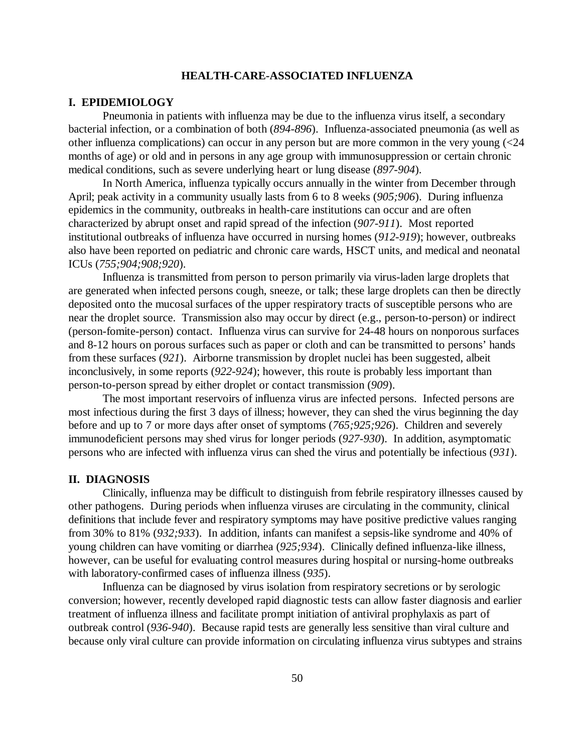## HEALTH-CARE-ASSOCIATED INFLUENZA

### I. EPIDEMIOLOGY

Pneumonia in patients with influenza may be due to the influenza virus itself, a secondary bacterial infection, or a combination of both (*894-896*). Influenza-associated pneumonia (as well as other influenza complications) can occur in any person but are more common in the very young (<24 months of age) or old and in persons in any age group with immunosuppression or certain chronic medical conditions, such as severe underlying heart or lung disease (*897-904*).

In North America, influenza typically occurs annually in the winter from December through April; peak activity in a community usually lasts from 6 to 8 weeks (*905;906*). During influenza epidemics in the community, outbreaks in health-care institutions can occur and are often characterized by abrupt onset and rapid spread of the infection (*907-911*). Most reported institutional outbreaks of influenza have occurred in nursing homes (*912-919*); however, outbreaks also have been reported on pediatric and chronic care wards, HSCT units, and medical and neonatal ICUs (*755;904;908;920*).

Influenza is transmitted from person to person primarily via virus-laden large droplets that are generated when infected persons cough, sneeze, or talk; these large droplets can then be directly deposited onto the mucosal surfaces of the upper respiratory tracts of susceptible persons who are near the droplet source. Transmission also may occur by direct (e.g., person-to-person) or indirect (person-fomite-person) contact. Influenza virus can survive for 24-48 hours on nonporous surfaces and 8-12 hours on porous surfaces such as paper or cloth and can be transmitted to persons' hands from these surfaces (*921*). Airborne transmission by droplet nuclei has been suggested, albeit inconclusively, in some reports (*922-924*); however, this route is probably less important than person-to-person spread by either droplet or contact transmission (*909*).

The most important reservoirs of influenza virus are infected persons. Infected persons are most infectious during the first 3 days of illness; however, they can shed the virus beginning the day before and up to 7 or more days after onset of symptoms (*765;925;926*). Children and severely immunodeficient persons may shed virus for longer periods (*927-930*). In addition, asymptomatic persons who are infected with influenza virus can shed the virus and potentially be infectious (*931*).

### II. DIAGNOSIS

Clinically, influenza may be difficult to distinguish from febrile respiratory illnesses caused by other pathogens. During periods when influenza viruses are circulating in the community, clinical definitions that include fever and respiratory symptoms may have positive predictive values ranging from 30% to 81% (*932;933*). In addition, infants can manifest a sepsis-like syndrome and 40% of young children can have vomiting or diarrhea (*925;934*). Clinically defined influenza-like illness, however, can be useful for evaluating control measures during hospital or nursing-home outbreaks with laboratory-confirmed cases of influenza illness (*935*).

Influenza can be diagnosed by virus isolation from respiratory secretions or by serologic conversion; however, recently developed rapid diagnostic tests can allow faster diagnosis and earlier treatment of influenza illness and facilitate prompt initiation of antiviral prophylaxis as part of outbreak control (*936-940*). Because rapid tests are generally less sensitive than viral culture and because only viral culture can provide information on circulating influenza virus subtypes and strains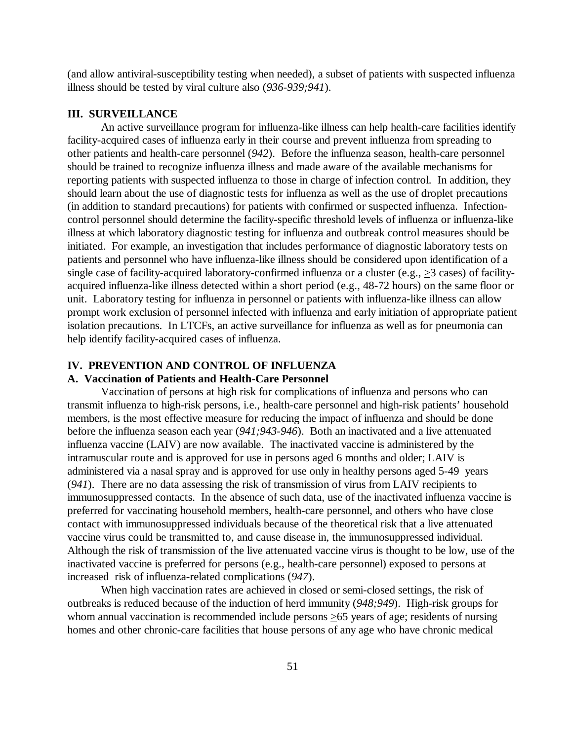(and allow antiviral-susceptibility testing when needed), a subset of patients with suspected influenza illness should be tested by viral culture also (*936-939;941*).

## III. SURVEILLANCE

An active surveillance program for influenza-like illness can help health-care facilities identify facility-acquired cases of influenza early in their course and prevent influenza from spreading to other patients and health-care personnel (*942*). Before the influenza season, health-care personnel should be trained to recognize influenza illness and made aware of the available mechanisms for reporting patients with suspected influenza to those in charge of infection control. In addition, they should learn about the use of diagnostic tests for influenza as well as the use of droplet precautions (in addition to standard precautions) for patients with confirmed or suspected influenza. Infection-control personnel should determine the facility-specific threshold levels of influenza or influenza-like illness at which laboratory diagnostic testing for influenza and outbreak control measures should be initiated. For example, an investigation that includes performance of diagnostic laboratory tests on patients and personnel who have influenza-like illness should be considered upon identification of a single case of facility-acquired laboratory-confirmed influenza or a cluster (e.g., ≥3 cases) of facility-acquired influenza-like illness detected within a short period (e.g., 48-72 hours) on the same floor or unit. Laboratory testing for influenza in personnel or patients with influenza-like illness can allow prompt work exclusion of personnel infected with influenza and early initiation of appropriate patient isolation precautions. In LTCFs, an active surveillance for influenza as well as for pneumonia can help identify facility-acquired cases of influenza.

## IV. PREVENTION AND CONTROL OF INFLUENZA

### A. Vaccination of Patients and Health-Care Personnel

Vaccination of persons at high risk for complications of influenza and persons who can transmit influenza to high-risk persons, i.e., health-care personnel and high-risk patients' household members, is the most effective measure for reducing the impact of influenza and should be done before the influenza season each year (*941;943-946*). Both an inactivated and a live attenuated influenza vaccine (LAIV) are now available. The inactivated vaccine is administered by the intramuscular route and is approved for use in persons aged 6 months and older; LAIV is administered via a nasal spray and is approved for use only in healthy persons aged 5-49 years (*941*). There are no data assessing the risk of transmission of virus from LAIV recipients to immunosuppressed contacts. In the absence of such data, use of the inactivated influenza vaccine is preferred for vaccinating household members, health-care personnel, and others who have close contact with immunosuppressed individuals because of the theoretical risk that a live attenuated vaccine virus could be transmitted to, and cause disease in, the immunosuppressed individual. Although the risk of transmission of the live attenuated vaccine virus is thought to be low, use of the inactivated vaccine is preferred for persons (e.g., health-care personnel) exposed to persons at increased risk of influenza-related complications (*947*).

When high vaccination rates are achieved in closed or semi-closed settings, the risk of outbreaks is reduced because of the induction of herd immunity (*948;949*). High-risk groups for whom annual vaccination is recommended include persons ≥65 years of age; residents of nursing homes and other chronic-care facilities that house persons of any age who have chronic medical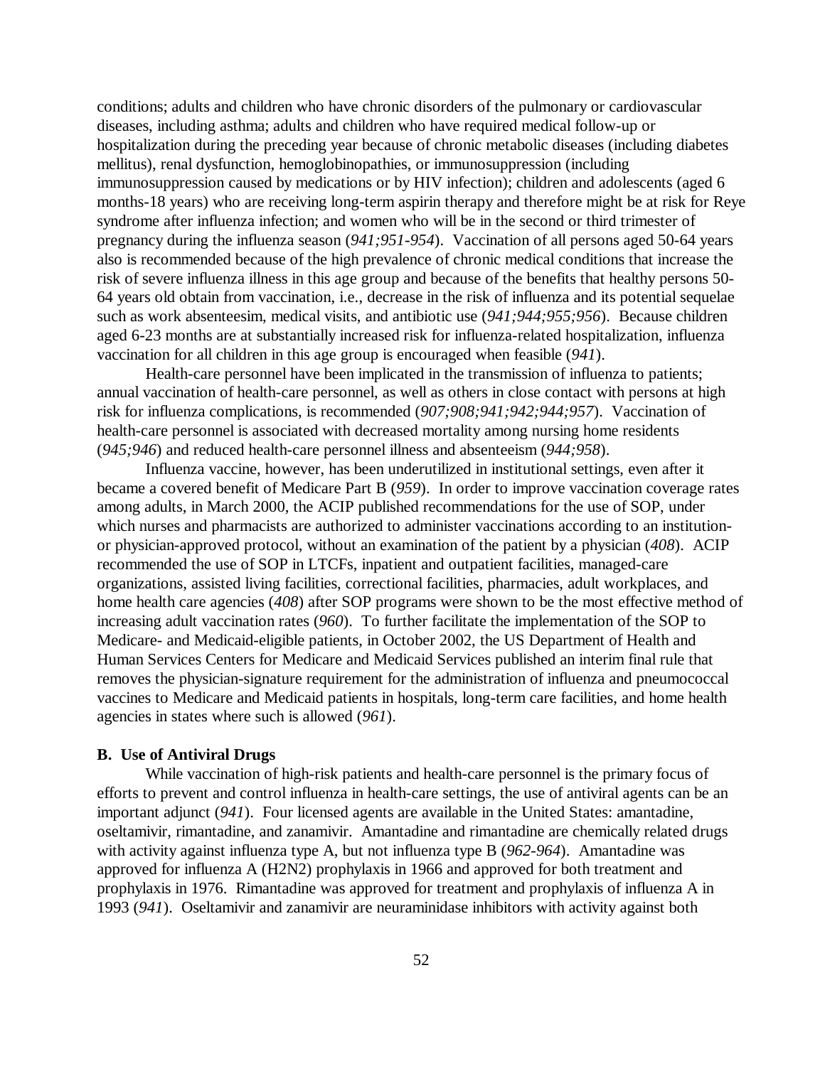conditions; adults and children who have chronic disorders of the pulmonary or cardiovascular diseases, including asthma; adults and children who have required medical follow-up or hospitalization during the preceding year because of chronic metabolic diseases (including diabetes mellitus), renal dysfunction, hemoglobinopathies, or immunosuppression (including immunosuppression caused by medications or by HIV infection); children and adolescents (aged 6 months-18 years) who are receiving long-term aspirin therapy and therefore might be at risk for Reye syndrome after influenza infection; and women who will be in the second or third trimester of pregnancy during the influenza season (*941;951-954*). Vaccination of all persons aged 50-64 years also is recommended because of the high prevalence of chronic medical conditions that increase the risk of severe influenza illness in this age group and because of the benefits that healthy persons 50-64 years old obtain from vaccination, i.e., decrease in the risk of influenza and its potential sequelae such as work absenteesim, medical visits, and antibiotic use (*941;944;955;956*). Because children aged 6-23 months are at substantially increased risk for influenza-related hospitalization, influenza vaccination for all children in this age group is encouraged when feasible (*941*).

Health-care personnel have been implicated in the transmission of influenza to patients; annual vaccination of health-care personnel, as well as others in close contact with persons at high risk for influenza complications, is recommended (*907;908;941;942;944;957*). Vaccination of health-care personnel is associated with decreased mortality among nursing home residents (*945;946*) and reduced health-care personnel illness and absenteeism (*944;958*).

Influenza vaccine, however, has been underutilized in institutional settings, even after it became a covered benefit of Medicare Part B (*959*). In order to improve vaccination coverage rates among adults, in March 2000, the ACIP published recommendations for the use of SOP, under which nurses and pharmacists are authorized to administer vaccinations according to an institution- or physician-approved protocol, without an examination of the patient by a physician (*408*). ACIP recommended the use of SOP in LTCFs, inpatient and outpatient facilities, managed-care organizations, assisted living facilities, correctional facilities, pharmacies, adult workplaces, and home health care agencies (*408*) after SOP programs were shown to be the most effective method of increasing adult vaccination rates (*960*). To further facilitate the implementation of the SOP to Medicare- and Medicaid-eligible patients, in October 2002, the US Department of Health and Human Services Centers for Medicare and Medicaid Services published an interim final rule that removes the physician-signature requirement for the administration of influenza and pneumococcal vaccines to Medicare and Medicaid patients in hospitals, long-term care facilities, and home health agencies in states where such is allowed (*961*).

### B. Use of Antiviral Drugs

While vaccination of high-risk patients and health-care personnel is the primary focus of efforts to prevent and control influenza in health-care settings, the use of antiviral agents can be an important adjunct (*941*). Four licensed agents are available in the United States: amantadine, oseltamivir, rimantadine, and zanamivir. Amantadine and rimantadine are chemically related drugs with activity against influenza type A, but not influenza type B (*962-964*). Amantadine was approved for influenza A (H2N2) prophylaxis in 1966 and approved for both treatment and prophylaxis in 1976. Rimantadine was approved for treatment and prophylaxis of influenza A in 1993 (*941*). Oseltamivir and zanamivir are neuraminidase inhibitors with activity against both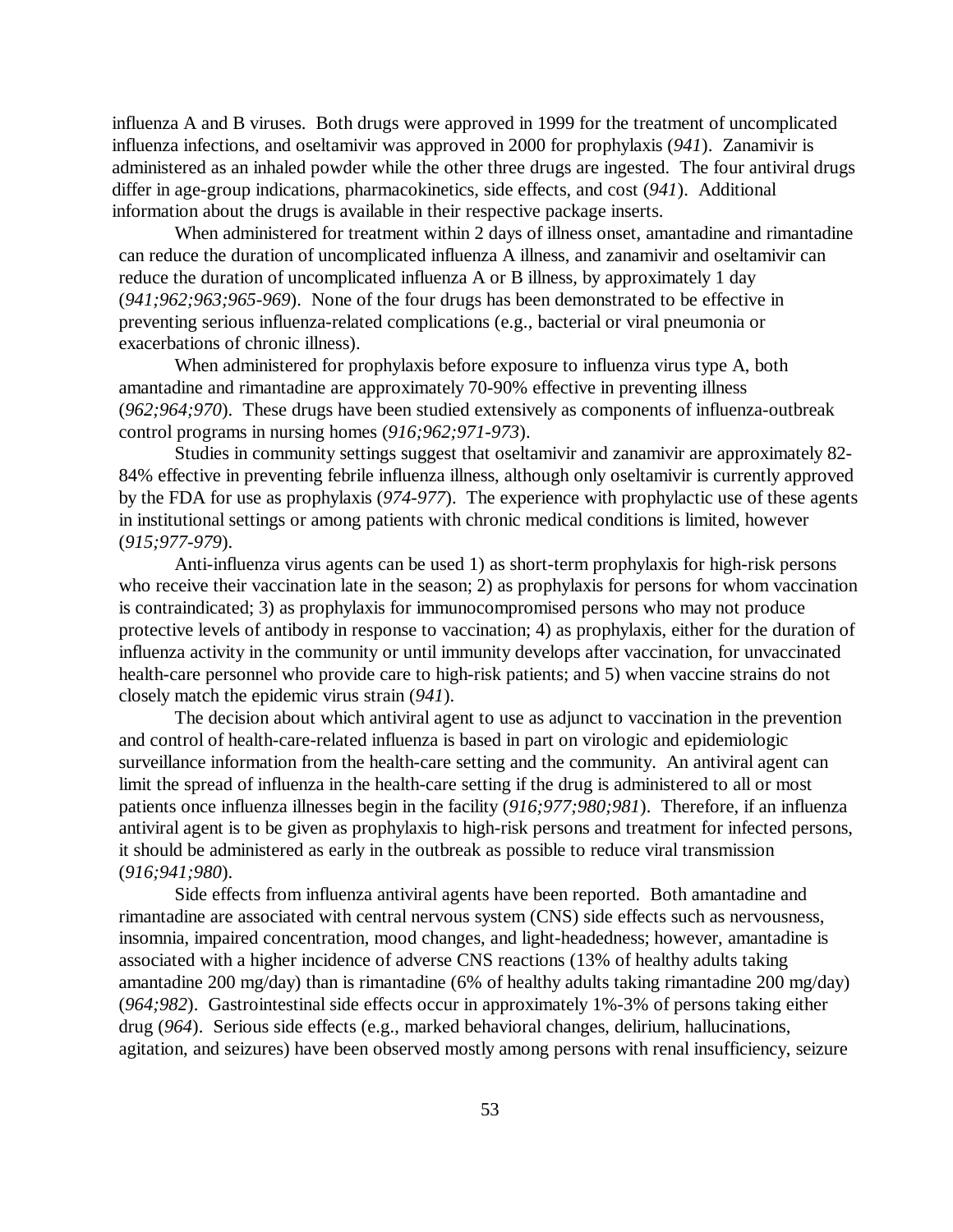influenza A and B viruses. Both drugs were approved in 1999 for the treatment of uncomplicated influenza infections, and oseltamivir was approved in 2000 for prophylaxis (*941*). Zanamivir is administered as an inhaled powder while the other three drugs are ingested. The four antiviral drugs differ in age-group indications, pharmacokinetics, side effects, and cost (*941*). Additional information about the drugs is available in their respective package inserts.

When administered for treatment within 2 days of illness onset, amantadine and rimantadine can reduce the duration of uncomplicated influenza A illness, and zanamivir and oseltamivir can reduce the duration of uncomplicated influenza A or B illness, by approximately 1 day (*941;962;963;965-969*). None of the four drugs has been demonstrated to be effective in preventing serious influenza-related complications (e.g., bacterial or viral pneumonia or exacerbations of chronic illness).

When administered for prophylaxis before exposure to influenza virus type A, both amantadine and rimantadine are approximately 70-90% effective in preventing illness (*962;964;970*). These drugs have been studied extensively as components of influenza-outbreak control programs in nursing homes (*916;962;971-973*).

Studies in community settings suggest that oseltamivir and zanamivir are approximately 82-84% effective in preventing febrile influenza illness, although only oseltamivir is currently approved by the FDA for use as prophylaxis (*974-977*). The experience with prophylactic use of these agents in institutional settings or among patients with chronic medical conditions is limited, however (*915;977-979*).

Anti-influenza virus agents can be used 1) as short-term prophylaxis for high-risk persons who receive their vaccination late in the season; 2) as prophylaxis for persons for whom vaccination is contraindicated; 3) as prophylaxis for immunocompromised persons who may not produce protective levels of antibody in response to vaccination; 4) as prophylaxis, either for the duration of influenza activity in the community or until immunity develops after vaccination, for unvaccinated health-care personnel who provide care to high-risk patients; and 5) when vaccine strains do not closely match the epidemic virus strain (*941*).

The decision about which antiviral agent to use as adjunct to vaccination in the prevention and control of health-care-related influenza is based in part on virologic and epidemiologic surveillance information from the health-care setting and the community. An antiviral agent can limit the spread of influenza in the health-care setting if the drug is administered to all or most patients once influenza illnesses begin in the facility (*916;977;980;981*). Therefore, if an influenza antiviral agent is to be given as prophylaxis to high-risk persons and treatment for infected persons, it should be administered as early in the outbreak as possible to reduce viral transmission (*916;941;980*).

Side effects from influenza antiviral agents have been reported. Both amantadine and rimantadine are associated with central nervous system (CNS) side effects such as nervousness, insomnia, impaired concentration, mood changes, and light-headedness; however, amantadine is associated with a higher incidence of adverse CNS reactions (13% of healthy adults taking amantadine 200 mg/day) than is rimantadine (6% of healthy adults taking rimantadine 200 mg/day) (*964;982*). Gastrointestinal side effects occur in approximately 1%-3% of persons taking either drug (*964*). Serious side effects (e.g., marked behavioral changes, delirium, hallucinations, agitation, and seizures) have been observed mostly among persons with renal insufficiency, seizure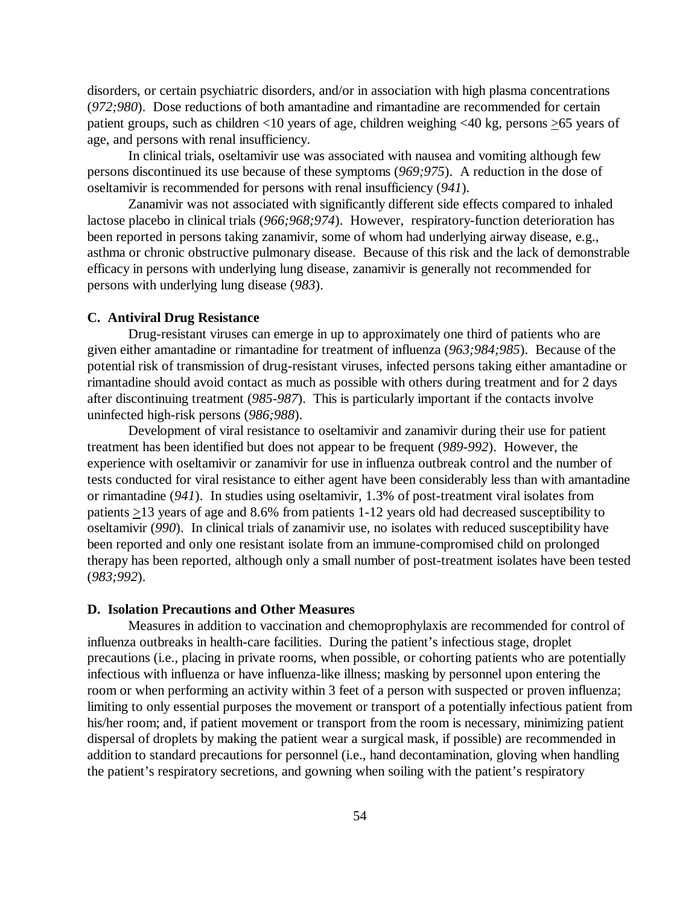disorders, or certain psychiatric disorders, and/or in association with high plasma concentrations (*972;980*). Dose reductions of both amantadine and rimantadine are recommended for certain patient groups, such as children <10 years of age, children weighing <40 kg, persons ≥65 years of age, and persons with renal insufficiency.

In clinical trials, oseltamivir use was associated with nausea and vomiting although few persons discontinued its use because of these symptoms (*969;975*). A reduction in the dose of oseltamivir is recommended for persons with renal insufficiency (*941*).

Zanamivir was not associated with significantly different side effects compared to inhaled lactose placebo in clinical trials (*966;968;974*). However, respiratory-function deterioration has been reported in persons taking zanamivir, some of whom had underlying airway disease, e.g., asthma or chronic obstructive pulmonary disease. Because of this risk and the lack of demonstrable efficacy in persons with underlying lung disease, zanamivir is generally not recommended for persons with underlying lung disease (*983*).

**C. Antiviral Drug Resistance**

Drug-resistant viruses can emerge in up to approximately one third of patients who are given either amantadine or rimantadine for treatment of influenza (*963;984;985*). Because of the potential risk of transmission of drug-resistant viruses, infected persons taking either amantadine or rimantadine should avoid contact as much as possible with others during treatment and for 2 days after discontinuing treatment (*985-987*). This is particularly important if the contacts involve uninfected high-risk persons (*986;988*).

Development of viral resistance to oseltamivir and zanamivir during their use for patient treatment has been identified but does not appear to be frequent (*989-992*). However, the experience with oseltamivir or zanamivir for use in influenza outbreak control and the number of tests conducted for viral resistance to either agent have been considerably less than with amantadine or rimantadine (*941*). In studies using oseltamivir, 1.3% of post-treatment viral isolates from patients ≥13 years of age and 8.6% from patients 1-12 years old had decreased susceptibility to oseltamivir (*990*). In clinical trials of zanamivir use, no isolates with reduced susceptibility have been reported and only one resistant isolate from an immune-compromised child on prolonged therapy has been reported, although only a small number of post-treatment isolates have been tested (*983;992*).

**D. Isolation Precautions and Other Measures**

Measures in addition to vaccination and chemoprophylaxis are recommended for control of influenza outbreaks in health-care facilities. During the patient's infectious stage, droplet precautions (i.e., placing in private rooms, when possible, or cohorting patients who are potentially infectious with influenza or have influenza-like illness; masking by personnel upon entering the room or when performing an activity within 3 feet of a person with suspected or proven influenza; limiting to only essential purposes the movement or transport of a potentially infectious patient from his/her room; and, if patient movement or transport from the room is necessary, minimizing patient dispersal of droplets by making the patient wear a surgical mask, if possible) are recommended in addition to standard precautions for personnel (i.e., hand decontamination, gloving when handling the patient's respiratory secretions, and gowning when soiling with the patient's respiratory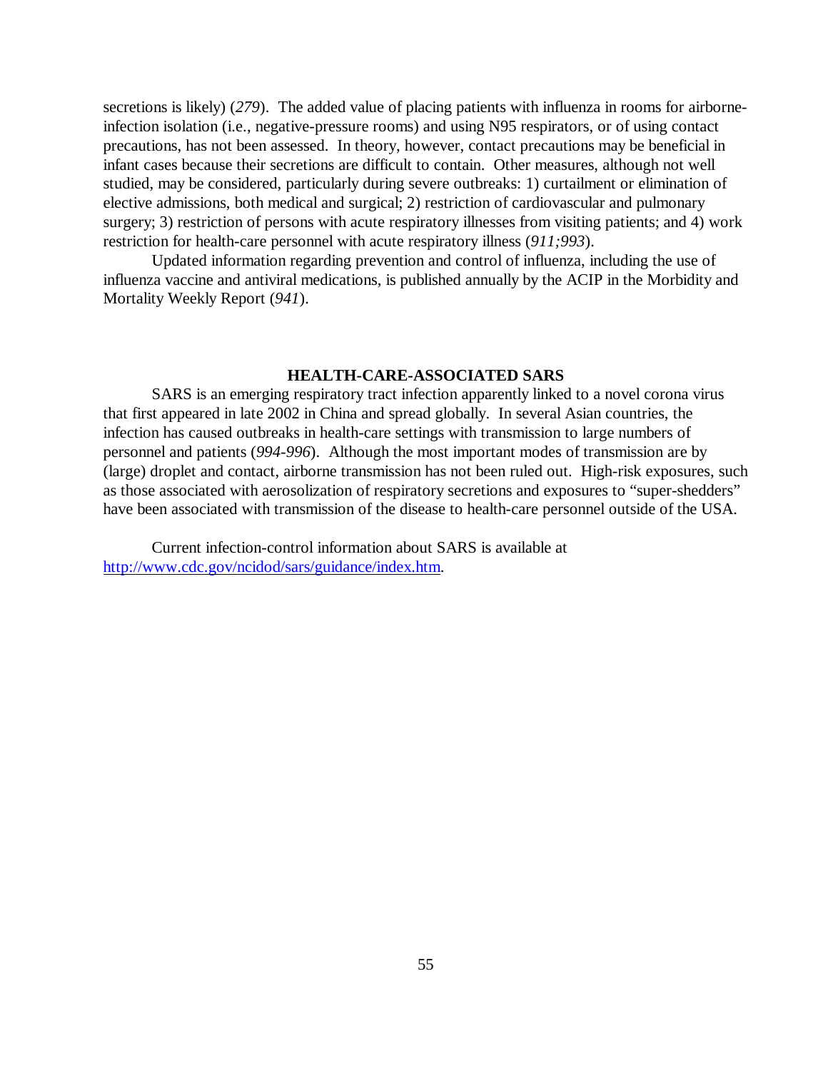secretions is likely) (*279*). The added value of placing patients with influenza in rooms for airborne-infection isolation (i.e., negative-pressure rooms) and using N95 respirators, or of using contact precautions, has not been assessed. In theory, however, contact precautions may be beneficial in infant cases because their secretions are difficult to contain. Other measures, although not well studied, may be considered, particularly during severe outbreaks: 1) curtailment or elimination of elective admissions, both medical and surgical; 2) restriction of cardiovascular and pulmonary surgery; 3) restriction of persons with acute respiratory illnesses from visiting patients; and 4) work restriction for health-care personnel with acute respiratory illness (*911;993*).

Updated information regarding prevention and control of influenza, including the use of influenza vaccine and antiviral medications, is published annually by the ACIP in the Morbidity and Mortality Weekly Report (*941*).

## HEALTH-CARE-ASSOCIATED SARS

SARS is an emerging respiratory tract infection apparently linked to a novel corona virus that first appeared in late 2002 in China and spread globally. In several Asian countries, the infection has caused outbreaks in health-care settings with transmission to large numbers of personnel and patients (*994-996*). Although the most important modes of transmission are by (large) droplet and contact, airborne transmission has not been ruled out. High-risk exposures, such as those associated with aerosolization of respiratory secretions and exposures to "super-shedders" have been associated with transmission of the disease to health-care personnel outside of the USA.

Current infection-control information about SARS is available at [http://www.cdc.gov/ncidod/sars/guidance/index.htm](http://www.cdc.gov/ncidod/sars/guidance/index.htm).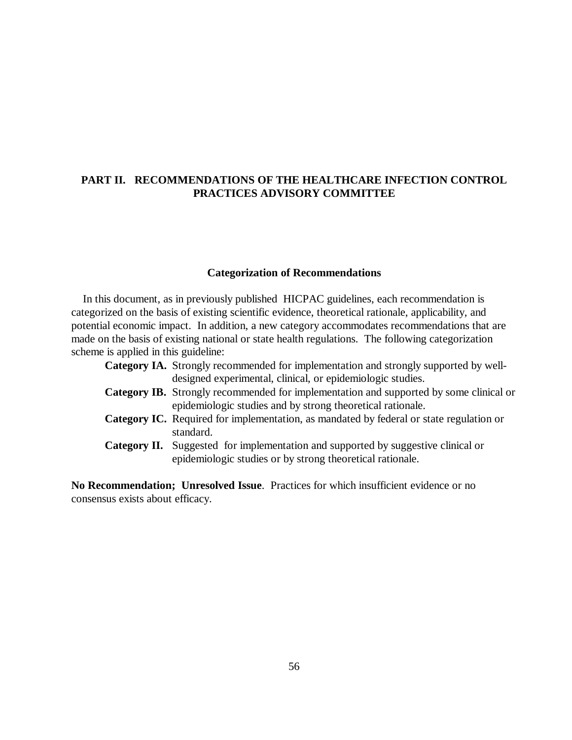## PART II. RECOMMENDATIONS OF THE HEALTHCARE INFECTION CONTROL PRACTICES ADVISORY COMMITTEE

### Categorization of Recommendations

In this document, as in previously published HICPAC guidelines, each recommendation is categorized on the basis of existing scientific evidence, theoretical rationale, applicability, and potential economic impact. In addition, a new category accommodates recommendations that are made on the basis of existing national or state health regulations. The following categorization scheme is applied in this guideline:

- **Category IA.** Strongly recommended for implementation and strongly supported by well-designed experimental, clinical, or epidemiologic studies.
- **Category IB.** Strongly recommended for implementation and supported by some clinical or epidemiologic studies and by strong theoretical rationale.
- **Category IC.** Required for implementation, as mandated by federal or state regulation or standard.
- **Category II.** Suggested for implementation and supported by suggestive clinical or epidemiologic studies or by strong theoretical rationale.

**No Recommendation; Unresolved Issue**. Practices for which insufficient evidence or no consensus exists about efficacy.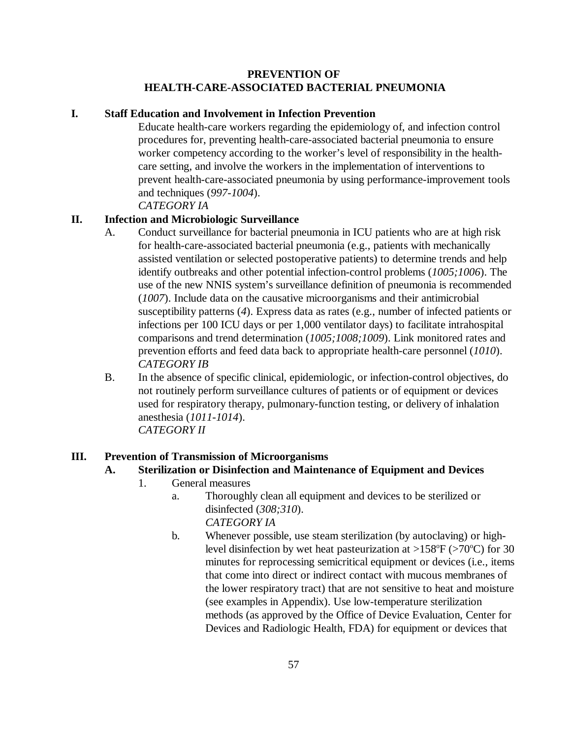# PREVENTION OF HEALTH-CARE-ASSOCIATED BACTERIAL PNEUMONIA

## I. Staff Education and Involvement in Infection Prevention

Educate health-care workers regarding the epidemiology of, and infection control procedures for, preventing health-care-associated bacterial pneumonia to ensure worker competency according to the worker's level of responsibility in the health-care setting, and involve the workers in the implementation of interventions to prevent health-care-associated pneumonia by using performance-improvement tools and techniques (*997-1004*).
*CATEGORY IA*

## II. Infection and Microbiologic Surveillance

A. Conduct surveillance for bacterial pneumonia in ICU patients who are at high risk for health-care-associated bacterial pneumonia (e.g., patients with mechanically assisted ventilation or selected postoperative patients) to determine trends and help identify outbreaks and other potential infection-control problems (*1005;1006*). The use of the new NNIS system's surveillance definition of pneumonia is recommended (*1007*). Include data on the causative microorganisms and their antimicrobial susceptibility patterns (*4*). Express data as rates (e.g., number of infected patients or infections per 100 ICU days or per 1,000 ventilator days) to facilitate intrahospital comparisons and trend determination (*1005;1008;1009*). Link monitored rates and prevention efforts and feed data back to appropriate health-care personnel (*1010*).
*CATEGORY IB*

B. In the absence of specific clinical, epidemiologic, or infection-control objectives, do not routinely perform surveillance cultures of patients or of equipment or devices used for respiratory therapy, pulmonary-function testing, or delivery of inhalation anesthesia (*1011-1014*).
*CATEGORY II*

## III. Prevention of Transmission of Microorganisms

### A. Sterilization or Disinfection and Maintenance of Equipment and Devices

1. General measures
   a. Thoroughly clean all equipment and devices to be sterilized or disinfected (*308;310*).
   *CATEGORY IA*
   
   b. Whenever possible, use steam sterilization (by autoclaving) or high-level disinfection by wet heat pasteurization at >158ºF (>70ºC) for 30 minutes for reprocessing semicritical equipment or devices (i.e., items that come into direct or indirect contact with mucous membranes of the lower respiratory tract) that are not sensitive to heat and moisture (see examples in Appendix). Use low-temperature sterilization methods (as approved by the Office of Device Evaluation, Center for Devices and Radiologic Health, FDA) for equipment or devices that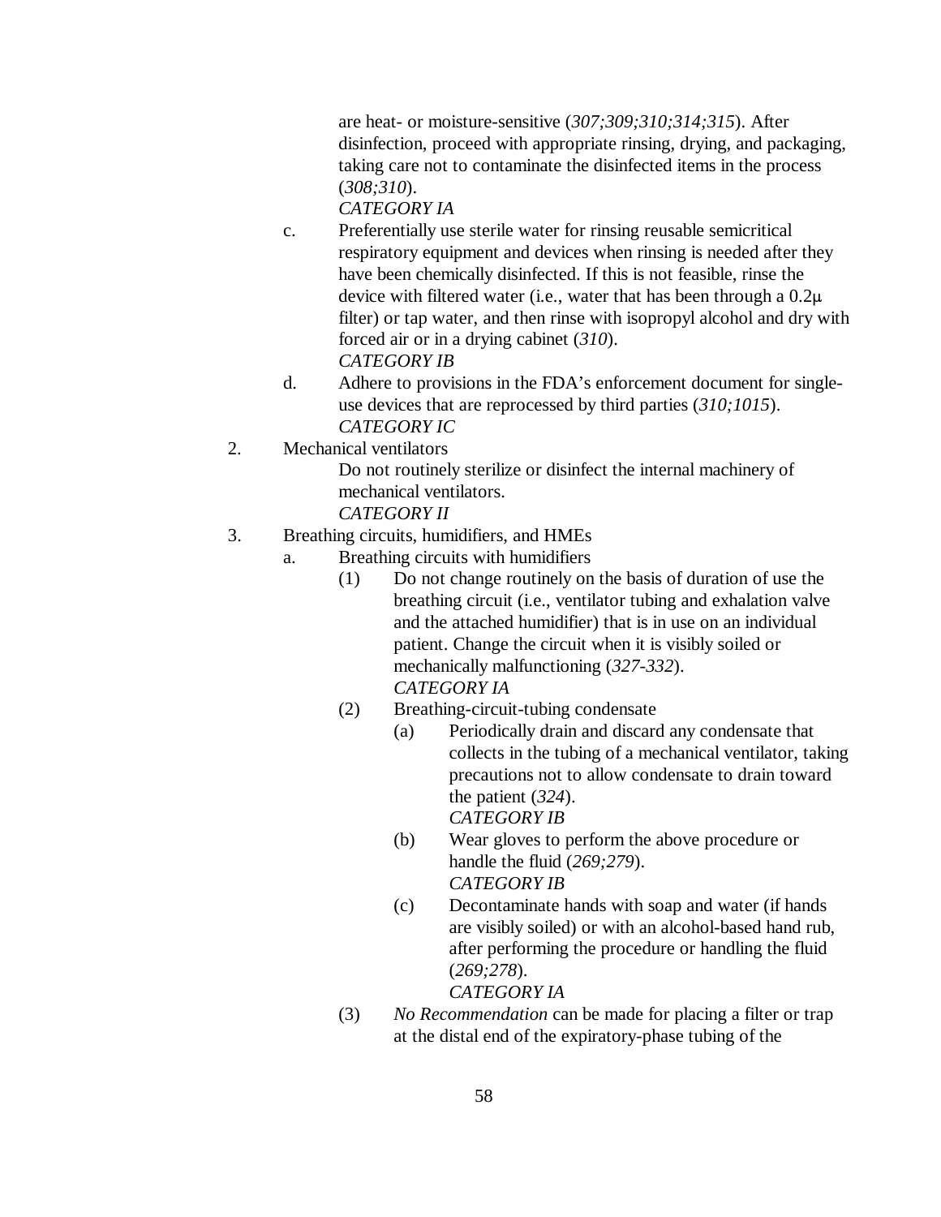are heat- or moisture-sensitive (*307;309;310;314;315*). After disinfection, proceed with appropriate rinsing, drying, and packaging, taking care not to contaminate the disinfected items in the process (*308;310*).
*CATEGORY IA*

c. Preferentially use sterile water for rinsing reusable semicritical respiratory equipment and devices when rinsing is needed after they have been chemically disinfected. If this is not feasible, rinse the device with filtered water (i.e., water that has been through a 0.2μ filter) or tap water, and then rinse with isopropyl alcohol and dry with forced air or in a drying cabinet (*310*).
*CATEGORY IB*

d. Adhere to provisions in the FDA's enforcement document for single-use devices that are reprocessed by third parties (*310;1015*).
*CATEGORY IC*

2. Mechanical ventilators

   Do not routinely sterilize or disinfect the internal machinery of mechanical ventilators.
   *CATEGORY II*

3. Breathing circuits, humidifiers, and HMEs

   a. Breathing circuits with humidifiers

      (1) Do not change routinely on the basis of duration of use the breathing circuit (i.e., ventilator tubing and exhalation valve and the attached humidifier) that is in use on an individual patient. Change the circuit when it is visibly soiled or mechanically malfunctioning (*327-332*).
      *CATEGORY IA*

      (2) Breathing-circuit-tubing condensate

         (a) Periodically drain and discard any condensate that collects in the tubing of a mechanical ventilator, taking precautions not to allow condensate to drain toward the patient (*324*).
         *CATEGORY IB*

         (b) Wear gloves to perform the above procedure or handle the fluid (*269;279*).
         *CATEGORY IB*

         (c) Decontaminate hands with soap and water (if hands are visibly soiled) or with an alcohol-based hand rub, after performing the procedure or handling the fluid (*269;278*).
         *CATEGORY IA*

      (3) *No Recommendation* can be made for placing a filter or trap at the distal end of the expiratory-phase tubing of the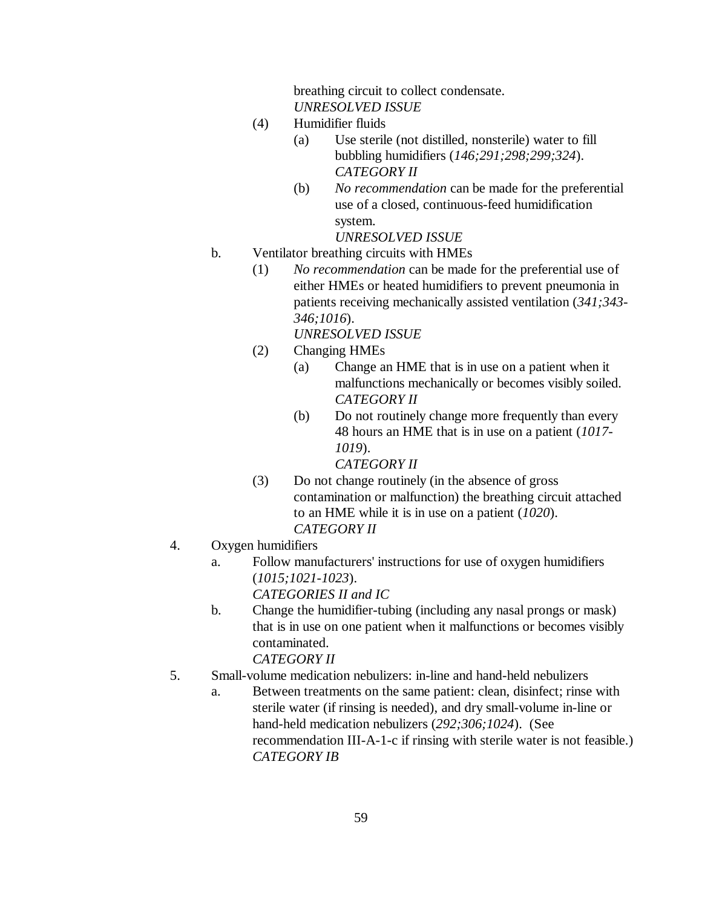breathing circuit to collect condensate.
*UNRESOLVED ISSUE*

(4) Humidifier fluids

(a) Use sterile (not distilled, nonsterile) water to fill bubbling humidifiers (*146;291;298;299;324*).
*CATEGORY II*

(b) *No recommendation* can be made for the preferential use of a closed, continuous-feed humidification system.
*UNRESOLVED ISSUE*

b. Ventilator breathing circuits with HMEs

(1) *No recommendation* can be made for the preferential use of either HMEs or heated humidifiers to prevent pneumonia in patients receiving mechanically assisted ventilation (*341;343-346;1016*).
*UNRESOLVED ISSUE*

(2) Changing HMEs

(a) Change an HME that is in use on a patient when it malfunctions mechanically or becomes visibly soiled.
*CATEGORY II*

(b) Do not routinely change more frequently than every 48 hours an HME that is in use on a patient (*1017-1019*).
*CATEGORY II*

(3) Do not change routinely (in the absence of gross contamination or malfunction) the breathing circuit attached to an HME while it is in use on a patient (*1020*).
*CATEGORY II*

4. Oxygen humidifiers

a. Follow manufacturers' instructions for use of oxygen humidifiers (*1015;1021-1023*).
*CATEGORIES II and IC*

b. Change the humidifier-tubing (including any nasal prongs or mask) that is in use on one patient when it malfunctions or becomes visibly contaminated.
*CATEGORY II*

5. Small-volume medication nebulizers: in-line and hand-held nebulizers

a. Between treatments on the same patient: clean, disinfect; rinse with sterile water (if rinsing is needed), and dry small-volume in-line or hand-held medication nebulizers (*292;306;1024*). (See recommendation III-A-1-c if rinsing with sterile water is not feasible.)
*CATEGORY IB*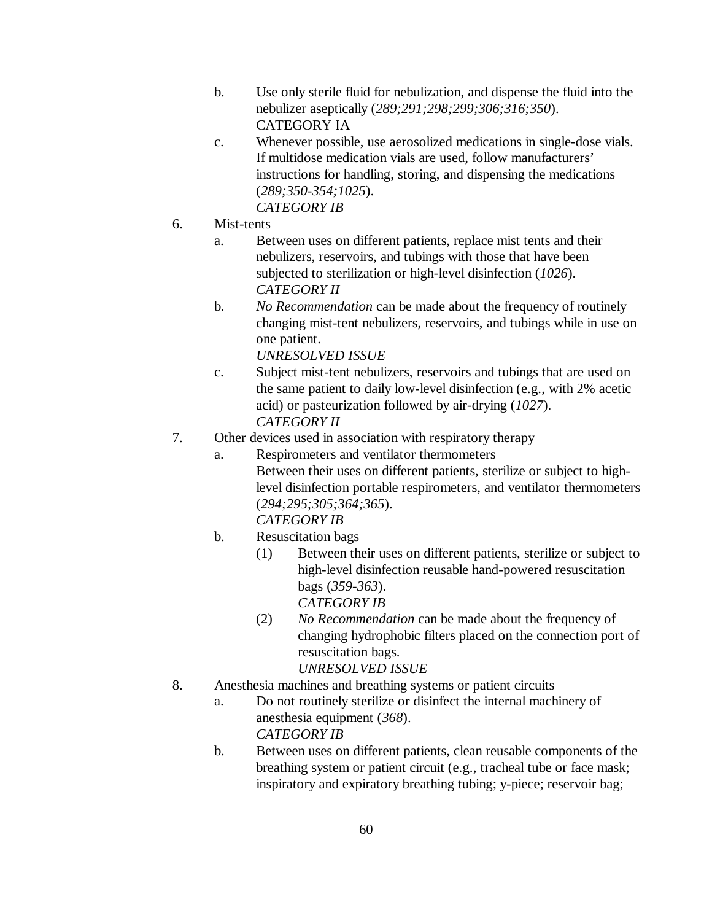b. Use only sterile fluid for nebulization, and dispense the fluid into the nebulizer aseptically (*289;291;298;299;306;316;350*). CATEGORY IA

c. Whenever possible, use aerosolized medications in single-dose vials. If multidose medication vials are used, follow manufacturers' instructions for handling, storing, and dispensing the medications (*289;350-354;1025*).
*CATEGORY IB*

6. Mist-tents

   a. Between uses on different patients, replace mist tents and their nebulizers, reservoirs, and tubings with those that have been subjected to sterilization or high-level disinfection (*1026*).
   *CATEGORY II*

   b. *No Recommendation* can be made about the frequency of routinely changing mist-tent nebulizers, reservoirs, and tubings while in use on one patient.
   *UNRESOLVED ISSUE*

   c. Subject mist-tent nebulizers, reservoirs and tubings that are used on the same patient to daily low-level disinfection (e.g., with 2% acetic acid) or pasteurization followed by air-drying (*1027*).
   *CATEGORY II*

7. Other devices used in association with respiratory therapy

   a. Respirometers and ventilator thermometers
   Between their uses on different patients, sterilize or subject to high-level disinfection portable respirometers, and ventilator thermometers (*294;295;305;364;365*).
   *CATEGORY IB*

   b. Resuscitation bags

      (1) Between their uses on different patients, sterilize or subject to high-level disinfection reusable hand-powered resuscitation bags (*359-363*).
      *CATEGORY IB*

      (2) *No Recommendation* can be made about the frequency of changing hydrophobic filters placed on the connection port of resuscitation bags.
      *UNRESOLVED ISSUE*

8. Anesthesia machines and breathing systems or patient circuits

   a. Do not routinely sterilize or disinfect the internal machinery of anesthesia equipment (*368*).
   *CATEGORY IB*

   b. Between uses on different patients, clean reusable components of the breathing system or patient circuit (e.g., tracheal tube or face mask; inspiratory and expiratory breathing tubing; y-piece; reservoir bag;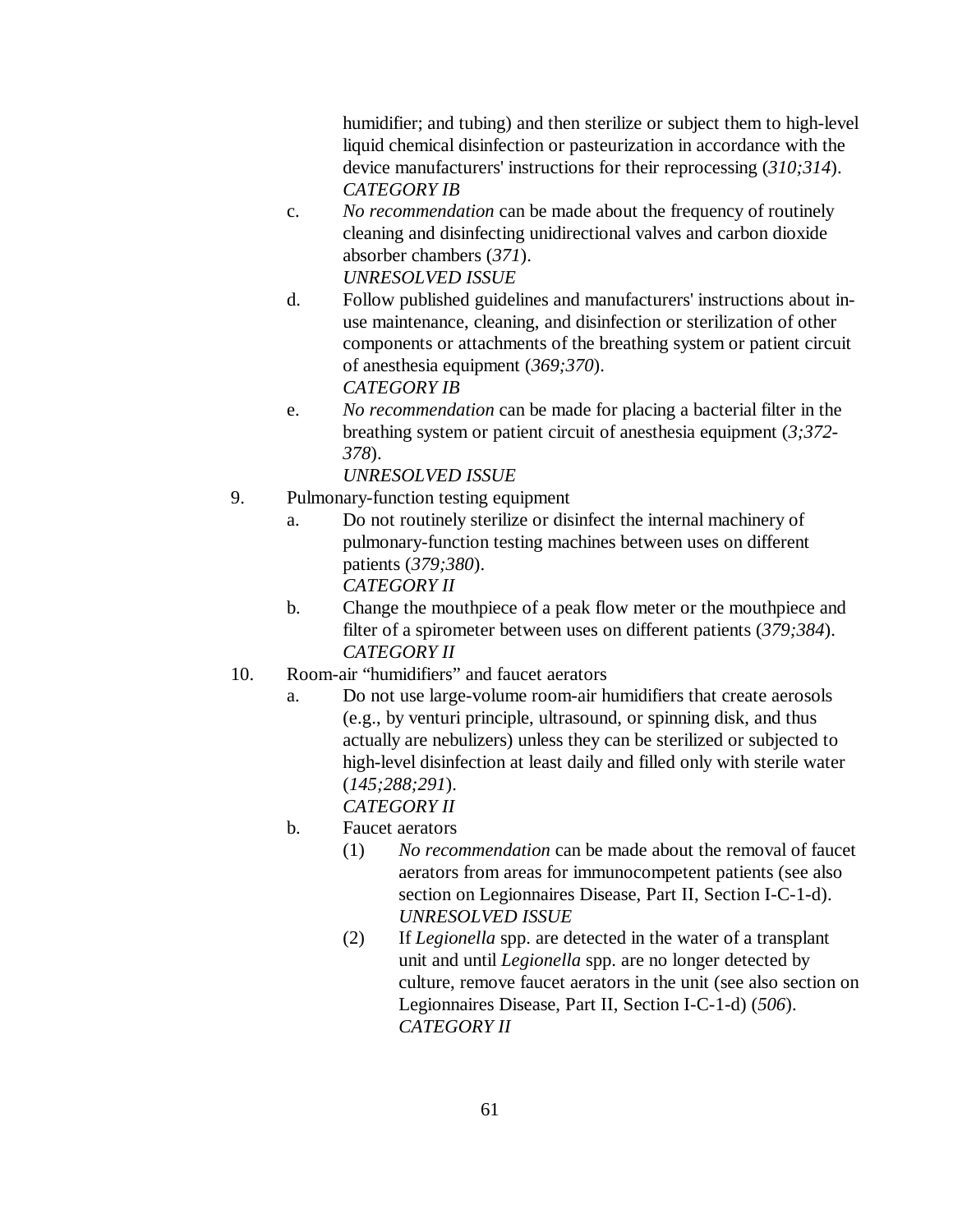humidifier; and tubing) and then sterilize or subject them to high-level liquid chemical disinfection or pasteurization in accordance with the device manufacturers' instructions for their reprocessing (*310;314*). *CATEGORY IB*

   c. *No recommendation* can be made about the frequency of routinely cleaning and disinfecting unidirectional valves and carbon dioxide absorber chambers (*371*).
   *UNRESOLVED ISSUE*

   d. Follow published guidelines and manufacturers' instructions about in-use maintenance, cleaning, and disinfection or sterilization of other components or attachments of the breathing system or patient circuit of anesthesia equipment (*369;370*).
   *CATEGORY IB*

   e. *No recommendation* can be made for placing a bacterial filter in the breathing system or patient circuit of anesthesia equipment (*3;372-378*).
   *UNRESOLVED ISSUE*

9. Pulmonary-function testing equipment

   a. Do not routinely sterilize or disinfect the internal machinery of pulmonary-function testing machines between uses on different patients (*379;380*).
   *CATEGORY II*

   b. Change the mouthpiece of a peak flow meter or the mouthpiece and filter of a spirometer between uses on different patients (*379;384*).
   *CATEGORY II*

10. Room-air "humidifiers" and faucet aerators

   a. Do not use large-volume room-air humidifiers that create aerosols (e.g., by venturi principle, ultrasound, or spinning disk, and thus actually are nebulizers) unless they can be sterilized or subjected to high-level disinfection at least daily and filled only with sterile water (*145;288;291*).
   *CATEGORY II*

   b. Faucet aerators

      (1) *No recommendation* can be made about the removal of faucet aerators from areas for immunocompetent patients (see also section on Legionnaires Disease, Part II, Section I-C-1-d).
      *UNRESOLVED ISSUE*

      (2) If *Legionella* spp. are detected in the water of a transplant unit and until *Legionella* spp. are no longer detected by culture, remove faucet aerators in the unit (see also section on Legionnaires Disease, Part II, Section I-C-1-d) (*506*).
      *CATEGORY II*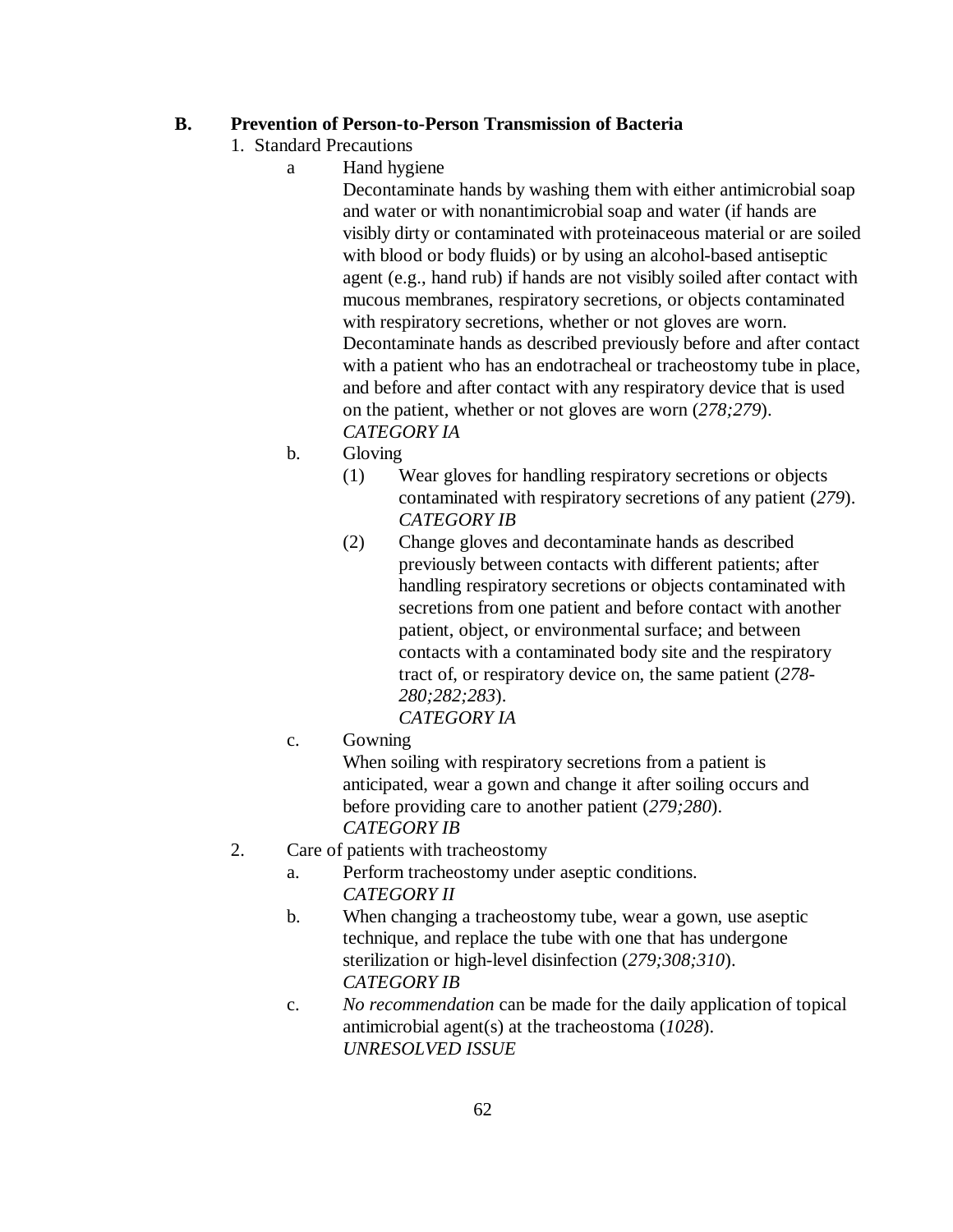## B. Prevention of Person-to-Person Transmission of Bacteria

1. Standard Precautions

   a. Hand hygiene

      Decontaminate hands by washing them with either antimicrobial soap and water or with nonantimicrobial soap and water (if hands are visibly dirty or contaminated with proteinaceous material or are soiled with blood or body fluids) or by using an alcohol-based antiseptic agent (e.g., hand rub) if hands are not visibly soiled after contact with mucous membranes, respiratory secretions, or objects contaminated with respiratory secretions, whether or not gloves are worn. Decontaminate hands as described previously before and after contact with a patient who has an endotracheal or tracheostomy tube in place, and before and after contact with any respiratory device that is used on the patient, whether or not gloves are worn (*278;279*).
      *CATEGORY IA*

   b. Gloving

      (1) Wear gloves for handling respiratory secretions or objects contaminated with respiratory secretions of any patient (*279*).
      *CATEGORY IB*

      (2) Change gloves and decontaminate hands as described previously between contacts with different patients; after handling respiratory secretions or objects contaminated with secretions from one patient and before contact with another patient, object, or environmental surface; and between contacts with a contaminated body site and the respiratory tract of, or respiratory device on, the same patient (*278-280;282;283*).
      *CATEGORY IA*

   c. Gowning

      When soiling with respiratory secretions from a patient is anticipated, wear a gown and change it after soiling occurs and before providing care to another patient (*279;280*).
      *CATEGORY IB*

2. Care of patients with tracheostomy

   a. Perform tracheostomy under aseptic conditions.
      *CATEGORY II*

   b. When changing a tracheostomy tube, wear a gown, use aseptic technique, and replace the tube with one that has undergone sterilization or high-level disinfection (*279;308;310*).
      *CATEGORY IB*

   c. *No recommendation* can be made for the daily application of topical antimicrobial agent(s) at the tracheostoma (*1028*).
      *UNRESOLVED ISSUE*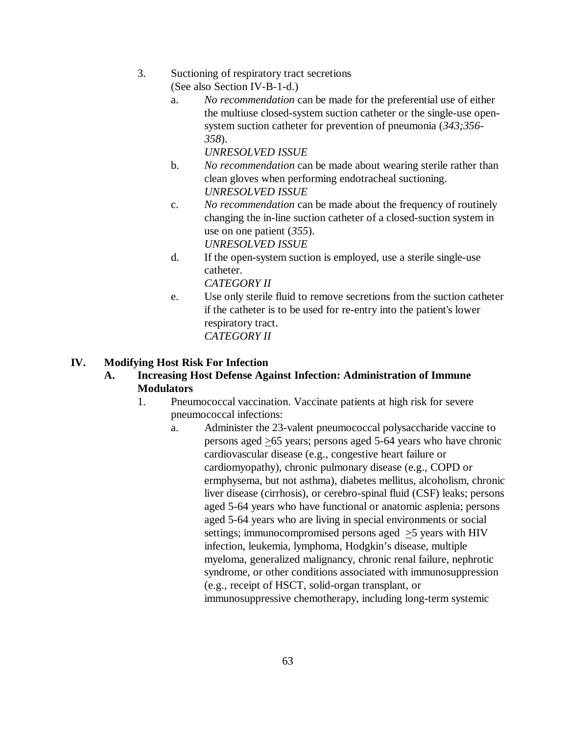3. Suctioning of respiratory tract secretions
   (See also Section IV-B-1-d.)
   a. *No recommendation* can be made for the preferential use of either the multiuse closed-system suction catheter or the single-use open-system suction catheter for prevention of pneumonia (*343;356-358*).
      *UNRESOLVED ISSUE*
   b. *No recommendation* can be made about wearing sterile rather than clean gloves when performing endotracheal suctioning.
      *UNRESOLVED ISSUE*
   c. *No recommendation* can be made about the frequency of routinely changing the in-line suction catheter of a closed-suction system in use on one patient (*355*).
      *UNRESOLVED ISSUE*
   d. If the open-system suction is employed, use a sterile single-use catheter.
      *CATEGORY II*
   e. Use only sterile fluid to remove secretions from the suction catheter if the catheter is to be used for re-entry into the patient's lower respiratory tract.
      *CATEGORY II*

# IV. Modifying Host Risk For Infection

## A. Increasing Host Defense Against Infection: Administration of Immune Modulators

1. Pneumococcal vaccination. Vaccinate patients at high risk for severe pneumococcal infections:
   a. Administer the 23-valent pneumococcal polysaccharide vaccine to persons aged ≥65 years; persons aged 5-64 years who have chronic cardiovascular disease (e.g., congestive heart failure or cardiomyopathy), chronic pulmonary disease (e.g., COPD or ermphysema, but not asthma), diabetes mellitus, alcoholism, chronic liver disease (cirrhosis), or cerebro-spinal fluid (CSF) leaks; persons aged 5-64 years who have functional or anatomic asplenia; persons aged 5-64 years who are living in special environments or social settings; immunocompromised persons aged ≥5 years with HIV infection, leukemia, lymphoma, Hodgkin's disease, multiple myeloma, generalized malignancy, chronic renal failure, nephrotic syndrome, or other conditions associated with immunosuppression (e.g., receipt of HSCT, solid-organ transplant, or immunosuppressive chemotherapy, including long-term systemic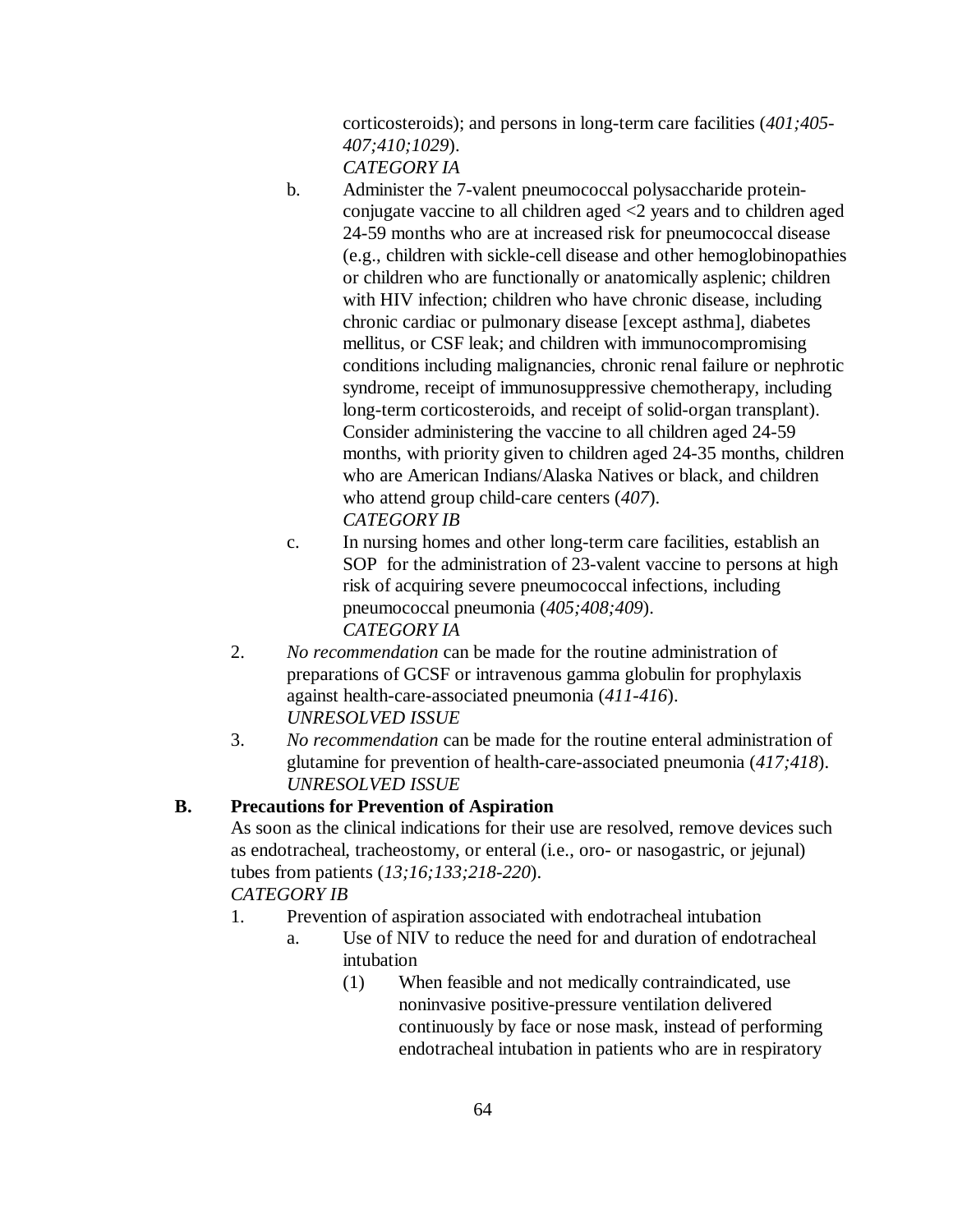corticosteroids); and persons in long-term care facilities (*401;405-407;410;1029*).
*CATEGORY IA*

b. Administer the 7-valent pneumococcal polysaccharide protein-conjugate vaccine to all children aged <2 years and to children aged 24-59 months who are at increased risk for pneumococcal disease (e.g., children with sickle-cell disease and other hemoglobinopathies or children who are functionally or anatomically asplenic; children with HIV infection; children who have chronic disease, including chronic cardiac or pulmonary disease [except asthma], diabetes mellitus, or CSF leak; and children with immunocompromising conditions including malignancies, chronic renal failure or nephrotic syndrome, receipt of immunosuppressive chemotherapy, including long-term corticosteroids, and receipt of solid-organ transplant). Consider administering the vaccine to all children aged 24-59 months, with priority given to children aged 24-35 months, children who are American Indians/Alaska Natives or black, and children who attend group child-care centers (*407*).
*CATEGORY IB*

c. In nursing homes and other long-term care facilities, establish an SOP for the administration of 23-valent vaccine to persons at high risk of acquiring severe pneumococcal infections, including pneumococcal pneumonia (*405;408;409*).
*CATEGORY IA*

2. *No recommendation* can be made for the routine administration of preparations of GCSF or intravenous gamma globulin for prophylaxis against health-care-associated pneumonia (*411-416*).
*UNRESOLVED ISSUE*

3. *No recommendation* can be made for the routine enteral administration of glutamine for prevention of health-care-associated pneumonia (*417;418*).
*UNRESOLVED ISSUE*

**B. Precautions for Prevention of Aspiration**

As soon as the clinical indications for their use are resolved, remove devices such as endotracheal, tracheostomy, or enteral (i.e., oro- or nasogastric, or jejunal) tubes from patients (*13;16;133;218-220*).
*CATEGORY IB*

1. Prevention of aspiration associated with endotracheal intubation
   a. Use of NIV to reduce the need for and duration of endotracheal intubation
      (1) When feasible and not medically contraindicated, use noninvasive positive-pressure ventilation delivered continuously by face or nose mask, instead of performing endotracheal intubation in patients who are in respiratory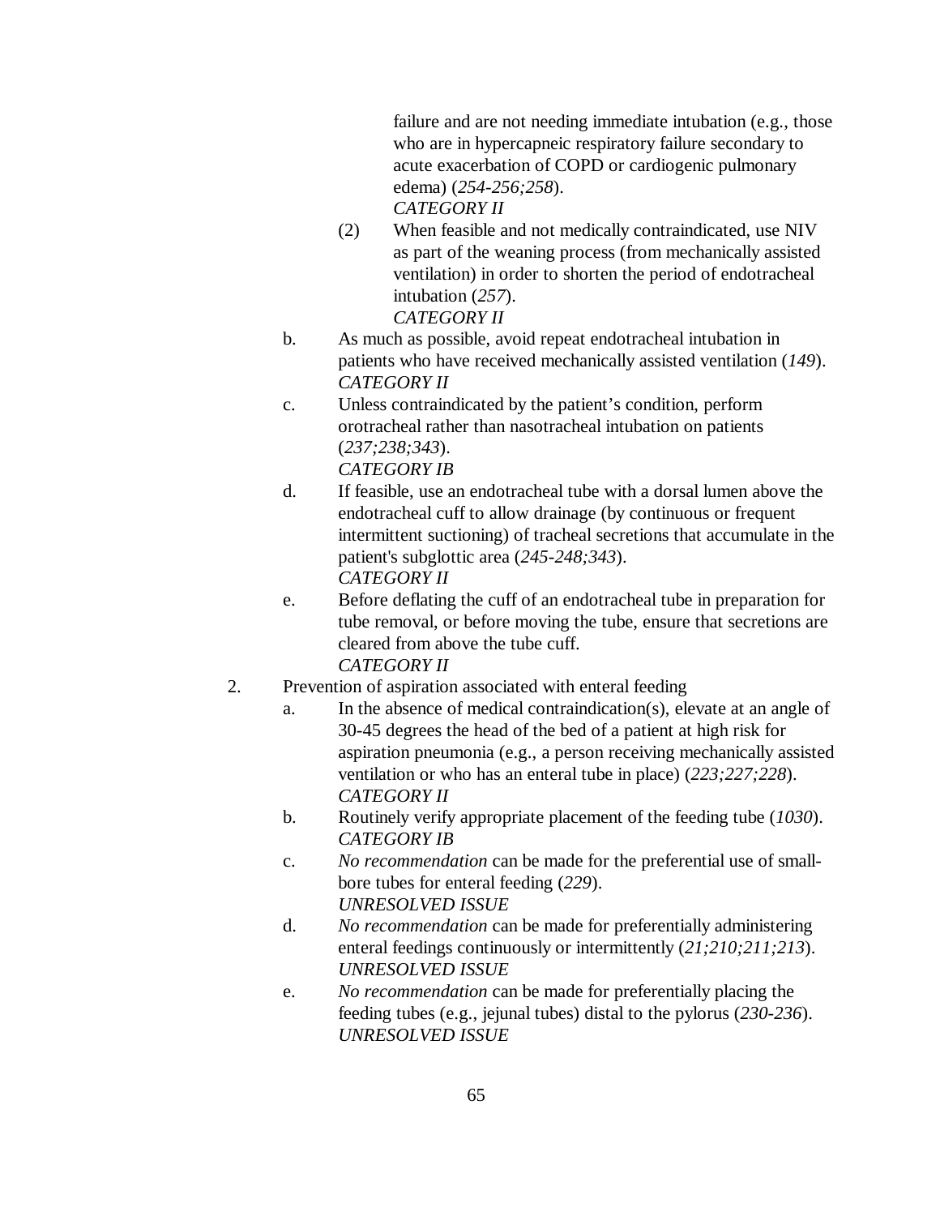failure and are not needing immediate intubation (e.g., those who are in hypercapneic respiratory failure secondary to acute exacerbation of COPD or cardiogenic pulmonary edema) (*254-256;258*).
*CATEGORY II*

(2) When feasible and not medically contraindicated, use NIV as part of the weaning process (from mechanically assisted ventilation) in order to shorten the period of endotracheal intubation (*257*).
*CATEGORY II*

b. As much as possible, avoid repeat endotracheal intubation in patients who have received mechanically assisted ventilation (*149*).
*CATEGORY II*

c. Unless contraindicated by the patient's condition, perform orotracheal rather than nasotracheal intubation on patients (*237;238;343*).
*CATEGORY IB*

d. If feasible, use an endotracheal tube with a dorsal lumen above the endotracheal cuff to allow drainage (by continuous or frequent intermittent suctioning) of tracheal secretions that accumulate in the patient's subglottic area (*245-248;343*).
*CATEGORY II*

e. Before deflating the cuff of an endotracheal tube in preparation for tube removal, or before moving the tube, ensure that secretions are cleared from above the tube cuff.
*CATEGORY II*

2. Prevention of aspiration associated with enteral feeding

a. In the absence of medical contraindication(s), elevate at an angle of 30-45 degrees the head of the bed of a patient at high risk for aspiration pneumonia (e.g., a person receiving mechanically assisted ventilation or who has an enteral tube in place) (*223;227;228*).
*CATEGORY II*

b. Routinely verify appropriate placement of the feeding tube (*1030*).
*CATEGORY IB*

c. *No recommendation* can be made for the preferential use of small-bore tubes for enteral feeding (*229*).
*UNRESOLVED ISSUE*

d. *No recommendation* can be made for preferentially administering enteral feedings continuously or intermittently (*21;210;211;213*).
*UNRESOLVED ISSUE*

e. *No recommendation* can be made for preferentially placing the feeding tubes (e.g., jejunal tubes) distal to the pylorus (*230-236*).
*UNRESOLVED ISSUE*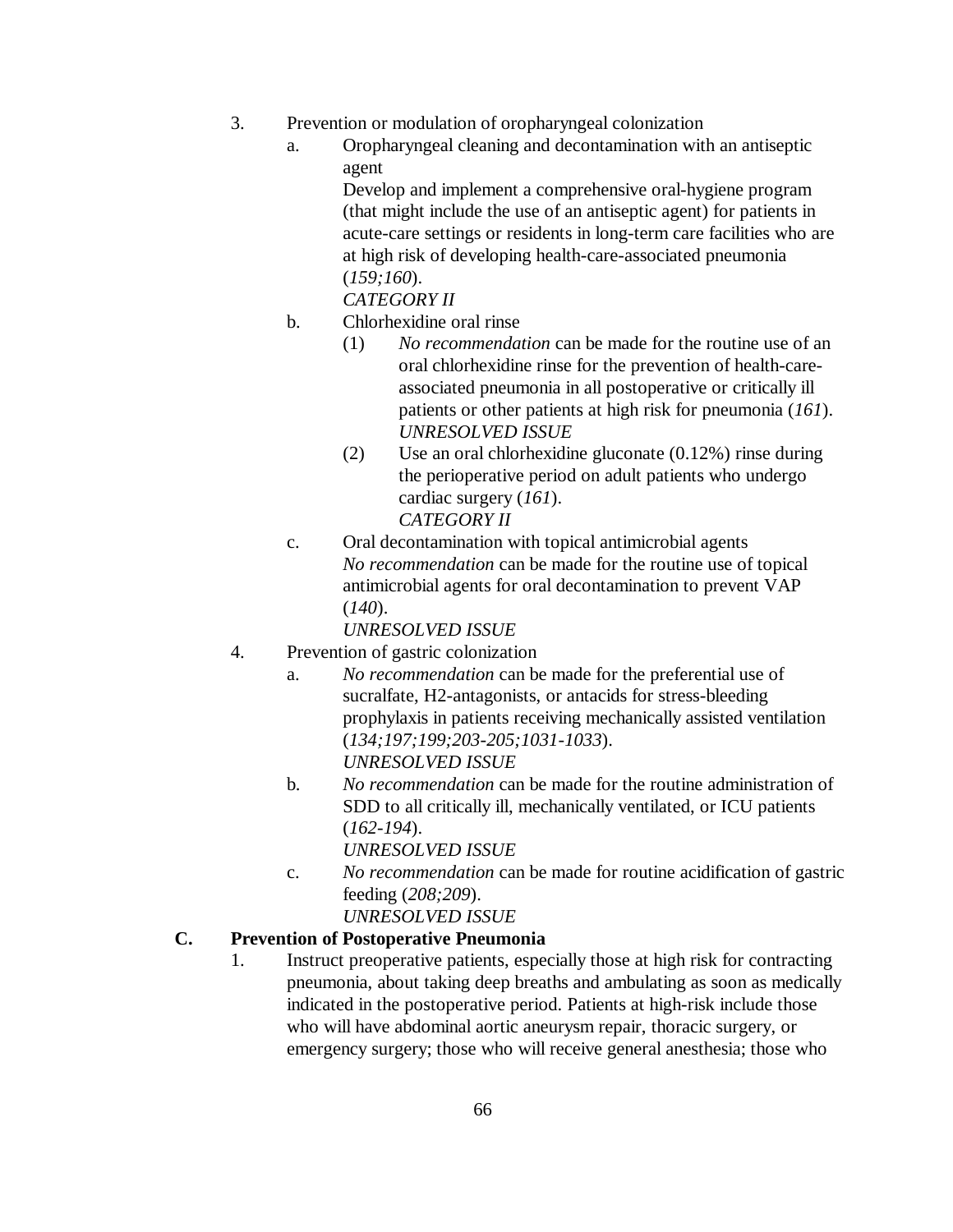3. Prevention or modulation of oropharyngeal colonization
    a. Oropharyngeal cleaning and decontamination with an antiseptic agent
        Develop and implement a comprehensive oral-hygiene program (that might include the use of an antiseptic agent) for patients in acute-care settings or residents in long-term care facilities who are at high risk of developing health-care-associated pneumonia (*159;160*).
        *CATEGORY II*
    b. Chlorhexidine oral rinse
        (1) *No recommendation* can be made for the routine use of an oral chlorhexidine rinse for the prevention of health-care-associated pneumonia in all postoperative or critically ill patients or other patients at high risk for pneumonia (*161*).
        *UNRESOLVED ISSUE*
        (2) Use an oral chlorhexidine gluconate (0.12%) rinse during the perioperative period on adult patients who undergo cardiac surgery (*161*).
        *CATEGORY II*
    c. Oral decontamination with topical antimicrobial agents
        *No recommendation* can be made for the routine use of topical antimicrobial agents for oral decontamination to prevent VAP (*140*).
        *UNRESOLVED ISSUE*
4. Prevention of gastric colonization
    a. *No recommendation* can be made for the preferential use of sucralfate, H2-antagonists, or antacids for stress-bleeding prophylaxis in patients receiving mechanically assisted ventilation (*134;197;199;203-205;1031-1033*).
        *UNRESOLVED ISSUE*
    b. *No recommendation* can be made for the routine administration of SDD to all critically ill, mechanically ventilated, or ICU patients (*162-194*).
        *UNRESOLVED ISSUE*
    c. *No recommendation* can be made for routine acidification of gastric feeding (*208;209*).
        *UNRESOLVED ISSUE*

**C. Prevention of Postoperative Pneumonia**

1. Instruct preoperative patients, especially those at high risk for contracting pneumonia, about taking deep breaths and ambulating as soon as medically indicated in the postoperative period. Patients at high-risk include those who will have abdominal aortic aneurysm repair, thoracic surgery, or emergency surgery; those who will receive general anesthesia; those who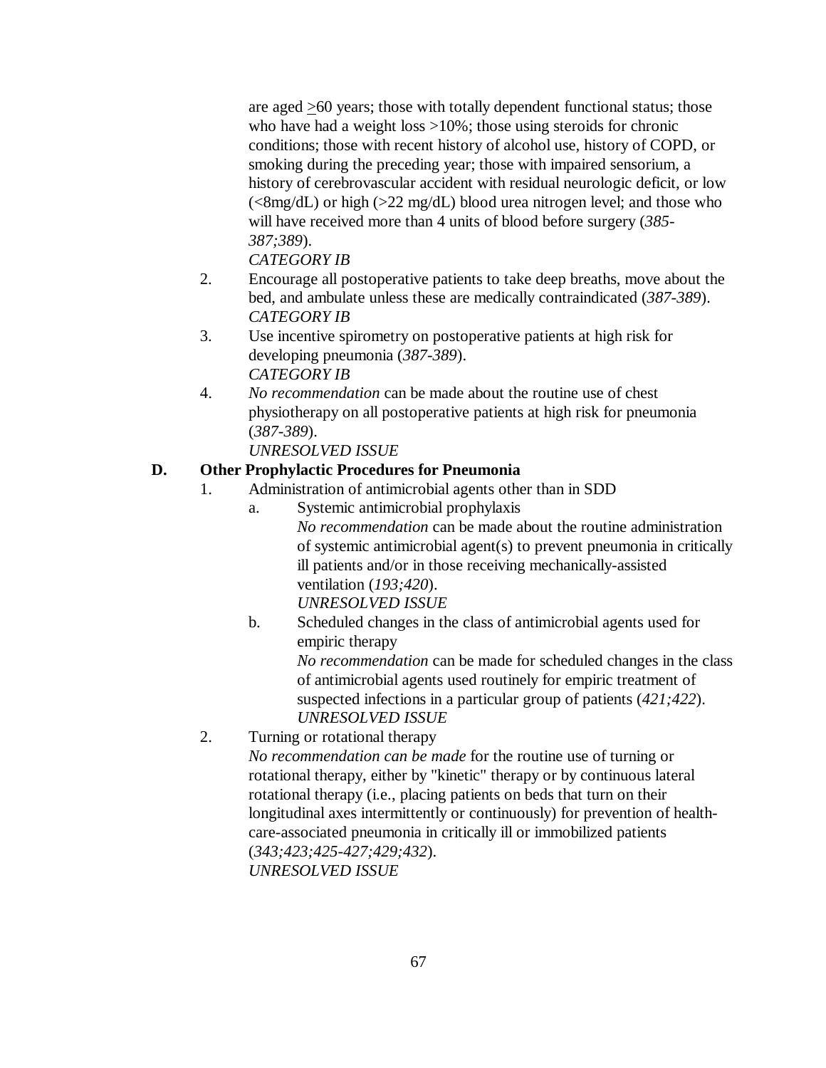are aged ≥60 years; those with totally dependent functional status; those who have had a weight loss >10%; those using steroids for chronic conditions; those with recent history of alcohol use, history of COPD, or smoking during the preceding year; those with impaired sensorium, a history of cerebrovascular accident with residual neurologic deficit, or low (<8mg/dL) or high (>22 mg/dL) blood urea nitrogen level; and those who will have received more than 4 units of blood before surgery (*385-387;389*).
*CATEGORY IB*

2. Encourage all postoperative patients to take deep breaths, move about the bed, and ambulate unless these are medically contraindicated (*387-389*).
*CATEGORY IB*
3. Use incentive spirometry on postoperative patients at high risk for developing pneumonia (*387-389*).
*CATEGORY IB*
4. *No recommendation* can be made about the routine use of chest physiotherapy on all postoperative patients at high risk for pneumonia (*387-389*).
*UNRESOLVED ISSUE*

**D. Other Prophylactic Procedures for Pneumonia**

1. Administration of antimicrobial agents other than in SDD
   a. Systemic antimicrobial prophylaxis
      *No recommendation* can be made about the routine administration of systemic antimicrobial agent(s) to prevent pneumonia in critically ill patients and/or in those receiving mechanically-assisted ventilation (*193;420*).
      *UNRESOLVED ISSUE*
   b. Scheduled changes in the class of antimicrobial agents used for empiric therapy
      *No recommendation* can be made for scheduled changes in the class of antimicrobial agents used routinely for empiric treatment of suspected infections in a particular group of patients (*421;422*).
      *UNRESOLVED ISSUE*
2. Turning or rotational therapy
   *No recommendation can be made* for the routine use of turning or rotational therapy, either by "kinetic" therapy or by continuous lateral rotational therapy (i.e., placing patients on beds that turn on their longitudinal axes intermittently or continuously) for prevention of health-care-associated pneumonia in critically ill or immobilized patients (*343;423;425-427;429;432*).
   *UNRESOLVED ISSUE*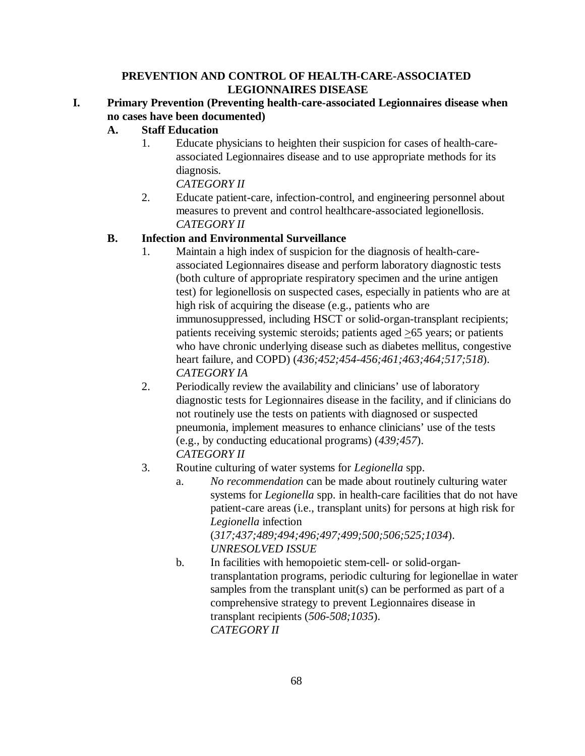## PREVENTION AND CONTROL OF HEALTH-CARE-ASSOCIATED LEGIONNAIRES DISEASE

### I. Primary Prevention (Preventing health-care-associated Legionnaires disease when no cases have been documented)

#### A. Staff Education

1. Educate physicians to heighten their suspicion for cases of health-care-associated Legionnaires disease and to use appropriate methods for its diagnosis.
   *CATEGORY II*
2. Educate patient-care, infection-control, and engineering personnel about measures to prevent and control healthcare-associated legionellosis.
   *CATEGORY II*

#### B. Infection and Environmental Surveillance

1. Maintain a high index of suspicion for the diagnosis of health-care-associated Legionnaires disease and perform laboratory diagnostic tests (both culture of appropriate respiratory specimen and the urine antigen test) for legionellosis on suspected cases, especially in patients who are at high risk of acquiring the disease (e.g., patients who are immunosuppressed, including HSCT or solid-organ-transplant recipients; patients receiving systemic steroids; patients aged ≥65 years; or patients who have chronic underlying disease such as diabetes mellitus, congestive heart failure, and COPD) (*436;452;454-456;461;463;464;517;518*).
   *CATEGORY IA*
2. Periodically review the availability and clinicians' use of laboratory diagnostic tests for Legionnaires disease in the facility, and if clinicians do not routinely use the tests on patients with diagnosed or suspected pneumonia, implement measures to enhance clinicians' use of the tests (e.g., by conducting educational programs) (*439;457*).
   *CATEGORY II*
3. Routine culturing of water systems for *Legionella* spp.
   a. *No recommendation* can be made about routinely culturing water systems for *Legionella* spp. in health-care facilities that do not have patient-care areas (i.e., transplant units) for persons at high risk for *Legionella* infection (*317;437;489;494;496;497;499;500;506;525;1034*).
   *UNRESOLVED ISSUE*
   b. In facilities with hemopoietic stem-cell- or solid-organ-transplantation programs, periodic culturing for legionellae in water samples from the transplant unit(s) can be performed as part of a comprehensive strategy to prevent Legionnaires disease in transplant recipients (*506-508;1035*).
   *CATEGORY II*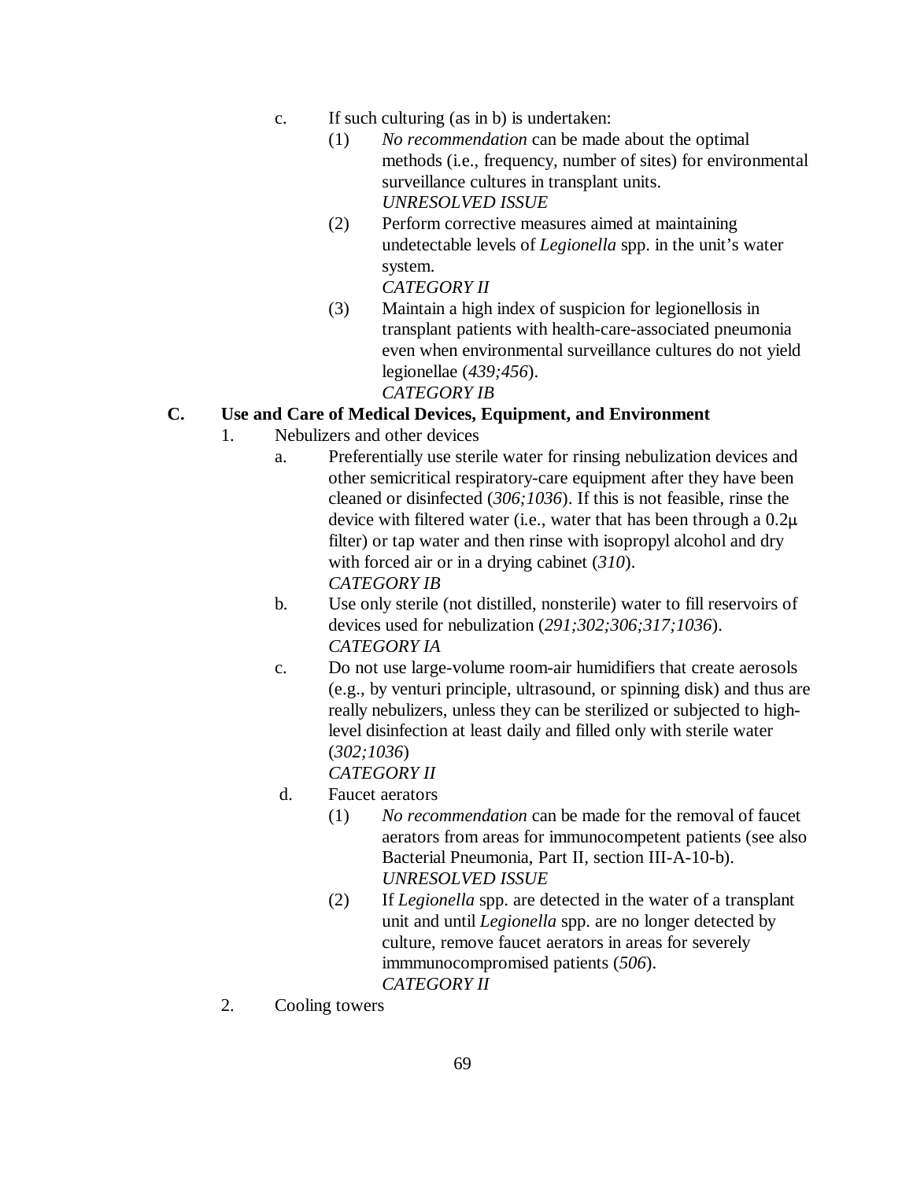c. If such culturing (as in b) is undertaken:
   (1) *No recommendation* can be made about the optimal methods (i.e., frequency, number of sites) for environmental surveillance cultures in transplant units.
   *UNRESOLVED ISSUE*
   (2) Perform corrective measures aimed at maintaining undetectable levels of *Legionella* spp. in the unit's water system.
   *CATEGORY II*
   (3) Maintain a high index of suspicion for legionellosis in transplant patients with health-care-associated pneumonia even when environmental surveillance cultures do not yield legionellae (*439;456*).
   *CATEGORY IB*

**C. Use and Care of Medical Devices, Equipment, and Environment**

1. Nebulizers and other devices
   a. Preferentially use sterile water for rinsing nebulization devices and other semicritical respiratory-care equipment after they have been cleaned or disinfected (*306;1036*). If this is not feasible, rinse the device with filtered water (i.e., water that has been through a 0.2μ filter) or tap water and then rinse with isopropyl alcohol and dry with forced air or in a drying cabinet (*310*).
   *CATEGORY IB*
   b. Use only sterile (not distilled, nonsterile) water to fill reservoirs of devices used for nebulization (*291;302;306;317;1036*).
   *CATEGORY IA*
   c. Do not use large-volume room-air humidifiers that create aerosols (e.g., by venturi principle, ultrasound, or spinning disk) and thus are really nebulizers, unless they can be sterilized or subjected to high-level disinfection at least daily and filled only with sterile water (*302;1036*)
   *CATEGORY II*
   d. Faucet aerators
      (1) *No recommendation* can be made for the removal of faucet aerators from areas for immunocompetent patients (see also Bacterial Pneumonia, Part II, section III-A-10-b).
      *UNRESOLVED ISSUE*
      (2) If *Legionella* spp. are detected in the water of a transplant unit and until *Legionella* spp. are no longer detected by culture, remove faucet aerators in areas for severely immmunocompromised patients (*506*).
      *CATEGORY II*
2. Cooling towers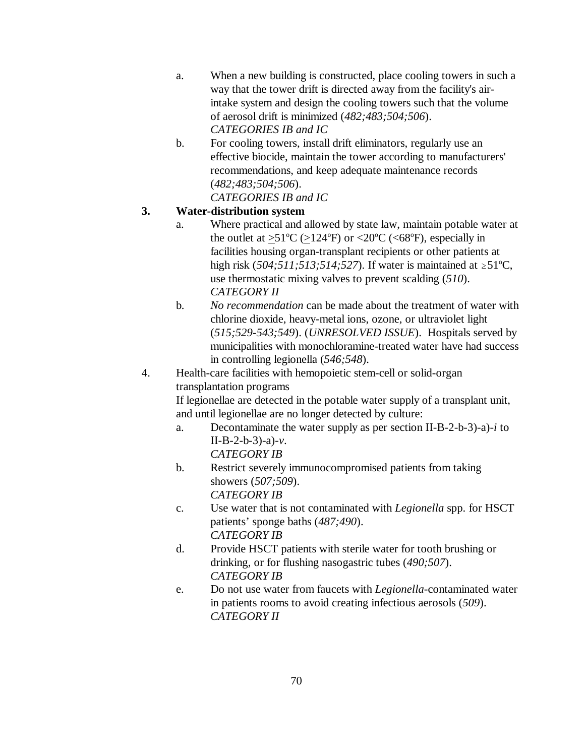a. When a new building is constructed, place cooling towers in such a way that the tower drift is directed away from the facility's air-intake system and design the cooling towers such that the volume of aerosol drift is minimized (*482;483;504;506*).
   *CATEGORIES IB and IC*

b. For cooling towers, install drift eliminators, regularly use an effective biocide, maintain the tower according to manufacturers' recommendations, and keep adequate maintenance records (*482;483;504;506*).
   *CATEGORIES IB and IC*

**3. Water-distribution system**

a. Where practical and allowed by state law, maintain potable water at the outlet at $\geq$51ºC ($\geq$124ºF) or <20ºC (<68ºF), especially in facilities housing organ-transplant recipients or other patients at high risk (*504;511;513;514;527*). If water is maintained at $\geq$51ºC, use thermostatic mixing valves to prevent scalding (*510*).
   *CATEGORY II*

b. *No recommendation* can be made about the treatment of water with chlorine dioxide, heavy-metal ions, ozone, or ultraviolet light (*515;529-543;549*). (*UNRESOLVED ISSUE*). Hospitals served by municipalities with monochloramine-treated water have had success in controlling legionella (*546;548*).

4. Health-care facilities with hemopoietic stem-cell or solid-organ transplantation programs

If legionellae are detected in the potable water supply of a transplant unit, and until legionellae are no longer detected by culture:

a. Decontaminate the water supply as per section II-B-2-b-3)-a)-*i* to II-B-2-b-3)-a)-*v*.
   *CATEGORY IB*

b. Restrict severely immunocompromised patients from taking showers (*507;509*).
   *CATEGORY IB*

c. Use water that is not contaminated with *Legionella* spp. for HSCT patients' sponge baths (*487;490*).
   *CATEGORY IB*

d. Provide HSCT patients with sterile water for tooth brushing or drinking, or for flushing nasogastric tubes (*490;507*).
   *CATEGORY IB*

e. Do not use water from faucets with *Legionella*-contaminated water in patients rooms to avoid creating infectious aerosols (*509*).
   *CATEGORY II*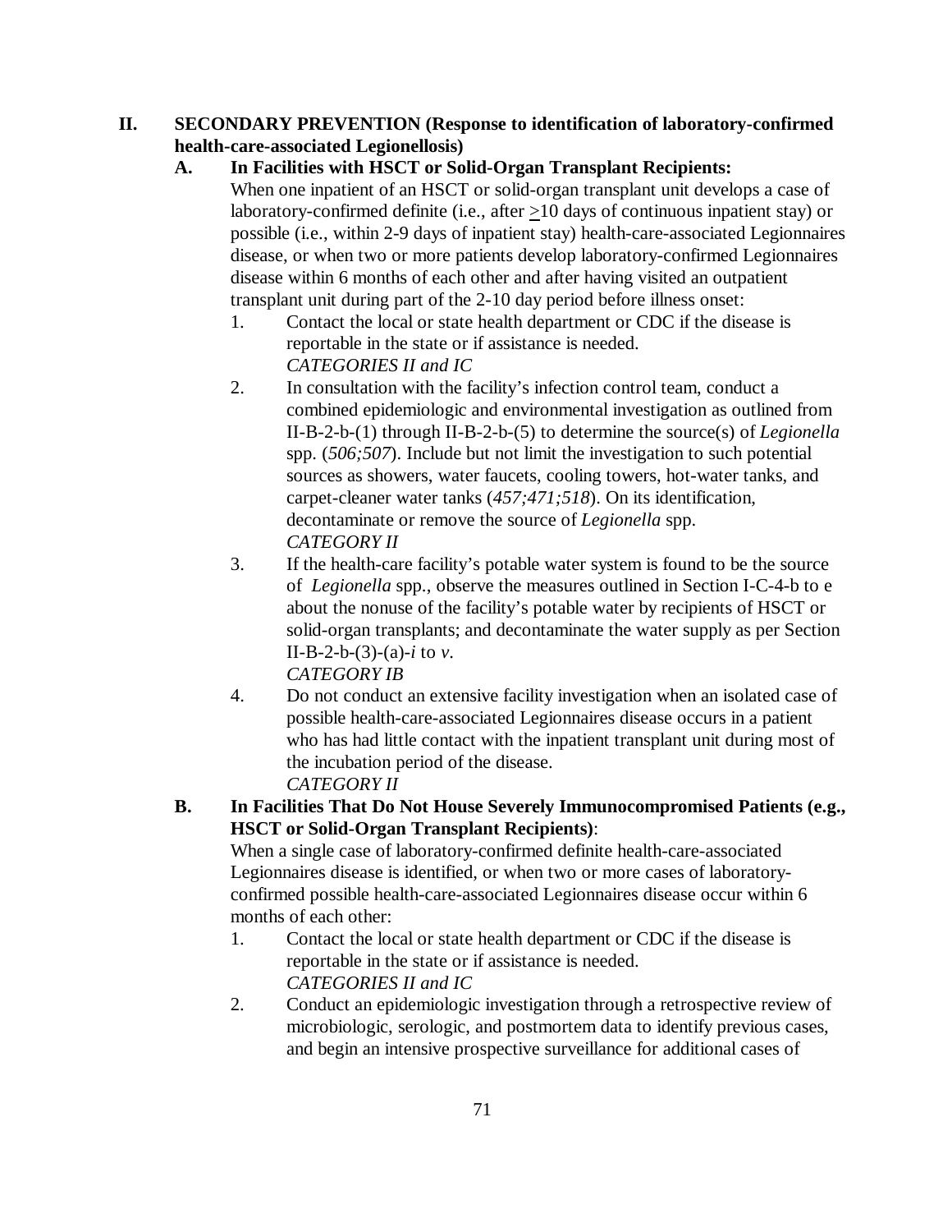## II. SECONDARY PREVENTION (Response to identification of laboratory-confirmed health-care-associated Legionellosis)

### A. In Facilities with HSCT or Solid-Organ Transplant Recipients:

When one inpatient of an HSCT or solid-organ transplant unit develops a case of laboratory-confirmed definite (i.e., after ≥10 days of continuous inpatient stay) or possible (i.e., within 2-9 days of inpatient stay) health-care-associated Legionnaires disease, or when two or more patients develop laboratory-confirmed Legionnaires disease within 6 months of each other and after having visited an outpatient transplant unit during part of the 2-10 day period before illness onset:

1. Contact the local or state health department or CDC if the disease is reportable in the state or if assistance is needed.
   *CATEGORIES II and IC*
2. In consultation with the facility's infection control team, conduct a combined epidemiologic and environmental investigation as outlined from II-B-2-b-(1) through II-B-2-b-(5) to determine the source(s) of *Legionella* spp. (*506;507*). Include but not limit the investigation to such potential sources as showers, water faucets, cooling towers, hot-water tanks, and carpet-cleaner water tanks (*457;471;518*). On its identification, decontaminate or remove the source of *Legionella* spp.
   *CATEGORY II*
3. If the health-care facility's potable water system is found to be the source of *Legionella* spp., observe the measures outlined in Section I-C-4-b to e about the nonuse of the facility's potable water by recipients of HSCT or solid-organ transplants; and decontaminate the water supply as per Section II-B-2-b-(3)-(a)-*i* to *v*.
   *CATEGORY IB*
4. Do not conduct an extensive facility investigation when an isolated case of possible health-care-associated Legionnaires disease occurs in a patient who has had little contact with the inpatient transplant unit during most of the incubation period of the disease.
   *CATEGORY II*

### B. In Facilities That Do Not House Severely Immunocompromised Patients (e.g., HSCT or Solid-Organ Transplant Recipients):

When a single case of laboratory-confirmed definite health-care-associated Legionnaires disease is identified, or when two or more cases of laboratory-confirmed possible health-care-associated Legionnaires disease occur within 6 months of each other:

1. Contact the local or state health department or CDC if the disease is reportable in the state or if assistance is needed.
   *CATEGORIES II and IC*
2. Conduct an epidemiologic investigation through a retrospective review of microbiologic, serologic, and postmortem data to identify previous cases, and begin an intensive prospective surveillance for additional cases of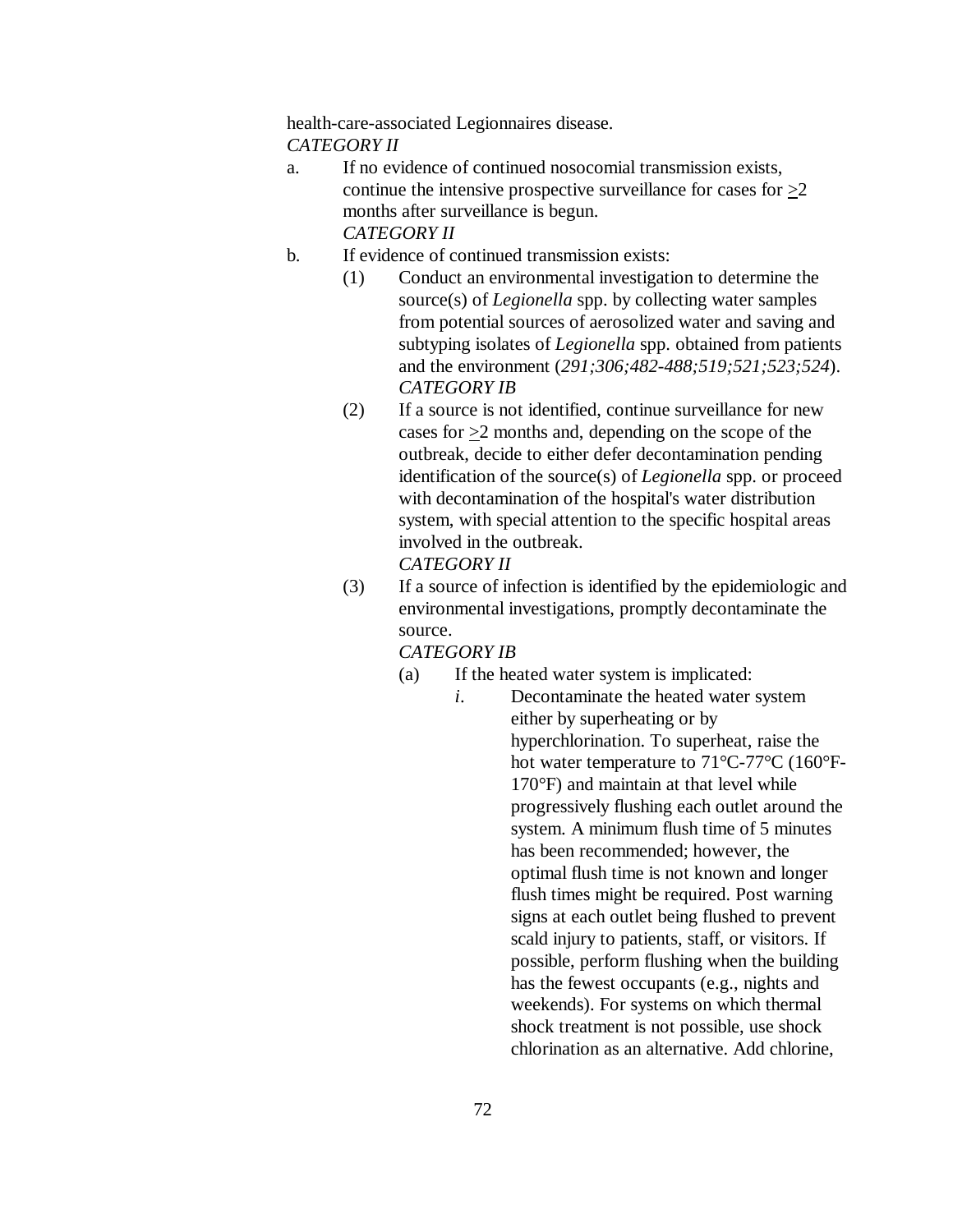health-care-associated Legionnaires disease.
*CATEGORY II*

a. If no evidence of continued nosocomial transmission exists, continue the intensive prospective surveillance for cases for $\geq$2 months after surveillance is begun.
*CATEGORY II*

b. If evidence of continued transmission exists:

  (1) Conduct an environmental investigation to determine the source(s) of *Legionella* spp. by collecting water samples from potential sources of aerosolized water and saving and subtyping isolates of *Legionella* spp. obtained from patients and the environment (*291;306;482-488;519;521;523;524*).
  *CATEGORY IB*

  (2) If a source is not identified, continue surveillance for new cases for $\geq$2 months and, depending on the scope of the outbreak, decide to either defer decontamination pending identification of the source(s) of *Legionella* spp. or proceed with decontamination of the hospital's water distribution system, with special attention to the specific hospital areas involved in the outbreak.
  *CATEGORY II*

  (3) If a source of infection is identified by the epidemiologic and environmental investigations, promptly decontaminate the source.
  *CATEGORY IB*

    (a) If the heated water system is implicated:

      *i*. Decontaminate the heated water system either by superheating or by hyperchlorination. To superheat, raise the hot water temperature to 71°C-77°C (160°F-170°F) and maintain at that level while progressively flushing each outlet around the system. A minimum flush time of 5 minutes has been recommended; however, the optimal flush time is not known and longer flush times might be required. Post warning signs at each outlet being flushed to prevent scald injury to patients, staff, or visitors. If possible, perform flushing when the building has the fewest occupants (e.g., nights and weekends). For systems on which thermal shock treatment is not possible, use shock chlorination as an alternative. Add chlorine,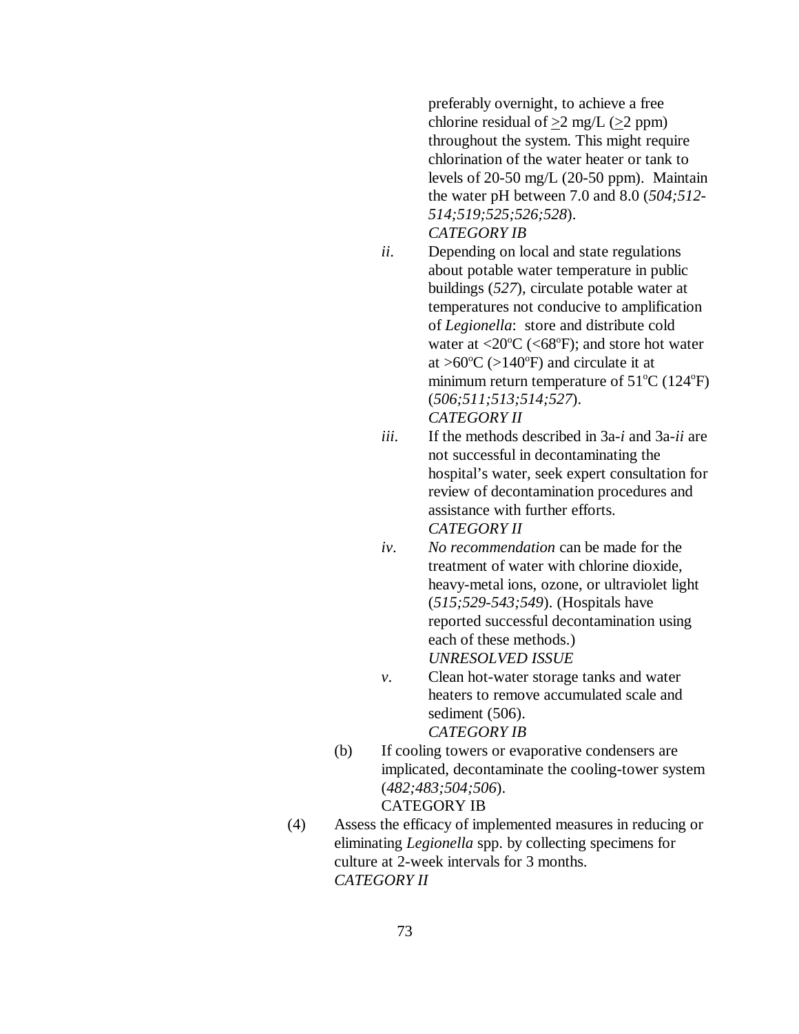preferably overnight, to achieve a free chlorine residual of ≥2 mg/L (≥2 ppm) throughout the system. This might require chlorination of the water heater or tank to levels of 20-50 mg/L (20-50 ppm). Maintain the water pH between 7.0 and 8.0 (*504;512-514;519;525;526;528*).
*CATEGORY IB*

*ii*. Depending on local and state regulations about potable water temperature in public buildings (*527*), circulate potable water at temperatures not conducive to amplification of *Legionella*: store and distribute cold water at <20°C (<68°F); and store hot water at >60°C (>140°F) and circulate it at minimum return temperature of 51°C (124°F) (*506;511;513;514;527*).
*CATEGORY II*

*iii*. If the methods described in 3a-*i* and 3a-*ii* are not successful in decontaminating the hospital's water, seek expert consultation for review of decontamination procedures and assistance with further efforts.
*CATEGORY II*

*iv*. *No recommendation* can be made for the treatment of water with chlorine dioxide, heavy-metal ions, ozone, or ultraviolet light (*515;529-543;549*). (Hospitals have reported successful decontamination using each of these methods.)
*UNRESOLVED ISSUE*

*v*. Clean hot-water storage tanks and water heaters to remove accumulated scale and sediment (506).
*CATEGORY IB*

(b) If cooling towers or evaporative condensers are implicated, decontaminate the cooling-tower system (*482;483;504;506*).
CATEGORY IB

(4) Assess the efficacy of implemented measures in reducing or eliminating *Legionella* spp. by collecting specimens for culture at 2-week intervals for 3 months.
*CATEGORY II*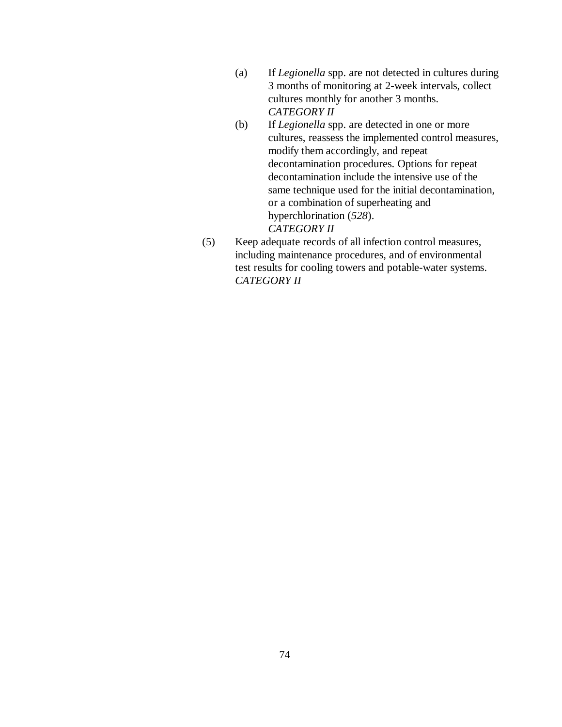(a) If *Legionella* spp. are not detected in cultures during 3 months of monitoring at 2-week intervals, collect cultures monthly for another 3 months. *CATEGORY II*

(b) If *Legionella* spp. are detected in one or more cultures, reassess the implemented control measures, modify them accordingly, and repeat decontamination procedures. Options for repeat decontamination include the intensive use of the same technique used for the initial decontamination, or a combination of superheating and hyperchlorination (*528*). *CATEGORY II*

(5) Keep adequate records of all infection control measures, including maintenance procedures, and of environmental test results for cooling towers and potable-water systems. *CATEGORY II*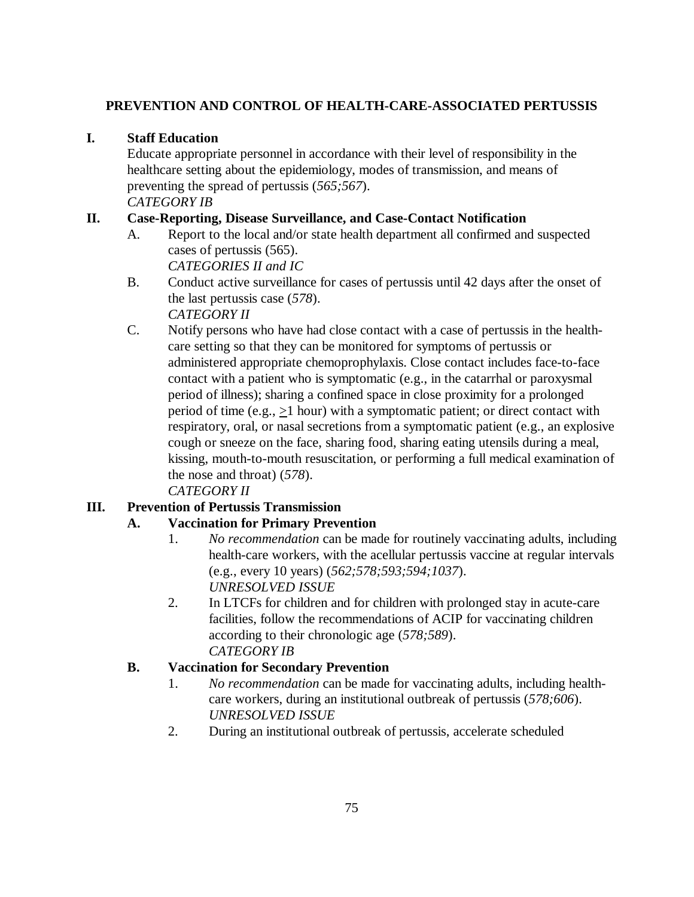## PREVENTION AND CONTROL OF HEALTH-CARE-ASSOCIATED PERTUSSIS

**I. Staff Education**

Educate appropriate personnel in accordance with their level of responsibility in the healthcare setting about the epidemiology, modes of transmission, and means of preventing the spread of pertussis (*565;567*).
*CATEGORY IB*

**II. Case-Reporting, Disease Surveillance, and Case-Contact Notification**

A. Report to the local and/or state health department all confirmed and suspected cases of pertussis (565).
*CATEGORIES II and IC*

B. Conduct active surveillance for cases of pertussis until 42 days after the onset of the last pertussis case (*578*).
*CATEGORY II*

C. Notify persons who have had close contact with a case of pertussis in the health-care setting so that they can be monitored for symptoms of pertussis or administered appropriate chemoprophylaxis. Close contact includes face-to-face contact with a patient who is symptomatic (e.g., in the catarrhal or paroxysmal period of illness); sharing a confined space in close proximity for a prolonged period of time (e.g., $\geq$1 hour) with a symptomatic patient; or direct contact with respiratory, oral, or nasal secretions from a symptomatic patient (e.g., an explosive cough or sneeze on the face, sharing food, sharing eating utensils during a meal, kissing, mouth-to-mouth resuscitation, or performing a full medical examination of the nose and throat) (*578*).
*CATEGORY II*

**III. Prevention of Pertussis Transmission**

**A. Vaccination for Primary Prevention**

1. *No recommendation* can be made for routinely vaccinating adults, including health-care workers, with the acellular pertussis vaccine at regular intervals (e.g., every 10 years) (*562;578;593;594;1037*).
*UNRESOLVED ISSUE*

2. In LTCFs for children and for children with prolonged stay in acute-care facilities, follow the recommendations of ACIP for vaccinating children according to their chronologic age (*578;589*).
*CATEGORY IB*

**B. Vaccination for Secondary Prevention**

1. *No recommendation* can be made for vaccinating adults, including health-care workers, during an institutional outbreak of pertussis (*578;606*).
*UNRESOLVED ISSUE*

2. During an institutional outbreak of pertussis, accelerate scheduled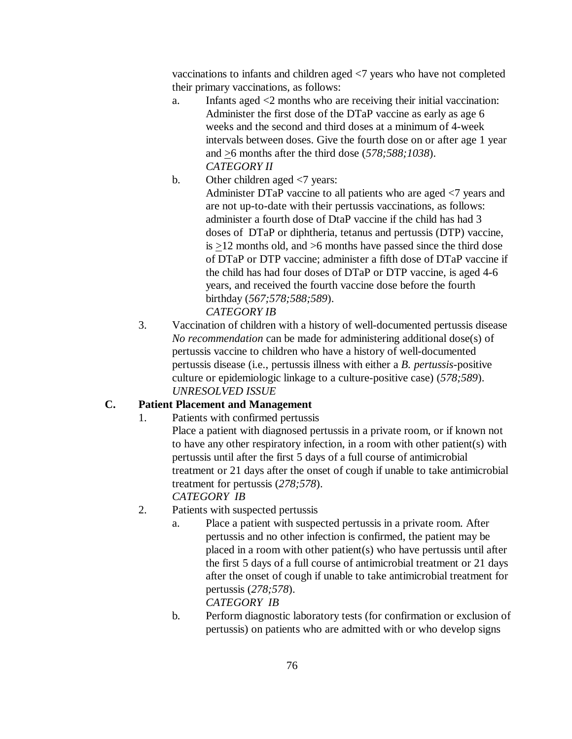vaccinations to infants and children aged <7 years who have not completed their primary vaccinations, as follows:

a. Infants aged <2 months who are receiving their initial vaccination: Administer the first dose of the DTaP vaccine as early as age 6 weeks and the second and third doses at a minimum of 4-week intervals between doses. Give the fourth dose on or after age 1 year and ≥6 months after the third dose (*578;588;1038*). *CATEGORY II*

b. Other children aged <7 years: Administer DTaP vaccine to all patients who are aged <7 years and are not up-to-date with their pertussis vaccinations, as follows: administer a fourth dose of DtaP vaccine if the child has had 3 doses of DTaP or diphtheria, tetanus and pertussis (DTP) vaccine, is ≥12 months old, and >6 months have passed since the third dose of DTaP or DTP vaccine; administer a fifth dose of DTaP vaccine if the child has had four doses of DTaP or DTP vaccine, is aged 4-6 years, and received the fourth vaccine dose before the fourth birthday (*567;578;588;589*). *CATEGORY IB*

3. Vaccination of children with a history of well-documented pertussis disease
*No recommendation* can be made for administering additional dose(s) of pertussis vaccine to children who have a history of well-documented pertussis disease (i.e., pertussis illness with either a *B. pertussis*-positive culture or epidemiologic linkage to a culture-positive case) (*578;589*). *UNRESOLVED ISSUE*

**C. Patient Placement and Management**

1. Patients with confirmed pertussis
Place a patient with diagnosed pertussis in a private room, or if known not to have any other respiratory infection, in a room with other patient(s) with pertussis until after the first 5 days of a full course of antimicrobial treatment or 21 days after the onset of cough if unable to take antimicrobial treatment for pertussis (*278;578*). *CATEGORY IB*

2. Patients with suspected pertussis

   a. Place a patient with suspected pertussis in a private room. After pertussis and no other infection is confirmed, the patient may be placed in a room with other patient(s) who have pertussis until after the first 5 days of a full course of antimicrobial treatment or 21 days after the onset of cough if unable to take antimicrobial treatment for pertussis (*278;578*). *CATEGORY IB*

   b. Perform diagnostic laboratory tests (for confirmation or exclusion of pertussis) on patients who are admitted with or who develop signs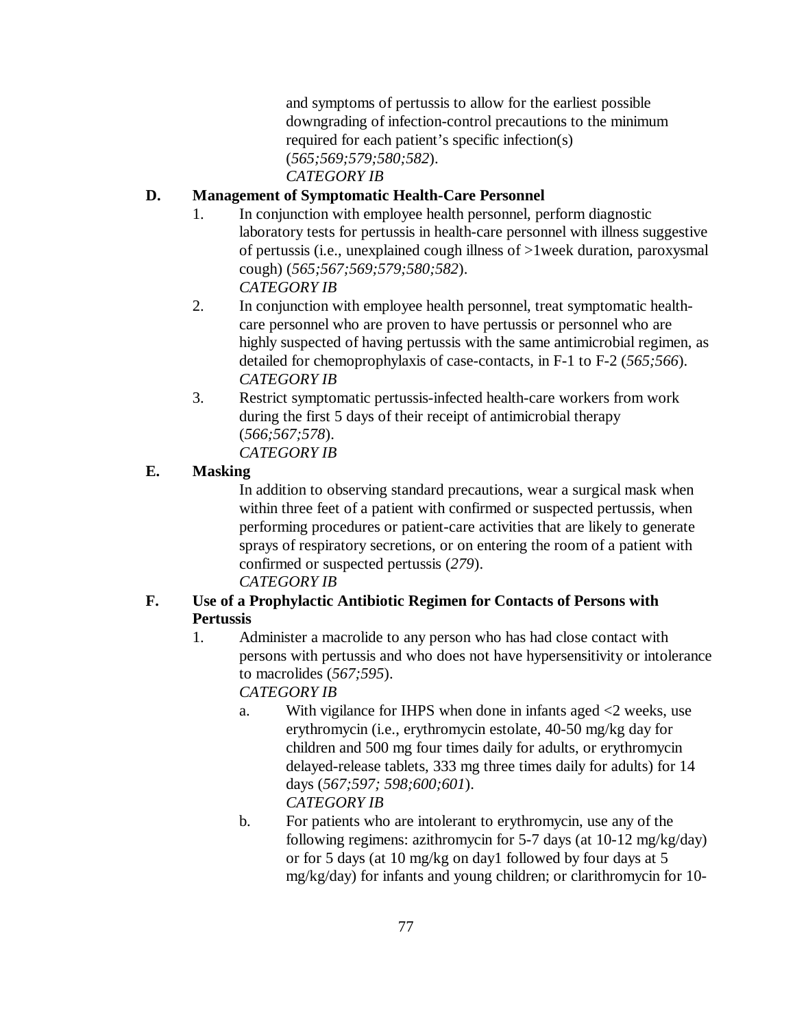and symptoms of pertussis to allow for the earliest possible downgrading of infection-control precautions to the minimum required for each patient's specific infection(s) (*565;569;579;580;582*).
*CATEGORY IB*

**D. Management of Symptomatic Health-Care Personnel**

1. In conjunction with employee health personnel, perform diagnostic laboratory tests for pertussis in health-care personnel with illness suggestive of pertussis (i.e., unexplained cough illness of >1week duration, paroxysmal cough) (*565;567;569;579;580;582*).
   *CATEGORY IB*
2. In conjunction with employee health personnel, treat symptomatic health-care personnel who are proven to have pertussis or personnel who are highly suspected of having pertussis with the same antimicrobial regimen, as detailed for chemoprophylaxis of case-contacts, in F-1 to F-2 (*565;566*).
   *CATEGORY IB*
3. Restrict symptomatic pertussis-infected health-care workers from work during the first 5 days of their receipt of antimicrobial therapy (*566;567;578*).
   *CATEGORY IB*

**E. Masking**

In addition to observing standard precautions, wear a surgical mask when within three feet of a patient with confirmed or suspected pertussis, when performing procedures or patient-care activities that are likely to generate sprays of respiratory secretions, or on entering the room of a patient with confirmed or suspected pertussis (*279*).
*CATEGORY IB*

**F. Use of a Prophylactic Antibiotic Regimen for Contacts of Persons with Pertussis**

1. Administer a macrolide to any person who has had close contact with persons with pertussis and who does not have hypersensitivity or intolerance to macrolides (*567;595*).
   *CATEGORY IB*
   a. With vigilance for IHPS when done in infants aged <2 weeks, use erythromycin (i.e., erythromycin estolate, 40-50 mg/kg day for children and 500 mg four times daily for adults, or erythromycin delayed-release tablets, 333 mg three times daily for adults) for 14 days (*567;597; 598;600;601*).
      *CATEGORY IB*
   b. For patients who are intolerant to erythromycin, use any of the following regimens: azithromycin for 5-7 days (at 10-12 mg/kg/day) or for 5 days (at 10 mg/kg on day1 followed by four days at 5 mg/kg/day) for infants and young children; or clarithromycin for 10-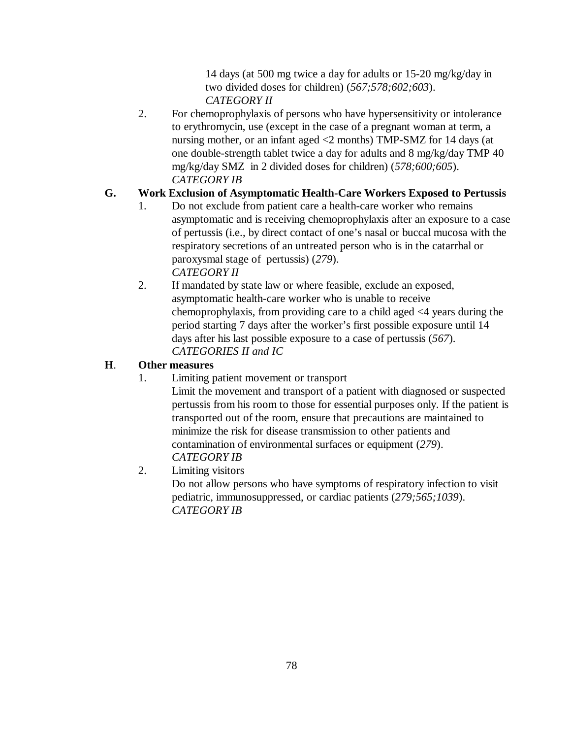14 days (at 500 mg twice a day for adults or 15-20 mg/kg/day in two divided doses for children) (*567;578;602;603*).
*CATEGORY II*

2. For chemoprophylaxis of persons who have hypersensitivity or intolerance to erythromycin, use (except in the case of a pregnant woman at term, a nursing mother, or an infant aged <2 months) TMP-SMZ for 14 days (at one double-strength tablet twice a day for adults and 8 mg/kg/day TMP 40 mg/kg/day SMZ in 2 divided doses for children) (*578;600;605*).
*CATEGORY IB*

**G. Work Exclusion of Asymptomatic Health-Care Workers Exposed to Pertussis**

1. Do not exclude from patient care a health-care worker who remains asymptomatic and is receiving chemoprophylaxis after an exposure to a case of pertussis (i.e., by direct contact of one's nasal or buccal mucosa with the respiratory secretions of an untreated person who is in the catarrhal or paroxysmal stage of pertussis) (*279*).
*CATEGORY II*
2. If mandated by state law or where feasible, exclude an exposed, asymptomatic health-care worker who is unable to receive chemoprophylaxis, from providing care to a child aged <4 years during the period starting 7 days after the worker's first possible exposure until 14 days after his last possible exposure to a case of pertussis (*567*).
*CATEGORIES II and IC*

**H. Other measures**

1. Limiting patient movement or transport
Limit the movement and transport of a patient with diagnosed or suspected pertussis from his room to those for essential purposes only. If the patient is transported out of the room, ensure that precautions are maintained to minimize the risk for disease transmission to other patients and contamination of environmental surfaces or equipment (*279*).
*CATEGORY IB*
2. Limiting visitors
Do not allow persons who have symptoms of respiratory infection to visit pediatric, immunosuppressed, or cardiac patients (*279;565;1039*).
*CATEGORY IB*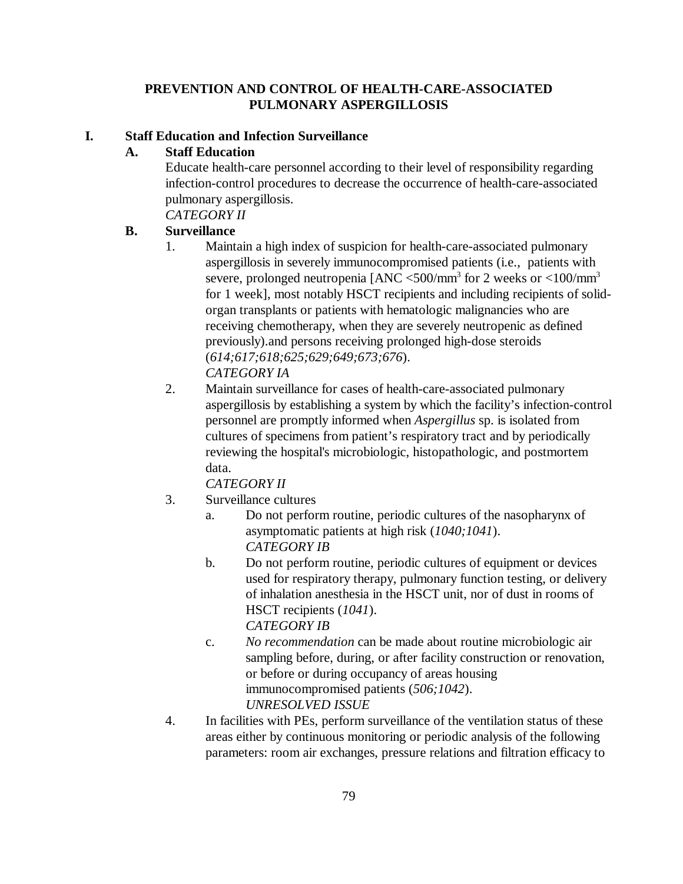# PREVENTION AND CONTROL OF HEALTH-CARE-ASSOCIATED PULMONARY ASPERGILLOSIS

## I. Staff Education and Infection Surveillance

### A. Staff Education

Educate health-care personnel according to their level of responsibility regarding infection-control procedures to decrease the occurrence of health-care-associated pulmonary aspergillosis.
*CATEGORY II*

### B. Surveillance

1. Maintain a high index of suspicion for health-care-associated pulmonary aspergillosis in severely immunocompromised patients (i.e., patients with severe, prolonged neutropenia [ANC $<500/mm^3$ for 2 weeks or $<100/mm^3$ for 1 week], most notably HSCT recipients and including recipients of solid-organ transplants or patients with hematologic malignancies who are receiving chemotherapy, when they are severely neutropenic as defined previously).and persons receiving prolonged high-dose steroids (*614;617;618;625;629;649;673;676*).
   *CATEGORY IA*
2. Maintain surveillance for cases of health-care-associated pulmonary aspergillosis by establishing a system by which the facility's infection-control personnel are promptly informed when *Aspergillus* sp. is isolated from cultures of specimens from patient's respiratory tract and by periodically reviewing the hospital's microbiologic, histopathologic, and postmortem data.
   *CATEGORY II*
3. Surveillance cultures
   a. Do not perform routine, periodic cultures of the nasopharynx of asymptomatic patients at high risk (*1040;1041*).
      *CATEGORY IB*
   b. Do not perform routine, periodic cultures of equipment or devices used for respiratory therapy, pulmonary function testing, or delivery of inhalation anesthesia in the HSCT unit, nor of dust in rooms of HSCT recipients (*1041*).
      *CATEGORY IB*
   c. *No recommendation* can be made about routine microbiologic air sampling before, during, or after facility construction or renovation, or before or during occupancy of areas housing immunocompromised patients (*506;1042*).
      *UNRESOLVED ISSUE*
4. In facilities with PEs, perform surveillance of the ventilation status of these areas either by continuous monitoring or periodic analysis of the following parameters: room air exchanges, pressure relations and filtration efficacy to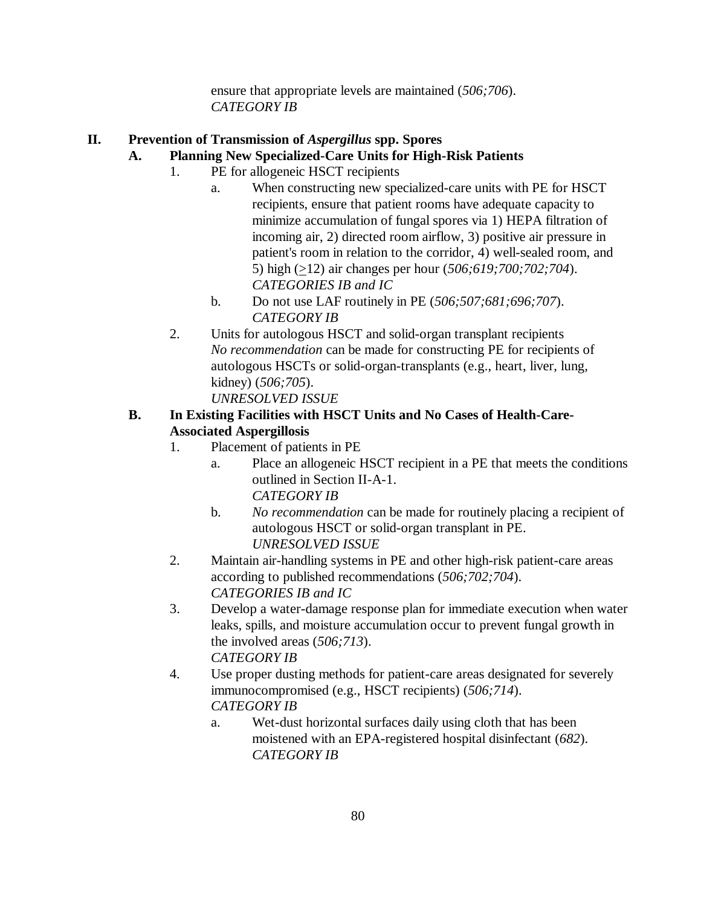ensure that appropriate levels are maintained (*506;706*).
*CATEGORY IB*

## II. Prevention of Transmission of *Aspergillus* spp. Spores

### A. Planning New Specialized-Care Units for High-Risk Patients

1. PE for allogeneic HSCT recipients
   a. When constructing new specialized-care units with PE for HSCT recipients, ensure that patient rooms have adequate capacity to minimize accumulation of fungal spores via 1) HEPA filtration of incoming air, 2) directed room airflow, 3) positive air pressure in patient's room in relation to the corridor, 4) well-sealed room, and 5) high (≥12) air changes per hour (*506;619;700;702;704*).
   *CATEGORIES IB and IC*
   b. Do not use LAF routinely in PE (*506;507;681;696;707*).
   *CATEGORY IB*
2. Units for autologous HSCT and solid-organ transplant recipients
   *No recommendation* can be made for constructing PE for recipients of autologous HSCTs or solid-organ-transplants (e.g., heart, liver, lung, kidney) (*506;705*).
   *UNRESOLVED ISSUE*

### B. In Existing Facilities with HSCT Units and No Cases of Health-Care-Associated Aspergillosis

1. Placement of patients in PE
   a. Place an allogeneic HSCT recipient in a PE that meets the conditions outlined in Section II-A-1.
   *CATEGORY IB*
   b. *No recommendation* can be made for routinely placing a recipient of autologous HSCT or solid-organ transplant in PE.
   *UNRESOLVED ISSUE*
2. Maintain air-handling systems in PE and other high-risk patient-care areas according to published recommendations (*506;702;704*).
   *CATEGORIES IB and IC*
3. Develop a water-damage response plan for immediate execution when water leaks, spills, and moisture accumulation occur to prevent fungal growth in the involved areas (*506;713*).
   *CATEGORY IB*
4. Use proper dusting methods for patient-care areas designated for severely immunocompromised (e.g., HSCT recipients) (*506;714*).
   *CATEGORY IB*
   a. Wet-dust horizontal surfaces daily using cloth that has been moistened with an EPA-registered hospital disinfectant (*682*).
   *CATEGORY IB*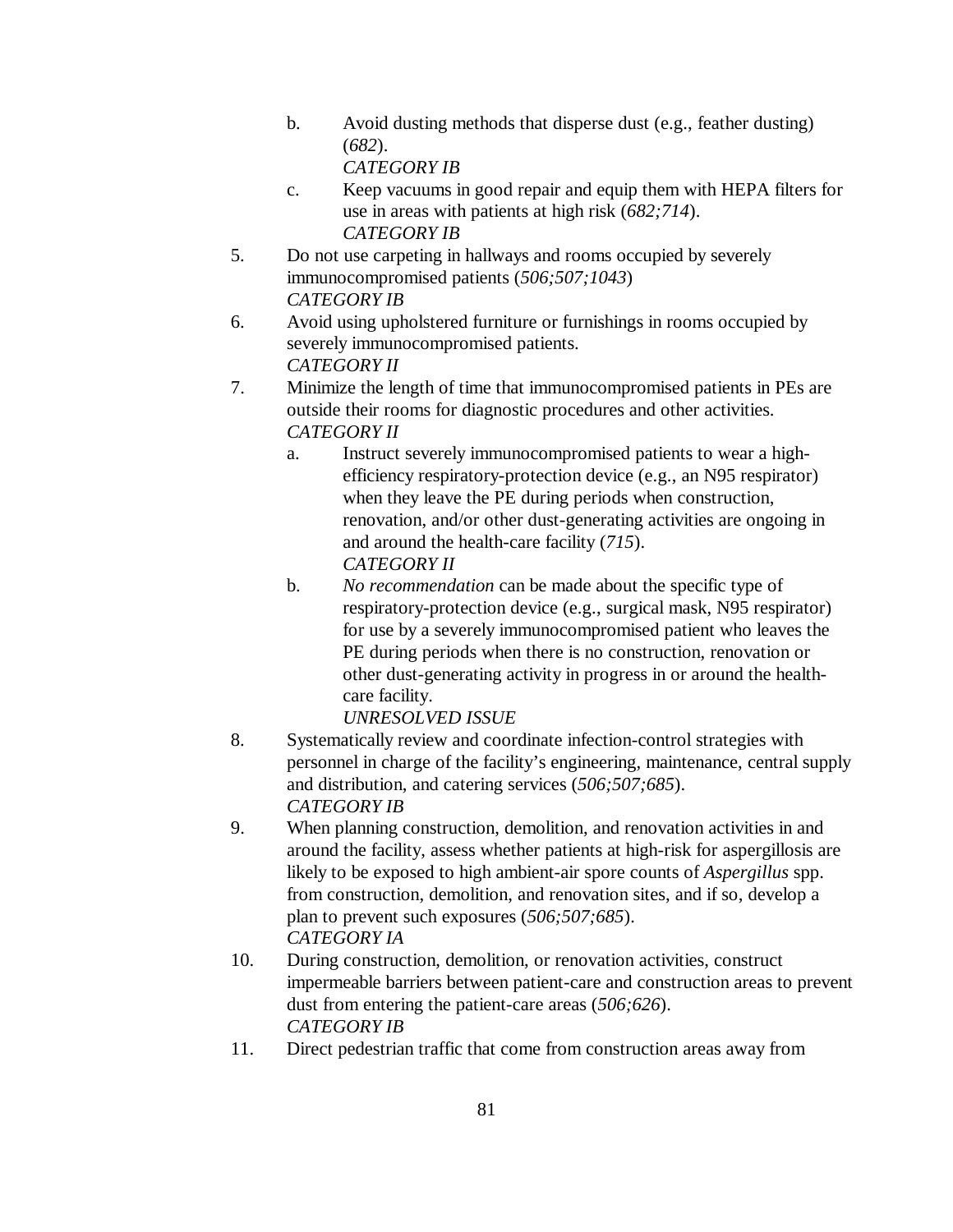b. Avoid dusting methods that disperse dust (e.g., feather dusting) (*682*).
      *CATEGORY IB*
   c. Keep vacuums in good repair and equip them with HEPA filters for use in areas with patients at high risk (*682;714*).
      *CATEGORY IB*
5. Do not use carpeting in hallways and rooms occupied by severely immunocompromised patients (*506;507;1043*)
   *CATEGORY IB*
6. Avoid using upholstered furniture or furnishings in rooms occupied by severely immunocompromised patients.
   *CATEGORY II*
7. Minimize the length of time that immunocompromised patients in PEs are outside their rooms for diagnostic procedures and other activities.
   *CATEGORY II*
   a. Instruct severely immunocompromised patients to wear a high-efficiency respiratory-protection device (e.g., an N95 respirator) when they leave the PE during periods when construction, renovation, and/or other dust-generating activities are ongoing in and around the health-care facility (*715*).
      *CATEGORY II*
   b. *No recommendation* can be made about the specific type of respiratory-protection device (e.g., surgical mask, N95 respirator) for use by a severely immunocompromised patient who leaves the PE during periods when there is no construction, renovation or other dust-generating activity in progress in or around the health-care facility.
      *UNRESOLVED ISSUE*
8. Systematically review and coordinate infection-control strategies with personnel in charge of the facility's engineering, maintenance, central supply and distribution, and catering services (*506;507;685*).
   *CATEGORY IB*
9. When planning construction, demolition, and renovation activities in and around the facility, assess whether patients at high-risk for aspergillosis are likely to be exposed to high ambient-air spore counts of *Aspergillus* spp. from construction, demolition, and renovation sites, and if so, develop a plan to prevent such exposures (*506;507;685*).
   *CATEGORY IA*
10. During construction, demolition, or renovation activities, construct impermeable barriers between patient-care and construction areas to prevent dust from entering the patient-care areas (*506;626*).
    *CATEGORY IB*
11. Direct pedestrian traffic that come from construction areas away from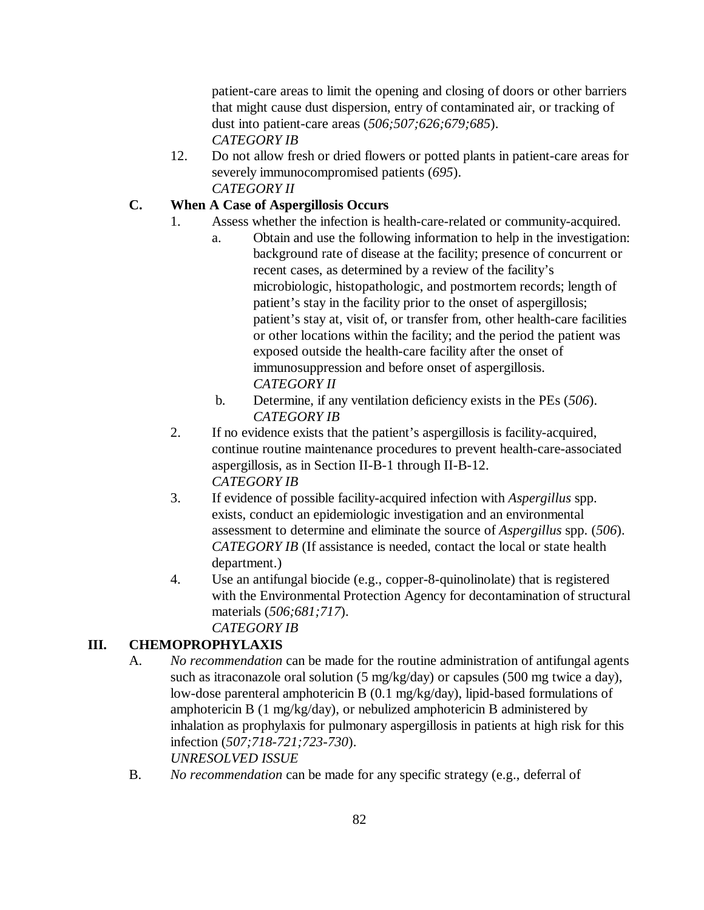patient-care areas to limit the opening and closing of doors or other barriers that might cause dust dispersion, entry of contaminated air, or tracking of dust into patient-care areas (*506;507;626;679;685*).
*CATEGORY IB*

12. Do not allow fresh or dried flowers or potted plants in patient-care areas for severely immunocompromised patients (*695*).
*CATEGORY II*

**C. When A Case of Aspergillosis Occurs**

1. Assess whether the infection is health-care-related or community-acquired.
   a. Obtain and use the following information to help in the investigation: background rate of disease at the facility; presence of concurrent or recent cases, as determined by a review of the facility's microbiologic, histopathologic, and postmortem records; length of patient's stay in the facility prior to the onset of aspergillosis; patient's stay at, visit of, or transfer from, other health-care facilities or other locations within the facility; and the period the patient was exposed outside the health-care facility after the onset of immunosuppression and before onset of aspergillosis.
   *CATEGORY II*
   b. Determine, if any ventilation deficiency exists in the PEs (*506*).
   *CATEGORY IB*
2. If no evidence exists that the patient's aspergillosis is facility-acquired, continue routine maintenance procedures to prevent health-care-associated aspergillosis, as in Section II-B-1 through II-B-12.
*CATEGORY IB*
3. If evidence of possible facility-acquired infection with *Aspergillus* spp. exists, conduct an epidemiologic investigation and an environmental assessment to determine and eliminate the source of *Aspergillus* spp. (*506*).
*CATEGORY IB* (If assistance is needed, contact the local or state health department.)
4. Use an antifungal biocide (e.g., copper-8-quinolinolate) that is registered with the Environmental Protection Agency for decontamination of structural materials (*506;681;717*).
*CATEGORY IB*

**III. CHEMOPROPHYLAXIS**

A. *No recommendation* can be made for the routine administration of antifungal agents such as itraconazole oral solution (5 mg/kg/day) or capsules (500 mg twice a day), low-dose parenteral amphotericin B (0.1 mg/kg/day), lipid-based formulations of amphotericin B (1 mg/kg/day), or nebulized amphotericin B administered by inhalation as prophylaxis for pulmonary aspergillosis in patients at high risk for this infection (*507;718-721;723-730*).
*UNRESOLVED ISSUE*

B. *No recommendation* can be made for any specific strategy (e.g., deferral of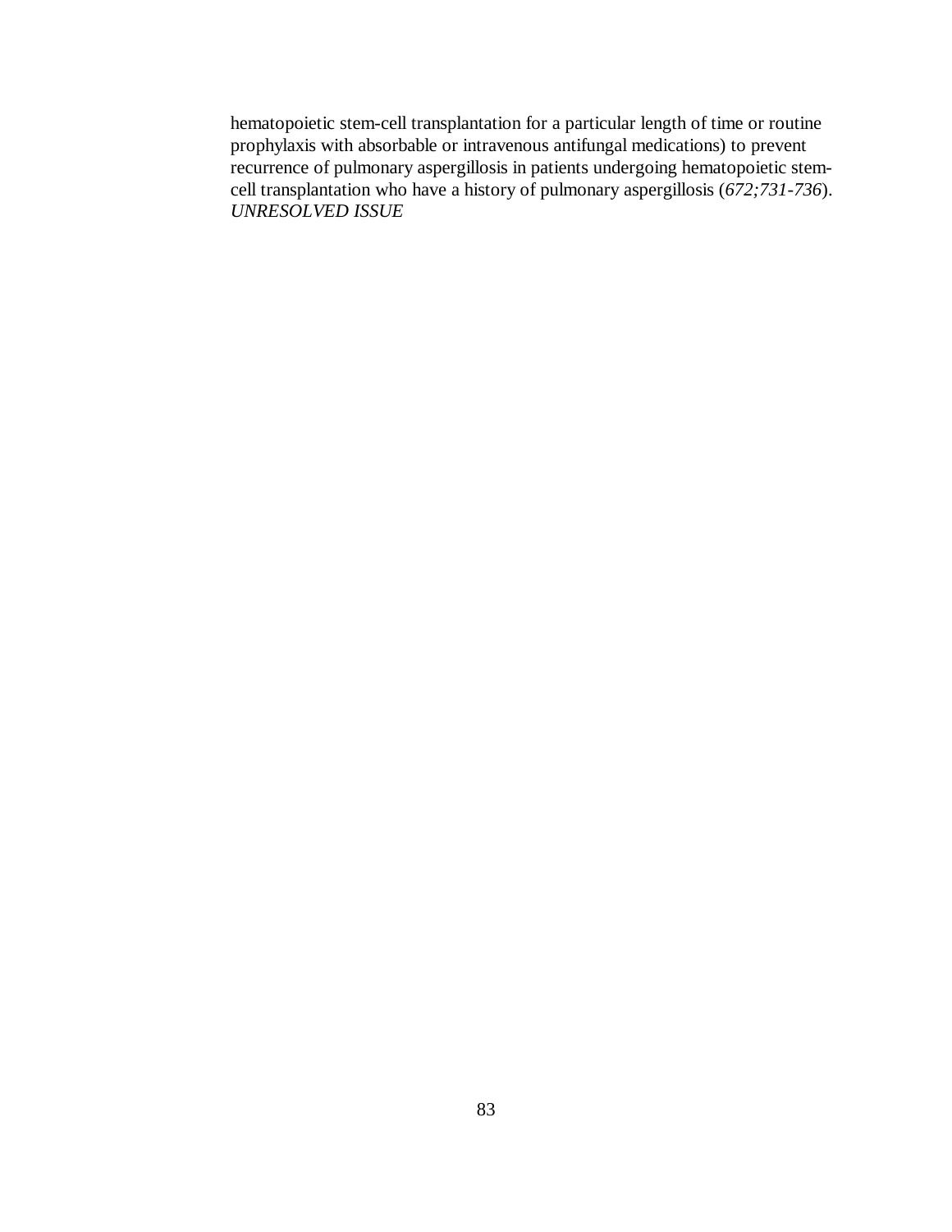hematopoietic stem-cell transplantation for a particular length of time or routine prophylaxis with absorbable or intravenous antifungal medications) to prevent recurrence of pulmonary aspergillosis in patients undergoing hematopoietic stem-cell transplantation who have a history of pulmonary aspergillosis (*672;731-736*). *UNRESOLVED ISSUE*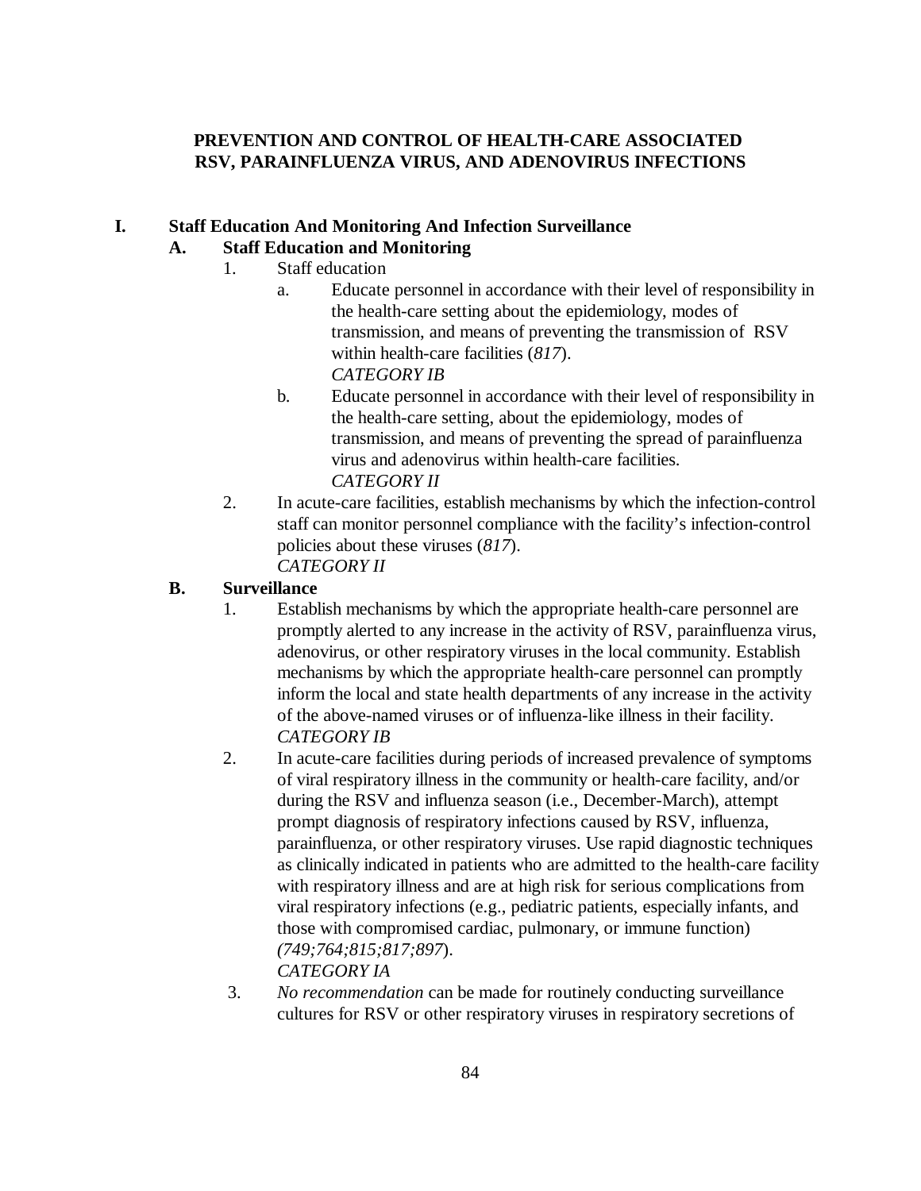# PREVENTION AND CONTROL OF HEALTH-CARE ASSOCIATED RSV, PARAINFLUENZA VIRUS, AND ADENOVIRUS INFECTIONS

## I. Staff Education And Monitoring And Infection Surveillance

### A. Staff Education and Monitoring

1. Staff education
   a. Educate personnel in accordance with their level of responsibility in the health-care setting about the epidemiology, modes of transmission, and means of preventing the transmission of RSV within health-care facilities (*817*).
      *CATEGORY IB*
   b. Educate personnel in accordance with their level of responsibility in the health-care setting, about the epidemiology, modes of transmission, and means of preventing the spread of parainfluenza virus and adenovirus within health-care facilities.
      *CATEGORY II*
2. In acute-care facilities, establish mechanisms by which the infection-control staff can monitor personnel compliance with the facility's infection-control policies about these viruses (*817*).
   *CATEGORY II*

### B. Surveillance

1. Establish mechanisms by which the appropriate health-care personnel are promptly alerted to any increase in the activity of RSV, parainfluenza virus, adenovirus, or other respiratory viruses in the local community. Establish mechanisms by which the appropriate health-care personnel can promptly inform the local and state health departments of any increase in the activity of the above-named viruses or of influenza-like illness in their facility.
   *CATEGORY IB*
2. In acute-care facilities during periods of increased prevalence of symptoms of viral respiratory illness in the community or health-care facility, and/or during the RSV and influenza season (i.e., December-March), attempt prompt diagnosis of respiratory infections caused by RSV, influenza, parainfluenza, or other respiratory viruses. Use rapid diagnostic techniques as clinically indicated in patients who are admitted to the health-care facility with respiratory illness and are at high risk for serious complications from viral respiratory infections (e.g., pediatric patients, especially infants, and those with compromised cardiac, pulmonary, or immune function) (*749;764;815;817;897*).
   *CATEGORY IA*
3. *No recommendation* can be made for routinely conducting surveillance cultures for RSV or other respiratory viruses in respiratory secretions of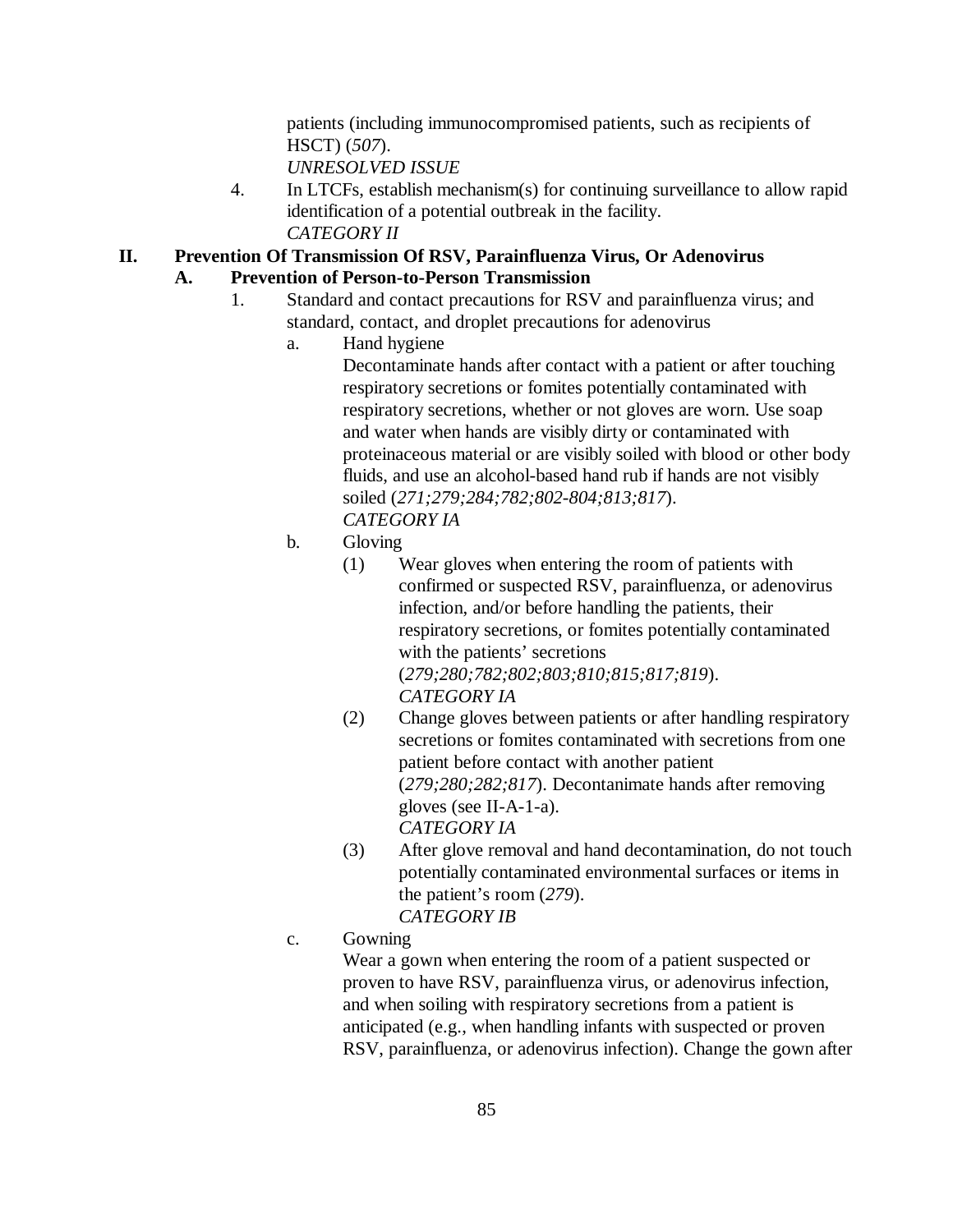patients (including immunocompromised patients, such as recipients of HSCT) (*507*).
*UNRESOLVED ISSUE*

4. In LTCFs, establish mechanism(s) for continuing surveillance to allow rapid identification of a potential outbreak in the facility.
*CATEGORY II*

## II. Prevention Of Transmission Of RSV, Parainfluenza Virus, Or Adenovirus

### A. Prevention of Person-to-Person Transmission

1. Standard and contact precautions for RSV and parainfluenza virus; and standard, contact, and droplet precautions for adenovirus

   a. Hand hygiene
   Decontaminate hands after contact with a patient or after touching respiratory secretions or fomites potentially contaminated with respiratory secretions, whether or not gloves are worn. Use soap and water when hands are visibly dirty or contaminated with proteinaceous material or are visibly soiled with blood or other body fluids, and use an alcohol-based hand rub if hands are not visibly soiled (*271;279;284;782;802-804;813;817*).
   *CATEGORY IA*

   b. Gloving

      (1) Wear gloves when entering the room of patients with confirmed or suspected RSV, parainfluenza, or adenovirus infection, and/or before handling the patients, their respiratory secretions, or fomites potentially contaminated with the patients' secretions (*279;280;782;802;803;810;815;817;819*).
      *CATEGORY IA*

      (2) Change gloves between patients or after handling respiratory secretions or fomites contaminated with secretions from one patient before contact with another patient (*279;280;282;817*). Decontanimate hands after removing gloves (see II-A-1-a).
      *CATEGORY IA*

      (3) After glove removal and hand decontamination, do not touch potentially contaminated environmental surfaces or items in the patient's room (*279*).
      *CATEGORY IB*

   c. Gowning
   Wear a gown when entering the room of a patient suspected or proven to have RSV, parainfluenza virus, or adenovirus infection, and when soiling with respiratory secretions from a patient is anticipated (e.g., when handling infants with suspected or proven RSV, parainfluenza, or adenovirus infection). Change the gown after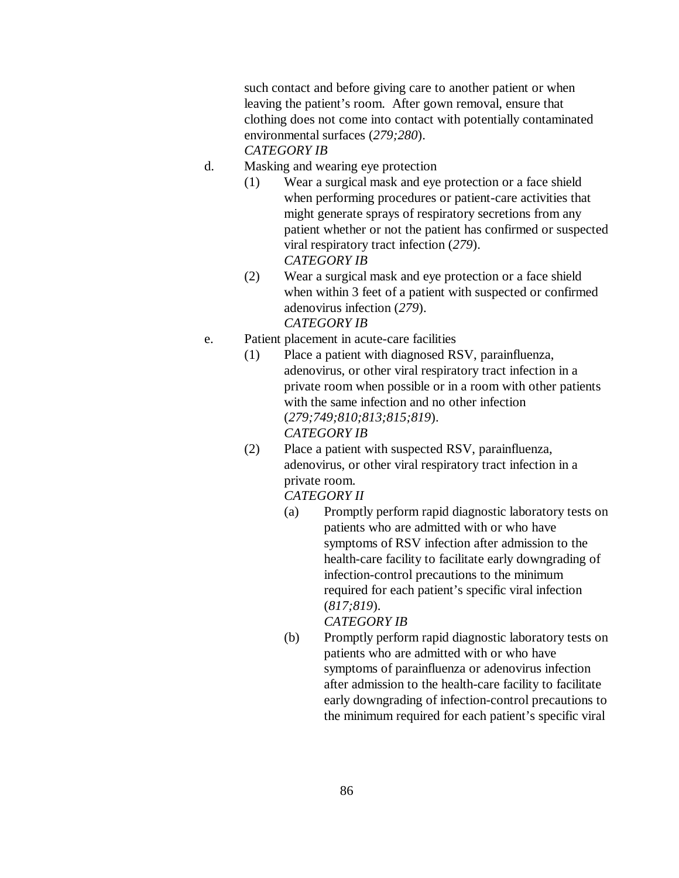such contact and before giving care to another patient or when leaving the patient's room. After gown removal, ensure that clothing does not come into contact with potentially contaminated environmental surfaces (*279;280*).
*CATEGORY IB*

d. Masking and wearing eye protection

   (1) Wear a surgical mask and eye protection or a face shield when performing procedures or patient-care activities that might generate sprays of respiratory secretions from any patient whether or not the patient has confirmed or suspected viral respiratory tract infection (*279*).
   *CATEGORY IB*

   (2) Wear a surgical mask and eye protection or a face shield when within 3 feet of a patient with suspected or confirmed adenovirus infection (*279*).
   *CATEGORY IB*

e. Patient placement in acute-care facilities

   (1) Place a patient with diagnosed RSV, parainfluenza, adenovirus, or other viral respiratory tract infection in a private room when possible or in a room with other patients with the same infection and no other infection (*279;749;810;813;815;819*).
   *CATEGORY IB*

   (2) Place a patient with suspected RSV, parainfluenza, adenovirus, or other viral respiratory tract infection in a private room.
   *CATEGORY II*

      (a) Promptly perform rapid diagnostic laboratory tests on patients who are admitted with or who have symptoms of RSV infection after admission to the health-care facility to facilitate early downgrading of infection-control precautions to the minimum required for each patient's specific viral infection (*817;819*).
      *CATEGORY IB*

      (b) Promptly perform rapid diagnostic laboratory tests on patients who are admitted with or who have symptoms of parainfluenza or adenovirus infection after admission to the health-care facility to facilitate early downgrading of infection-control precautions to the minimum required for each patient's specific viral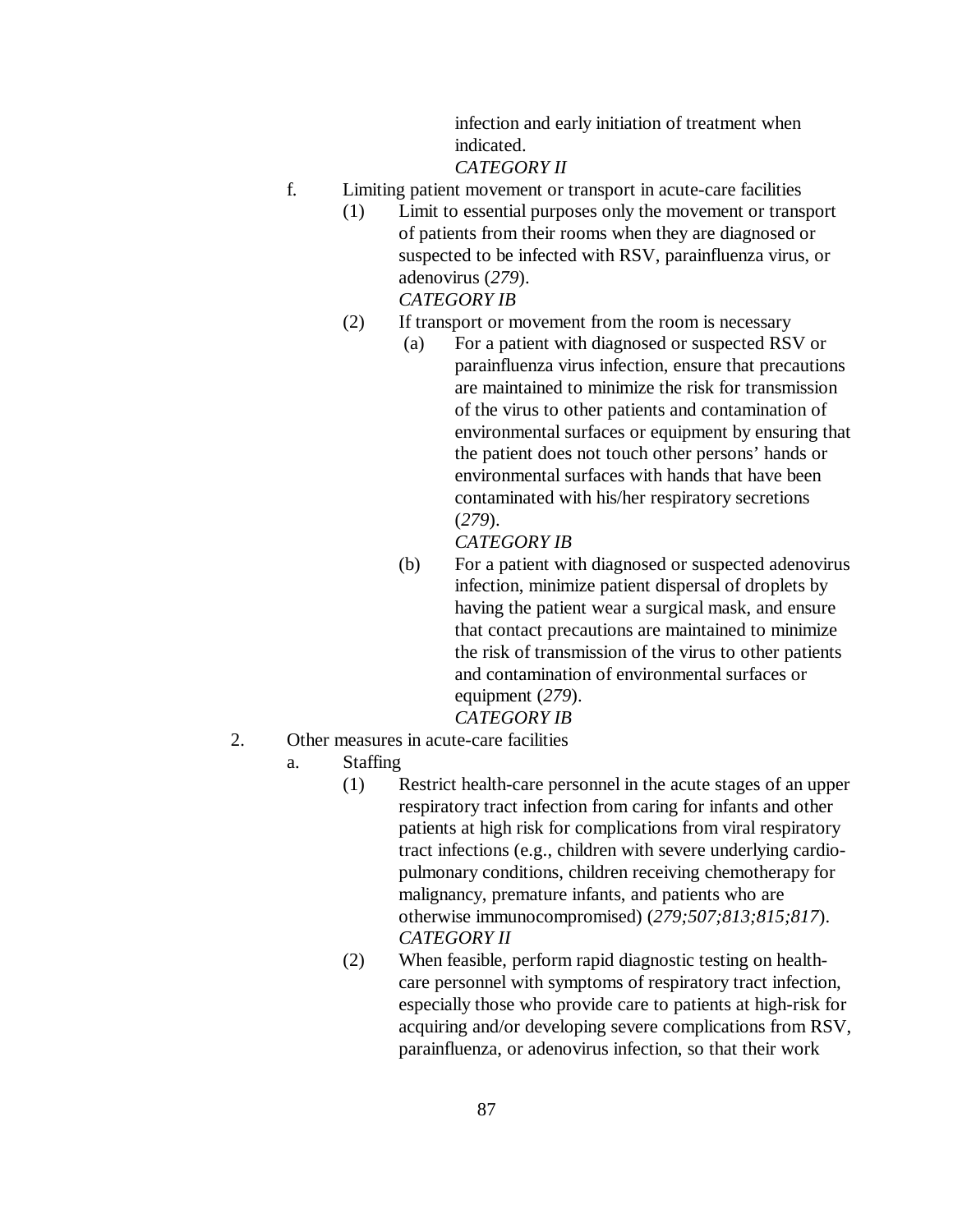infection and early initiation of treatment when indicated.
*CATEGORY II*

f. Limiting patient movement or transport in acute-care facilities

(1) Limit to essential purposes only the movement or transport of patients from their rooms when they are diagnosed or suspected to be infected with RSV, parainfluenza virus, or adenovirus (*279*).
*CATEGORY IB*

(2) If transport or movement from the room is necessary

(a) For a patient with diagnosed or suspected RSV or parainfluenza virus infection, ensure that precautions are maintained to minimize the risk for transmission of the virus to other patients and contamination of environmental surfaces or equipment by ensuring that the patient does not touch other persons' hands or environmental surfaces with hands that have been contaminated with his/her respiratory secretions (*279*).
*CATEGORY IB*

(b) For a patient with diagnosed or suspected adenovirus infection, minimize patient dispersal of droplets by having the patient wear a surgical mask, and ensure that contact precautions are maintained to minimize the risk of transmission of the virus to other patients and contamination of environmental surfaces or equipment (*279*).
*CATEGORY IB*

2. Other measures in acute-care facilities

a. Staffing

(1) Restrict health-care personnel in the acute stages of an upper respiratory tract infection from caring for infants and other patients at high risk for complications from viral respiratory tract infections (e.g., children with severe underlying cardio-pulmonary conditions, children receiving chemotherapy for malignancy, premature infants, and patients who are otherwise immunocompromised) (*279;507;813;815;817*).
*CATEGORY II*

(2) When feasible, perform rapid diagnostic testing on health-care personnel with symptoms of respiratory tract infection, especially those who provide care to patients at high-risk for acquiring and/or developing severe complications from RSV, parainfluenza, or adenovirus infection, so that their work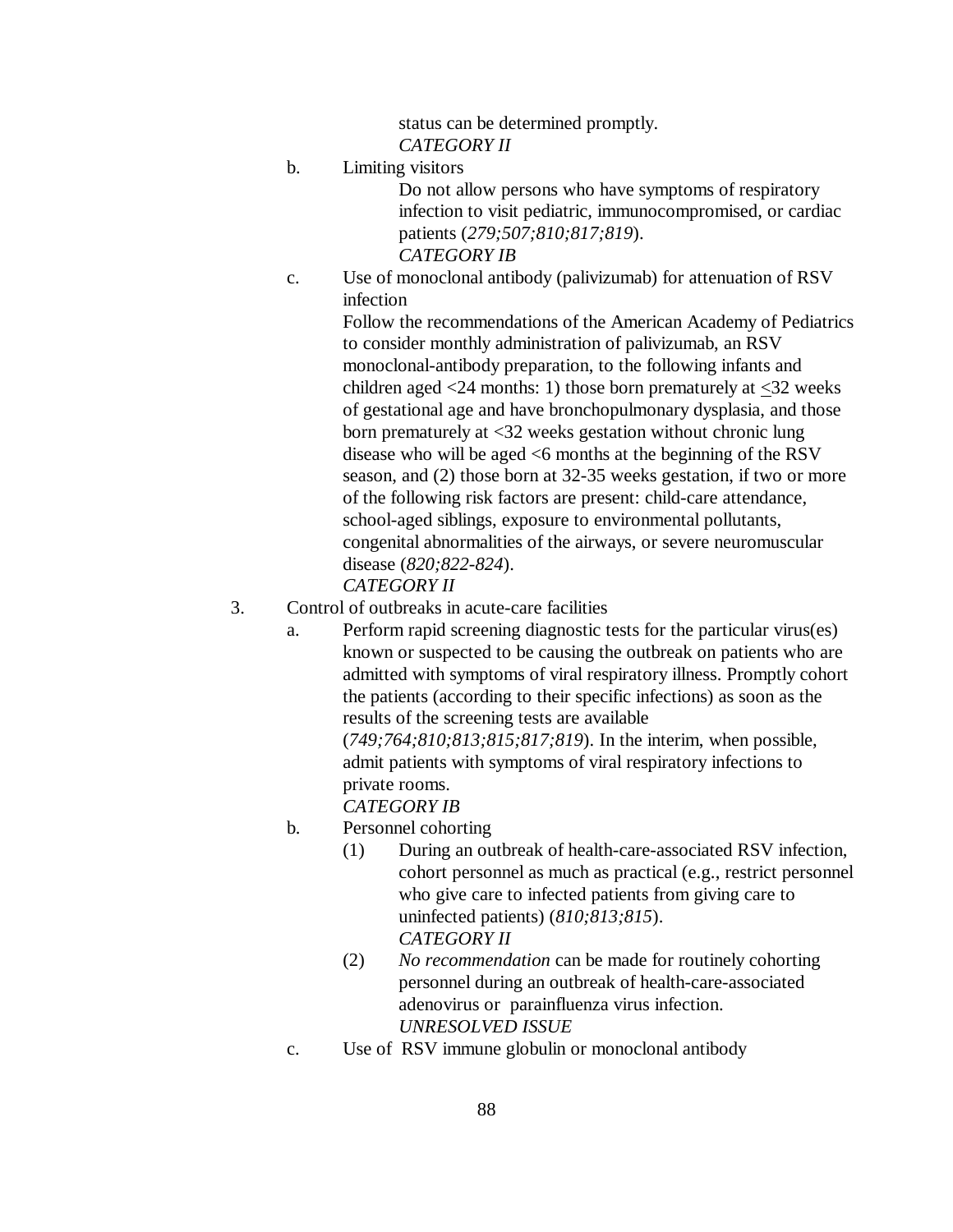status can be determined promptly.
*CATEGORY II*

b. Limiting visitors

Do not allow persons who have symptoms of respiratory infection to visit pediatric, immunocompromised, or cardiac patients (*279;507;810;817;819*).
*CATEGORY IB*

c. Use of monoclonal antibody (palivizumab) for attenuation of RSV infection

Follow the recommendations of the American Academy of Pediatrics to consider monthly administration of palivizumab, an RSV monoclonal-antibody preparation, to the following infants and children aged <24 months: 1) those born prematurely at ≤32 weeks of gestational age and have bronchopulmonary dysplasia, and those born prematurely at <32 weeks gestation without chronic lung disease who will be aged <6 months at the beginning of the RSV season, and (2) those born at 32-35 weeks gestation, if two or more of the following risk factors are present: child-care attendance, school-aged siblings, exposure to environmental pollutants, congenital abnormalities of the airways, or severe neuromuscular disease (*820;822-824*).
*CATEGORY II*

3. Control of outbreaks in acute-care facilities

a. Perform rapid screening diagnostic tests for the particular virus(es) known or suspected to be causing the outbreak on patients who are admitted with symptoms of viral respiratory illness. Promptly cohort the patients (according to their specific infections) as soon as the results of the screening tests are available (*749;764;810;813;815;817;819*). In the interim, when possible, admit patients with symptoms of viral respiratory infections to private rooms.
*CATEGORY IB*

b. Personnel cohorting

(1) During an outbreak of health-care-associated RSV infection, cohort personnel as much as practical (e.g., restrict personnel who give care to infected patients from giving care to uninfected patients) (*810;813;815*).
*CATEGORY II*

(2) *No recommendation* can be made for routinely cohorting personnel during an outbreak of health-care-associated adenovirus or parainfluenza virus infection.
*UNRESOLVED ISSUE*

c. Use of RSV immune globulin or monoclonal antibody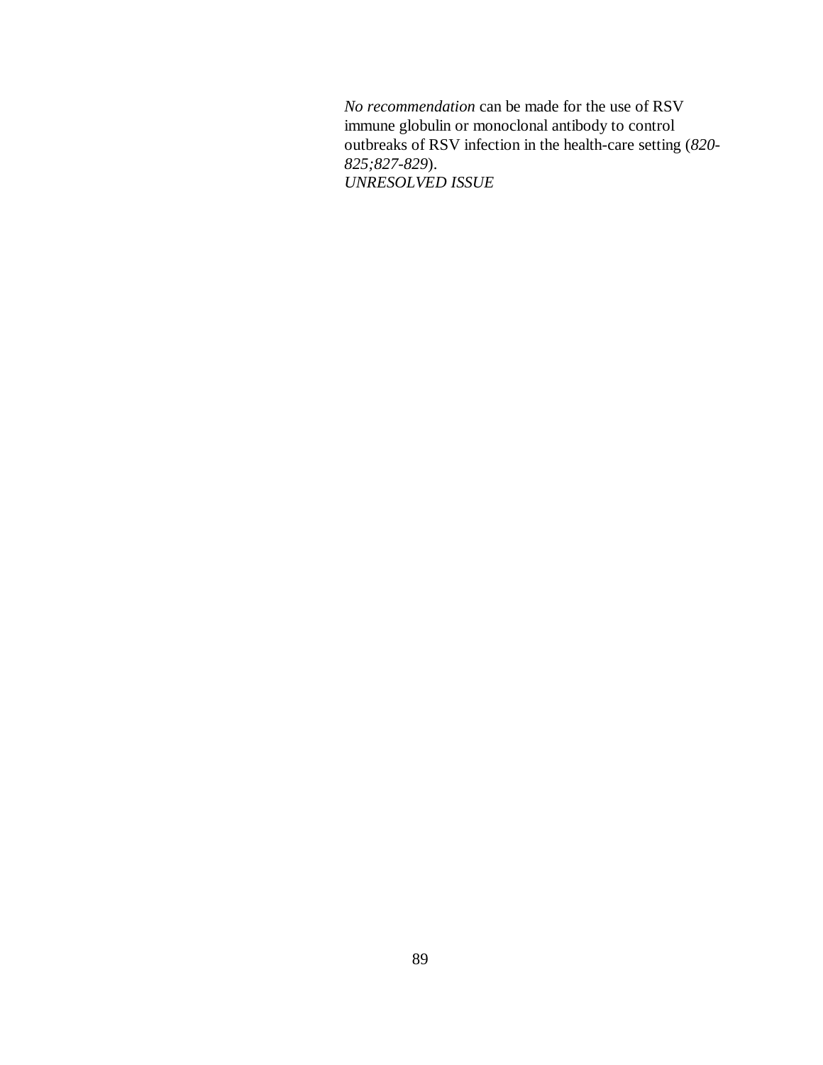*No recommendation* can be made for the use of RSV immune globulin or monoclonal antibody to control outbreaks of RSV infection in the health-care setting (*820-825;827-829*).
*UNRESOLVED ISSUE*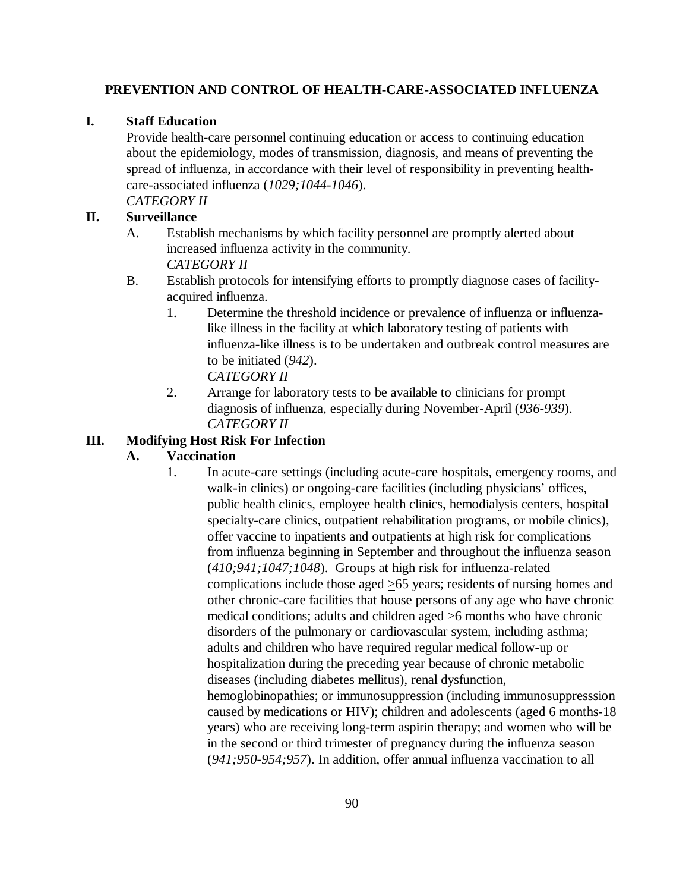**PREVENTION AND CONTROL OF HEALTH-CARE-ASSOCIATED INFLUENZA**

**I. Staff Education**

Provide health-care personnel continuing education or access to continuing education about the epidemiology, modes of transmission, diagnosis, and means of preventing the spread of influenza, in accordance with their level of responsibility in preventing health-care-associated influenza (*1029;1044-1046*).
*CATEGORY II*

**II. Surveillance**

A. Establish mechanisms by which facility personnel are promptly alerted about increased influenza activity in the community.
*CATEGORY II*

B. Establish protocols for intensifying efforts to promptly diagnose cases of facility-acquired influenza.

1. Determine the threshold incidence or prevalence of influenza or influenza-like illness in the facility at which laboratory testing of patients with influenza-like illness is to be undertaken and outbreak control measures are to be initiated (*942*).
*CATEGORY II*

2. Arrange for laboratory tests to be available to clinicians for prompt diagnosis of influenza, especially during November-April (*936-939*).
*CATEGORY II*

**III. Modifying Host Risk For Infection**

**A. Vaccination**

1. In acute-care settings (including acute-care hospitals, emergency rooms, and walk-in clinics) or ongoing-care facilities (including physicians' offices, public health clinics, employee health clinics, hemodialysis centers, hospital specialty-care clinics, outpatient rehabilitation programs, or mobile clinics), offer vaccine to inpatients and outpatients at high risk for complications from influenza beginning in September and throughout the influenza season (*410;941;1047;1048*). Groups at high risk for influenza-related complications include those aged $\geq$65 years; residents of nursing homes and other chronic-care facilities that house persons of any age who have chronic medical conditions; adults and children aged >6 months who have chronic disorders of the pulmonary or cardiovascular system, including asthma; adults and children who have required regular medical follow-up or hospitalization during the preceding year because of chronic metabolic diseases (including diabetes mellitus), renal dysfunction, hemoglobinopathies; or immunosuppression (including immunosuppresssion caused by medications or HIV); children and adolescents (aged 6 months-18 years) who are receiving long-term aspirin therapy; and women who will be in the second or third trimester of pregnancy during the influenza season (*941;950-954;957*). In addition, offer annual influenza vaccination to all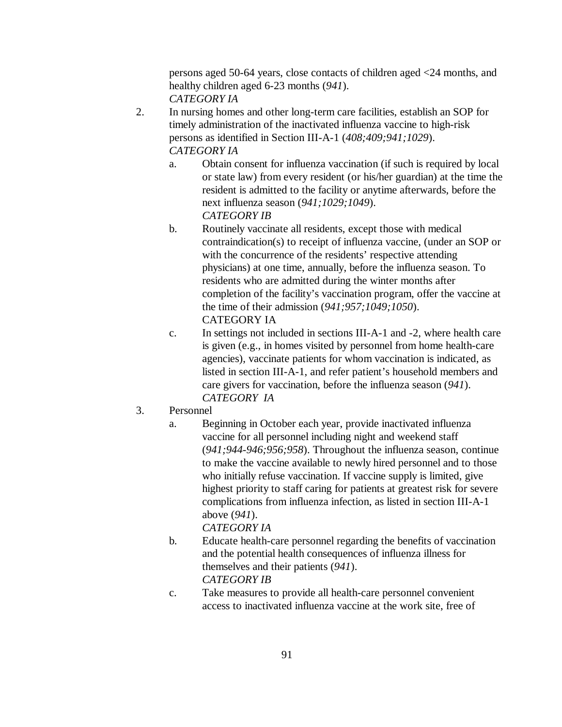persons aged 50-64 years, close contacts of children aged <24 months, and healthy children aged 6-23 months (*941*).
*CATEGORY IA*

2. In nursing homes and other long-term care facilities, establish an SOP for timely administration of the inactivated influenza vaccine to high-risk persons as identified in Section III-A-1 (*408;409;941;1029*).
*CATEGORY IA*
    a. Obtain consent for influenza vaccination (if such is required by local or state law) from every resident (or his/her guardian) at the time the resident is admitted to the facility or anytime afterwards, before the next influenza season (*941;1029;1049*).
    *CATEGORY IB*
    b. Routinely vaccinate all residents, except those with medical contraindication(s) to receipt of influenza vaccine, (under an SOP or with the concurrence of the residents' respective attending physicians) at one time, annually, before the influenza season. To residents who are admitted during the winter months after completion of the facility's vaccination program, offer the vaccine at the time of their admission (*941;957;1049;1050*).
    CATEGORY IA
    c. In settings not included in sections III-A-1 and -2, where health care is given (e.g., in homes visited by personnel from home health-care agencies), vaccinate patients for whom vaccination is indicated, as listed in section III-A-1, and refer patient's household members and care givers for vaccination, before the influenza season (*941*).
    *CATEGORY IA*

3. Personnel
    a. Beginning in October each year, provide inactivated influenza vaccine for all personnel including night and weekend staff (*941;944-946;956;958*). Throughout the influenza season, continue to make the vaccine available to newly hired personnel and to those who initially refuse vaccination. If vaccine supply is limited, give highest priority to staff caring for patients at greatest risk for severe complications from influenza infection, as listed in section III-A-1 above (*941*).
    *CATEGORY IA*
    b. Educate health-care personnel regarding the benefits of vaccination and the potential health consequences of influenza illness for themselves and their patients (*941*).
    *CATEGORY IB*
    c. Take measures to provide all health-care personnel convenient access to inactivated influenza vaccine at the work site, free of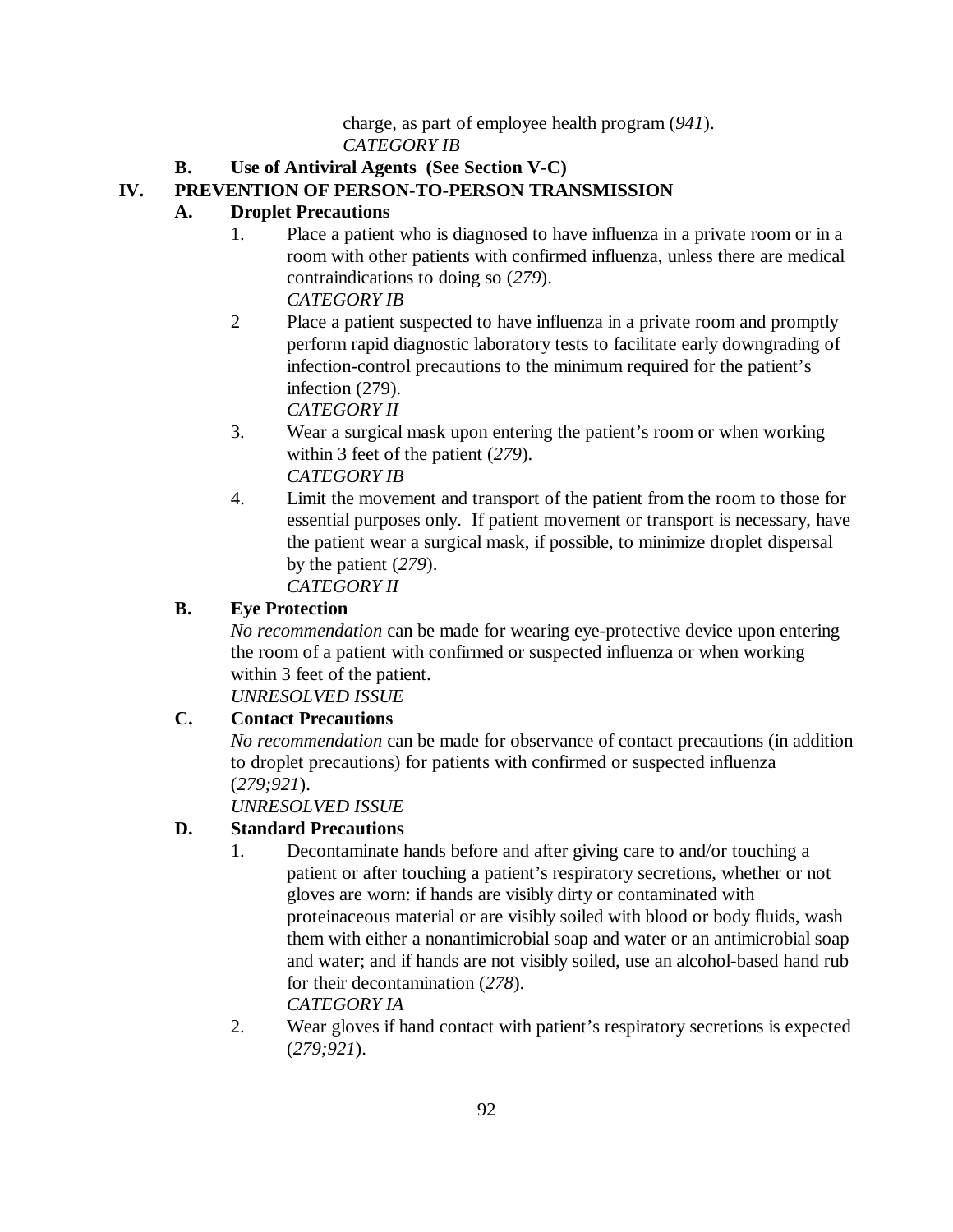charge, as part of employee health program (*941*).
*CATEGORY IB*

**B. Use of Antiviral Agents (See Section V-C)**

## IV. PREVENTION OF PERSON-TO-PERSON TRANSMISSION

### A. Droplet Precautions

1. Place a patient who is diagnosed to have influenza in a private room or in a room with other patients with confirmed influenza, unless there are medical contraindications to doing so (*279*).
*CATEGORY IB*

2 Place a patient suspected to have influenza in a private room and promptly perform rapid diagnostic laboratory tests to facilitate early downgrading of infection-control precautions to the minimum required for the patient's infection (279).
*CATEGORY II*

3. Wear a surgical mask upon entering the patient's room or when working within 3 feet of the patient (*279*).
*CATEGORY IB*

4. Limit the movement and transport of the patient from the room to those for essential purposes only. If patient movement or transport is necessary, have the patient wear a surgical mask, if possible, to minimize droplet dispersal by the patient (*279*).
*CATEGORY II*

### B. Eye Protection

*No recommendation* can be made for wearing eye-protective device upon entering the room of a patient with confirmed or suspected influenza or when working within 3 feet of the patient.
*UNRESOLVED ISSUE*

### C. Contact Precautions

*No recommendation* can be made for observance of contact precautions (in addition to droplet precautions) for patients with confirmed or suspected influenza (*279;921*).
*UNRESOLVED ISSUE*

### D. Standard Precautions

1. Decontaminate hands before and after giving care to and/or touching a patient or after touching a patient's respiratory secretions, whether or not gloves are worn: if hands are visibly dirty or contaminated with proteinaceous material or are visibly soiled with blood or body fluids, wash them with either a nonantimicrobial soap and water or an antimicrobial soap and water; and if hands are not visibly soiled, use an alcohol-based hand rub for their decontamination (*278*).
*CATEGORY IA*

2. Wear gloves if hand contact with patient's respiratory secretions is expected (*279;921*).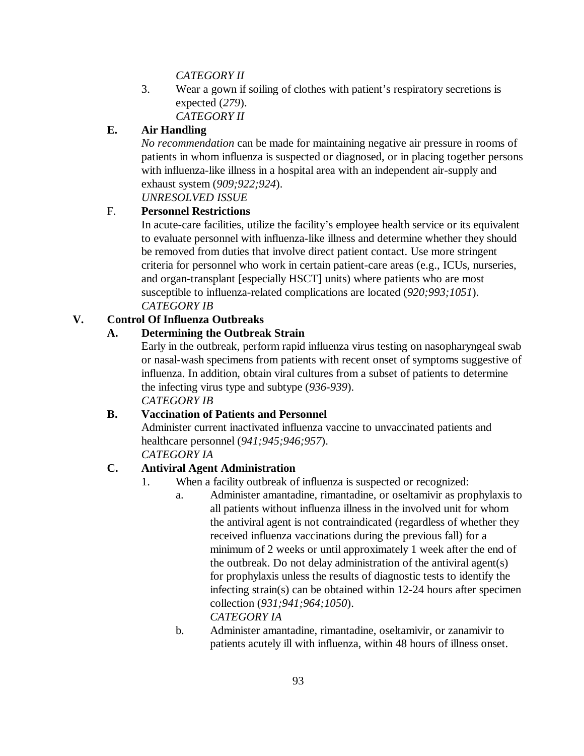*CATEGORY II*

3. Wear a gown if soiling of clothes with patient's respiratory secretions is expected (*279*).
   *CATEGORY II*

**E. Air Handling**

*No recommendation* can be made for maintaining negative air pressure in rooms of patients in whom influenza is suspected or diagnosed, or in placing together persons with influenza-like illness in a hospital area with an independent air-supply and exhaust system (*909;922;924*).
*UNRESOLVED ISSUE*

F. **Personnel Restrictions**

In acute-care facilities, utilize the facility's employee health service or its equivalent to evaluate personnel with influenza-like illness and determine whether they should be removed from duties that involve direct patient contact. Use more stringent criteria for personnel who work in certain patient-care areas (e.g., ICUs, nurseries, and organ-transplant [especially HSCT] units) where patients who are most susceptible to influenza-related complications are located (*920;993;1051*).
*CATEGORY IB*

## V. Control Of Influenza Outbreaks

**A. Determining the Outbreak Strain**

Early in the outbreak, perform rapid influenza virus testing on nasopharyngeal swab or nasal-wash specimens from patients with recent onset of symptoms suggestive of influenza. In addition, obtain viral cultures from a subset of patients to determine the infecting virus type and subtype (*936-939*).
*CATEGORY IB*

**B. Vaccination of Patients and Personnel**

Administer current inactivated influenza vaccine to unvaccinated patients and healthcare personnel (*941;945;946;957*).
*CATEGORY IA*

**C. Antiviral Agent Administration**

1. When a facility outbreak of influenza is suspected or recognized:
   a. Administer amantadine, rimantadine, or oseltamivir as prophylaxis to all patients without influenza illness in the involved unit for whom the antiviral agent is not contraindicated (regardless of whether they received influenza vaccinations during the previous fall) for a minimum of 2 weeks or until approximately 1 week after the end of the outbreak. Do not delay administration of the antiviral agent(s) for prophylaxis unless the results of diagnostic tests to identify the infecting strain(s) can be obtained within 12-24 hours after specimen collection (*931;941;964;1050*).
      *CATEGORY IA*
   b. Administer amantadine, rimantadine, oseltamivir, or zanamivir to patients acutely ill with influenza, within 48 hours of illness onset.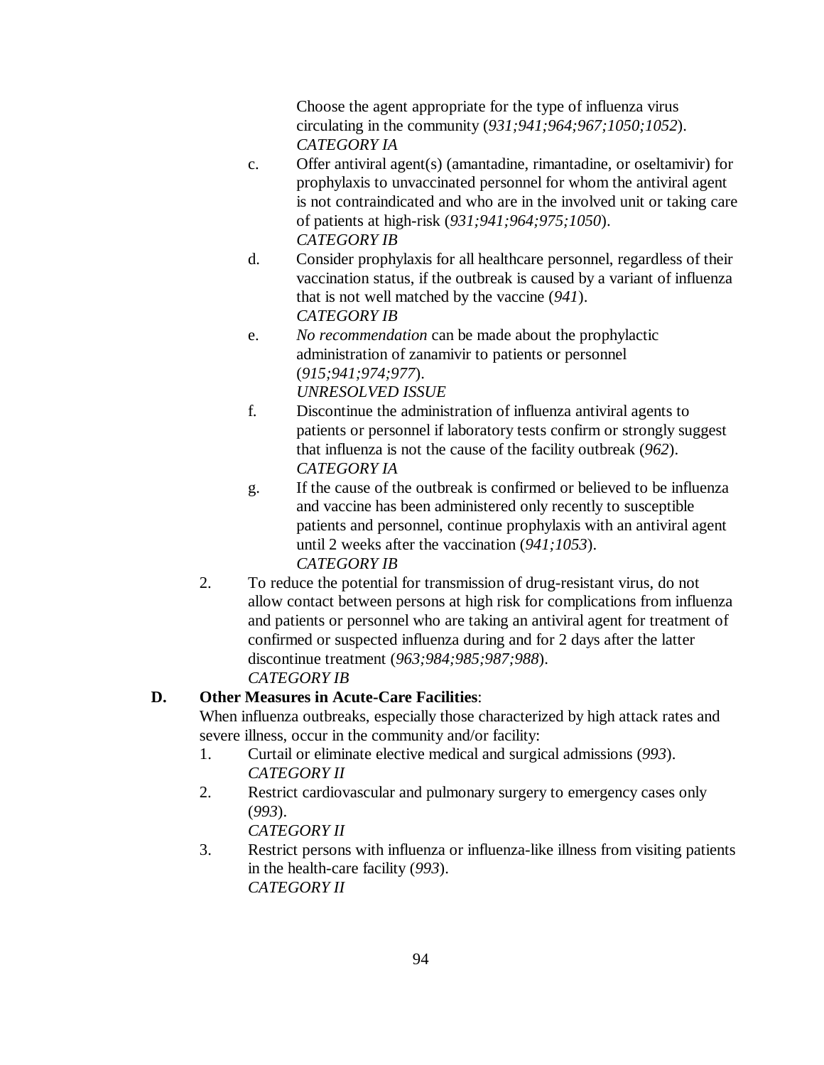Choose the agent appropriate for the type of influenza virus circulating in the community (*931;941;964;967;1050;1052*). *CATEGORY IA*

c. Offer antiviral agent(s) (amantadine, rimantadine, or oseltamivir) for prophylaxis to unvaccinated personnel for whom the antiviral agent is not contraindicated and who are in the involved unit or taking care of patients at high-risk (*931;941;964;975;1050*). *CATEGORY IB*

d. Consider prophylaxis for all healthcare personnel, regardless of their vaccination status, if the outbreak is caused by a variant of influenza that is not well matched by the vaccine (*941*). *CATEGORY IB*

e. *No recommendation* can be made about the prophylactic administration of zanamivir to patients or personnel (*915;941;974;977*). *UNRESOLVED ISSUE*

f. Discontinue the administration of influenza antiviral agents to patients or personnel if laboratory tests confirm or strongly suggest that influenza is not the cause of the facility outbreak (*962*). *CATEGORY IA*

g. If the cause of the outbreak is confirmed or believed to be influenza and vaccine has been administered only recently to susceptible patients and personnel, continue prophylaxis with an antiviral agent until 2 weeks after the vaccination (*941;1053*). *CATEGORY IB*

2. To reduce the potential for transmission of drug-resistant virus, do not allow contact between persons at high risk for complications from influenza and patients or personnel who are taking an antiviral agent for treatment of confirmed or suspected influenza during and for 2 days after the latter discontinue treatment (*963;984;985;987;988*). *CATEGORY IB*

**D. Other Measures in Acute-Care Facilities**:

When influenza outbreaks, especially those characterized by high attack rates and severe illness, occur in the community and/or facility:

1. Curtail or eliminate elective medical and surgical admissions (*993*). *CATEGORY II*
2. Restrict cardiovascular and pulmonary surgery to emergency cases only (*993*). *CATEGORY II*
3. Restrict persons with influenza or influenza-like illness from visiting patients in the health-care facility (*993*). *CATEGORY II*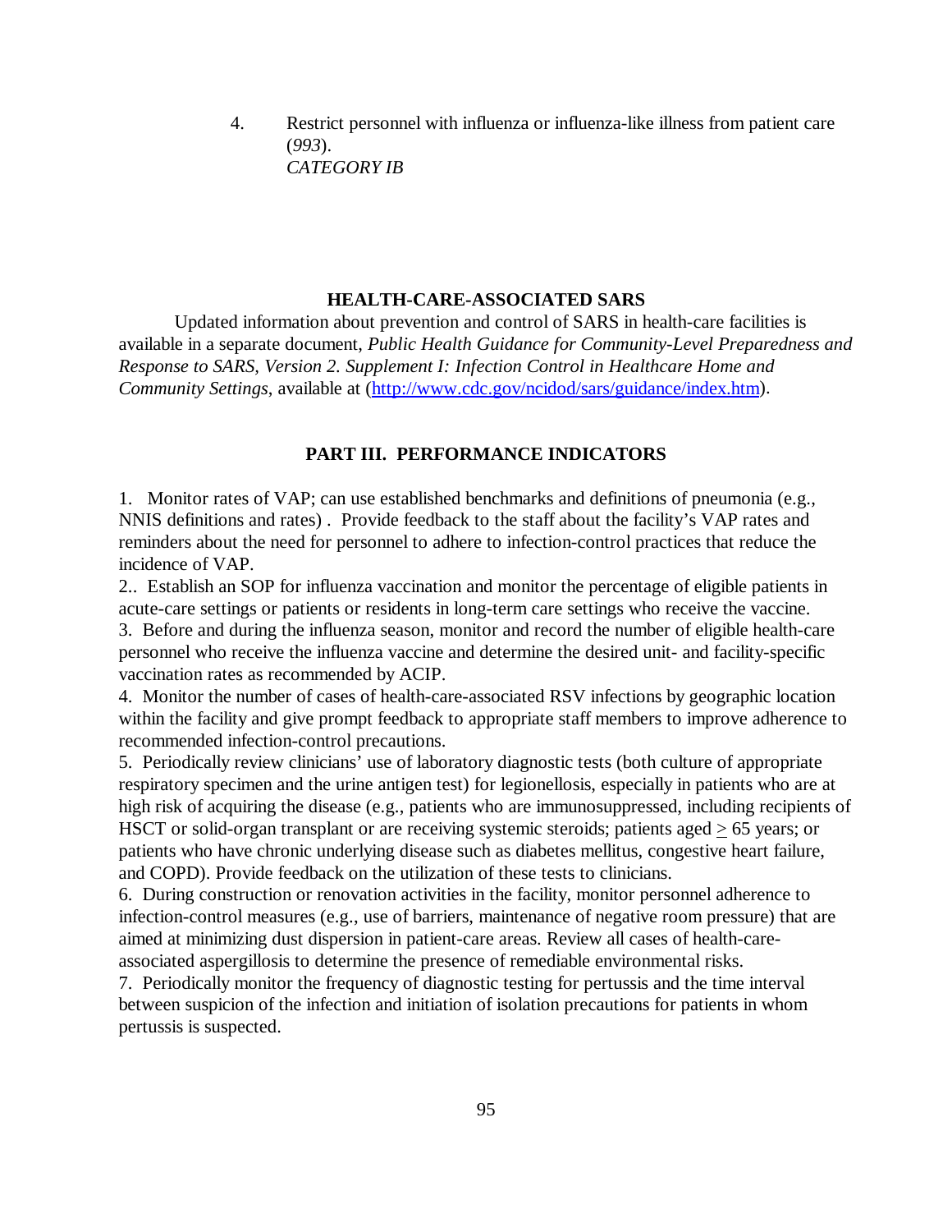4. Restrict personnel with influenza or influenza-like illness from patient care (*993*).
   *CATEGORY IB*

## HEALTH-CARE-ASSOCIATED SARS

Updated information about prevention and control of SARS in health-care facilities is available in a separate document, *Public Health Guidance for Community-Level Preparedness and Response to SARS, Version 2. Supplement I: Infection Control in Healthcare Home and Community Settings*, available at (http://www.cdc.gov/ncidod/sars/guidance/index.htm).

## PART III. PERFORMANCE INDICATORS

1. Monitor rates of VAP; can use established benchmarks and definitions of pneumonia (e.g., NNIS definitions and rates) . Provide feedback to the staff about the facility's VAP rates and reminders about the need for personnel to adhere to infection-control practices that reduce the incidence of VAP.

2.. Establish an SOP for influenza vaccination and monitor the percentage of eligible patients in acute-care settings or patients or residents in long-term care settings who receive the vaccine.

3. Before and during the influenza season, monitor and record the number of eligible health-care personnel who receive the influenza vaccine and determine the desired unit- and facility-specific vaccination rates as recommended by ACIP.

4. Monitor the number of cases of health-care-associated RSV infections by geographic location within the facility and give prompt feedback to appropriate staff members to improve adherence to recommended infection-control precautions.

5. Periodically review clinicians' use of laboratory diagnostic tests (both culture of appropriate respiratory specimen and the urine antigen test) for legionellosis, especially in patients who are at high risk of acquiring the disease (e.g., patients who are immunosuppressed, including recipients of HSCT or solid-organ transplant or are receiving systemic steroids; patients aged $\geq$ 65 years; or patients who have chronic underlying disease such as diabetes mellitus, congestive heart failure, and COPD). Provide feedback on the utilization of these tests to clinicians.

6. During construction or renovation activities in the facility, monitor personnel adherence to infection-control measures (e.g., use of barriers, maintenance of negative room pressure) that are aimed at minimizing dust dispersion in patient-care areas. Review all cases of health-care-associated aspergillosis to determine the presence of remediable environmental risks.

7. Periodically monitor the frequency of diagnostic testing for pertussis and the time interval between suspicion of the infection and initiation of isolation precautions for patients in whom pertussis is suspected.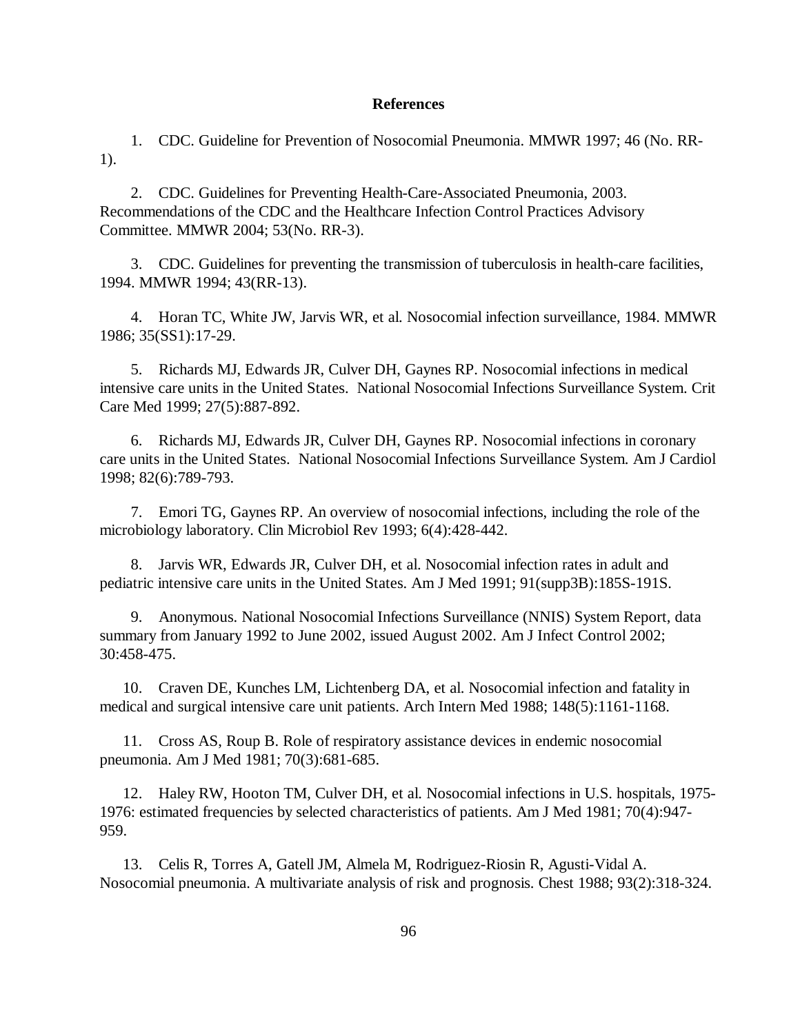## References

1. CDC. Guideline for Prevention of Nosocomial Pneumonia. MMWR 1997; 46 (No. RR-1).

2. CDC. Guidelines for Preventing Health-Care-Associated Pneumonia, 2003. Recommendations of the CDC and the Healthcare Infection Control Practices Advisory Committee. MMWR 2004; 53(No. RR-3).

3. CDC. Guidelines for preventing the transmission of tuberculosis in health-care facilities, 1994. MMWR 1994; 43(RR-13).

4. Horan TC, White JW, Jarvis WR, et al. Nosocomial infection surveillance, 1984. MMWR 1986; 35(SS1):17-29.

5. Richards MJ, Edwards JR, Culver DH, Gaynes RP. Nosocomial infections in medical intensive care units in the United States. National Nosocomial Infections Surveillance System. Crit Care Med 1999; 27(5):887-892.

6. Richards MJ, Edwards JR, Culver DH, Gaynes RP. Nosocomial infections in coronary care units in the United States. National Nosocomial Infections Surveillance System. Am J Cardiol 1998; 82(6):789-793.

7. Emori TG, Gaynes RP. An overview of nosocomial infections, including the role of the microbiology laboratory. Clin Microbiol Rev 1993; 6(4):428-442.

8. Jarvis WR, Edwards JR, Culver DH, et al. Nosocomial infection rates in adult and pediatric intensive care units in the United States. Am J Med 1991; 91(supp3B):185S-191S.

9. Anonymous. National Nosocomial Infections Surveillance (NNIS) System Report, data summary from January 1992 to June 2002, issued August 2002. Am J Infect Control 2002; 30:458-475.

10. Craven DE, Kunches LM, Lichtenberg DA, et al. Nosocomial infection and fatality in medical and surgical intensive care unit patients. Arch Intern Med 1988; 148(5):1161-1168.

11. Cross AS, Roup B. Role of respiratory assistance devices in endemic nosocomial pneumonia. Am J Med 1981; 70(3):681-685.

12. Haley RW, Hooton TM, Culver DH, et al. Nosocomial infections in U.S. hospitals, 1975-1976: estimated frequencies by selected characteristics of patients. Am J Med 1981; 70(4):947-959.

13. Celis R, Torres A, Gatell JM, Almela M, Rodriguez-Riosin R, Agusti-Vidal A. Nosocomial pneumonia. A multivariate analysis of risk and prognosis. Chest 1988; 93(2):318-324.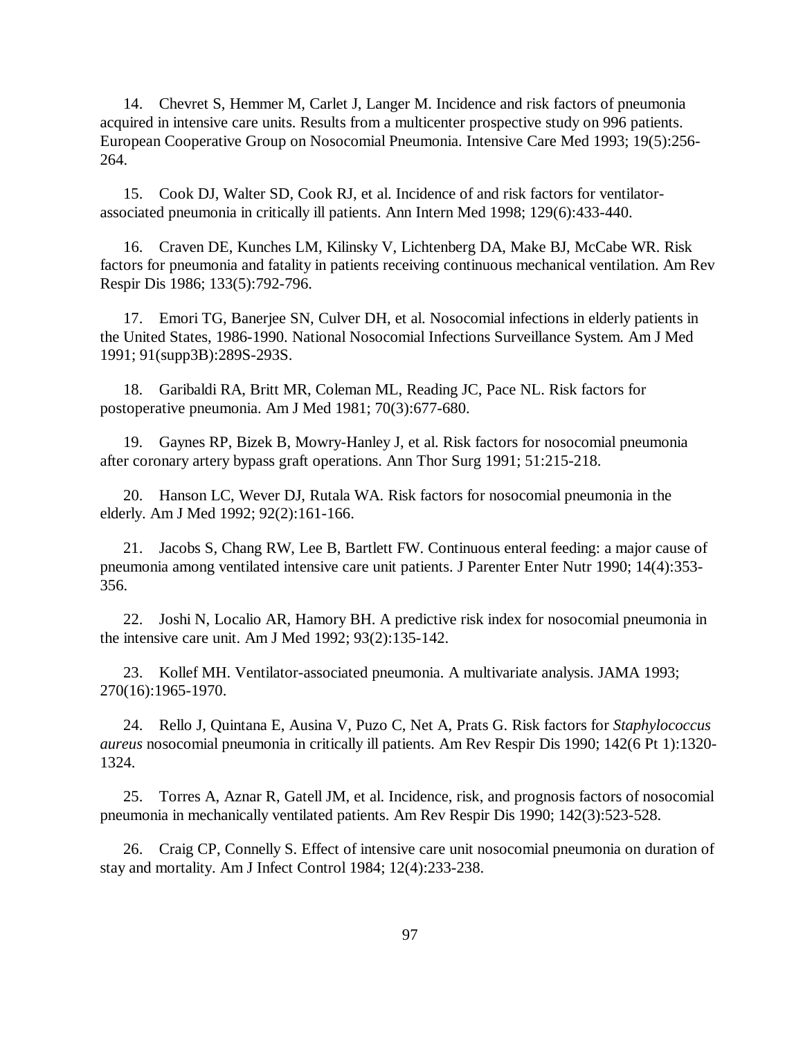14. Chevret S, Hemmer M, Carlet J, Langer M. Incidence and risk factors of pneumonia acquired in intensive care units. Results from a multicenter prospective study on 996 patients. European Cooperative Group on Nosocomial Pneumonia. Intensive Care Med 1993; 19(5):256-264.

15. Cook DJ, Walter SD, Cook RJ, et al. Incidence of and risk factors for ventilator-associated pneumonia in critically ill patients. Ann Intern Med 1998; 129(6):433-440.

16. Craven DE, Kunches LM, Kilinsky V, Lichtenberg DA, Make BJ, McCabe WR. Risk factors for pneumonia and fatality in patients receiving continuous mechanical ventilation. Am Rev Respir Dis 1986; 133(5):792-796.

17. Emori TG, Banerjee SN, Culver DH, et al. Nosocomial infections in elderly patients in the United States, 1986-1990. National Nosocomial Infections Surveillance System. Am J Med 1991; 91(supp3B):289S-293S.

18. Garibaldi RA, Britt MR, Coleman ML, Reading JC, Pace NL. Risk factors for postoperative pneumonia. Am J Med 1981; 70(3):677-680.

19. Gaynes RP, Bizek B, Mowry-Hanley J, et al. Risk factors for nosocomial pneumonia after coronary artery bypass graft operations. Ann Thor Surg 1991; 51:215-218.

20. Hanson LC, Wever DJ, Rutala WA. Risk factors for nosocomial pneumonia in the elderly. Am J Med 1992; 92(2):161-166.

21. Jacobs S, Chang RW, Lee B, Bartlett FW. Continuous enteral feeding: a major cause of pneumonia among ventilated intensive care unit patients. J Parenter Enter Nutr 1990; 14(4):353-356.

22. Joshi N, Localio AR, Hamory BH. A predictive risk index for nosocomial pneumonia in the intensive care unit. Am J Med 1992; 93(2):135-142.

23. Kollef MH. Ventilator-associated pneumonia. A multivariate analysis. JAMA 1993; 270(16):1965-1970.

24. Rello J, Quintana E, Ausina V, Puzo C, Net A, Prats G. Risk factors for *Staphylococcus aureus* nosocomial pneumonia in critically ill patients. Am Rev Respir Dis 1990; 142(6 Pt 1):1320-1324.

25. Torres A, Aznar R, Gatell JM, et al. Incidence, risk, and prognosis factors of nosocomial pneumonia in mechanically ventilated patients. Am Rev Respir Dis 1990; 142(3):523-528.

26. Craig CP, Connelly S. Effect of intensive care unit nosocomial pneumonia on duration of stay and mortality. Am J Infect Control 1984; 12(4):233-238.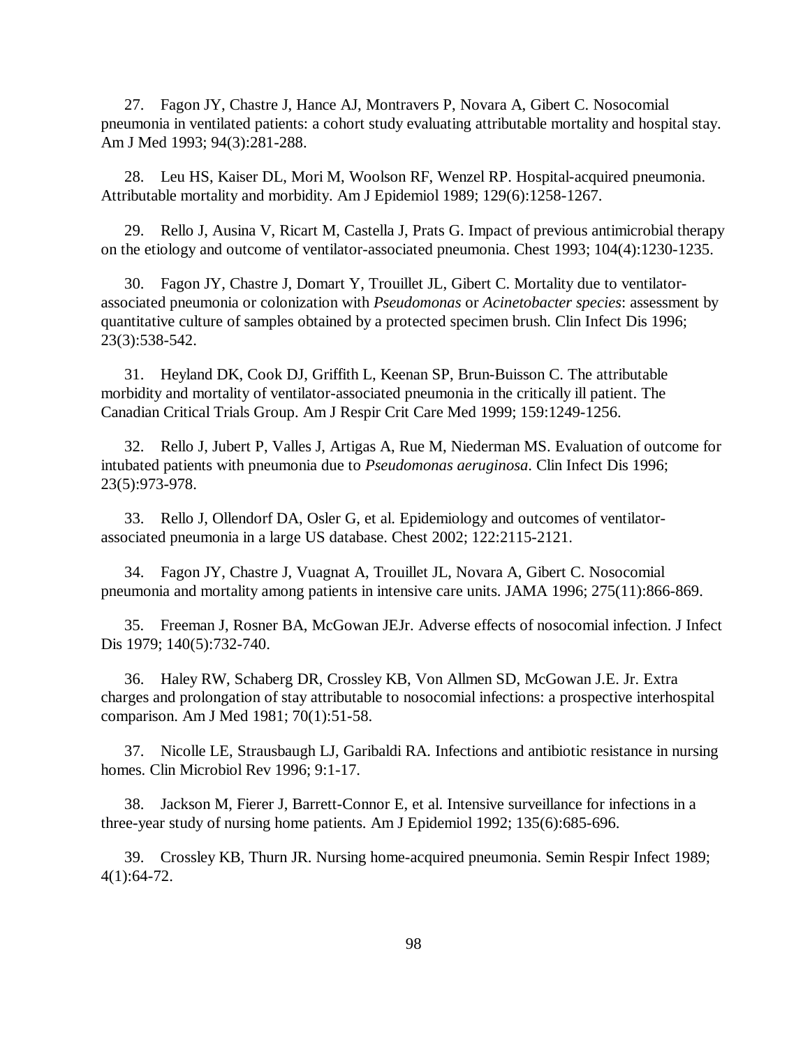27. Fagon JY, Chastre J, Hance AJ, Montravers P, Novara A, Gibert C. Nosocomial pneumonia in ventilated patients: a cohort study evaluating attributable mortality and hospital stay. Am J Med 1993; 94(3):281-288.

28. Leu HS, Kaiser DL, Mori M, Woolson RF, Wenzel RP. Hospital-acquired pneumonia. Attributable mortality and morbidity. Am J Epidemiol 1989; 129(6):1258-1267.

29. Rello J, Ausina V, Ricart M, Castella J, Prats G. Impact of previous antimicrobial therapy on the etiology and outcome of ventilator-associated pneumonia. Chest 1993; 104(4):1230-1235.

30. Fagon JY, Chastre J, Domart Y, Trouillet JL, Gibert C. Mortality due to ventilator-associated pneumonia or colonization with *Pseudomonas* or *Acinetobacter species*: assessment by quantitative culture of samples obtained by a protected specimen brush. Clin Infect Dis 1996; 23(3):538-542.

31. Heyland DK, Cook DJ, Griffith L, Keenan SP, Brun-Buisson C. The attributable morbidity and mortality of ventilator-associated pneumonia in the critically ill patient. The Canadian Critical Trials Group. Am J Respir Crit Care Med 1999; 159:1249-1256.

32. Rello J, Jubert P, Valles J, Artigas A, Rue M, Niederman MS. Evaluation of outcome for intubated patients with pneumonia due to *Pseudomonas aeruginosa*. Clin Infect Dis 1996; 23(5):973-978.

33. Rello J, Ollendorf DA, Osler G, et al. Epidemiology and outcomes of ventilator-associated pneumonia in a large US database. Chest 2002; 122:2115-2121.

34. Fagon JY, Chastre J, Vuagnat A, Trouillet JL, Novara A, Gibert C. Nosocomial pneumonia and mortality among patients in intensive care units. JAMA 1996; 275(11):866-869.

35. Freeman J, Rosner BA, McGowan JEJr. Adverse effects of nosocomial infection. J Infect Dis 1979; 140(5):732-740.

36. Haley RW, Schaberg DR, Crossley KB, Von Allmen SD, McGowan J.E. Jr. Extra charges and prolongation of stay attributable to nosocomial infections: a prospective interhospital comparison. Am J Med 1981; 70(1):51-58.

37. Nicolle LE, Strausbaugh LJ, Garibaldi RA. Infections and antibiotic resistance in nursing homes. Clin Microbiol Rev 1996; 9:1-17.

38. Jackson M, Fierer J, Barrett-Connor E, et al. Intensive surveillance for infections in a three-year study of nursing home patients. Am J Epidemiol 1992; 135(6):685-696.

39. Crossley KB, Thurn JR. Nursing home-acquired pneumonia. Semin Respir Infect 1989; 4(1):64-72.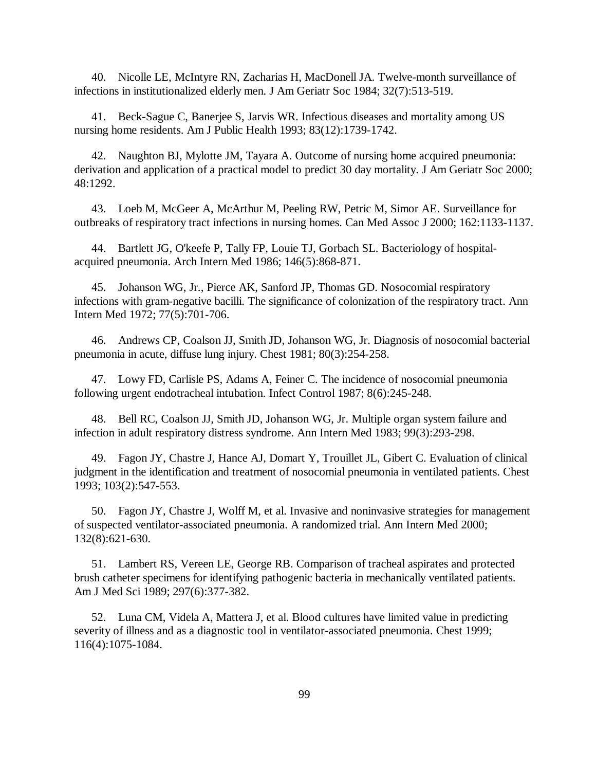40. Nicolle LE, McIntyre RN, Zacharias H, MacDonell JA. Twelve-month surveillance of infections in institutionalized elderly men. J Am Geriatr Soc 1984; 32(7):513-519.

41. Beck-Sague C, Banerjee S, Jarvis WR. Infectious diseases and mortality among US nursing home residents. Am J Public Health 1993; 83(12):1739-1742.

42. Naughton BJ, Mylotte JM, Tayara A. Outcome of nursing home acquired pneumonia: derivation and application of a practical model to predict 30 day mortality. J Am Geriatr Soc 2000; 48:1292.

43. Loeb M, McGeer A, McArthur M, Peeling RW, Petric M, Simor AE. Surveillance for outbreaks of respiratory tract infections in nursing homes. Can Med Assoc J 2000; 162:1133-1137.

44. Bartlett JG, O'keefe P, Tally FP, Louie TJ, Gorbach SL. Bacteriology of hospital-acquired pneumonia. Arch Intern Med 1986; 146(5):868-871.

45. Johanson WG, Jr., Pierce AK, Sanford JP, Thomas GD. Nosocomial respiratory infections with gram-negative bacilli. The significance of colonization of the respiratory tract. Ann Intern Med 1972; 77(5):701-706.

46. Andrews CP, Coalson JJ, Smith JD, Johanson WG, Jr. Diagnosis of nosocomial bacterial pneumonia in acute, diffuse lung injury. Chest 1981; 80(3):254-258.

47. Lowy FD, Carlisle PS, Adams A, Feiner C. The incidence of nosocomial pneumonia following urgent endotracheal intubation. Infect Control 1987; 8(6):245-248.

48. Bell RC, Coalson JJ, Smith JD, Johanson WG, Jr. Multiple organ system failure and infection in adult respiratory distress syndrome. Ann Intern Med 1983; 99(3):293-298.

49. Fagon JY, Chastre J, Hance AJ, Domart Y, Trouillet JL, Gibert C. Evaluation of clinical judgment in the identification and treatment of nosocomial pneumonia in ventilated patients. Chest 1993; 103(2):547-553.

50. Fagon JY, Chastre J, Wolff M, et al. Invasive and noninvasive strategies for management of suspected ventilator-associated pneumonia. A randomized trial. Ann Intern Med 2000; 132(8):621-630.

51. Lambert RS, Vereen LE, George RB. Comparison of tracheal aspirates and protected brush catheter specimens for identifying pathogenic bacteria in mechanically ventilated patients. Am J Med Sci 1989; 297(6):377-382.

52. Luna CM, Videla A, Mattera J, et al. Blood cultures have limited value in predicting severity of illness and as a diagnostic tool in ventilator-associated pneumonia. Chest 1999; 116(4):1075-1084.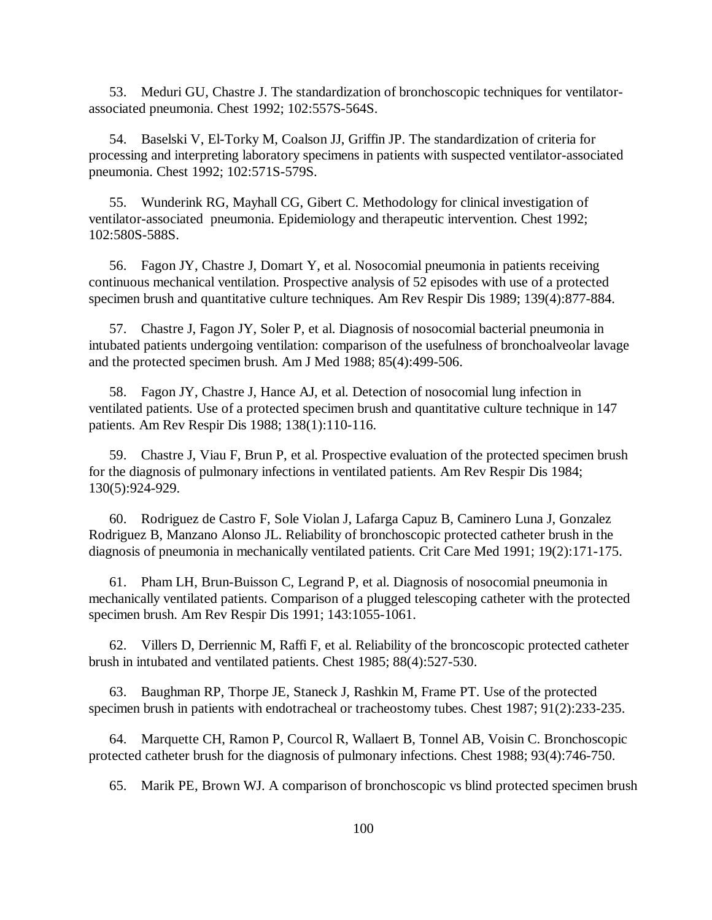53. Meduri GU, Chastre J. The standardization of bronchoscopic techniques for ventilator-associated pneumonia. Chest 1992; 102:557S-564S.

54. Baselski V, El-Torky M, Coalson JJ, Griffin JP. The standardization of criteria for processing and interpreting laboratory specimens in patients with suspected ventilator-associated pneumonia. Chest 1992; 102:571S-579S.

55. Wunderink RG, Mayhall CG, Gibert C. Methodology for clinical investigation of ventilator-associated pneumonia. Epidemiology and therapeutic intervention. Chest 1992; 102:580S-588S.

56. Fagon JY, Chastre J, Domart Y, et al. Nosocomial pneumonia in patients receiving continuous mechanical ventilation. Prospective analysis of 52 episodes with use of a protected specimen brush and quantitative culture techniques. Am Rev Respir Dis 1989; 139(4):877-884.

57. Chastre J, Fagon JY, Soler P, et al. Diagnosis of nosocomial bacterial pneumonia in intubated patients undergoing ventilation: comparison of the usefulness of bronchoalveolar lavage and the protected specimen brush. Am J Med 1988; 85(4):499-506.

58. Fagon JY, Chastre J, Hance AJ, et al. Detection of nosocomial lung infection in ventilated patients. Use of a protected specimen brush and quantitative culture technique in 147 patients. Am Rev Respir Dis 1988; 138(1):110-116.

59. Chastre J, Viau F, Brun P, et al. Prospective evaluation of the protected specimen brush for the diagnosis of pulmonary infections in ventilated patients. Am Rev Respir Dis 1984; 130(5):924-929.

60. Rodriguez de Castro F, Sole Violan J, Lafarga Capuz B, Caminero Luna J, Gonzalez Rodriguez B, Manzano Alonso JL. Reliability of bronchoscopic protected catheter brush in the diagnosis of pneumonia in mechanically ventilated patients. Crit Care Med 1991; 19(2):171-175.

61. Pham LH, Brun-Buisson C, Legrand P, et al. Diagnosis of nosocomial pneumonia in mechanically ventilated patients. Comparison of a plugged telescoping catheter with the protected specimen brush. Am Rev Respir Dis 1991; 143:1055-1061.

62. Villers D, Derriennic M, Raffi F, et al. Reliability of the broncoscopic protected catheter brush in intubated and ventilated patients. Chest 1985; 88(4):527-530.

63. Baughman RP, Thorpe JE, Staneck J, Rashkin M, Frame PT. Use of the protected specimen brush in patients with endotracheal or tracheostomy tubes. Chest 1987; 91(2):233-235.

64. Marquette CH, Ramon P, Courcol R, Wallaert B, Tonnel AB, Voisin C. Bronchoscopic protected catheter brush for the diagnosis of pulmonary infections. Chest 1988; 93(4):746-750.

65. Marik PE, Brown WJ. A comparison of bronchoscopic vs blind protected specimen brush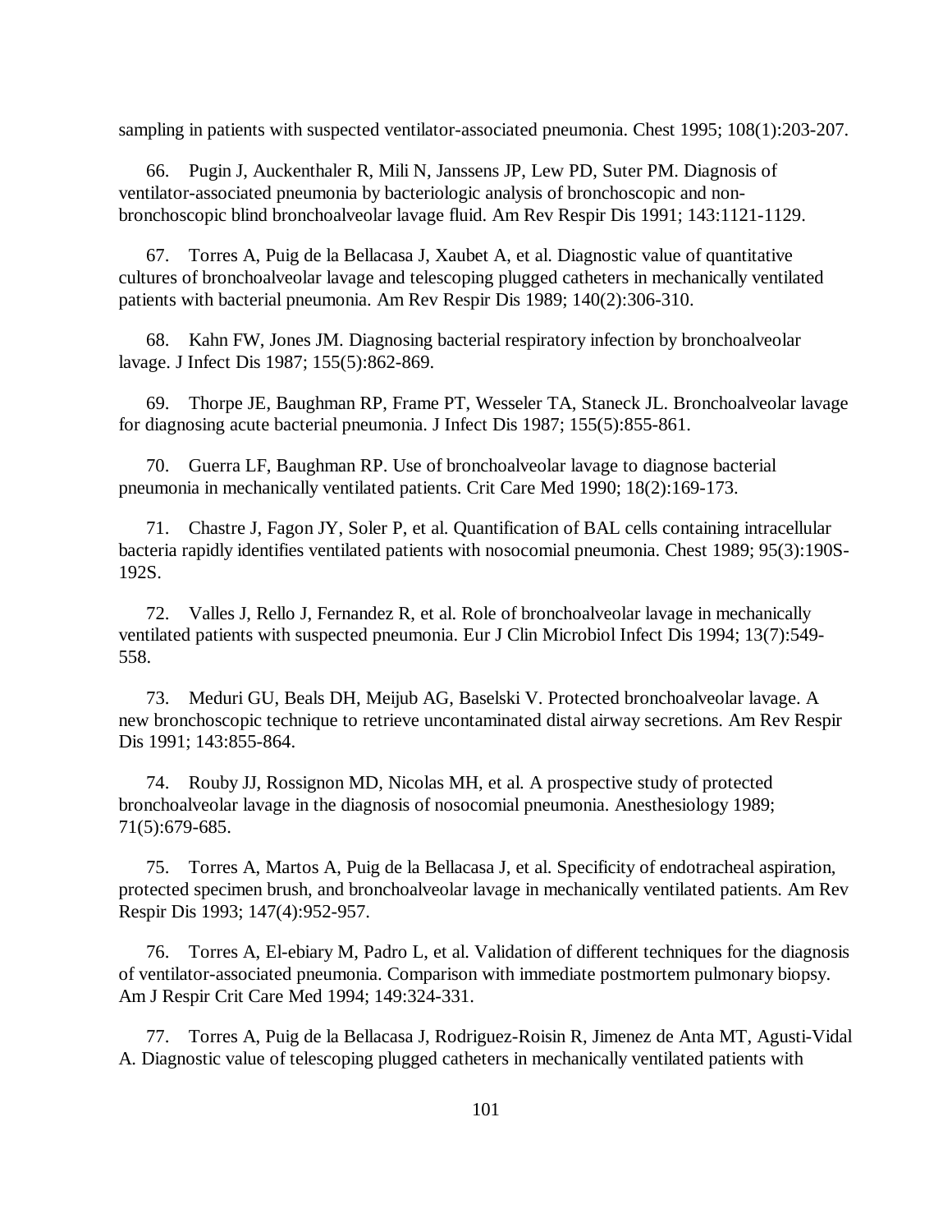sampling in patients with suspected ventilator-associated pneumonia. Chest 1995; 108(1):203-207.

66. Pugin J, Auckenthaler R, Mili N, Janssens JP, Lew PD, Suter PM. Diagnosis of ventilator-associated pneumonia by bacteriologic analysis of bronchoscopic and non-bronchoscopic blind bronchoalveolar lavage fluid. Am Rev Respir Dis 1991; 143:1121-1129.

67. Torres A, Puig de la Bellacasa J, Xaubet A, et al. Diagnostic value of quantitative cultures of bronchoalveolar lavage and telescoping plugged catheters in mechanically ventilated patients with bacterial pneumonia. Am Rev Respir Dis 1989; 140(2):306-310.

68. Kahn FW, Jones JM. Diagnosing bacterial respiratory infection by bronchoalveolar lavage. J Infect Dis 1987; 155(5):862-869.

69. Thorpe JE, Baughman RP, Frame PT, Wesseler TA, Staneck JL. Bronchoalveolar lavage for diagnosing acute bacterial pneumonia. J Infect Dis 1987; 155(5):855-861.

70. Guerra LF, Baughman RP. Use of bronchoalveolar lavage to diagnose bacterial pneumonia in mechanically ventilated patients. Crit Care Med 1990; 18(2):169-173.

71. Chastre J, Fagon JY, Soler P, et al. Quantification of BAL cells containing intracellular bacteria rapidly identifies ventilated patients with nosocomial pneumonia. Chest 1989; 95(3):190S-192S.

72. Valles J, Rello J, Fernandez R, et al. Role of bronchoalveolar lavage in mechanically ventilated patients with suspected pneumonia. Eur J Clin Microbiol Infect Dis 1994; 13(7):549-558.

73. Meduri GU, Beals DH, Meijub AG, Baselski V. Protected bronchoalveolar lavage. A new bronchoscopic technique to retrieve uncontaminated distal airway secretions. Am Rev Respir Dis 1991; 143:855-864.

74. Rouby JJ, Rossignon MD, Nicolas MH, et al. A prospective study of protected bronchoalveolar lavage in the diagnosis of nosocomial pneumonia. Anesthesiology 1989; 71(5):679-685.

75. Torres A, Martos A, Puig de la Bellacasa J, et al. Specificity of endotracheal aspiration, protected specimen brush, and bronchoalveolar lavage in mechanically ventilated patients. Am Rev Respir Dis 1993; 147(4):952-957.

76. Torres A, El-ebiary M, Padro L, et al. Validation of different techniques for the diagnosis of ventilator-associated pneumonia. Comparison with immediate postmortem pulmonary biopsy. Am J Respir Crit Care Med 1994; 149:324-331.

77. Torres A, Puig de la Bellacasa J, Rodriguez-Roisin R, Jimenez de Anta MT, Agusti-Vidal A. Diagnostic value of telescoping plugged catheters in mechanically ventilated patients with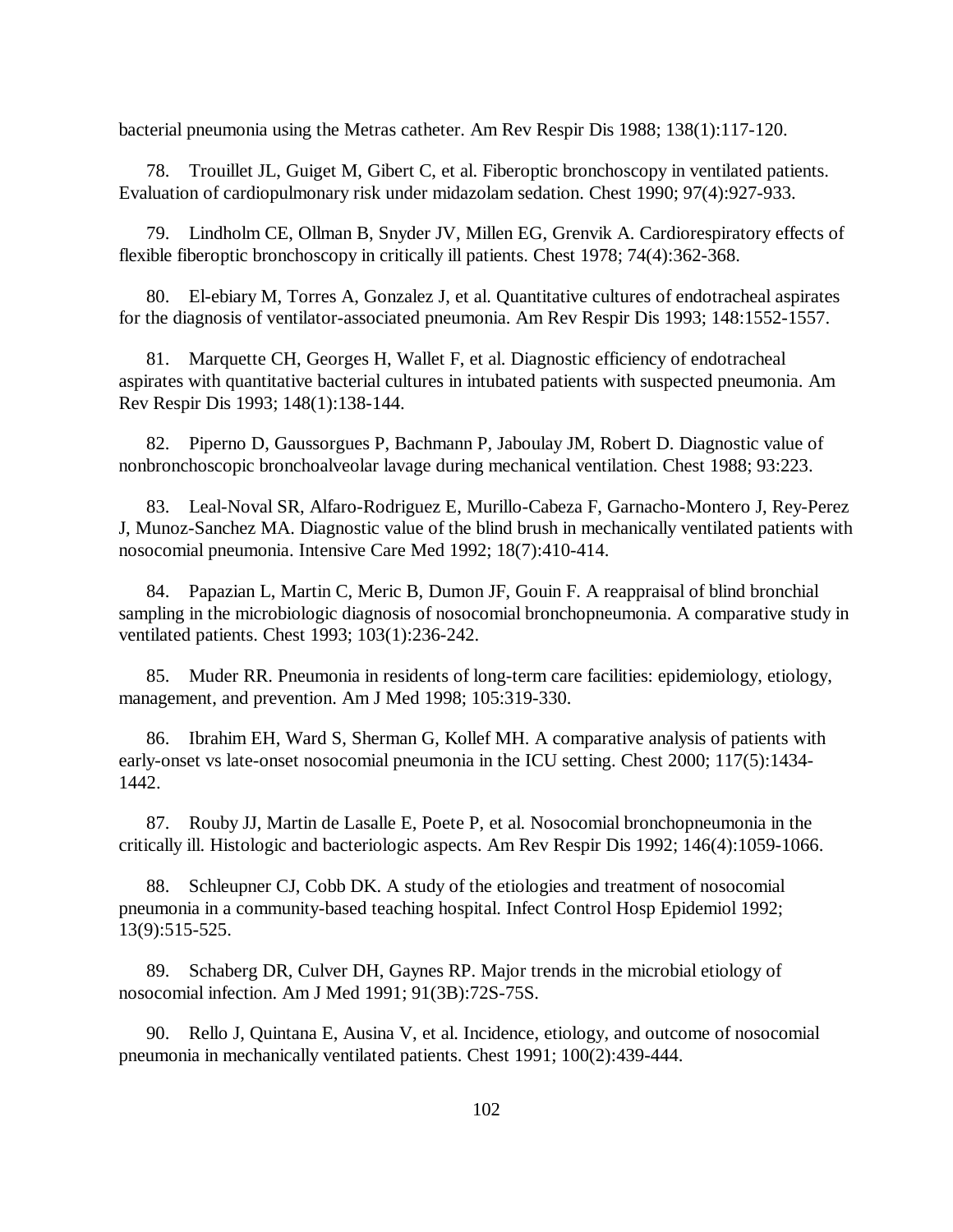bacterial pneumonia using the Metras catheter. Am Rev Respir Dis 1988; 138(1):117-120.

78. Trouillet JL, Guiget M, Gibert C, et al. Fiberoptic bronchoscopy in ventilated patients. Evaluation of cardiopulmonary risk under midazolam sedation. Chest 1990; 97(4):927-933.

79. Lindholm CE, Ollman B, Snyder JV, Millen EG, Grenvik A. Cardiorespiratory effects of flexible fiberoptic bronchoscopy in critically ill patients. Chest 1978; 74(4):362-368.

80. El-ebiary M, Torres A, Gonzalez J, et al. Quantitative cultures of endotracheal aspirates for the diagnosis of ventilator-associated pneumonia. Am Rev Respir Dis 1993; 148:1552-1557.

81. Marquette CH, Georges H, Wallet F, et al. Diagnostic efficiency of endotracheal aspirates with quantitative bacterial cultures in intubated patients with suspected pneumonia. Am Rev Respir Dis 1993; 148(1):138-144.

82. Piperno D, Gaussorgues P, Bachmann P, Jaboulay JM, Robert D. Diagnostic value of nonbronchoscopic bronchoalveolar lavage during mechanical ventilation. Chest 1988; 93:223.

83. Leal-Noval SR, Alfaro-Rodriguez E, Murillo-Cabeza F, Garnacho-Montero J, Rey-Perez J, Munoz-Sanchez MA. Diagnostic value of the blind brush in mechanically ventilated patients with nosocomial pneumonia. Intensive Care Med 1992; 18(7):410-414.

84. Papazian L, Martin C, Meric B, Dumon JF, Gouin F. A reappraisal of blind bronchial sampling in the microbiologic diagnosis of nosocomial bronchopneumonia. A comparative study in ventilated patients. Chest 1993; 103(1):236-242.

85. Muder RR. Pneumonia in residents of long-term care facilities: epidemiology, etiology, management, and prevention. Am J Med 1998; 105:319-330.

86. Ibrahim EH, Ward S, Sherman G, Kollef MH. A comparative analysis of patients with early-onset vs late-onset nosocomial pneumonia in the ICU setting. Chest 2000; 117(5):1434-1442.

87. Rouby JJ, Martin de Lasalle E, Poete P, et al. Nosocomial bronchopneumonia in the critically ill. Histologic and bacteriologic aspects. Am Rev Respir Dis 1992; 146(4):1059-1066.

88. Schleupner CJ, Cobb DK. A study of the etiologies and treatment of nosocomial pneumonia in a community-based teaching hospital. Infect Control Hosp Epidemiol 1992; 13(9):515-525.

89. Schaberg DR, Culver DH, Gaynes RP. Major trends in the microbial etiology of nosocomial infection. Am J Med 1991; 91(3B):72S-75S.

90. Rello J, Quintana E, Ausina V, et al. Incidence, etiology, and outcome of nosocomial pneumonia in mechanically ventilated patients. Chest 1991; 100(2):439-444.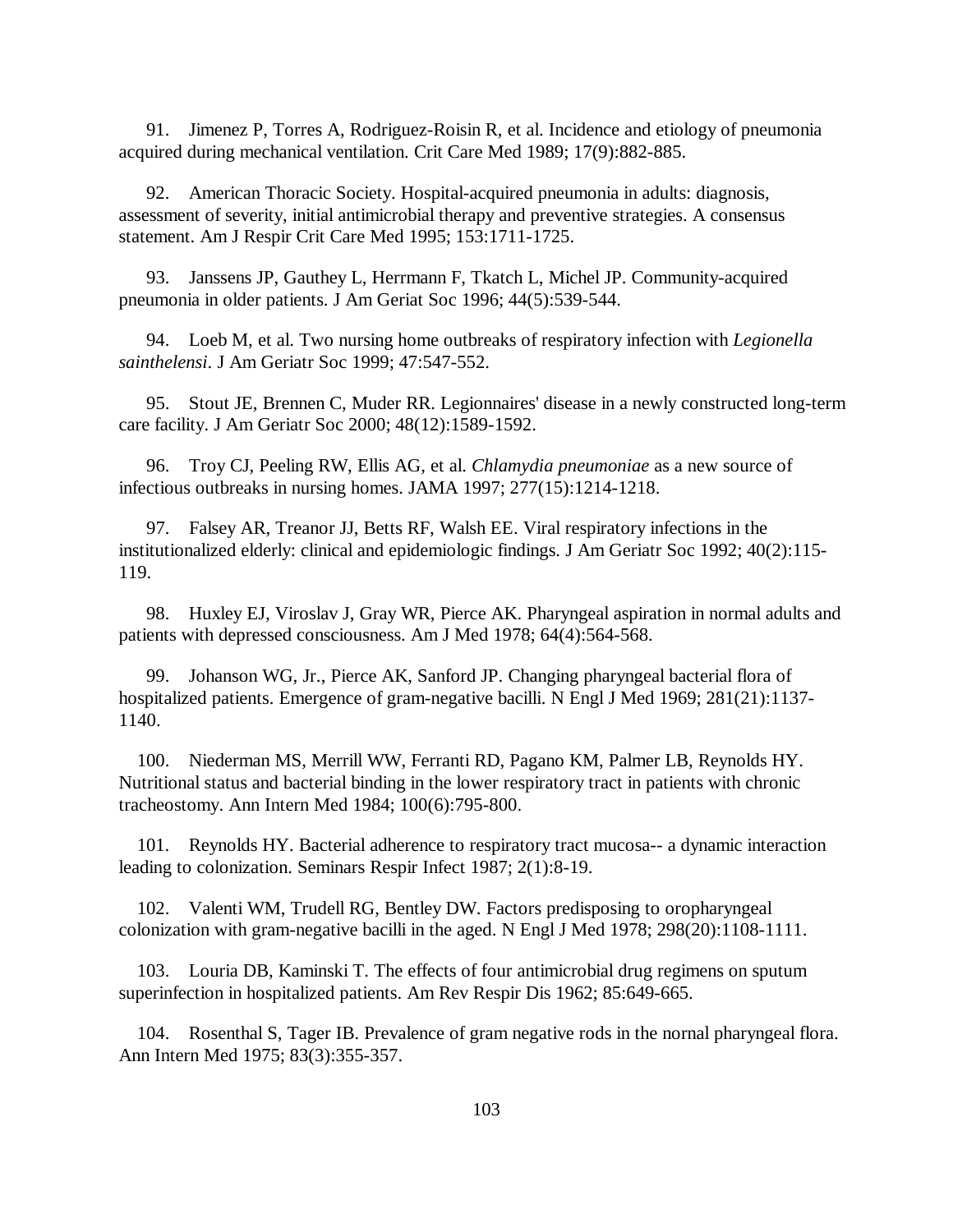91. Jimenez P, Torres A, Rodriguez-Roisin R, et al. Incidence and etiology of pneumonia acquired during mechanical ventilation. Crit Care Med 1989; 17(9):882-885.

92. American Thoracic Society. Hospital-acquired pneumonia in adults: diagnosis, assessment of severity, initial antimicrobial therapy and preventive strategies. A consensus statement. Am J Respir Crit Care Med 1995; 153:1711-1725.

93. Janssens JP, Gauthey L, Herrmann F, Tkatch L, Michel JP. Community-acquired pneumonia in older patients. J Am Geriat Soc 1996; 44(5):539-544.

94. Loeb M, et al. Two nursing home outbreaks of respiratory infection with *Legionella sainthelensi*. J Am Geriatr Soc 1999; 47:547-552.

95. Stout JE, Brennen C, Muder RR. Legionnaires' disease in a newly constructed long-term care facility. J Am Geriatr Soc 2000; 48(12):1589-1592.

96. Troy CJ, Peeling RW, Ellis AG, et al. *Chlamydia pneumoniae* as a new source of infectious outbreaks in nursing homes. JAMA 1997; 277(15):1214-1218.

97. Falsey AR, Treanor JJ, Betts RF, Walsh EE. Viral respiratory infections in the institutionalized elderly: clinical and epidemiologic findings. J Am Geriatr Soc 1992; 40(2):115-119.

98. Huxley EJ, Viroslav J, Gray WR, Pierce AK. Pharyngeal aspiration in normal adults and patients with depressed consciousness. Am J Med 1978; 64(4):564-568.

99. Johanson WG, Jr., Pierce AK, Sanford JP. Changing pharyngeal bacterial flora of hospitalized patients. Emergence of gram-negative bacilli. N Engl J Med 1969; 281(21):1137-1140.

100. Niederman MS, Merrill WW, Ferranti RD, Pagano KM, Palmer LB, Reynolds HY. Nutritional status and bacterial binding in the lower respiratory tract in patients with chronic tracheostomy. Ann Intern Med 1984; 100(6):795-800.

101. Reynolds HY. Bacterial adherence to respiratory tract mucosa-- a dynamic interaction leading to colonization. Seminars Respir Infect 1987; 2(1):8-19.

102. Valenti WM, Trudell RG, Bentley DW. Factors predisposing to oropharyngeal colonization with gram-negative bacilli in the aged. N Engl J Med 1978; 298(20):1108-1111.

103. Louria DB, Kaminski T. The effects of four antimicrobial drug regimens on sputum superinfection in hospitalized patients. Am Rev Respir Dis 1962; 85:649-665.

104. Rosenthal S, Tager IB. Prevalence of gram negative rods in the nornal pharyngeal flora. Ann Intern Med 1975; 83(3):355-357.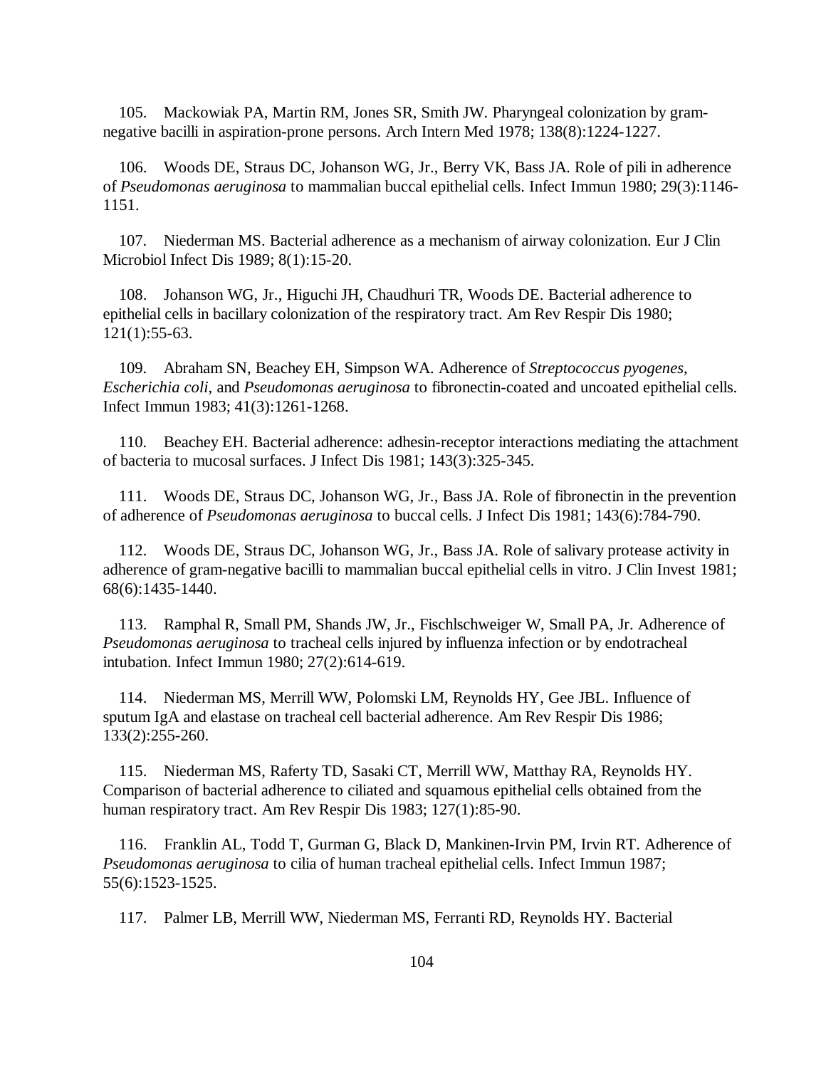105. Mackowiak PA, Martin RM, Jones SR, Smith JW. Pharyngeal colonization by gram-negative bacilli in aspiration-prone persons. Arch Intern Med 1978; 138(8):1224-1227.

106. Woods DE, Straus DC, Johanson WG, Jr., Berry VK, Bass JA. Role of pili in adherence of *Pseudomonas aeruginosa* to mammalian buccal epithelial cells. Infect Immun 1980; 29(3):1146-1151.

107. Niederman MS. Bacterial adherence as a mechanism of airway colonization. Eur J Clin Microbiol Infect Dis 1989; 8(1):15-20.

108. Johanson WG, Jr., Higuchi JH, Chaudhuri TR, Woods DE. Bacterial adherence to epithelial cells in bacillary colonization of the respiratory tract. Am Rev Respir Dis 1980; 121(1):55-63.

109. Abraham SN, Beachey EH, Simpson WA. Adherence of *Streptococcus pyogenes*, *Escherichia coli*, and *Pseudomonas aeruginosa* to fibronectin-coated and uncoated epithelial cells. Infect Immun 1983; 41(3):1261-1268.

110. Beachey EH. Bacterial adherence: adhesin-receptor interactions mediating the attachment of bacteria to mucosal surfaces. J Infect Dis 1981; 143(3):325-345.

111. Woods DE, Straus DC, Johanson WG, Jr., Bass JA. Role of fibronectin in the prevention of adherence of *Pseudomonas aeruginosa* to buccal cells. J Infect Dis 1981; 143(6):784-790.

112. Woods DE, Straus DC, Johanson WG, Jr., Bass JA. Role of salivary protease activity in adherence of gram-negative bacilli to mammalian buccal epithelial cells in vitro. J Clin Invest 1981; 68(6):1435-1440.

113. Ramphal R, Small PM, Shands JW, Jr., Fischlschweiger W, Small PA, Jr. Adherence of *Pseudomonas aeruginosa* to tracheal cells injured by influenza infection or by endotracheal intubation. Infect Immun 1980; 27(2):614-619.

114. Niederman MS, Merrill WW, Polomski LM, Reynolds HY, Gee JBL. Influence of sputum IgA and elastase on tracheal cell bacterial adherence. Am Rev Respir Dis 1986; 133(2):255-260.

115. Niederman MS, Raferty TD, Sasaki CT, Merrill WW, Matthay RA, Reynolds HY. Comparison of bacterial adherence to ciliated and squamous epithelial cells obtained from the human respiratory tract. Am Rev Respir Dis 1983; 127(1):85-90.

116. Franklin AL, Todd T, Gurman G, Black D, Mankinen-Irvin PM, Irvin RT. Adherence of *Pseudomonas aeruginosa* to cilia of human tracheal epithelial cells. Infect Immun 1987; 55(6):1523-1525.

117. Palmer LB, Merrill WW, Niederman MS, Ferranti RD, Reynolds HY. Bacterial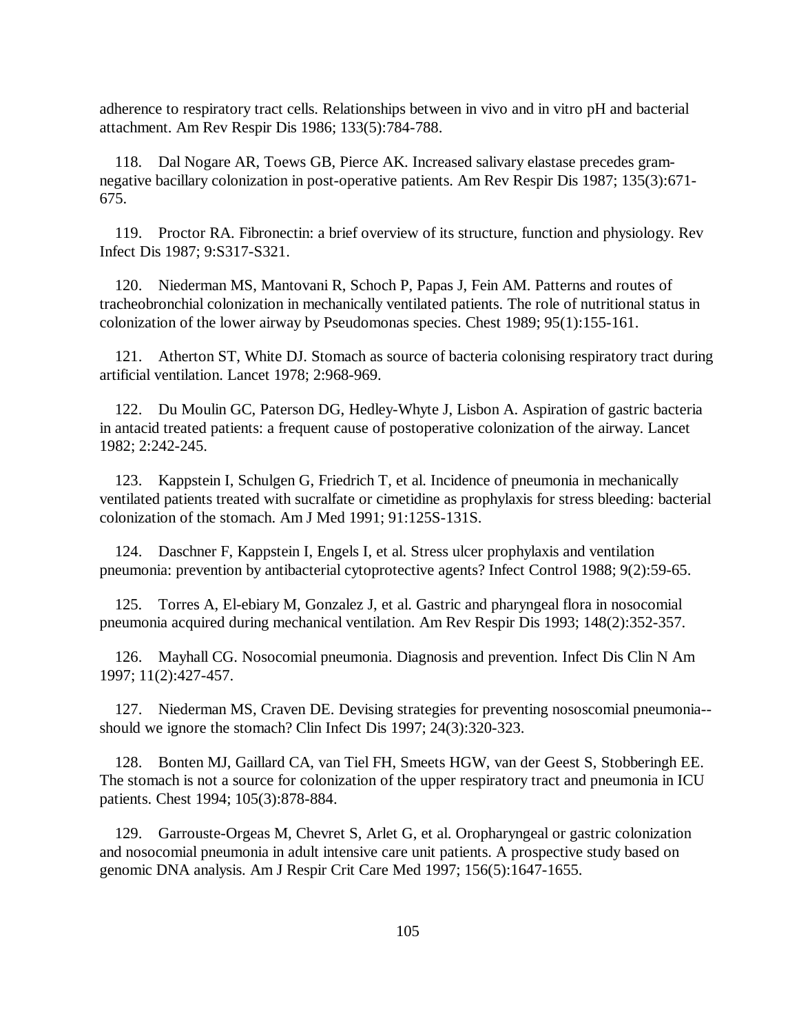adherence to respiratory tract cells. Relationships between in vivo and in vitro pH and bacterial attachment. Am Rev Respir Dis 1986; 133(5):784-788.

118. Dal Nogare AR, Toews GB, Pierce AK. Increased salivary elastase precedes gram-negative bacillary colonization in post-operative patients. Am Rev Respir Dis 1987; 135(3):671-675.

119. Proctor RA. Fibronectin: a brief overview of its structure, function and physiology. Rev Infect Dis 1987; 9:S317-S321.

120. Niederman MS, Mantovani R, Schoch P, Papas J, Fein AM. Patterns and routes of tracheobronchial colonization in mechanically ventilated patients. The role of nutritional status in colonization of the lower airway by Pseudomonas species. Chest 1989; 95(1):155-161.

121. Atherton ST, White DJ. Stomach as source of bacteria colonising respiratory tract during artificial ventilation. Lancet 1978; 2:968-969.

122. Du Moulin GC, Paterson DG, Hedley-Whyte J, Lisbon A. Aspiration of gastric bacteria in antacid treated patients: a frequent cause of postoperative colonization of the airway. Lancet 1982; 2:242-245.

123. Kappstein I, Schulgen G, Friedrich T, et al. Incidence of pneumonia in mechanically ventilated patients treated with sucralfate or cimetidine as prophylaxis for stress bleeding: bacterial colonization of the stomach. Am J Med 1991; 91:125S-131S.

124. Daschner F, Kappstein I, Engels I, et al. Stress ulcer prophylaxis and ventilation pneumonia: prevention by antibacterial cytoprotective agents? Infect Control 1988; 9(2):59-65.

125. Torres A, El-ebiary M, Gonzalez J, et al. Gastric and pharyngeal flora in nosocomial pneumonia acquired during mechanical ventilation. Am Rev Respir Dis 1993; 148(2):352-357.

126. Mayhall CG. Nosocomial pneumonia. Diagnosis and prevention. Infect Dis Clin N Am 1997; 11(2):427-457.

127. Niederman MS, Craven DE. Devising strategies for preventing nososcomial pneumonia--should we ignore the stomach? Clin Infect Dis 1997; 24(3):320-323.

128. Bonten MJ, Gaillard CA, van Tiel FH, Smeets HGW, van der Geest S, Stobberingh EE. The stomach is not a source for colonization of the upper respiratory tract and pneumonia in ICU patients. Chest 1994; 105(3):878-884.

129. Garrouste-Orgeas M, Chevret S, Arlet G, et al. Oropharyngeal or gastric colonization and nosocomial pneumonia in adult intensive care unit patients. A prospective study based on genomic DNA analysis. Am J Respir Crit Care Med 1997; 156(5):1647-1655.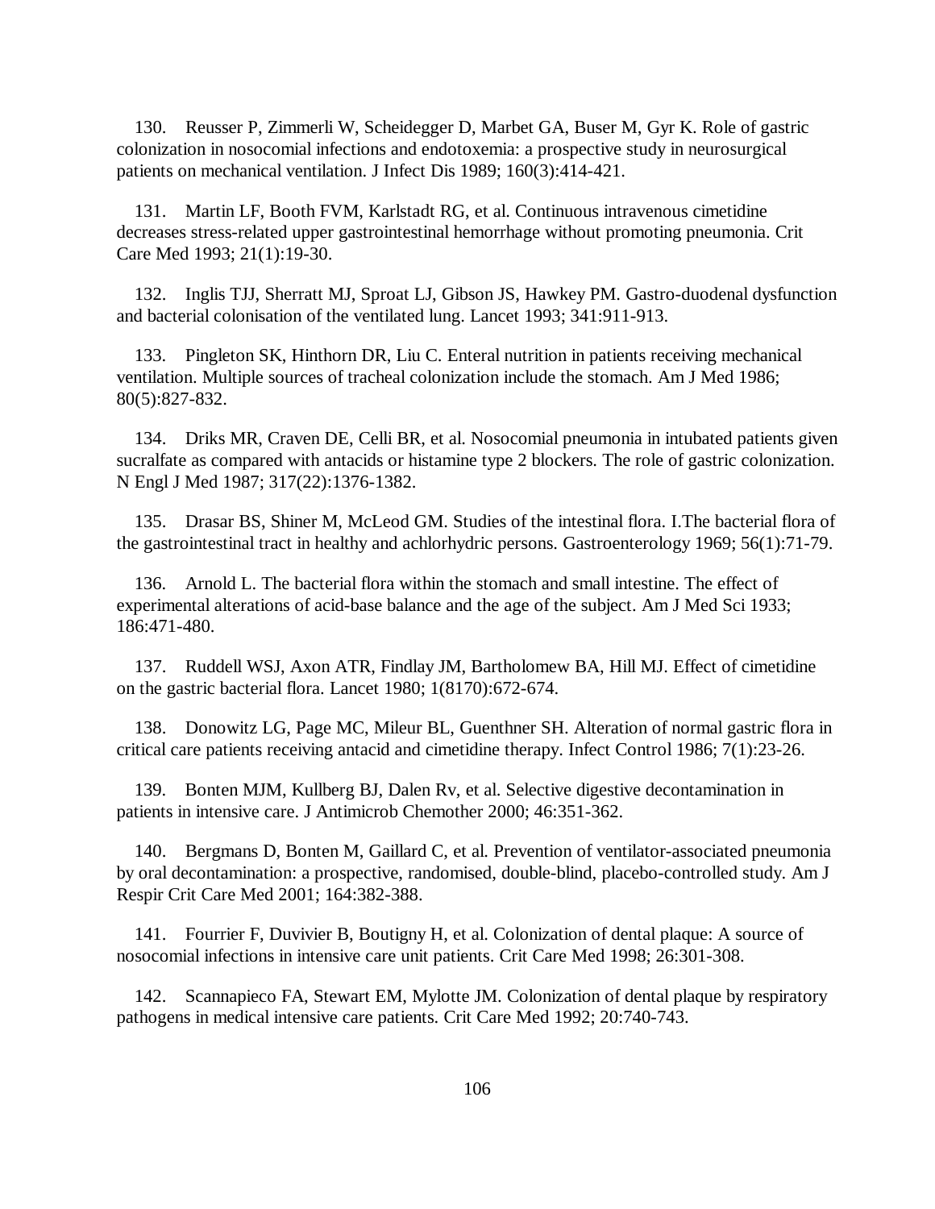130. Reusser P, Zimmerli W, Scheidegger D, Marbet GA, Buser M, Gyr K. Role of gastric colonization in nosocomial infections and endotoxemia: a prospective study in neurosurgical patients on mechanical ventilation. J Infect Dis 1989; 160(3):414-421.

131. Martin LF, Booth FVM, Karlstadt RG, et al. Continuous intravenous cimetidine decreases stress-related upper gastrointestinal hemorrhage without promoting pneumonia. Crit Care Med 1993; 21(1):19-30.

132. Inglis TJJ, Sherratt MJ, Sproat LJ, Gibson JS, Hawkey PM. Gastro-duodenal dysfunction and bacterial colonisation of the ventilated lung. Lancet 1993; 341:911-913.

133. Pingleton SK, Hinthorn DR, Liu C. Enteral nutrition in patients receiving mechanical ventilation. Multiple sources of tracheal colonization include the stomach. Am J Med 1986; 80(5):827-832.

134. Driks MR, Craven DE, Celli BR, et al. Nosocomial pneumonia in intubated patients given sucralfate as compared with antacids or histamine type 2 blockers. The role of gastric colonization. N Engl J Med 1987; 317(22):1376-1382.

135. Drasar BS, Shiner M, McLeod GM. Studies of the intestinal flora. I.The bacterial flora of the gastrointestinal tract in healthy and achlorhydric persons. Gastroenterology 1969; 56(1):71-79.

136. Arnold L. The bacterial flora within the stomach and small intestine. The effect of experimental alterations of acid-base balance and the age of the subject. Am J Med Sci 1933; 186:471-480.

137. Ruddell WSJ, Axon ATR, Findlay JM, Bartholomew BA, Hill MJ. Effect of cimetidine on the gastric bacterial flora. Lancet 1980; 1(8170):672-674.

138. Donowitz LG, Page MC, Mileur BL, Guenthner SH. Alteration of normal gastric flora in critical care patients receiving antacid and cimetidine therapy. Infect Control 1986; 7(1):23-26.

139. Bonten MJM, Kullberg BJ, Dalen Rv, et al. Selective digestive decontamination in patients in intensive care. J Antimicrob Chemother 2000; 46:351-362.

140. Bergmans D, Bonten M, Gaillard C, et al. Prevention of ventilator-associated pneumonia by oral decontamination: a prospective, randomised, double-blind, placebo-controlled study. Am J Respir Crit Care Med 2001; 164:382-388.

141. Fourrier F, Duvivier B, Boutigny H, et al. Colonization of dental plaque: A source of nosocomial infections in intensive care unit patients. Crit Care Med 1998; 26:301-308.

142. Scannapieco FA, Stewart EM, Mylotte JM. Colonization of dental plaque by respiratory pathogens in medical intensive care patients. Crit Care Med 1992; 20:740-743.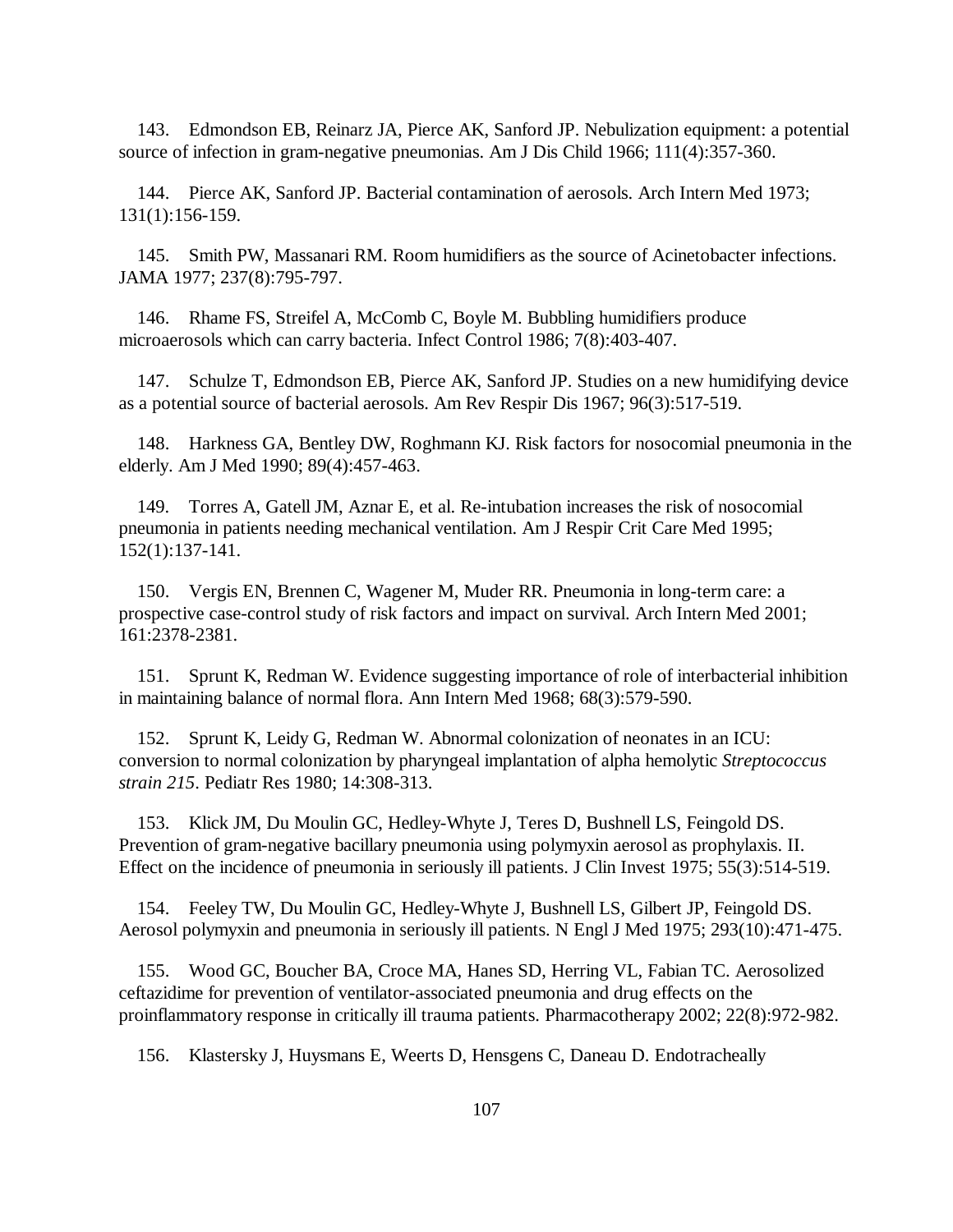143. Edmondson EB, Reinarz JA, Pierce AK, Sanford JP. Nebulization equipment: a potential source of infection in gram-negative pneumonias. Am J Dis Child 1966; 111(4):357-360.

144. Pierce AK, Sanford JP. Bacterial contamination of aerosols. Arch Intern Med 1973; 131(1):156-159.

145. Smith PW, Massanari RM. Room humidifiers as the source of Acinetobacter infections. JAMA 1977; 237(8):795-797.

146. Rhame FS, Streifel A, McComb C, Boyle M. Bubbling humidifiers produce microaerosols which can carry bacteria. Infect Control 1986; 7(8):403-407.

147. Schulze T, Edmondson EB, Pierce AK, Sanford JP. Studies on a new humidifying device as a potential source of bacterial aerosols. Am Rev Respir Dis 1967; 96(3):517-519.

148. Harkness GA, Bentley DW, Roghmann KJ. Risk factors for nosocomial pneumonia in the elderly. Am J Med 1990; 89(4):457-463.

149. Torres A, Gatell JM, Aznar E, et al. Re-intubation increases the risk of nosocomial pneumonia in patients needing mechanical ventilation. Am J Respir Crit Care Med 1995; 152(1):137-141.

150. Vergis EN, Brennen C, Wagener M, Muder RR. Pneumonia in long-term care: a prospective case-control study of risk factors and impact on survival. Arch Intern Med 2001; 161:2378-2381.

151. Sprunt K, Redman W. Evidence suggesting importance of role of interbacterial inhibition in maintaining balance of normal flora. Ann Intern Med 1968; 68(3):579-590.

152. Sprunt K, Leidy G, Redman W. Abnormal colonization of neonates in an ICU: conversion to normal colonization by pharyngeal implantation of alpha hemolytic *Streptococcus strain 215*. Pediatr Res 1980; 14:308-313.

153. Klick JM, Du Moulin GC, Hedley-Whyte J, Teres D, Bushnell LS, Feingold DS. Prevention of gram-negative bacillary pneumonia using polymyxin aerosol as prophylaxis. II. Effect on the incidence of pneumonia in seriously ill patients. J Clin Invest 1975; 55(3):514-519.

154. Feeley TW, Du Moulin GC, Hedley-Whyte J, Bushnell LS, Gilbert JP, Feingold DS. Aerosol polymyxin and pneumonia in seriously ill patients. N Engl J Med 1975; 293(10):471-475.

155. Wood GC, Boucher BA, Croce MA, Hanes SD, Herring VL, Fabian TC. Aerosolized ceftazidime for prevention of ventilator-associated pneumonia and drug effects on the proinflammatory response in critically ill trauma patients. Pharmacotherapy 2002; 22(8):972-982.

156. Klastersky J, Huysmans E, Weerts D, Hensgens C, Daneau D. Endotracheally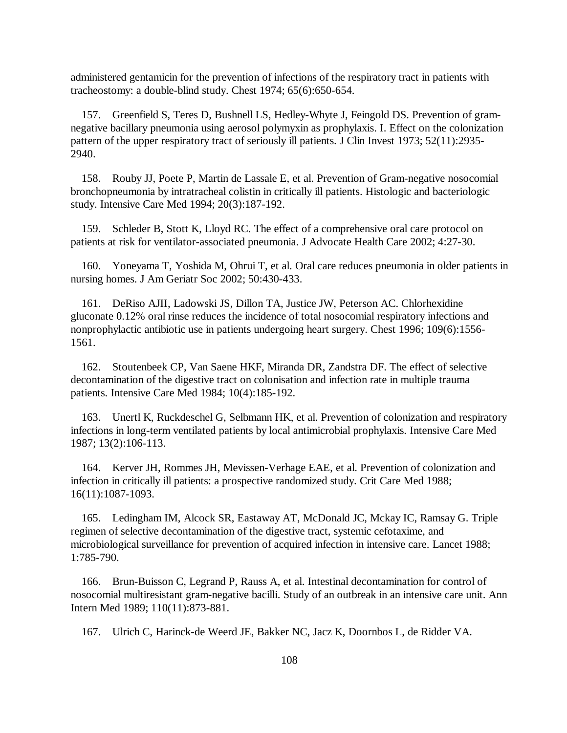administered gentamicin for the prevention of infections of the respiratory tract in patients with tracheostomy: a double-blind study. Chest 1974; 65(6):650-654.

157. Greenfield S, Teres D, Bushnell LS, Hedley-Whyte J, Feingold DS. Prevention of gram-negative bacillary pneumonia using aerosol polymyxin as prophylaxis. I. Effect on the colonization pattern of the upper respiratory tract of seriously ill patients. J Clin Invest 1973; 52(11):2935-2940.

158. Rouby JJ, Poete P, Martin de Lassale E, et al. Prevention of Gram-negative nosocomial bronchopneumonia by intratracheal colistin in critically ill patients. Histologic and bacteriologic study. Intensive Care Med 1994; 20(3):187-192.

159. Schleder B, Stott K, Lloyd RC. The effect of a comprehensive oral care protocol on patients at risk for ventilator-associated pneumonia. J Advocate Health Care 2002; 4:27-30.

160. Yoneyama T, Yoshida M, Ohrui T, et al. Oral care reduces pneumonia in older patients in nursing homes. J Am Geriatr Soc 2002; 50:430-433.

161. DeRiso AJII, Ladowski JS, Dillon TA, Justice JW, Peterson AC. Chlorhexidine gluconate 0.12% oral rinse reduces the incidence of total nosocomial respiratory infections and nonprophylactic antibiotic use in patients undergoing heart surgery. Chest 1996; 109(6):1556-1561.

162. Stoutenbeek CP, Van Saene HKF, Miranda DR, Zandstra DF. The effect of selective decontamination of the digestive tract on colonisation and infection rate in multiple trauma patients. Intensive Care Med 1984; 10(4):185-192.

163. Unertl K, Ruckdeschel G, Selbmann HK, et al. Prevention of colonization and respiratory infections in long-term ventilated patients by local antimicrobial prophylaxis. Intensive Care Med 1987; 13(2):106-113.

164. Kerver JH, Rommes JH, Mevissen-Verhage EAE, et al. Prevention of colonization and infection in critically ill patients: a prospective randomized study. Crit Care Med 1988; 16(11):1087-1093.

165. Ledingham IM, Alcock SR, Eastaway AT, McDonald JC, Mckay IC, Ramsay G. Triple regimen of selective decontamination of the digestive tract, systemic cefotaxime, and microbiological surveillance for prevention of acquired infection in intensive care. Lancet 1988; 1:785-790.

166. Brun-Buisson C, Legrand P, Rauss A, et al. Intestinal decontamination for control of nosocomial multiresistant gram-negative bacilli. Study of an outbreak in an intensive care unit. Ann Intern Med 1989; 110(11):873-881.

167. Ulrich C, Harinck-de Weerd JE, Bakker NC, Jacz K, Doornbos L, de Ridder VA.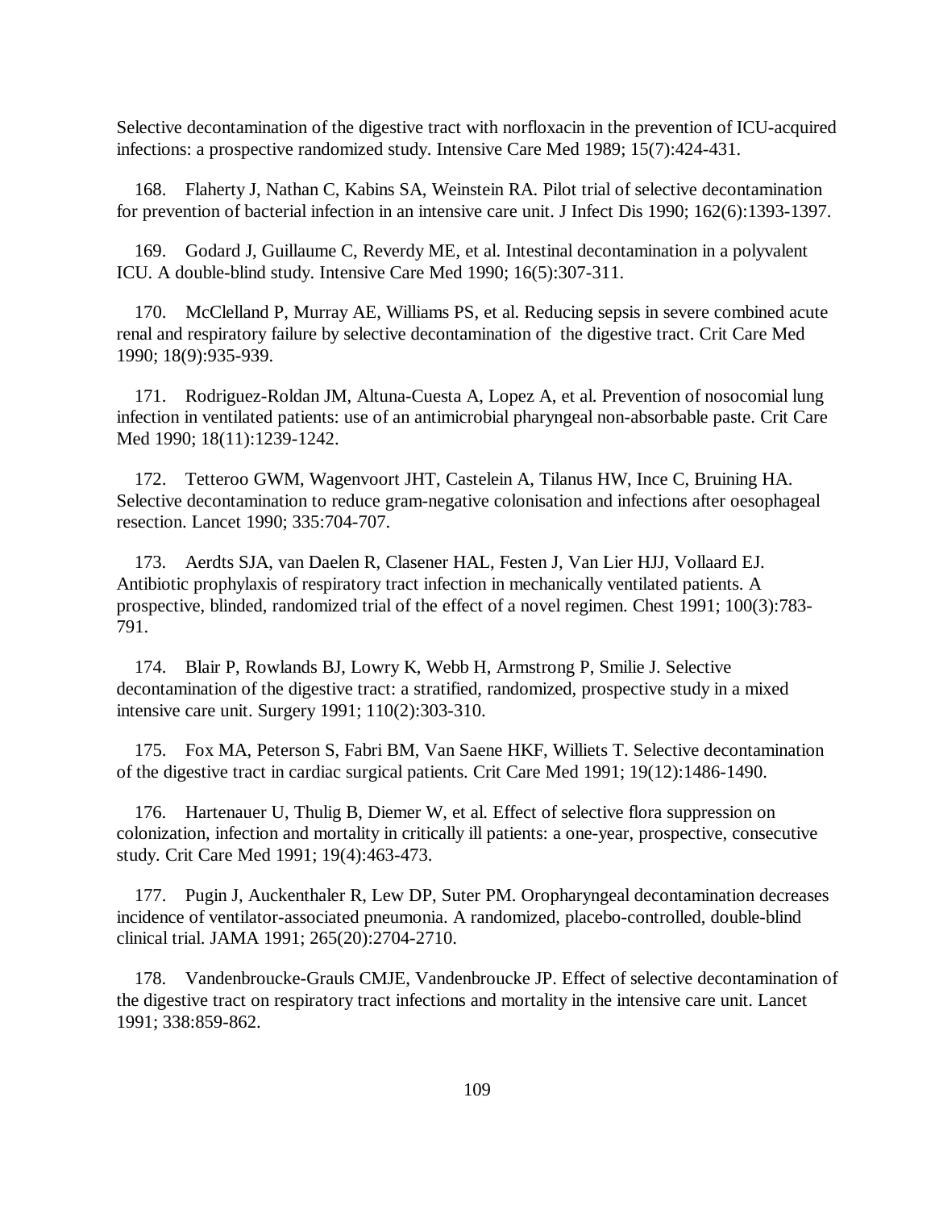Selective decontamination of the digestive tract with norfloxacin in the prevention of ICU-acquired infections: a prospective randomized study. Intensive Care Med 1989; 15(7):424-431.

168. Flaherty J, Nathan C, Kabins SA, Weinstein RA. Pilot trial of selective decontamination for prevention of bacterial infection in an intensive care unit. J Infect Dis 1990; 162(6):1393-1397.

169. Godard J, Guillaume C, Reverdy ME, et al. Intestinal decontamination in a polyvalent ICU. A double-blind study. Intensive Care Med 1990; 16(5):307-311.

170. McClelland P, Murray AE, Williams PS, et al. Reducing sepsis in severe combined acute renal and respiratory failure by selective decontamination of the digestive tract. Crit Care Med 1990; 18(9):935-939.

171. Rodriguez-Roldan JM, Altuna-Cuesta A, Lopez A, et al. Prevention of nosocomial lung infection in ventilated patients: use of an antimicrobial pharyngeal non-absorbable paste. Crit Care Med 1990; 18(11):1239-1242.

172. Tetteroo GWM, Wagenvoort JHT, Castelein A, Tilanus HW, Ince C, Bruining HA. Selective decontamination to reduce gram-negative colonisation and infections after oesophageal resection. Lancet 1990; 335:704-707.

173. Aerdts SJA, van Daelen R, Clasener HAL, Festen J, Van Lier HJJ, Vollaard EJ. Antibiotic prophylaxis of respiratory tract infection in mechanically ventilated patients. A prospective, blinded, randomized trial of the effect of a novel regimen. Chest 1991; 100(3):783-791.

174. Blair P, Rowlands BJ, Lowry K, Webb H, Armstrong P, Smilie J. Selective decontamination of the digestive tract: a stratified, randomized, prospective study in a mixed intensive care unit. Surgery 1991; 110(2):303-310.

175. Fox MA, Peterson S, Fabri BM, Van Saene HKF, Williets T. Selective decontamination of the digestive tract in cardiac surgical patients. Crit Care Med 1991; 19(12):1486-1490.

176. Hartenauer U, Thulig B, Diemer W, et al. Effect of selective flora suppression on colonization, infection and mortality in critically ill patients: a one-year, prospective, consecutive study. Crit Care Med 1991; 19(4):463-473.

177. Pugin J, Auckenthaler R, Lew DP, Suter PM. Oropharyngeal decontamination decreases incidence of ventilator-associated pneumonia. A randomized, placebo-controlled, double-blind clinical trial. JAMA 1991; 265(20):2704-2710.

178. Vandenbroucke-Grauls CMJE, Vandenbroucke JP. Effect of selective decontamination of the digestive tract on respiratory tract infections and mortality in the intensive care unit. Lancet 1991; 338:859-862.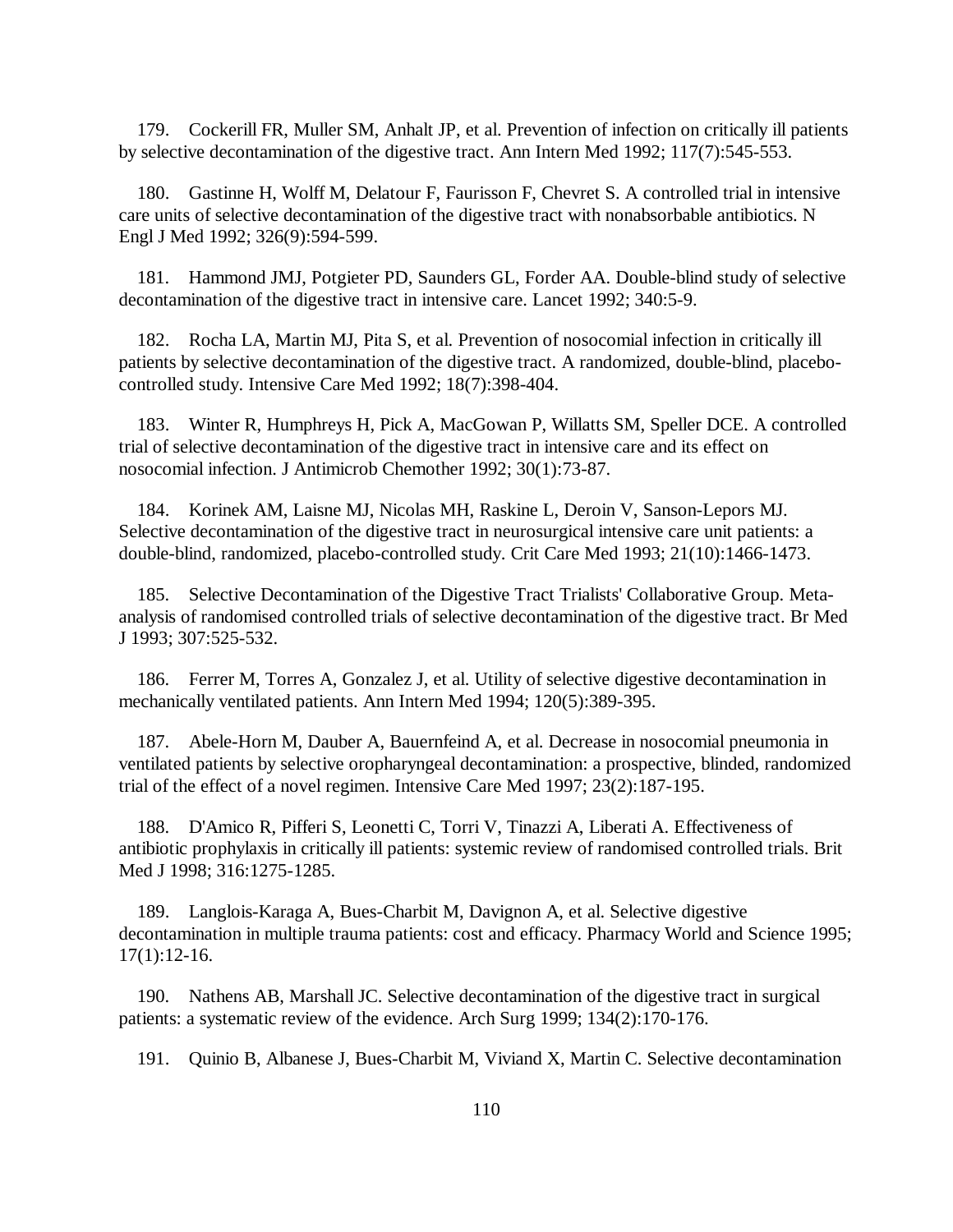179. Cockerill FR, Muller SM, Anhalt JP, et al. Prevention of infection on critically ill patients by selective decontamination of the digestive tract. Ann Intern Med 1992; 117(7):545-553.

180. Gastinne H, Wolff M, Delatour F, Faurisson F, Chevret S. A controlled trial in intensive care units of selective decontamination of the digestive tract with nonabsorbable antibiotics. N Engl J Med 1992; 326(9):594-599.

181. Hammond JMJ, Potgieter PD, Saunders GL, Forder AA. Double-blind study of selective decontamination of the digestive tract in intensive care. Lancet 1992; 340:5-9.

182. Rocha LA, Martin MJ, Pita S, et al. Prevention of nosocomial infection in critically ill patients by selective decontamination of the digestive tract. A randomized, double-blind, placebo-controlled study. Intensive Care Med 1992; 18(7):398-404.

183. Winter R, Humphreys H, Pick A, MacGowan P, Willatts SM, Speller DCE. A controlled trial of selective decontamination of the digestive tract in intensive care and its effect on nosocomial infection. J Antimicrob Chemother 1992; 30(1):73-87.

184. Korinek AM, Laisne MJ, Nicolas MH, Raskine L, Deroin V, Sanson-Lepors MJ. Selective decontamination of the digestive tract in neurosurgical intensive care unit patients: a double-blind, randomized, placebo-controlled study. Crit Care Med 1993; 21(10):1466-1473.

185. Selective Decontamination of the Digestive Tract Trialists' Collaborative Group. Meta-analysis of randomised controlled trials of selective decontamination of the digestive tract. Br Med J 1993; 307:525-532.

186. Ferrer M, Torres A, Gonzalez J, et al. Utility of selective digestive decontamination in mechanically ventilated patients. Ann Intern Med 1994; 120(5):389-395.

187. Abele-Horn M, Dauber A, Bauernfeind A, et al. Decrease in nosocomial pneumonia in ventilated patients by selective oropharyngeal decontamination: a prospective, blinded, randomized trial of the effect of a novel regimen. Intensive Care Med 1997; 23(2):187-195.

188. D'Amico R, Pifferi S, Leonetti C, Torri V, Tinazzi A, Liberati A. Effectiveness of antibiotic prophylaxis in critically ill patients: systemic review of randomised controlled trials. Brit Med J 1998; 316:1275-1285.

189. Langlois-Karaga A, Bues-Charbit M, Davignon A, et al. Selective digestive decontamination in multiple trauma patients: cost and efficacy. Pharmacy World and Science 1995; 17(1):12-16.

190. Nathens AB, Marshall JC. Selective decontamination of the digestive tract in surgical patients: a systematic review of the evidence. Arch Surg 1999; 134(2):170-176.

191. Quinio B, Albanese J, Bues-Charbit M, Viviand X, Martin C. Selective decontamination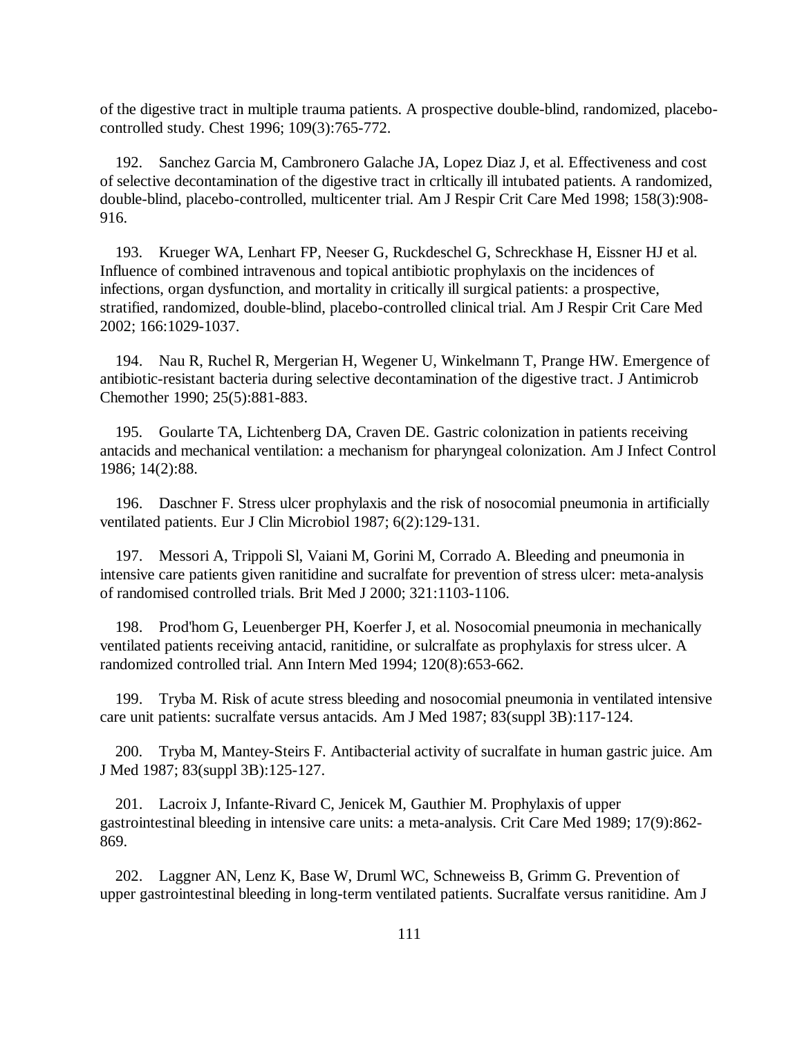of the digestive tract in multiple trauma patients. A prospective double-blind, randomized, placebo-controlled study. Chest 1996; 109(3):765-772.

192. Sanchez Garcia M, Cambronero Galache JA, Lopez Diaz J, et al. Effectiveness and cost of selective decontamination of the digestive tract in crltically ill intubated patients. A randomized, double-blind, placebo-controlled, multicenter trial. Am J Respir Crit Care Med 1998; 158(3):908-916.

193. Krueger WA, Lenhart FP, Neeser G, Ruckdeschel G, Schreckhase H, Eissner HJ et al. Influence of combined intravenous and topical antibiotic prophylaxis on the incidences of infections, organ dysfunction, and mortality in critically ill surgical patients: a prospective, stratified, randomized, double-blind, placebo-controlled clinical trial. Am J Respir Crit Care Med 2002; 166:1029-1037.

194. Nau R, Ruchel R, Mergerian H, Wegener U, Winkelmann T, Prange HW. Emergence of antibiotic-resistant bacteria during selective decontamination of the digestive tract. J Antimicrob Chemother 1990; 25(5):881-883.

195. Goularte TA, Lichtenberg DA, Craven DE. Gastric colonization in patients receiving antacids and mechanical ventilation: a mechanism for pharyngeal colonization. Am J Infect Control 1986; 14(2):88.

196. Daschner F. Stress ulcer prophylaxis and the risk of nosocomial pneumonia in artificially ventilated patients. Eur J Clin Microbiol 1987; 6(2):129-131.

197. Messori A, Trippoli Sl, Vaiani M, Gorini M, Corrado A. Bleeding and pneumonia in intensive care patients given ranitidine and sucralfate for prevention of stress ulcer: meta-analysis of randomised controlled trials. Brit Med J 2000; 321:1103-1106.

198. Prod'hom G, Leuenberger PH, Koerfer J, et al. Nosocomial pneumonia in mechanically ventilated patients receiving antacid, ranitidine, or sulcralfate as prophylaxis for stress ulcer. A randomized controlled trial. Ann Intern Med 1994; 120(8):653-662.

199. Tryba M. Risk of acute stress bleeding and nosocomial pneumonia in ventilated intensive care unit patients: sucralfate versus antacids. Am J Med 1987; 83(suppl 3B):117-124.

200. Tryba M, Mantey-Steirs F. Antibacterial activity of sucralfate in human gastric juice. Am J Med 1987; 83(suppl 3B):125-127.

201. Lacroix J, Infante-Rivard C, Jenicek M, Gauthier M. Prophylaxis of upper gastrointestinal bleeding in intensive care units: a meta-analysis. Crit Care Med 1989; 17(9):862-869.

202. Laggner AN, Lenz K, Base W, Druml WC, Schneweiss B, Grimm G. Prevention of upper gastrointestinal bleeding in long-term ventilated patients. Sucralfate versus ranitidine. Am J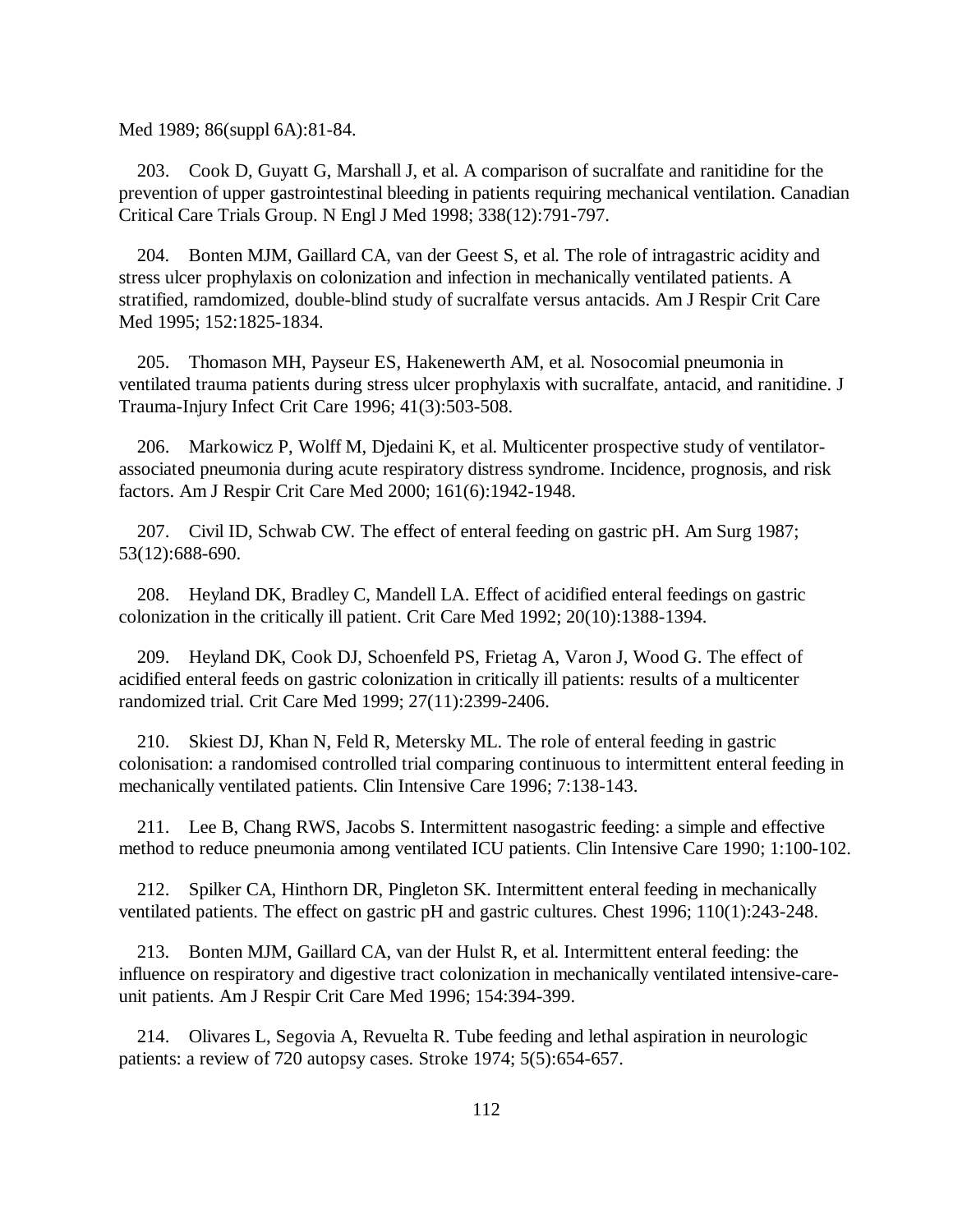Med 1989; 86(suppl 6A):81-84.

203. Cook D, Guyatt G, Marshall J, et al. A comparison of sucralfate and ranitidine for the prevention of upper gastrointestinal bleeding in patients requiring mechanical ventilation. Canadian Critical Care Trials Group. N Engl J Med 1998; 338(12):791-797.

204. Bonten MJM, Gaillard CA, van der Geest S, et al. The role of intragastric acidity and stress ulcer prophylaxis on colonization and infection in mechanically ventilated patients. A stratified, ramdomized, double-blind study of sucralfate versus antacids. Am J Respir Crit Care Med 1995; 152:1825-1834.

205. Thomason MH, Payseur ES, Hakenewerth AM, et al. Nosocomial pneumonia in ventilated trauma patients during stress ulcer prophylaxis with sucralfate, antacid, and ranitidine. J Trauma-Injury Infect Crit Care 1996; 41(3):503-508.

206. Markowicz P, Wolff M, Djedaini K, et al. Multicenter prospective study of ventilator-associated pneumonia during acute respiratory distress syndrome. Incidence, prognosis, and risk factors. Am J Respir Crit Care Med 2000; 161(6):1942-1948.

207. Civil ID, Schwab CW. The effect of enteral feeding on gastric pH. Am Surg 1987; 53(12):688-690.

208. Heyland DK, Bradley C, Mandell LA. Effect of acidified enteral feedings on gastric colonization in the critically ill patient. Crit Care Med 1992; 20(10):1388-1394.

209. Heyland DK, Cook DJ, Schoenfeld PS, Frietag A, Varon J, Wood G. The effect of acidified enteral feeds on gastric colonization in critically ill patients: results of a multicenter randomized trial. Crit Care Med 1999; 27(11):2399-2406.

210. Skiest DJ, Khan N, Feld R, Metersky ML. The role of enteral feeding in gastric colonisation: a randomised controlled trial comparing continuous to intermittent enteral feeding in mechanically ventilated patients. Clin Intensive Care 1996; 7:138-143.

211. Lee B, Chang RWS, Jacobs S. Intermittent nasogastric feeding: a simple and effective method to reduce pneumonia among ventilated ICU patients. Clin Intensive Care 1990; 1:100-102.

212. Spilker CA, Hinthorn DR, Pingleton SK. Intermittent enteral feeding in mechanically ventilated patients. The effect on gastric pH and gastric cultures. Chest 1996; 110(1):243-248.

213. Bonten MJM, Gaillard CA, van der Hulst R, et al. Intermittent enteral feeding: the influence on respiratory and digestive tract colonization in mechanically ventilated intensive-care-unit patients. Am J Respir Crit Care Med 1996; 154:394-399.

214. Olivares L, Segovia A, Revuelta R. Tube feeding and lethal aspiration in neurologic patients: a review of 720 autopsy cases. Stroke 1974; 5(5):654-657.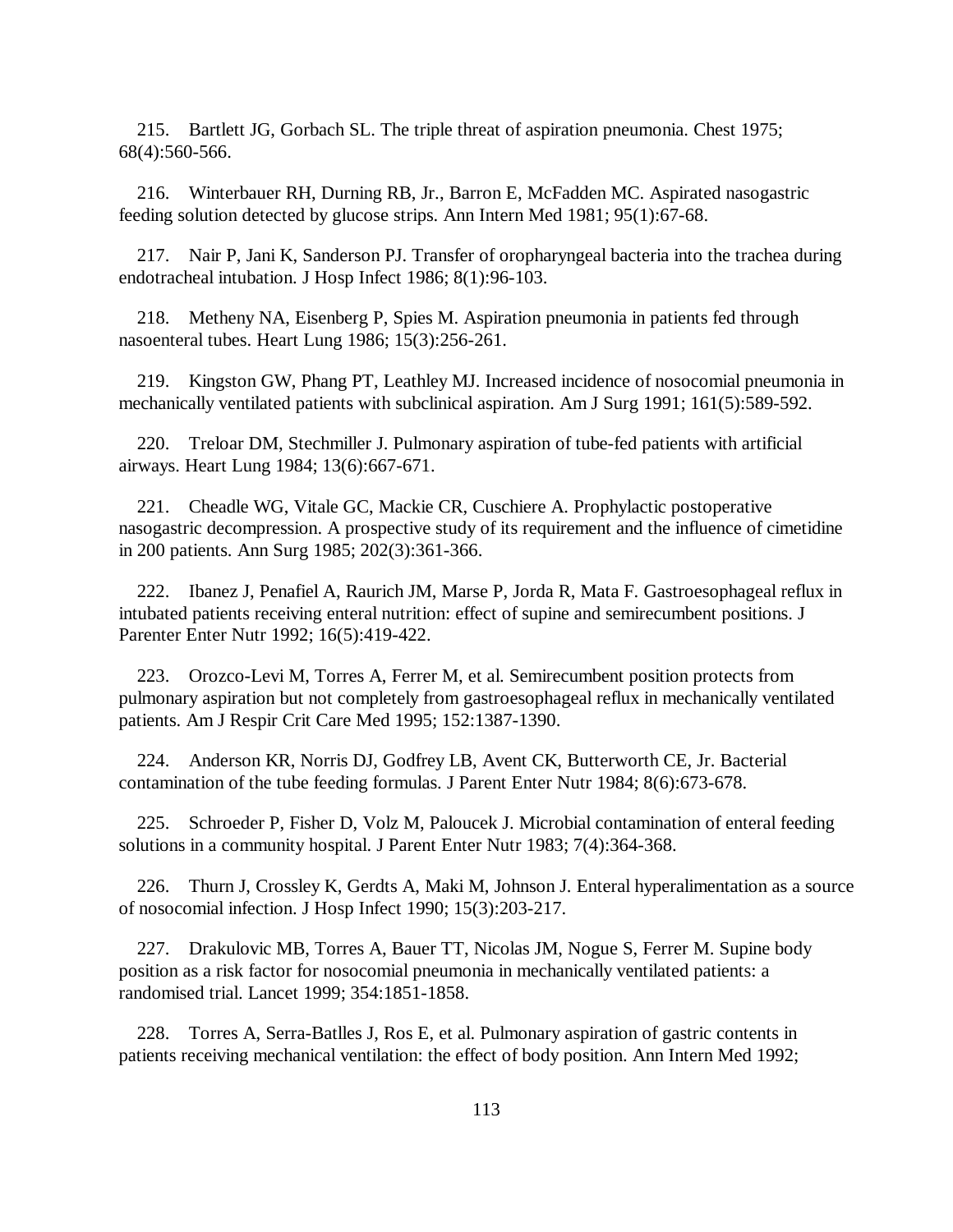215. Bartlett JG, Gorbach SL. The triple threat of aspiration pneumonia. Chest 1975; 68(4):560-566.

216. Winterbauer RH, Durning RB, Jr., Barron E, McFadden MC. Aspirated nasogastric feeding solution detected by glucose strips. Ann Intern Med 1981; 95(1):67-68.

217. Nair P, Jani K, Sanderson PJ. Transfer of oropharyngeal bacteria into the trachea during endotracheal intubation. J Hosp Infect 1986; 8(1):96-103.

218. Metheny NA, Eisenberg P, Spies M. Aspiration pneumonia in patients fed through nasoenteral tubes. Heart Lung 1986; 15(3):256-261.

219. Kingston GW, Phang PT, Leathley MJ. Increased incidence of nosocomial pneumonia in mechanically ventilated patients with subclinical aspiration. Am J Surg 1991; 161(5):589-592.

220. Treloar DM, Stechmiller J. Pulmonary aspiration of tube-fed patients with artificial airways. Heart Lung 1984; 13(6):667-671.

221. Cheadle WG, Vitale GC, Mackie CR, Cuschiere A. Prophylactic postoperative nasogastric decompression. A prospective study of its requirement and the influence of cimetidine in 200 patients. Ann Surg 1985; 202(3):361-366.

222. Ibanez J, Penafiel A, Raurich JM, Marse P, Jorda R, Mata F. Gastroesophageal reflux in intubated patients receiving enteral nutrition: effect of supine and semirecumbent positions. J Parenter Enter Nutr 1992; 16(5):419-422.

223. Orozco-Levi M, Torres A, Ferrer M, et al. Semirecumbent position protects from pulmonary aspiration but not completely from gastroesophageal reflux in mechanically ventilated patients. Am J Respir Crit Care Med 1995; 152:1387-1390.

224. Anderson KR, Norris DJ, Godfrey LB, Avent CK, Butterworth CE, Jr. Bacterial contamination of the tube feeding formulas. J Parent Enter Nutr 1984; 8(6):673-678.

225. Schroeder P, Fisher D, Volz M, Paloucek J. Microbial contamination of enteral feeding solutions in a community hospital. J Parent Enter Nutr 1983; 7(4):364-368.

226. Thurn J, Crossley K, Gerdts A, Maki M, Johnson J. Enteral hyperalimentation as a source of nosocomial infection. J Hosp Infect 1990; 15(3):203-217.

227. Drakulovic MB, Torres A, Bauer TT, Nicolas JM, Nogue S, Ferrer M. Supine body position as a risk factor for nosocomial pneumonia in mechanically ventilated patients: a randomised trial. Lancet 1999; 354:1851-1858.

228. Torres A, Serra-Batlles J, Ros E, et al. Pulmonary aspiration of gastric contents in patients receiving mechanical ventilation: the effect of body position. Ann Intern Med 1992;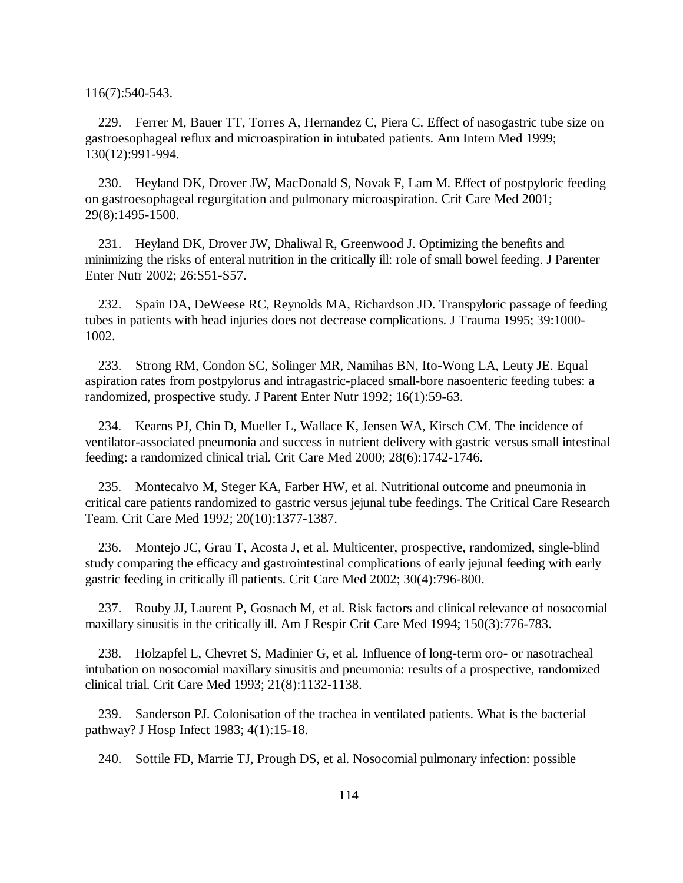116(7):540-543.

229. Ferrer M, Bauer TT, Torres A, Hernandez C, Piera C. Effect of nasogastric tube size on gastroesophageal reflux and microaspiration in intubated patients. Ann Intern Med 1999; 130(12):991-994.

230. Heyland DK, Drover JW, MacDonald S, Novak F, Lam M. Effect of postpyloric feeding on gastroesophageal regurgitation and pulmonary microaspiration. Crit Care Med 2001; 29(8):1495-1500.

231. Heyland DK, Drover JW, Dhaliwal R, Greenwood J. Optimizing the benefits and minimizing the risks of enteral nutrition in the critically ill: role of small bowel feeding. J Parenter Enter Nutr 2002; 26:S51-S57.

232. Spain DA, DeWeese RC, Reynolds MA, Richardson JD. Transpyloric passage of feeding tubes in patients with head injuries does not decrease complications. J Trauma 1995; 39:1000-1002.

233. Strong RM, Condon SC, Solinger MR, Namihas BN, Ito-Wong LA, Leuty JE. Equal aspiration rates from postpylorus and intragastric-placed small-bore nasoenteric feeding tubes: a randomized, prospective study. J Parent Enter Nutr 1992; 16(1):59-63.

234. Kearns PJ, Chin D, Mueller L, Wallace K, Jensen WA, Kirsch CM. The incidence of ventilator-associated pneumonia and success in nutrient delivery with gastric versus small intestinal feeding: a randomized clinical trial. Crit Care Med 2000; 28(6):1742-1746.

235. Montecalvo M, Steger KA, Farber HW, et al. Nutritional outcome and pneumonia in critical care patients randomized to gastric versus jejunal tube feedings. The Critical Care Research Team. Crit Care Med 1992; 20(10):1377-1387.

236. Montejo JC, Grau T, Acosta J, et al. Multicenter, prospective, randomized, single-blind study comparing the efficacy and gastrointestinal complications of early jejunal feeding with early gastric feeding in critically ill patients. Crit Care Med 2002; 30(4):796-800.

237. Rouby JJ, Laurent P, Gosnach M, et al. Risk factors and clinical relevance of nosocomial maxillary sinusitis in the critically ill. Am J Respir Crit Care Med 1994; 150(3):776-783.

238. Holzapfel L, Chevret S, Madinier G, et al. Influence of long-term oro- or nasotracheal intubation on nosocomial maxillary sinusitis and pneumonia: results of a prospective, randomized clinical trial. Crit Care Med 1993; 21(8):1132-1138.

239. Sanderson PJ. Colonisation of the trachea in ventilated patients. What is the bacterial pathway? J Hosp Infect 1983; 4(1):15-18.

240. Sottile FD, Marrie TJ, Prough DS, et al. Nosocomial pulmonary infection: possible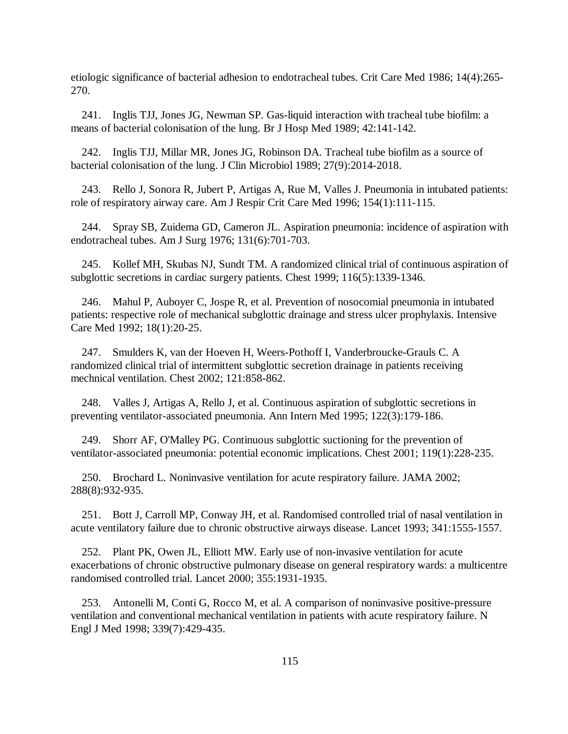etiologic significance of bacterial adhesion to endotracheal tubes. Crit Care Med 1986; 14(4):265-270.

241. Inglis TJJ, Jones JG, Newman SP. Gas-liquid interaction with tracheal tube biofilm: a means of bacterial colonisation of the lung. Br J Hosp Med 1989; 42:141-142.

242. Inglis TJJ, Millar MR, Jones JG, Robinson DA. Tracheal tube biofilm as a source of bacterial colonisation of the lung. J Clin Microbiol 1989; 27(9):2014-2018.

243. Rello J, Sonora R, Jubert P, Artigas A, Rue M, Valles J. Pneumonia in intubated patients: role of respiratory airway care. Am J Respir Crit Care Med 1996; 154(1):111-115.

244. Spray SB, Zuidema GD, Cameron JL. Aspiration pneumonia: incidence of aspiration with endotracheal tubes. Am J Surg 1976; 131(6):701-703.

245. Kollef MH, Skubas NJ, Sundt TM. A randomized clinical trial of continuous aspiration of subglottic secretions in cardiac surgery patients. Chest 1999; 116(5):1339-1346.

246. Mahul P, Auboyer C, Jospe R, et al. Prevention of nosocomial pneumonia in intubated patients: respective role of mechanical subglottic drainage and stress ulcer prophylaxis. Intensive Care Med 1992; 18(1):20-25.

247. Smulders K, van der Hoeven H, Weers-Pothoff I, Vanderbroucke-Grauls C. A randomized clinical trial of intermittent subglottic secretion drainage in patients receiving mechnical ventilation. Chest 2002; 121:858-862.

248. Valles J, Artigas A, Rello J, et al. Continuous aspiration of subglottic secretions in preventing ventilator-associated pneumonia. Ann Intern Med 1995; 122(3):179-186.

249. Shorr AF, O'Malley PG. Continuous subglottic suctioning for the prevention of ventilator-associated pneumonia: potential economic implications. Chest 2001; 119(1):228-235.

250. Brochard L. Noninvasive ventilation for acute respiratory failure. JAMA 2002; 288(8):932-935.

251. Bott J, Carroll MP, Conway JH, et al. Randomised controlled trial of nasal ventilation in acute ventilatory failure due to chronic obstructive airways disease. Lancet 1993; 341:1555-1557.

252. Plant PK, Owen JL, Elliott MW. Early use of non-invasive ventilation for acute exacerbations of chronic obstructive pulmonary disease on general respiratory wards: a multicentre randomised controlled trial. Lancet 2000; 355:1931-1935.

253. Antonelli M, Conti G, Rocco M, et al. A comparison of noninvasive positive-pressure ventilation and conventional mechanical ventilation in patients with acute respiratory failure. N Engl J Med 1998; 339(7):429-435.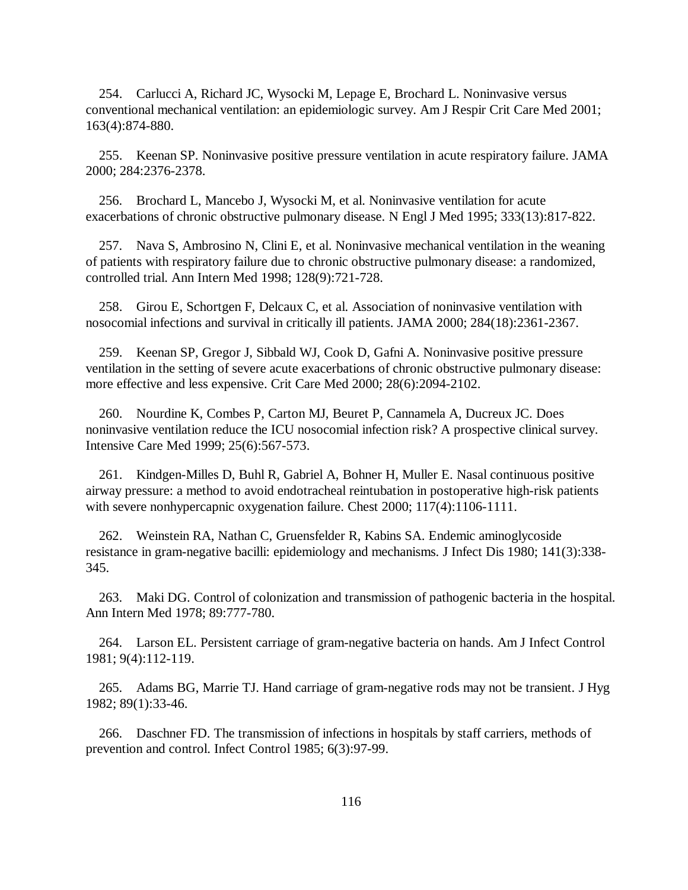254. Carlucci A, Richard JC, Wysocki M, Lepage E, Brochard L. Noninvasive versus conventional mechanical ventilation: an epidemiologic survey. Am J Respir Crit Care Med 2001; 163(4):874-880.

255. Keenan SP. Noninvasive positive pressure ventilation in acute respiratory failure. JAMA 2000; 284:2376-2378.

256. Brochard L, Mancebo J, Wysocki M, et al. Noninvasive ventilation for acute exacerbations of chronic obstructive pulmonary disease. N Engl J Med 1995; 333(13):817-822.

257. Nava S, Ambrosino N, Clini E, et al. Noninvasive mechanical ventilation in the weaning of patients with respiratory failure due to chronic obstructive pulmonary disease: a randomized, controlled trial. Ann Intern Med 1998; 128(9):721-728.

258. Girou E, Schortgen F, Delcaux C, et al. Association of noninvasive ventilation with nosocomial infections and survival in critically ill patients. JAMA 2000; 284(18):2361-2367.

259. Keenan SP, Gregor J, Sibbald WJ, Cook D, Gafni A. Noninvasive positive pressure ventilation in the setting of severe acute exacerbations of chronic obstructive pulmonary disease: more effective and less expensive. Crit Care Med 2000; 28(6):2094-2102.

260. Nourdine K, Combes P, Carton MJ, Beuret P, Cannamela A, Ducreux JC. Does noninvasive ventilation reduce the ICU nosocomial infection risk? A prospective clinical survey. Intensive Care Med 1999; 25(6):567-573.

261. Kindgen-Milles D, Buhl R, Gabriel A, Bohner H, Muller E. Nasal continuous positive airway pressure: a method to avoid endotracheal reintubation in postoperative high-risk patients with severe nonhypercapnic oxygenation failure. Chest 2000; 117(4):1106-1111.

262. Weinstein RA, Nathan C, Gruensfelder R, Kabins SA. Endemic aminoglycoside resistance in gram-negative bacilli: epidemiology and mechanisms. J Infect Dis 1980; 141(3):338-345.

263. Maki DG. Control of colonization and transmission of pathogenic bacteria in the hospital. Ann Intern Med 1978; 89:777-780.

264. Larson EL. Persistent carriage of gram-negative bacteria on hands. Am J Infect Control 1981; 9(4):112-119.

265. Adams BG, Marrie TJ. Hand carriage of gram-negative rods may not be transient. J Hyg 1982; 89(1):33-46.

266. Daschner FD. The transmission of infections in hospitals by staff carriers, methods of prevention and control. Infect Control 1985; 6(3):97-99.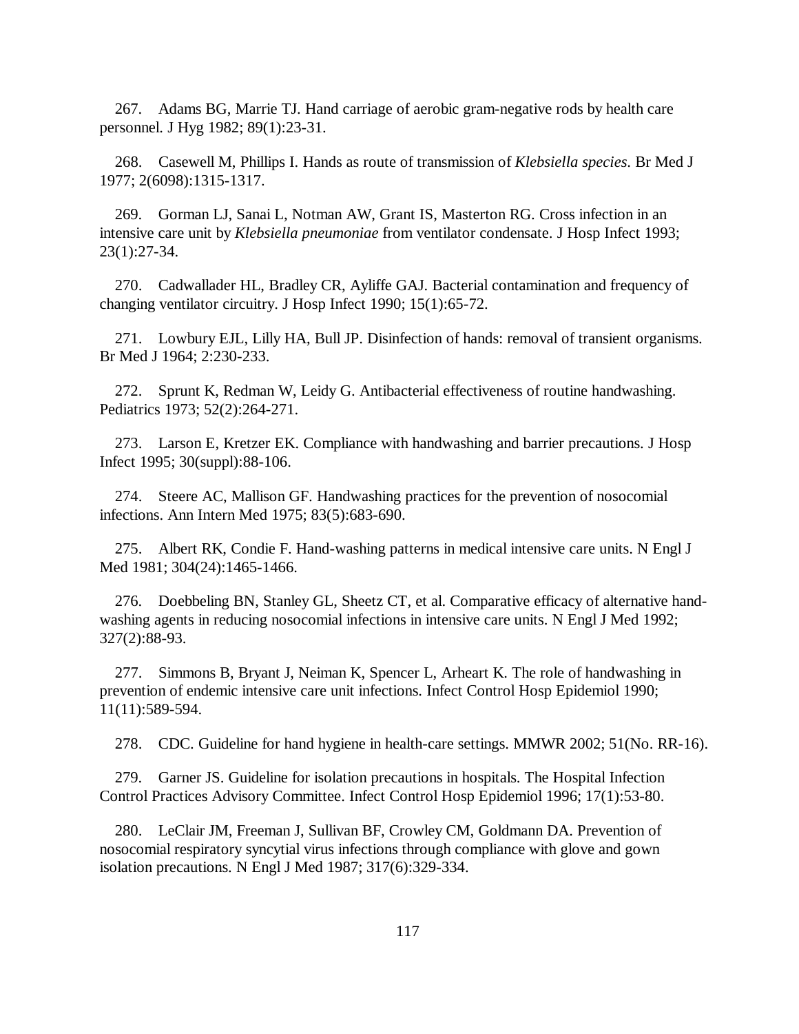267. Adams BG, Marrie TJ. Hand carriage of aerobic gram-negative rods by health care personnel. J Hyg 1982; 89(1):23-31.

268. Casewell M, Phillips I. Hands as route of transmission of *Klebsiella species*. Br Med J 1977; 2(6098):1315-1317.

269. Gorman LJ, Sanai L, Notman AW, Grant IS, Masterton RG. Cross infection in an intensive care unit by *Klebsiella pneumoniae* from ventilator condensate. J Hosp Infect 1993; 23(1):27-34.

270. Cadwallader HL, Bradley CR, Ayliffe GAJ. Bacterial contamination and frequency of changing ventilator circuitry. J Hosp Infect 1990; 15(1):65-72.

271. Lowbury EJL, Lilly HA, Bull JP. Disinfection of hands: removal of transient organisms. Br Med J 1964; 2:230-233.

272. Sprunt K, Redman W, Leidy G. Antibacterial effectiveness of routine handwashing. Pediatrics 1973; 52(2):264-271.

273. Larson E, Kretzer EK. Compliance with handwashing and barrier precautions. J Hosp Infect 1995; 30(suppl):88-106.

274. Steere AC, Mallison GF. Handwashing practices for the prevention of nosocomial infections. Ann Intern Med 1975; 83(5):683-690.

275. Albert RK, Condie F. Hand-washing patterns in medical intensive care units. N Engl J Med 1981; 304(24):1465-1466.

276. Doebbeling BN, Stanley GL, Sheetz CT, et al. Comparative efficacy of alternative hand-washing agents in reducing nosocomial infections in intensive care units. N Engl J Med 1992; 327(2):88-93.

277. Simmons B, Bryant J, Neiman K, Spencer L, Arheart K. The role of handwashing in prevention of endemic intensive care unit infections. Infect Control Hosp Epidemiol 1990; 11(11):589-594.

278. CDC. Guideline for hand hygiene in health-care settings. MMWR 2002; 51(No. RR-16).

279. Garner JS. Guideline for isolation precautions in hospitals. The Hospital Infection Control Practices Advisory Committee. Infect Control Hosp Epidemiol 1996; 17(1):53-80.

280. LeClair JM, Freeman J, Sullivan BF, Crowley CM, Goldmann DA. Prevention of nosocomial respiratory syncytial virus infections through compliance with glove and gown isolation precautions. N Engl J Med 1987; 317(6):329-334.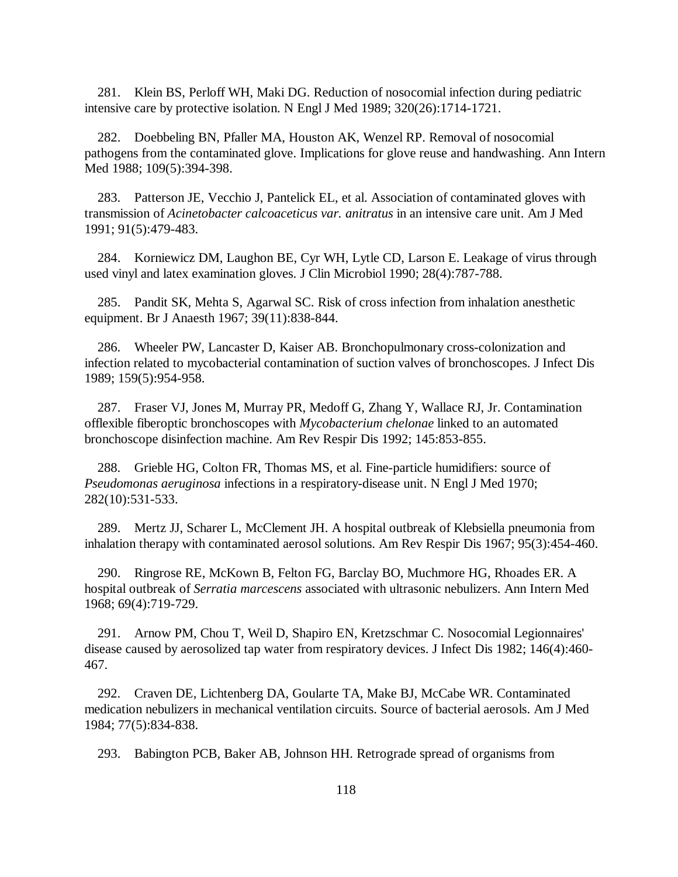281. Klein BS, Perloff WH, Maki DG. Reduction of nosocomial infection during pediatric intensive care by protective isolation. N Engl J Med 1989; 320(26):1714-1721.

282. Doebbeling BN, Pfaller MA, Houston AK, Wenzel RP. Removal of nosocomial pathogens from the contaminated glove. Implications for glove reuse and handwashing. Ann Intern Med 1988; 109(5):394-398.

283. Patterson JE, Vecchio J, Pantelick EL, et al. Association of contaminated gloves with transmission of *Acinetobacter calcoaceticus var. anitratus* in an intensive care unit. Am J Med 1991; 91(5):479-483.

284. Korniewicz DM, Laughon BE, Cyr WH, Lytle CD, Larson E. Leakage of virus through used vinyl and latex examination gloves. J Clin Microbiol 1990; 28(4):787-788.

285. Pandit SK, Mehta S, Agarwal SC. Risk of cross infection from inhalation anesthetic equipment. Br J Anaesth 1967; 39(11):838-844.

286. Wheeler PW, Lancaster D, Kaiser AB. Bronchopulmonary cross-colonization and infection related to mycobacterial contamination of suction valves of bronchoscopes. J Infect Dis 1989; 159(5):954-958.

287. Fraser VJ, Jones M, Murray PR, Medoff G, Zhang Y, Wallace RJ, Jr. Contamination offlexible fiberoptic bronchoscopes with *Mycobacterium chelonae* linked to an automated bronchoscope disinfection machine. Am Rev Respir Dis 1992; 145:853-855.

288. Grieble HG, Colton FR, Thomas MS, et al. Fine-particle humidifiers: source of *Pseudomonas aeruginosa* infections in a respiratory-disease unit. N Engl J Med 1970; 282(10):531-533.

289. Mertz JJ, Scharer L, McClement JH. A hospital outbreak of Klebsiella pneumonia from inhalation therapy with contaminated aerosol solutions. Am Rev Respir Dis 1967; 95(3):454-460.

290. Ringrose RE, McKown B, Felton FG, Barclay BO, Muchmore HG, Rhoades ER. A hospital outbreak of *Serratia marcescens* associated with ultrasonic nebulizers. Ann Intern Med 1968; 69(4):719-729.

291. Arnow PM, Chou T, Weil D, Shapiro EN, Kretzschmar C. Nosocomial Legionnaires' disease caused by aerosolized tap water from respiratory devices. J Infect Dis 1982; 146(4):460-467.

292. Craven DE, Lichtenberg DA, Goularte TA, Make BJ, McCabe WR. Contaminated medication nebulizers in mechanical ventilation circuits. Source of bacterial aerosols. Am J Med 1984; 77(5):834-838.

293. Babington PCB, Baker AB, Johnson HH. Retrograde spread of organisms from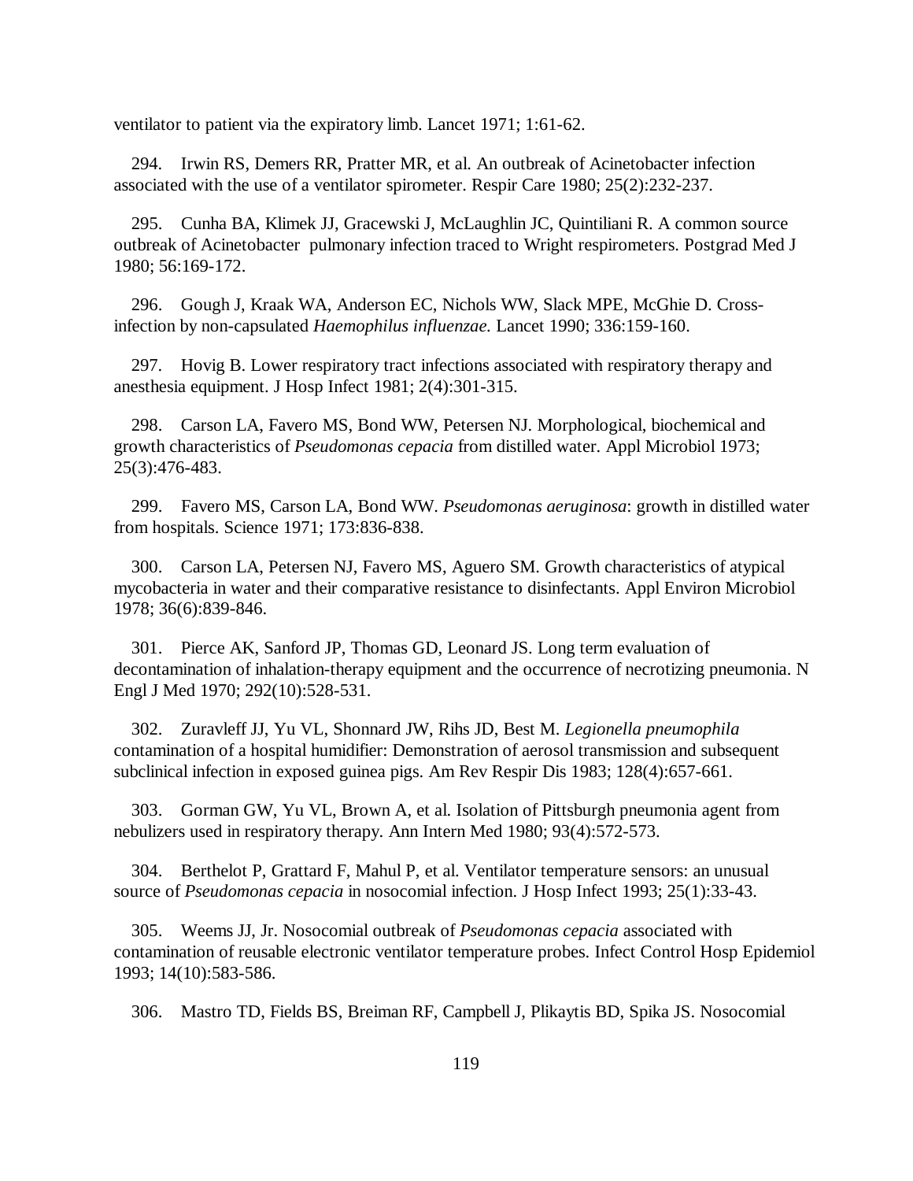ventilator to patient via the expiratory limb. Lancet 1971; 1:61-62.

294. Irwin RS, Demers RR, Pratter MR, et al. An outbreak of Acinetobacter infection associated with the use of a ventilator spirometer. Respir Care 1980; 25(2):232-237.

295. Cunha BA, Klimek JJ, Gracewski J, McLaughlin JC, Quintiliani R. A common source outbreak of Acinetobacter pulmonary infection traced to Wright respirometers. Postgrad Med J 1980; 56:169-172.

296. Gough J, Kraak WA, Anderson EC, Nichols WW, Slack MPE, McGhie D. Cross-infection by non-capsulated *Haemophilus influenzae.* Lancet 1990; 336:159-160.

297. Hovig B. Lower respiratory tract infections associated with respiratory therapy and anesthesia equipment. J Hosp Infect 1981; 2(4):301-315.

298. Carson LA, Favero MS, Bond WW, Petersen NJ. Morphological, biochemical and growth characteristics of *Pseudomonas cepacia* from distilled water. Appl Microbiol 1973; 25(3):476-483.

299. Favero MS, Carson LA, Bond WW. *Pseudomonas aeruginosa*: growth in distilled water from hospitals. Science 1971; 173:836-838.

300. Carson LA, Petersen NJ, Favero MS, Aguero SM. Growth characteristics of atypical mycobacteria in water and their comparative resistance to disinfectants. Appl Environ Microbiol 1978; 36(6):839-846.

301. Pierce AK, Sanford JP, Thomas GD, Leonard JS. Long term evaluation of decontamination of inhalation-therapy equipment and the occurrence of necrotizing pneumonia. N Engl J Med 1970; 292(10):528-531.

302. Zuravleff JJ, Yu VL, Shonnard JW, Rihs JD, Best M. *Legionella pneumophila* contamination of a hospital humidifier: Demonstration of aerosol transmission and subsequent subclinical infection in exposed guinea pigs. Am Rev Respir Dis 1983; 128(4):657-661.

303. Gorman GW, Yu VL, Brown A, et al. Isolation of Pittsburgh pneumonia agent from nebulizers used in respiratory therapy. Ann Intern Med 1980; 93(4):572-573.

304. Berthelot P, Grattard F, Mahul P, et al. Ventilator temperature sensors: an unusual source of *Pseudomonas cepacia* in nosocomial infection. J Hosp Infect 1993; 25(1):33-43.

305. Weems JJ, Jr. Nosocomial outbreak of *Pseudomonas cepacia* associated with contamination of reusable electronic ventilator temperature probes. Infect Control Hosp Epidemiol 1993; 14(10):583-586.

306. Mastro TD, Fields BS, Breiman RF, Campbell J, Plikaytis BD, Spika JS. Nosocomial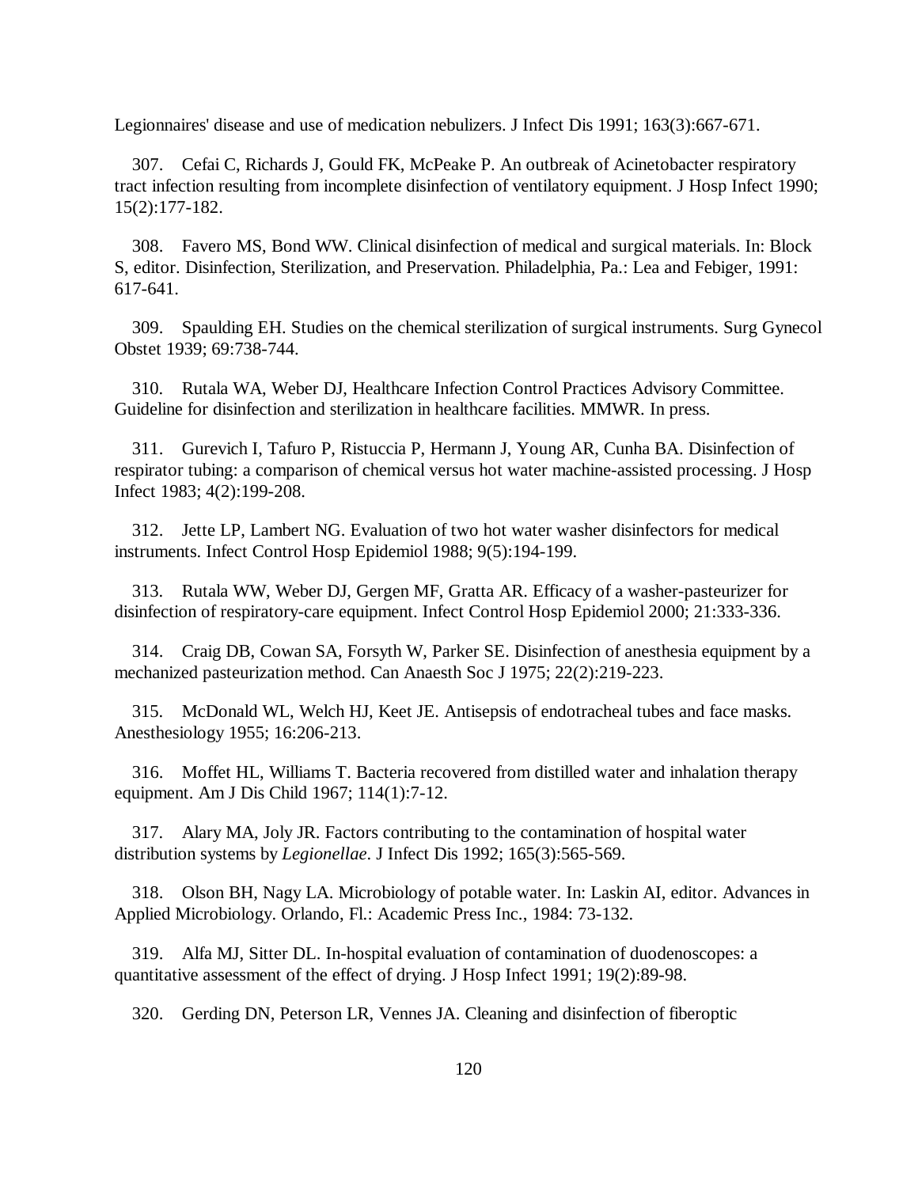Legionnaires' disease and use of medication nebulizers. J Infect Dis 1991; 163(3):667-671.

307. Cefai C, Richards J, Gould FK, McPeake P. An outbreak of Acinetobacter respiratory tract infection resulting from incomplete disinfection of ventilatory equipment. J Hosp Infect 1990; 15(2):177-182.

308. Favero MS, Bond WW. Clinical disinfection of medical and surgical materials. In: Block S, editor. Disinfection, Sterilization, and Preservation. Philadelphia, Pa.: Lea and Febiger, 1991: 617-641.

309. Spaulding EH. Studies on the chemical sterilization of surgical instruments. Surg Gynecol Obstet 1939; 69:738-744.

310. Rutala WA, Weber DJ, Healthcare Infection Control Practices Advisory Committee. Guideline for disinfection and sterilization in healthcare facilities. MMWR. In press.

311. Gurevich I, Tafuro P, Ristuccia P, Hermann J, Young AR, Cunha BA. Disinfection of respirator tubing: a comparison of chemical versus hot water machine-assisted processing. J Hosp Infect 1983; 4(2):199-208.

312. Jette LP, Lambert NG. Evaluation of two hot water washer disinfectors for medical instruments. Infect Control Hosp Epidemiol 1988; 9(5):194-199.

313. Rutala WW, Weber DJ, Gergen MF, Gratta AR. Efficacy of a washer-pasteurizer for disinfection of respiratory-care equipment. Infect Control Hosp Epidemiol 2000; 21:333-336.

314. Craig DB, Cowan SA, Forsyth W, Parker SE. Disinfection of anesthesia equipment by a mechanized pasteurization method. Can Anaesth Soc J 1975; 22(2):219-223.

315. McDonald WL, Welch HJ, Keet JE. Antisepsis of endotracheal tubes and face masks. Anesthesiology 1955; 16:206-213.

316. Moffet HL, Williams T. Bacteria recovered from distilled water and inhalation therapy equipment. Am J Dis Child 1967; 114(1):7-12.

317. Alary MA, Joly JR. Factors contributing to the contamination of hospital water distribution systems by *Legionellae*. J Infect Dis 1992; 165(3):565-569.

318. Olson BH, Nagy LA. Microbiology of potable water. In: Laskin AI, editor. Advances in Applied Microbiology. Orlando, Fl.: Academic Press Inc., 1984: 73-132.

319. Alfa MJ, Sitter DL. In-hospital evaluation of contamination of duodenoscopes: a quantitative assessment of the effect of drying. J Hosp Infect 1991; 19(2):89-98.

320. Gerding DN, Peterson LR, Vennes JA. Cleaning and disinfection of fiberoptic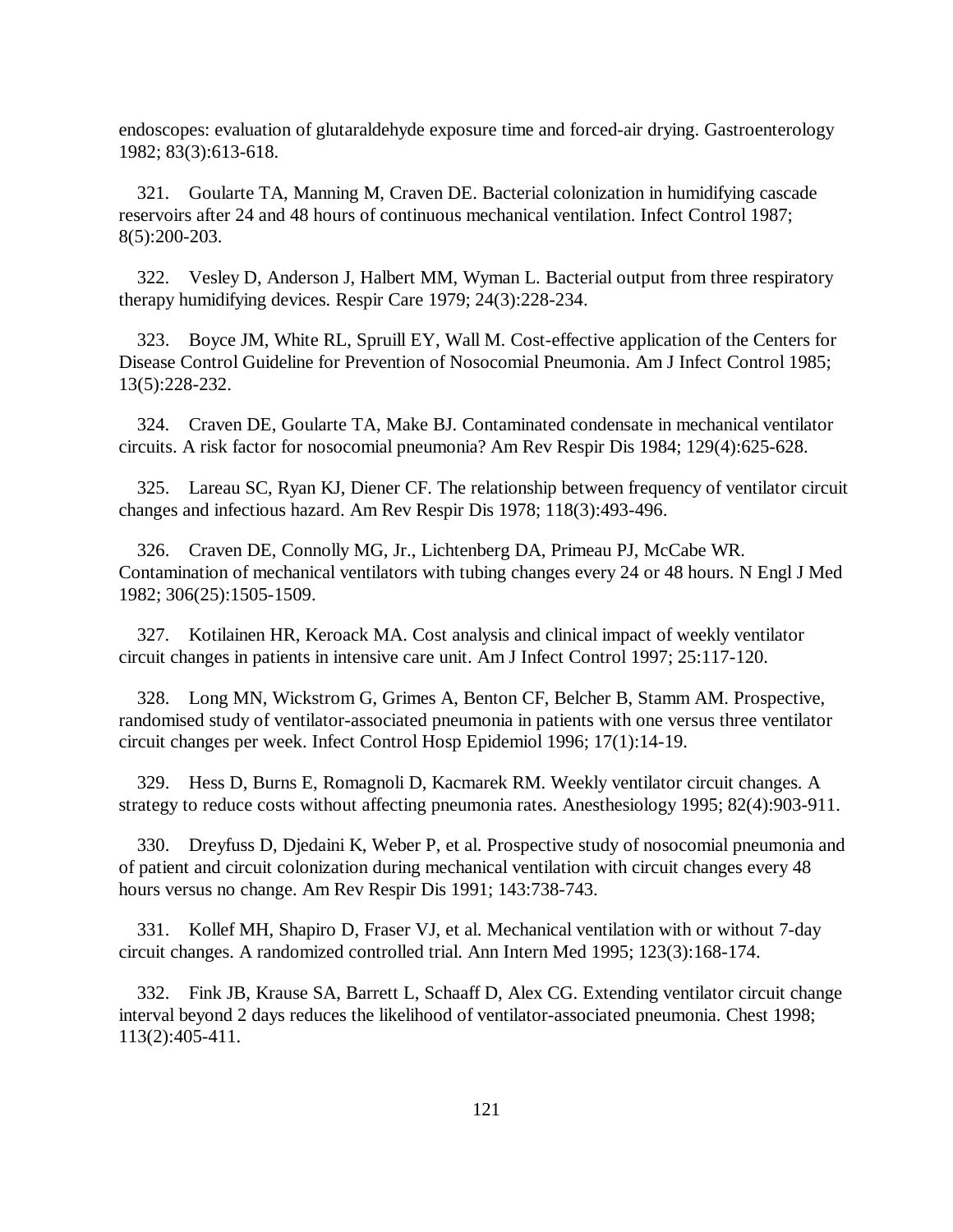endoscopes: evaluation of glutaraldehyde exposure time and forced-air drying. Gastroenterology 1982; 83(3):613-618.

321. Goularte TA, Manning M, Craven DE. Bacterial colonization in humidifying cascade reservoirs after 24 and 48 hours of continuous mechanical ventilation. Infect Control 1987; 8(5):200-203.

322. Vesley D, Anderson J, Halbert MM, Wyman L. Bacterial output from three respiratory therapy humidifying devices. Respir Care 1979; 24(3):228-234.

323. Boyce JM, White RL, Spruill EY, Wall M. Cost-effective application of the Centers for Disease Control Guideline for Prevention of Nosocomial Pneumonia. Am J Infect Control 1985; 13(5):228-232.

324. Craven DE, Goularte TA, Make BJ. Contaminated condensate in mechanical ventilator circuits. A risk factor for nosocomial pneumonia? Am Rev Respir Dis 1984; 129(4):625-628.

325. Lareau SC, Ryan KJ, Diener CF. The relationship between frequency of ventilator circuit changes and infectious hazard. Am Rev Respir Dis 1978; 118(3):493-496.

326. Craven DE, Connolly MG, Jr., Lichtenberg DA, Primeau PJ, McCabe WR. Contamination of mechanical ventilators with tubing changes every 24 or 48 hours. N Engl J Med 1982; 306(25):1505-1509.

327. Kotilainen HR, Keroack MA. Cost analysis and clinical impact of weekly ventilator circuit changes in patients in intensive care unit. Am J Infect Control 1997; 25:117-120.

328. Long MN, Wickstrom G, Grimes A, Benton CF, Belcher B, Stamm AM. Prospective, randomised study of ventilator-associated pneumonia in patients with one versus three ventilator circuit changes per week. Infect Control Hosp Epidemiol 1996; 17(1):14-19.

329. Hess D, Burns E, Romagnoli D, Kacmarek RM. Weekly ventilator circuit changes. A strategy to reduce costs without affecting pneumonia rates. Anesthesiology 1995; 82(4):903-911.

330. Dreyfuss D, Djedaini K, Weber P, et al. Prospective study of nosocomial pneumonia and of patient and circuit colonization during mechanical ventilation with circuit changes every 48 hours versus no change. Am Rev Respir Dis 1991; 143:738-743.

331. Kollef MH, Shapiro D, Fraser VJ, et al. Mechanical ventilation with or without 7-day circuit changes. A randomized controlled trial. Ann Intern Med 1995; 123(3):168-174.

332. Fink JB, Krause SA, Barrett L, Schaaff D, Alex CG. Extending ventilator circuit change interval beyond 2 days reduces the likelihood of ventilator-associated pneumonia. Chest 1998; 113(2):405-411.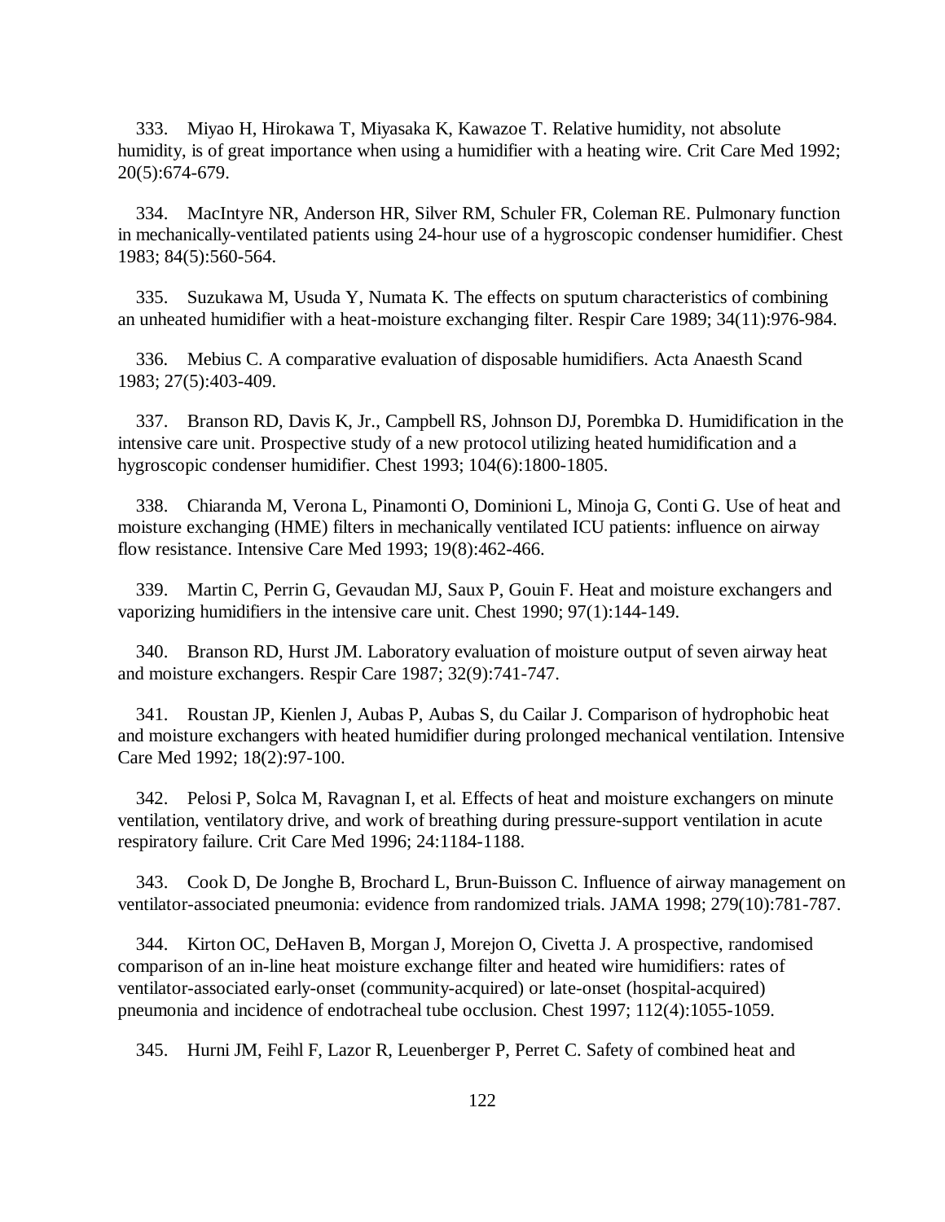333. Miyao H, Hirokawa T, Miyasaka K, Kawazoe T. Relative humidity, not absolute humidity, is of great importance when using a humidifier with a heating wire. Crit Care Med 1992; 20(5):674-679.

334. MacIntyre NR, Anderson HR, Silver RM, Schuler FR, Coleman RE. Pulmonary function in mechanically-ventilated patients using 24-hour use of a hygroscopic condenser humidifier. Chest 1983; 84(5):560-564.

335. Suzukawa M, Usuda Y, Numata K. The effects on sputum characteristics of combining an unheated humidifier with a heat-moisture exchanging filter. Respir Care 1989; 34(11):976-984.

336. Mebius C. A comparative evaluation of disposable humidifiers. Acta Anaesth Scand 1983; 27(5):403-409.

337. Branson RD, Davis K, Jr., Campbell RS, Johnson DJ, Porembka D. Humidification in the intensive care unit. Prospective study of a new protocol utilizing heated humidification and a hygroscopic condenser humidifier. Chest 1993; 104(6):1800-1805.

338. Chiaranda M, Verona L, Pinamonti O, Dominioni L, Minoja G, Conti G. Use of heat and moisture exchanging (HME) filters in mechanically ventilated ICU patients: influence on airway flow resistance. Intensive Care Med 1993; 19(8):462-466.

339. Martin C, Perrin G, Gevaudan MJ, Saux P, Gouin F. Heat and moisture exchangers and vaporizing humidifiers in the intensive care unit. Chest 1990; 97(1):144-149.

340. Branson RD, Hurst JM. Laboratory evaluation of moisture output of seven airway heat and moisture exchangers. Respir Care 1987; 32(9):741-747.

341. Roustan JP, Kienlen J, Aubas P, Aubas S, du Cailar J. Comparison of hydrophobic heat and moisture exchangers with heated humidifier during prolonged mechanical ventilation. Intensive Care Med 1992; 18(2):97-100.

342. Pelosi P, Solca M, Ravagnan I, et al. Effects of heat and moisture exchangers on minute ventilation, ventilatory drive, and work of breathing during pressure-support ventilation in acute respiratory failure. Crit Care Med 1996; 24:1184-1188.

343. Cook D, De Jonghe B, Brochard L, Brun-Buisson C. Influence of airway management on ventilator-associated pneumonia: evidence from randomized trials. JAMA 1998; 279(10):781-787.

344. Kirton OC, DeHaven B, Morgan J, Morejon O, Civetta J. A prospective, randomised comparison of an in-line heat moisture exchange filter and heated wire humidifiers: rates of ventilator-associated early-onset (community-acquired) or late-onset (hospital-acquired) pneumonia and incidence of endotracheal tube occlusion. Chest 1997; 112(4):1055-1059.

345. Hurni JM, Feihl F, Lazor R, Leuenberger P, Perret C. Safety of combined heat and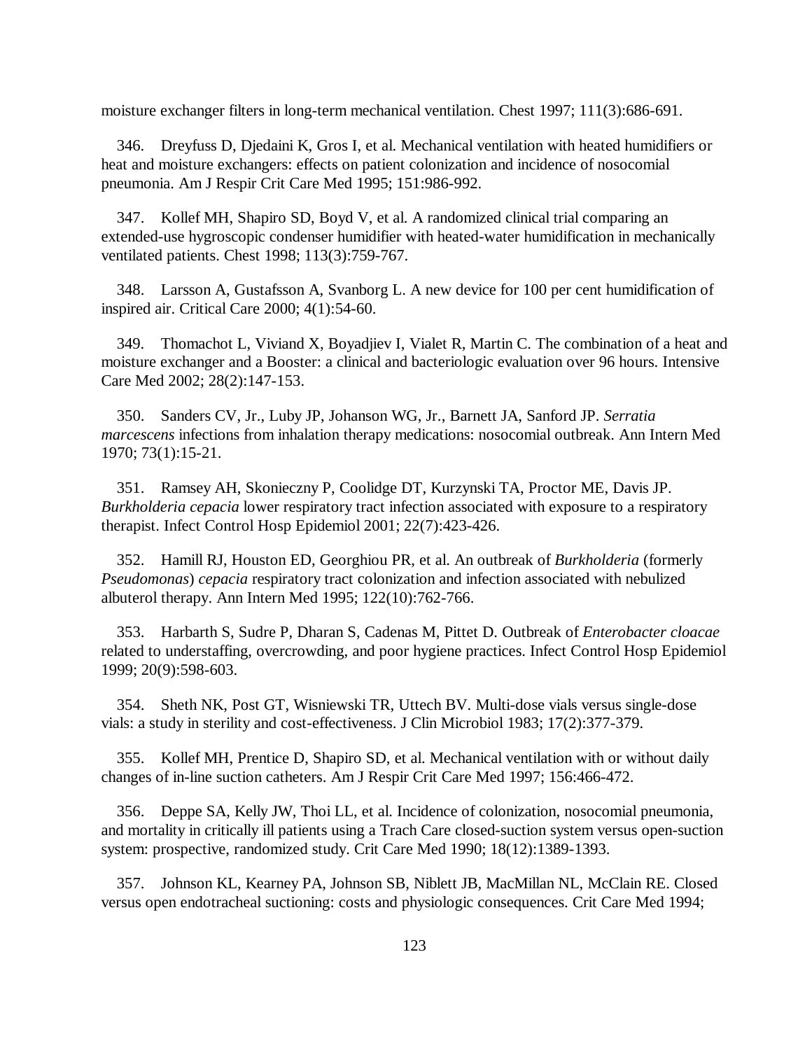moisture exchanger filters in long-term mechanical ventilation. Chest 1997; 111(3):686-691.

346. Dreyfuss D, Djedaini K, Gros I, et al. Mechanical ventilation with heated humidifiers or heat and moisture exchangers: effects on patient colonization and incidence of nosocomial pneumonia. Am J Respir Crit Care Med 1995; 151:986-992.

347. Kollef MH, Shapiro SD, Boyd V, et al. A randomized clinical trial comparing an extended-use hygroscopic condenser humidifier with heated-water humidification in mechanically ventilated patients. Chest 1998; 113(3):759-767.

348. Larsson A, Gustafsson A, Svanborg L. A new device for 100 per cent humidification of inspired air. Critical Care 2000; 4(1):54-60.

349. Thomachot L, Viviand X, Boyadjiev I, Vialet R, Martin C. The combination of a heat and moisture exchanger and a Booster: a clinical and bacteriologic evaluation over 96 hours. Intensive Care Med 2002; 28(2):147-153.

350. Sanders CV, Jr., Luby JP, Johanson WG, Jr., Barnett JA, Sanford JP. *Serratia marcescens* infections from inhalation therapy medications: nosocomial outbreak. Ann Intern Med 1970; 73(1):15-21.

351. Ramsey AH, Skonieczny P, Coolidge DT, Kurzynski TA, Proctor ME, Davis JP. *Burkholderia cepacia* lower respiratory tract infection associated with exposure to a respiratory therapist. Infect Control Hosp Epidemiol 2001; 22(7):423-426.

352. Hamill RJ, Houston ED, Georghiou PR, et al. An outbreak of *Burkholderia* (formerly *Pseudomonas*) *cepacia* respiratory tract colonization and infection associated with nebulized albuterol therapy. Ann Intern Med 1995; 122(10):762-766.

353. Harbarth S, Sudre P, Dharan S, Cadenas M, Pittet D. Outbreak of *Enterobacter cloacae* related to understaffing, overcrowding, and poor hygiene practices. Infect Control Hosp Epidemiol 1999; 20(9):598-603.

354. Sheth NK, Post GT, Wisniewski TR, Uttech BV. Multi-dose vials versus single-dose vials: a study in sterility and cost-effectiveness. J Clin Microbiol 1983; 17(2):377-379.

355. Kollef MH, Prentice D, Shapiro SD, et al. Mechanical ventilation with or without daily changes of in-line suction catheters. Am J Respir Crit Care Med 1997; 156:466-472.

356. Deppe SA, Kelly JW, Thoi LL, et al. Incidence of colonization, nosocomial pneumonia, and mortality in critically ill patients using a Trach Care closed-suction system versus open-suction system: prospective, randomized study. Crit Care Med 1990; 18(12):1389-1393.

357. Johnson KL, Kearney PA, Johnson SB, Niblett JB, MacMillan NL, McClain RE. Closed versus open endotracheal suctioning: costs and physiologic consequences. Crit Care Med 1994;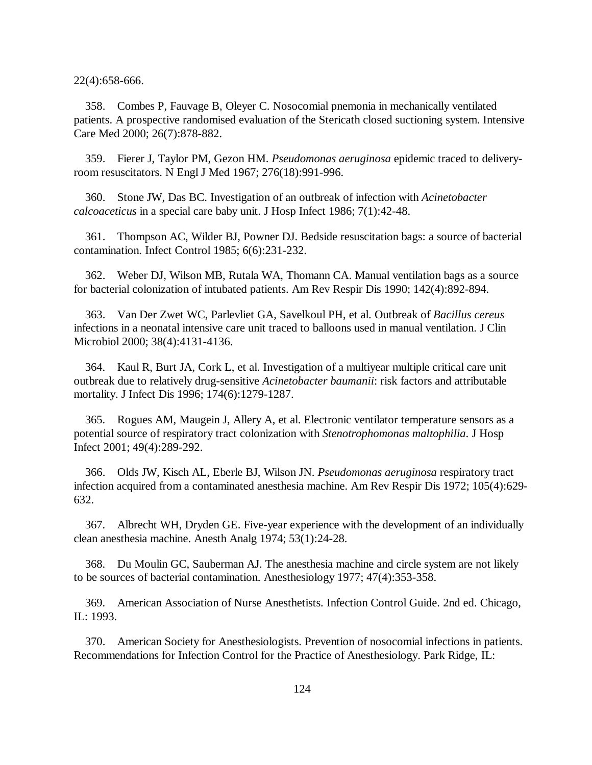22(4):658-666.

358. Combes P, Fauvage B, Oleyer C. Nosocomial pnemonia in mechanically ventilated patients. A prospective randomised evaluation of the Stericath closed suctioning system. Intensive Care Med 2000; 26(7):878-882.

359. Fierer J, Taylor PM, Gezon HM. *Pseudomonas aeruginosa* epidemic traced to delivery-room resuscitators. N Engl J Med 1967; 276(18):991-996.

360. Stone JW, Das BC. Investigation of an outbreak of infection with *Acinetobacter calcoaceticus* in a special care baby unit. J Hosp Infect 1986; 7(1):42-48.

361. Thompson AC, Wilder BJ, Powner DJ. Bedside resuscitation bags: a source of bacterial contamination. Infect Control 1985; 6(6):231-232.

362. Weber DJ, Wilson MB, Rutala WA, Thomann CA. Manual ventilation bags as a source for bacterial colonization of intubated patients. Am Rev Respir Dis 1990; 142(4):892-894.

363. Van Der Zwet WC, Parlevliet GA, Savelkoul PH, et al. Outbreak of *Bacillus cereus* infections in a neonatal intensive care unit traced to balloons used in manual ventilation. J Clin Microbiol 2000; 38(4):4131-4136.

364. Kaul R, Burt JA, Cork L, et al. Investigation of a multiyear multiple critical care unit outbreak due to relatively drug-sensitive *Acinetobacter baumanii*: risk factors and attributable mortality. J Infect Dis 1996; 174(6):1279-1287.

365. Rogues AM, Maugein J, Allery A, et al. Electronic ventilator temperature sensors as a potential source of respiratory tract colonization with *Stenotrophomonas maltophilia*. J Hosp Infect 2001; 49(4):289-292.

366. Olds JW, Kisch AL, Eberle BJ, Wilson JN. *Pseudomonas aeruginosa* respiratory tract infection acquired from a contaminated anesthesia machine. Am Rev Respir Dis 1972; 105(4):629-632.

367. Albrecht WH, Dryden GE. Five-year experience with the development of an individually clean anesthesia machine. Anesth Analg 1974; 53(1):24-28.

368. Du Moulin GC, Sauberman AJ. The anesthesia machine and circle system are not likely to be sources of bacterial contamination. Anesthesiology 1977; 47(4):353-358.

369. American Association of Nurse Anesthetists. Infection Control Guide. 2nd ed. Chicago, IL: 1993.

370. American Society for Anesthesiologists. Prevention of nosocomial infections in patients. Recommendations for Infection Control for the Practice of Anesthesiology. Park Ridge, IL: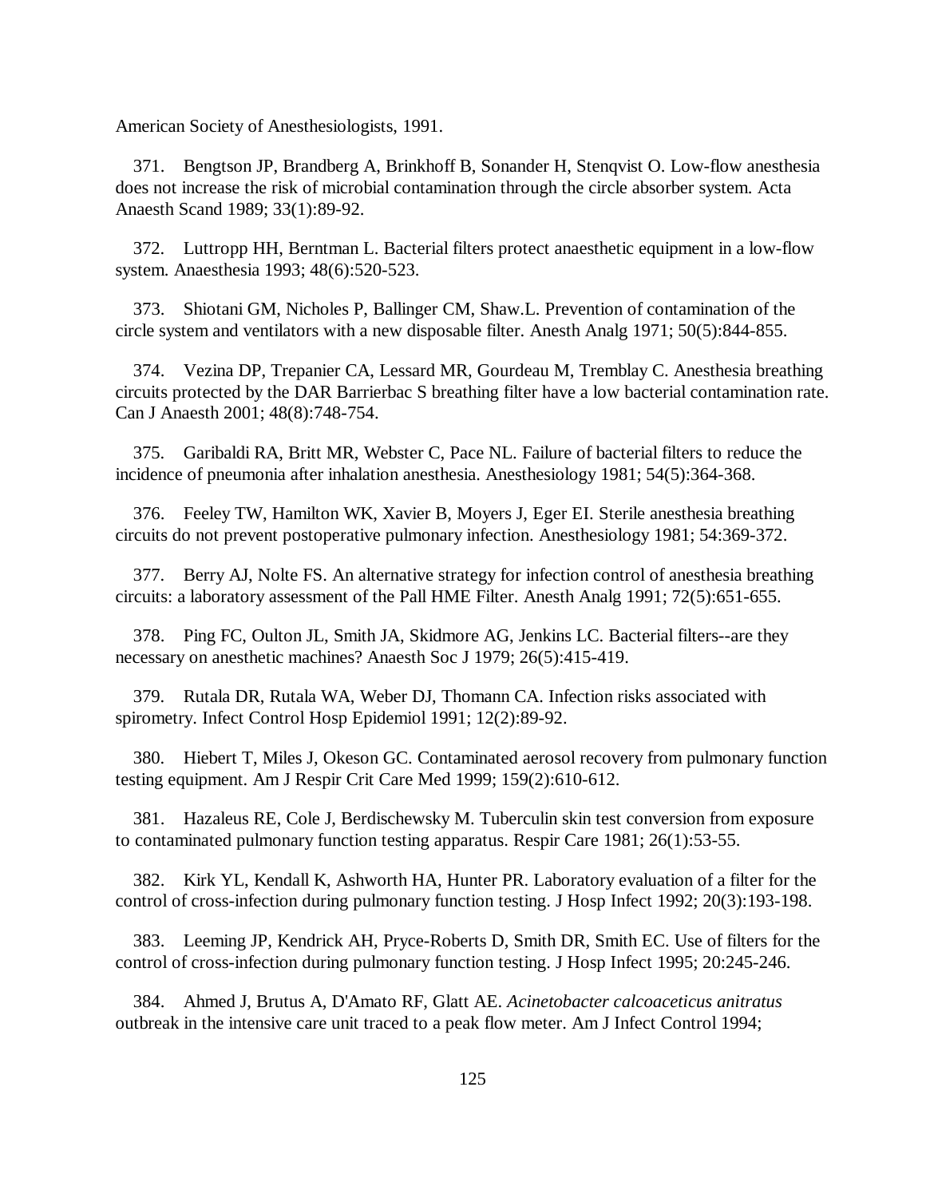American Society of Anesthesiologists, 1991.

371. Bengtson JP, Brandberg A, Brinkhoff B, Sonander H, Stenqvist O. Low-flow anesthesia does not increase the risk of microbial contamination through the circle absorber system. Acta Anaesth Scand 1989; 33(1):89-92.

372. Luttropp HH, Berntman L. Bacterial filters protect anaesthetic equipment in a low-flow system. Anaesthesia 1993; 48(6):520-523.

373. Shiotani GM, Nicholes P, Ballinger CM, Shaw.L. Prevention of contamination of the circle system and ventilators with a new disposable filter. Anesth Analg 1971; 50(5):844-855.

374. Vezina DP, Trepanier CA, Lessard MR, Gourdeau M, Tremblay C. Anesthesia breathing circuits protected by the DAR Barrierbac S breathing filter have a low bacterial contamination rate. Can J Anaesth 2001; 48(8):748-754.

375. Garibaldi RA, Britt MR, Webster C, Pace NL. Failure of bacterial filters to reduce the incidence of pneumonia after inhalation anesthesia. Anesthesiology 1981; 54(5):364-368.

376. Feeley TW, Hamilton WK, Xavier B, Moyers J, Eger EI. Sterile anesthesia breathing circuits do not prevent postoperative pulmonary infection. Anesthesiology 1981; 54:369-372.

377. Berry AJ, Nolte FS. An alternative strategy for infection control of anesthesia breathing circuits: a laboratory assessment of the Pall HME Filter. Anesth Analg 1991; 72(5):651-655.

378. Ping FC, Oulton JL, Smith JA, Skidmore AG, Jenkins LC. Bacterial filters--are they necessary on anesthetic machines? Anaesth Soc J 1979; 26(5):415-419.

379. Rutala DR, Rutala WA, Weber DJ, Thomann CA. Infection risks associated with spirometry. Infect Control Hosp Epidemiol 1991; 12(2):89-92.

380. Hiebert T, Miles J, Okeson GC. Contaminated aerosol recovery from pulmonary function testing equipment. Am J Respir Crit Care Med 1999; 159(2):610-612.

381. Hazaleus RE, Cole J, Berdischewsky M. Tuberculin skin test conversion from exposure to contaminated pulmonary function testing apparatus. Respir Care 1981; 26(1):53-55.

382. Kirk YL, Kendall K, Ashworth HA, Hunter PR. Laboratory evaluation of a filter for the control of cross-infection during pulmonary function testing. J Hosp Infect 1992; 20(3):193-198.

383. Leeming JP, Kendrick AH, Pryce-Roberts D, Smith DR, Smith EC. Use of filters for the control of cross-infection during pulmonary function testing. J Hosp Infect 1995; 20:245-246.

384. Ahmed J, Brutus A, D'Amato RF, Glatt AE. *Acinetobacter calcoaceticus anitratus* outbreak in the intensive care unit traced to a peak flow meter. Am J Infect Control 1994;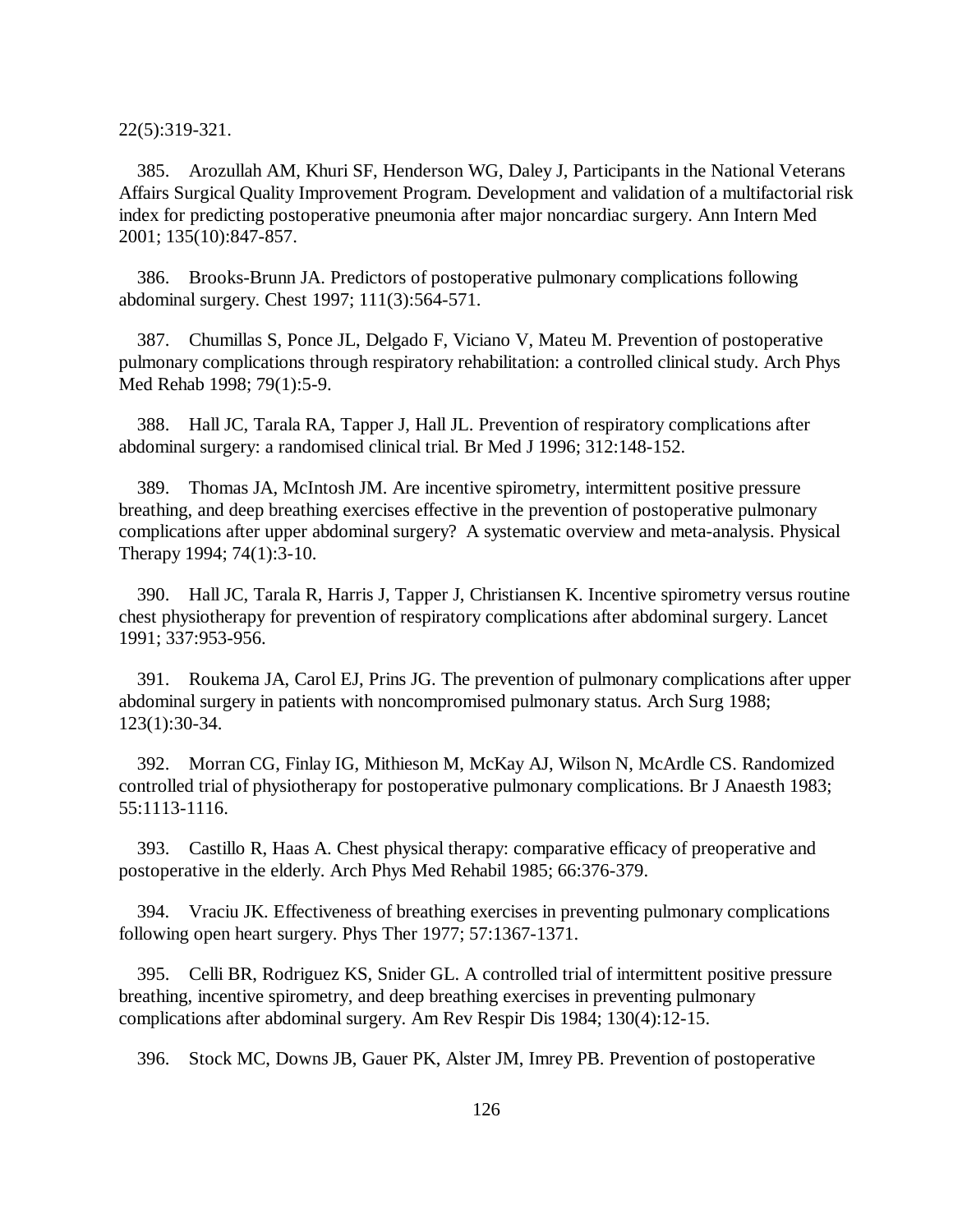22(5):319-321.

385. Arozullah AM, Khuri SF, Henderson WG, Daley J, Participants in the National Veterans Affairs Surgical Quality Improvement Program. Development and validation of a multifactorial risk index for predicting postoperative pneumonia after major noncardiac surgery. Ann Intern Med 2001; 135(10):847-857.

386. Brooks-Brunn JA. Predictors of postoperative pulmonary complications following abdominal surgery. Chest 1997; 111(3):564-571.

387. Chumillas S, Ponce JL, Delgado F, Viciano V, Mateu M. Prevention of postoperative pulmonary complications through respiratory rehabilitation: a controlled clinical study. Arch Phys Med Rehab 1998; 79(1):5-9.

388. Hall JC, Tarala RA, Tapper J, Hall JL. Prevention of respiratory complications after abdominal surgery: a randomised clinical trial. Br Med J 1996; 312:148-152.

389. Thomas JA, McIntosh JM. Are incentive spirometry, intermittent positive pressure breathing, and deep breathing exercises effective in the prevention of postoperative pulmonary complications after upper abdominal surgery? A systematic overview and meta-analysis. Physical Therapy 1994; 74(1):3-10.

390. Hall JC, Tarala R, Harris J, Tapper J, Christiansen K. Incentive spirometry versus routine chest physiotherapy for prevention of respiratory complications after abdominal surgery. Lancet 1991; 337:953-956.

391. Roukema JA, Carol EJ, Prins JG. The prevention of pulmonary complications after upper abdominal surgery in patients with noncompromised pulmonary status. Arch Surg 1988; 123(1):30-34.

392. Morran CG, Finlay IG, Mithieson M, McKay AJ, Wilson N, McArdle CS. Randomized controlled trial of physiotherapy for postoperative pulmonary complications. Br J Anaesth 1983; 55:1113-1116.

393. Castillo R, Haas A. Chest physical therapy: comparative efficacy of preoperative and postoperative in the elderly. Arch Phys Med Rehabil 1985; 66:376-379.

394. Vraciu JK. Effectiveness of breathing exercises in preventing pulmonary complications following open heart surgery. Phys Ther 1977; 57:1367-1371.

395. Celli BR, Rodriguez KS, Snider GL. A controlled trial of intermittent positive pressure breathing, incentive spirometry, and deep breathing exercises in preventing pulmonary complications after abdominal surgery. Am Rev Respir Dis 1984; 130(4):12-15.

396. Stock MC, Downs JB, Gauer PK, Alster JM, Imrey PB. Prevention of postoperative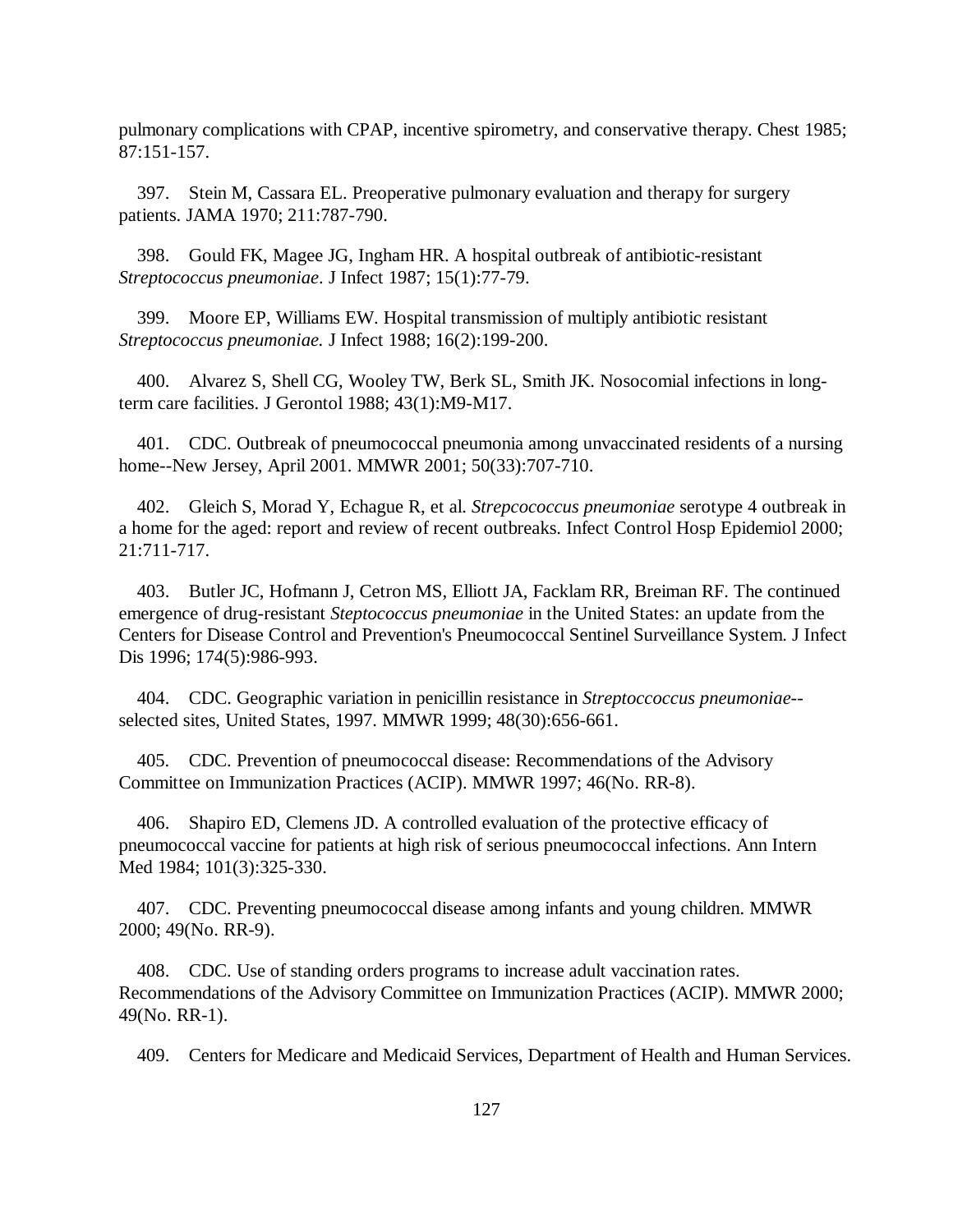pulmonary complications with CPAP, incentive spirometry, and conservative therapy. Chest 1985; 87:151-157.

397. Stein M, Cassara EL. Preoperative pulmonary evaluation and therapy for surgery patients. JAMA 1970; 211:787-790.

398. Gould FK, Magee JG, Ingham HR. A hospital outbreak of antibiotic-resistant *Streptococcus pneumoniae*. J Infect 1987; 15(1):77-79.

399. Moore EP, Williams EW. Hospital transmission of multiply antibiotic resistant *Streptococcus pneumoniae.* J Infect 1988; 16(2):199-200.

400. Alvarez S, Shell CG, Wooley TW, Berk SL, Smith JK. Nosocomial infections in long-term care facilities. J Gerontol 1988; 43(1):M9-M17.

401. CDC. Outbreak of pneumococcal pneumonia among unvaccinated residents of a nursing home--New Jersey, April 2001. MMWR 2001; 50(33):707-710.

402. Gleich S, Morad Y, Echague R, et al. *Strepcococcus pneumoniae* serotype 4 outbreak in a home for the aged: report and review of recent outbreaks. Infect Control Hosp Epidemiol 2000; 21:711-717.

403. Butler JC, Hofmann J, Cetron MS, Elliott JA, Facklam RR, Breiman RF. The continued emergence of drug-resistant *Steptococcus pneumoniae* in the United States: an update from the Centers for Disease Control and Prevention's Pneumococcal Sentinel Surveillance System. J Infect Dis 1996; 174(5):986-993.

404. CDC. Geographic variation in penicillin resistance in *Streptoccoccus pneumoniae*--selected sites, United States, 1997. MMWR 1999; 48(30):656-661.

405. CDC. Prevention of pneumococcal disease: Recommendations of the Advisory Committee on Immunization Practices (ACIP). MMWR 1997; 46(No. RR-8).

406. Shapiro ED, Clemens JD. A controlled evaluation of the protective efficacy of pneumococcal vaccine for patients at high risk of serious pneumococcal infections. Ann Intern Med 1984; 101(3):325-330.

407. CDC. Preventing pneumococcal disease among infants and young children. MMWR 2000; 49(No. RR-9).

408. CDC. Use of standing orders programs to increase adult vaccination rates. Recommendations of the Advisory Committee on Immunization Practices (ACIP). MMWR 2000; 49(No. RR-1).

409. Centers for Medicare and Medicaid Services, Department of Health and Human Services.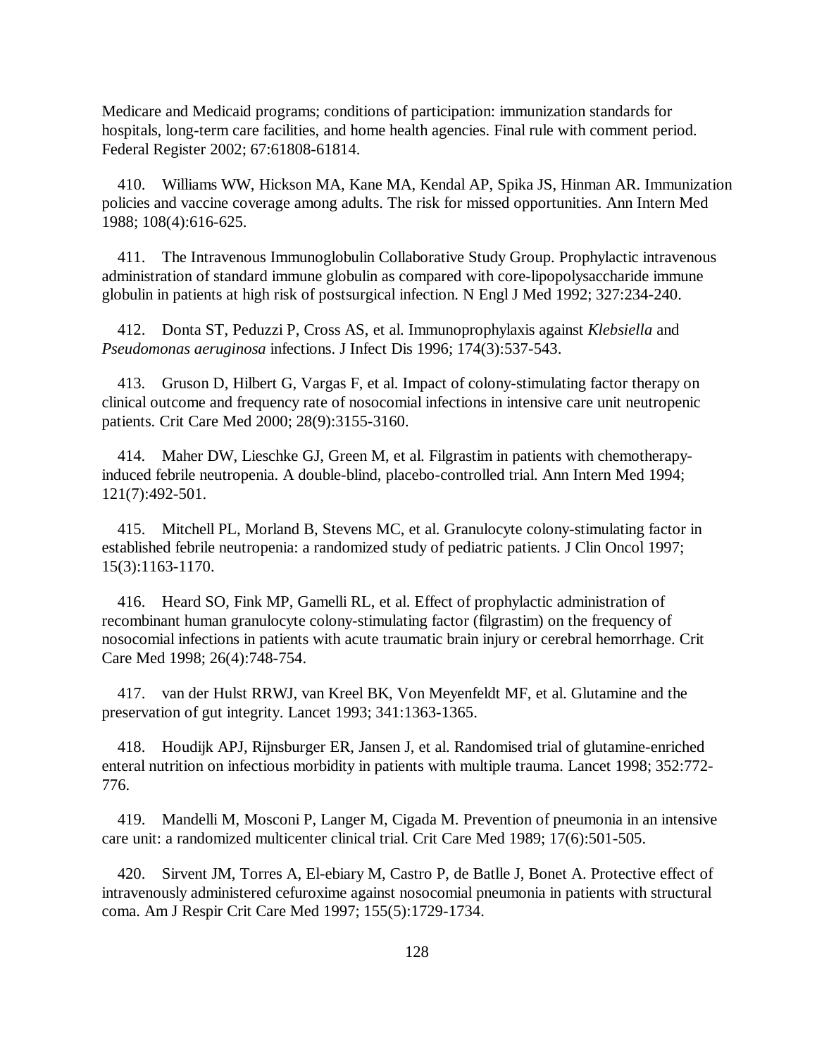Medicare and Medicaid programs; conditions of participation: immunization standards for hospitals, long-term care facilities, and home health agencies. Final rule with comment period. Federal Register 2002; 67:61808-61814.

410. Williams WW, Hickson MA, Kane MA, Kendal AP, Spika JS, Hinman AR. Immunization policies and vaccine coverage among adults. The risk for missed opportunities. Ann Intern Med 1988; 108(4):616-625.

411. The Intravenous Immunoglobulin Collaborative Study Group. Prophylactic intravenous administration of standard immune globulin as compared with core-lipopolysaccharide immune globulin in patients at high risk of postsurgical infection. N Engl J Med 1992; 327:234-240.

412. Donta ST, Peduzzi P, Cross AS, et al. Immunoprophylaxis against *Klebsiella* and *Pseudomonas aeruginosa* infections. J Infect Dis 1996; 174(3):537-543.

413. Gruson D, Hilbert G, Vargas F, et al. Impact of colony-stimulating factor therapy on clinical outcome and frequency rate of nosocomial infections in intensive care unit neutropenic patients. Crit Care Med 2000; 28(9):3155-3160.

414. Maher DW, Lieschke GJ, Green M, et al. Filgrastim in patients with chemotherapy-induced febrile neutropenia. A double-blind, placebo-controlled trial. Ann Intern Med 1994; 121(7):492-501.

415. Mitchell PL, Morland B, Stevens MC, et al. Granulocyte colony-stimulating factor in established febrile neutropenia: a randomized study of pediatric patients. J Clin Oncol 1997; 15(3):1163-1170.

416. Heard SO, Fink MP, Gamelli RL, et al. Effect of prophylactic administration of recombinant human granulocyte colony-stimulating factor (filgrastim) on the frequency of nosocomial infections in patients with acute traumatic brain injury or cerebral hemorrhage. Crit Care Med 1998; 26(4):748-754.

417. van der Hulst RRWJ, van Kreel BK, Von Meyenfeldt MF, et al. Glutamine and the preservation of gut integrity. Lancet 1993; 341:1363-1365.

418. Houdijk APJ, Rijnsburger ER, Jansen J, et al. Randomised trial of glutamine-enriched enteral nutrition on infectious morbidity in patients with multiple trauma. Lancet 1998; 352:772-776.

419. Mandelli M, Mosconi P, Langer M, Cigada M. Prevention of pneumonia in an intensive care unit: a randomized multicenter clinical trial. Crit Care Med 1989; 17(6):501-505.

420. Sirvent JM, Torres A, El-ebiary M, Castro P, de Batlle J, Bonet A. Protective effect of intravenously administered cefuroxime against nosocomial pneumonia in patients with structural coma. Am J Respir Crit Care Med 1997; 155(5):1729-1734.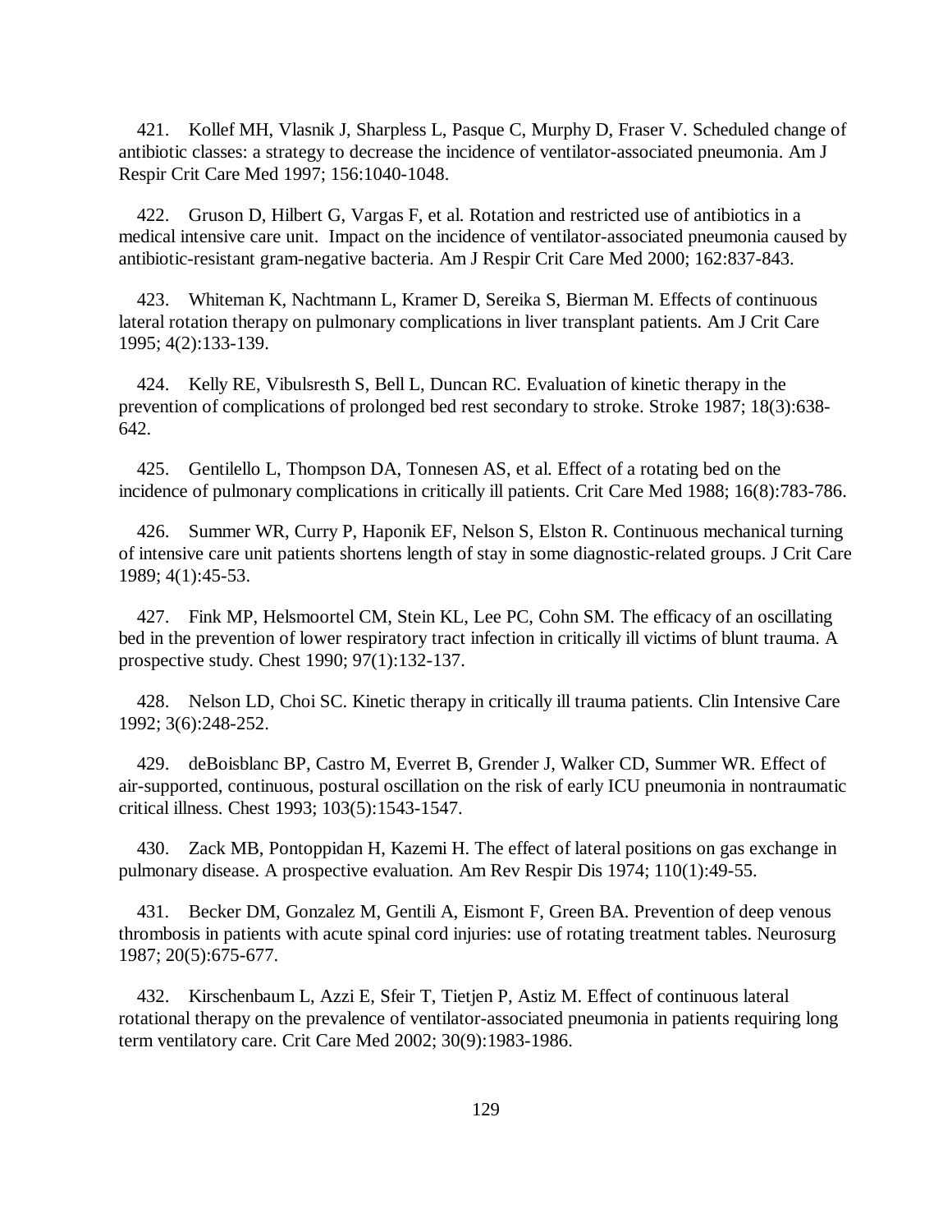421. Kollef MH, Vlasnik J, Sharpless L, Pasque C, Murphy D, Fraser V. Scheduled change of antibiotic classes: a strategy to decrease the incidence of ventilator-associated pneumonia. Am J Respir Crit Care Med 1997; 156:1040-1048.

422. Gruson D, Hilbert G, Vargas F, et al. Rotation and restricted use of antibiotics in a medical intensive care unit. Impact on the incidence of ventilator-associated pneumonia caused by antibiotic-resistant gram-negative bacteria. Am J Respir Crit Care Med 2000; 162:837-843.

423. Whiteman K, Nachtmann L, Kramer D, Sereika S, Bierman M. Effects of continuous lateral rotation therapy on pulmonary complications in liver transplant patients. Am J Crit Care 1995; 4(2):133-139.

424. Kelly RE, Vibulsresth S, Bell L, Duncan RC. Evaluation of kinetic therapy in the prevention of complications of prolonged bed rest secondary to stroke. Stroke 1987; 18(3):638-642.

425. Gentilello L, Thompson DA, Tonnesen AS, et al. Effect of a rotating bed on the incidence of pulmonary complications in critically ill patients. Crit Care Med 1988; 16(8):783-786.

426. Summer WR, Curry P, Haponik EF, Nelson S, Elston R. Continuous mechanical turning of intensive care unit patients shortens length of stay in some diagnostic-related groups. J Crit Care 1989; 4(1):45-53.

427. Fink MP, Helsmoortel CM, Stein KL, Lee PC, Cohn SM. The efficacy of an oscillating bed in the prevention of lower respiratory tract infection in critically ill victims of blunt trauma. A prospective study. Chest 1990; 97(1):132-137.

428. Nelson LD, Choi SC. Kinetic therapy in critically ill trauma patients. Clin Intensive Care 1992; 3(6):248-252.

429. deBoisblanc BP, Castro M, Everret B, Grender J, Walker CD, Summer WR. Effect of air-supported, continuous, postural oscillation on the risk of early ICU pneumonia in nontraumatic critical illness. Chest 1993; 103(5):1543-1547.

430. Zack MB, Pontoppidan H, Kazemi H. The effect of lateral positions on gas exchange in pulmonary disease. A prospective evaluation. Am Rev Respir Dis 1974; 110(1):49-55.

431. Becker DM, Gonzalez M, Gentili A, Eismont F, Green BA. Prevention of deep venous thrombosis in patients with acute spinal cord injuries: use of rotating treatment tables. Neurosurg 1987; 20(5):675-677.

432. Kirschenbaum L, Azzi E, Sfeir T, Tietjen P, Astiz M. Effect of continuous lateral rotational therapy on the prevalence of ventilator-associated pneumonia in patients requiring long term ventilatory care. Crit Care Med 2002; 30(9):1983-1986.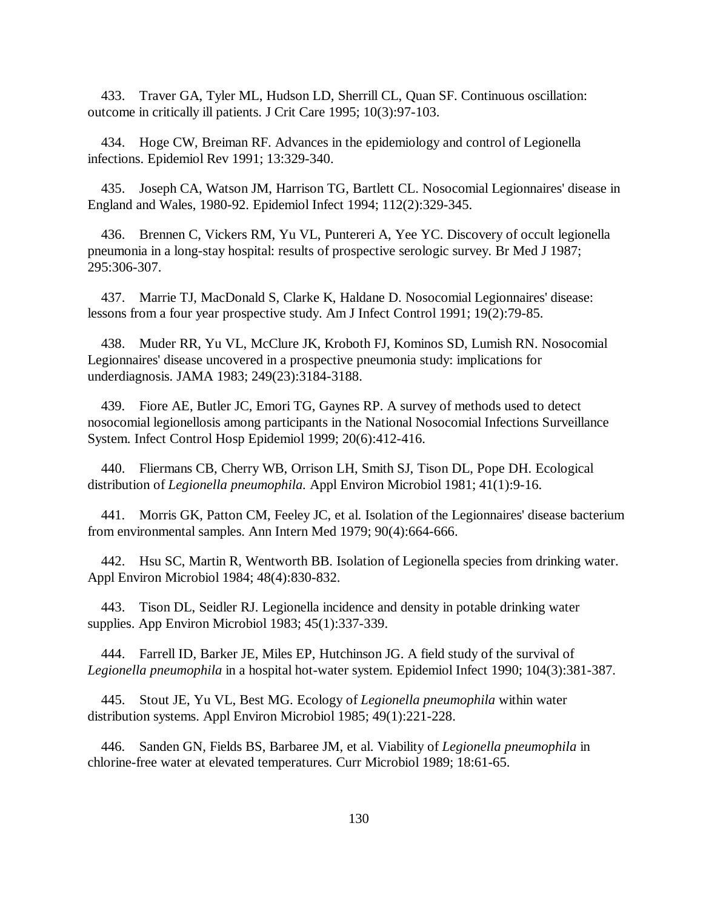433. Traver GA, Tyler ML, Hudson LD, Sherrill CL, Quan SF. Continuous oscillation: outcome in critically ill patients. J Crit Care 1995; 10(3):97-103.

434. Hoge CW, Breiman RF. Advances in the epidemiology and control of Legionella infections. Epidemiol Rev 1991; 13:329-340.

435. Joseph CA, Watson JM, Harrison TG, Bartlett CL. Nosocomial Legionnaires' disease in England and Wales, 1980-92. Epidemiol Infect 1994; 112(2):329-345.

436. Brennen C, Vickers RM, Yu VL, Puntereri A, Yee YC. Discovery of occult legionella pneumonia in a long-stay hospital: results of prospective serologic survey. Br Med J 1987; 295:306-307.

437. Marrie TJ, MacDonald S, Clarke K, Haldane D. Nosocomial Legionnaires' disease: lessons from a four year prospective study. Am J Infect Control 1991; 19(2):79-85.

438. Muder RR, Yu VL, McClure JK, Kroboth FJ, Kominos SD, Lumish RN. Nosocomial Legionnaires' disease uncovered in a prospective pneumonia study: implications for underdiagnosis. JAMA 1983; 249(23):3184-3188.

439. Fiore AE, Butler JC, Emori TG, Gaynes RP. A survey of methods used to detect nosocomial legionellosis among participants in the National Nosocomial Infections Surveillance System. Infect Control Hosp Epidemiol 1999; 20(6):412-416.

440. Fliermans CB, Cherry WB, Orrison LH, Smith SJ, Tison DL, Pope DH. Ecological distribution of *Legionella pneumophila.* Appl Environ Microbiol 1981; 41(1):9-16.

441. Morris GK, Patton CM, Feeley JC, et al. Isolation of the Legionnaires' disease bacterium from environmental samples. Ann Intern Med 1979; 90(4):664-666.

442. Hsu SC, Martin R, Wentworth BB. Isolation of Legionella species from drinking water. Appl Environ Microbiol 1984; 48(4):830-832.

443. Tison DL, Seidler RJ. Legionella incidence and density in potable drinking water supplies. App Environ Microbiol 1983; 45(1):337-339.

444. Farrell ID, Barker JE, Miles EP, Hutchinson JG. A field study of the survival of *Legionella pneumophila* in a hospital hot-water system. Epidemiol Infect 1990; 104(3):381-387.

445. Stout JE, Yu VL, Best MG. Ecology of *Legionella pneumophila* within water distribution systems. Appl Environ Microbiol 1985; 49(1):221-228.

446. Sanden GN, Fields BS, Barbaree JM, et al. Viability of *Legionella pneumophila* in chlorine-free water at elevated temperatures. Curr Microbiol 1989; 18:61-65.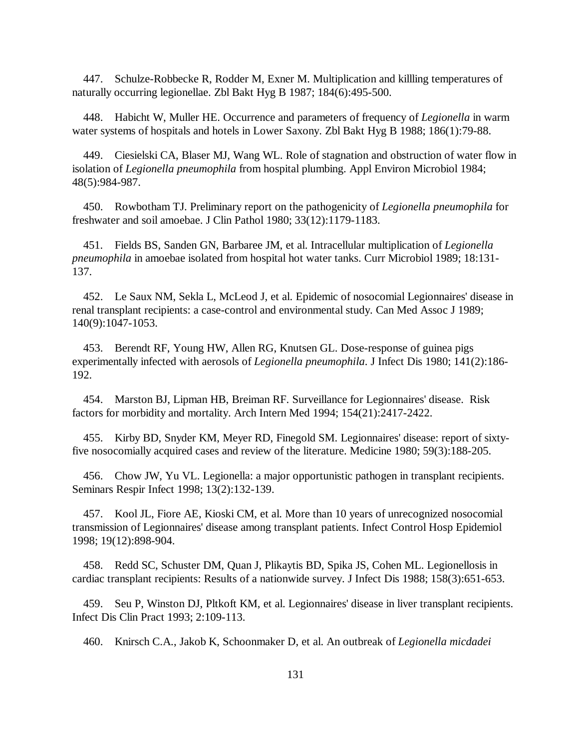447. Schulze-Robbecke R, Rodder M, Exner M. Multiplication and killling temperatures of naturally occurring legionellae. Zbl Bakt Hyg B 1987; 184(6):495-500.

448. Habicht W, Muller HE. Occurrence and parameters of frequency of *Legionella* in warm water systems of hospitals and hotels in Lower Saxony. Zbl Bakt Hyg B 1988; 186(1):79-88.

449. Ciesielski CA, Blaser MJ, Wang WL. Role of stagnation and obstruction of water flow in isolation of *Legionella pneumophila* from hospital plumbing. Appl Environ Microbiol 1984; 48(5):984-987.

450. Rowbotham TJ. Preliminary report on the pathogenicity of *Legionella pneumophila* for freshwater and soil amoebae. J Clin Pathol 1980; 33(12):1179-1183.

451. Fields BS, Sanden GN, Barbaree JM, et al. Intracellular multiplication of *Legionella pneumophila* in amoebae isolated from hospital hot water tanks. Curr Microbiol 1989; 18:131-137.

452. Le Saux NM, Sekla L, McLeod J, et al. Epidemic of nosocomial Legionnaires' disease in renal transplant recipients: a case-control and environmental study. Can Med Assoc J 1989; 140(9):1047-1053.

453. Berendt RF, Young HW, Allen RG, Knutsen GL. Dose-response of guinea pigs experimentally infected with aerosols of *Legionella pneumophila*. J Infect Dis 1980; 141(2):186-192.

454. Marston BJ, Lipman HB, Breiman RF. Surveillance for Legionnaires' disease. Risk factors for morbidity and mortality. Arch Intern Med 1994; 154(21):2417-2422.

455. Kirby BD, Snyder KM, Meyer RD, Finegold SM. Legionnaires' disease: report of sixty-five nosocomially acquired cases and review of the literature. Medicine 1980; 59(3):188-205.

456. Chow JW, Yu VL. Legionella: a major opportunistic pathogen in transplant recipients. Seminars Respir Infect 1998; 13(2):132-139.

457. Kool JL, Fiore AE, Kioski CM, et al. More than 10 years of unrecognized nosocomial transmission of Legionnaires' disease among transplant patients. Infect Control Hosp Epidemiol 1998; 19(12):898-904.

458. Redd SC, Schuster DM, Quan J, Plikaytis BD, Spika JS, Cohen ML. Legionellosis in cardiac transplant recipients: Results of a nationwide survey. J Infect Dis 1988; 158(3):651-653.

459. Seu P, Winston DJ, Pltkoft KM, et al. Legionnaires' disease in liver transplant recipients. Infect Dis Clin Pract 1993; 2:109-113.

460. Knirsch C.A., Jakob K, Schoonmaker D, et al. An outbreak of *Legionella micdadei*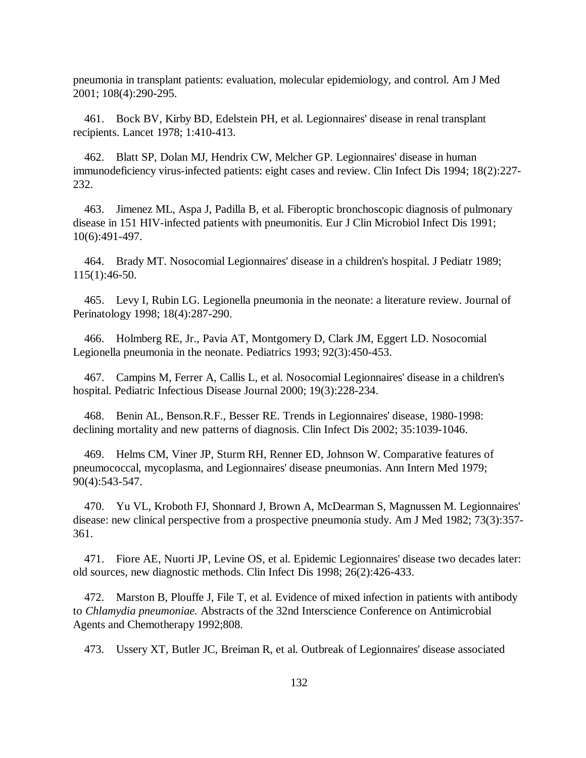pneumonia in transplant patients: evaluation, molecular epidemiology, and control. Am J Med 2001; 108(4):290-295.

461. Bock BV, Kirby BD, Edelstein PH, et al. Legionnaires' disease in renal transplant recipients. Lancet 1978; 1:410-413.

462. Blatt SP, Dolan MJ, Hendrix CW, Melcher GP. Legionnaires' disease in human immunodeficiency virus-infected patients: eight cases and review. Clin Infect Dis 1994; 18(2):227-232.

463. Jimenez ML, Aspa J, Padilla B, et al. Fiberoptic bronchoscopic diagnosis of pulmonary disease in 151 HIV-infected patients with pneumonitis. Eur J Clin Microbiol Infect Dis 1991; 10(6):491-497.

464. Brady MT. Nosocomial Legionnaires' disease in a children's hospital. J Pediatr 1989; 115(1):46-50.

465. Levy I, Rubin LG. Legionella pneumonia in the neonate: a literature review. Journal of Perinatology 1998; 18(4):287-290.

466. Holmberg RE, Jr., Pavia AT, Montgomery D, Clark JM, Eggert LD. Nosocomial Legionella pneumonia in the neonate. Pediatrics 1993; 92(3):450-453.

467. Campins M, Ferrer A, Callis L, et al. Nosocomial Legionnaires' disease in a children's hospital. Pediatric Infectious Disease Journal 2000; 19(3):228-234.

468. Benin AL, Benson.R.F., Besser RE. Trends in Legionnaires' disease, 1980-1998: declining mortality and new patterns of diagnosis. Clin Infect Dis 2002; 35:1039-1046.

469. Helms CM, Viner JP, Sturm RH, Renner ED, Johnson W. Comparative features of pneumococcal, mycoplasma, and Legionnaires' disease pneumonias. Ann Intern Med 1979; 90(4):543-547.

470. Yu VL, Kroboth FJ, Shonnard J, Brown A, McDearman S, Magnussen M. Legionnaires' disease: new clinical perspective from a prospective pneumonia study. Am J Med 1982; 73(3):357-361.

471. Fiore AE, Nuorti JP, Levine OS, et al. Epidemic Legionnaires' disease two decades later: old sources, new diagnostic methods. Clin Infect Dis 1998; 26(2):426-433.

472. Marston B, Plouffe J, File T, et al. Evidence of mixed infection in patients with antibody to *Chlamydia pneumoniae.* Abstracts of the 32nd Interscience Conference on Antimicrobial Agents and Chemotherapy 1992;808.

473. Ussery XT, Butler JC, Breiman R, et al. Outbreak of Legionnaires' disease associated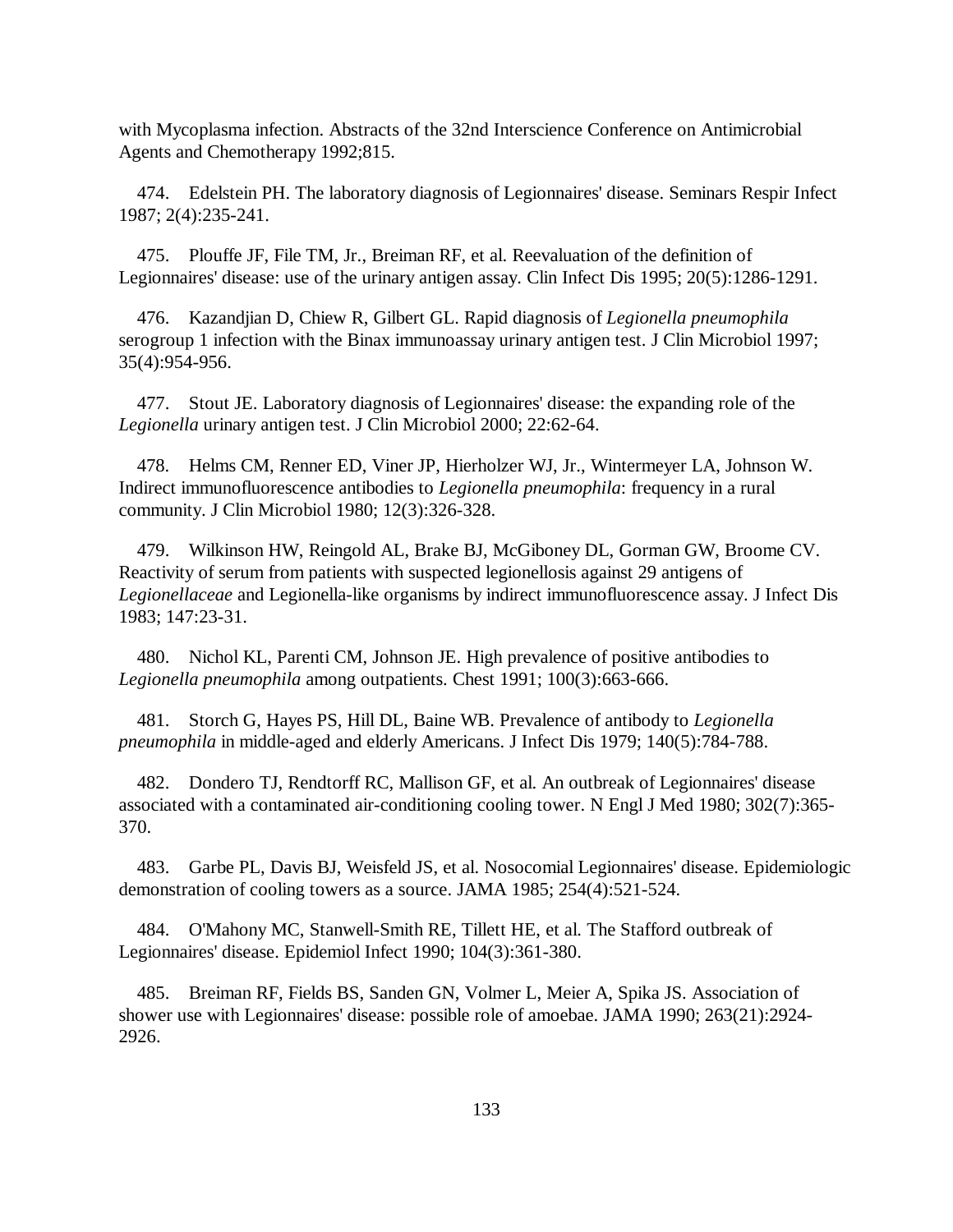with Mycoplasma infection. Abstracts of the 32nd Interscience Conference on Antimicrobial Agents and Chemotherapy 1992;815.

474. Edelstein PH. The laboratory diagnosis of Legionnaires' disease. Seminars Respir Infect 1987; 2(4):235-241.

475. Plouffe JF, File TM, Jr., Breiman RF, et al. Reevaluation of the definition of Legionnaires' disease: use of the urinary antigen assay. Clin Infect Dis 1995; 20(5):1286-1291.

476. Kazandjian D, Chiew R, Gilbert GL. Rapid diagnosis of *Legionella pneumophila* serogroup 1 infection with the Binax immunoassay urinary antigen test. J Clin Microbiol 1997; 35(4):954-956.

477. Stout JE. Laboratory diagnosis of Legionnaires' disease: the expanding role of the *Legionella* urinary antigen test. J Clin Microbiol 2000; 22:62-64.

478. Helms CM, Renner ED, Viner JP, Hierholzer WJ, Jr., Wintermeyer LA, Johnson W. Indirect immunofluorescence antibodies to *Legionella pneumophila*: frequency in a rural community. J Clin Microbiol 1980; 12(3):326-328.

479. Wilkinson HW, Reingold AL, Brake BJ, McGiboney DL, Gorman GW, Broome CV. Reactivity of serum from patients with suspected legionellosis against 29 antigens of *Legionellaceae* and Legionella-like organisms by indirect immunofluorescence assay. J Infect Dis 1983; 147:23-31.

480. Nichol KL, Parenti CM, Johnson JE. High prevalence of positive antibodies to *Legionella pneumophila* among outpatients. Chest 1991; 100(3):663-666.

481. Storch G, Hayes PS, Hill DL, Baine WB. Prevalence of antibody to *Legionella pneumophila* in middle-aged and elderly Americans. J Infect Dis 1979; 140(5):784-788.

482. Dondero TJ, Rendtorff RC, Mallison GF, et al. An outbreak of Legionnaires' disease associated with a contaminated air-conditioning cooling tower. N Engl J Med 1980; 302(7):365-370.

483. Garbe PL, Davis BJ, Weisfeld JS, et al. Nosocomial Legionnaires' disease. Epidemiologic demonstration of cooling towers as a source. JAMA 1985; 254(4):521-524.

484. O'Mahony MC, Stanwell-Smith RE, Tillett HE, et al. The Stafford outbreak of Legionnaires' disease. Epidemiol Infect 1990; 104(3):361-380.

485. Breiman RF, Fields BS, Sanden GN, Volmer L, Meier A, Spika JS. Association of shower use with Legionnaires' disease: possible role of amoebae. JAMA 1990; 263(21):2924-2926.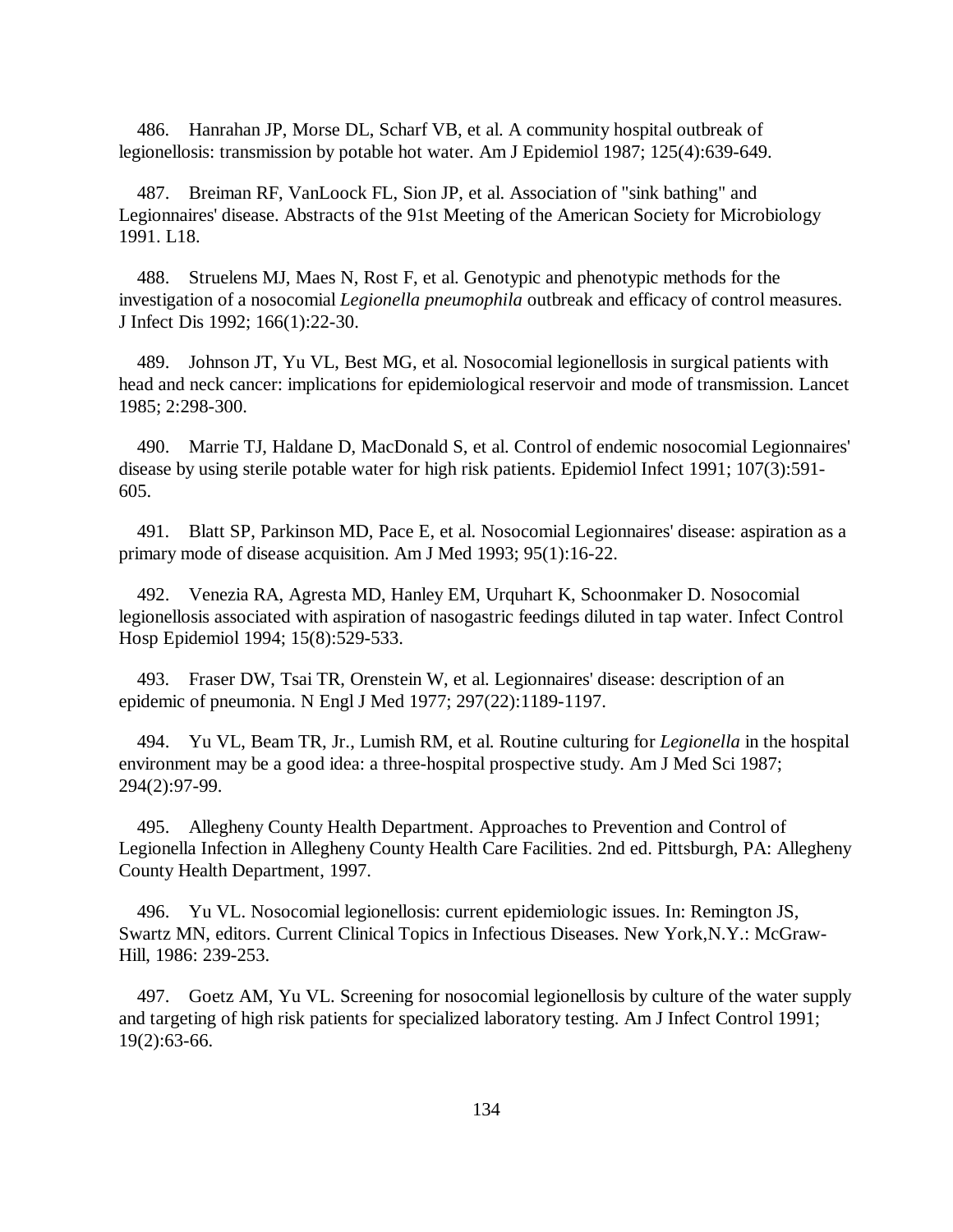486. Hanrahan JP, Morse DL, Scharf VB, et al. A community hospital outbreak of legionellosis: transmission by potable hot water. Am J Epidemiol 1987; 125(4):639-649.

487. Breiman RF, VanLoock FL, Sion JP, et al. Association of "sink bathing" and Legionnaires' disease. Abstracts of the 91st Meeting of the American Society for Microbiology 1991. L18.

488. Struelens MJ, Maes N, Rost F, et al. Genotypic and phenotypic methods for the investigation of a nosocomial *Legionella pneumophila* outbreak and efficacy of control measures. J Infect Dis 1992; 166(1):22-30.

489. Johnson JT, Yu VL, Best MG, et al. Nosocomial legionellosis in surgical patients with head and neck cancer: implications for epidemiological reservoir and mode of transmission. Lancet 1985; 2:298-300.

490. Marrie TJ, Haldane D, MacDonald S, et al. Control of endemic nosocomial Legionnaires' disease by using sterile potable water for high risk patients. Epidemiol Infect 1991; 107(3):591-605.

491. Blatt SP, Parkinson MD, Pace E, et al. Nosocomial Legionnaires' disease: aspiration as a primary mode of disease acquisition. Am J Med 1993; 95(1):16-22.

492. Venezia RA, Agresta MD, Hanley EM, Urquhart K, Schoonmaker D. Nosocomial legionellosis associated with aspiration of nasogastric feedings diluted in tap water. Infect Control Hosp Epidemiol 1994; 15(8):529-533.

493. Fraser DW, Tsai TR, Orenstein W, et al. Legionnaires' disease: description of an epidemic of pneumonia. N Engl J Med 1977; 297(22):1189-1197.

494. Yu VL, Beam TR, Jr., Lumish RM, et al. Routine culturing for *Legionella* in the hospital environment may be a good idea: a three-hospital prospective study. Am J Med Sci 1987; 294(2):97-99.

495. Allegheny County Health Department. Approaches to Prevention and Control of Legionella Infection in Allegheny County Health Care Facilities. 2nd ed. Pittsburgh, PA: Allegheny County Health Department, 1997.

496. Yu VL. Nosocomial legionellosis: current epidemiologic issues. In: Remington JS, Swartz MN, editors. Current Clinical Topics in Infectious Diseases. New York,N.Y.: McGraw-Hill, 1986: 239-253.

497. Goetz AM, Yu VL. Screening for nosocomial legionellosis by culture of the water supply and targeting of high risk patients for specialized laboratory testing. Am J Infect Control 1991; 19(2):63-66.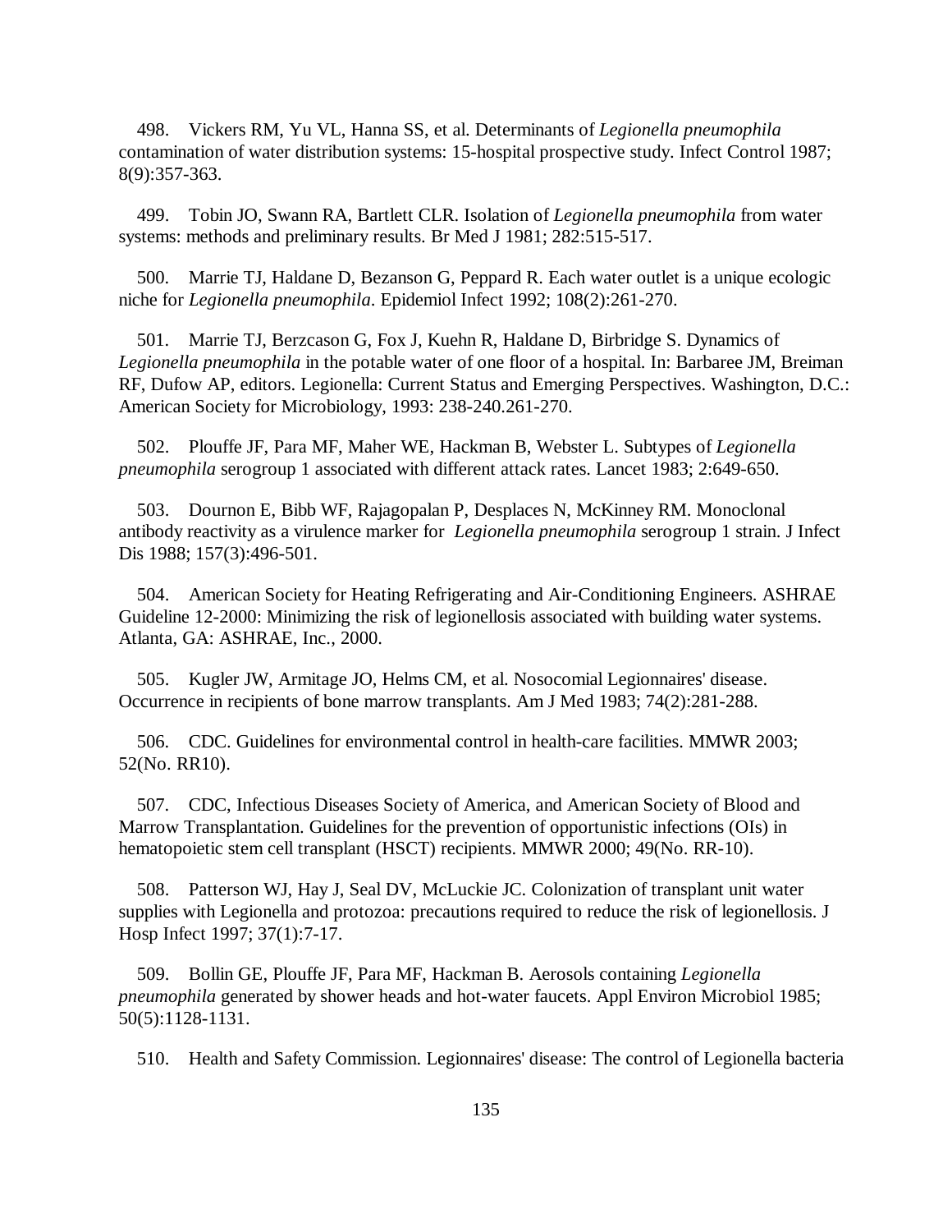498. Vickers RM, Yu VL, Hanna SS, et al. Determinants of *Legionella pneumophila* contamination of water distribution systems: 15-hospital prospective study. Infect Control 1987; 8(9):357-363.

499. Tobin JO, Swann RA, Bartlett CLR. Isolation of *Legionella pneumophila* from water systems: methods and preliminary results. Br Med J 1981; 282:515-517.

500. Marrie TJ, Haldane D, Bezanson G, Peppard R. Each water outlet is a unique ecologic niche for *Legionella pneumophila*. Epidemiol Infect 1992; 108(2):261-270.

501. Marrie TJ, Berzcason G, Fox J, Kuehn R, Haldane D, Birbridge S. Dynamics of *Legionella pneumophila* in the potable water of one floor of a hospital. In: Barbaree JM, Breiman RF, Dufow AP, editors. Legionella: Current Status and Emerging Perspectives. Washington, D.C.: American Society for Microbiology, 1993: 238-240.261-270.

502. Plouffe JF, Para MF, Maher WE, Hackman B, Webster L. Subtypes of *Legionella pneumophila* serogroup 1 associated with different attack rates. Lancet 1983; 2:649-650.

503. Dournon E, Bibb WF, Rajagopalan P, Desplaces N, McKinney RM. Monoclonal antibody reactivity as a virulence marker for *Legionella pneumophila* serogroup 1 strain. J Infect Dis 1988; 157(3):496-501.

504. American Society for Heating Refrigerating and Air-Conditioning Engineers. ASHRAE Guideline 12-2000: Minimizing the risk of legionellosis associated with building water systems. Atlanta, GA: ASHRAE, Inc., 2000.

505. Kugler JW, Armitage JO, Helms CM, et al. Nosocomial Legionnaires' disease. Occurrence in recipients of bone marrow transplants. Am J Med 1983; 74(2):281-288.

506. CDC. Guidelines for environmental control in health-care facilities. MMWR 2003; 52(No. RR10).

507. CDC, Infectious Diseases Society of America, and American Society of Blood and Marrow Transplantation. Guidelines for the prevention of opportunistic infections (OIs) in hematopoietic stem cell transplant (HSCT) recipients. MMWR 2000; 49(No. RR-10).

508. Patterson WJ, Hay J, Seal DV, McLuckie JC. Colonization of transplant unit water supplies with Legionella and protozoa: precautions required to reduce the risk of legionellosis. J Hosp Infect 1997; 37(1):7-17.

509. Bollin GE, Plouffe JF, Para MF, Hackman B. Aerosols containing *Legionella pneumophila* generated by shower heads and hot-water faucets. Appl Environ Microbiol 1985; 50(5):1128-1131.

510. Health and Safety Commission. Legionnaires' disease: The control of Legionella bacteria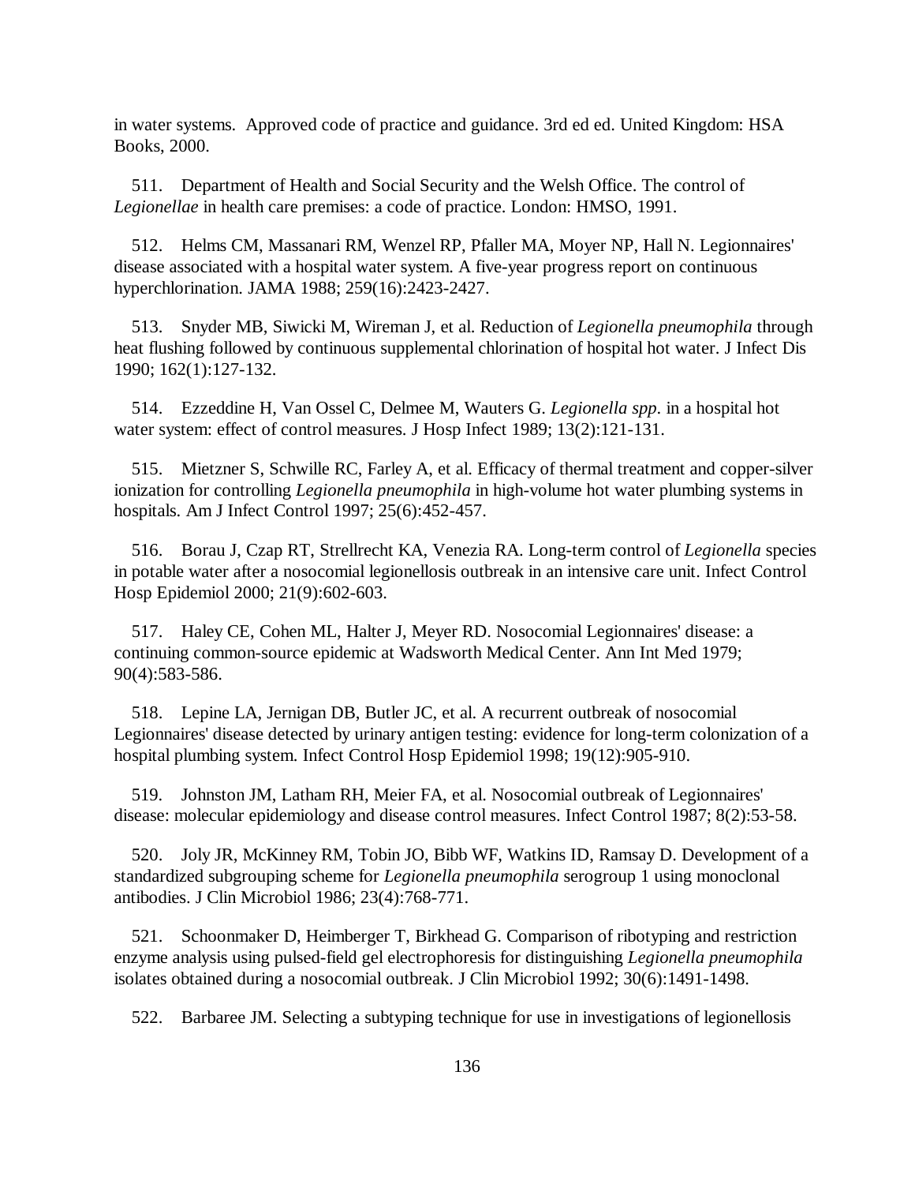in water systems. Approved code of practice and guidance. 3rd ed ed. United Kingdom: HSA Books, 2000.

511. Department of Health and Social Security and the Welsh Office. The control of *Legionellae* in health care premises: a code of practice. London: HMSO, 1991.

512. Helms CM, Massanari RM, Wenzel RP, Pfaller MA, Moyer NP, Hall N. Legionnaires' disease associated with a hospital water system. A five-year progress report on continuous hyperchlorination. JAMA 1988; 259(16):2423-2427.

513. Snyder MB, Siwicki M, Wireman J, et al. Reduction of *Legionella pneumophila* through heat flushing followed by continuous supplemental chlorination of hospital hot water. J Infect Dis 1990; 162(1):127-132.

514. Ezzeddine H, Van Ossel C, Delmee M, Wauters G. *Legionella spp*. in a hospital hot water system: effect of control measures. J Hosp Infect 1989; 13(2):121-131.

515. Mietzner S, Schwille RC, Farley A, et al. Efficacy of thermal treatment and copper-silver ionization for controlling *Legionella pneumophila* in high-volume hot water plumbing systems in hospitals. Am J Infect Control 1997; 25(6):452-457.

516. Borau J, Czap RT, Strellrecht KA, Venezia RA. Long-term control of *Legionella* species in potable water after a nosocomial legionellosis outbreak in an intensive care unit. Infect Control Hosp Epidemiol 2000; 21(9):602-603.

517. Haley CE, Cohen ML, Halter J, Meyer RD. Nosocomial Legionnaires' disease: a continuing common-source epidemic at Wadsworth Medical Center. Ann Int Med 1979; 90(4):583-586.

518. Lepine LA, Jernigan DB, Butler JC, et al. A recurrent outbreak of nosocomial Legionnaires' disease detected by urinary antigen testing: evidence for long-term colonization of a hospital plumbing system. Infect Control Hosp Epidemiol 1998; 19(12):905-910.

519. Johnston JM, Latham RH, Meier FA, et al. Nosocomial outbreak of Legionnaires' disease: molecular epidemiology and disease control measures. Infect Control 1987; 8(2):53-58.

520. Joly JR, McKinney RM, Tobin JO, Bibb WF, Watkins ID, Ramsay D. Development of a standardized subgrouping scheme for *Legionella pneumophila* serogroup 1 using monoclonal antibodies. J Clin Microbiol 1986; 23(4):768-771.

521. Schoonmaker D, Heimberger T, Birkhead G. Comparison of ribotyping and restriction enzyme analysis using pulsed-field gel electrophoresis for distinguishing *Legionella pneumophila* isolates obtained during a nosocomial outbreak. J Clin Microbiol 1992; 30(6):1491-1498.

522. Barbaree JM. Selecting a subtyping technique for use in investigations of legionellosis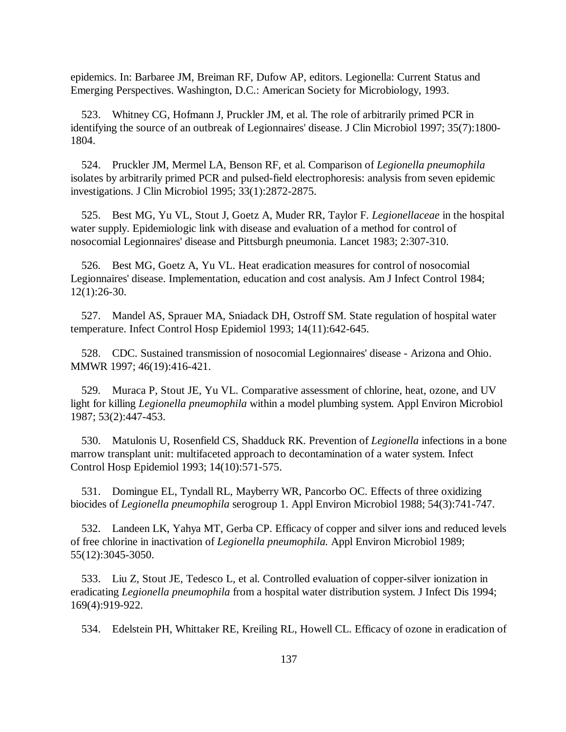epidemics. In: Barbaree JM, Breiman RF, Dufow AP, editors. Legionella: Current Status and Emerging Perspectives. Washington, D.C.: American Society for Microbiology, 1993.

523. Whitney CG, Hofmann J, Pruckler JM, et al. The role of arbitrarily primed PCR in identifying the source of an outbreak of Legionnaires' disease. J Clin Microbiol 1997; 35(7):1800-1804.

524. Pruckler JM, Mermel LA, Benson RF, et al. Comparison of *Legionella pneumophila* isolates by arbitrarily primed PCR and pulsed-field electrophoresis: analysis from seven epidemic investigations. J Clin Microbiol 1995; 33(1):2872-2875.

525. Best MG, Yu VL, Stout J, Goetz A, Muder RR, Taylor F. *Legionellaceae* in the hospital water supply. Epidemiologic link with disease and evaluation of a method for control of nosocomial Legionnaires' disease and Pittsburgh pneumonia. Lancet 1983; 2:307-310.

526. Best MG, Goetz A, Yu VL. Heat eradication measures for control of nosocomial Legionnaires' disease. Implementation, education and cost analysis. Am J Infect Control 1984; 12(1):26-30.

527. Mandel AS, Sprauer MA, Sniadack DH, Ostroff SM. State regulation of hospital water temperature. Infect Control Hosp Epidemiol 1993; 14(11):642-645.

528. CDC. Sustained transmission of nosocomial Legionnaires' disease - Arizona and Ohio. MMWR 1997; 46(19):416-421.

529. Muraca P, Stout JE, Yu VL. Comparative assessment of chlorine, heat, ozone, and UV light for killing *Legionella pneumophila* within a model plumbing system. Appl Environ Microbiol 1987; 53(2):447-453.

530. Matulonis U, Rosenfield CS, Shadduck RK. Prevention of *Legionella* infections in a bone marrow transplant unit: multifaceted approach to decontamination of a water system. Infect Control Hosp Epidemiol 1993; 14(10):571-575.

531. Domingue EL, Tyndall RL, Mayberry WR, Pancorbo OC. Effects of three oxidizing biocides of *Legionella pneumophila* serogroup 1. Appl Environ Microbiol 1988; 54(3):741-747.

532. Landeen LK, Yahya MT, Gerba CP. Efficacy of copper and silver ions and reduced levels of free chlorine in inactivation of *Legionella pneumophila.* Appl Environ Microbiol 1989; 55(12):3045-3050.

533. Liu Z, Stout JE, Tedesco L, et al. Controlled evaluation of copper-silver ionization in eradicating *Legionella pneumophila* from a hospital water distribution system. J Infect Dis 1994; 169(4):919-922.

534. Edelstein PH, Whittaker RE, Kreiling RL, Howell CL. Efficacy of ozone in eradication of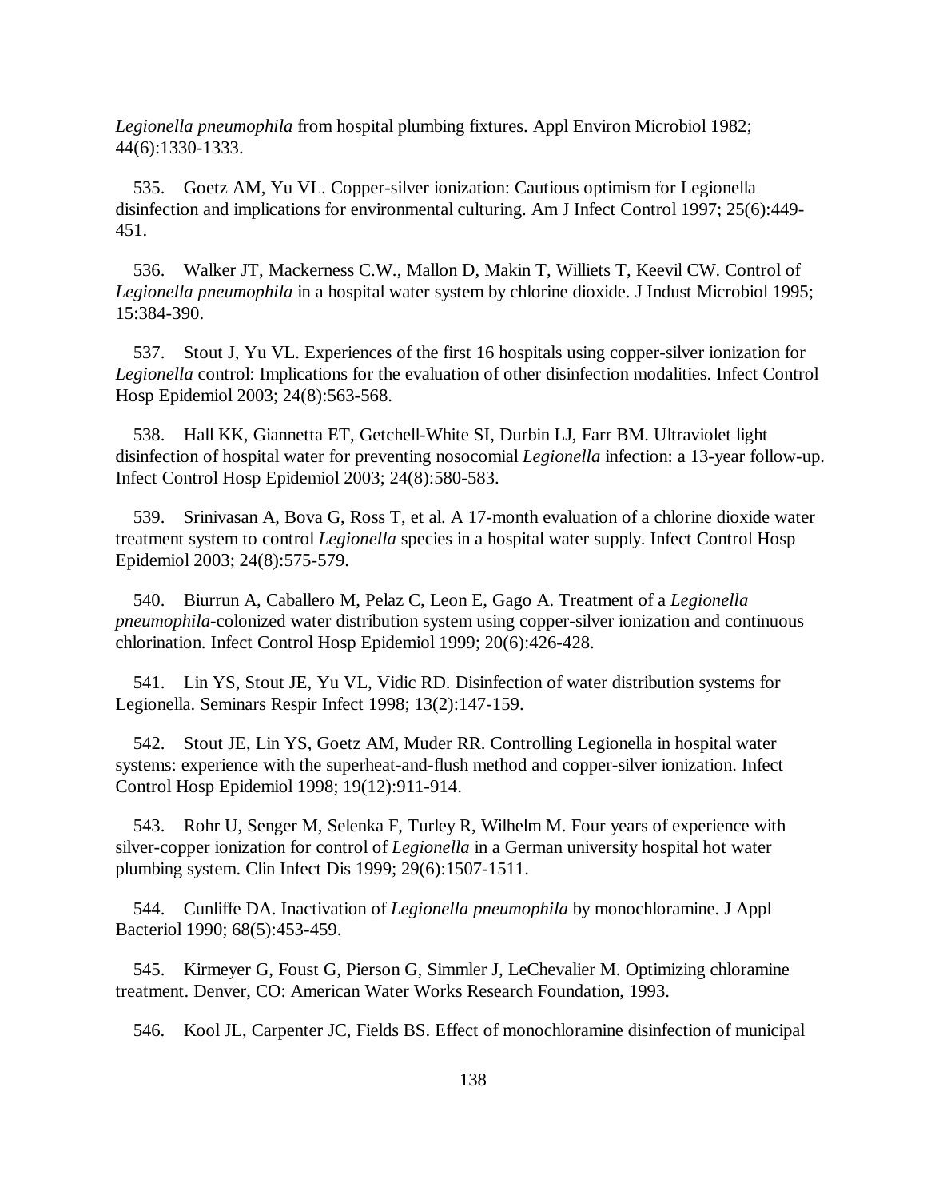*Legionella pneumophila* from hospital plumbing fixtures. Appl Environ Microbiol 1982; 44(6):1330-1333.

535. Goetz AM, Yu VL. Copper-silver ionization: Cautious optimism for Legionella disinfection and implications for environmental culturing. Am J Infect Control 1997; 25(6):449-451.

536. Walker JT, Mackerness C.W., Mallon D, Makin T, Williets T, Keevil CW. Control of *Legionella pneumophila* in a hospital water system by chlorine dioxide. J Indust Microbiol 1995; 15:384-390.

537. Stout J, Yu VL. Experiences of the first 16 hospitals using copper-silver ionization for *Legionella* control: Implications for the evaluation of other disinfection modalities. Infect Control Hosp Epidemiol 2003; 24(8):563-568.

538. Hall KK, Giannetta ET, Getchell-White SI, Durbin LJ, Farr BM. Ultraviolet light disinfection of hospital water for preventing nosocomial *Legionella* infection: a 13-year follow-up. Infect Control Hosp Epidemiol 2003; 24(8):580-583.

539. Srinivasan A, Bova G, Ross T, et al. A 17-month evaluation of a chlorine dioxide water treatment system to control *Legionella* species in a hospital water supply. Infect Control Hosp Epidemiol 2003; 24(8):575-579.

540. Biurrun A, Caballero M, Pelaz C, Leon E, Gago A. Treatment of a *Legionella pneumophila*-colonized water distribution system using copper-silver ionization and continuous chlorination. Infect Control Hosp Epidemiol 1999; 20(6):426-428.

541. Lin YS, Stout JE, Yu VL, Vidic RD. Disinfection of water distribution systems for Legionella. Seminars Respir Infect 1998; 13(2):147-159.

542. Stout JE, Lin YS, Goetz AM, Muder RR. Controlling Legionella in hospital water systems: experience with the superheat-and-flush method and copper-silver ionization. Infect Control Hosp Epidemiol 1998; 19(12):911-914.

543. Rohr U, Senger M, Selenka F, Turley R, Wilhelm M. Four years of experience with silver-copper ionization for control of *Legionella* in a German university hospital hot water plumbing system. Clin Infect Dis 1999; 29(6):1507-1511.

544. Cunliffe DA. Inactivation of *Legionella pneumophila* by monochloramine. J Appl Bacteriol 1990; 68(5):453-459.

545. Kirmeyer G, Foust G, Pierson G, Simmler J, LeChevalier M. Optimizing chloramine treatment. Denver, CO: American Water Works Research Foundation, 1993.

546. Kool JL, Carpenter JC, Fields BS. Effect of monochloramine disinfection of municipal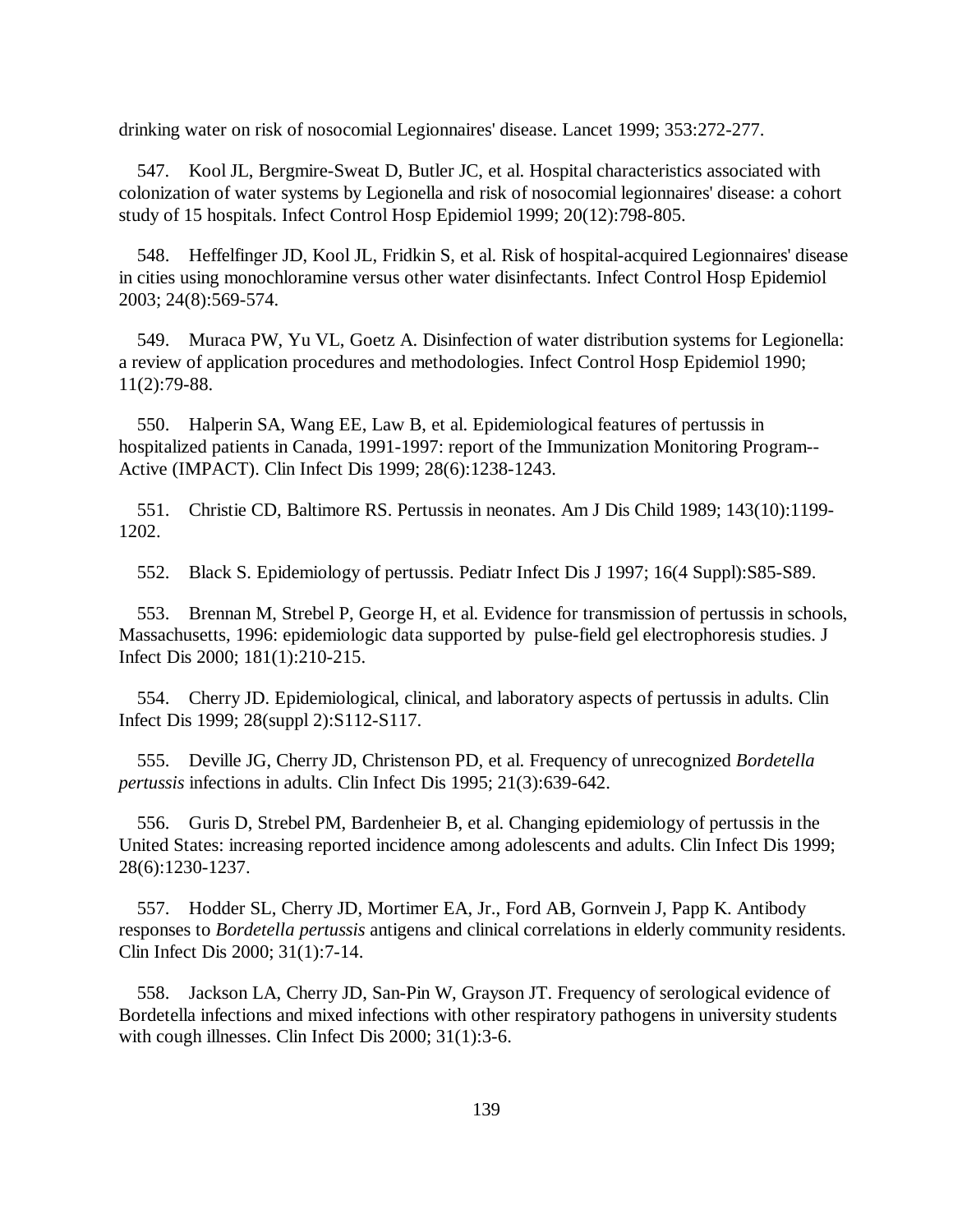drinking water on risk of nosocomial Legionnaires' disease. Lancet 1999; 353:272-277.

547. Kool JL, Bergmire-Sweat D, Butler JC, et al. Hospital characteristics associated with colonization of water systems by Legionella and risk of nosocomial legionnaires' disease: a cohort study of 15 hospitals. Infect Control Hosp Epidemiol 1999; 20(12):798-805.

548. Heffelfinger JD, Kool JL, Fridkin S, et al. Risk of hospital-acquired Legionnaires' disease in cities using monochloramine versus other water disinfectants. Infect Control Hosp Epidemiol 2003; 24(8):569-574.

549. Muraca PW, Yu VL, Goetz A. Disinfection of water distribution systems for Legionella: a review of application procedures and methodologies. Infect Control Hosp Epidemiol 1990; 11(2):79-88.

550. Halperin SA, Wang EE, Law B, et al. Epidemiological features of pertussis in hospitalized patients in Canada, 1991-1997: report of the Immunization Monitoring Program--Active (IMPACT). Clin Infect Dis 1999; 28(6):1238-1243.

551. Christie CD, Baltimore RS. Pertussis in neonates. Am J Dis Child 1989; 143(10):1199-1202.

552. Black S. Epidemiology of pertussis. Pediatr Infect Dis J 1997; 16(4 Suppl):S85-S89.

553. Brennan M, Strebel P, George H, et al. Evidence for transmission of pertussis in schools, Massachusetts, 1996: epidemiologic data supported by pulse-field gel electrophoresis studies. J Infect Dis 2000; 181(1):210-215.

554. Cherry JD. Epidemiological, clinical, and laboratory aspects of pertussis in adults. Clin Infect Dis 1999; 28(suppl 2):S112-S117.

555. Deville JG, Cherry JD, Christenson PD, et al. Frequency of unrecognized *Bordetella pertussis* infections in adults. Clin Infect Dis 1995; 21(3):639-642.

556. Guris D, Strebel PM, Bardenheier B, et al. Changing epidemiology of pertussis in the United States: increasing reported incidence among adolescents and adults. Clin Infect Dis 1999; 28(6):1230-1237.

557. Hodder SL, Cherry JD, Mortimer EA, Jr., Ford AB, Gornvein J, Papp K. Antibody responses to *Bordetella pertussis* antigens and clinical correlations in elderly community residents. Clin Infect Dis 2000; 31(1):7-14.

558. Jackson LA, Cherry JD, San-Pin W, Grayson JT. Frequency of serological evidence of Bordetella infections and mixed infections with other respiratory pathogens in university students with cough illnesses. Clin Infect Dis 2000; 31(1):3-6.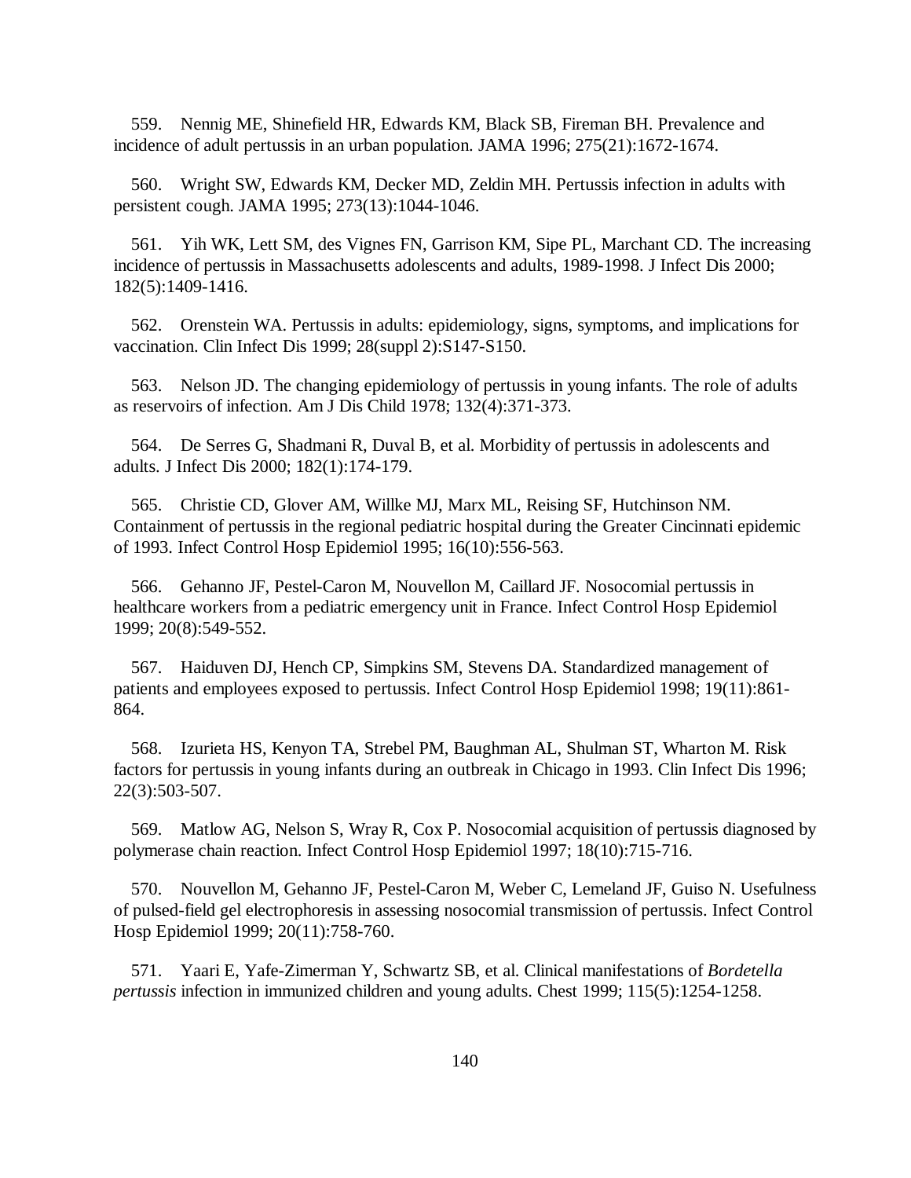559. Nennig ME, Shinefield HR, Edwards KM, Black SB, Fireman BH. Prevalence and incidence of adult pertussis in an urban population. JAMA 1996; 275(21):1672-1674.

560. Wright SW, Edwards KM, Decker MD, Zeldin MH. Pertussis infection in adults with persistent cough. JAMA 1995; 273(13):1044-1046.

561. Yih WK, Lett SM, des Vignes FN, Garrison KM, Sipe PL, Marchant CD. The increasing incidence of pertussis in Massachusetts adolescents and adults, 1989-1998. J Infect Dis 2000; 182(5):1409-1416.

562. Orenstein WA. Pertussis in adults: epidemiology, signs, symptoms, and implications for vaccination. Clin Infect Dis 1999; 28(suppl 2):S147-S150.

563. Nelson JD. The changing epidemiology of pertussis in young infants. The role of adults as reservoirs of infection. Am J Dis Child 1978; 132(4):371-373.

564. De Serres G, Shadmani R, Duval B, et al. Morbidity of pertussis in adolescents and adults. J Infect Dis 2000; 182(1):174-179.

565. Christie CD, Glover AM, Willke MJ, Marx ML, Reising SF, Hutchinson NM. Containment of pertussis in the regional pediatric hospital during the Greater Cincinnati epidemic of 1993. Infect Control Hosp Epidemiol 1995; 16(10):556-563.

566. Gehanno JF, Pestel-Caron M, Nouvellon M, Caillard JF. Nosocomial pertussis in healthcare workers from a pediatric emergency unit in France. Infect Control Hosp Epidemiol 1999; 20(8):549-552.

567. Haiduven DJ, Hench CP, Simpkins SM, Stevens DA. Standardized management of patients and employees exposed to pertussis. Infect Control Hosp Epidemiol 1998; 19(11):861-864.

568. Izurieta HS, Kenyon TA, Strebel PM, Baughman AL, Shulman ST, Wharton M. Risk factors for pertussis in young infants during an outbreak in Chicago in 1993. Clin Infect Dis 1996; 22(3):503-507.

569. Matlow AG, Nelson S, Wray R, Cox P. Nosocomial acquisition of pertussis diagnosed by polymerase chain reaction. Infect Control Hosp Epidemiol 1997; 18(10):715-716.

570. Nouvellon M, Gehanno JF, Pestel-Caron M, Weber C, Lemeland JF, Guiso N. Usefulness of pulsed-field gel electrophoresis in assessing nosocomial transmission of pertussis. Infect Control Hosp Epidemiol 1999; 20(11):758-760.

571. Yaari E, Yafe-Zimerman Y, Schwartz SB, et al. Clinical manifestations of *Bordetella pertussis* infection in immunized children and young adults. Chest 1999; 115(5):1254-1258.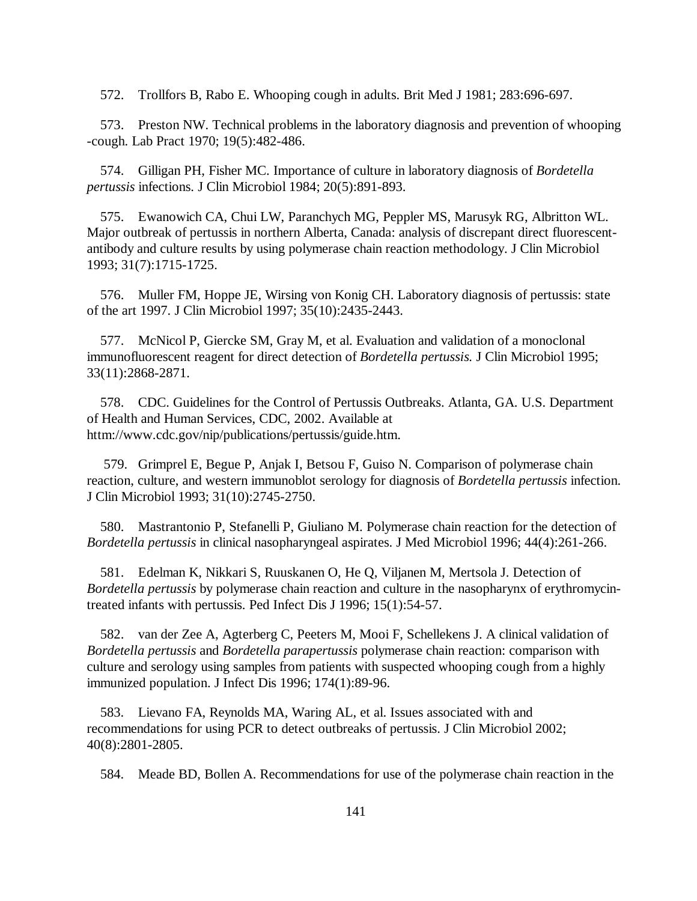572. Trollfors B, Rabo E. Whooping cough in adults. Brit Med J 1981; 283:696-697.

573. Preston NW. Technical problems in the laboratory diagnosis and prevention of whooping -cough. Lab Pract 1970; 19(5):482-486.

574. Gilligan PH, Fisher MC. Importance of culture in laboratory diagnosis of *Bordetella pertussis* infections. J Clin Microbiol 1984; 20(5):891-893.

575. Ewanowich CA, Chui LW, Paranchych MG, Peppler MS, Marusyk RG, Albritton WL. Major outbreak of pertussis in northern Alberta, Canada: analysis of discrepant direct fluorescent-antibody and culture results by using polymerase chain reaction methodology. J Clin Microbiol 1993; 31(7):1715-1725.

576. Muller FM, Hoppe JE, Wirsing von Konig CH. Laboratory diagnosis of pertussis: state of the art 1997. J Clin Microbiol 1997; 35(10):2435-2443.

577. McNicol P, Giercke SM, Gray M, et al. Evaluation and validation of a monoclonal immunofluorescent reagent for direct detection of *Bordetella pertussis.* J Clin Microbiol 1995; 33(11):2868-2871.

578. CDC. Guidelines for the Control of Pertussis Outbreaks. Atlanta, GA. U.S. Department of Health and Human Services, CDC, 2002. Available at httm://www.cdc.gov/nip/publications/pertussis/guide.htm.

579. Grimprel E, Begue P, Anjak I, Betsou F, Guiso N. Comparison of polymerase chain reaction, culture, and western immunoblot serology for diagnosis of *Bordetella pertussis* infection. J Clin Microbiol 1993; 31(10):2745-2750.

580. Mastrantonio P, Stefanelli P, Giuliano M. Polymerase chain reaction for the detection of *Bordetella pertussis* in clinical nasopharyngeal aspirates. J Med Microbiol 1996; 44(4):261-266.

581. Edelman K, Nikkari S, Ruuskanen O, He Q, Viljanen M, Mertsola J. Detection of *Bordetella pertussis* by polymerase chain reaction and culture in the nasopharynx of erythromycin-treated infants with pertussis. Ped Infect Dis J 1996; 15(1):54-57.

582. van der Zee A, Agterberg C, Peeters M, Mooi F, Schellekens J. A clinical validation of *Bordetella pertussis* and *Bordetella parapertussis* polymerase chain reaction: comparison with culture and serology using samples from patients with suspected whooping cough from a highly immunized population. J Infect Dis 1996; 174(1):89-96.

583. Lievano FA, Reynolds MA, Waring AL, et al. Issues associated with and recommendations for using PCR to detect outbreaks of pertussis. J Clin Microbiol 2002; 40(8):2801-2805.

584. Meade BD, Bollen A. Recommendations for use of the polymerase chain reaction in the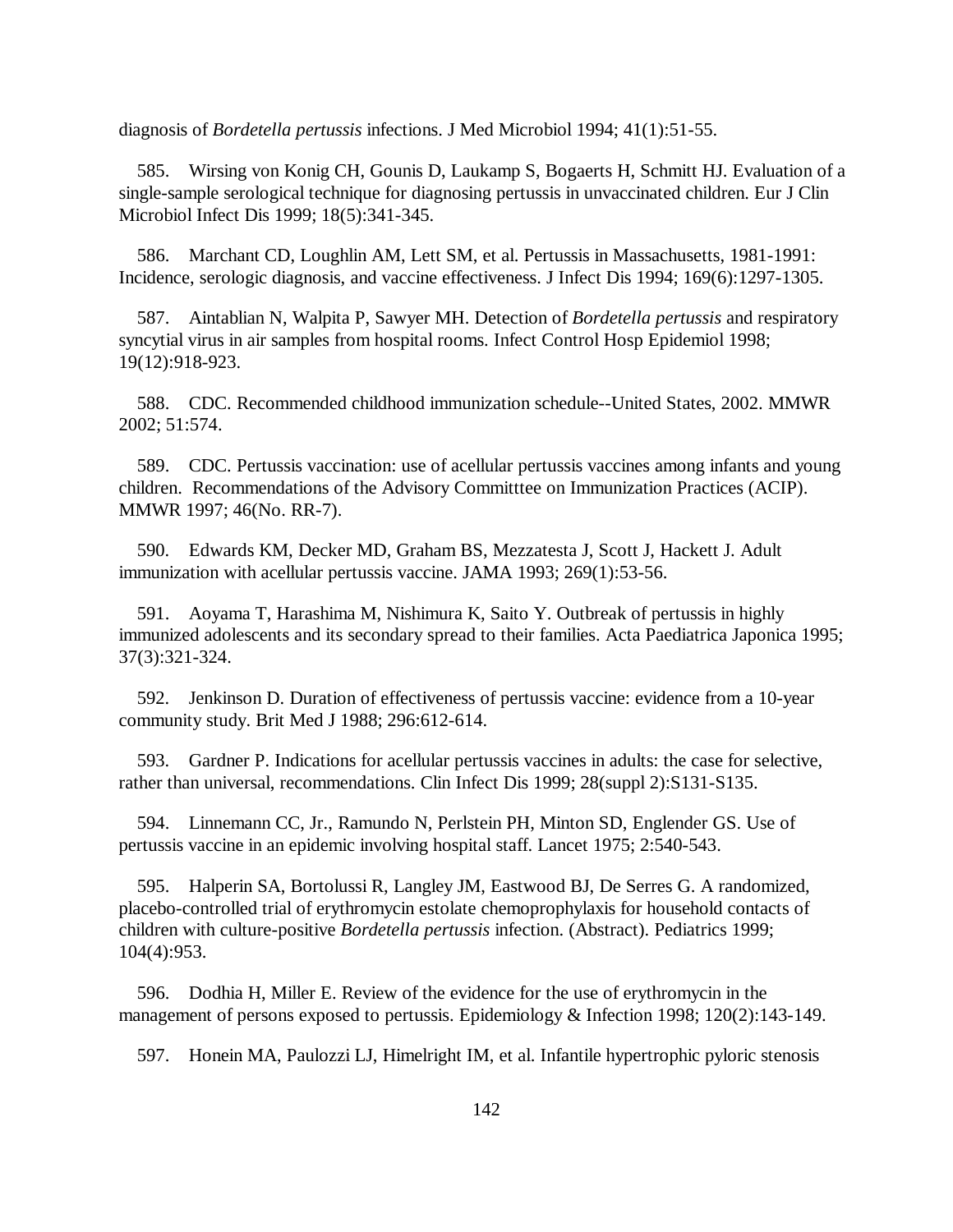diagnosis of *Bordetella pertussis* infections. J Med Microbiol 1994; 41(1):51-55.

585. Wirsing von Konig CH, Gounis D, Laukamp S, Bogaerts H, Schmitt HJ. Evaluation of a single-sample serological technique for diagnosing pertussis in unvaccinated children. Eur J Clin Microbiol Infect Dis 1999; 18(5):341-345.

586. Marchant CD, Loughlin AM, Lett SM, et al. Pertussis in Massachusetts, 1981-1991: Incidence, serologic diagnosis, and vaccine effectiveness. J Infect Dis 1994; 169(6):1297-1305.

587. Aintablian N, Walpita P, Sawyer MH. Detection of *Bordetella pertussis* and respiratory syncytial virus in air samples from hospital rooms. Infect Control Hosp Epidemiol 1998; 19(12):918-923.

588. CDC. Recommended childhood immunization schedule--United States, 2002. MMWR 2002; 51:574.

589. CDC. Pertussis vaccination: use of acellular pertussis vaccines among infants and young children. Recommendations of the Advisory Committtee on Immunization Practices (ACIP). MMWR 1997; 46(No. RR-7).

590. Edwards KM, Decker MD, Graham BS, Mezzatesta J, Scott J, Hackett J. Adult immunization with acellular pertussis vaccine. JAMA 1993; 269(1):53-56.

591. Aoyama T, Harashima M, Nishimura K, Saito Y. Outbreak of pertussis in highly immunized adolescents and its secondary spread to their families. Acta Paediatrica Japonica 1995; 37(3):321-324.

592. Jenkinson D. Duration of effectiveness of pertussis vaccine: evidence from a 10-year community study. Brit Med J 1988; 296:612-614.

593. Gardner P. Indications for acellular pertussis vaccines in adults: the case for selective, rather than universal, recommendations. Clin Infect Dis 1999; 28(suppl 2):S131-S135.

594. Linnemann CC, Jr., Ramundo N, Perlstein PH, Minton SD, Englender GS. Use of pertussis vaccine in an epidemic involving hospital staff. Lancet 1975; 2:540-543.

595. Halperin SA, Bortolussi R, Langley JM, Eastwood BJ, De Serres G. A randomized, placebo-controlled trial of erythromycin estolate chemoprophylaxis for household contacts of children with culture-positive *Bordetella pertussis* infection. (Abstract). Pediatrics 1999; 104(4):953.

596. Dodhia H, Miller E. Review of the evidence for the use of erythromycin in the management of persons exposed to pertussis. Epidemiology & Infection 1998; 120(2):143-149.

597. Honein MA, Paulozzi LJ, Himelright IM, et al. Infantile hypertrophic pyloric stenosis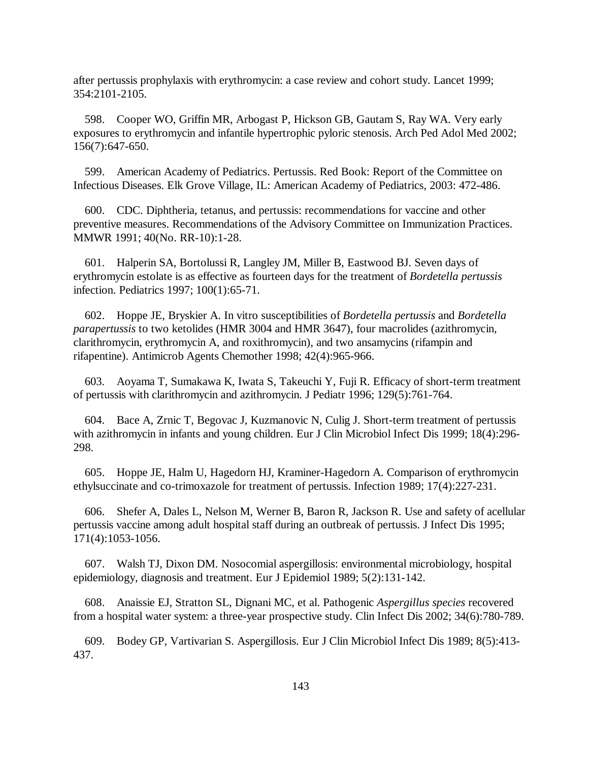after pertussis prophylaxis with erythromycin: a case review and cohort study. Lancet 1999; 354:2101-2105.

598. Cooper WO, Griffin MR, Arbogast P, Hickson GB, Gautam S, Ray WA. Very early exposures to erythromycin and infantile hypertrophic pyloric stenosis. Arch Ped Adol Med 2002; 156(7):647-650.

599. American Academy of Pediatrics. Pertussis. Red Book: Report of the Committee on Infectious Diseases. Elk Grove Village, IL: American Academy of Pediatrics, 2003: 472-486.

600. CDC. Diphtheria, tetanus, and pertussis: recommendations for vaccine and other preventive measures. Recommendations of the Advisory Committee on Immunization Practices. MMWR 1991; 40(No. RR-10):1-28.

601. Halperin SA, Bortolussi R, Langley JM, Miller B, Eastwood BJ. Seven days of erythromycin estolate is as effective as fourteen days for the treatment of *Bordetella pertussis* infection. Pediatrics 1997; 100(1):65-71.

602. Hoppe JE, Bryskier A. In vitro susceptibilities of *Bordetella pertussis* and *Bordetella parapertussis* to two ketolides (HMR 3004 and HMR 3647), four macrolides (azithromycin, clarithromycin, erythromycin A, and roxithromycin), and two ansamycins (rifampin and rifapentine). Antimicrob Agents Chemother 1998; 42(4):965-966.

603. Aoyama T, Sumakawa K, Iwata S, Takeuchi Y, Fuji R. Efficacy of short-term treatment of pertussis with clarithromycin and azithromycin. J Pediatr 1996; 129(5):761-764.

604. Bace A, Zrnic T, Begovac J, Kuzmanovic N, Culig J. Short-term treatment of pertussis with azithromycin in infants and young children. Eur J Clin Microbiol Infect Dis 1999; 18(4):296-298.

605. Hoppe JE, Halm U, Hagedorn HJ, Kraminer-Hagedorn A. Comparison of erythromycin ethylsuccinate and co-trimoxazole for treatment of pertussis. Infection 1989; 17(4):227-231.

606. Shefer A, Dales L, Nelson M, Werner B, Baron R, Jackson R. Use and safety of acellular pertussis vaccine among adult hospital staff during an outbreak of pertussis. J Infect Dis 1995; 171(4):1053-1056.

607. Walsh TJ, Dixon DM. Nosocomial aspergillosis: environmental microbiology, hospital epidemiology, diagnosis and treatment. Eur J Epidemiol 1989; 5(2):131-142.

608. Anaissie EJ, Stratton SL, Dignani MC, et al. Pathogenic *Aspergillus species* recovered from a hospital water system: a three-year prospective study. Clin Infect Dis 2002; 34(6):780-789.

609. Bodey GP, Vartivarian S. Aspergillosis. Eur J Clin Microbiol Infect Dis 1989; 8(5):413-437.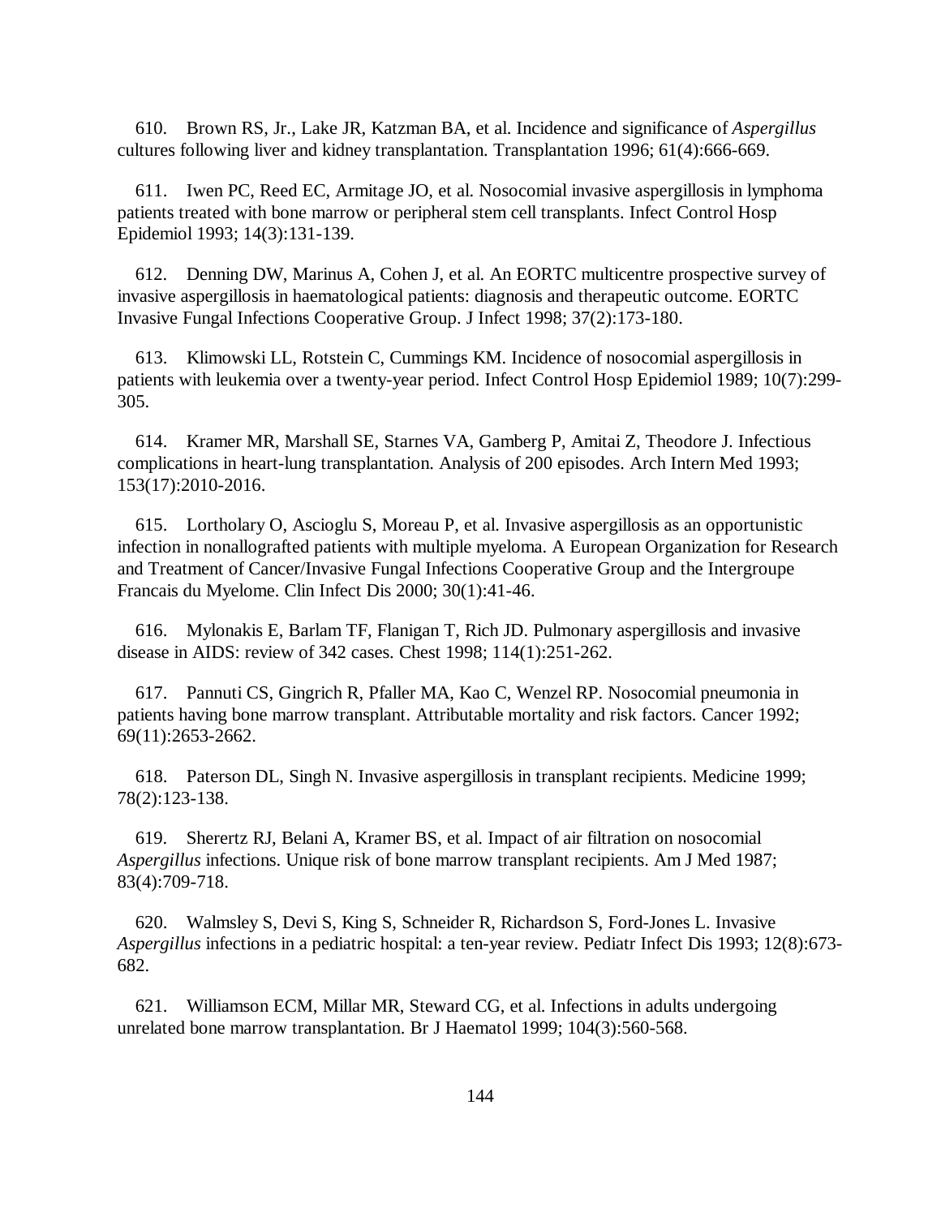610. Brown RS, Jr., Lake JR, Katzman BA, et al. Incidence and significance of *Aspergillus* cultures following liver and kidney transplantation. Transplantation 1996; 61(4):666-669.

611. Iwen PC, Reed EC, Armitage JO, et al. Nosocomial invasive aspergillosis in lymphoma patients treated with bone marrow or peripheral stem cell transplants. Infect Control Hosp Epidemiol 1993; 14(3):131-139.

612. Denning DW, Marinus A, Cohen J, et al. An EORTC multicentre prospective survey of invasive aspergillosis in haematological patients: diagnosis and therapeutic outcome. EORTC Invasive Fungal Infections Cooperative Group. J Infect 1998; 37(2):173-180.

613. Klimowski LL, Rotstein C, Cummings KM. Incidence of nosocomial aspergillosis in patients with leukemia over a twenty-year period. Infect Control Hosp Epidemiol 1989; 10(7):299-305.

614. Kramer MR, Marshall SE, Starnes VA, Gamberg P, Amitai Z, Theodore J. Infectious complications in heart-lung transplantation. Analysis of 200 episodes. Arch Intern Med 1993; 153(17):2010-2016.

615. Lortholary O, Ascioglu S, Moreau P, et al. Invasive aspergillosis as an opportunistic infection in nonallografted patients with multiple myeloma. A European Organization for Research and Treatment of Cancer/Invasive Fungal Infections Cooperative Group and the Intergroupe Francais du Myelome. Clin Infect Dis 2000; 30(1):41-46.

616. Mylonakis E, Barlam TF, Flanigan T, Rich JD. Pulmonary aspergillosis and invasive disease in AIDS: review of 342 cases. Chest 1998; 114(1):251-262.

617. Pannuti CS, Gingrich R, Pfaller MA, Kao C, Wenzel RP. Nosocomial pneumonia in patients having bone marrow transplant. Attributable mortality and risk factors. Cancer 1992; 69(11):2653-2662.

618. Paterson DL, Singh N. Invasive aspergillosis in transplant recipients. Medicine 1999; 78(2):123-138.

619. Sherertz RJ, Belani A, Kramer BS, et al. Impact of air filtration on nosocomial *Aspergillus* infections. Unique risk of bone marrow transplant recipients. Am J Med 1987; 83(4):709-718.

620. Walmsley S, Devi S, King S, Schneider R, Richardson S, Ford-Jones L. Invasive *Aspergillus* infections in a pediatric hospital: a ten-year review. Pediatr Infect Dis 1993; 12(8):673-682.

621. Williamson ECM, Millar MR, Steward CG, et al. Infections in adults undergoing unrelated bone marrow transplantation. Br J Haematol 1999; 104(3):560-568.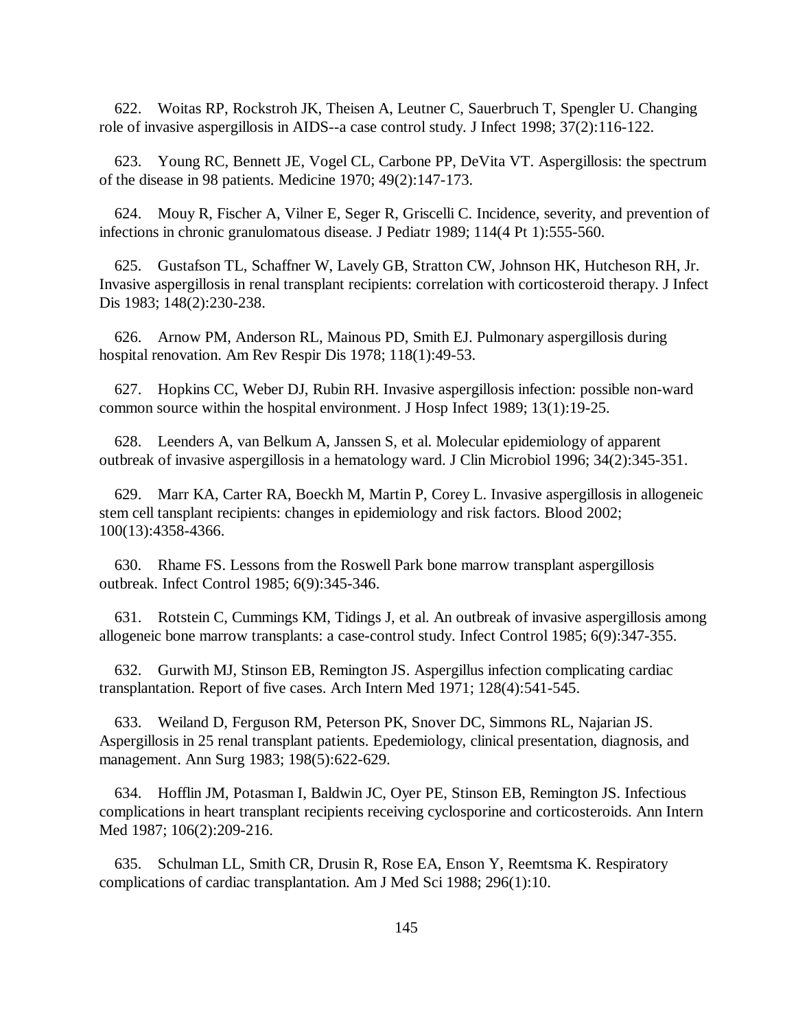622. Woitas RP, Rockstroh JK, Theisen A, Leutner C, Sauerbruch T, Spengler U. Changing role of invasive aspergillosis in AIDS--a case control study. J Infect 1998; 37(2):116-122.

623. Young RC, Bennett JE, Vogel CL, Carbone PP, DeVita VT. Aspergillosis: the spectrum of the disease in 98 patients. Medicine 1970; 49(2):147-173.

624. Mouy R, Fischer A, Vilner E, Seger R, Griscelli C. Incidence, severity, and prevention of infections in chronic granulomatous disease. J Pediatr 1989; 114(4 Pt 1):555-560.

625. Gustafson TL, Schaffner W, Lavely GB, Stratton CW, Johnson HK, Hutcheson RH, Jr. Invasive aspergillosis in renal transplant recipients: correlation with corticosteroid therapy. J Infect Dis 1983; 148(2):230-238.

626. Arnow PM, Anderson RL, Mainous PD, Smith EJ. Pulmonary aspergillosis during hospital renovation. Am Rev Respir Dis 1978; 118(1):49-53.

627. Hopkins CC, Weber DJ, Rubin RH. Invasive aspergillosis infection: possible non-ward common source within the hospital environment. J Hosp Infect 1989; 13(1):19-25.

628. Leenders A, van Belkum A, Janssen S, et al. Molecular epidemiology of apparent outbreak of invasive aspergillosis in a hematology ward. J Clin Microbiol 1996; 34(2):345-351.

629. Marr KA, Carter RA, Boeckh M, Martin P, Corey L. Invasive aspergillosis in allogeneic stem cell tansplant recipients: changes in epidemiology and risk factors. Blood 2002; 100(13):4358-4366.

630. Rhame FS. Lessons from the Roswell Park bone marrow transplant aspergillosis outbreak. Infect Control 1985; 6(9):345-346.

631. Rotstein C, Cummings KM, Tidings J, et al. An outbreak of invasive aspergillosis among allogeneic bone marrow transplants: a case-control study. Infect Control 1985; 6(9):347-355.

632. Gurwith MJ, Stinson EB, Remington JS. Aspergillus infection complicating cardiac transplantation. Report of five cases. Arch Intern Med 1971; 128(4):541-545.

633. Weiland D, Ferguson RM, Peterson PK, Snover DC, Simmons RL, Najarian JS. Aspergillosis in 25 renal transplant patients. Epedemiology, clinical presentation, diagnosis, and management. Ann Surg 1983; 198(5):622-629.

634. Hofflin JM, Potasman I, Baldwin JC, Oyer PE, Stinson EB, Remington JS. Infectious complications in heart transplant recipients receiving cyclosporine and corticosteroids. Ann Intern Med 1987; 106(2):209-216.

635. Schulman LL, Smith CR, Drusin R, Rose EA, Enson Y, Reemtsma K. Respiratory complications of cardiac transplantation. Am J Med Sci 1988; 296(1):10.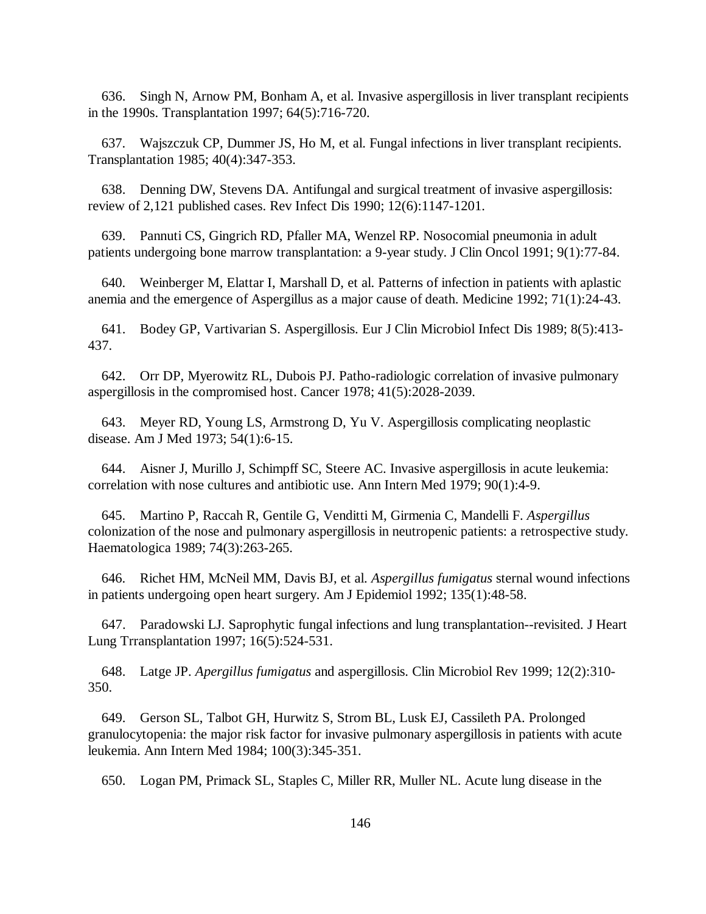636. Singh N, Arnow PM, Bonham A, et al. Invasive aspergillosis in liver transplant recipients in the 1990s. Transplantation 1997; 64(5):716-720.

637. Wajszczuk CP, Dummer JS, Ho M, et al. Fungal infections in liver transplant recipients. Transplantation 1985; 40(4):347-353.

638. Denning DW, Stevens DA. Antifungal and surgical treatment of invasive aspergillosis: review of 2,121 published cases. Rev Infect Dis 1990; 12(6):1147-1201.

639. Pannuti CS, Gingrich RD, Pfaller MA, Wenzel RP. Nosocomial pneumonia in adult patients undergoing bone marrow transplantation: a 9-year study. J Clin Oncol 1991; 9(1):77-84.

640. Weinberger M, Elattar I, Marshall D, et al. Patterns of infection in patients with aplastic anemia and the emergence of Aspergillus as a major cause of death. Medicine 1992; 71(1):24-43.

641. Bodey GP, Vartivarian S. Aspergillosis. Eur J Clin Microbiol Infect Dis 1989; 8(5):413-437.

642. Orr DP, Myerowitz RL, Dubois PJ. Patho-radiologic correlation of invasive pulmonary aspergillosis in the compromised host. Cancer 1978; 41(5):2028-2039.

643. Meyer RD, Young LS, Armstrong D, Yu V. Aspergillosis complicating neoplastic disease. Am J Med 1973; 54(1):6-15.

644. Aisner J, Murillo J, Schimpff SC, Steere AC. Invasive aspergillosis in acute leukemia: correlation with nose cultures and antibiotic use. Ann Intern Med 1979; 90(1):4-9.

645. Martino P, Raccah R, Gentile G, Venditti M, Girmenia C, Mandelli F. *Aspergillus* colonization of the nose and pulmonary aspergillosis in neutropenic patients: a retrospective study. Haematologica 1989; 74(3):263-265.

646. Richet HM, McNeil MM, Davis BJ, et al. *Aspergillus fumigatus* sternal wound infections in patients undergoing open heart surgery. Am J Epidemiol 1992; 135(1):48-58.

647. Paradowski LJ. Saprophytic fungal infections and lung transplantation--revisited. J Heart Lung Trransplantation 1997; 16(5):524-531.

648. Latge JP. *Apergillus fumigatus* and aspergillosis. Clin Microbiol Rev 1999; 12(2):310-350.

649. Gerson SL, Talbot GH, Hurwitz S, Strom BL, Lusk EJ, Cassileth PA. Prolonged granulocytopenia: the major risk factor for invasive pulmonary aspergillosis in patients with acute leukemia. Ann Intern Med 1984; 100(3):345-351.

650. Logan PM, Primack SL, Staples C, Miller RR, Muller NL. Acute lung disease in the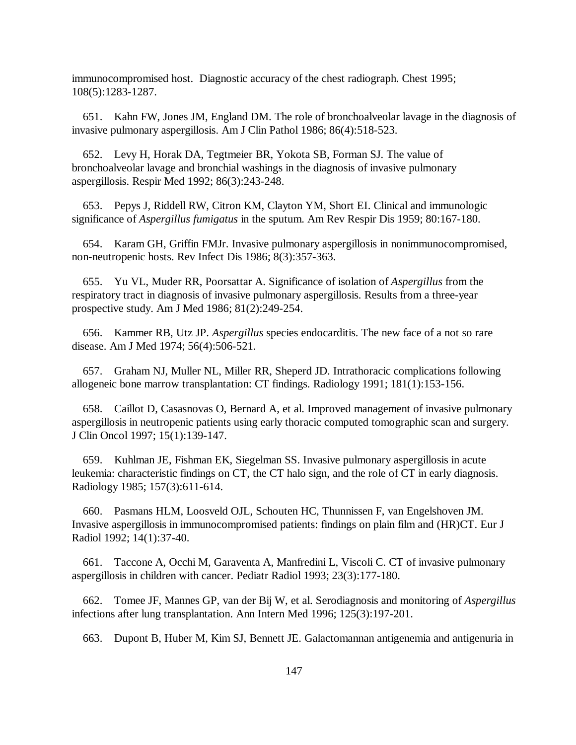immunocompromised host. Diagnostic accuracy of the chest radiograph. Chest 1995; 108(5):1283-1287.

651. Kahn FW, Jones JM, England DM. The role of bronchoalveolar lavage in the diagnosis of invasive pulmonary aspergillosis. Am J Clin Pathol 1986; 86(4):518-523.

652. Levy H, Horak DA, Tegtmeier BR, Yokota SB, Forman SJ. The value of bronchoalveolar lavage and bronchial washings in the diagnosis of invasive pulmonary aspergillosis. Respir Med 1992; 86(3):243-248.

653. Pepys J, Riddell RW, Citron KM, Clayton YM, Short EI. Clinical and immunologic significance of *Aspergillus fumigatus* in the sputum. Am Rev Respir Dis 1959; 80:167-180.

654. Karam GH, Griffin FMJr. Invasive pulmonary aspergillosis in nonimmunocompromised, non-neutropenic hosts. Rev Infect Dis 1986; 8(3):357-363.

655. Yu VL, Muder RR, Poorsattar A. Significance of isolation of *Aspergillus* from the respiratory tract in diagnosis of invasive pulmonary aspergillosis. Results from a three-year prospective study. Am J Med 1986; 81(2):249-254.

656. Kammer RB, Utz JP. *Aspergillus* species endocarditis. The new face of a not so rare disease. Am J Med 1974; 56(4):506-521.

657. Graham NJ, Muller NL, Miller RR, Sheperd JD. Intrathoracic complications following allogeneic bone marrow transplantation: CT findings. Radiology 1991; 181(1):153-156.

658. Caillot D, Casasnovas O, Bernard A, et al. Improved management of invasive pulmonary aspergillosis in neutropenic patients using early thoracic computed tomographic scan and surgery. J Clin Oncol 1997; 15(1):139-147.

659. Kuhlman JE, Fishman EK, Siegelman SS. Invasive pulmonary aspergillosis in acute leukemia: characteristic findings on CT, the CT halo sign, and the role of CT in early diagnosis. Radiology 1985; 157(3):611-614.

660. Pasmans HLM, Loosveld OJL, Schouten HC, Thunnissen F, van Engelshoven JM. Invasive aspergillosis in immunocompromised patients: findings on plain film and (HR)CT. Eur J Radiol 1992; 14(1):37-40.

661. Taccone A, Occhi M, Garaventa A, Manfredini L, Viscoli C. CT of invasive pulmonary aspergillosis in children with cancer. Pediatr Radiol 1993; 23(3):177-180.

662. Tomee JF, Mannes GP, van der Bij W, et al. Serodiagnosis and monitoring of *Aspergillus* infections after lung transplantation. Ann Intern Med 1996; 125(3):197-201.

663. Dupont B, Huber M, Kim SJ, Bennett JE. Galactomannan antigenemia and antigenuria in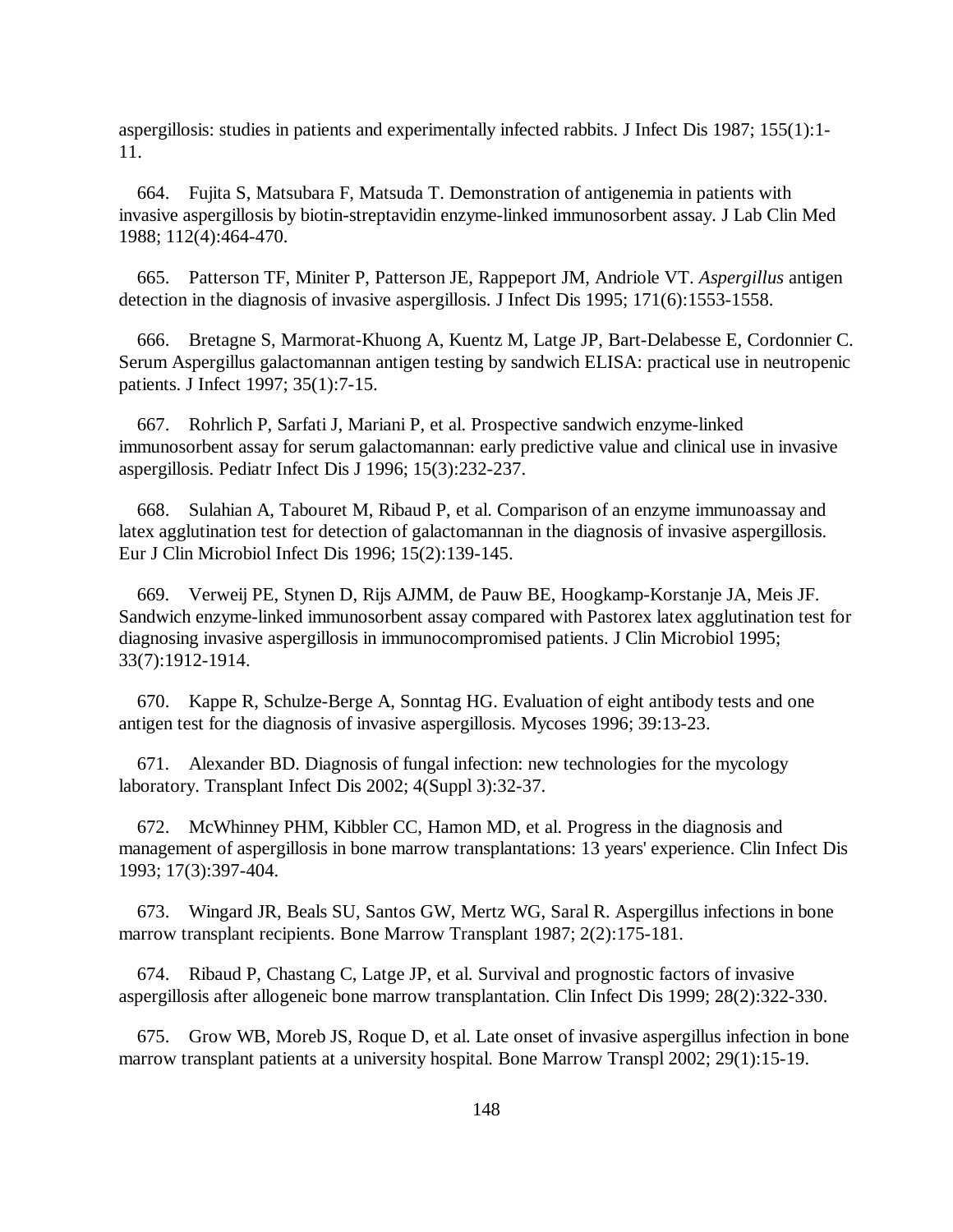aspergillosis: studies in patients and experimentally infected rabbits. J Infect Dis 1987; 155(1):1-11.

664. Fujita S, Matsubara F, Matsuda T. Demonstration of antigenemia in patients with invasive aspergillosis by biotin-streptavidin enzyme-linked immunosorbent assay. J Lab Clin Med 1988; 112(4):464-470.

665. Patterson TF, Miniter P, Patterson JE, Rappeport JM, Andriole VT. *Aspergillus* antigen detection in the diagnosis of invasive aspergillosis. J Infect Dis 1995; 171(6):1553-1558.

666. Bretagne S, Marmorat-Khuong A, Kuentz M, Latge JP, Bart-Delabesse E, Cordonnier C. Serum Aspergillus galactomannan antigen testing by sandwich ELISA: practical use in neutropenic patients. J Infect 1997; 35(1):7-15.

667. Rohrlich P, Sarfati J, Mariani P, et al. Prospective sandwich enzyme-linked immunosorbent assay for serum galactomannan: early predictive value and clinical use in invasive aspergillosis. Pediatr Infect Dis J 1996; 15(3):232-237.

668. Sulahian A, Tabouret M, Ribaud P, et al. Comparison of an enzyme immunoassay and latex agglutination test for detection of galactomannan in the diagnosis of invasive aspergillosis. Eur J Clin Microbiol Infect Dis 1996; 15(2):139-145.

669. Verweij PE, Stynen D, Rijs AJMM, de Pauw BE, Hoogkamp-Korstanje JA, Meis JF. Sandwich enzyme-linked immunosorbent assay compared with Pastorex latex agglutination test for diagnosing invasive aspergillosis in immunocompromised patients. J Clin Microbiol 1995; 33(7):1912-1914.

670. Kappe R, Schulze-Berge A, Sonntag HG. Evaluation of eight antibody tests and one antigen test for the diagnosis of invasive aspergillosis. Mycoses 1996; 39:13-23.

671. Alexander BD. Diagnosis of fungal infection: new technologies for the mycology laboratory. Transplant Infect Dis 2002; 4(Suppl 3):32-37.

672. McWhinney PHM, Kibbler CC, Hamon MD, et al. Progress in the diagnosis and management of aspergillosis in bone marrow transplantations: 13 years' experience. Clin Infect Dis 1993; 17(3):397-404.

673. Wingard JR, Beals SU, Santos GW, Mertz WG, Saral R. Aspergillus infections in bone marrow transplant recipients. Bone Marrow Transplant 1987; 2(2):175-181.

674. Ribaud P, Chastang C, Latge JP, et al. Survival and prognostic factors of invasive aspergillosis after allogeneic bone marrow transplantation. Clin Infect Dis 1999; 28(2):322-330.

675. Grow WB, Moreb JS, Roque D, et al. Late onset of invasive aspergillus infection in bone marrow transplant patients at a university hospital. Bone Marrow Transpl 2002; 29(1):15-19.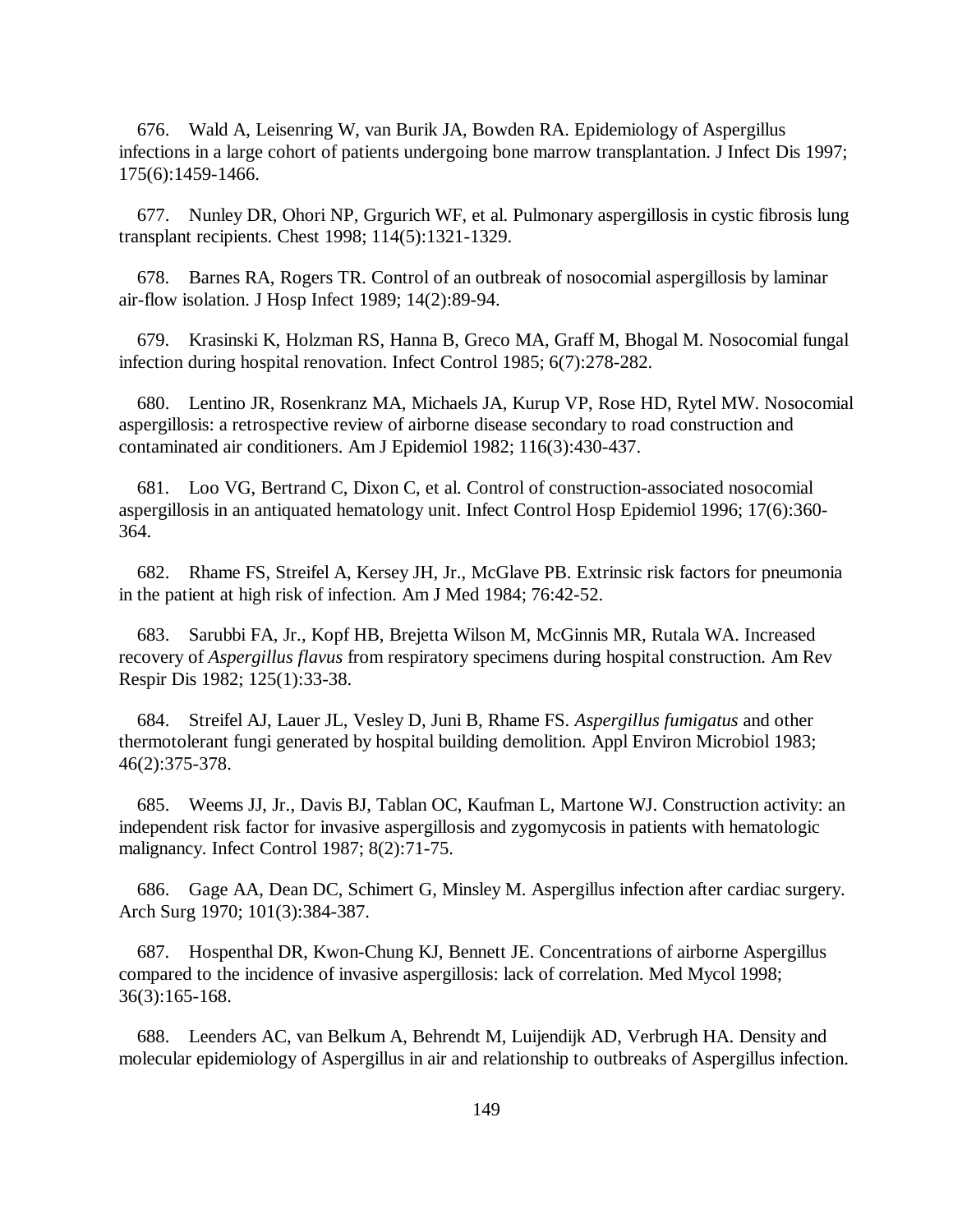676. Wald A, Leisenring W, van Burik JA, Bowden RA. Epidemiology of Aspergillus infections in a large cohort of patients undergoing bone marrow transplantation. J Infect Dis 1997; 175(6):1459-1466.

677. Nunley DR, Ohori NP, Grgurich WF, et al. Pulmonary aspergillosis in cystic fibrosis lung transplant recipients. Chest 1998; 114(5):1321-1329.

678. Barnes RA, Rogers TR. Control of an outbreak of nosocomial aspergillosis by laminar air-flow isolation. J Hosp Infect 1989; 14(2):89-94.

679. Krasinski K, Holzman RS, Hanna B, Greco MA, Graff M, Bhogal M. Nosocomial fungal infection during hospital renovation. Infect Control 1985; 6(7):278-282.

680. Lentino JR, Rosenkranz MA, Michaels JA, Kurup VP, Rose HD, Rytel MW. Nosocomial aspergillosis: a retrospective review of airborne disease secondary to road construction and contaminated air conditioners. Am J Epidemiol 1982; 116(3):430-437.

681. Loo VG, Bertrand C, Dixon C, et al. Control of construction-associated nosocomial aspergillosis in an antiquated hematology unit. Infect Control Hosp Epidemiol 1996; 17(6):360-364.

682. Rhame FS, Streifel A, Kersey JH, Jr., McGlave PB. Extrinsic risk factors for pneumonia in the patient at high risk of infection. Am J Med 1984; 76:42-52.

683. Sarubbi FA, Jr., Kopf HB, Brejetta Wilson M, McGinnis MR, Rutala WA. Increased recovery of *Aspergillus flavus* from respiratory specimens during hospital construction. Am Rev Respir Dis 1982; 125(1):33-38.

684. Streifel AJ, Lauer JL, Vesley D, Juni B, Rhame FS. *Aspergillus fumigatus* and other thermotolerant fungi generated by hospital building demolition. Appl Environ Microbiol 1983; 46(2):375-378.

685. Weems JJ, Jr., Davis BJ, Tablan OC, Kaufman L, Martone WJ. Construction activity: an independent risk factor for invasive aspergillosis and zygomycosis in patients with hematologic malignancy. Infect Control 1987; 8(2):71-75.

686. Gage AA, Dean DC, Schimert G, Minsley M. Aspergillus infection after cardiac surgery. Arch Surg 1970; 101(3):384-387.

687. Hospenthal DR, Kwon-Chung KJ, Bennett JE. Concentrations of airborne Aspergillus compared to the incidence of invasive aspergillosis: lack of correlation. Med Mycol 1998; 36(3):165-168.

688. Leenders AC, van Belkum A, Behrendt M, Luijendijk AD, Verbrugh HA. Density and molecular epidemiology of Aspergillus in air and relationship to outbreaks of Aspergillus infection.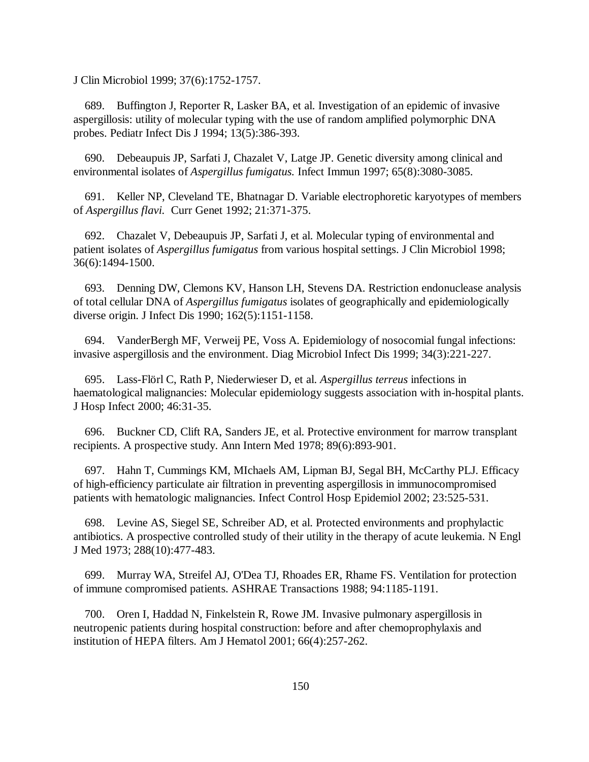J Clin Microbiol 1999; 37(6):1752-1757.

689. Buffington J, Reporter R, Lasker BA, et al. Investigation of an epidemic of invasive aspergillosis: utility of molecular typing with the use of random amplified polymorphic DNA probes. Pediatr Infect Dis J 1994; 13(5):386-393.

690. Debeaupuis JP, Sarfati J, Chazalet V, Latge JP. Genetic diversity among clinical and environmental isolates of *Aspergillus fumigatus.* Infect Immun 1997; 65(8):3080-3085.

691. Keller NP, Cleveland TE, Bhatnagar D. Variable electrophoretic karyotypes of members of *Aspergillus flavi.* Curr Genet 1992; 21:371-375.

692. Chazalet V, Debeaupuis JP, Sarfati J, et al. Molecular typing of environmental and patient isolates of *Aspergillus fumigatus* from various hospital settings. J Clin Microbiol 1998; 36(6):1494-1500.

693. Denning DW, Clemons KV, Hanson LH, Stevens DA. Restriction endonuclease analysis of total cellular DNA of *Aspergillus fumigatus* isolates of geographically and epidemiologically diverse origin. J Infect Dis 1990; 162(5):1151-1158.

694. VanderBergh MF, Verweij PE, Voss A. Epidemiology of nosocomial fungal infections: invasive aspergillosis and the environment. Diag Microbiol Infect Dis 1999; 34(3):221-227.

695. Lass-Flörl C, Rath P, Niederwieser D, et al. *Aspergillus terreus* infections in haematological malignancies: Molecular epidemiology suggests association with in-hospital plants. J Hosp Infect 2000; 46:31-35.

696. Buckner CD, Clift RA, Sanders JE, et al. Protective environment for marrow transplant recipients. A prospective study. Ann Intern Med 1978; 89(6):893-901.

697. Hahn T, Cummings KM, MIchaels AM, Lipman BJ, Segal BH, McCarthy PLJ. Efficacy of high-efficiency particulate air filtration in preventing aspergillosis in immunocompromised patients with hematologic malignancies. Infect Control Hosp Epidemiol 2002; 23:525-531.

698. Levine AS, Siegel SE, Schreiber AD, et al. Protected environments and prophylactic antibiotics. A prospective controlled study of their utility in the therapy of acute leukemia. N Engl J Med 1973; 288(10):477-483.

699. Murray WA, Streifel AJ, O'Dea TJ, Rhoades ER, Rhame FS. Ventilation for protection of immune compromised patients. ASHRAE Transactions 1988; 94:1185-1191.

700. Oren I, Haddad N, Finkelstein R, Rowe JM. Invasive pulmonary aspergillosis in neutropenic patients during hospital construction: before and after chemoprophylaxis and institution of HEPA filters. Am J Hematol 2001; 66(4):257-262.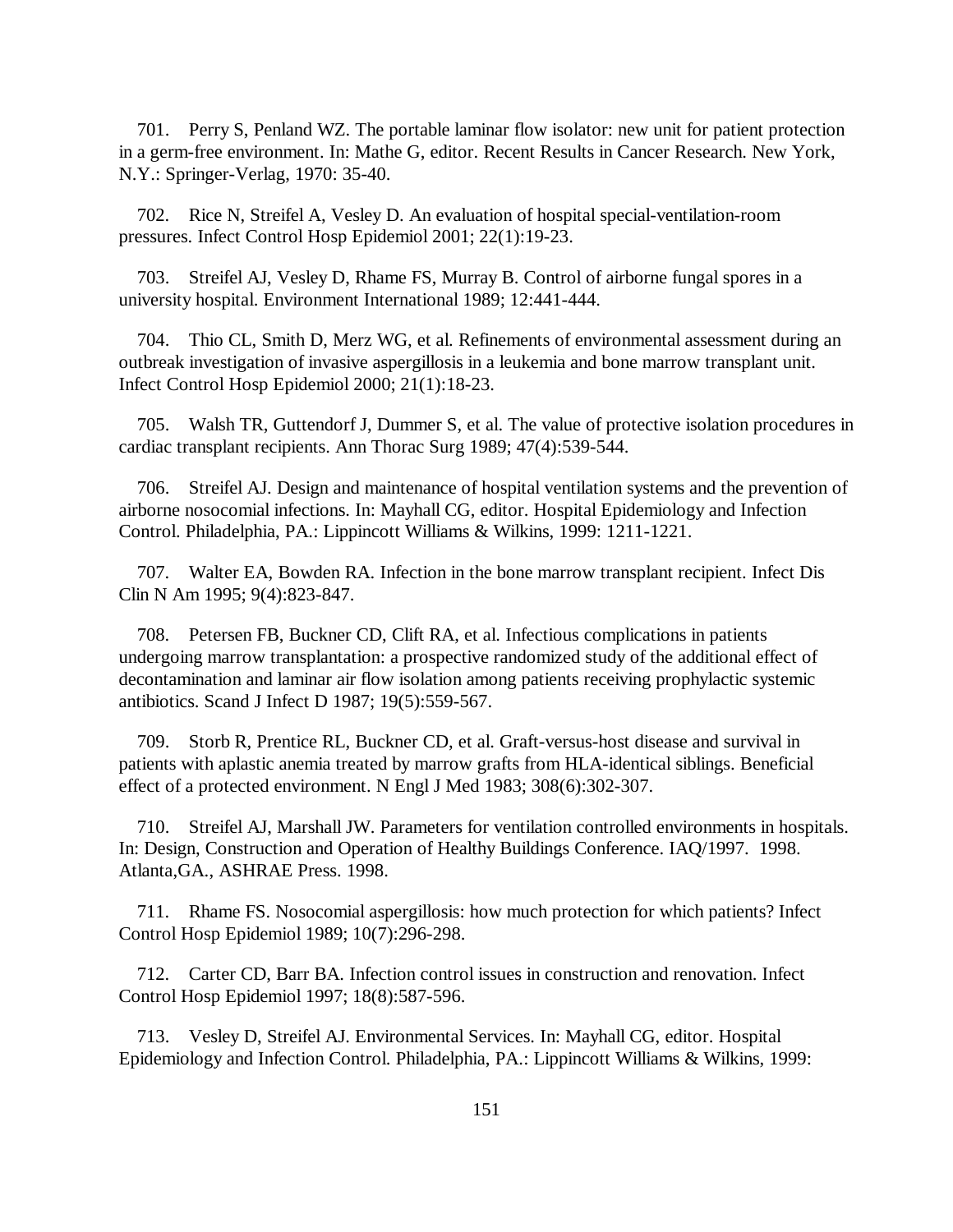701. Perry S, Penland WZ. The portable laminar flow isolator: new unit for patient protection in a germ-free environment. In: Mathe G, editor. Recent Results in Cancer Research. New York, N.Y.: Springer-Verlag, 1970: 35-40.

702. Rice N, Streifel A, Vesley D. An evaluation of hospital special-ventilation-room pressures. Infect Control Hosp Epidemiol 2001; 22(1):19-23.

703. Streifel AJ, Vesley D, Rhame FS, Murray B. Control of airborne fungal spores in a university hospital. Environment International 1989; 12:441-444.

704. Thio CL, Smith D, Merz WG, et al. Refinements of environmental assessment during an outbreak investigation of invasive aspergillosis in a leukemia and bone marrow transplant unit. Infect Control Hosp Epidemiol 2000; 21(1):18-23.

705. Walsh TR, Guttendorf J, Dummer S, et al. The value of protective isolation procedures in cardiac transplant recipients. Ann Thorac Surg 1989; 47(4):539-544.

706. Streifel AJ. Design and maintenance of hospital ventilation systems and the prevention of airborne nosocomial infections. In: Mayhall CG, editor. Hospital Epidemiology and Infection Control. Philadelphia, PA.: Lippincott Williams & Wilkins, 1999: 1211-1221.

707. Walter EA, Bowden RA. Infection in the bone marrow transplant recipient. Infect Dis Clin N Am 1995; 9(4):823-847.

708. Petersen FB, Buckner CD, Clift RA, et al. Infectious complications in patients undergoing marrow transplantation: a prospective randomized study of the additional effect of decontamination and laminar air flow isolation among patients receiving prophylactic systemic antibiotics. Scand J Infect D 1987; 19(5):559-567.

709. Storb R, Prentice RL, Buckner CD, et al. Graft-versus-host disease and survival in patients with aplastic anemia treated by marrow grafts from HLA-identical siblings. Beneficial effect of a protected environment. N Engl J Med 1983; 308(6):302-307.

710. Streifel AJ, Marshall JW. Parameters for ventilation controlled environments in hospitals. In: Design, Construction and Operation of Healthy Buildings Conference. IAQ/1997. 1998. Atlanta,GA., ASHRAE Press. 1998.

711. Rhame FS. Nosocomial aspergillosis: how much protection for which patients? Infect Control Hosp Epidemiol 1989; 10(7):296-298.

712. Carter CD, Barr BA. Infection control issues in construction and renovation. Infect Control Hosp Epidemiol 1997; 18(8):587-596.

713. Vesley D, Streifel AJ. Environmental Services. In: Mayhall CG, editor. Hospital Epidemiology and Infection Control. Philadelphia, PA.: Lippincott Williams & Wilkins, 1999: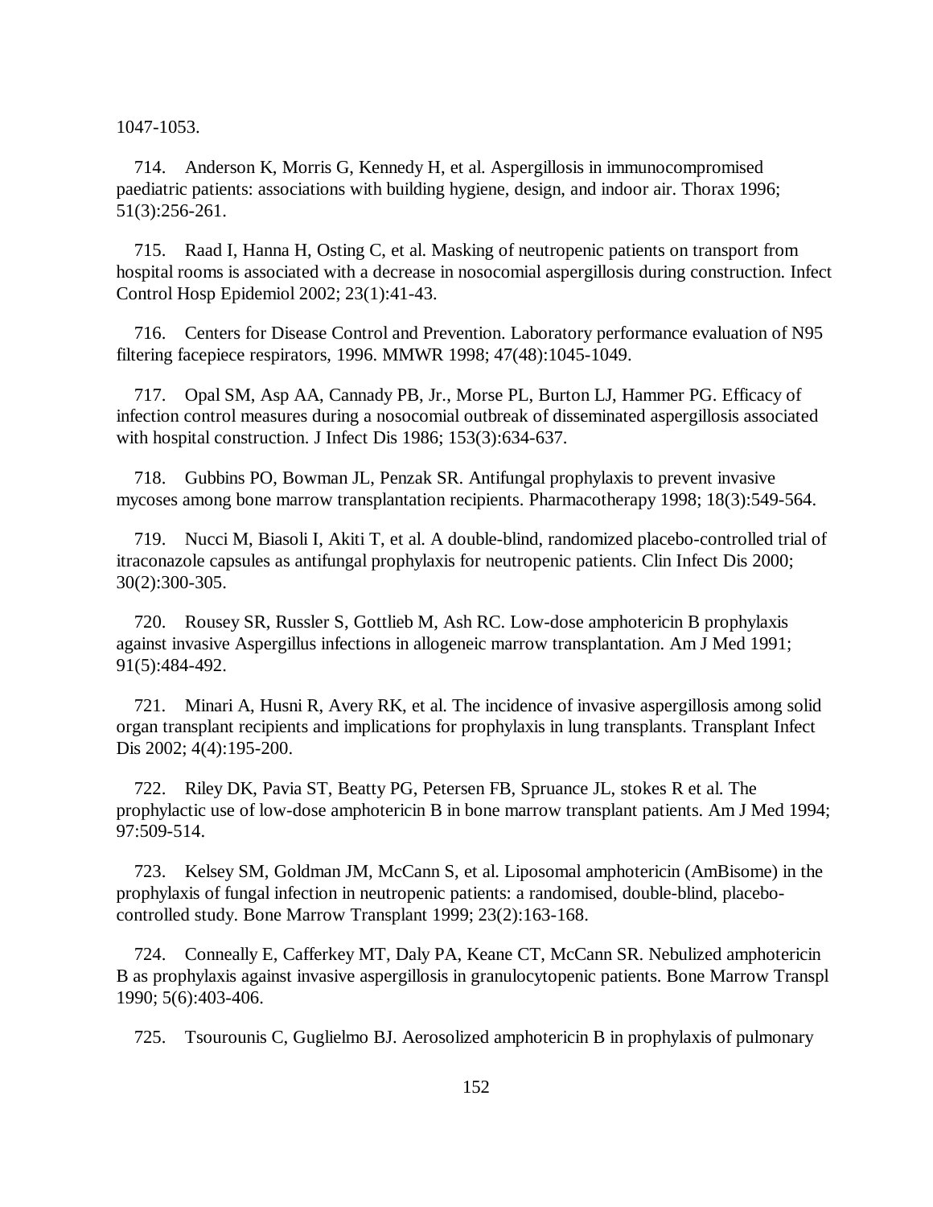1047-1053.

714. Anderson K, Morris G, Kennedy H, et al. Aspergillosis in immunocompromised paediatric patients: associations with building hygiene, design, and indoor air. Thorax 1996; 51(3):256-261.

715. Raad I, Hanna H, Osting C, et al. Masking of neutropenic patients on transport from hospital rooms is associated with a decrease in nosocomial aspergillosis during construction. Infect Control Hosp Epidemiol 2002; 23(1):41-43.

716. Centers for Disease Control and Prevention. Laboratory performance evaluation of N95 filtering facepiece respirators, 1996. MMWR 1998; 47(48):1045-1049.

717. Opal SM, Asp AA, Cannady PB, Jr., Morse PL, Burton LJ, Hammer PG. Efficacy of infection control measures during a nosocomial outbreak of disseminated aspergillosis associated with hospital construction. J Infect Dis 1986; 153(3):634-637.

718. Gubbins PO, Bowman JL, Penzak SR. Antifungal prophylaxis to prevent invasive mycoses among bone marrow transplantation recipients. Pharmacotherapy 1998; 18(3):549-564.

719. Nucci M, Biasoli I, Akiti T, et al. A double-blind, randomized placebo-controlled trial of itraconazole capsules as antifungal prophylaxis for neutropenic patients. Clin Infect Dis 2000; 30(2):300-305.

720. Rousey SR, Russler S, Gottlieb M, Ash RC. Low-dose amphotericin B prophylaxis against invasive Aspergillus infections in allogeneic marrow transplantation. Am J Med 1991; 91(5):484-492.

721. Minari A, Husni R, Avery RK, et al. The incidence of invasive aspergillosis among solid organ transplant recipients and implications for prophylaxis in lung transplants. Transplant Infect Dis 2002; 4(4):195-200.

722. Riley DK, Pavia ST, Beatty PG, Petersen FB, Spruance JL, stokes R et al. The prophylactic use of low-dose amphotericin B in bone marrow transplant patients. Am J Med 1994; 97:509-514.

723. Kelsey SM, Goldman JM, McCann S, et al. Liposomal amphotericin (AmBisome) in the prophylaxis of fungal infection in neutropenic patients: a randomised, double-blind, placebo-controlled study. Bone Marrow Transplant 1999; 23(2):163-168.

724. Conneally E, Cafferkey MT, Daly PA, Keane CT, McCann SR. Nebulized amphotericin B as prophylaxis against invasive aspergillosis in granulocytopenic patients. Bone Marrow Transpl 1990; 5(6):403-406.

725. Tsourounis C, Guglielmo BJ. Aerosolized amphotericin B in prophylaxis of pulmonary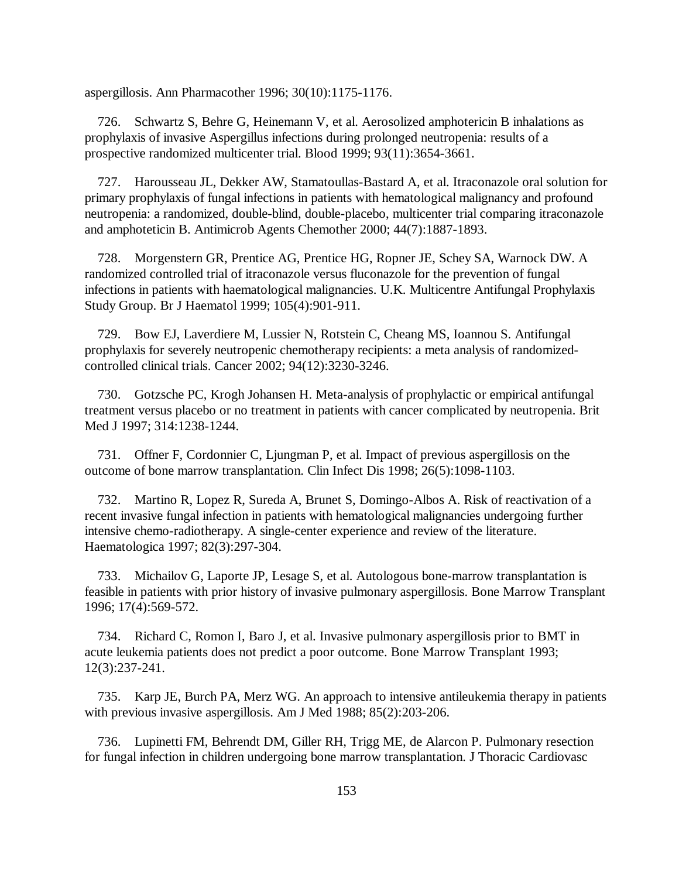aspergillosis. Ann Pharmacother 1996; 30(10):1175-1176.

726. Schwartz S, Behre G, Heinemann V, et al. Aerosolized amphotericin B inhalations as prophylaxis of invasive Aspergillus infections during prolonged neutropenia: results of a prospective randomized multicenter trial. Blood 1999; 93(11):3654-3661.

727. Harousseau JL, Dekker AW, Stamatoullas-Bastard A, et al. Itraconazole oral solution for primary prophylaxis of fungal infections in patients with hematological malignancy and profound neutropenia: a randomized, double-blind, double-placebo, multicenter trial comparing itraconazole and amphoteticin B. Antimicrob Agents Chemother 2000; 44(7):1887-1893.

728. Morgenstern GR, Prentice AG, Prentice HG, Ropner JE, Schey SA, Warnock DW. A randomized controlled trial of itraconazole versus fluconazole for the prevention of fungal infections in patients with haematological malignancies. U.K. Multicentre Antifungal Prophylaxis Study Group. Br J Haematol 1999; 105(4):901-911.

729. Bow EJ, Laverdiere M, Lussier N, Rotstein C, Cheang MS, Ioannou S. Antifungal prophylaxis for severely neutropenic chemotherapy recipients: a meta analysis of randomized-controlled clinical trials. Cancer 2002; 94(12):3230-3246.

730. Gotzsche PC, Krogh Johansen H. Meta-analysis of prophylactic or empirical antifungal treatment versus placebo or no treatment in patients with cancer complicated by neutropenia. Brit Med J 1997; 314:1238-1244.

731. Offner F, Cordonnier C, Ljungman P, et al. Impact of previous aspergillosis on the outcome of bone marrow transplantation. Clin Infect Dis 1998; 26(5):1098-1103.

732. Martino R, Lopez R, Sureda A, Brunet S, Domingo-Albos A. Risk of reactivation of a recent invasive fungal infection in patients with hematological malignancies undergoing further intensive chemo-radiotherapy. A single-center experience and review of the literature. Haematologica 1997; 82(3):297-304.

733. Michailov G, Laporte JP, Lesage S, et al. Autologous bone-marrow transplantation is feasible in patients with prior history of invasive pulmonary aspergillosis. Bone Marrow Transplant 1996; 17(4):569-572.

734. Richard C, Romon I, Baro J, et al. Invasive pulmonary aspergillosis prior to BMT in acute leukemia patients does not predict a poor outcome. Bone Marrow Transplant 1993; 12(3):237-241.

735. Karp JE, Burch PA, Merz WG. An approach to intensive antileukemia therapy in patients with previous invasive aspergillosis. Am J Med 1988; 85(2):203-206.

736. Lupinetti FM, Behrendt DM, Giller RH, Trigg ME, de Alarcon P. Pulmonary resection for fungal infection in children undergoing bone marrow transplantation. J Thoracic Cardiovasc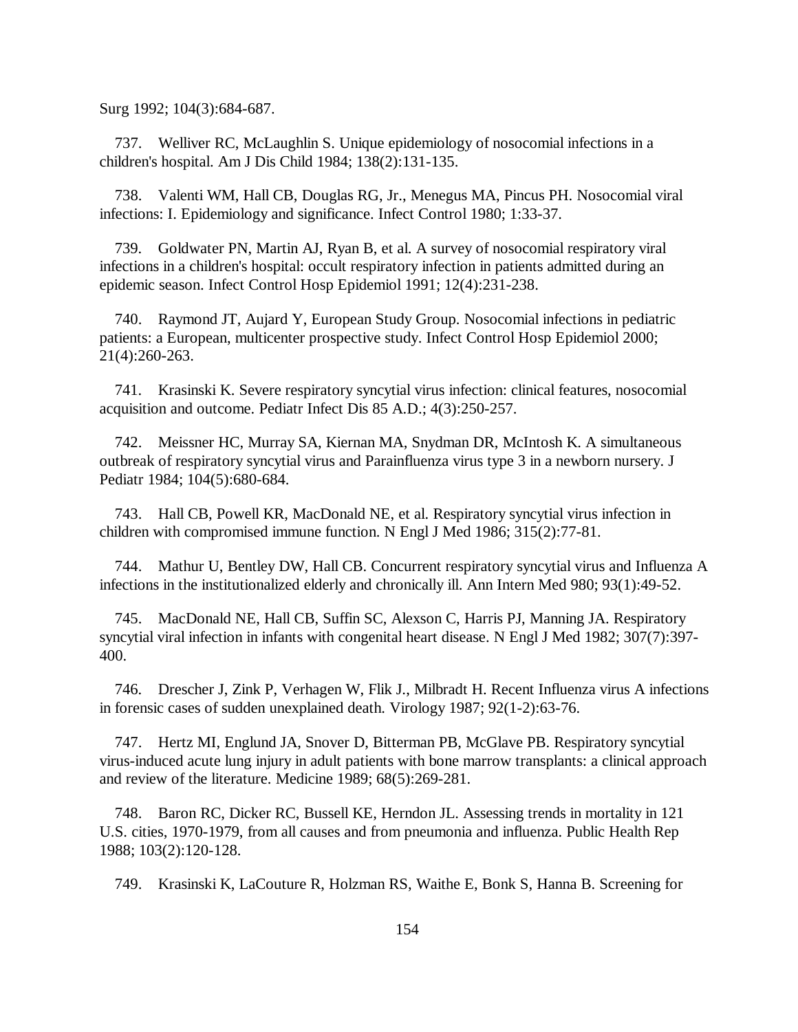Surg 1992; 104(3):684-687.

737. Welliver RC, McLaughlin S. Unique epidemiology of nosocomial infections in a children's hospital. Am J Dis Child 1984; 138(2):131-135.

738. Valenti WM, Hall CB, Douglas RG, Jr., Menegus MA, Pincus PH. Nosocomial viral infections: I. Epidemiology and significance. Infect Control 1980; 1:33-37.

739. Goldwater PN, Martin AJ, Ryan B, et al. A survey of nosocomial respiratory viral infections in a children's hospital: occult respiratory infection in patients admitted during an epidemic season. Infect Control Hosp Epidemiol 1991; 12(4):231-238.

740. Raymond JT, Aujard Y, European Study Group. Nosocomial infections in pediatric patients: a European, multicenter prospective study. Infect Control Hosp Epidemiol 2000; 21(4):260-263.

741. Krasinski K. Severe respiratory syncytial virus infection: clinical features, nosocomial acquisition and outcome. Pediatr Infect Dis 85 A.D.; 4(3):250-257.

742. Meissner HC, Murray SA, Kiernan MA, Snydman DR, McIntosh K. A simultaneous outbreak of respiratory syncytial virus and Parainfluenza virus type 3 in a newborn nursery. J Pediatr 1984; 104(5):680-684.

743. Hall CB, Powell KR, MacDonald NE, et al. Respiratory syncytial virus infection in children with compromised immune function. N Engl J Med 1986; 315(2):77-81.

744. Mathur U, Bentley DW, Hall CB. Concurrent respiratory syncytial virus and Influenza A infections in the institutionalized elderly and chronically ill. Ann Intern Med 980; 93(1):49-52.

745. MacDonald NE, Hall CB, Suffin SC, Alexson C, Harris PJ, Manning JA. Respiratory syncytial viral infection in infants with congenital heart disease. N Engl J Med 1982; 307(7):397-400.

746. Drescher J, Zink P, Verhagen W, Flik J., Milbradt H. Recent Influenza virus A infections in forensic cases of sudden unexplained death. Virology 1987; 92(1-2):63-76.

747. Hertz MI, Englund JA, Snover D, Bitterman PB, McGlave PB. Respiratory syncytial virus-induced acute lung injury in adult patients with bone marrow transplants: a clinical approach and review of the literature. Medicine 1989; 68(5):269-281.

748. Baron RC, Dicker RC, Bussell KE, Herndon JL. Assessing trends in mortality in 121 U.S. cities, 1970-1979, from all causes and from pneumonia and influenza. Public Health Rep 1988; 103(2):120-128.

749. Krasinski K, LaCouture R, Holzman RS, Waithe E, Bonk S, Hanna B. Screening for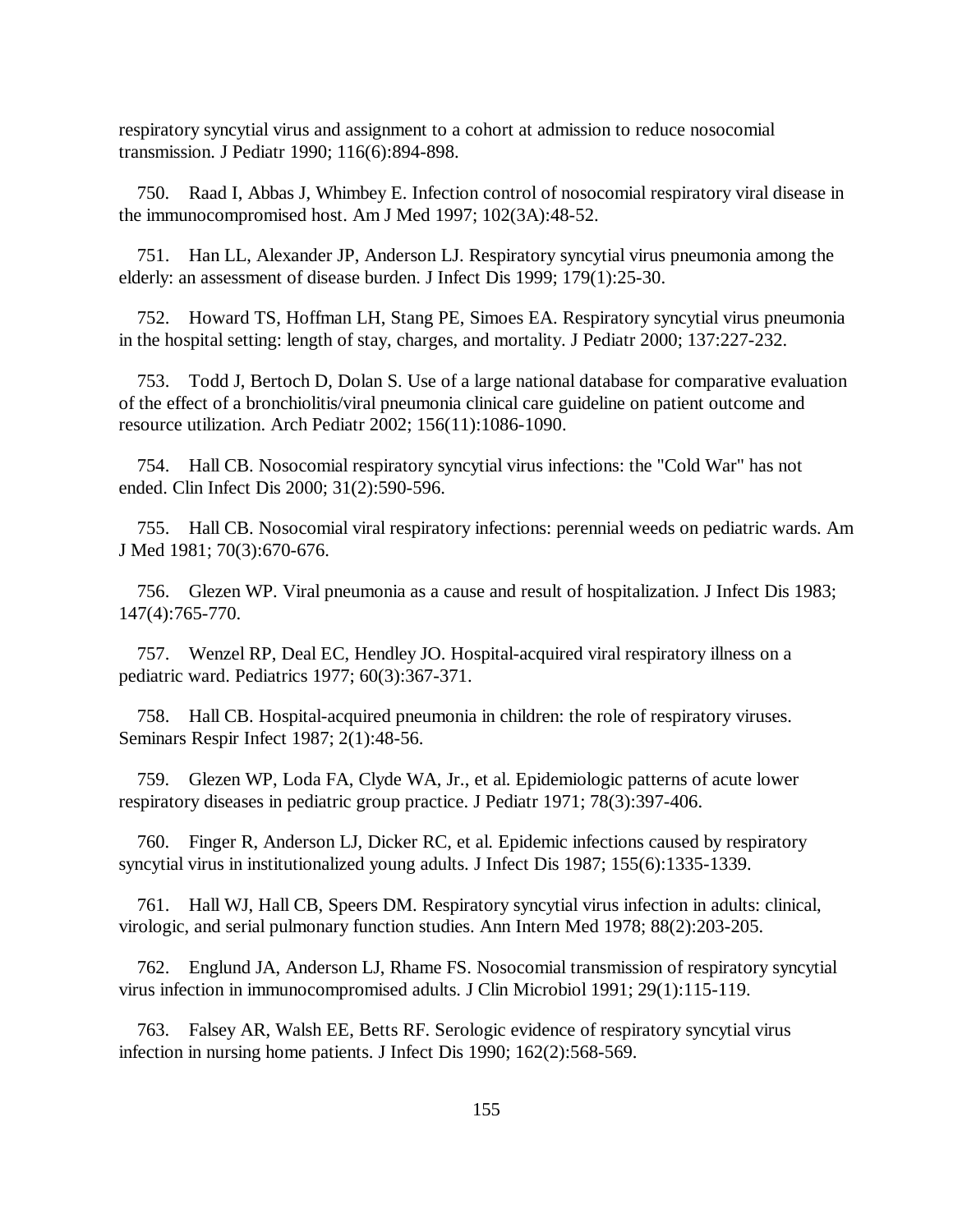respiratory syncytial virus and assignment to a cohort at admission to reduce nosocomial transmission. J Pediatr 1990; 116(6):894-898.

750. Raad I, Abbas J, Whimbey E. Infection control of nosocomial respiratory viral disease in the immunocompromised host. Am J Med 1997; 102(3A):48-52.

751. Han LL, Alexander JP, Anderson LJ. Respiratory syncytial virus pneumonia among the elderly: an assessment of disease burden. J Infect Dis 1999; 179(1):25-30.

752. Howard TS, Hoffman LH, Stang PE, Simoes EA. Respiratory syncytial virus pneumonia in the hospital setting: length of stay, charges, and mortality. J Pediatr 2000; 137:227-232.

753. Todd J, Bertoch D, Dolan S. Use of a large national database for comparative evaluation of the effect of a bronchiolitis/viral pneumonia clinical care guideline on patient outcome and resource utilization. Arch Pediatr 2002; 156(11):1086-1090.

754. Hall CB. Nosocomial respiratory syncytial virus infections: the "Cold War" has not ended. Clin Infect Dis 2000; 31(2):590-596.

755. Hall CB. Nosocomial viral respiratory infections: perennial weeds on pediatric wards. Am J Med 1981; 70(3):670-676.

756. Glezen WP. Viral pneumonia as a cause and result of hospitalization. J Infect Dis 1983; 147(4):765-770.

757. Wenzel RP, Deal EC, Hendley JO. Hospital-acquired viral respiratory illness on a pediatric ward. Pediatrics 1977; 60(3):367-371.

758. Hall CB. Hospital-acquired pneumonia in children: the role of respiratory viruses. Seminars Respir Infect 1987; 2(1):48-56.

759. Glezen WP, Loda FA, Clyde WA, Jr., et al. Epidemiologic patterns of acute lower respiratory diseases in pediatric group practice. J Pediatr 1971; 78(3):397-406.

760. Finger R, Anderson LJ, Dicker RC, et al. Epidemic infections caused by respiratory syncytial virus in institutionalized young adults. J Infect Dis 1987; 155(6):1335-1339.

761. Hall WJ, Hall CB, Speers DM. Respiratory syncytial virus infection in adults: clinical, virologic, and serial pulmonary function studies. Ann Intern Med 1978; 88(2):203-205.

762. Englund JA, Anderson LJ, Rhame FS. Nosocomial transmission of respiratory syncytial virus infection in immunocompromised adults. J Clin Microbiol 1991; 29(1):115-119.

763. Falsey AR, Walsh EE, Betts RF. Serologic evidence of respiratory syncytial virus infection in nursing home patients. J Infect Dis 1990; 162(2):568-569.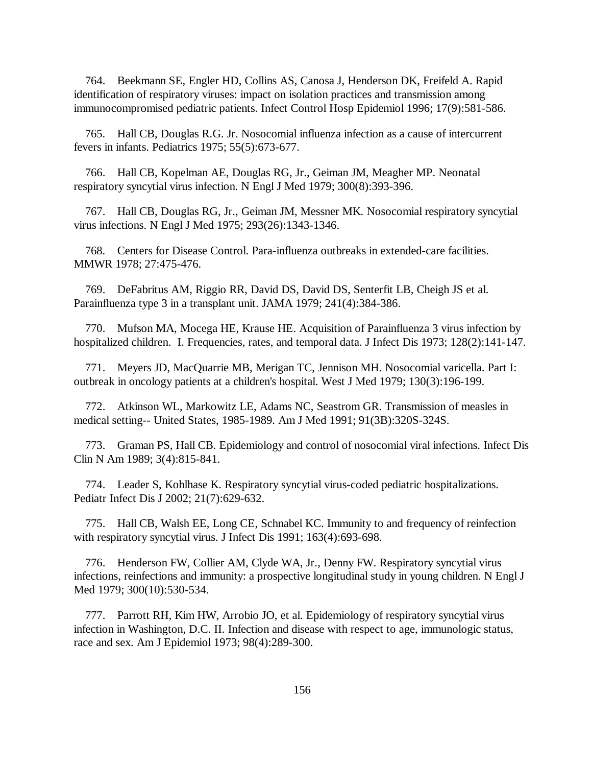764. Beekmann SE, Engler HD, Collins AS, Canosa J, Henderson DK, Freifeld A. Rapid identification of respiratory viruses: impact on isolation practices and transmission among immunocompromised pediatric patients. Infect Control Hosp Epidemiol 1996; 17(9):581-586.

765. Hall CB, Douglas R.G. Jr. Nosocomial influenza infection as a cause of intercurrent fevers in infants. Pediatrics 1975; 55(5):673-677.

766. Hall CB, Kopelman AE, Douglas RG, Jr., Geiman JM, Meagher MP. Neonatal respiratory syncytial virus infection. N Engl J Med 1979; 300(8):393-396.

767. Hall CB, Douglas RG, Jr., Geiman JM, Messner MK. Nosocomial respiratory syncytial virus infections. N Engl J Med 1975; 293(26):1343-1346.

768. Centers for Disease Control. Para-influenza outbreaks in extended-care facilities. MMWR 1978; 27:475-476.

769. DeFabritus AM, Riggio RR, David DS, David DS, Senterfit LB, Cheigh JS et al. Parainfluenza type 3 in a transplant unit. JAMA 1979; 241(4):384-386.

770. Mufson MA, Mocega HE, Krause HE. Acquisition of Parainfluenza 3 virus infection by hospitalized children. I. Frequencies, rates, and temporal data. J Infect Dis 1973; 128(2):141-147.

771. Meyers JD, MacQuarrie MB, Merigan TC, Jennison MH. Nosocomial varicella. Part I: outbreak in oncology patients at a children's hospital. West J Med 1979; 130(3):196-199.

772. Atkinson WL, Markowitz LE, Adams NC, Seastrom GR. Transmission of measles in medical setting-- United States, 1985-1989. Am J Med 1991; 91(3B):320S-324S.

773. Graman PS, Hall CB. Epidemiology and control of nosocomial viral infections. Infect Dis Clin N Am 1989; 3(4):815-841.

774. Leader S, Kohlhase K. Respiratory syncytial virus-coded pediatric hospitalizations. Pediatr Infect Dis J 2002; 21(7):629-632.

775. Hall CB, Walsh EE, Long CE, Schnabel KC. Immunity to and frequency of reinfection with respiratory syncytial virus. J Infect Dis 1991; 163(4):693-698.

776. Henderson FW, Collier AM, Clyde WA, Jr., Denny FW. Respiratory syncytial virus infections, reinfections and immunity: a prospective longitudinal study in young children. N Engl J Med 1979; 300(10):530-534.

777. Parrott RH, Kim HW, Arrobio JO, et al. Epidemiology of respiratory syncytial virus infection in Washington, D.C. II. Infection and disease with respect to age, immunologic status, race and sex. Am J Epidemiol 1973; 98(4):289-300.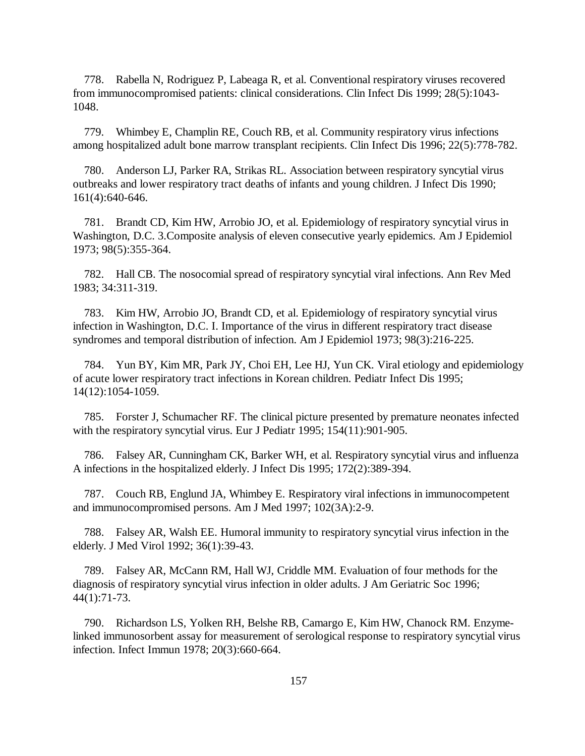778. Rabella N, Rodriguez P, Labeaga R, et al. Conventional respiratory viruses recovered from immunocompromised patients: clinical considerations. Clin Infect Dis 1999; 28(5):1043-1048.

779. Whimbey E, Champlin RE, Couch RB, et al. Community respiratory virus infections among hospitalized adult bone marrow transplant recipients. Clin Infect Dis 1996; 22(5):778-782.

780. Anderson LJ, Parker RA, Strikas RL. Association between respiratory syncytial virus outbreaks and lower respiratory tract deaths of infants and young children. J Infect Dis 1990; 161(4):640-646.

781. Brandt CD, Kim HW, Arrobio JO, et al. Epidemiology of respiratory syncytial virus in Washington, D.C. 3.Composite analysis of eleven consecutive yearly epidemics. Am J Epidemiol 1973; 98(5):355-364.

782. Hall CB. The nosocomial spread of respiratory syncytial viral infections. Ann Rev Med 1983; 34:311-319.

783. Kim HW, Arrobio JO, Brandt CD, et al. Epidemiology of respiratory syncytial virus infection in Washington, D.C. I. Importance of the virus in different respiratory tract disease syndromes and temporal distribution of infection. Am J Epidemiol 1973; 98(3):216-225.

784. Yun BY, Kim MR, Park JY, Choi EH, Lee HJ, Yun CK. Viral etiology and epidemiology of acute lower respiratory tract infections in Korean children. Pediatr Infect Dis 1995; 14(12):1054-1059.

785. Forster J, Schumacher RF. The clinical picture presented by premature neonates infected with the respiratory syncytial virus. Eur J Pediatr 1995; 154(11):901-905.

786. Falsey AR, Cunningham CK, Barker WH, et al. Respiratory syncytial virus and influenza A infections in the hospitalized elderly. J Infect Dis 1995; 172(2):389-394.

787. Couch RB, Englund JA, Whimbey E. Respiratory viral infections in immunocompetent and immunocompromised persons. Am J Med 1997; 102(3A):2-9.

788. Falsey AR, Walsh EE. Humoral immunity to respiratory syncytial virus infection in the elderly. J Med Virol 1992; 36(1):39-43.

789. Falsey AR, McCann RM, Hall WJ, Criddle MM. Evaluation of four methods for the diagnosis of respiratory syncytial virus infection in older adults. J Am Geriatric Soc 1996; 44(1):71-73.

790. Richardson LS, Yolken RH, Belshe RB, Camargo E, Kim HW, Chanock RM. Enzyme-linked immunosorbent assay for measurement of serological response to respiratory syncytial virus infection. Infect Immun 1978; 20(3):660-664.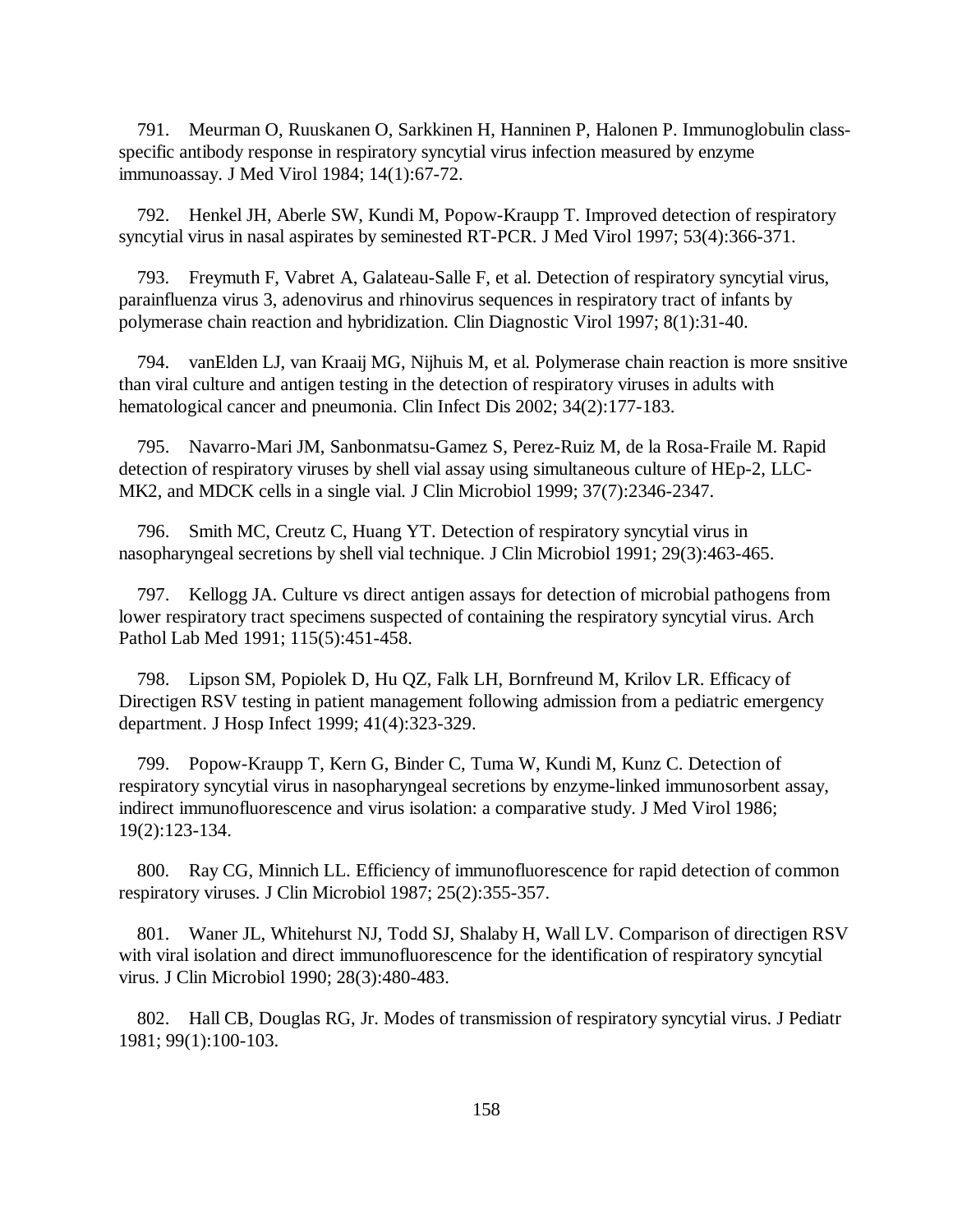791. Meurman O, Ruuskanen O, Sarkkinen H, Hanninen P, Halonen P. Immunoglobulin class-specific antibody response in respiratory syncytial virus infection measured by enzyme immunoassay. J Med Virol 1984; 14(1):67-72.

792. Henkel JH, Aberle SW, Kundi M, Popow-Kraupp T. Improved detection of respiratory syncytial virus in nasal aspirates by seminested RT-PCR. J Med Virol 1997; 53(4):366-371.

793. Freymuth F, Vabret A, Galateau-Salle F, et al. Detection of respiratory syncytial virus, parainfluenza virus 3, adenovirus and rhinovirus sequences in respiratory tract of infants by polymerase chain reaction and hybridization. Clin Diagnostic Virol 1997; 8(1):31-40.

794. vanElden LJ, van Kraaij MG, Nijhuis M, et al. Polymerase chain reaction is more snsitive than viral culture and antigen testing in the detection of respiratory viruses in adults with hematological cancer and pneumonia. Clin Infect Dis 2002; 34(2):177-183.

795. Navarro-Mari JM, Sanbonmatsu-Gamez S, Perez-Ruiz M, de la Rosa-Fraile M. Rapid detection of respiratory viruses by shell vial assay using simultaneous culture of HEp-2, LLC-MK2, and MDCK cells in a single vial. J Clin Microbiol 1999; 37(7):2346-2347.

796. Smith MC, Creutz C, Huang YT. Detection of respiratory syncytial virus in nasopharyngeal secretions by shell vial technique. J Clin Microbiol 1991; 29(3):463-465.

797. Kellogg JA. Culture vs direct antigen assays for detection of microbial pathogens from lower respiratory tract specimens suspected of containing the respiratory syncytial virus. Arch Pathol Lab Med 1991; 115(5):451-458.

798. Lipson SM, Popiolek D, Hu QZ, Falk LH, Bornfreund M, Krilov LR. Efficacy of Directigen RSV testing in patient management following admission from a pediatric emergency department. J Hosp Infect 1999; 41(4):323-329.

799. Popow-Kraupp T, Kern G, Binder C, Tuma W, Kundi M, Kunz C. Detection of respiratory syncytial virus in nasopharyngeal secretions by enzyme-linked immunosorbent assay, indirect immunofluorescence and virus isolation: a comparative study. J Med Virol 1986; 19(2):123-134.

800. Ray CG, Minnich LL. Efficiency of immunofluorescence for rapid detection of common respiratory viruses. J Clin Microbiol 1987; 25(2):355-357.

801. Waner JL, Whitehurst NJ, Todd SJ, Shalaby H, Wall LV. Comparison of directigen RSV with viral isolation and direct immunofluorescence for the identification of respiratory syncytial virus. J Clin Microbiol 1990; 28(3):480-483.

802. Hall CB, Douglas RG, Jr. Modes of transmission of respiratory syncytial virus. J Pediatr 1981; 99(1):100-103.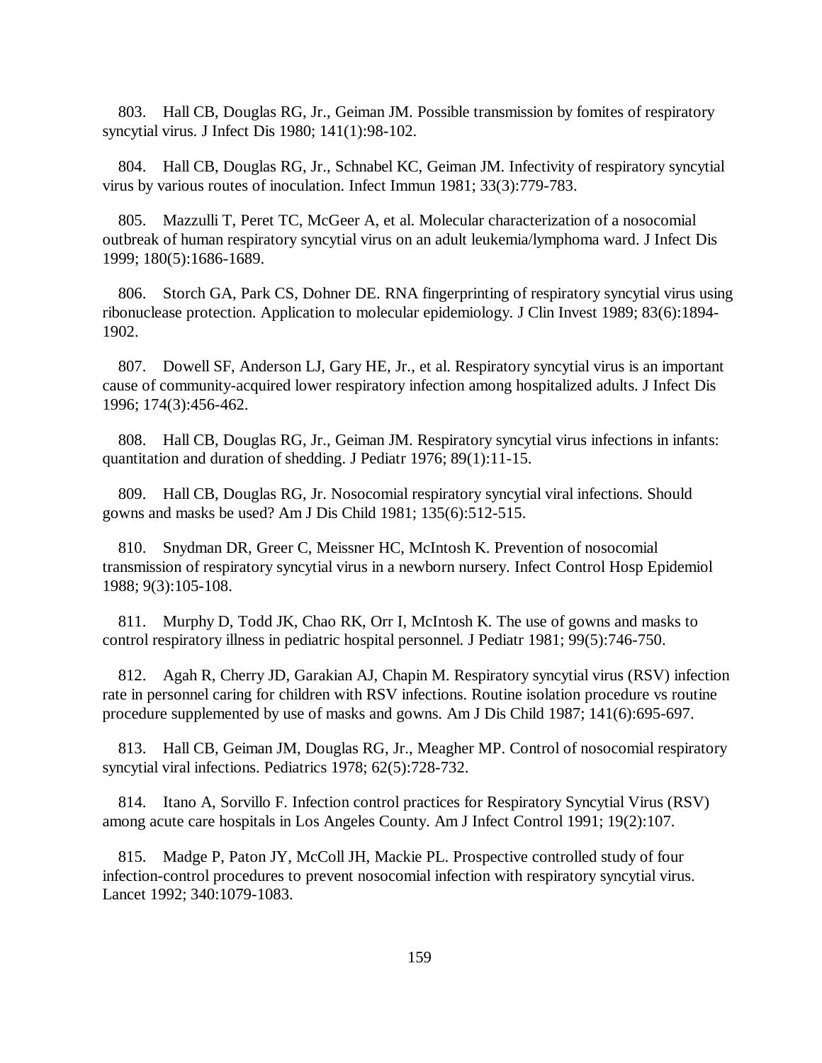803. Hall CB, Douglas RG, Jr., Geiman JM. Possible transmission by fomites of respiratory syncytial virus. J Infect Dis 1980; 141(1):98-102.

804. Hall CB, Douglas RG, Jr., Schnabel KC, Geiman JM. Infectivity of respiratory syncytial virus by various routes of inoculation. Infect Immun 1981; 33(3):779-783.

805. Mazzulli T, Peret TC, McGeer A, et al. Molecular characterization of a nosocomial outbreak of human respiratory syncytial virus on an adult leukemia/lymphoma ward. J Infect Dis 1999; 180(5):1686-1689.

806. Storch GA, Park CS, Dohner DE. RNA fingerprinting of respiratory syncytial virus using ribonuclease protection. Application to molecular epidemiology. J Clin Invest 1989; 83(6):1894-1902.

807. Dowell SF, Anderson LJ, Gary HE, Jr., et al. Respiratory syncytial virus is an important cause of community-acquired lower respiratory infection among hospitalized adults. J Infect Dis 1996; 174(3):456-462.

808. Hall CB, Douglas RG, Jr., Geiman JM. Respiratory syncytial virus infections in infants: quantitation and duration of shedding. J Pediatr 1976; 89(1):11-15.

809. Hall CB, Douglas RG, Jr. Nosocomial respiratory syncytial viral infections. Should gowns and masks be used? Am J Dis Child 1981; 135(6):512-515.

810. Snydman DR, Greer C, Meissner HC, McIntosh K. Prevention of nosocomial transmission of respiratory syncytial virus in a newborn nursery. Infect Control Hosp Epidemiol 1988; 9(3):105-108.

811. Murphy D, Todd JK, Chao RK, Orr I, McIntosh K. The use of gowns and masks to control respiratory illness in pediatric hospital personnel. J Pediatr 1981; 99(5):746-750.

812. Agah R, Cherry JD, Garakian AJ, Chapin M. Respiratory syncytial virus (RSV) infection rate in personnel caring for children with RSV infections. Routine isolation procedure vs routine procedure supplemented by use of masks and gowns. Am J Dis Child 1987; 141(6):695-697.

813. Hall CB, Geiman JM, Douglas RG, Jr., Meagher MP. Control of nosocomial respiratory syncytial viral infections. Pediatrics 1978; 62(5):728-732.

814. Itano A, Sorvillo F. Infection control practices for Respiratory Syncytial Virus (RSV) among acute care hospitals in Los Angeles County. Am J Infect Control 1991; 19(2):107.

815. Madge P, Paton JY, McColl JH, Mackie PL. Prospective controlled study of four infection-control procedures to prevent nosocomial infection with respiratory syncytial virus. Lancet 1992; 340:1079-1083.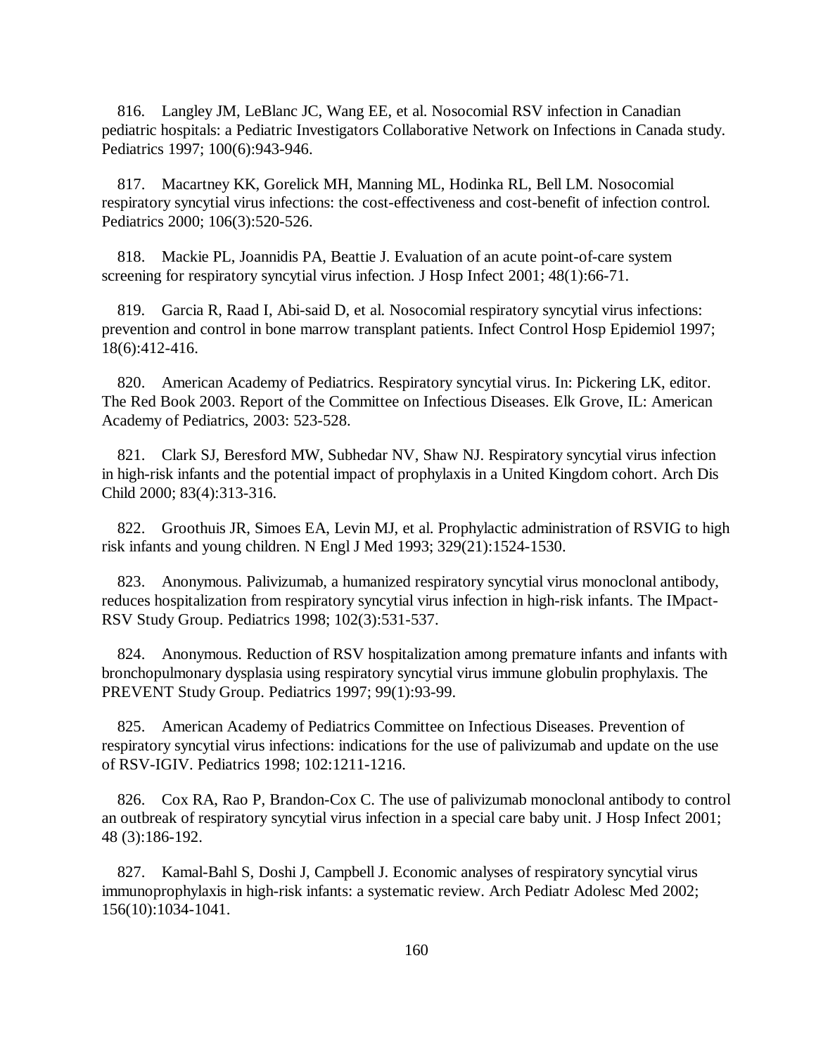816. Langley JM, LeBlanc JC, Wang EE, et al. Nosocomial RSV infection in Canadian pediatric hospitals: a Pediatric Investigators Collaborative Network on Infections in Canada study. Pediatrics 1997; 100(6):943-946.

817. Macartney KK, Gorelick MH, Manning ML, Hodinka RL, Bell LM. Nosocomial respiratory syncytial virus infections: the cost-effectiveness and cost-benefit of infection control. Pediatrics 2000; 106(3):520-526.

818. Mackie PL, Joannidis PA, Beattie J. Evaluation of an acute point-of-care system screening for respiratory syncytial virus infection. J Hosp Infect 2001; 48(1):66-71.

819. Garcia R, Raad I, Abi-said D, et al. Nosocomial respiratory syncytial virus infections: prevention and control in bone marrow transplant patients. Infect Control Hosp Epidemiol 1997; 18(6):412-416.

820. American Academy of Pediatrics. Respiratory syncytial virus. In: Pickering LK, editor. The Red Book 2003. Report of the Committee on Infectious Diseases. Elk Grove, IL: American Academy of Pediatrics, 2003: 523-528.

821. Clark SJ, Beresford MW, Subhedar NV, Shaw NJ. Respiratory syncytial virus infection in high-risk infants and the potential impact of prophylaxis in a United Kingdom cohort. Arch Dis Child 2000; 83(4):313-316.

822. Groothuis JR, Simoes EA, Levin MJ, et al. Prophylactic administration of RSVIG to high risk infants and young children. N Engl J Med 1993; 329(21):1524-1530.

823. Anonymous. Palivizumab, a humanized respiratory syncytial virus monoclonal antibody, reduces hospitalization from respiratory syncytial virus infection in high-risk infants. The IMpact-RSV Study Group. Pediatrics 1998; 102(3):531-537.

824. Anonymous. Reduction of RSV hospitalization among premature infants and infants with bronchopulmonary dysplasia using respiratory syncytial virus immune globulin prophylaxis. The PREVENT Study Group. Pediatrics 1997; 99(1):93-99.

825. American Academy of Pediatrics Committee on Infectious Diseases. Prevention of respiratory syncytial virus infections: indications for the use of palivizumab and update on the use of RSV-IGIV. Pediatrics 1998; 102:1211-1216.

826. Cox RA, Rao P, Brandon-Cox C. The use of palivizumab monoclonal antibody to control an outbreak of respiratory syncytial virus infection in a special care baby unit. J Hosp Infect 2001; 48 (3):186-192.

827. Kamal-Bahl S, Doshi J, Campbell J. Economic analyses of respiratory syncytial virus immunoprophylaxis in high-risk infants: a systematic review. Arch Pediatr Adolesc Med 2002; 156(10):1034-1041.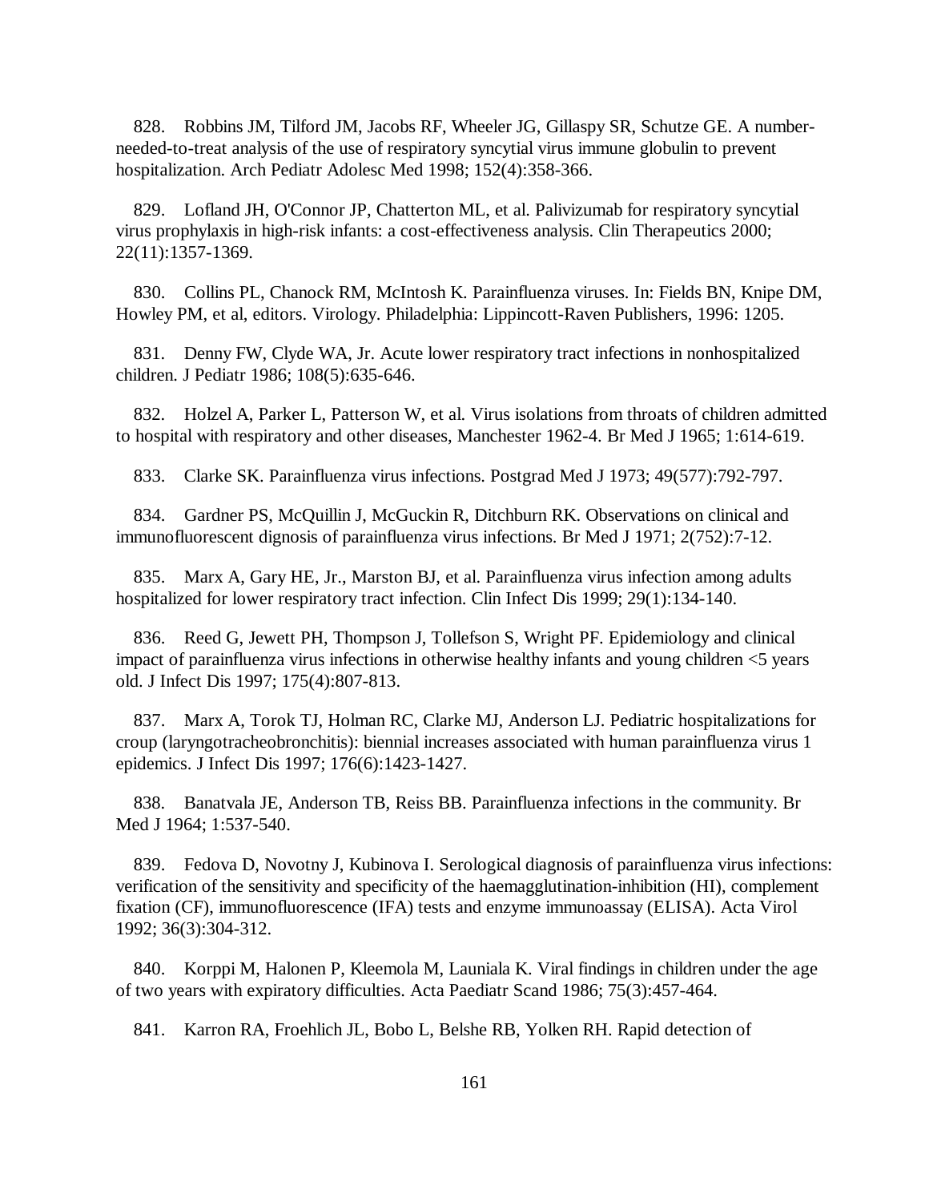828. Robbins JM, Tilford JM, Jacobs RF, Wheeler JG, Gillaspy SR, Schutze GE. A number-needed-to-treat analysis of the use of respiratory syncytial virus immune globulin to prevent hospitalization. Arch Pediatr Adolesc Med 1998; 152(4):358-366.

829. Lofland JH, O'Connor JP, Chatterton ML, et al. Palivizumab for respiratory syncytial virus prophylaxis in high-risk infants: a cost-effectiveness analysis. Clin Therapeutics 2000; 22(11):1357-1369.

830. Collins PL, Chanock RM, McIntosh K. Parainfluenza viruses. In: Fields BN, Knipe DM, Howley PM, et al, editors. Virology. Philadelphia: Lippincott-Raven Publishers, 1996: 1205.

831. Denny FW, Clyde WA, Jr. Acute lower respiratory tract infections in nonhospitalized children. J Pediatr 1986; 108(5):635-646.

832. Holzel A, Parker L, Patterson W, et al. Virus isolations from throats of children admitted to hospital with respiratory and other diseases, Manchester 1962-4. Br Med J 1965; 1:614-619.

833. Clarke SK. Parainfluenza virus infections. Postgrad Med J 1973; 49(577):792-797.

834. Gardner PS, McQuillin J, McGuckin R, Ditchburn RK. Observations on clinical and immunofluorescent dignosis of parainfluenza virus infections. Br Med J 1971; 2(752):7-12.

835. Marx A, Gary HE, Jr., Marston BJ, et al. Parainfluenza virus infection among adults hospitalized for lower respiratory tract infection. Clin Infect Dis 1999; 29(1):134-140.

836. Reed G, Jewett PH, Thompson J, Tollefson S, Wright PF. Epidemiology and clinical impact of parainfluenza virus infections in otherwise healthy infants and young children <5 years old. J Infect Dis 1997; 175(4):807-813.

837. Marx A, Torok TJ, Holman RC, Clarke MJ, Anderson LJ. Pediatric hospitalizations for croup (laryngotracheobronchitis): biennial increases associated with human parainfluenza virus 1 epidemics. J Infect Dis 1997; 176(6):1423-1427.

838. Banatvala JE, Anderson TB, Reiss BB. Parainfluenza infections in the community. Br Med J 1964; 1:537-540.

839. Fedova D, Novotny J, Kubinova I. Serological diagnosis of parainfluenza virus infections: verification of the sensitivity and specificity of the haemagglutination-inhibition (HI), complement fixation (CF), immunofluorescence (IFA) tests and enzyme immunoassay (ELISA). Acta Virol 1992; 36(3):304-312.

840. Korppi M, Halonen P, Kleemola M, Launiala K. Viral findings in children under the age of two years with expiratory difficulties. Acta Paediatr Scand 1986; 75(3):457-464.

841. Karron RA, Froehlich JL, Bobo L, Belshe RB, Yolken RH. Rapid detection of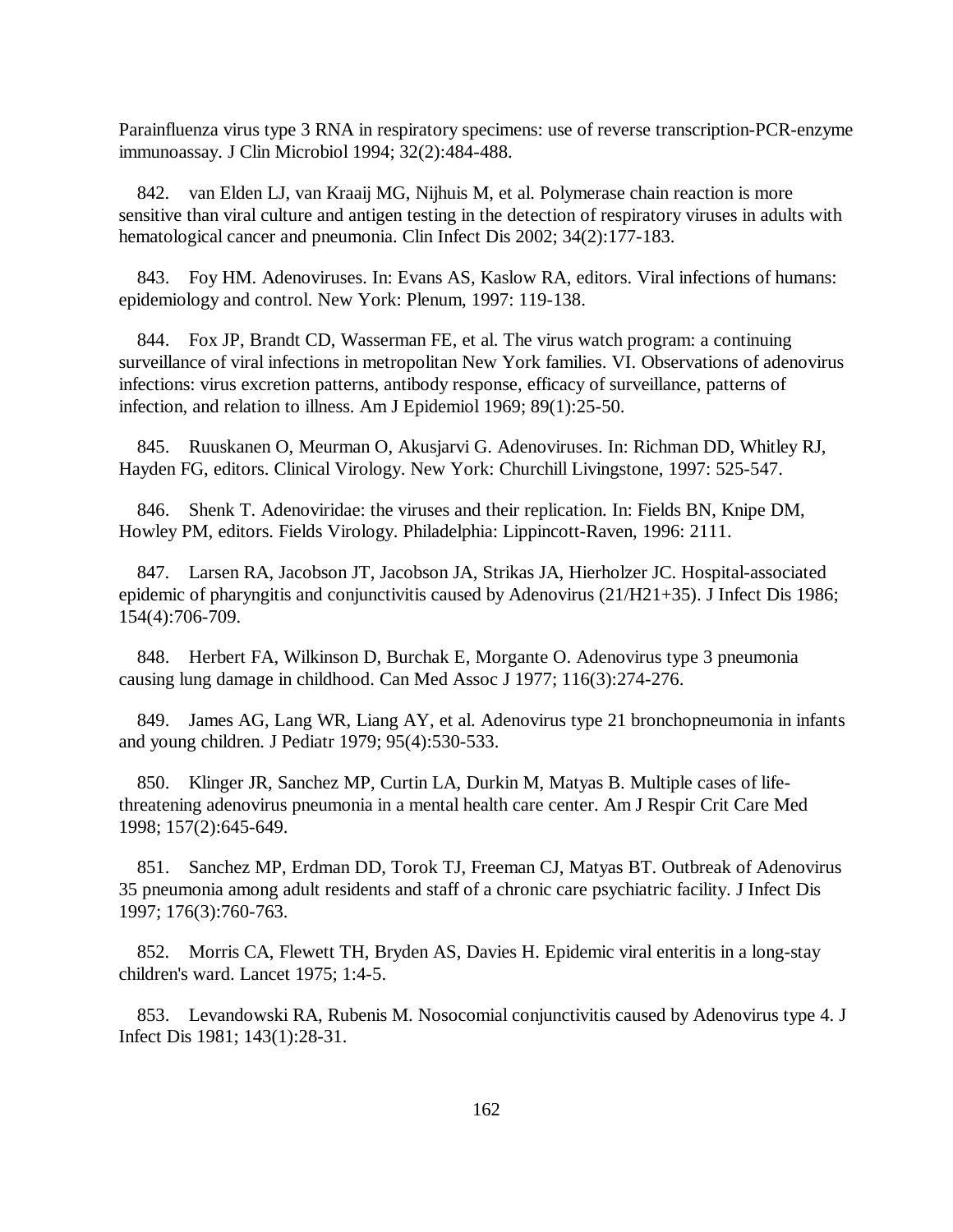Parainfluenza virus type 3 RNA in respiratory specimens: use of reverse transcription-PCR-enzyme immunoassay. J Clin Microbiol 1994; 32(2):484-488.

842. van Elden LJ, van Kraaij MG, Nijhuis M, et al. Polymerase chain reaction is more sensitive than viral culture and antigen testing in the detection of respiratory viruses in adults with hematological cancer and pneumonia. Clin Infect Dis 2002; 34(2):177-183.

843. Foy HM. Adenoviruses. In: Evans AS, Kaslow RA, editors. Viral infections of humans: epidemiology and control. New York: Plenum, 1997: 119-138.

844. Fox JP, Brandt CD, Wasserman FE, et al. The virus watch program: a continuing surveillance of viral infections in metropolitan New York families. VI. Observations of adenovirus infections: virus excretion patterns, antibody response, efficacy of surveillance, patterns of infection, and relation to illness. Am J Epidemiol 1969; 89(1):25-50.

845. Ruuskanen O, Meurman O, Akusjarvi G. Adenoviruses. In: Richman DD, Whitley RJ, Hayden FG, editors. Clinical Virology. New York: Churchill Livingstone, 1997: 525-547.

846. Shenk T. Adenoviridae: the viruses and their replication. In: Fields BN, Knipe DM, Howley PM, editors. Fields Virology. Philadelphia: Lippincott-Raven, 1996: 2111.

847. Larsen RA, Jacobson JT, Jacobson JA, Strikas JA, Hierholzer JC. Hospital-associated epidemic of pharyngitis and conjunctivitis caused by Adenovirus (21/H21+35). J Infect Dis 1986; 154(4):706-709.

848. Herbert FA, Wilkinson D, Burchak E, Morgante O. Adenovirus type 3 pneumonia causing lung damage in childhood. Can Med Assoc J 1977; 116(3):274-276.

849. James AG, Lang WR, Liang AY, et al. Adenovirus type 21 bronchopneumonia in infants and young children. J Pediatr 1979; 95(4):530-533.

850. Klinger JR, Sanchez MP, Curtin LA, Durkin M, Matyas B. Multiple cases of life-threatening adenovirus pneumonia in a mental health care center. Am J Respir Crit Care Med 1998; 157(2):645-649.

851. Sanchez MP, Erdman DD, Torok TJ, Freeman CJ, Matyas BT. Outbreak of Adenovirus 35 pneumonia among adult residents and staff of a chronic care psychiatric facility. J Infect Dis 1997; 176(3):760-763.

852. Morris CA, Flewett TH, Bryden AS, Davies H. Epidemic viral enteritis in a long-stay children's ward. Lancet 1975; 1:4-5.

853. Levandowski RA, Rubenis M. Nosocomial conjunctivitis caused by Adenovirus type 4. J Infect Dis 1981; 143(1):28-31.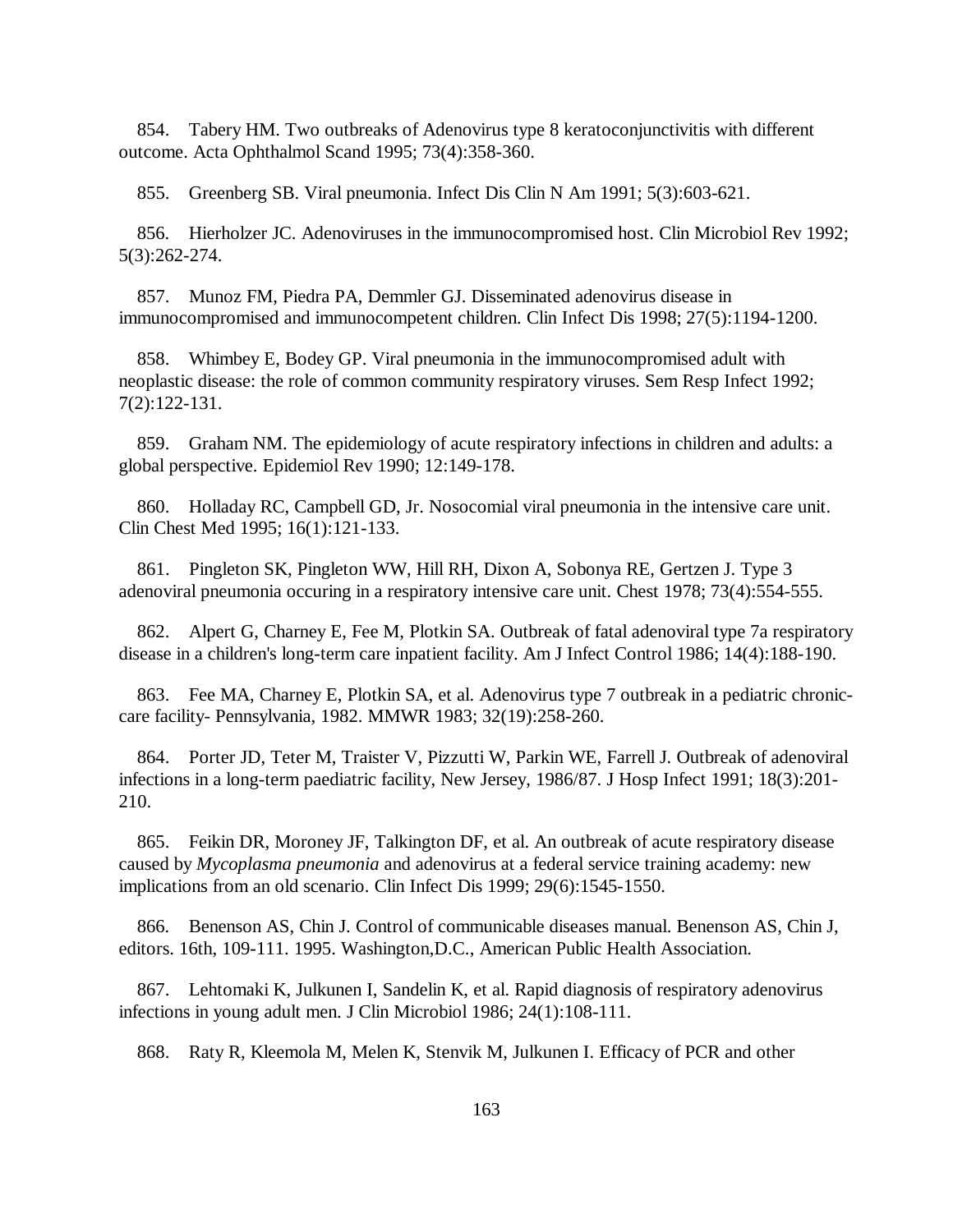854. Tabery HM. Two outbreaks of Adenovirus type 8 keratoconjunctivitis with different outcome. Acta Ophthalmol Scand 1995; 73(4):358-360.

855. Greenberg SB. Viral pneumonia. Infect Dis Clin N Am 1991; 5(3):603-621.

856. Hierholzer JC. Adenoviruses in the immunocompromised host. Clin Microbiol Rev 1992; 5(3):262-274.

857. Munoz FM, Piedra PA, Demmler GJ. Disseminated adenovirus disease in immunocompromised and immunocompetent children. Clin Infect Dis 1998; 27(5):1194-1200.

858. Whimbey E, Bodey GP. Viral pneumonia in the immunocompromised adult with neoplastic disease: the role of common community respiratory viruses. Sem Resp Infect 1992; 7(2):122-131.

859. Graham NM. The epidemiology of acute respiratory infections in children and adults: a global perspective. Epidemiol Rev 1990; 12:149-178.

860. Holladay RC, Campbell GD, Jr. Nosocomial viral pneumonia in the intensive care unit. Clin Chest Med 1995; 16(1):121-133.

861. Pingleton SK, Pingleton WW, Hill RH, Dixon A, Sobonya RE, Gertzen J. Type 3 adenoviral pneumonia occuring in a respiratory intensive care unit. Chest 1978; 73(4):554-555.

862. Alpert G, Charney E, Fee M, Plotkin SA. Outbreak of fatal adenoviral type 7a respiratory disease in a children's long-term care inpatient facility. Am J Infect Control 1986; 14(4):188-190.

863. Fee MA, Charney E, Plotkin SA, et al. Adenovirus type 7 outbreak in a pediatric chronic-care facility- Pennsylvania, 1982. MMWR 1983; 32(19):258-260.

864. Porter JD, Teter M, Traister V, Pizzutti W, Parkin WE, Farrell J. Outbreak of adenoviral infections in a long-term paediatric facility, New Jersey, 1986/87. J Hosp Infect 1991; 18(3):201-210.

865. Feikin DR, Moroney JF, Talkington DF, et al. An outbreak of acute respiratory disease caused by *Mycoplasma pneumonia* and adenovirus at a federal service training academy: new implications from an old scenario. Clin Infect Dis 1999; 29(6):1545-1550.

866. Benenson AS, Chin J. Control of communicable diseases manual. Benenson AS, Chin J, editors. 16th, 109-111. 1995. Washington,D.C., American Public Health Association.

867. Lehtomaki K, Julkunen I, Sandelin K, et al. Rapid diagnosis of respiratory adenovirus infections in young adult men. J Clin Microbiol 1986; 24(1):108-111.

868. Raty R, Kleemola M, Melen K, Stenvik M, Julkunen I. Efficacy of PCR and other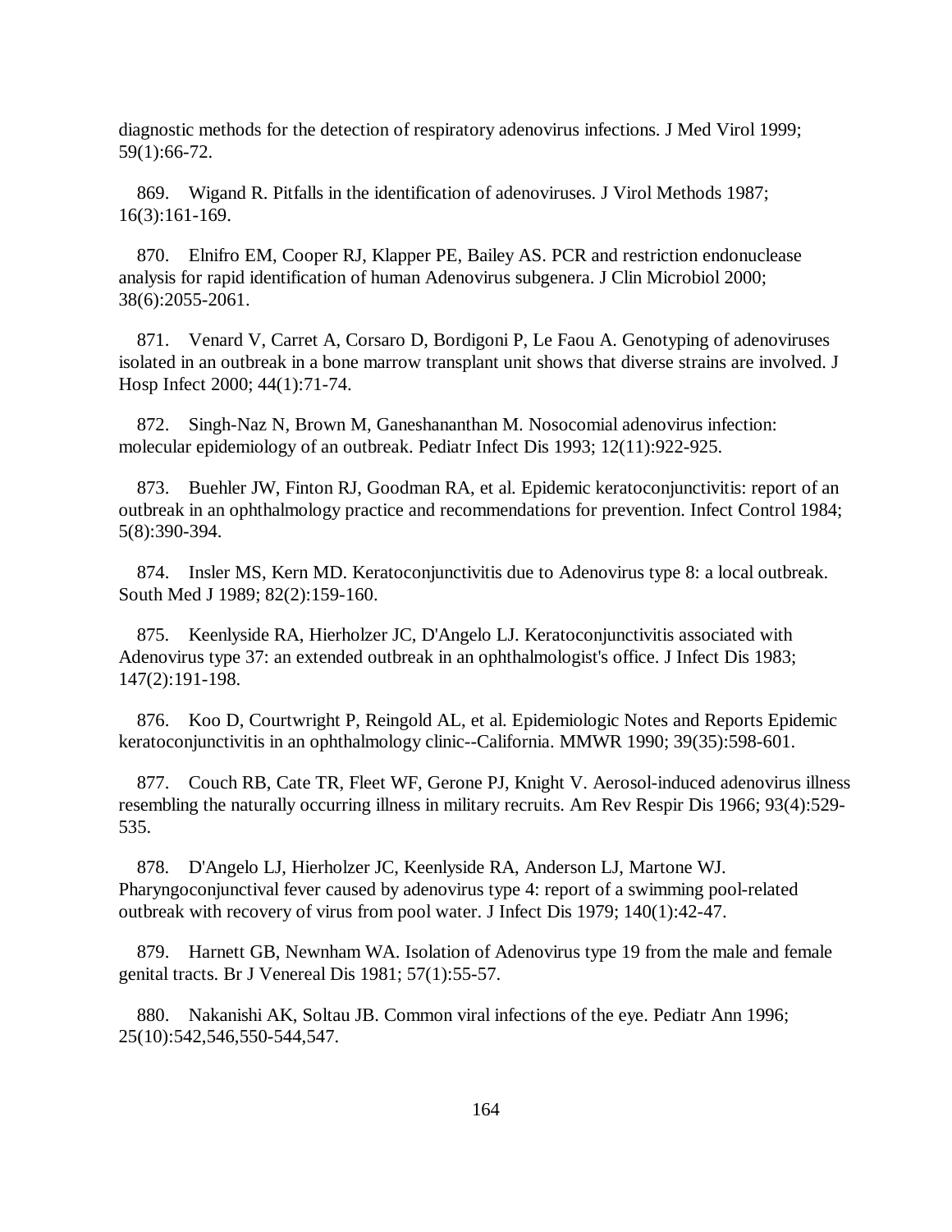diagnostic methods for the detection of respiratory adenovirus infections. J Med Virol 1999; 59(1):66-72.

869. Wigand R. Pitfalls in the identification of adenoviruses. J Virol Methods 1987; 16(3):161-169.

870. Elnifro EM, Cooper RJ, Klapper PE, Bailey AS. PCR and restriction endonuclease analysis for rapid identification of human Adenovirus subgenera. J Clin Microbiol 2000; 38(6):2055-2061.

871. Venard V, Carret A, Corsaro D, Bordigoni P, Le Faou A. Genotyping of adenoviruses isolated in an outbreak in a bone marrow transplant unit shows that diverse strains are involved. J Hosp Infect 2000; 44(1):71-74.

872. Singh-Naz N, Brown M, Ganeshananthan M. Nosocomial adenovirus infection: molecular epidemiology of an outbreak. Pediatr Infect Dis 1993; 12(11):922-925.

873. Buehler JW, Finton RJ, Goodman RA, et al. Epidemic keratoconjunctivitis: report of an outbreak in an ophthalmology practice and recommendations for prevention. Infect Control 1984; 5(8):390-394.

874. Insler MS, Kern MD. Keratoconjunctivitis due to Adenovirus type 8: a local outbreak. South Med J 1989; 82(2):159-160.

875. Keenlyside RA, Hierholzer JC, D'Angelo LJ. Keratoconjunctivitis associated with Adenovirus type 37: an extended outbreak in an ophthalmologist's office. J Infect Dis 1983; 147(2):191-198.

876. Koo D, Courtwright P, Reingold AL, et al. Epidemiologic Notes and Reports Epidemic keratoconjunctivitis in an ophthalmology clinic--California. MMWR 1990; 39(35):598-601.

877. Couch RB, Cate TR, Fleet WF, Gerone PJ, Knight V. Aerosol-induced adenovirus illness resembling the naturally occurring illness in military recruits. Am Rev Respir Dis 1966; 93(4):529-535.

878. D'Angelo LJ, Hierholzer JC, Keenlyside RA, Anderson LJ, Martone WJ. Pharyngoconjunctival fever caused by adenovirus type 4: report of a swimming pool-related outbreak with recovery of virus from pool water. J Infect Dis 1979; 140(1):42-47.

879. Harnett GB, Newnham WA. Isolation of Adenovirus type 19 from the male and female genital tracts. Br J Venereal Dis 1981; 57(1):55-57.

880. Nakanishi AK, Soltau JB. Common viral infections of the eye. Pediatr Ann 1996; 25(10):542,546,550-544,547.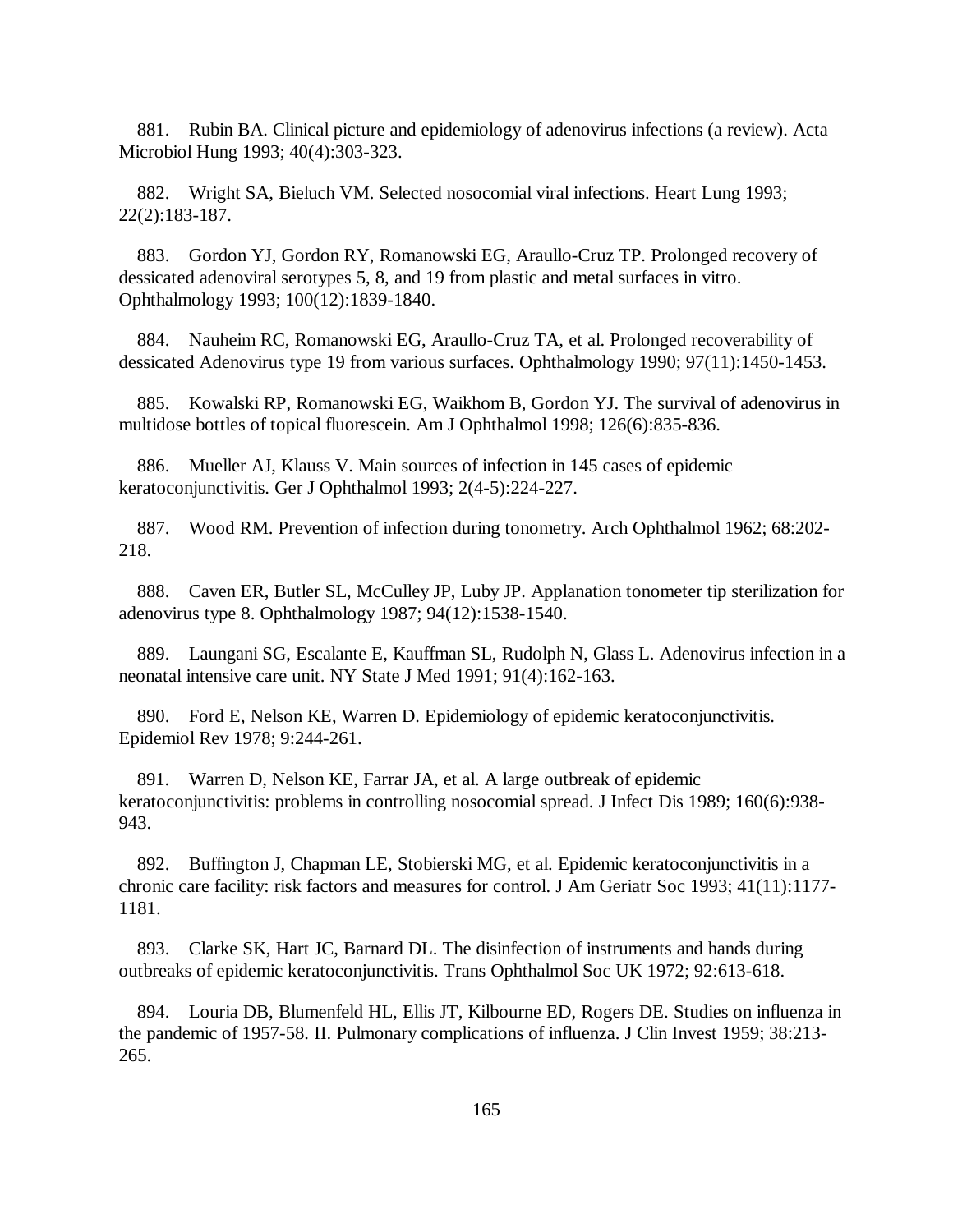881. Rubin BA. Clinical picture and epidemiology of adenovirus infections (a review). Acta Microbiol Hung 1993; 40(4):303-323.

882. Wright SA, Bieluch VM. Selected nosocomial viral infections. Heart Lung 1993; 22(2):183-187.

883. Gordon YJ, Gordon RY, Romanowski EG, Araullo-Cruz TP. Prolonged recovery of dessicated adenoviral serotypes 5, 8, and 19 from plastic and metal surfaces in vitro. Ophthalmology 1993; 100(12):1839-1840.

884. Nauheim RC, Romanowski EG, Araullo-Cruz TA, et al. Prolonged recoverability of dessicated Adenovirus type 19 from various surfaces. Ophthalmology 1990; 97(11):1450-1453.

885. Kowalski RP, Romanowski EG, Waikhom B, Gordon YJ. The survival of adenovirus in multidose bottles of topical fluorescein. Am J Ophthalmol 1998; 126(6):835-836.

886. Mueller AJ, Klauss V. Main sources of infection in 145 cases of epidemic keratoconjunctivitis. Ger J Ophthalmol 1993; 2(4-5):224-227.

887. Wood RM. Prevention of infection during tonometry. Arch Ophthalmol 1962; 68:202-218.

888. Caven ER, Butler SL, McCulley JP, Luby JP. Applanation tonometer tip sterilization for adenovirus type 8. Ophthalmology 1987; 94(12):1538-1540.

889. Laungani SG, Escalante E, Kauffman SL, Rudolph N, Glass L. Adenovirus infection in a neonatal intensive care unit. NY State J Med 1991; 91(4):162-163.

890. Ford E, Nelson KE, Warren D. Epidemiology of epidemic keratoconjunctivitis. Epidemiol Rev 1978; 9:244-261.

891. Warren D, Nelson KE, Farrar JA, et al. A large outbreak of epidemic keratoconjunctivitis: problems in controlling nosocomial spread. J Infect Dis 1989; 160(6):938-943.

892. Buffington J, Chapman LE, Stobierski MG, et al. Epidemic keratoconjunctivitis in a chronic care facility: risk factors and measures for control. J Am Geriatr Soc 1993; 41(11):1177-1181.

893. Clarke SK, Hart JC, Barnard DL. The disinfection of instruments and hands during outbreaks of epidemic keratoconjunctivitis. Trans Ophthalmol Soc UK 1972; 92:613-618.

894. Louria DB, Blumenfeld HL, Ellis JT, Kilbourne ED, Rogers DE. Studies on influenza in the pandemic of 1957-58. II. Pulmonary complications of influenza. J Clin Invest 1959; 38:213-265.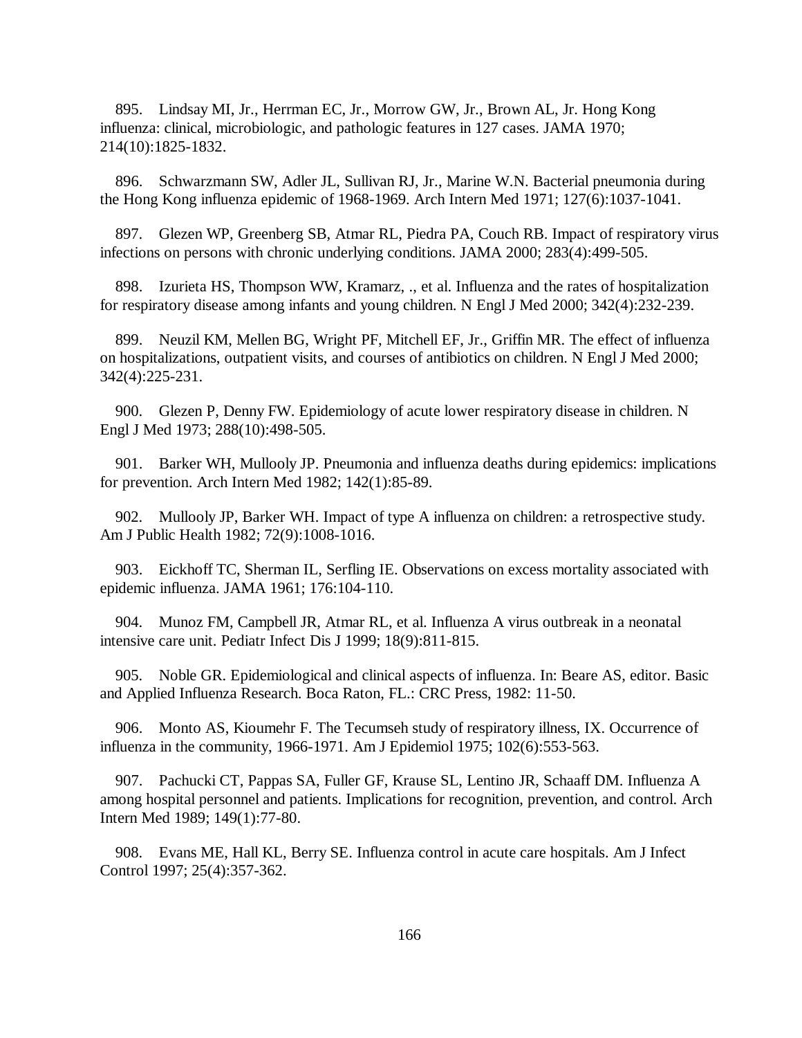895. Lindsay MI, Jr., Herrman EC, Jr., Morrow GW, Jr., Brown AL, Jr. Hong Kong influenza: clinical, microbiologic, and pathologic features in 127 cases. JAMA 1970; 214(10):1825-1832.

896. Schwarzmann SW, Adler JL, Sullivan RJ, Jr., Marine W.N. Bacterial pneumonia during the Hong Kong influenza epidemic of 1968-1969. Arch Intern Med 1971; 127(6):1037-1041.

897. Glezen WP, Greenberg SB, Atmar RL, Piedra PA, Couch RB. Impact of respiratory virus infections on persons with chronic underlying conditions. JAMA 2000; 283(4):499-505.

898. Izurieta HS, Thompson WW, Kramarz, ., et al. Influenza and the rates of hospitalization for respiratory disease among infants and young children. N Engl J Med 2000; 342(4):232-239.

899. Neuzil KM, Mellen BG, Wright PF, Mitchell EF, Jr., Griffin MR. The effect of influenza on hospitalizations, outpatient visits, and courses of antibiotics on children. N Engl J Med 2000; 342(4):225-231.

900. Glezen P, Denny FW. Epidemiology of acute lower respiratory disease in children. N Engl J Med 1973; 288(10):498-505.

901. Barker WH, Mullooly JP. Pneumonia and influenza deaths during epidemics: implications for prevention. Arch Intern Med 1982; 142(1):85-89.

902. Mullooly JP, Barker WH. Impact of type A influenza on children: a retrospective study. Am J Public Health 1982; 72(9):1008-1016.

903. Eickhoff TC, Sherman IL, Serfling IE. Observations on excess mortality associated with epidemic influenza. JAMA 1961; 176:104-110.

904. Munoz FM, Campbell JR, Atmar RL, et al. Influenza A virus outbreak in a neonatal intensive care unit. Pediatr Infect Dis J 1999; 18(9):811-815.

905. Noble GR. Epidemiological and clinical aspects of influenza. In: Beare AS, editor. Basic and Applied Influenza Research. Boca Raton, FL.: CRC Press, 1982: 11-50.

906. Monto AS, Kioumehr F. The Tecumseh study of respiratory illness, IX. Occurrence of influenza in the community, 1966-1971. Am J Epidemiol 1975; 102(6):553-563.

907. Pachucki CT, Pappas SA, Fuller GF, Krause SL, Lentino JR, Schaaff DM. Influenza A among hospital personnel and patients. Implications for recognition, prevention, and control. Arch Intern Med 1989; 149(1):77-80.

908. Evans ME, Hall KL, Berry SE. Influenza control in acute care hospitals. Am J Infect Control 1997; 25(4):357-362.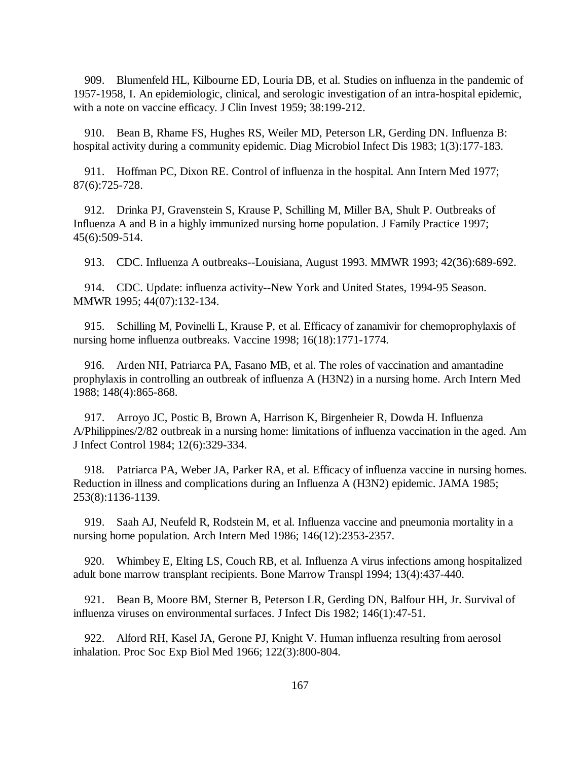909. Blumenfeld HL, Kilbourne ED, Louria DB, et al. Studies on influenza in the pandemic of 1957-1958, I. An epidemiologic, clinical, and serologic investigation of an intra-hospital epidemic, with a note on vaccine efficacy. J Clin Invest 1959; 38:199-212.

910. Bean B, Rhame FS, Hughes RS, Weiler MD, Peterson LR, Gerding DN. Influenza B: hospital activity during a community epidemic. Diag Microbiol Infect Dis 1983; 1(3):177-183.

911. Hoffman PC, Dixon RE. Control of influenza in the hospital. Ann Intern Med 1977; 87(6):725-728.

912. Drinka PJ, Gravenstein S, Krause P, Schilling M, Miller BA, Shult P. Outbreaks of Influenza A and B in a highly immunized nursing home population. J Family Practice 1997; 45(6):509-514.

913. CDC. Influenza A outbreaks--Louisiana, August 1993. MMWR 1993; 42(36):689-692.

914. CDC. Update: influenza activity--New York and United States, 1994-95 Season. MMWR 1995; 44(07):132-134.

915. Schilling M, Povinelli L, Krause P, et al. Efficacy of zanamivir for chemoprophylaxis of nursing home influenza outbreaks. Vaccine 1998; 16(18):1771-1774.

916. Arden NH, Patriarca PA, Fasano MB, et al. The roles of vaccination and amantadine prophylaxis in controlling an outbreak of influenza A (H3N2) in a nursing home. Arch Intern Med 1988; 148(4):865-868.

917. Arroyo JC, Postic B, Brown A, Harrison K, Birgenheier R, Dowda H. Influenza A/Philippines/2/82 outbreak in a nursing home: limitations of influenza vaccination in the aged. Am J Infect Control 1984; 12(6):329-334.

918. Patriarca PA, Weber JA, Parker RA, et al. Efficacy of influenza vaccine in nursing homes. Reduction in illness and complications during an Influenza A (H3N2) epidemic. JAMA 1985; 253(8):1136-1139.

919. Saah AJ, Neufeld R, Rodstein M, et al. Influenza vaccine and pneumonia mortality in a nursing home population. Arch Intern Med 1986; 146(12):2353-2357.

920. Whimbey E, Elting LS, Couch RB, et al. Influenza A virus infections among hospitalized adult bone marrow transplant recipients. Bone Marrow Transpl 1994; 13(4):437-440.

921. Bean B, Moore BM, Sterner B, Peterson LR, Gerding DN, Balfour HH, Jr. Survival of influenza viruses on environmental surfaces. J Infect Dis 1982; 146(1):47-51.

922. Alford RH, Kasel JA, Gerone PJ, Knight V. Human influenza resulting from aerosol inhalation. Proc Soc Exp Biol Med 1966; 122(3):800-804.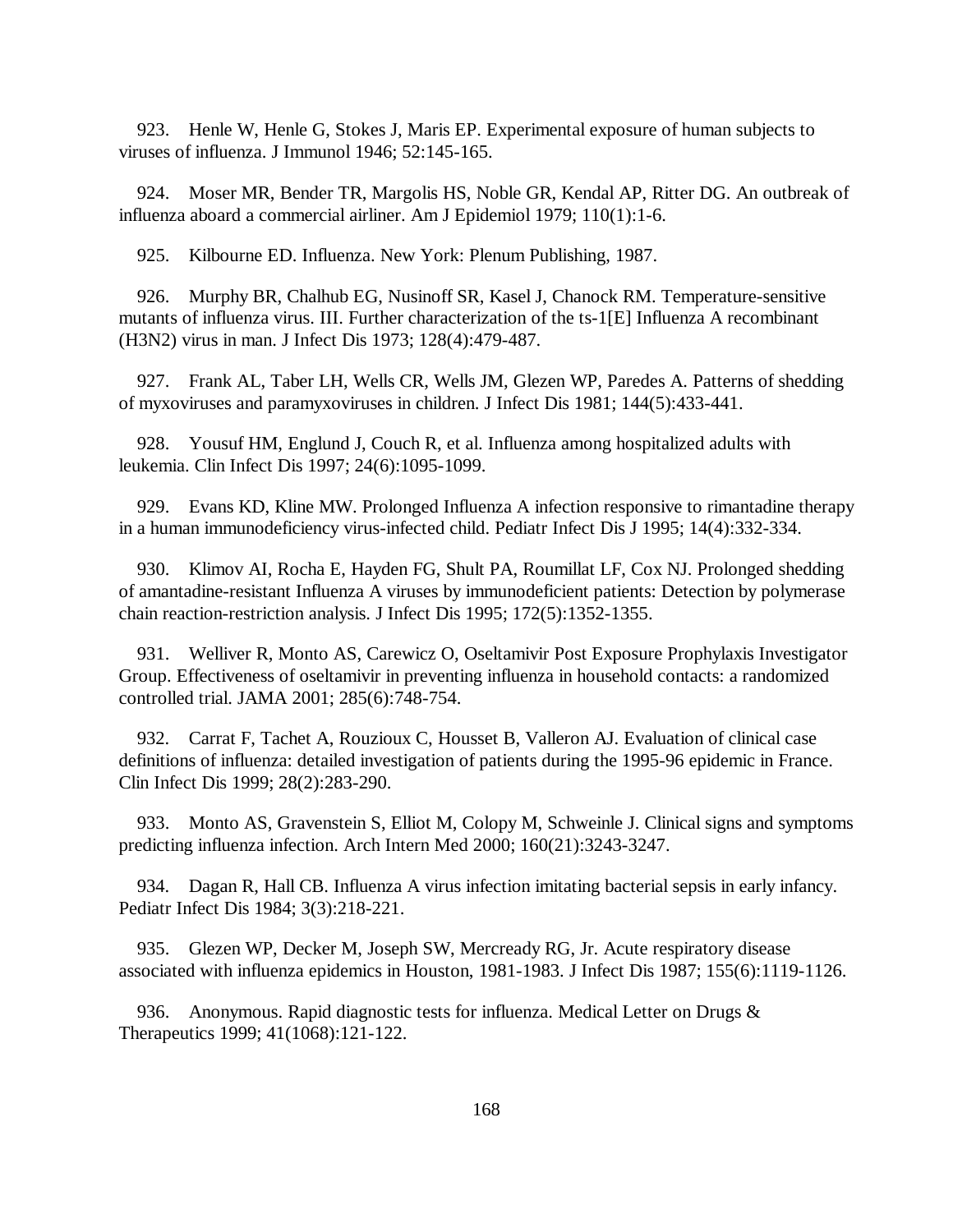923. Henle W, Henle G, Stokes J, Maris EP. Experimental exposure of human subjects to viruses of influenza. J Immunol 1946; 52:145-165.

924. Moser MR, Bender TR, Margolis HS, Noble GR, Kendal AP, Ritter DG. An outbreak of influenza aboard a commercial airliner. Am J Epidemiol 1979; 110(1):1-6.

925. Kilbourne ED. Influenza. New York: Plenum Publishing, 1987.

926. Murphy BR, Chalhub EG, Nusinoff SR, Kasel J, Chanock RM. Temperature-sensitive mutants of influenza virus. III. Further characterization of the ts-1[E] Influenza A recombinant (H3N2) virus in man. J Infect Dis 1973; 128(4):479-487.

927. Frank AL, Taber LH, Wells CR, Wells JM, Glezen WP, Paredes A. Patterns of shedding of myxoviruses and paramyxoviruses in children. J Infect Dis 1981; 144(5):433-441.

928. Yousuf HM, Englund J, Couch R, et al. Influenza among hospitalized adults with leukemia. Clin Infect Dis 1997; 24(6):1095-1099.

929. Evans KD, Kline MW. Prolonged Influenza A infection responsive to rimantadine therapy in a human immunodeficiency virus-infected child. Pediatr Infect Dis J 1995; 14(4):332-334.

930. Klimov AI, Rocha E, Hayden FG, Shult PA, Roumillat LF, Cox NJ. Prolonged shedding of amantadine-resistant Influenza A viruses by immunodeficient patients: Detection by polymerase chain reaction-restriction analysis. J Infect Dis 1995; 172(5):1352-1355.

931. Welliver R, Monto AS, Carewicz O, Oseltamivir Post Exposure Prophylaxis Investigator Group. Effectiveness of oseltamivir in preventing influenza in household contacts: a randomized controlled trial. JAMA 2001; 285(6):748-754.

932. Carrat F, Tachet A, Rouzioux C, Housset B, Valleron AJ. Evaluation of clinical case definitions of influenza: detailed investigation of patients during the 1995-96 epidemic in France. Clin Infect Dis 1999; 28(2):283-290.

933. Monto AS, Gravenstein S, Elliot M, Colopy M, Schweinle J. Clinical signs and symptoms predicting influenza infection. Arch Intern Med 2000; 160(21):3243-3247.

934. Dagan R, Hall CB. Influenza A virus infection imitating bacterial sepsis in early infancy. Pediatr Infect Dis 1984; 3(3):218-221.

935. Glezen WP, Decker M, Joseph SW, Mercready RG, Jr. Acute respiratory disease associated with influenza epidemics in Houston, 1981-1983. J Infect Dis 1987; 155(6):1119-1126.

936. Anonymous. Rapid diagnostic tests for influenza. Medical Letter on Drugs & Therapeutics 1999; 41(1068):121-122.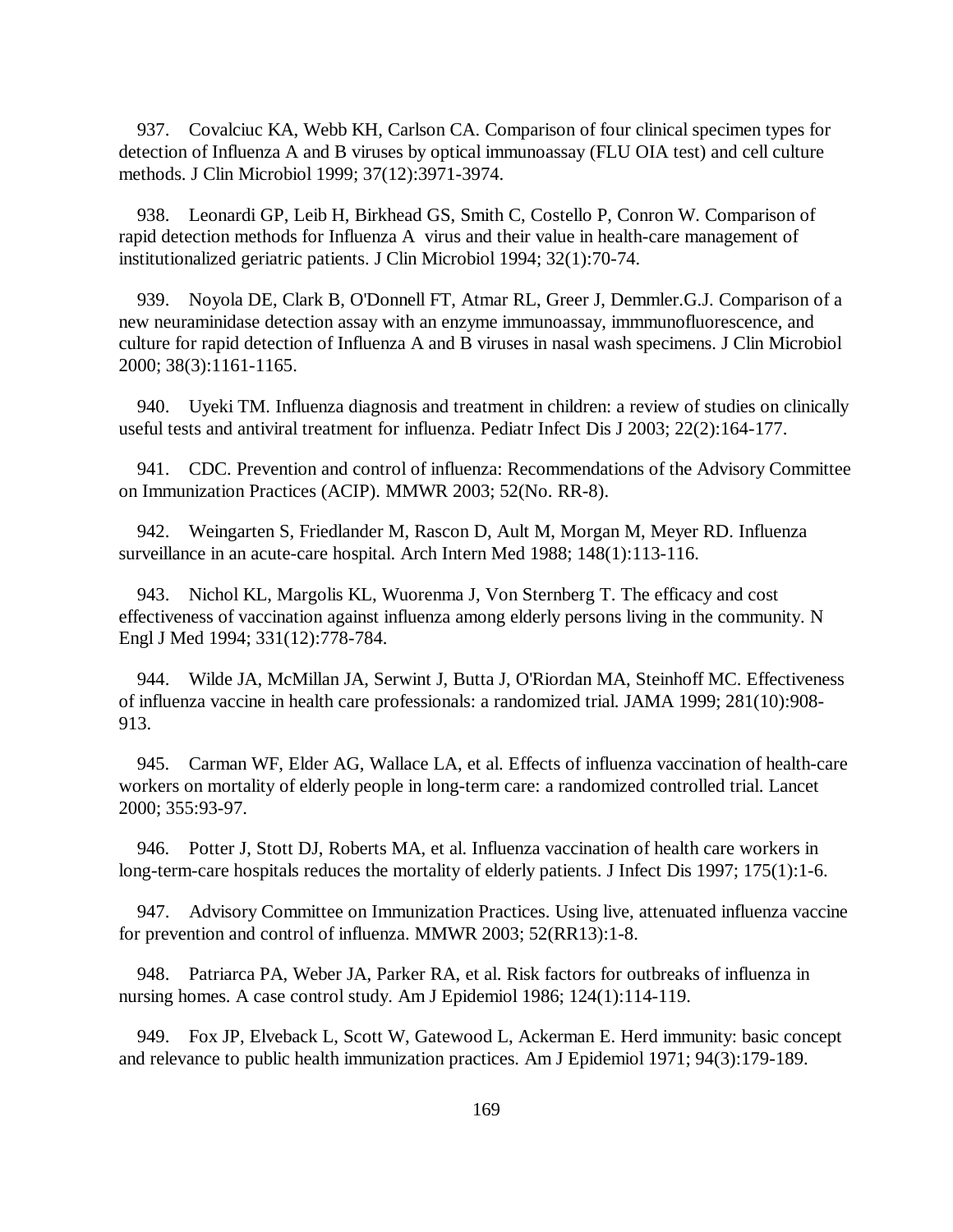937. Covalciuc KA, Webb KH, Carlson CA. Comparison of four clinical specimen types for detection of Influenza A and B viruses by optical immunoassay (FLU OIA test) and cell culture methods. J Clin Microbiol 1999; 37(12):3971-3974.

938. Leonardi GP, Leib H, Birkhead GS, Smith C, Costello P, Conron W. Comparison of rapid detection methods for Influenza A virus and their value in health-care management of institutionalized geriatric patients. J Clin Microbiol 1994; 32(1):70-74.

939. Noyola DE, Clark B, O'Donnell FT, Atmar RL, Greer J, Demmler.G.J. Comparison of a new neuraminidase detection assay with an enzyme immunoassay, immmunofluorescence, and culture for rapid detection of Influenza A and B viruses in nasal wash specimens. J Clin Microbiol 2000; 38(3):1161-1165.

940. Uyeki TM. Influenza diagnosis and treatment in children: a review of studies on clinically useful tests and antiviral treatment for influenza. Pediatr Infect Dis J 2003; 22(2):164-177.

941. CDC. Prevention and control of influenza: Recommendations of the Advisory Committee on Immunization Practices (ACIP). MMWR 2003; 52(No. RR-8).

942. Weingarten S, Friedlander M, Rascon D, Ault M, Morgan M, Meyer RD. Influenza surveillance in an acute-care hospital. Arch Intern Med 1988; 148(1):113-116.

943. Nichol KL, Margolis KL, Wuorenma J, Von Sternberg T. The efficacy and cost effectiveness of vaccination against influenza among elderly persons living in the community. N Engl J Med 1994; 331(12):778-784.

944. Wilde JA, McMillan JA, Serwint J, Butta J, O'Riordan MA, Steinhoff MC. Effectiveness of influenza vaccine in health care professionals: a randomized trial. JAMA 1999; 281(10):908-913.

945. Carman WF, Elder AG, Wallace LA, et al. Effects of influenza vaccination of health-care workers on mortality of elderly people in long-term care: a randomized controlled trial. Lancet 2000; 355:93-97.

946. Potter J, Stott DJ, Roberts MA, et al. Influenza vaccination of health care workers in long-term-care hospitals reduces the mortality of elderly patients. J Infect Dis 1997; 175(1):1-6.

947. Advisory Committee on Immunization Practices. Using live, attenuated influenza vaccine for prevention and control of influenza. MMWR 2003; 52(RR13):1-8.

948. Patriarca PA, Weber JA, Parker RA, et al. Risk factors for outbreaks of influenza in nursing homes. A case control study. Am J Epidemiol 1986; 124(1):114-119.

949. Fox JP, Elveback L, Scott W, Gatewood L, Ackerman E. Herd immunity: basic concept and relevance to public health immunization practices. Am J Epidemiol 1971; 94(3):179-189.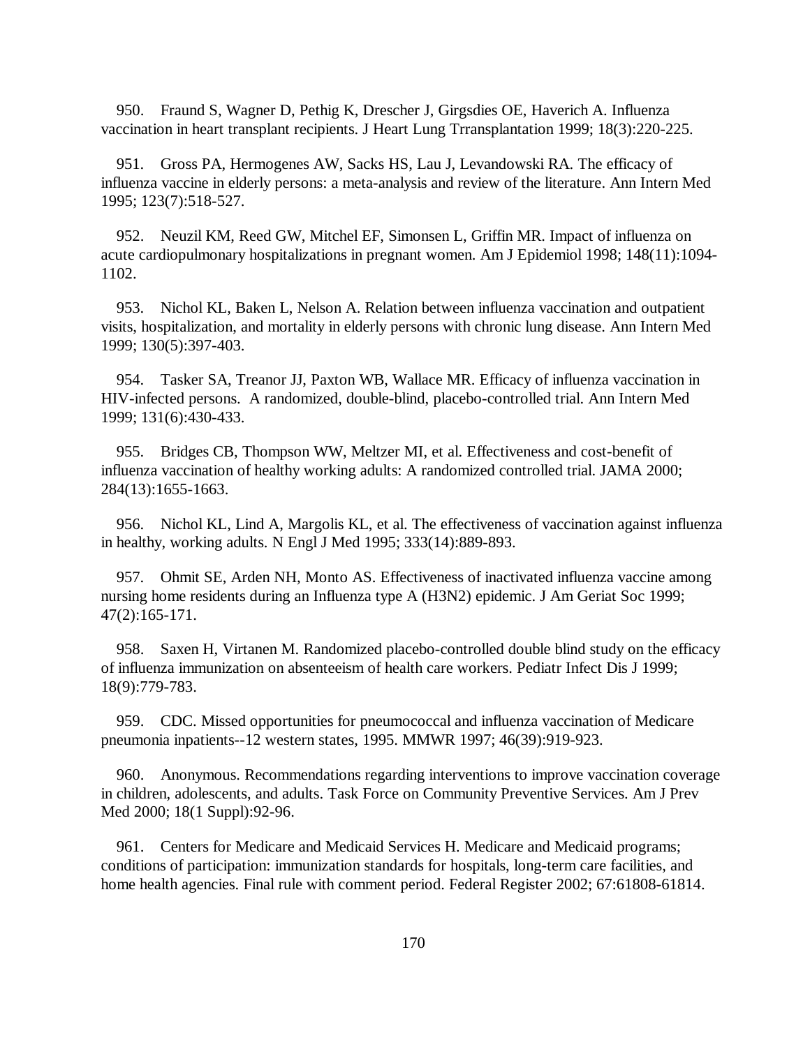950. Fraund S, Wagner D, Pethig K, Drescher J, Girgsdies OE, Haverich A. Influenza vaccination in heart transplant recipients. J Heart Lung Trransplantation 1999; 18(3):220-225.

951. Gross PA, Hermogenes AW, Sacks HS, Lau J, Levandowski RA. The efficacy of influenza vaccine in elderly persons: a meta-analysis and review of the literature. Ann Intern Med 1995; 123(7):518-527.

952. Neuzil KM, Reed GW, Mitchel EF, Simonsen L, Griffin MR. Impact of influenza on acute cardiopulmonary hospitalizations in pregnant women. Am J Epidemiol 1998; 148(11):1094-1102.

953. Nichol KL, Baken L, Nelson A. Relation between influenza vaccination and outpatient visits, hospitalization, and mortality in elderly persons with chronic lung disease. Ann Intern Med 1999; 130(5):397-403.

954. Tasker SA, Treanor JJ, Paxton WB, Wallace MR. Efficacy of influenza vaccination in HIV-infected persons. A randomized, double-blind, placebo-controlled trial. Ann Intern Med 1999; 131(6):430-433.

955. Bridges CB, Thompson WW, Meltzer MI, et al. Effectiveness and cost-benefit of influenza vaccination of healthy working adults: A randomized controlled trial. JAMA 2000; 284(13):1655-1663.

956. Nichol KL, Lind A, Margolis KL, et al. The effectiveness of vaccination against influenza in healthy, working adults. N Engl J Med 1995; 333(14):889-893.

957. Ohmit SE, Arden NH, Monto AS. Effectiveness of inactivated influenza vaccine among nursing home residents during an Influenza type A (H3N2) epidemic. J Am Geriat Soc 1999; 47(2):165-171.

958. Saxen H, Virtanen M. Randomized placebo-controlled double blind study on the efficacy of influenza immunization on absenteeism of health care workers. Pediatr Infect Dis J 1999; 18(9):779-783.

959. CDC. Missed opportunities for pneumococcal and influenza vaccination of Medicare pneumonia inpatients--12 western states, 1995. MMWR 1997; 46(39):919-923.

960. Anonymous. Recommendations regarding interventions to improve vaccination coverage in children, adolescents, and adults. Task Force on Community Preventive Services. Am J Prev Med 2000; 18(1 Suppl):92-96.

961. Centers for Medicare and Medicaid Services H. Medicare and Medicaid programs; conditions of participation: immunization standards for hospitals, long-term care facilities, and home health agencies. Final rule with comment period. Federal Register 2002; 67:61808-61814.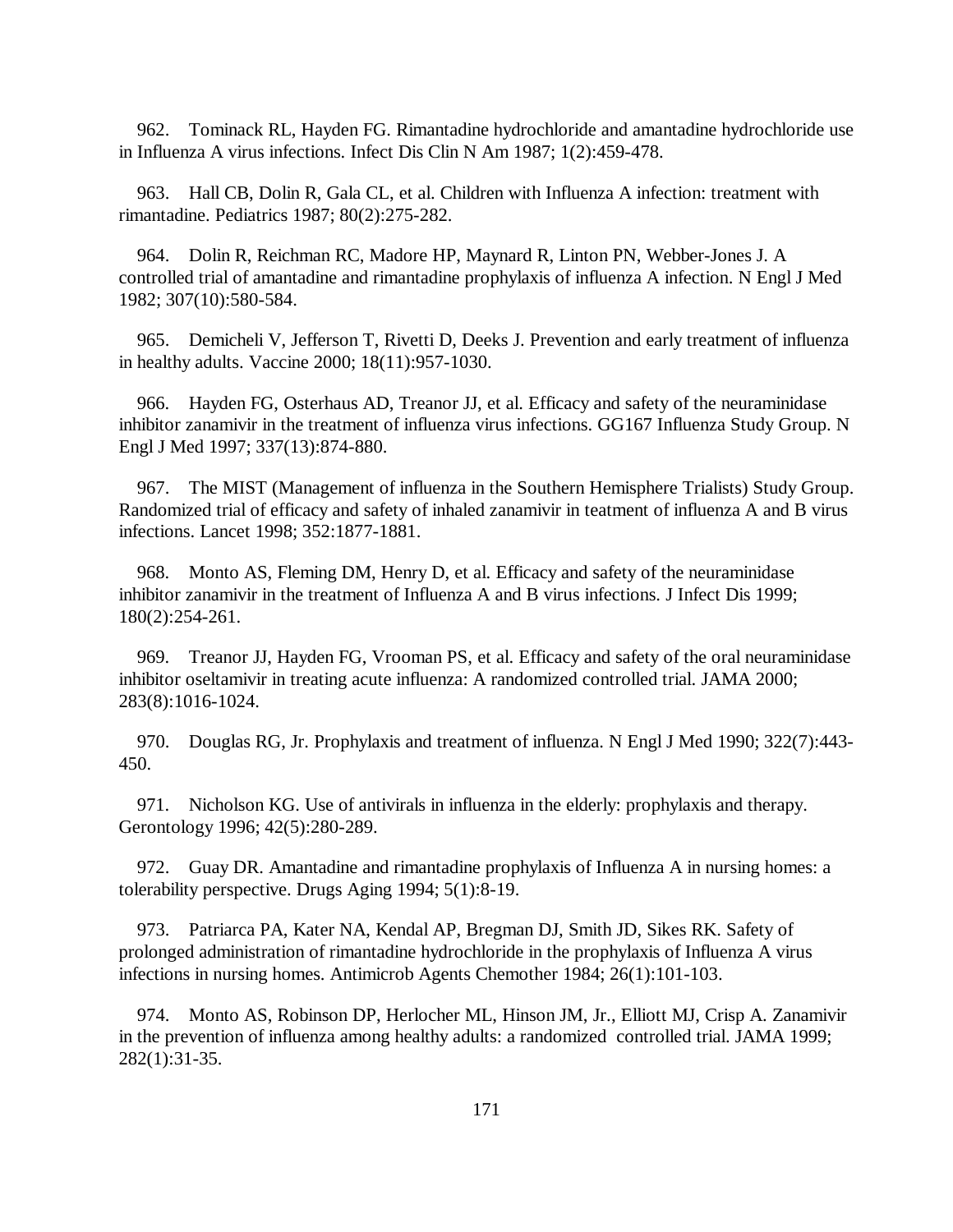962. Tominack RL, Hayden FG. Rimantadine hydrochloride and amantadine hydrochloride use in Influenza A virus infections. Infect Dis Clin N Am 1987; 1(2):459-478.

963. Hall CB, Dolin R, Gala CL, et al. Children with Influenza A infection: treatment with rimantadine. Pediatrics 1987; 80(2):275-282.

964. Dolin R, Reichman RC, Madore HP, Maynard R, Linton PN, Webber-Jones J. A controlled trial of amantadine and rimantadine prophylaxis of influenza A infection. N Engl J Med 1982; 307(10):580-584.

965. Demicheli V, Jefferson T, Rivetti D, Deeks J. Prevention and early treatment of influenza in healthy adults. Vaccine 2000; 18(11):957-1030.

966. Hayden FG, Osterhaus AD, Treanor JJ, et al. Efficacy and safety of the neuraminidase inhibitor zanamivir in the treatment of influenza virus infections. GG167 Influenza Study Group. N Engl J Med 1997; 337(13):874-880.

967. The MIST (Management of influenza in the Southern Hemisphere Trialists) Study Group. Randomized trial of efficacy and safety of inhaled zanamivir in teatment of influenza A and B virus infections. Lancet 1998; 352:1877-1881.

968. Monto AS, Fleming DM, Henry D, et al. Efficacy and safety of the neuraminidase inhibitor zanamivir in the treatment of Influenza A and B virus infections. J Infect Dis 1999; 180(2):254-261.

969. Treanor JJ, Hayden FG, Vrooman PS, et al. Efficacy and safety of the oral neuraminidase inhibitor oseltamivir in treating acute influenza: A randomized controlled trial. JAMA 2000; 283(8):1016-1024.

970. Douglas RG, Jr. Prophylaxis and treatment of influenza. N Engl J Med 1990; 322(7):443-450.

971. Nicholson KG. Use of antivirals in influenza in the elderly: prophylaxis and therapy. Gerontology 1996; 42(5):280-289.

972. Guay DR. Amantadine and rimantadine prophylaxis of Influenza A in nursing homes: a tolerability perspective. Drugs Aging 1994; 5(1):8-19.

973. Patriarca PA, Kater NA, Kendal AP, Bregman DJ, Smith JD, Sikes RK. Safety of prolonged administration of rimantadine hydrochloride in the prophylaxis of Influenza A virus infections in nursing homes. Antimicrob Agents Chemother 1984; 26(1):101-103.

974. Monto AS, Robinson DP, Herlocher ML, Hinson JM, Jr., Elliott MJ, Crisp A. Zanamivir in the prevention of influenza among healthy adults: a randomized controlled trial. JAMA 1999; 282(1):31-35.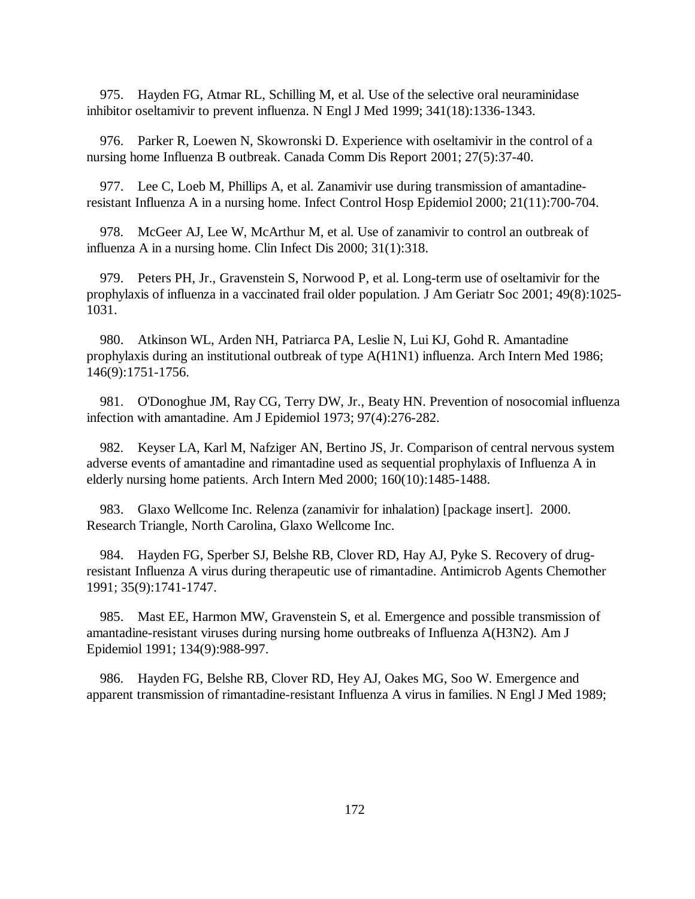975. Hayden FG, Atmar RL, Schilling M, et al. Use of the selective oral neuraminidase inhibitor oseltamivir to prevent influenza. N Engl J Med 1999; 341(18):1336-1343.

976. Parker R, Loewen N, Skowronski D. Experience with oseltamivir in the control of a nursing home Influenza B outbreak. Canada Comm Dis Report 2001; 27(5):37-40.

977. Lee C, Loeb M, Phillips A, et al. Zanamivir use during transmission of amantadine-resistant Influenza A in a nursing home. Infect Control Hosp Epidemiol 2000; 21(11):700-704.

978. McGeer AJ, Lee W, McArthur M, et al. Use of zanamivir to control an outbreak of influenza A in a nursing home. Clin Infect Dis 2000; 31(1):318.

979. Peters PH, Jr., Gravenstein S, Norwood P, et al. Long-term use of oseltamivir for the prophylaxis of influenza in a vaccinated frail older population. J Am Geriatr Soc 2001; 49(8):1025-1031.

980. Atkinson WL, Arden NH, Patriarca PA, Leslie N, Lui KJ, Gohd R. Amantadine prophylaxis during an institutional outbreak of type A(H1N1) influenza. Arch Intern Med 1986; 146(9):1751-1756.

981. O'Donoghue JM, Ray CG, Terry DW, Jr., Beaty HN. Prevention of nosocomial influenza infection with amantadine. Am J Epidemiol 1973; 97(4):276-282.

982. Keyser LA, Karl M, Nafziger AN, Bertino JS, Jr. Comparison of central nervous system adverse events of amantadine and rimantadine used as sequential prophylaxis of Influenza A in elderly nursing home patients. Arch Intern Med 2000; 160(10):1485-1488.

983. Glaxo Wellcome Inc. Relenza (zanamivir for inhalation) [package insert]. 2000. Research Triangle, North Carolina, Glaxo Wellcome Inc.

984. Hayden FG, Sperber SJ, Belshe RB, Clover RD, Hay AJ, Pyke S. Recovery of drug-resistant Influenza A virus during therapeutic use of rimantadine. Antimicrob Agents Chemother 1991; 35(9):1741-1747.

985. Mast EE, Harmon MW, Gravenstein S, et al. Emergence and possible transmission of amantadine-resistant viruses during nursing home outbreaks of Influenza A(H3N2). Am J Epidemiol 1991; 134(9):988-997.

986. Hayden FG, Belshe RB, Clover RD, Hey AJ, Oakes MG, Soo W. Emergence and apparent transmission of rimantadine-resistant Influenza A virus in families. N Engl J Med 1989;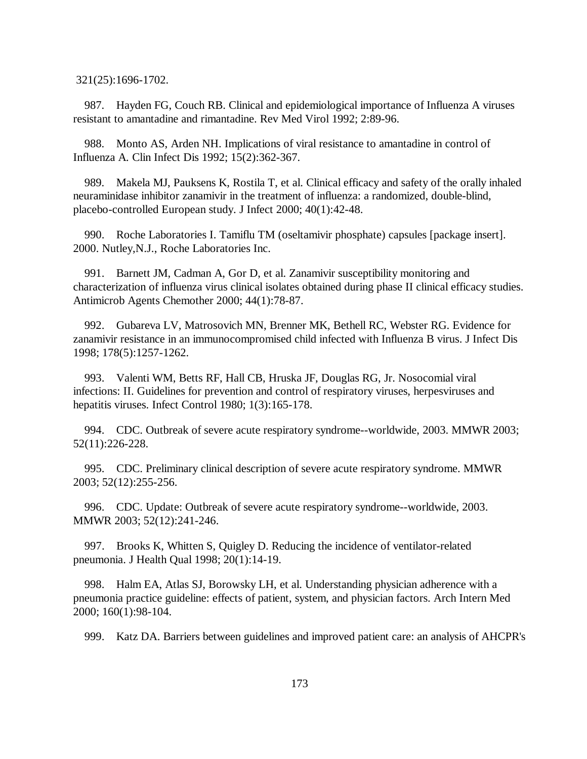321(25):1696-1702.

987. Hayden FG, Couch RB. Clinical and epidemiological importance of Influenza A viruses resistant to amantadine and rimantadine. Rev Med Virol 1992; 2:89-96.

988. Monto AS, Arden NH. Implications of viral resistance to amantadine in control of Influenza A. Clin Infect Dis 1992; 15(2):362-367.

989. Makela MJ, Pauksens K, Rostila T, et al. Clinical efficacy and safety of the orally inhaled neuraminidase inhibitor zanamivir in the treatment of influenza: a randomized, double-blind, placebo-controlled European study. J Infect 2000; 40(1):42-48.

990. Roche Laboratories I. Tamiflu TM (oseltamivir phosphate) capsules [package insert]. 2000. Nutley,N.J., Roche Laboratories Inc.

991. Barnett JM, Cadman A, Gor D, et al. Zanamivir susceptibility monitoring and characterization of influenza virus clinical isolates obtained during phase II clinical efficacy studies. Antimicrob Agents Chemother 2000; 44(1):78-87.

992. Gubareva LV, Matrosovich MN, Brenner MK, Bethell RC, Webster RG. Evidence for zanamivir resistance in an immunocompromised child infected with Influenza B virus. J Infect Dis 1998; 178(5):1257-1262.

993. Valenti WM, Betts RF, Hall CB, Hruska JF, Douglas RG, Jr. Nosocomial viral infections: II. Guidelines for prevention and control of respiratory viruses, herpesviruses and hepatitis viruses. Infect Control 1980; 1(3):165-178.

994. CDC. Outbreak of severe acute respiratory syndrome--worldwide, 2003. MMWR 2003; 52(11):226-228.

995. CDC. Preliminary clinical description of severe acute respiratory syndrome. MMWR 2003; 52(12):255-256.

996. CDC. Update: Outbreak of severe acute respiratory syndrome--worldwide, 2003. MMWR 2003; 52(12):241-246.

997. Brooks K, Whitten S, Quigley D. Reducing the incidence of ventilator-related pneumonia. J Health Qual 1998; 20(1):14-19.

998. Halm EA, Atlas SJ, Borowsky LH, et al. Understanding physician adherence with a pneumonia practice guideline: effects of patient, system, and physician factors. Arch Intern Med 2000; 160(1):98-104.

999. Katz DA. Barriers between guidelines and improved patient care: an analysis of AHCPR's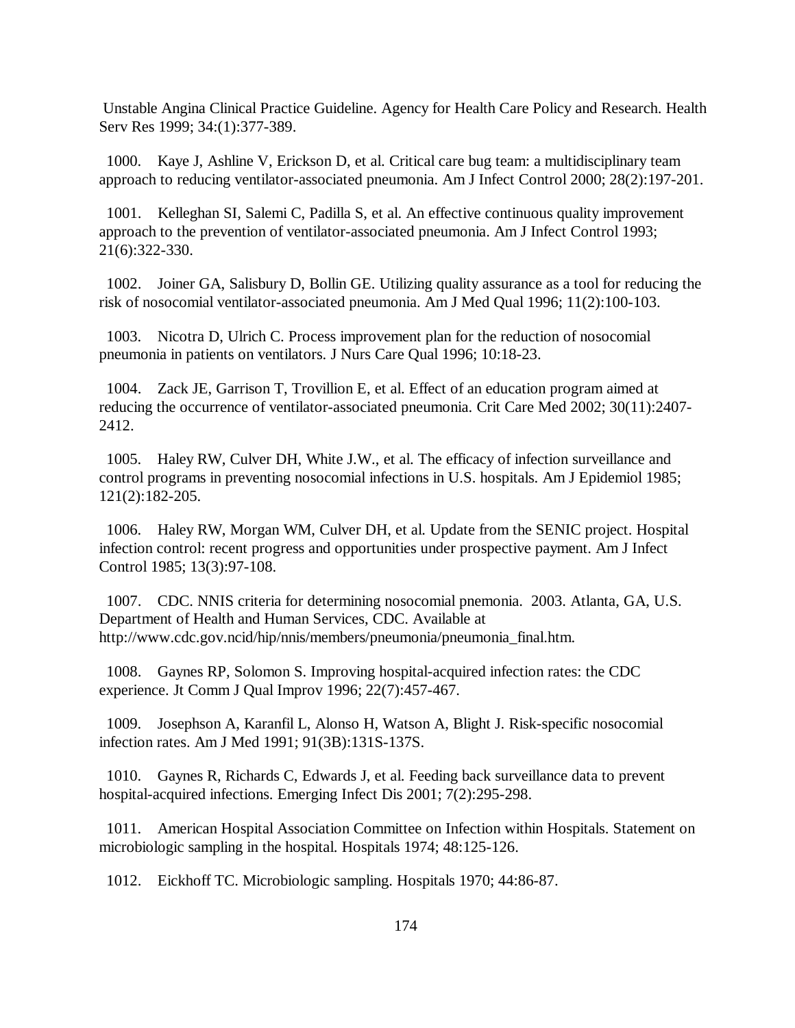Unstable Angina Clinical Practice Guideline. Agency for Health Care Policy and Research. Health Serv Res 1999; 34:(1):377-389.

1000. Kaye J, Ashline V, Erickson D, et al. Critical care bug team: a multidisciplinary team approach to reducing ventilator-associated pneumonia. Am J Infect Control 2000; 28(2):197-201.

1001. Kelleghan SI, Salemi C, Padilla S, et al. An effective continuous quality improvement approach to the prevention of ventilator-associated pneumonia. Am J Infect Control 1993; 21(6):322-330.

1002. Joiner GA, Salisbury D, Bollin GE. Utilizing quality assurance as a tool for reducing the risk of nosocomial ventilator-associated pneumonia. Am J Med Qual 1996; 11(2):100-103.

1003. Nicotra D, Ulrich C. Process improvement plan for the reduction of nosocomial pneumonia in patients on ventilators. J Nurs Care Qual 1996; 10:18-23.

1004. Zack JE, Garrison T, Trovillion E, et al. Effect of an education program aimed at reducing the occurrence of ventilator-associated pneumonia. Crit Care Med 2002; 30(11):2407-2412.

1005. Haley RW, Culver DH, White J.W., et al. The efficacy of infection surveillance and control programs in preventing nosocomial infections in U.S. hospitals. Am J Epidemiol 1985; 121(2):182-205.

1006. Haley RW, Morgan WM, Culver DH, et al. Update from the SENIC project. Hospital infection control: recent progress and opportunities under prospective payment. Am J Infect Control 1985; 13(3):97-108.

1007. CDC. NNIS criteria for determining nosocomial pnemonia. 2003. Atlanta, GA, U.S. Department of Health and Human Services, CDC. Available at http://www.cdc.gov.ncid/hip/nnis/members/pneumonia/pneumonia_final.htm.

1008. Gaynes RP, Solomon S. Improving hospital-acquired infection rates: the CDC experience. Jt Comm J Qual Improv 1996; 22(7):457-467.

1009. Josephson A, Karanfil L, Alonso H, Watson A, Blight J. Risk-specific nosocomial infection rates. Am J Med 1991; 91(3B):131S-137S.

1010. Gaynes R, Richards C, Edwards J, et al. Feeding back surveillance data to prevent hospital-acquired infections. Emerging Infect Dis 2001; 7(2):295-298.

1011. American Hospital Association Committee on Infection within Hospitals. Statement on microbiologic sampling in the hospital. Hospitals 1974; 48:125-126.

1012. Eickhoff TC. Microbiologic sampling. Hospitals 1970; 44:86-87.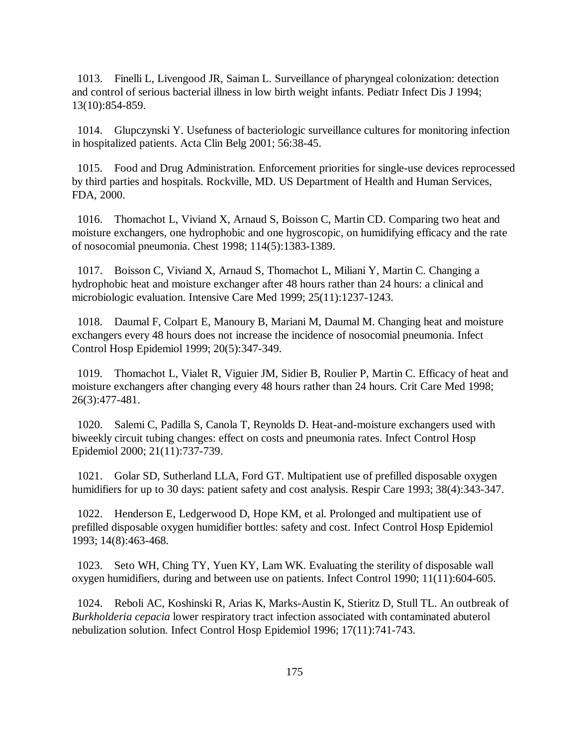1013. Finelli L, Livengood JR, Saiman L. Surveillance of pharyngeal colonization: detection and control of serious bacterial illness in low birth weight infants. Pediatr Infect Dis J 1994; 13(10):854-859.

1014. Glupczynski Y. Usefuness of bacteriologic surveillance cultures for monitoring infection in hospitalized patients. Acta Clin Belg 2001; 56:38-45.

1015. Food and Drug Administration. Enforcement priorities for single-use devices reprocessed by third parties and hospitals. Rockville, MD. US Department of Health and Human Services, FDA, 2000.

1016. Thomachot L, Viviand X, Arnaud S, Boisson C, Martin CD. Comparing two heat and moisture exchangers, one hydrophobic and one hygroscopic, on humidifying efficacy and the rate of nosocomial pneumonia. Chest 1998; 114(5):1383-1389.

1017. Boisson C, Viviand X, Arnaud S, Thomachot L, Miliani Y, Martin C. Changing a hydrophobic heat and moisture exchanger after 48 hours rather than 24 hours: a clinical and microbiologic evaluation. Intensive Care Med 1999; 25(11):1237-1243.

1018. Daumal F, Colpart E, Manoury B, Mariani M, Daumal M. Changing heat and moisture exchangers every 48 hours does not increase the incidence of nosocomial pneumonia. Infect Control Hosp Epidemiol 1999; 20(5):347-349.

1019. Thomachot L, Vialet R, Viguier JM, Sidier B, Roulier P, Martin C. Efficacy of heat and moisture exchangers after changing every 48 hours rather than 24 hours. Crit Care Med 1998; 26(3):477-481.

1020. Salemi C, Padilla S, Canola T, Reynolds D. Heat-and-moisture exchangers used with biweekly circuit tubing changes: effect on costs and pneumonia rates. Infect Control Hosp Epidemiol 2000; 21(11):737-739.

1021. Golar SD, Sutherland LLA, Ford GT. Multipatient use of prefilled disposable oxygen humidifiers for up to 30 days: patient safety and cost analysis. Respir Care 1993; 38(4):343-347.

1022. Henderson E, Ledgerwood D, Hope KM, et al. Prolonged and multipatient use of prefilled disposable oxygen humidifier bottles: safety and cost. Infect Control Hosp Epidemiol 1993; 14(8):463-468.

1023. Seto WH, Ching TY, Yuen KY, Lam WK. Evaluating the sterility of disposable wall oxygen humidifiers, during and between use on patients. Infect Control 1990; 11(11):604-605.

1024. Reboli AC, Koshinski R, Arias K, Marks-Austin K, Stieritz D, Stull TL. An outbreak of *Burkholderia cepacia* lower respiratory tract infection associated with contaminated abuterol nebulization solution. Infect Control Hosp Epidemiol 1996; 17(11):741-743.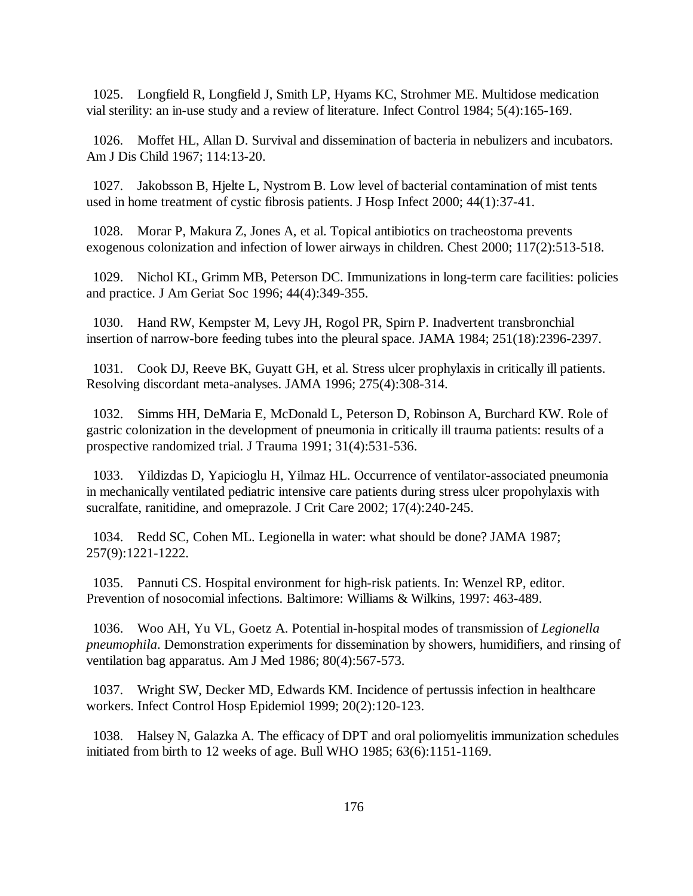1025. Longfield R, Longfield J, Smith LP, Hyams KC, Strohmer ME. Multidose medication vial sterility: an in-use study and a review of literature. Infect Control 1984; 5(4):165-169.

1026. Moffet HL, Allan D. Survival and dissemination of bacteria in nebulizers and incubators. Am J Dis Child 1967; 114:13-20.

1027. Jakobsson B, Hjelte L, Nystrom B. Low level of bacterial contamination of mist tents used in home treatment of cystic fibrosis patients. J Hosp Infect 2000; 44(1):37-41.

1028. Morar P, Makura Z, Jones A, et al. Topical antibiotics on tracheostoma prevents exogenous colonization and infection of lower airways in children. Chest 2000; 117(2):513-518.

1029. Nichol KL, Grimm MB, Peterson DC. Immunizations in long-term care facilities: policies and practice. J Am Geriat Soc 1996; 44(4):349-355.

1030. Hand RW, Kempster M, Levy JH, Rogol PR, Spirn P. Inadvertent transbronchial insertion of narrow-bore feeding tubes into the pleural space. JAMA 1984; 251(18):2396-2397.

1031. Cook DJ, Reeve BK, Guyatt GH, et al. Stress ulcer prophylaxis in critically ill patients. Resolving discordant meta-analyses. JAMA 1996; 275(4):308-314.

1032. Simms HH, DeMaria E, McDonald L, Peterson D, Robinson A, Burchard KW. Role of gastric colonization in the development of pneumonia in critically ill trauma patients: results of a prospective randomized trial. J Trauma 1991; 31(4):531-536.

1033. Yildizdas D, Yapicioglu H, Yilmaz HL. Occurrence of ventilator-associated pneumonia in mechanically ventilated pediatric intensive care patients during stress ulcer propohylaxis with sucralfate, ranitidine, and omeprazole. J Crit Care 2002; 17(4):240-245.

1034. Redd SC, Cohen ML. Legionella in water: what should be done? JAMA 1987; 257(9):1221-1222.

1035. Pannuti CS. Hospital environment for high-risk patients. In: Wenzel RP, editor. Prevention of nosocomial infections. Baltimore: Williams & Wilkins, 1997: 463-489.

1036. Woo AH, Yu VL, Goetz A. Potential in-hospital modes of transmission of *Legionella pneumophila*. Demonstration experiments for dissemination by showers, humidifiers, and rinsing of ventilation bag apparatus. Am J Med 1986; 80(4):567-573.

1037. Wright SW, Decker MD, Edwards KM. Incidence of pertussis infection in healthcare workers. Infect Control Hosp Epidemiol 1999; 20(2):120-123.

1038. Halsey N, Galazka A. The efficacy of DPT and oral poliomyelitis immunization schedules initiated from birth to 12 weeks of age. Bull WHO 1985; 63(6):1151-1169.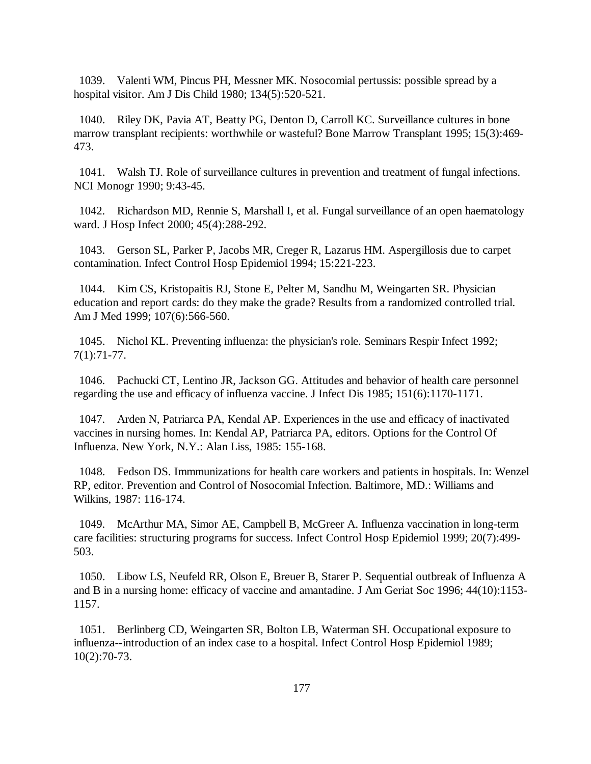1039. Valenti WM, Pincus PH, Messner MK. Nosocomial pertussis: possible spread by a hospital visitor. Am J Dis Child 1980; 134(5):520-521.

1040. Riley DK, Pavia AT, Beatty PG, Denton D, Carroll KC. Surveillance cultures in bone marrow transplant recipients: worthwhile or wasteful? Bone Marrow Transplant 1995; 15(3):469-473.

1041. Walsh TJ. Role of surveillance cultures in prevention and treatment of fungal infections. NCI Monogr 1990; 9:43-45.

1042. Richardson MD, Rennie S, Marshall I, et al. Fungal surveillance of an open haematology ward. J Hosp Infect 2000; 45(4):288-292.

1043. Gerson SL, Parker P, Jacobs MR, Creger R, Lazarus HM. Aspergillosis due to carpet contamination. Infect Control Hosp Epidemiol 1994; 15:221-223.

1044. Kim CS, Kristopaitis RJ, Stone E, Pelter M, Sandhu M, Weingarten SR. Physician education and report cards: do they make the grade? Results from a randomized controlled trial. Am J Med 1999; 107(6):566-560.

1045. Nichol KL. Preventing influenza: the physician's role. Seminars Respir Infect 1992; 7(1):71-77.

1046. Pachucki CT, Lentino JR, Jackson GG. Attitudes and behavior of health care personnel regarding the use and efficacy of influenza vaccine. J Infect Dis 1985; 151(6):1170-1171.

1047. Arden N, Patriarca PA, Kendal AP. Experiences in the use and efficacy of inactivated vaccines in nursing homes. In: Kendal AP, Patriarca PA, editors. Options for the Control Of Influenza. New York, N.Y.: Alan Liss, 1985: 155-168.

1048. Fedson DS. Immmunizations for health care workers and patients in hospitals. In: Wenzel RP, editor. Prevention and Control of Nosocomial Infection. Baltimore, MD.: Williams and Wilkins, 1987: 116-174.

1049. McArthur MA, Simor AE, Campbell B, McGreer A. Influenza vaccination in long-term care facilities: structuring programs for success. Infect Control Hosp Epidemiol 1999; 20(7):499-503.

1050. Libow LS, Neufeld RR, Olson E, Breuer B, Starer P. Sequential outbreak of Influenza A and B in a nursing home: efficacy of vaccine and amantadine. J Am Geriat Soc 1996; 44(10):1153-1157.

1051. Berlinberg CD, Weingarten SR, Bolton LB, Waterman SH. Occupational exposure to influenza--introduction of an index case to a hospital. Infect Control Hosp Epidemiol 1989; 10(2):70-73.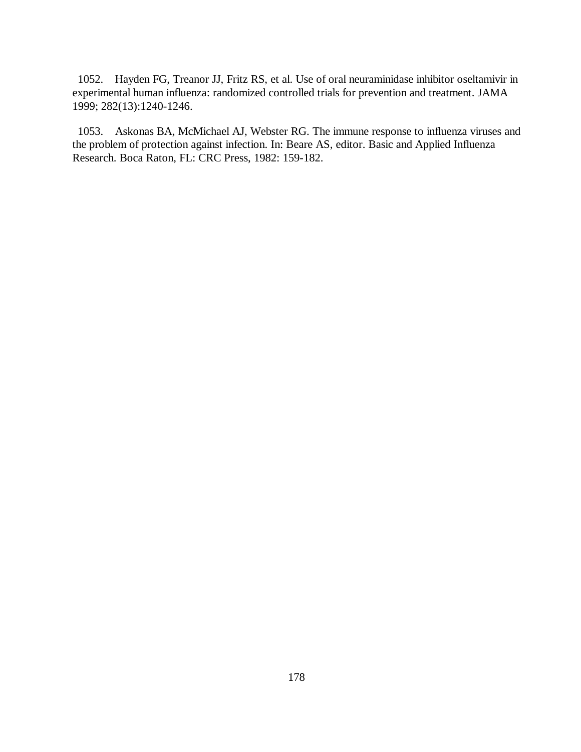1052. Hayden FG, Treanor JJ, Fritz RS, et al. Use of oral neuraminidase inhibitor oseltamivir in experimental human influenza: randomized controlled trials for prevention and treatment. JAMA 1999; 282(13):1240-1246.

1053. Askonas BA, McMichael AJ, Webster RG. The immune response to influenza viruses and the problem of protection against infection. In: Beare AS, editor. Basic and Applied Influenza Research. Boca Raton, FL: CRC Press, 1982: 159-182.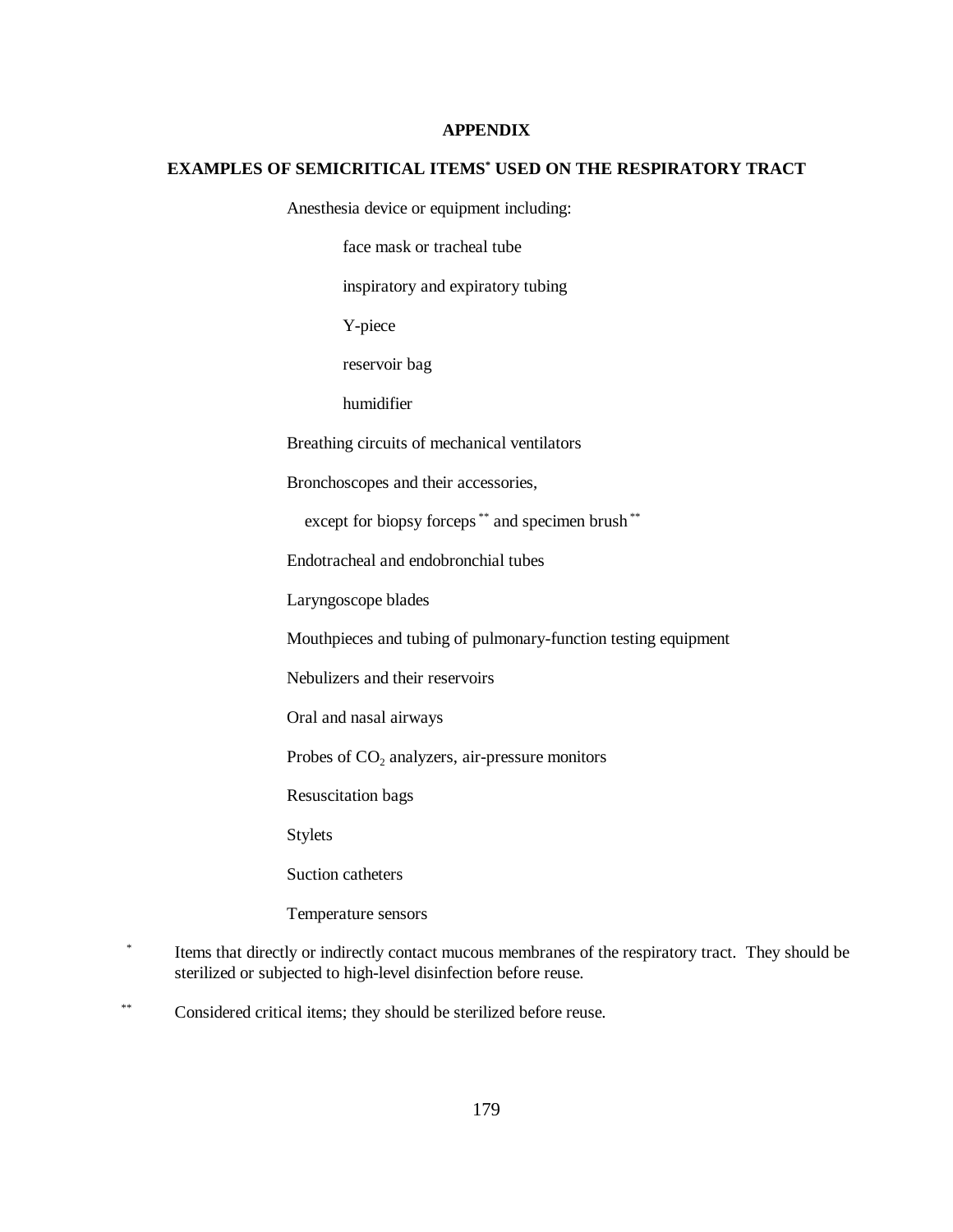# APPENDIX

## EXAMPLES OF SEMICRITICAL ITEMS* USED ON THE RESPIRATORY TRACT

- Anesthesia device or equipment including:
  - face mask or tracheal tube
  - inspiratory and expiratory tubing
  - Y-piece
  - reservoir bag
  - humidifier
- Breathing circuits of mechanical ventilators
- Bronchoscopes and their accessories,
  - except for biopsy forceps ** and specimen brush **
- Endotracheal and endobronchial tubes
- Laryngoscope blades
- Mouthpieces and tubing of pulmonary-function testing equipment
- Nebulizers and their reservoirs
- Oral and nasal airways
- Probes of $CO_2$ analyzers, air-pressure monitors
- Resuscitation bags
- Stylets
- Suction catheters
- Temperature sensors

\* Items that directly or indirectly contact mucous membranes of the respiratory tract. They should be sterilized or subjected to high-level disinfection before reuse.

\** Considered critical items; they should be sterilized before reuse.